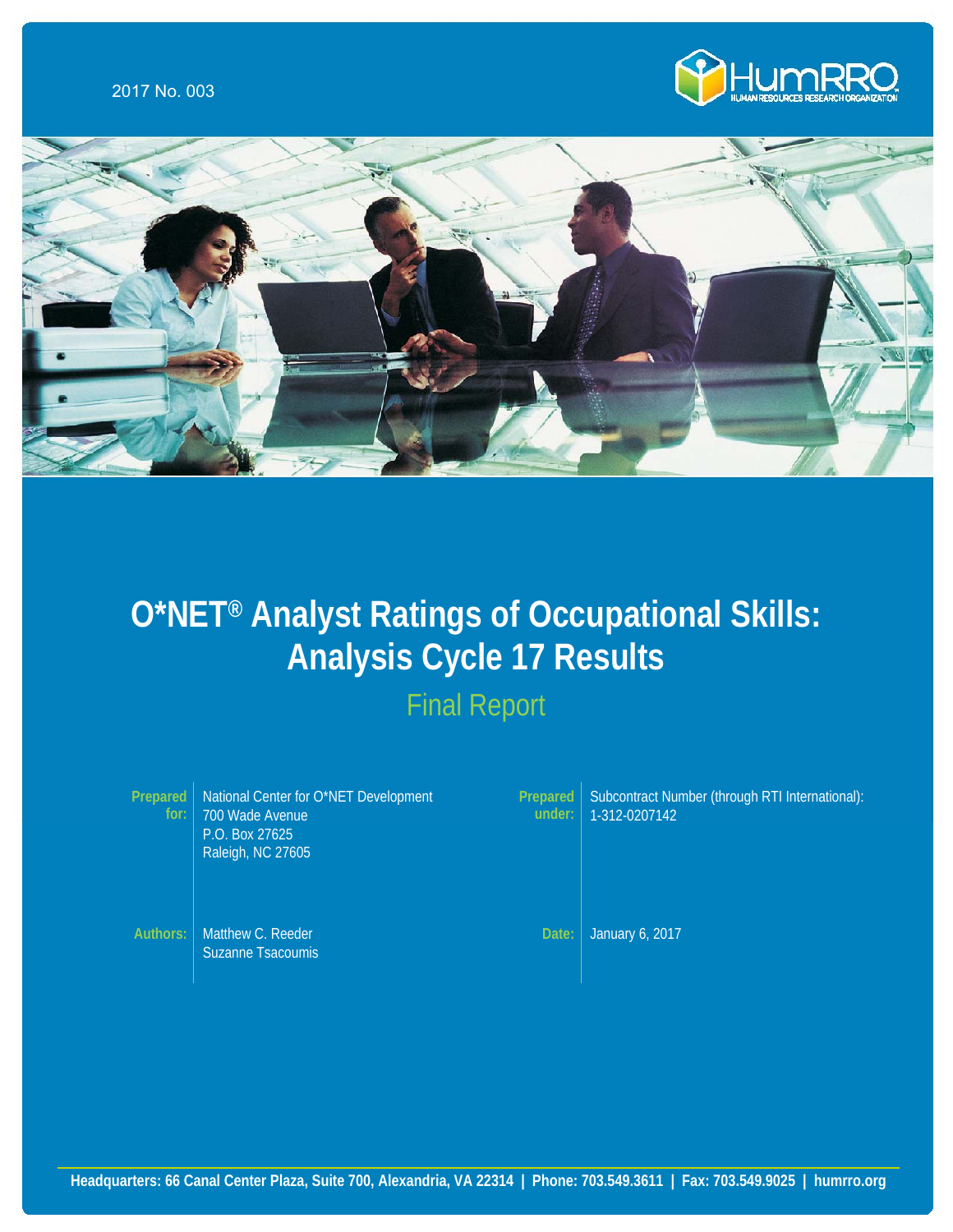2017 No. 003

HumRRO
HUMAN RESOURCES RESEARCH ORGANIZATION

# O*NET® Analyst Ratings of Occupational Skills: Analysis Cycle 17 Results

## Final Report

**Prepared for:** National Center for O*NET Development
700 Wade Avenue
P.O. Box 27625
Raleigh, NC 27605

**Prepared under:** Subcontract Number (through RTI International): 1-312-0207142

**Authors:** Matthew C. Reeder
Suzanne Tsacoumis

**Date:** January 6, 2017

Headquarters: 66 Canal Center Plaza, Suite 700, Alexandria, VA 22314 | Phone: 703.549.3611 | Fax: 703.549.9025 | humrro.org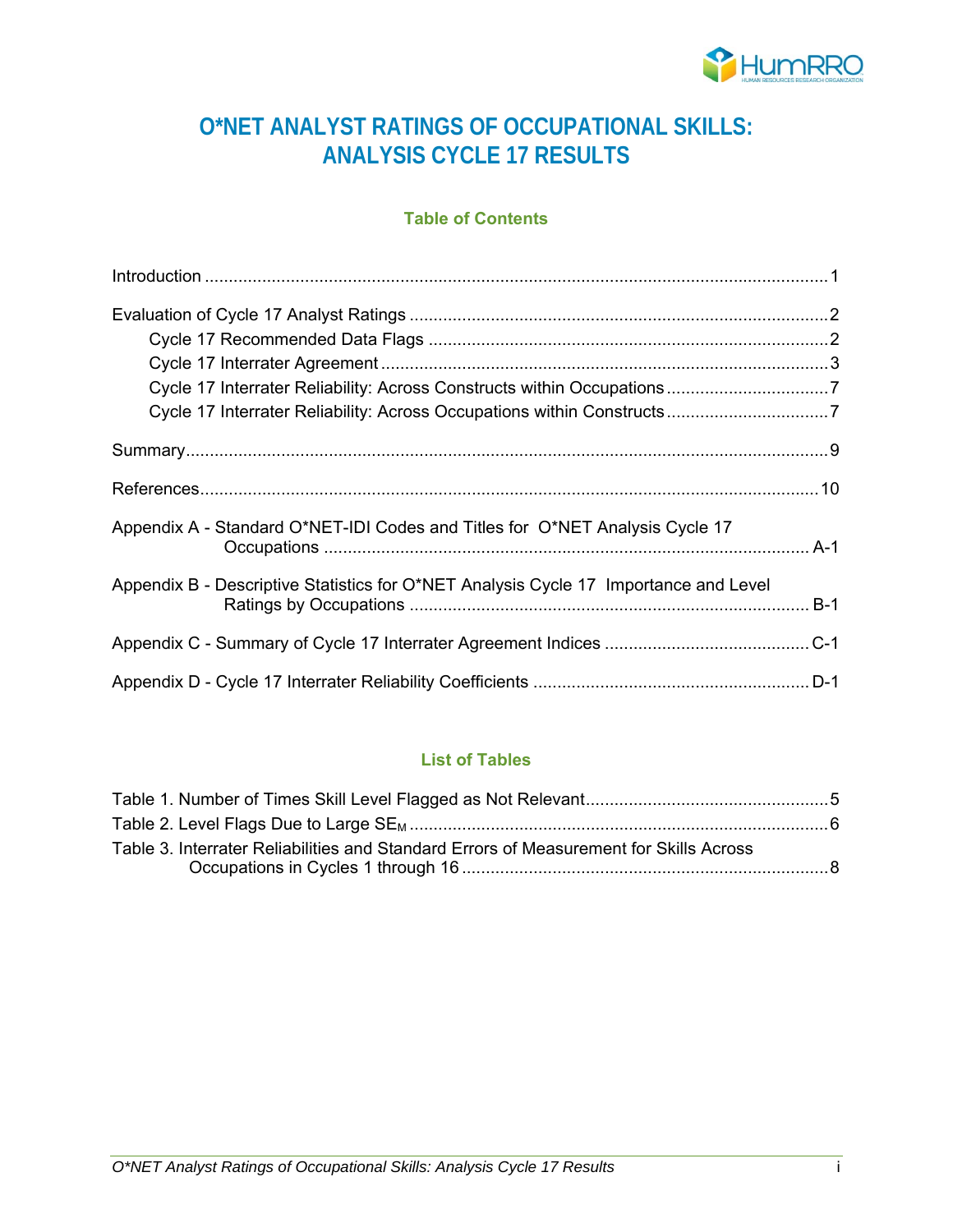# O*NET ANALYST RATINGS OF OCCUPATIONAL SKILLS: ANALYSIS CYCLE 17 RESULTS

## Table of Contents

Introduction ........................................................................................................................1

Evaluation of Cycle 17 Analyst Ratings ..............................................................................2
- Cycle 17 Recommended Data Flags ...............................................................................2
- Cycle 17 Interrater Agreement .......................................................................................3
- Cycle 17 Interrater Reliability: Across Constructs within Occupations ...........................7
- Cycle 17 Interrater Reliability: Across Occupations within Constructs ...........................7

Summary .............................................................................................................................9

References ..........................................................................................................................10

Appendix A - Standard O*NET-IDI Codes and Titles for O*NET Analysis Cycle 17 Occupations ........................................................................................................ A-1

Appendix B - Descriptive Statistics for O*NET Analysis Cycle 17 Importance and Level Ratings by Occupations ....................................................................................... B-1

Appendix C - Summary of Cycle 17 Interrater Agreement Indices ................................... C-1

Appendix D - Cycle 17 Interrater Reliability Coefficients ................................................. D-1

## List of Tables

Table 1. Number of Times Skill Level Flagged as Not Relevant ..........................................5

Table 2. Level Flags Due to Large $SE_M$ ..........................................................................6

Table 3. Interrater Reliabilities and Standard Errors of Measurement for Skills Across Occupations in Cycles 1 through 16 ....................................................................8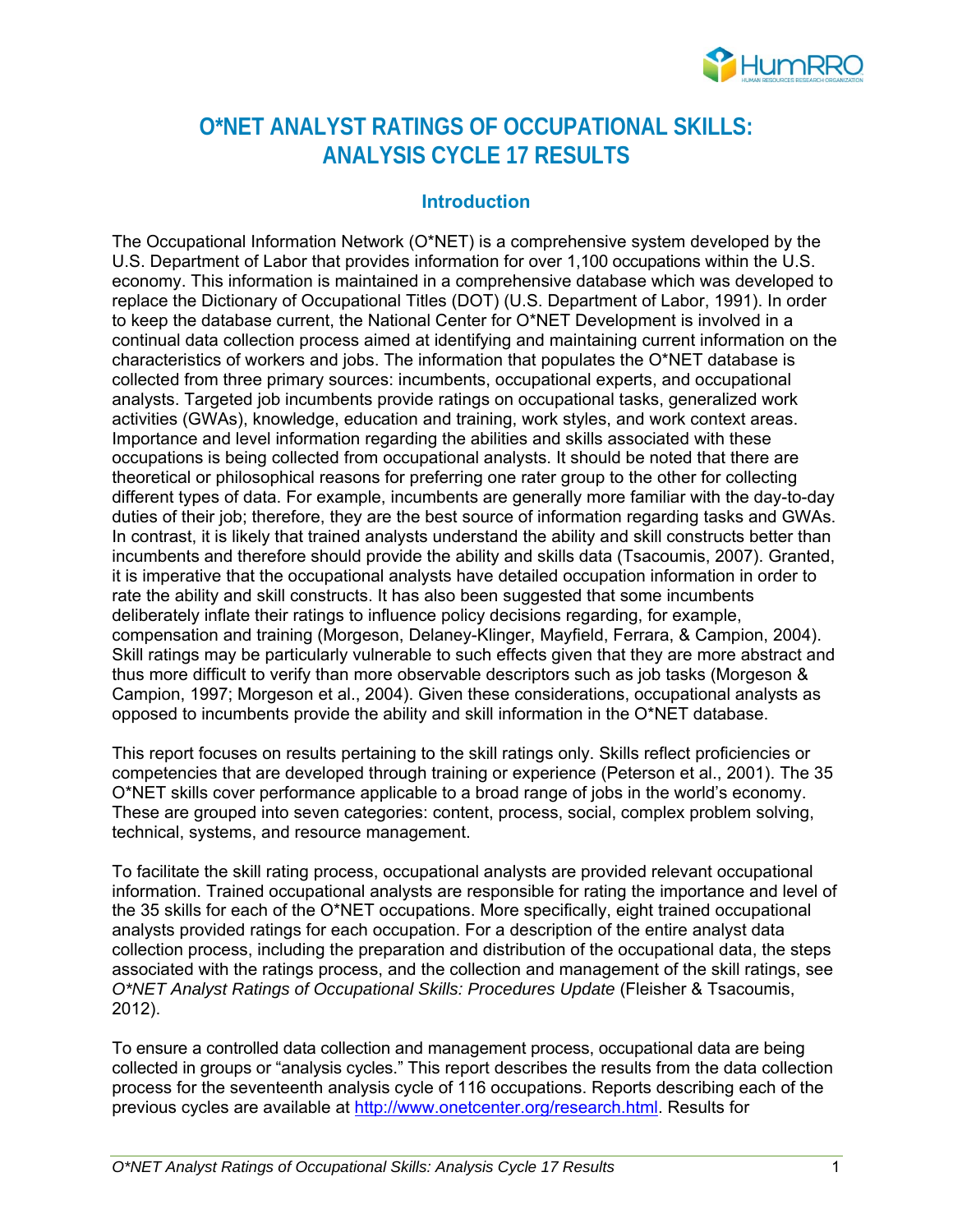# O*NET ANALYST RATINGS OF OCCUPATIONAL SKILLS: ANALYSIS CYCLE 17 RESULTS

## Introduction

The Occupational Information Network (O*NET) is a comprehensive system developed by the U.S. Department of Labor that provides information for over 1,100 occupations within the U.S. economy. This information is maintained in a comprehensive database which was developed to replace the Dictionary of Occupational Titles (DOT) (U.S. Department of Labor, 1991). In order to keep the database current, the National Center for O*NET Development is involved in a continual data collection process aimed at identifying and maintaining current information on the characteristics of workers and jobs. The information that populates the O*NET database is collected from three primary sources: incumbents, occupational experts, and occupational analysts. Targeted job incumbents provide ratings on occupational tasks, generalized work activities (GWAs), knowledge, education and training, work styles, and work context areas. Importance and level information regarding the abilities and skills associated with these occupations is being collected from occupational analysts. It should be noted that there are theoretical or philosophical reasons for preferring one rater group to the other for collecting different types of data. For example, incumbents are generally more familiar with the day-to-day duties of their job; therefore, they are the best source of information regarding tasks and GWAs. In contrast, it is likely that trained analysts understand the ability and skill constructs better than incumbents and therefore should provide the ability and skills data (Tsacoumis, 2007). Granted, it is imperative that the occupational analysts have detailed occupation information in order to rate the ability and skill constructs. It has also been suggested that some incumbents deliberately inflate their ratings to influence policy decisions regarding, for example, compensation and training (Morgeson, Delaney-Klinger, Mayfield, Ferrara, & Campion, 2004). Skill ratings may be particularly vulnerable to such effects given that they are more abstract and thus more difficult to verify than more observable descriptors such as job tasks (Morgeson & Campion, 1997; Morgeson et al., 2004). Given these considerations, occupational analysts as opposed to incumbents provide the ability and skill information in the O*NET database.

This report focuses on results pertaining to the skill ratings only. Skills reflect proficiencies or competencies that are developed through training or experience (Peterson et al., 2001). The 35 O*NET skills cover performance applicable to a broad range of jobs in the world's economy. These are grouped into seven categories: content, process, social, complex problem solving, technical, systems, and resource management.

To facilitate the skill rating process, occupational analysts are provided relevant occupational information. Trained occupational analysts are responsible for rating the importance and level of the 35 skills for each of the O*NET occupations. More specifically, eight trained occupational analysts provided ratings for each occupation. For a description of the entire analyst data collection process, including the preparation and distribution of the occupational data, the steps associated with the ratings process, and the collection and management of the skill ratings, see *O*NET Analyst Ratings of Occupational Skills: Procedures Update* (Fleisher & Tsacoumis, 2012).

To ensure a controlled data collection and management process, occupational data are being collected in groups or "analysis cycles." This report describes the results from the data collection process for the seventeenth analysis cycle of 116 occupations. Reports describing each of the previous cycles are available at http://www.onetcenter.org/research.html. Results for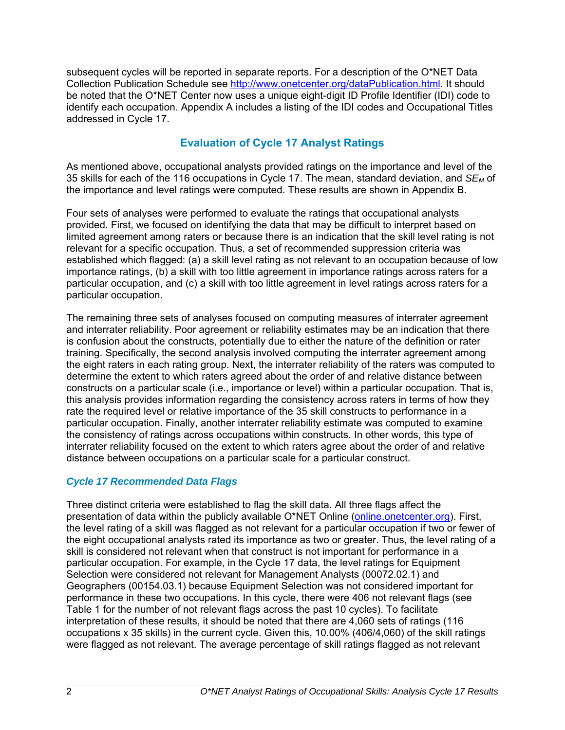subsequent cycles will be reported in separate reports. For a description of the O*NET Data Collection Publication Schedule see http://www.onetcenter.org/dataPublication.html. It should be noted that the O*NET Center now uses a unique eight-digit ID Profile Identifier (IDI) code to identify each occupation. Appendix A includes a listing of the IDI codes and Occupational Titles addressed in Cycle 17.

## Evaluation of Cycle 17 Analyst Ratings

As mentioned above, occupational analysts provided ratings on the importance and level of the 35 skills for each of the 116 occupations in Cycle 17. The mean, standard deviation, and $SE_M$ of the importance and level ratings were computed. These results are shown in Appendix B.

Four sets of analyses were performed to evaluate the ratings that occupational analysts provided. First, we focused on identifying the data that may be difficult to interpret based on limited agreement among raters or because there is an indication that the skill level rating is not relevant for a specific occupation. Thus, a set of recommended suppression criteria was established which flagged: (a) a skill level rating as not relevant to an occupation because of low importance ratings, (b) a skill with too little agreement in importance ratings across raters for a particular occupation, and (c) a skill with too little agreement in level ratings across raters for a particular occupation.

The remaining three sets of analyses focused on computing measures of interrater agreement and interrater reliability. Poor agreement or reliability estimates may be an indication that there is confusion about the constructs, potentially due to either the nature of the definition or rater training. Specifically, the second analysis involved computing the interrater agreement among the eight raters in each rating group. Next, the interrater reliability of the raters was computed to determine the extent to which raters agreed about the order of and relative distance between constructs on a particular scale (i.e., importance or level) within a particular occupation. That is, this analysis provides information regarding the consistency across raters in terms of how they rate the required level or relative importance of the 35 skill constructs to performance in a particular occupation. Finally, another interrater reliability estimate was computed to examine the consistency of ratings across occupations within constructs. In other words, this type of interrater reliability focused on the extent to which raters agree about the order of and relative distance between occupations on a particular scale for a particular construct.

### *Cycle 17 Recommended Data Flags*

Three distinct criteria were established to flag the skill data. All three flags affect the presentation of data within the publicly available O*NET Online (online.onetcenter.org). First, the level rating of a skill was flagged as not relevant for a particular occupation if two or fewer of the eight occupational analysts rated its importance as two or greater. Thus, the level rating of a skill is considered not relevant when that construct is not important for performance in a particular occupation. For example, in the Cycle 17 data, the level ratings for Equipment Selection were considered not relevant for Management Analysts (00072.02.1) and Geographers (00154.03.1) because Equipment Selection was not considered important for performance in these two occupations. In this cycle, there were 406 not relevant flags (see Table 1 for the number of not relevant flags across the past 10 cycles). To facilitate interpretation of these results, it should be noted that there are 4,060 sets of ratings (116 occupations x 35 skills) in the current cycle. Given this, 10.00% (406/4,060) of the skill ratings were flagged as not relevant. The average percentage of skill ratings flagged as not relevant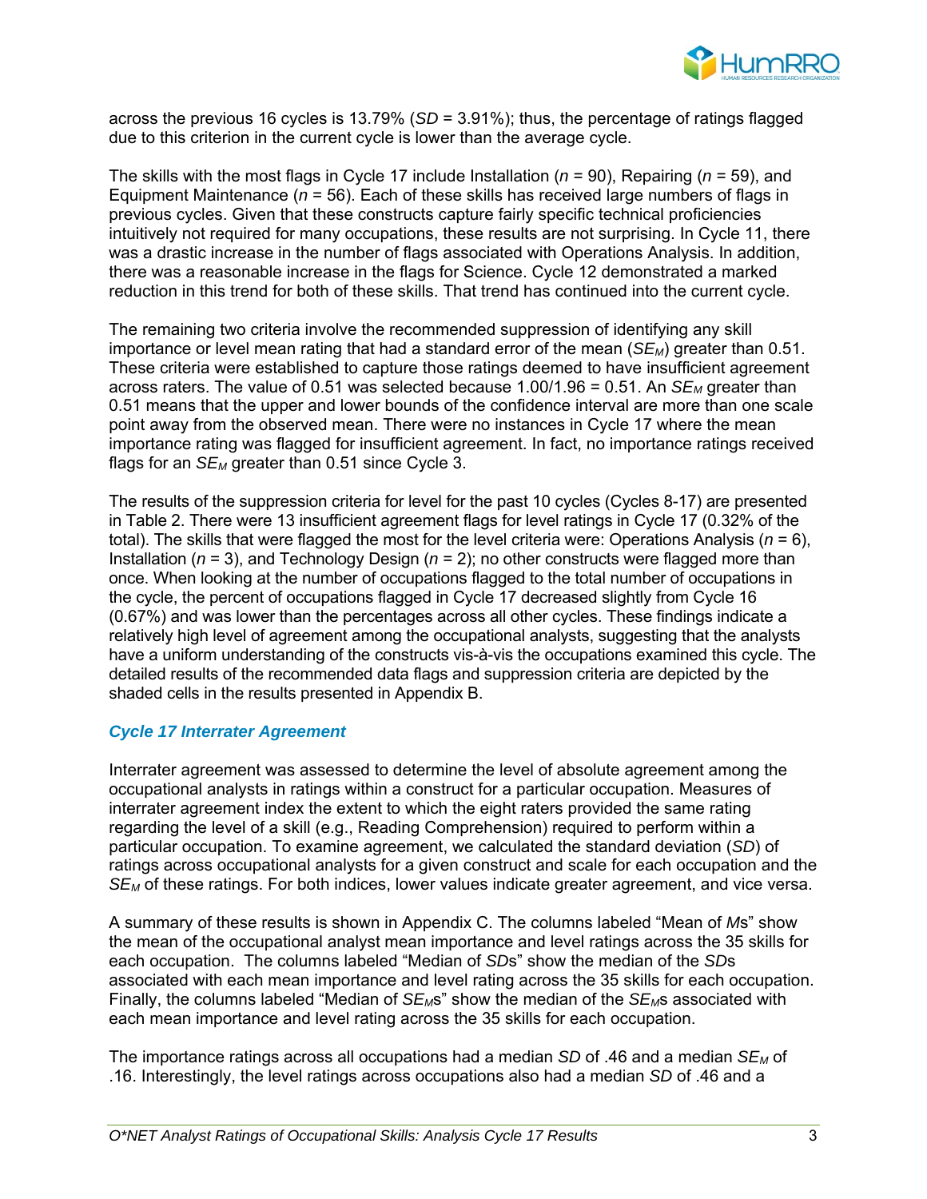across the previous 16 cycles is 13.79% (*SD* = 3.91%); thus, the percentage of ratings flagged due to this criterion in the current cycle is lower than the average cycle.

The skills with the most flags in Cycle 17 include Installation (*n* = 90), Repairing (*n* = 59), and Equipment Maintenance (*n* = 56). Each of these skills has received large numbers of flags in previous cycles. Given that these constructs capture fairly specific technical proficiencies intuitively not required for many occupations, these results are not surprising. In Cycle 11, there was a drastic increase in the number of flags associated with Operations Analysis. In addition, there was a reasonable increase in the flags for Science. Cycle 12 demonstrated a marked reduction in this trend for both of these skills. That trend has continued into the current cycle.

The remaining two criteria involve the recommended suppression of identifying any skill importance or level mean rating that had a standard error of the mean ($SE_M$) greater than 0.51. These criteria were established to capture those ratings deemed to have insufficient agreement across raters. The value of 0.51 was selected because 1.00/1.96 = 0.51. An $SE_M$ greater than 0.51 means that the upper and lower bounds of the confidence interval are more than one scale point away from the observed mean. There were no instances in Cycle 17 where the mean importance rating was flagged for insufficient agreement. In fact, no importance ratings received flags for an $SE_M$ greater than 0.51 since Cycle 3.

The results of the suppression criteria for level for the past 10 cycles (Cycles 8-17) are presented in Table 2. There were 13 insufficient agreement flags for level ratings in Cycle 17 (0.32% of the total). The skills that were flagged the most for the level criteria were: Operations Analysis (*n* = 6), Installation (*n* = 3), and Technology Design (*n* = 2); no other constructs were flagged more than once. When looking at the number of occupations flagged to the total number of occupations in the cycle, the percent of occupations flagged in Cycle 17 decreased slightly from Cycle 16 (0.67%) and was lower than the percentages across all other cycles. These findings indicate a relatively high level of agreement among the occupational analysts, suggesting that the analysts have a uniform understanding of the constructs vis-à-vis the occupations examined this cycle. The detailed results of the recommended data flags and suppression criteria are depicted by the shaded cells in the results presented in Appendix B.

### *Cycle 17 Interrater Agreement*

Interrater agreement was assessed to determine the level of absolute agreement among the occupational analysts in ratings within a construct for a particular occupation. Measures of interrater agreement index the extent to which the eight raters provided the same rating regarding the level of a skill (e.g., Reading Comprehension) required to perform within a particular occupation. To examine agreement, we calculated the standard deviation (*SD*) of ratings across occupational analysts for a given construct and scale for each occupation and the $SE_M$ of these ratings. For both indices, lower values indicate greater agreement, and vice versa.

A summary of these results is shown in Appendix C. The columns labeled "Mean of *M*s" show the mean of the occupational analyst mean importance and level ratings across the 35 skills for each occupation. The columns labeled "Median of *SD*s" show the median of the *SD*s associated with each mean importance and level rating across the 35 skills for each occupation. Finally, the columns labeled "Median of $SE_M$s" show the median of the $SE_M$s associated with each mean importance and level rating across the 35 skills for each occupation.

The importance ratings across all occupations had a median *SD* of .46 and a median $SE_M$ of .16. Interestingly, the level ratings across occupations also had a median *SD* of .46 and a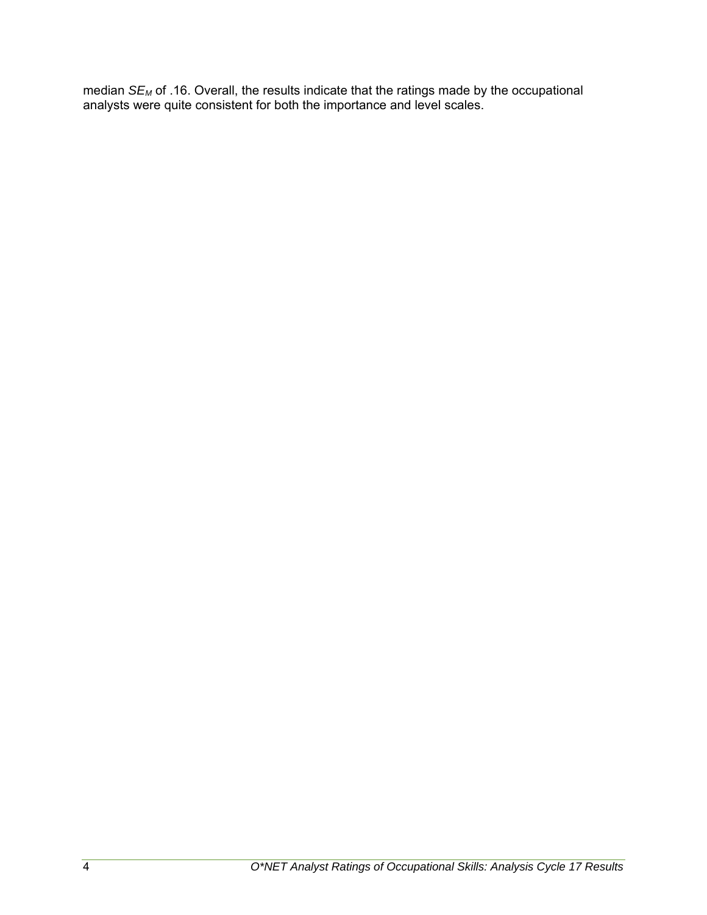median $SE_M$ of .16. Overall, the results indicate that the ratings made by the occupational analysts were quite consistent for both the importance and level scales.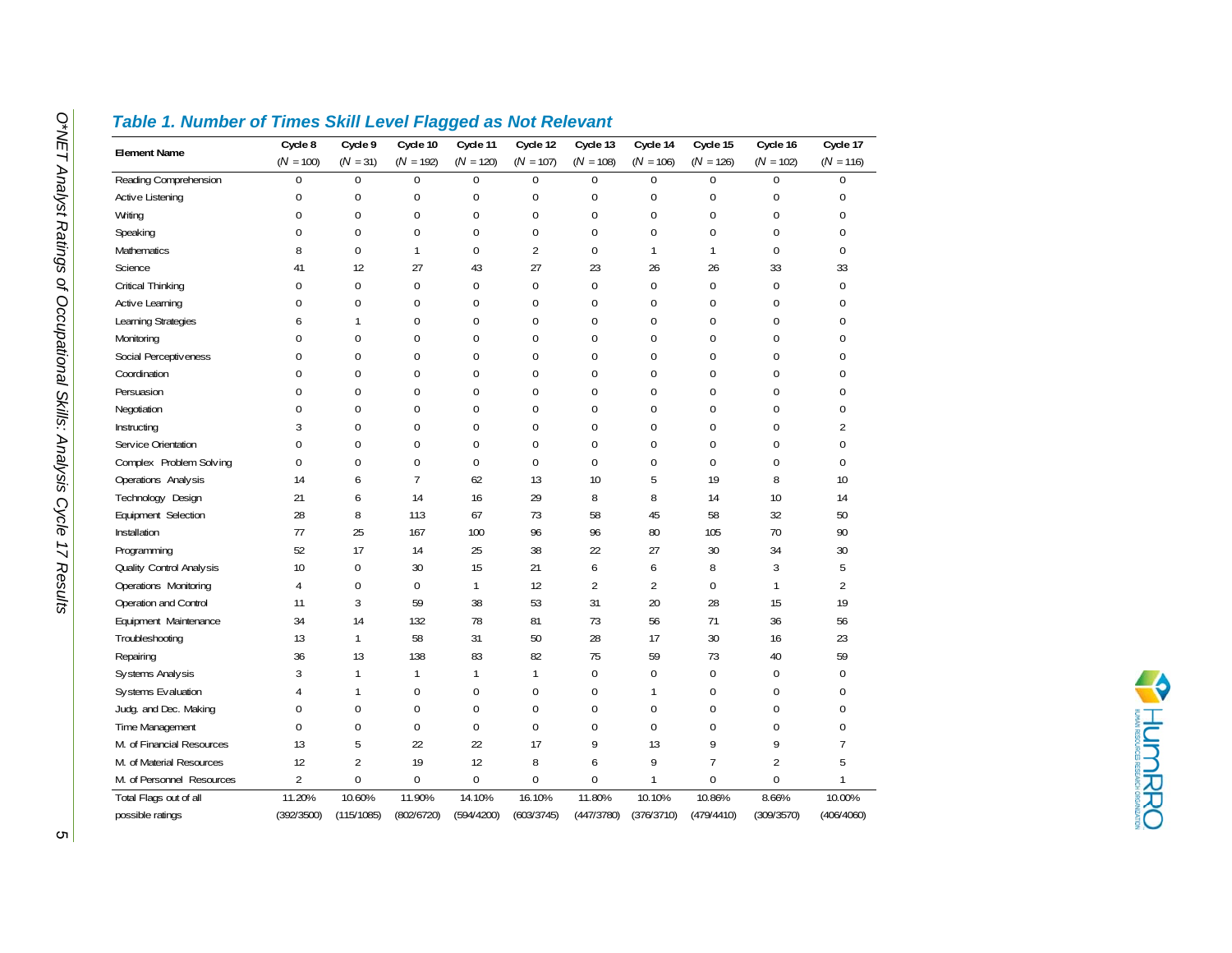### *Table 1. Number of Times Skill Level Flagged as Not Relevant*

| Element Name | Cycle 8 (*N* = 100) | Cycle 9 (*N* = 31) | Cycle 10 (*N* = 192) | Cycle 11 (*N* = 120) | Cycle 12 (*N* = 107) | Cycle 13 (*N* = 108) | Cycle 14 (*N* = 106) | Cycle 15 (*N* = 126) | Cycle 16 (*N* = 102) | Cycle 17 (*N* = 116) |
|---|---|---|---|---|---|---|---|---|---|---|
| Reading Comprehension | 0 | 0 | 0 | 0 | 0 | 0 | 0 | 0 | 0 | 0 |
| Active Listening | 0 | 0 | 0 | 0 | 0 | 0 | 0 | 0 | 0 | 0 |
| Writing | 0 | 0 | 0 | 0 | 0 | 0 | 0 | 0 | 0 | 0 |
| Speaking | 0 | 0 | 0 | 0 | 0 | 0 | 0 | 0 | 0 | 0 |
| Mathematics | 8 | 0 | 1 | 0 | 2 | 0 | 1 | 1 | 0 | 0 |
| Science | 41 | 12 | 27 | 43 | 27 | 23 | 26 | 26 | 33 | 33 |
| Critical Thinking | 0 | 0 | 0 | 0 | 0 | 0 | 0 | 0 | 0 | 0 |
| Active Learning | 0 | 0 | 0 | 0 | 0 | 0 | 0 | 0 | 0 | 0 |
| Learning Strategies | 6 | 1 | 0 | 0 | 0 | 0 | 0 | 0 | 0 | 0 |
| Monitoring | 0 | 0 | 0 | 0 | 0 | 0 | 0 | 0 | 0 | 0 |
| Social Perceptiveness | 0 | 0 | 0 | 0 | 0 | 0 | 0 | 0 | 0 | 0 |
| Coordination | 0 | 0 | 0 | 0 | 0 | 0 | 0 | 0 | 0 | 0 |
| Persuasion | 0 | 0 | 0 | 0 | 0 | 0 | 0 | 0 | 0 | 0 |
| Negotiation | 0 | 0 | 0 | 0 | 0 | 0 | 0 | 0 | 0 | 0 |
| Instructing | 3 | 0 | 0 | 0 | 0 | 0 | 0 | 0 | 0 | 2 |
| Service Orientation | 0 | 0 | 0 | 0 | 0 | 0 | 0 | 0 | 0 | 0 |
| Complex Problem Solving | 0 | 0 | 0 | 0 | 0 | 0 | 0 | 0 | 0 | 0 |
| Operations Analysis | 14 | 6 | 7 | 62 | 13 | 10 | 5 | 19 | 8 | 10 |
| Technology Design | 21 | 6 | 14 | 16 | 29 | 8 | 8 | 14 | 10 | 14 |
| Equipment Selection | 28 | 8 | 113 | 67 | 73 | 58 | 45 | 58 | 32 | 50 |
| Installation | 77 | 25 | 167 | 100 | 96 | 96 | 80 | 105 | 70 | 90 |
| Programming | 52 | 17 | 14 | 25 | 38 | 22 | 27 | 30 | 34 | 30 |
| Quality Control Analysis | 10 | 0 | 30 | 15 | 21 | 6 | 6 | 8 | 3 | 5 |
| Operations Monitoring | 4 | 0 | 0 | 1 | 12 | 2 | 2 | 0 | 1 | 2 |
| Operation and Control | 11 | 3 | 59 | 38 | 53 | 31 | 20 | 28 | 15 | 19 |
| Equipment Maintenance | 34 | 14 | 132 | 78 | 81 | 73 | 56 | 71 | 36 | 56 |
| Troubleshooting | 13 | 1 | 58 | 31 | 50 | 28 | 17 | 30 | 16 | 23 |
| Repairing | 36 | 13 | 138 | 83 | 82 | 75 | 59 | 73 | 40 | 59 |
| Systems Analysis | 3 | 1 | 1 | 1 | 1 | 0 | 0 | 0 | 0 | 0 |
| Systems Evaluation | 4 | 1 | 0 | 0 | 0 | 0 | 1 | 0 | 0 | 0 |
| Judg. and Dec. Making | 0 | 0 | 0 | 0 | 0 | 0 | 0 | 0 | 0 | 0 |
| Time Management | 0 | 0 | 0 | 0 | 0 | 0 | 0 | 0 | 0 | 0 |
| M. of Financial Resources | 13 | 5 | 22 | 22 | 17 | 9 | 13 | 9 | 9 | 7 |
| M. of Material Resources | 12 | 2 | 19 | 12 | 8 | 6 | 9 | 7 | 2 | 5 |
| M. of Personnel Resources | 2 | 0 | 0 | 0 | 0 | 0 | 1 | 0 | 0 | 1 |
| Total Flags out of all possible ratings | 11.20% (392/3500) | 10.60% (115/1085) | 11.90% (802/6720) | 14.10% (594/4200) | 16.10% (603/3745) | 11.80% (447/3780) | 10.10% (376/3710) | 10.86% (479/4410) | 8.66% (309/3570) | 10.00% (406/4060) |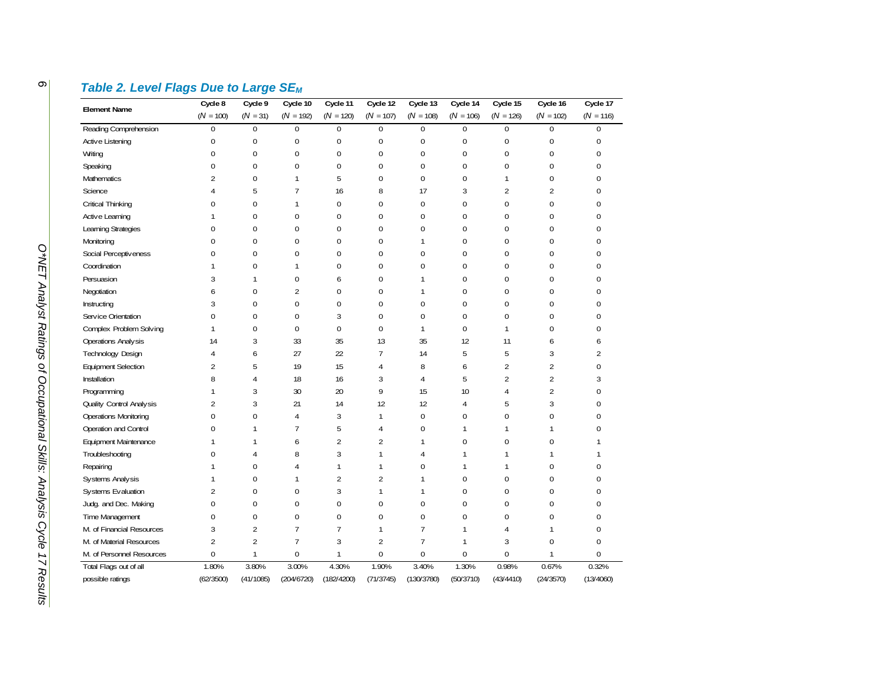## *Table 2. Level Flags Due to Large $SE_M$*

| Element Name | Cycle 8 ($N$ = 100) | Cycle 9 ($N$ = 31) | Cycle 10 ($N$ = 192) | Cycle 11 ($N$ = 120) | Cycle 12 ($N$ = 107) | Cycle 13 ($N$ = 108) | Cycle 14 ($N$ = 106) | Cycle 15 ($N$ = 126) | Cycle 16 ($N$ = 102) | Cycle 17 ($N$ = 116) |
|---|---|---|---|---|---|---|---|---|---|---|
| Reading Comprehension | 0 | 0 | 0 | 0 | 0 | 0 | 0 | 0 | 0 | 0 |
| Active Listening | 0 | 0 | 0 | 0 | 0 | 0 | 0 | 0 | 0 | 0 |
| Writing | 0 | 0 | 0 | 0 | 0 | 0 | 0 | 0 | 0 | 0 |
| Speaking | 0 | 0 | 0 | 0 | 0 | 0 | 0 | 0 | 0 | 0 |
| Mathematics | 2 | 0 | 1 | 5 | 0 | 0 | 0 | 1 | 0 | 0 |
| Science | 4 | 5 | 7 | 16 | 8 | 17 | 3 | 2 | 2 | 0 |
| Critical Thinking | 0 | 0 | 1 | 0 | 0 | 0 | 0 | 0 | 0 | 0 |
| Active Learning | 1 | 0 | 0 | 0 | 0 | 0 | 0 | 0 | 0 | 0 |
| Learning Strategies | 0 | 0 | 0 | 0 | 0 | 0 | 0 | 0 | 0 | 0 |
| Monitoring | 0 | 0 | 0 | 0 | 0 | 1 | 0 | 0 | 0 | 0 |
| Social Perceptiveness | 0 | 0 | 0 | 0 | 0 | 0 | 0 | 0 | 0 | 0 |
| Coordination | 1 | 0 | 1 | 0 | 0 | 0 | 0 | 0 | 0 | 0 |
| Persuasion | 3 | 1 | 0 | 6 | 0 | 1 | 0 | 0 | 0 | 0 |
| Negotiation | 6 | 0 | 2 | 0 | 0 | 1 | 0 | 0 | 0 | 0 |
| Instructing | 3 | 0 | 0 | 0 | 0 | 0 | 0 | 0 | 0 | 0 |
| Service Orientation | 0 | 0 | 0 | 3 | 0 | 0 | 0 | 0 | 0 | 0 |
| Complex Problem Solving | 1 | 0 | 0 | 0 | 0 | 1 | 0 | 1 | 0 | 0 |
| Operations Analysis | 14 | 3 | 33 | 35 | 13 | 35 | 12 | 11 | 6 | 6 |
| Technology Design | 4 | 6 | 27 | 22 | 7 | 14 | 5 | 5 | 3 | 2 |
| Equipment Selection | 2 | 5 | 19 | 15 | 4 | 8 | 6 | 2 | 2 | 0 |
| Installation | 8 | 4 | 18 | 16 | 3 | 4 | 5 | 2 | 2 | 3 |
| Programming | 1 | 3 | 30 | 20 | 9 | 15 | 10 | 4 | 2 | 0 |
| Quality Control Analysis | 2 | 3 | 21 | 14 | 12 | 12 | 4 | 5 | 3 | 0 |
| Operations Monitoring | 0 | 0 | 4 | 3 | 1 | 0 | 0 | 0 | 0 | 0 |
| Operation and Control | 0 | 1 | 7 | 5 | 4 | 0 | 1 | 1 | 1 | 0 |
| Equipment Maintenance | 1 | 1 | 6 | 2 | 2 | 1 | 0 | 0 | 0 | 1 |
| Troubleshooting | 0 | 4 | 8 | 3 | 1 | 4 | 1 | 1 | 1 | 1 |
| Repairing | 1 | 0 | 4 | 1 | 1 | 0 | 1 | 1 | 0 | 0 |
| Systems Analysis | 1 | 0 | 1 | 2 | 2 | 1 | 0 | 0 | 0 | 0 |
| Systems Evaluation | 2 | 0 | 0 | 3 | 1 | 1 | 0 | 0 | 0 | 0 |
| Judg. and Dec. Making | 0 | 0 | 0 | 0 | 0 | 0 | 0 | 0 | 0 | 0 |
| Time Management | 0 | 0 | 0 | 0 | 0 | 0 | 0 | 0 | 0 | 0 |
| M. of Financial Resources | 3 | 2 | 7 | 7 | 1 | 7 | 1 | 4 | 1 | 0 |
| M. of Material Resources | 2 | 2 | 7 | 3 | 2 | 7 | 1 | 3 | 0 | 0 |
| M. of Personnel Resources | 0 | 1 | 0 | 1 | 0 | 0 | 0 | 0 | 1 | 0 |
| Total Flags out of all possible ratings | 1.80% (62/3500) | 3.80% (41/1085) | 3.00% (204/6720) | 4.30% (182/4200) | 1.90% (71/3745) | 3.40% (130/3780) | 1.30% (50/3710) | 0.98% (43/4410) | 0.67% (24/3570) | 0.32% (13/4060) |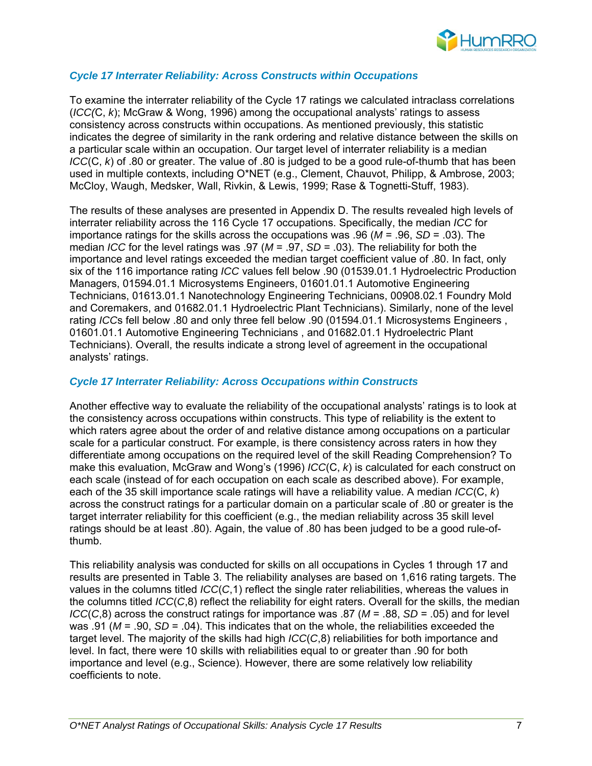### *Cycle 17 Interrater Reliability: Across Constructs within Occupations*

To examine the interrater reliability of the Cycle 17 ratings we calculated intraclass correlations (*ICC(*C, *k*); McGraw & Wong, 1996) among the occupational analysts' ratings to assess consistency across constructs within occupations. As mentioned previously, this statistic indicates the degree of similarity in the rank ordering and relative distance between the skills on a particular scale within an occupation. Our target level of interrater reliability is a median *ICC*(C, *k*) of .80 or greater. The value of .80 is judged to be a good rule-of-thumb that has been used in multiple contexts, including O*NET (e.g., Clement, Chauvot, Philipp, & Ambrose, 2003; McCloy, Waugh, Medsker, Wall, Rivkin, & Lewis, 1999; Rase & Tognetti-Stuff, 1983).

The results of these analyses are presented in Appendix D. The results revealed high levels of interrater reliability across the 116 Cycle 17 occupations. Specifically, the median *ICC* for importance ratings for the skills across the occupations was .96 (*M* = .96, *SD* = .03). The median *ICC* for the level ratings was .97 (*M* = .97, *SD* = .03). The reliability for both the importance and level ratings exceeded the median target coefficient value of .80. In fact, only six of the 116 importance rating *ICC* values fell below .90 (01539.01.1 Hydroelectric Production Managers, 01594.01.1 Microsystems Engineers, 01601.01.1 Automotive Engineering Technicians, 01613.01.1 Nanotechnology Engineering Technicians, 00908.02.1 Foundry Mold and Coremakers, and 01682.01.1 Hydroelectric Plant Technicians). Similarly, none of the level rating *ICC*s fell below .80 and only three fell below .90 (01594.01.1 Microsystems Engineers , 01601.01.1 Automotive Engineering Technicians , and 01682.01.1 Hydroelectric Plant Technicians). Overall, the results indicate a strong level of agreement in the occupational analysts' ratings.

### *Cycle 17 Interrater Reliability: Across Occupations within Constructs*

Another effective way to evaluate the reliability of the occupational analysts' ratings is to look at the consistency across occupations within constructs. This type of reliability is the extent to which raters agree about the order of and relative distance among occupations on a particular scale for a particular construct. For example, is there consistency across raters in how they differentiate among occupations on the required level of the skill Reading Comprehension? To make this evaluation, McGraw and Wong's (1996) *ICC*(C, *k*) is calculated for each construct on each scale (instead of for each occupation on each scale as described above). For example, each of the 35 skill importance scale ratings will have a reliability value. A median *ICC*(C, *k*) across the construct ratings for a particular domain on a particular scale of .80 or greater is the target interrater reliability for this coefficient (e.g., the median reliability across 35 skill level ratings should be at least .80). Again, the value of .80 has been judged to be a good rule-of-thumb.

This reliability analysis was conducted for skills on all occupations in Cycles 1 through 17 and results are presented in Table 3. The reliability analyses are based on 1,616 rating targets. The values in the columns titled *ICC*(*C*,1) reflect the single rater reliabilities, whereas the values in the columns titled *ICC*(*C*,8) reflect the reliability for eight raters. Overall for the skills, the median *ICC*(*C*,8) across the construct ratings for importance was .87 (*M* = .88, *SD* = .05) and for level was .91 (*M* = .90, *SD* = .04). This indicates that on the whole, the reliabilities exceeded the target level. The majority of the skills had high *ICC*(*C*,8) reliabilities for both importance and level. In fact, there were 10 skills with reliabilities equal to or greater than .90 for both importance and level (e.g., Science). However, there are some relatively low reliability coefficients to note.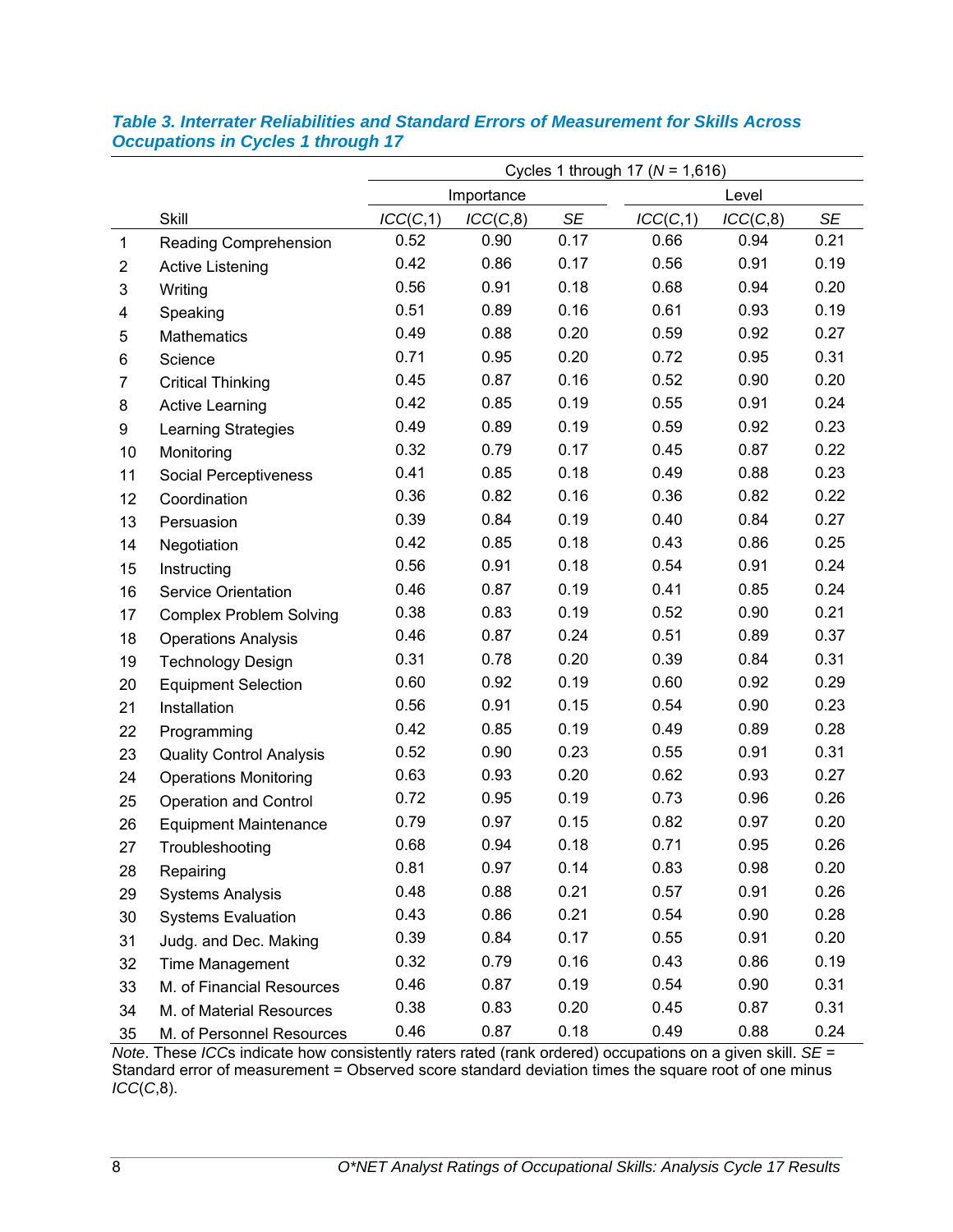***Table 3. Interrater Reliabilities and Standard Errors of Measurement for Skills Across Occupations in Cycles 1 through 17***

| | | Cycles 1 through 17 (*N* = 1,616) | | | | | |
|---|---|---|---|---|---|---|---|
| | | Importance | | | Level | | |
| | Skill | *ICC*(*C*,1) | *ICC*(*C*,8) | *SE* | *ICC*(*C*,1) | *ICC*(*C*,8) | *SE* |
| 1 | Reading Comprehension | 0.52 | 0.90 | 0.17 | 0.66 | 0.94 | 0.21 |
| 2 | Active Listening | 0.42 | 0.86 | 0.17 | 0.56 | 0.91 | 0.19 |
| 3 | Writing | 0.56 | 0.91 | 0.18 | 0.68 | 0.94 | 0.20 |
| 4 | Speaking | 0.51 | 0.89 | 0.16 | 0.61 | 0.93 | 0.19 |
| 5 | Mathematics | 0.49 | 0.88 | 0.20 | 0.59 | 0.92 | 0.27 |
| 6 | Science | 0.71 | 0.95 | 0.20 | 0.72 | 0.95 | 0.31 |
| 7 | Critical Thinking | 0.45 | 0.87 | 0.16 | 0.52 | 0.90 | 0.20 |
| 8 | Active Learning | 0.42 | 0.85 | 0.19 | 0.55 | 0.91 | 0.24 |
| 9 | Learning Strategies | 0.49 | 0.89 | 0.19 | 0.59 | 0.92 | 0.23 |
| 10 | Monitoring | 0.32 | 0.79 | 0.17 | 0.45 | 0.87 | 0.22 |
| 11 | Social Perceptiveness | 0.41 | 0.85 | 0.18 | 0.49 | 0.88 | 0.23 |
| 12 | Coordination | 0.36 | 0.82 | 0.16 | 0.36 | 0.82 | 0.22 |
| 13 | Persuasion | 0.39 | 0.84 | 0.19 | 0.40 | 0.84 | 0.27 |
| 14 | Negotiation | 0.42 | 0.85 | 0.18 | 0.43 | 0.86 | 0.25 |
| 15 | Instructing | 0.56 | 0.91 | 0.18 | 0.54 | 0.91 | 0.24 |
| 16 | Service Orientation | 0.46 | 0.87 | 0.19 | 0.41 | 0.85 | 0.24 |
| 17 | Complex Problem Solving | 0.38 | 0.83 | 0.19 | 0.52 | 0.90 | 0.21 |
| 18 | Operations Analysis | 0.46 | 0.87 | 0.24 | 0.51 | 0.89 | 0.37 |
| 19 | Technology Design | 0.31 | 0.78 | 0.20 | 0.39 | 0.84 | 0.31 |
| 20 | Equipment Selection | 0.60 | 0.92 | 0.19 | 0.60 | 0.92 | 0.29 |
| 21 | Installation | 0.56 | 0.91 | 0.15 | 0.54 | 0.90 | 0.23 |
| 22 | Programming | 0.42 | 0.85 | 0.19 | 0.49 | 0.89 | 0.28 |
| 23 | Quality Control Analysis | 0.52 | 0.90 | 0.23 | 0.55 | 0.91 | 0.31 |
| 24 | Operations Monitoring | 0.63 | 0.93 | 0.20 | 0.62 | 0.93 | 0.27 |
| 25 | Operation and Control | 0.72 | 0.95 | 0.19 | 0.73 | 0.96 | 0.26 |
| 26 | Equipment Maintenance | 0.79 | 0.97 | 0.15 | 0.82 | 0.97 | 0.20 |
| 27 | Troubleshooting | 0.68 | 0.94 | 0.18 | 0.71 | 0.95 | 0.26 |
| 28 | Repairing | 0.81 | 0.97 | 0.14 | 0.83 | 0.98 | 0.20 |
| 29 | Systems Analysis | 0.48 | 0.88 | 0.21 | 0.57 | 0.91 | 0.26 |
| 30 | Systems Evaluation | 0.43 | 0.86 | 0.21 | 0.54 | 0.90 | 0.28 |
| 31 | Judg. and Dec. Making | 0.39 | 0.84 | 0.17 | 0.55 | 0.91 | 0.20 |
| 32 | Time Management | 0.32 | 0.79 | 0.16 | 0.43 | 0.86 | 0.19 |
| 33 | M. of Financial Resources | 0.46 | 0.87 | 0.19 | 0.54 | 0.90 | 0.31 |
| 34 | M. of Material Resources | 0.38 | 0.83 | 0.20 | 0.45 | 0.87 | 0.31 |
| 35 | M. of Personnel Resources | 0.46 | 0.87 | 0.18 | 0.49 | 0.88 | 0.24 |

*Note*. These *ICC*s indicate how consistently raters rated (rank ordered) occupations on a given skill. *SE* = Standard error of measurement = Observed score standard deviation times the square root of one minus *ICC*(*C*,8).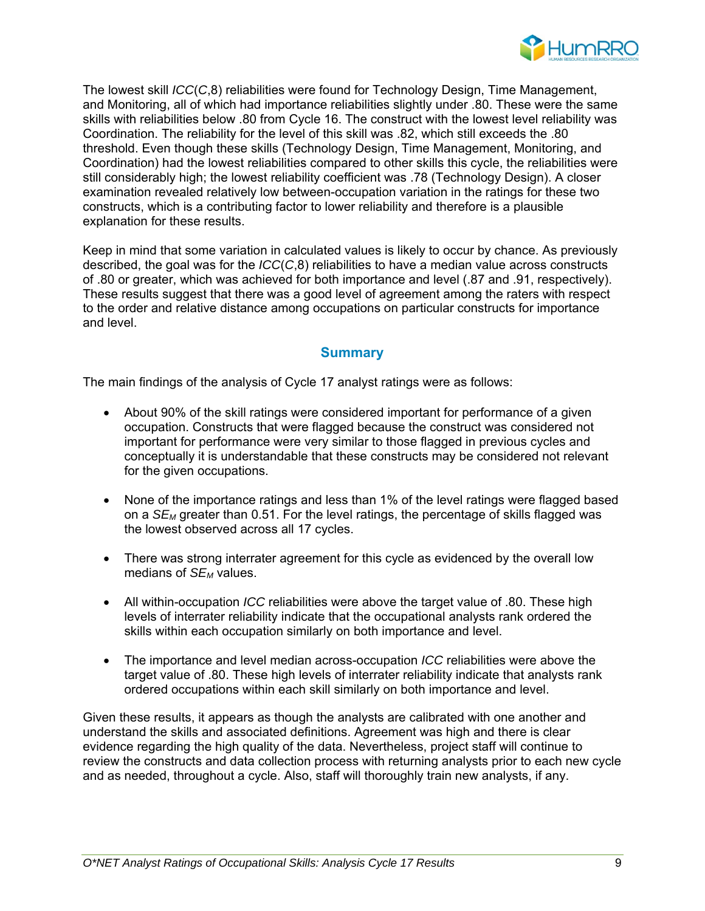The lowest skill *ICC*(*C*,8) reliabilities were found for Technology Design, Time Management, and Monitoring, all of which had importance reliabilities slightly under .80. These were the same skills with reliabilities below .80 from Cycle 16. The construct with the lowest level reliability was Coordination. The reliability for the level of this skill was .82, which still exceeds the .80 threshold. Even though these skills (Technology Design, Time Management, Monitoring, and Coordination) had the lowest reliabilities compared to other skills this cycle, the reliabilities were still considerably high; the lowest reliability coefficient was .78 (Technology Design). A closer examination revealed relatively low between-occupation variation in the ratings for these two constructs, which is a contributing factor to lower reliability and therefore is a plausible explanation for these results.

Keep in mind that some variation in calculated values is likely to occur by chance. As previously described, the goal was for the *ICC*(*C*,8) reliabilities to have a median value across constructs of .80 or greater, which was achieved for both importance and level (.87 and .91, respectively). These results suggest that there was a good level of agreement among the raters with respect to the order and relative distance among occupations on particular constructs for importance and level.

## Summary

The main findings of the analysis of Cycle 17 analyst ratings were as follows:

- About 90% of the skill ratings were considered important for performance of a given occupation. Constructs that were flagged because the construct was considered not important for performance were very similar to those flagged in previous cycles and conceptually it is understandable that these constructs may be considered not relevant for the given occupations.
- None of the importance ratings and less than 1% of the level ratings were flagged based on a $SE_M$ greater than 0.51. For the level ratings, the percentage of skills flagged was the lowest observed across all 17 cycles.
- There was strong interrater agreement for this cycle as evidenced by the overall low medians of $SE_M$ values.
- All within-occupation *ICC* reliabilities were above the target value of .80. These high levels of interrater reliability indicate that the occupational analysts rank ordered the skills within each occupation similarly on both importance and level.
- The importance and level median across-occupation *ICC* reliabilities were above the target value of .80. These high levels of interrater reliability indicate that analysts rank ordered occupations within each skill similarly on both importance and level.

Given these results, it appears as though the analysts are calibrated with one another and understand the skills and associated definitions. Agreement was high and there is clear evidence regarding the high quality of the data. Nevertheless, project staff will continue to review the constructs and data collection process with returning analysts prior to each new cycle and as needed, throughout a cycle. Also, staff will thoroughly train new analysts, if any.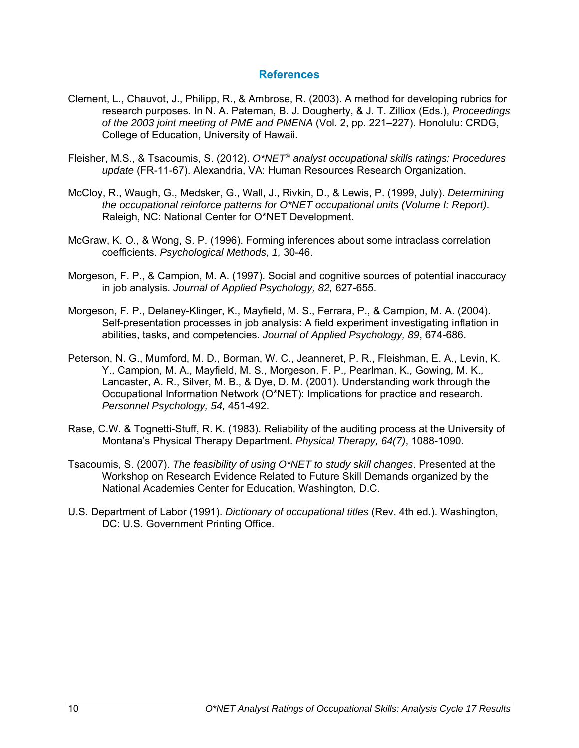## References

Clement, L., Chauvot, J., Philipp, R., & Ambrose, R. (2003). A method for developing rubrics for research purposes. In N. A. Pateman, B. J. Dougherty, & J. T. Zilliox (Eds.), *Proceedings of the 2003 joint meeting of PME and PMENA* (Vol. 2, pp. 221–227). Honolulu: CRDG, College of Education, University of Hawaii.

Fleisher, M.S., & Tsacoumis, S. (2012). *O*NET® analyst occupational skills ratings: Procedures update* (FR-11-67). Alexandria, VA: Human Resources Research Organization.

McCloy, R., Waugh, G., Medsker, G., Wall, J., Rivkin, D., & Lewis, P. (1999, July). *Determining the occupational reinforce patterns for O*NET occupational units (Volume I: Report)*. Raleigh, NC: National Center for O*NET Development.

McGraw, K. O., & Wong, S. P. (1996). Forming inferences about some intraclass correlation coefficients. *Psychological Methods, 1,* 30-46.

Morgeson, F. P., & Campion, M. A. (1997). Social and cognitive sources of potential inaccuracy in job analysis. *Journal of Applied Psychology, 82,* 627-655.

Morgeson, F. P., Delaney-Klinger, K., Mayfield, M. S., Ferrara, P., & Campion, M. A. (2004). Self-presentation processes in job analysis: A field experiment investigating inflation in abilities, tasks, and competencies. *Journal of Applied Psychology, 89*, 674-686.

Peterson, N. G., Mumford, M. D., Borman, W. C., Jeanneret, P. R., Fleishman, E. A., Levin, K. Y., Campion, M. A., Mayfield, M. S., Morgeson, F. P., Pearlman, K., Gowing, M. K., Lancaster, A. R., Silver, M. B., & Dye, D. M. (2001). Understanding work through the Occupational Information Network (O*NET): Implications for practice and research. *Personnel Psychology, 54,* 451-492.

Rase, C.W. & Tognetti-Stuff, R. K. (1983). Reliability of the auditing process at the University of Montana's Physical Therapy Department. *Physical Therapy, 64(7)*, 1088-1090.

Tsacoumis, S. (2007). *The feasibility of using O*NET to study skill changes*. Presented at the Workshop on Research Evidence Related to Future Skill Demands organized by the National Academies Center for Education, Washington, D.C.

U.S. Department of Labor (1991). *Dictionary of occupational titles* (Rev. 4th ed.). Washington, DC: U.S. Government Printing Office.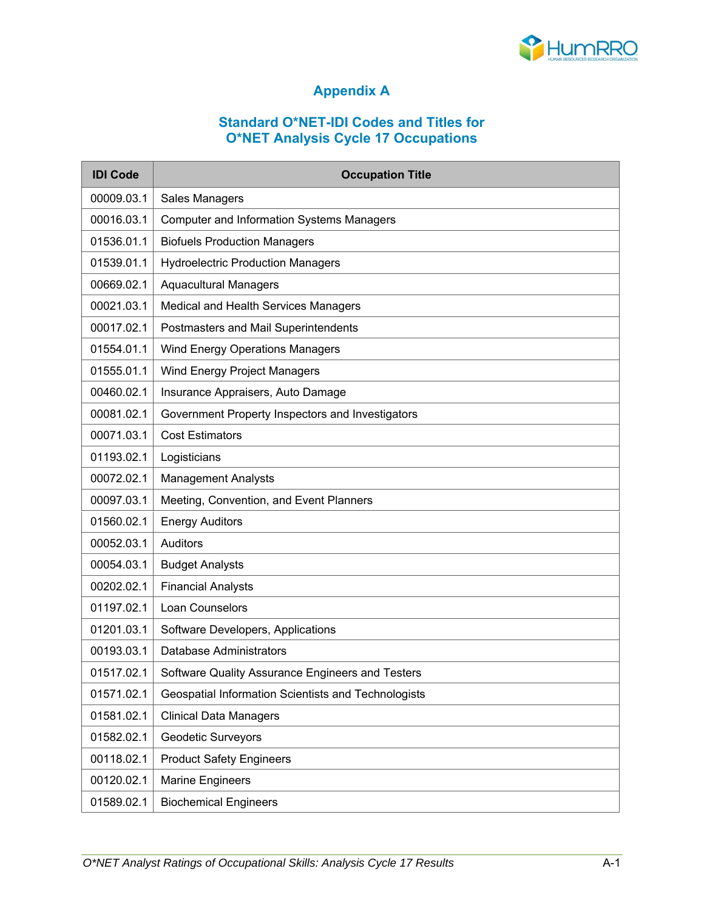# Appendix A

## Standard O*NET-IDI Codes and Titles for O*NET Analysis Cycle 17 Occupations

| IDI Code | Occupation Title |
|---|---|
| 00009.03.1 | Sales Managers |
| 00016.03.1 | Computer and Information Systems Managers |
| 01536.01.1 | Biofuels Production Managers |
| 01539.01.1 | Hydroelectric Production Managers |
| 00669.02.1 | Aquacultural Managers |
| 00021.03.1 | Medical and Health Services Managers |
| 00017.02.1 | Postmasters and Mail Superintendents |
| 01554.01.1 | Wind Energy Operations Managers |
| 01555.01.1 | Wind Energy Project Managers |
| 00460.02.1 | Insurance Appraisers, Auto Damage |
| 00081.02.1 | Government Property Inspectors and Investigators |
| 00071.03.1 | Cost Estimators |
| 01193.02.1 | Logisticians |
| 00072.02.1 | Management Analysts |
| 00097.03.1 | Meeting, Convention, and Event Planners |
| 01560.02.1 | Energy Auditors |
| 00052.03.1 | Auditors |
| 00054.03.1 | Budget Analysts |
| 00202.02.1 | Financial Analysts |
| 01197.02.1 | Loan Counselors |
| 01201.03.1 | Software Developers, Applications |
| 00193.03.1 | Database Administrators |
| 01517.02.1 | Software Quality Assurance Engineers and Testers |
| 01571.02.1 | Geospatial Information Scientists and Technologists |
| 01581.02.1 | Clinical Data Managers |
| 01582.02.1 | Geodetic Surveyors |
| 00118.02.1 | Product Safety Engineers |
| 00120.02.1 | Marine Engineers |
| 01589.02.1 | Biochemical Engineers |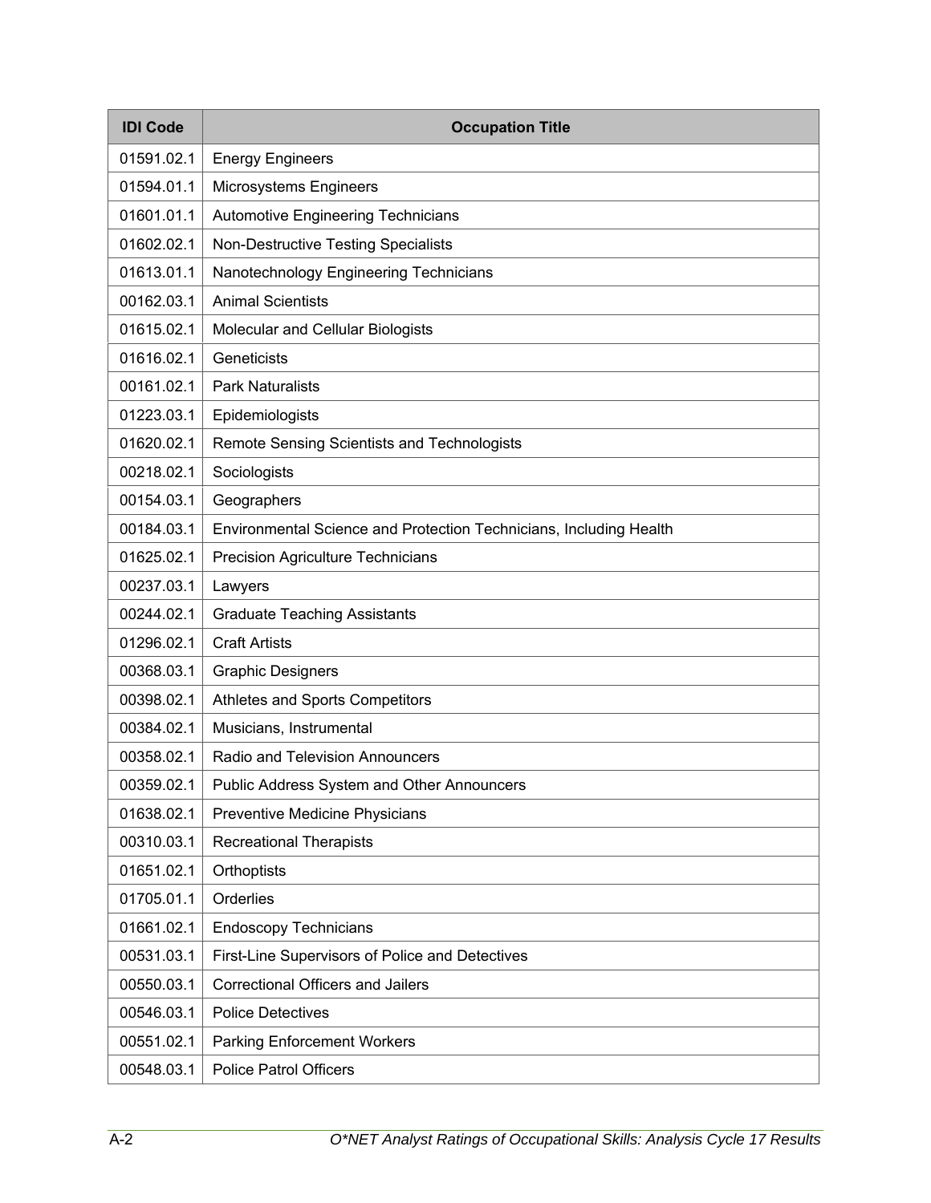| IDI Code | Occupation Title |
|---|---|
| 01591.02.1 | Energy Engineers |
| 01594.01.1 | Microsystems Engineers |
| 01601.01.1 | Automotive Engineering Technicians |
| 01602.02.1 | Non-Destructive Testing Specialists |
| 01613.01.1 | Nanotechnology Engineering Technicians |
| 00162.03.1 | Animal Scientists |
| 01615.02.1 | Molecular and Cellular Biologists |
| 01616.02.1 | Geneticists |
| 00161.02.1 | Park Naturalists |
| 01223.03.1 | Epidemiologists |
| 01620.02.1 | Remote Sensing Scientists and Technologists |
| 00218.02.1 | Sociologists |
| 00154.03.1 | Geographers |
| 00184.03.1 | Environmental Science and Protection Technicians, Including Health |
| 01625.02.1 | Precision Agriculture Technicians |
| 00237.03.1 | Lawyers |
| 00244.02.1 | Graduate Teaching Assistants |
| 01296.02.1 | Craft Artists |
| 00368.03.1 | Graphic Designers |
| 00398.02.1 | Athletes and Sports Competitors |
| 00384.02.1 | Musicians, Instrumental |
| 00358.02.1 | Radio and Television Announcers |
| 00359.02.1 | Public Address System and Other Announcers |
| 01638.02.1 | Preventive Medicine Physicians |
| 00310.03.1 | Recreational Therapists |
| 01651.02.1 | Orthoptists |
| 01705.01.1 | Orderlies |
| 01661.02.1 | Endoscopy Technicians |
| 00531.03.1 | First-Line Supervisors of Police and Detectives |
| 00550.03.1 | Correctional Officers and Jailers |
| 00546.03.1 | Police Detectives |
| 00551.02.1 | Parking Enforcement Workers |
| 00548.03.1 | Police Patrol Officers |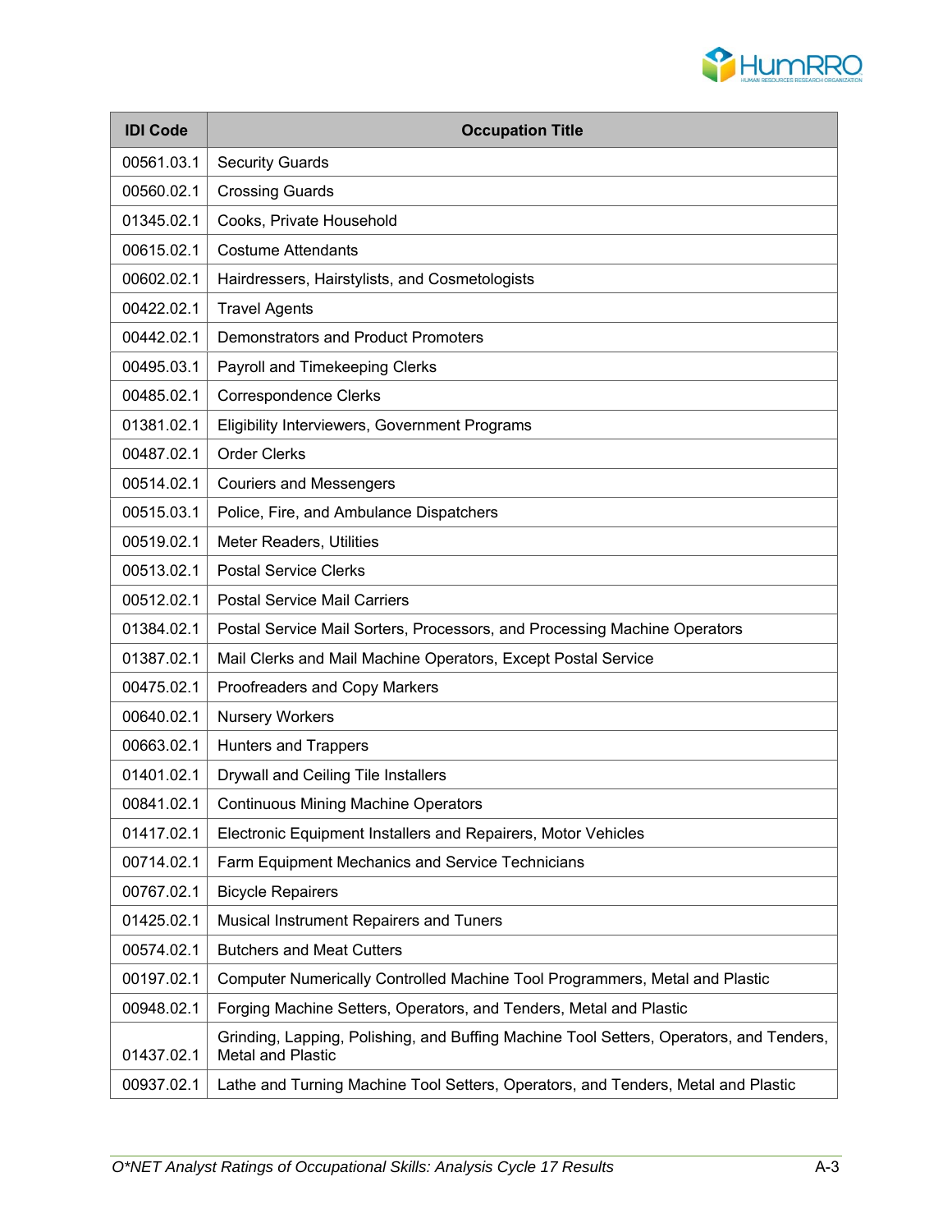| IDI Code | Occupation Title |
| --- | --- |
| 00561.03.1 | Security Guards |
| 00560.02.1 | Crossing Guards |
| 01345.02.1 | Cooks, Private Household |
| 00615.02.1 | Costume Attendants |
| 00602.02.1 | Hairdressers, Hairstylists, and Cosmetologists |
| 00422.02.1 | Travel Agents |
| 00442.02.1 | Demonstrators and Product Promoters |
| 00495.03.1 | Payroll and Timekeeping Clerks |
| 00485.02.1 | Correspondence Clerks |
| 01381.02.1 | Eligibility Interviewers, Government Programs |
| 00487.02.1 | Order Clerks |
| 00514.02.1 | Couriers and Messengers |
| 00515.03.1 | Police, Fire, and Ambulance Dispatchers |
| 00519.02.1 | Meter Readers, Utilities |
| 00513.02.1 | Postal Service Clerks |
| 00512.02.1 | Postal Service Mail Carriers |
| 01384.02.1 | Postal Service Mail Sorters, Processors, and Processing Machine Operators |
| 01387.02.1 | Mail Clerks and Mail Machine Operators, Except Postal Service |
| 00475.02.1 | Proofreaders and Copy Markers |
| 00640.02.1 | Nursery Workers |
| 00663.02.1 | Hunters and Trappers |
| 01401.02.1 | Drywall and Ceiling Tile Installers |
| 00841.02.1 | Continuous Mining Machine Operators |
| 01417.02.1 | Electronic Equipment Installers and Repairers, Motor Vehicles |
| 00714.02.1 | Farm Equipment Mechanics and Service Technicians |
| 00767.02.1 | Bicycle Repairers |
| 01425.02.1 | Musical Instrument Repairers and Tuners |
| 00574.02.1 | Butchers and Meat Cutters |
| 00197.02.1 | Computer Numerically Controlled Machine Tool Programmers, Metal and Plastic |
| 00948.02.1 | Forging Machine Setters, Operators, and Tenders, Metal and Plastic |
| 01437.02.1 | Grinding, Lapping, Polishing, and Buffing Machine Tool Setters, Operators, and Tenders, Metal and Plastic |
| 00937.02.1 | Lathe and Turning Machine Tool Setters, Operators, and Tenders, Metal and Plastic |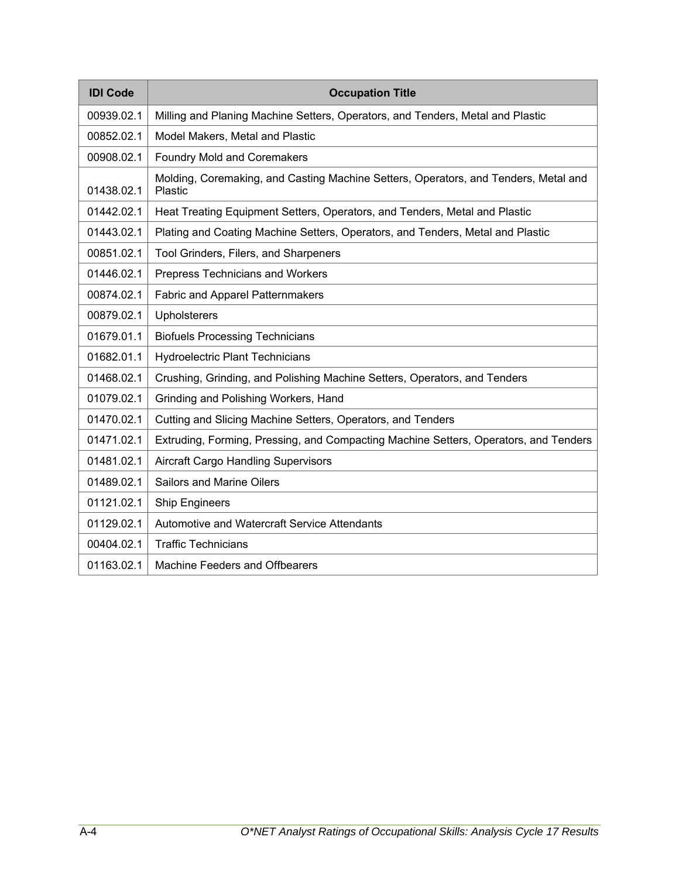| IDI Code | Occupation Title |
|---|---|
| 00939.02.1 | Milling and Planing Machine Setters, Operators, and Tenders, Metal and Plastic |
| 00852.02.1 | Model Makers, Metal and Plastic |
| 00908.02.1 | Foundry Mold and Coremakers |
| 01438.02.1 | Molding, Coremaking, and Casting Machine Setters, Operators, and Tenders, Metal and Plastic |
| 01442.02.1 | Heat Treating Equipment Setters, Operators, and Tenders, Metal and Plastic |
| 01443.02.1 | Plating and Coating Machine Setters, Operators, and Tenders, Metal and Plastic |
| 00851.02.1 | Tool Grinders, Filers, and Sharpeners |
| 01446.02.1 | Prepress Technicians and Workers |
| 00874.02.1 | Fabric and Apparel Patternmakers |
| 00879.02.1 | Upholsterers |
| 01679.01.1 | Biofuels Processing Technicians |
| 01682.01.1 | Hydroelectric Plant Technicians |
| 01468.02.1 | Crushing, Grinding, and Polishing Machine Setters, Operators, and Tenders |
| 01079.02.1 | Grinding and Polishing Workers, Hand |
| 01470.02.1 | Cutting and Slicing Machine Setters, Operators, and Tenders |
| 01471.02.1 | Extruding, Forming, Pressing, and Compacting Machine Setters, Operators, and Tenders |
| 01481.02.1 | Aircraft Cargo Handling Supervisors |
| 01489.02.1 | Sailors and Marine Oilers |
| 01121.02.1 | Ship Engineers |
| 01129.02.1 | Automotive and Watercraft Service Attendants |
| 00404.02.1 | Traffic Technicians |
| 01163.02.1 | Machine Feeders and Offbearers |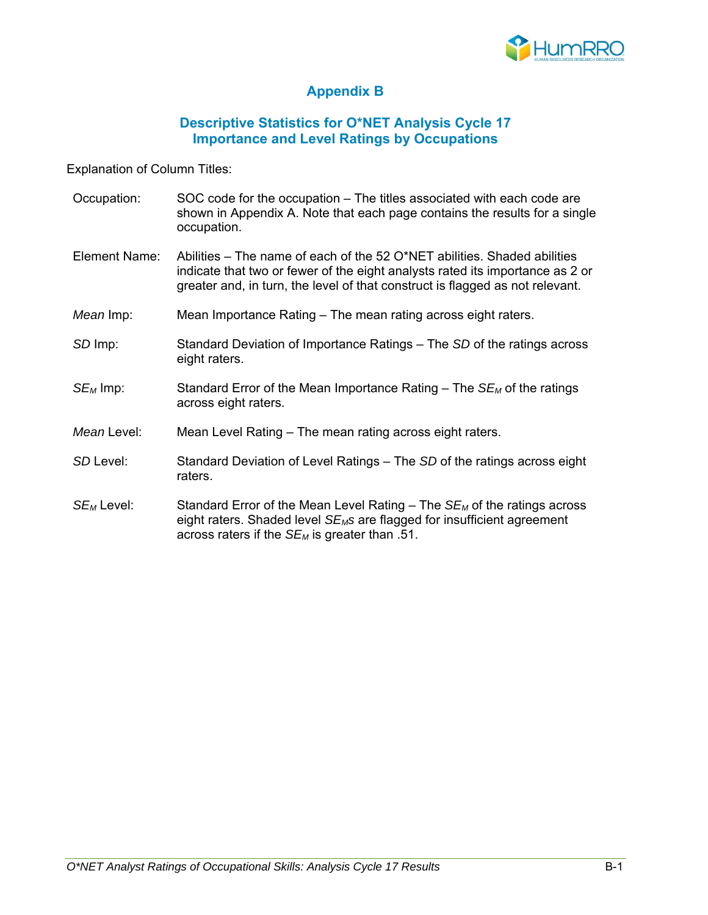# Appendix B

## Descriptive Statistics for O*NET Analysis Cycle 17 Importance and Level Ratings by Occupations

Explanation of Column Titles:

Occupation: SOC code for the occupation – The titles associated with each code are shown in Appendix A. Note that each page contains the results for a single occupation.

Element Name: Abilities – The name of each of the 52 O*NET abilities. Shaded abilities indicate that two or fewer of the eight analysts rated its importance as 2 or greater and, in turn, the level of that construct is flagged as not relevant.

*Mean* Imp: Mean Importance Rating – The mean rating across eight raters.

*SD* Imp: Standard Deviation of Importance Ratings – The *SD* of the ratings across eight raters.

$SE_M$ Imp: Standard Error of the Mean Importance Rating – The $SE_M$ of the ratings across eight raters.

*Mean* Level: Mean Level Rating – The mean rating across eight raters.

*SD* Level: Standard Deviation of Level Ratings – The *SD* of the ratings across eight raters.

$SE_M$ Level: Standard Error of the Mean Level Rating – The $SE_M$ of the ratings across eight raters. Shaded level $SE_M$s are flagged for insufficient agreement across raters if the $SE_M$ is greater than .51.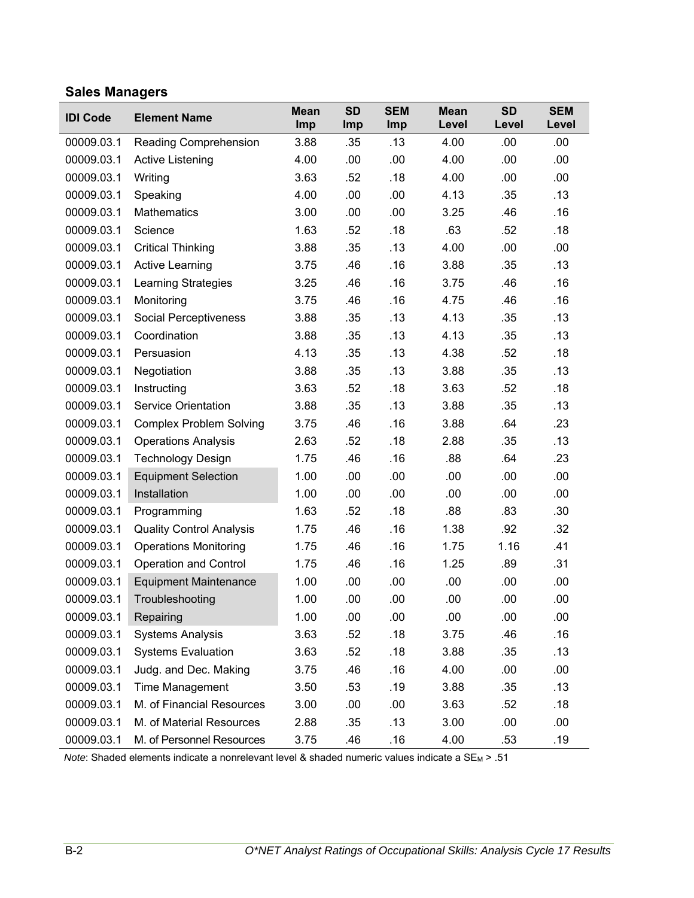## Sales Managers

| IDI Code | Element Name | Mean Imp | SD Imp | SEM Imp | Mean Level | SD Level | SEM Level |
|---|---|---|---|---|---|---|---|
| 00009.03.1 | Reading Comprehension | 3.88 | .35 | .13 | 4.00 | .00 | .00 |
| 00009.03.1 | Active Listening | 4.00 | .00 | .00 | 4.00 | .00 | .00 |
| 00009.03.1 | Writing | 3.63 | .52 | .18 | 4.00 | .00 | .00 |
| 00009.03.1 | Speaking | 4.00 | .00 | .00 | 4.13 | .35 | .13 |
| 00009.03.1 | Mathematics | 3.00 | .00 | .00 | 3.25 | .46 | .16 |
| 00009.03.1 | Science | 1.63 | .52 | .18 | .63 | .52 | .18 |
| 00009.03.1 | Critical Thinking | 3.88 | .35 | .13 | 4.00 | .00 | .00 |
| 00009.03.1 | Active Learning | 3.75 | .46 | .16 | 3.88 | .35 | .13 |
| 00009.03.1 | Learning Strategies | 3.25 | .46 | .16 | 3.75 | .46 | .16 |
| 00009.03.1 | Monitoring | 3.75 | .46 | .16 | 4.75 | .46 | .16 |
| 00009.03.1 | Social Perceptiveness | 3.88 | .35 | .13 | 4.13 | .35 | .13 |
| 00009.03.1 | Coordination | 3.88 | .35 | .13 | 4.13 | .35 | .13 |
| 00009.03.1 | Persuasion | 4.13 | .35 | .13 | 4.38 | .52 | .18 |
| 00009.03.1 | Negotiation | 3.88 | .35 | .13 | 3.88 | .35 | .13 |
| 00009.03.1 | Instructing | 3.63 | .52 | .18 | 3.63 | .52 | .18 |
| 00009.03.1 | Service Orientation | 3.88 | .35 | .13 | 3.88 | .35 | .13 |
| 00009.03.1 | Complex Problem Solving | 3.75 | .46 | .16 | 3.88 | .64 | .23 |
| 00009.03.1 | Operations Analysis | 2.63 | .52 | .18 | 2.88 | .35 | .13 |
| 00009.03.1 | Technology Design | 1.75 | .46 | .16 | .88 | .64 | .23 |
| 00009.03.1 | Equipment Selection | 1.00 | .00 | .00 | .00 | .00 | .00 |
| 00009.03.1 | Installation | 1.00 | .00 | .00 | .00 | .00 | .00 |
| 00009.03.1 | Programming | 1.63 | .52 | .18 | .88 | .83 | .30 |
| 00009.03.1 | Quality Control Analysis | 1.75 | .46 | .16 | 1.38 | .92 | .32 |
| 00009.03.1 | Operations Monitoring | 1.75 | .46 | .16 | 1.75 | 1.16 | .41 |
| 00009.03.1 | Operation and Control | 1.75 | .46 | .16 | 1.25 | .89 | .31 |
| 00009.03.1 | Equipment Maintenance | 1.00 | .00 | .00 | .00 | .00 | .00 |
| 00009.03.1 | Troubleshooting | 1.00 | .00 | .00 | .00 | .00 | .00 |
| 00009.03.1 | Repairing | 1.00 | .00 | .00 | .00 | .00 | .00 |
| 00009.03.1 | Systems Analysis | 3.63 | .52 | .18 | 3.75 | .46 | .16 |
| 00009.03.1 | Systems Evaluation | 3.63 | .52 | .18 | 3.88 | .35 | .13 |
| 00009.03.1 | Judg. and Dec. Making | 3.75 | .46 | .16 | 4.00 | .00 | .00 |
| 00009.03.1 | Time Management | 3.50 | .53 | .19 | 3.88 | .35 | .13 |
| 00009.03.1 | M. of Financial Resources | 3.00 | .00 | .00 | 3.63 | .52 | .18 |
| 00009.03.1 | M. of Material Resources | 2.88 | .35 | .13 | 3.00 | .00 | .00 |
| 00009.03.1 | M. of Personnel Resources | 3.75 | .46 | .16 | 4.00 | .53 | .19 |

*Note*: Shaded elements indicate a nonrelevant level & shaded numeric values indicate a $SE_M$ > .51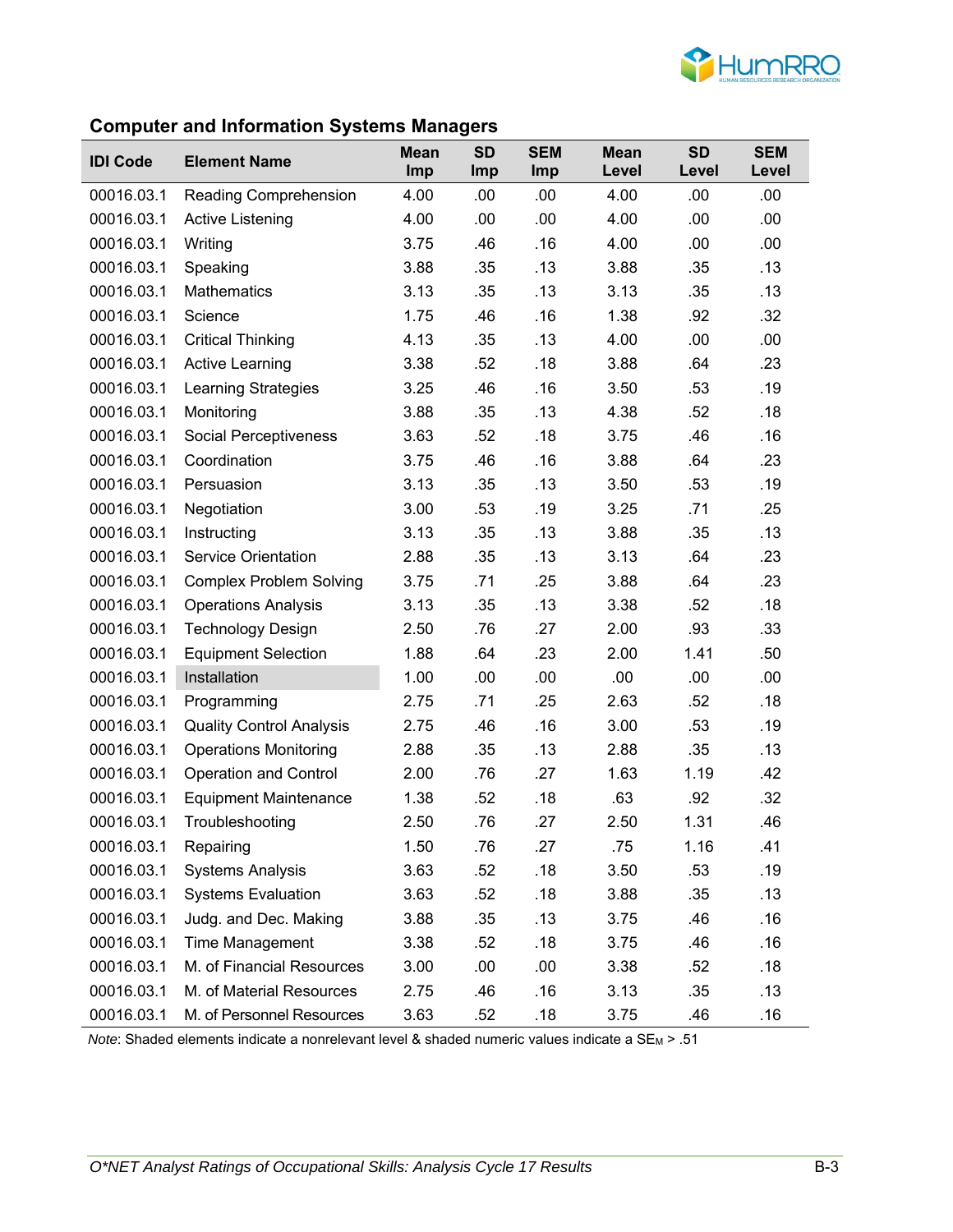## Computer and Information Systems Managers

| IDI Code | Element Name | Mean Imp | SD Imp | SEM Imp | Mean Level | SD Level | SEM Level |
|---|---|---|---|---|---|---|---|
| 00016.03.1 | Reading Comprehension | 4.00 | .00 | .00 | 4.00 | .00 | .00 |
| 00016.03.1 | Active Listening | 4.00 | .00 | .00 | 4.00 | .00 | .00 |
| 00016.03.1 | Writing | 3.75 | .46 | .16 | 4.00 | .00 | .00 |
| 00016.03.1 | Speaking | 3.88 | .35 | .13 | 3.88 | .35 | .13 |
| 00016.03.1 | Mathematics | 3.13 | .35 | .13 | 3.13 | .35 | .13 |
| 00016.03.1 | Science | 1.75 | .46 | .16 | 1.38 | .92 | .32 |
| 00016.03.1 | Critical Thinking | 4.13 | .35 | .13 | 4.00 | .00 | .00 |
| 00016.03.1 | Active Learning | 3.38 | .52 | .18 | 3.88 | .64 | .23 |
| 00016.03.1 | Learning Strategies | 3.25 | .46 | .16 | 3.50 | .53 | .19 |
| 00016.03.1 | Monitoring | 3.88 | .35 | .13 | 4.38 | .52 | .18 |
| 00016.03.1 | Social Perceptiveness | 3.63 | .52 | .18 | 3.75 | .46 | .16 |
| 00016.03.1 | Coordination | 3.75 | .46 | .16 | 3.88 | .64 | .23 |
| 00016.03.1 | Persuasion | 3.13 | .35 | .13 | 3.50 | .53 | .19 |
| 00016.03.1 | Negotiation | 3.00 | .53 | .19 | 3.25 | .71 | .25 |
| 00016.03.1 | Instructing | 3.13 | .35 | .13 | 3.88 | .35 | .13 |
| 00016.03.1 | Service Orientation | 2.88 | .35 | .13 | 3.13 | .64 | .23 |
| 00016.03.1 | Complex Problem Solving | 3.75 | .71 | .25 | 3.88 | .64 | .23 |
| 00016.03.1 | Operations Analysis | 3.13 | .35 | .13 | 3.38 | .52 | .18 |
| 00016.03.1 | Technology Design | 2.50 | .76 | .27 | 2.00 | .93 | .33 |
| 00016.03.1 | Equipment Selection | 1.88 | .64 | .23 | 2.00 | 1.41 | .50 |
| 00016.03.1 | Installation | 1.00 | .00 | .00 | .00 | .00 | .00 |
| 00016.03.1 | Programming | 2.75 | .71 | .25 | 2.63 | .52 | .18 |
| 00016.03.1 | Quality Control Analysis | 2.75 | .46 | .16 | 3.00 | .53 | .19 |
| 00016.03.1 | Operations Monitoring | 2.88 | .35 | .13 | 2.88 | .35 | .13 |
| 00016.03.1 | Operation and Control | 2.00 | .76 | .27 | 1.63 | 1.19 | .42 |
| 00016.03.1 | Equipment Maintenance | 1.38 | .52 | .18 | .63 | .92 | .32 |
| 00016.03.1 | Troubleshooting | 2.50 | .76 | .27 | 2.50 | 1.31 | .46 |
| 00016.03.1 | Repairing | 1.50 | .76 | .27 | .75 | 1.16 | .41 |
| 00016.03.1 | Systems Analysis | 3.63 | .52 | .18 | 3.50 | .53 | .19 |
| 00016.03.1 | Systems Evaluation | 3.63 | .52 | .18 | 3.88 | .35 | .13 |
| 00016.03.1 | Judg. and Dec. Making | 3.88 | .35 | .13 | 3.75 | .46 | .16 |
| 00016.03.1 | Time Management | 3.38 | .52 | .18 | 3.75 | .46 | .16 |
| 00016.03.1 | M. of Financial Resources | 3.00 | .00 | .00 | 3.38 | .52 | .18 |
| 00016.03.1 | M. of Material Resources | 2.75 | .46 | .16 | 3.13 | .35 | .13 |
| 00016.03.1 | M. of Personnel Resources | 3.63 | .52 | .18 | 3.75 | .46 | .16 |

*Note*: Shaded elements indicate a nonrelevant level & shaded numeric values indicate a $SE_M$ > .51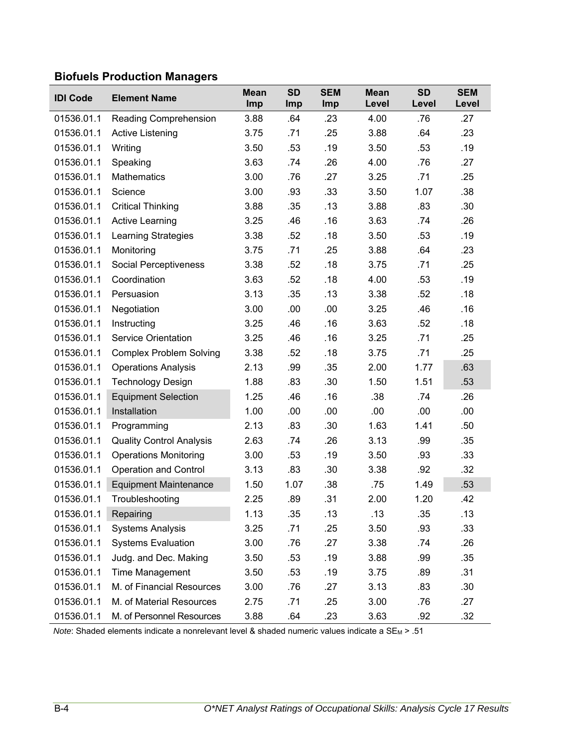### Biofuels Production Managers

| IDI Code | Element Name | Mean Imp | SD Imp | SEM Imp | Mean Level | SD Level | SEM Level |
|---|---|---|---|---|---|---|---|
| 01536.01.1 | Reading Comprehension | 3.88 | .64 | .23 | 4.00 | .76 | .27 |
| 01536.01.1 | Active Listening | 3.75 | .71 | .25 | 3.88 | .64 | .23 |
| 01536.01.1 | Writing | 3.50 | .53 | .19 | 3.50 | .53 | .19 |
| 01536.01.1 | Speaking | 3.63 | .74 | .26 | 4.00 | .76 | .27 |
| 01536.01.1 | Mathematics | 3.00 | .76 | .27 | 3.25 | .71 | .25 |
| 01536.01.1 | Science | 3.00 | .93 | .33 | 3.50 | 1.07 | .38 |
| 01536.01.1 | Critical Thinking | 3.88 | .35 | .13 | 3.88 | .83 | .30 |
| 01536.01.1 | Active Learning | 3.25 | .46 | .16 | 3.63 | .74 | .26 |
| 01536.01.1 | Learning Strategies | 3.38 | .52 | .18 | 3.50 | .53 | .19 |
| 01536.01.1 | Monitoring | 3.75 | .71 | .25 | 3.88 | .64 | .23 |
| 01536.01.1 | Social Perceptiveness | 3.38 | .52 | .18 | 3.75 | .71 | .25 |
| 01536.01.1 | Coordination | 3.63 | .52 | .18 | 4.00 | .53 | .19 |
| 01536.01.1 | Persuasion | 3.13 | .35 | .13 | 3.38 | .52 | .18 |
| 01536.01.1 | Negotiation | 3.00 | .00 | .00 | 3.25 | .46 | .16 |
| 01536.01.1 | Instructing | 3.25 | .46 | .16 | 3.63 | .52 | .18 |
| 01536.01.1 | Service Orientation | 3.25 | .46 | .16 | 3.25 | .71 | .25 |
| 01536.01.1 | Complex Problem Solving | 3.38 | .52 | .18 | 3.75 | .71 | .25 |
| 01536.01.1 | Operations Analysis | 2.13 | .99 | .35 | 2.00 | 1.77 | .63 |
| 01536.01.1 | Technology Design | 1.88 | .83 | .30 | 1.50 | 1.51 | .53 |
| 01536.01.1 | Equipment Selection | 1.25 | .46 | .16 | .38 | .74 | .26 |
| 01536.01.1 | Installation | 1.00 | .00 | .00 | .00 | .00 | .00 |
| 01536.01.1 | Programming | 2.13 | .83 | .30 | 1.63 | 1.41 | .50 |
| 01536.01.1 | Quality Control Analysis | 2.63 | .74 | .26 | 3.13 | .99 | .35 |
| 01536.01.1 | Operations Monitoring | 3.00 | .53 | .19 | 3.50 | .93 | .33 |
| 01536.01.1 | Operation and Control | 3.13 | .83 | .30 | 3.38 | .92 | .32 |
| 01536.01.1 | Equipment Maintenance | 1.50 | 1.07 | .38 | .75 | 1.49 | .53 |
| 01536.01.1 | Troubleshooting | 2.25 | .89 | .31 | 2.00 | 1.20 | .42 |
| 01536.01.1 | Repairing | 1.13 | .35 | .13 | .13 | .35 | .13 |
| 01536.01.1 | Systems Analysis | 3.25 | .71 | .25 | 3.50 | .93 | .33 |
| 01536.01.1 | Systems Evaluation | 3.00 | .76 | .27 | 3.38 | .74 | .26 |
| 01536.01.1 | Judg. and Dec. Making | 3.50 | .53 | .19 | 3.88 | .99 | .35 |
| 01536.01.1 | Time Management | 3.50 | .53 | .19 | 3.75 | .89 | .31 |
| 01536.01.1 | M. of Financial Resources | 3.00 | .76 | .27 | 3.13 | .83 | .30 |
| 01536.01.1 | M. of Material Resources | 2.75 | .71 | .25 | 3.00 | .76 | .27 |
| 01536.01.1 | M. of Personnel Resources | 3.88 | .64 | .23 | 3.63 | .92 | .32 |

*Note*: Shaded elements indicate a nonrelevant level & shaded numeric values indicate a $SE_M > .51$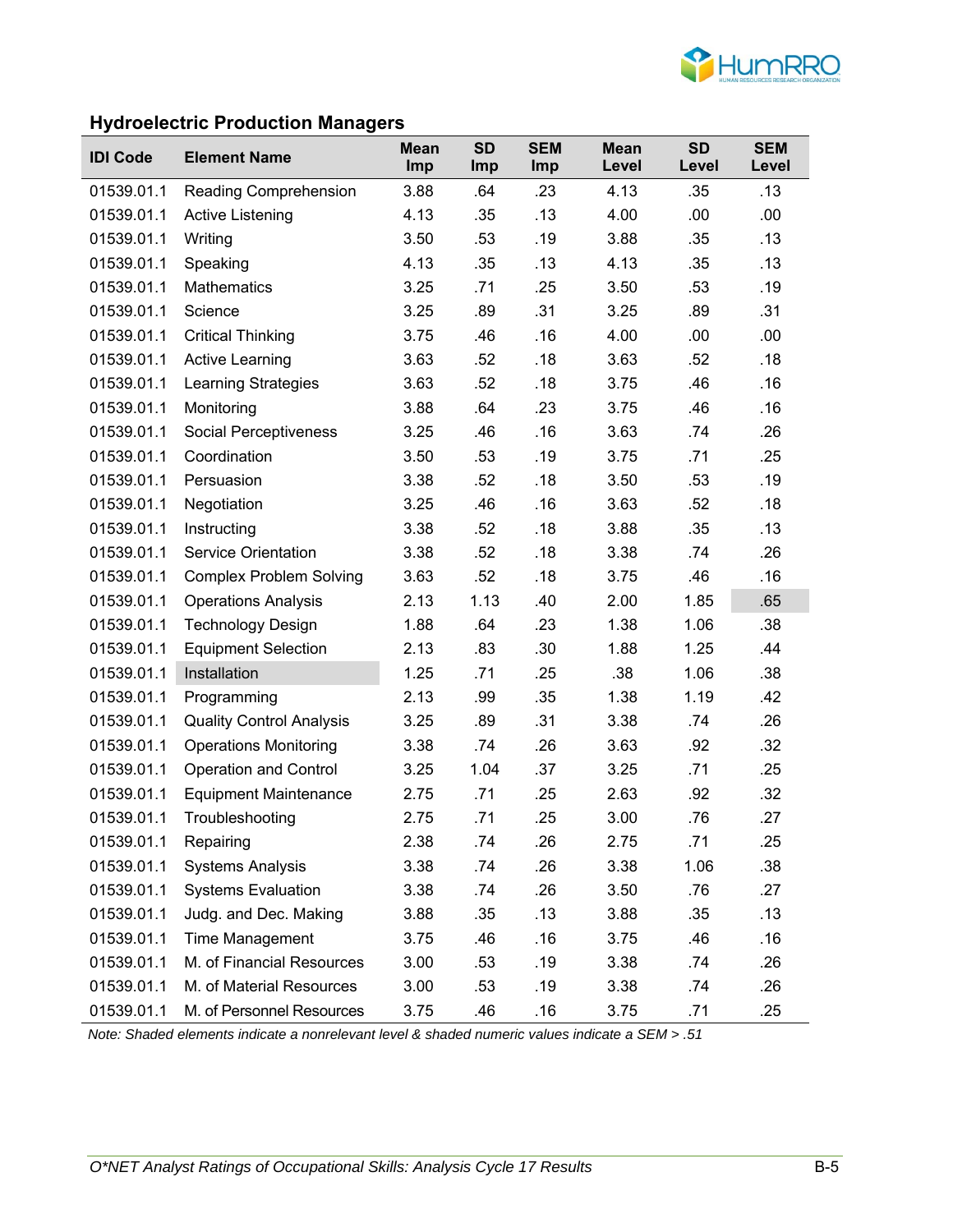## Hydroelectric Production Managers

| IDI Code | Element Name | Mean Imp | SD Imp | SEM Imp | Mean Level | SD Level | SEM Level |
|---|---|---|---|---|---|---|---|
| 01539.01.1 | Reading Comprehension | 3.88 | .64 | .23 | 4.13 | .35 | .13 |
| 01539.01.1 | Active Listening | 4.13 | .35 | .13 | 4.00 | .00 | .00 |
| 01539.01.1 | Writing | 3.50 | .53 | .19 | 3.88 | .35 | .13 |
| 01539.01.1 | Speaking | 4.13 | .35 | .13 | 4.13 | .35 | .13 |
| 01539.01.1 | Mathematics | 3.25 | .71 | .25 | 3.50 | .53 | .19 |
| 01539.01.1 | Science | 3.25 | .89 | .31 | 3.25 | .89 | .31 |
| 01539.01.1 | Critical Thinking | 3.75 | .46 | .16 | 4.00 | .00 | .00 |
| 01539.01.1 | Active Learning | 3.63 | .52 | .18 | 3.63 | .52 | .18 |
| 01539.01.1 | Learning Strategies | 3.63 | .52 | .18 | 3.75 | .46 | .16 |
| 01539.01.1 | Monitoring | 3.88 | .64 | .23 | 3.75 | .46 | .16 |
| 01539.01.1 | Social Perceptiveness | 3.25 | .46 | .16 | 3.63 | .74 | .26 |
| 01539.01.1 | Coordination | 3.50 | .53 | .19 | 3.75 | .71 | .25 |
| 01539.01.1 | Persuasion | 3.38 | .52 | .18 | 3.50 | .53 | .19 |
| 01539.01.1 | Negotiation | 3.25 | .46 | .16 | 3.63 | .52 | .18 |
| 01539.01.1 | Instructing | 3.38 | .52 | .18 | 3.88 | .35 | .13 |
| 01539.01.1 | Service Orientation | 3.38 | .52 | .18 | 3.38 | .74 | .26 |
| 01539.01.1 | Complex Problem Solving | 3.63 | .52 | .18 | 3.75 | .46 | .16 |
| 01539.01.1 | Operations Analysis | 2.13 | 1.13 | .40 | 2.00 | 1.85 | .65 |
| 01539.01.1 | Technology Design | 1.88 | .64 | .23 | 1.38 | 1.06 | .38 |
| 01539.01.1 | Equipment Selection | 2.13 | .83 | .30 | 1.88 | 1.25 | .44 |
| 01539.01.1 | Installation | 1.25 | .71 | .25 | .38 | 1.06 | .38 |
| 01539.01.1 | Programming | 2.13 | .99 | .35 | 1.38 | 1.19 | .42 |
| 01539.01.1 | Quality Control Analysis | 3.25 | .89 | .31 | 3.38 | .74 | .26 |
| 01539.01.1 | Operations Monitoring | 3.38 | .74 | .26 | 3.63 | .92 | .32 |
| 01539.01.1 | Operation and Control | 3.25 | 1.04 | .37 | 3.25 | .71 | .25 |
| 01539.01.1 | Equipment Maintenance | 2.75 | .71 | .25 | 2.63 | .92 | .32 |
| 01539.01.1 | Troubleshooting | 2.75 | .71 | .25 | 3.00 | .76 | .27 |
| 01539.01.1 | Repairing | 2.38 | .74 | .26 | 2.75 | .71 | .25 |
| 01539.01.1 | Systems Analysis | 3.38 | .74 | .26 | 3.38 | 1.06 | .38 |
| 01539.01.1 | Systems Evaluation | 3.38 | .74 | .26 | 3.50 | .76 | .27 |
| 01539.01.1 | Judg. and Dec. Making | 3.88 | .35 | .13 | 3.88 | .35 | .13 |
| 01539.01.1 | Time Management | 3.75 | .46 | .16 | 3.75 | .46 | .16 |
| 01539.01.1 | M. of Financial Resources | 3.00 | .53 | .19 | 3.38 | .74 | .26 |
| 01539.01.1 | M. of Material Resources | 3.00 | .53 | .19 | 3.38 | .74 | .26 |
| 01539.01.1 | M. of Personnel Resources | 3.75 | .46 | .16 | 3.75 | .71 | .25 |

*Note: Shaded elements indicate a nonrelevant level & shaded numeric values indicate a SEM > .51*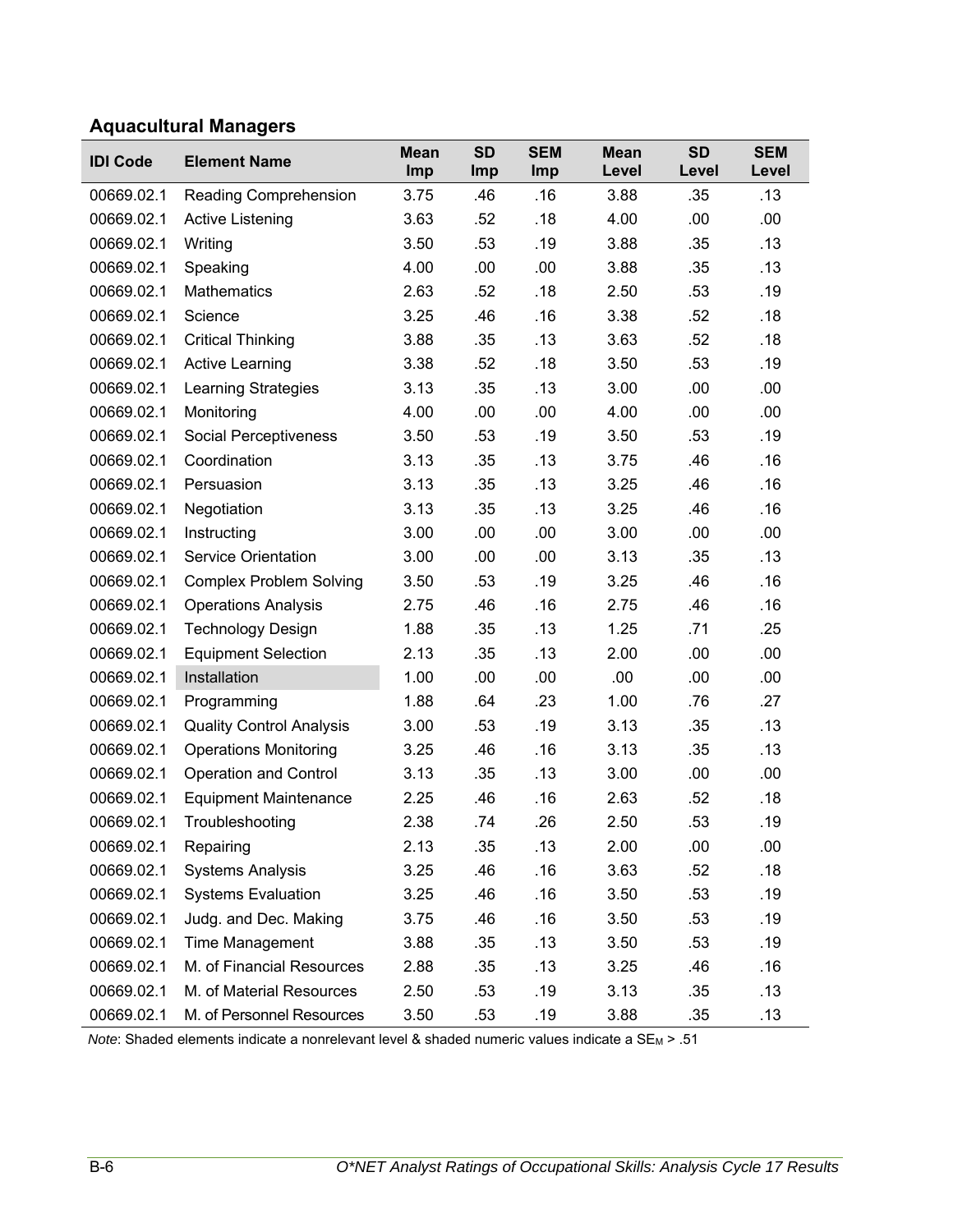## Aquacultural Managers

| IDI Code | Element Name | Mean Imp | SD Imp | SEM Imp | Mean Level | SD Level | SEM Level |
|---|---|---|---|---|---|---|---|
| 00669.02.1 | Reading Comprehension | 3.75 | .46 | .16 | 3.88 | .35 | .13 |
| 00669.02.1 | Active Listening | 3.63 | .52 | .18 | 4.00 | .00 | .00 |
| 00669.02.1 | Writing | 3.50 | .53 | .19 | 3.88 | .35 | .13 |
| 00669.02.1 | Speaking | 4.00 | .00 | .00 | 3.88 | .35 | .13 |
| 00669.02.1 | Mathematics | 2.63 | .52 | .18 | 2.50 | .53 | .19 |
| 00669.02.1 | Science | 3.25 | .46 | .16 | 3.38 | .52 | .18 |
| 00669.02.1 | Critical Thinking | 3.88 | .35 | .13 | 3.63 | .52 | .18 |
| 00669.02.1 | Active Learning | 3.38 | .52 | .18 | 3.50 | .53 | .19 |
| 00669.02.1 | Learning Strategies | 3.13 | .35 | .13 | 3.00 | .00 | .00 |
| 00669.02.1 | Monitoring | 4.00 | .00 | .00 | 4.00 | .00 | .00 |
| 00669.02.1 | Social Perceptiveness | 3.50 | .53 | .19 | 3.50 | .53 | .19 |
| 00669.02.1 | Coordination | 3.13 | .35 | .13 | 3.75 | .46 | .16 |
| 00669.02.1 | Persuasion | 3.13 | .35 | .13 | 3.25 | .46 | .16 |
| 00669.02.1 | Negotiation | 3.13 | .35 | .13 | 3.25 | .46 | .16 |
| 00669.02.1 | Instructing | 3.00 | .00 | .00 | 3.00 | .00 | .00 |
| 00669.02.1 | Service Orientation | 3.00 | .00 | .00 | 3.13 | .35 | .13 |
| 00669.02.1 | Complex Problem Solving | 3.50 | .53 | .19 | 3.25 | .46 | .16 |
| 00669.02.1 | Operations Analysis | 2.75 | .46 | .16 | 2.75 | .46 | .16 |
| 00669.02.1 | Technology Design | 1.88 | .35 | .13 | 1.25 | .71 | .25 |
| 00669.02.1 | Equipment Selection | 2.13 | .35 | .13 | 2.00 | .00 | .00 |
| 00669.02.1 | Installation | 1.00 | .00 | .00 | .00 | .00 | .00 |
| 00669.02.1 | Programming | 1.88 | .64 | .23 | 1.00 | .76 | .27 |
| 00669.02.1 | Quality Control Analysis | 3.00 | .53 | .19 | 3.13 | .35 | .13 |
| 00669.02.1 | Operations Monitoring | 3.25 | .46 | .16 | 3.13 | .35 | .13 |
| 00669.02.1 | Operation and Control | 3.13 | .35 | .13 | 3.00 | .00 | .00 |
| 00669.02.1 | Equipment Maintenance | 2.25 | .46 | .16 | 2.63 | .52 | .18 |
| 00669.02.1 | Troubleshooting | 2.38 | .74 | .26 | 2.50 | .53 | .19 |
| 00669.02.1 | Repairing | 2.13 | .35 | .13 | 2.00 | .00 | .00 |
| 00669.02.1 | Systems Analysis | 3.25 | .46 | .16 | 3.63 | .52 | .18 |
| 00669.02.1 | Systems Evaluation | 3.25 | .46 | .16 | 3.50 | .53 | .19 |
| 00669.02.1 | Judg. and Dec. Making | 3.75 | .46 | .16 | 3.50 | .53 | .19 |
| 00669.02.1 | Time Management | 3.88 | .35 | .13 | 3.50 | .53 | .19 |
| 00669.02.1 | M. of Financial Resources | 2.88 | .35 | .13 | 3.25 | .46 | .16 |
| 00669.02.1 | M. of Material Resources | 2.50 | .53 | .19 | 3.13 | .35 | .13 |
| 00669.02.1 | M. of Personnel Resources | 3.50 | .53 | .19 | 3.88 | .35 | .13 |

*Note*: Shaded elements indicate a nonrelevant level & shaded numeric values indicate a $SE_M$ > .51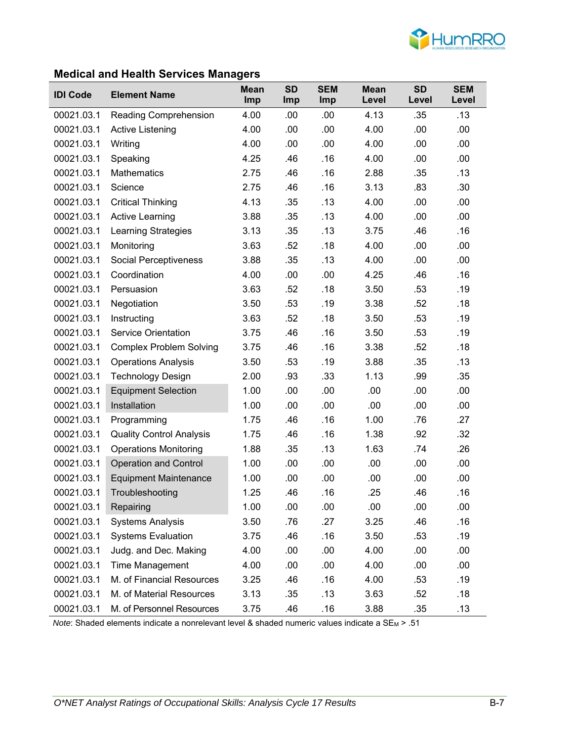## Medical and Health Services Managers

| IDI Code | Element Name | Mean Imp | SD Imp | SEM Imp | Mean Level | SD Level | SEM Level |
|---|---|---|---|---|---|---|---|
| 00021.03.1 | Reading Comprehension | 4.00 | .00 | .00 | 4.13 | .35 | .13 |
| 00021.03.1 | Active Listening | 4.00 | .00 | .00 | 4.00 | .00 | .00 |
| 00021.03.1 | Writing | 4.00 | .00 | .00 | 4.00 | .00 | .00 |
| 00021.03.1 | Speaking | 4.25 | .46 | .16 | 4.00 | .00 | .00 |
| 00021.03.1 | Mathematics | 2.75 | .46 | .16 | 2.88 | .35 | .13 |
| 00021.03.1 | Science | 2.75 | .46 | .16 | 3.13 | .83 | .30 |
| 00021.03.1 | Critical Thinking | 4.13 | .35 | .13 | 4.00 | .00 | .00 |
| 00021.03.1 | Active Learning | 3.88 | .35 | .13 | 4.00 | .00 | .00 |
| 00021.03.1 | Learning Strategies | 3.13 | .35 | .13 | 3.75 | .46 | .16 |
| 00021.03.1 | Monitoring | 3.63 | .52 | .18 | 4.00 | .00 | .00 |
| 00021.03.1 | Social Perceptiveness | 3.88 | .35 | .13 | 4.00 | .00 | .00 |
| 00021.03.1 | Coordination | 4.00 | .00 | .00 | 4.25 | .46 | .16 |
| 00021.03.1 | Persuasion | 3.63 | .52 | .18 | 3.50 | .53 | .19 |
| 00021.03.1 | Negotiation | 3.50 | .53 | .19 | 3.38 | .52 | .18 |
| 00021.03.1 | Instructing | 3.63 | .52 | .18 | 3.50 | .53 | .19 |
| 00021.03.1 | Service Orientation | 3.75 | .46 | .16 | 3.50 | .53 | .19 |
| 00021.03.1 | Complex Problem Solving | 3.75 | .46 | .16 | 3.38 | .52 | .18 |
| 00021.03.1 | Operations Analysis | 3.50 | .53 | .19 | 3.88 | .35 | .13 |
| 00021.03.1 | Technology Design | 2.00 | .93 | .33 | 1.13 | .99 | .35 |
| 00021.03.1 | Equipment Selection | 1.00 | .00 | .00 | .00 | .00 | .00 |
| 00021.03.1 | Installation | 1.00 | .00 | .00 | .00 | .00 | .00 |
| 00021.03.1 | Programming | 1.75 | .46 | .16 | 1.00 | .76 | .27 |
| 00021.03.1 | Quality Control Analysis | 1.75 | .46 | .16 | 1.38 | .92 | .32 |
| 00021.03.1 | Operations Monitoring | 1.88 | .35 | .13 | 1.63 | .74 | .26 |
| 00021.03.1 | Operation and Control | 1.00 | .00 | .00 | .00 | .00 | .00 |
| 00021.03.1 | Equipment Maintenance | 1.00 | .00 | .00 | .00 | .00 | .00 |
| 00021.03.1 | Troubleshooting | 1.25 | .46 | .16 | .25 | .46 | .16 |
| 00021.03.1 | Repairing | 1.00 | .00 | .00 | .00 | .00 | .00 |
| 00021.03.1 | Systems Analysis | 3.50 | .76 | .27 | 3.25 | .46 | .16 |
| 00021.03.1 | Systems Evaluation | 3.75 | .46 | .16 | 3.50 | .53 | .19 |
| 00021.03.1 | Judg. and Dec. Making | 4.00 | .00 | .00 | 4.00 | .00 | .00 |
| 00021.03.1 | Time Management | 4.00 | .00 | .00 | 4.00 | .00 | .00 |
| 00021.03.1 | M. of Financial Resources | 3.25 | .46 | .16 | 4.00 | .53 | .19 |
| 00021.03.1 | M. of Material Resources | 3.13 | .35 | .13 | 3.63 | .52 | .18 |
| 00021.03.1 | M. of Personnel Resources | 3.75 | .46 | .16 | 3.88 | .35 | .13 |

*Note*: Shaded elements indicate a nonrelevant level & shaded numeric values indicate a $SE_M$ > .51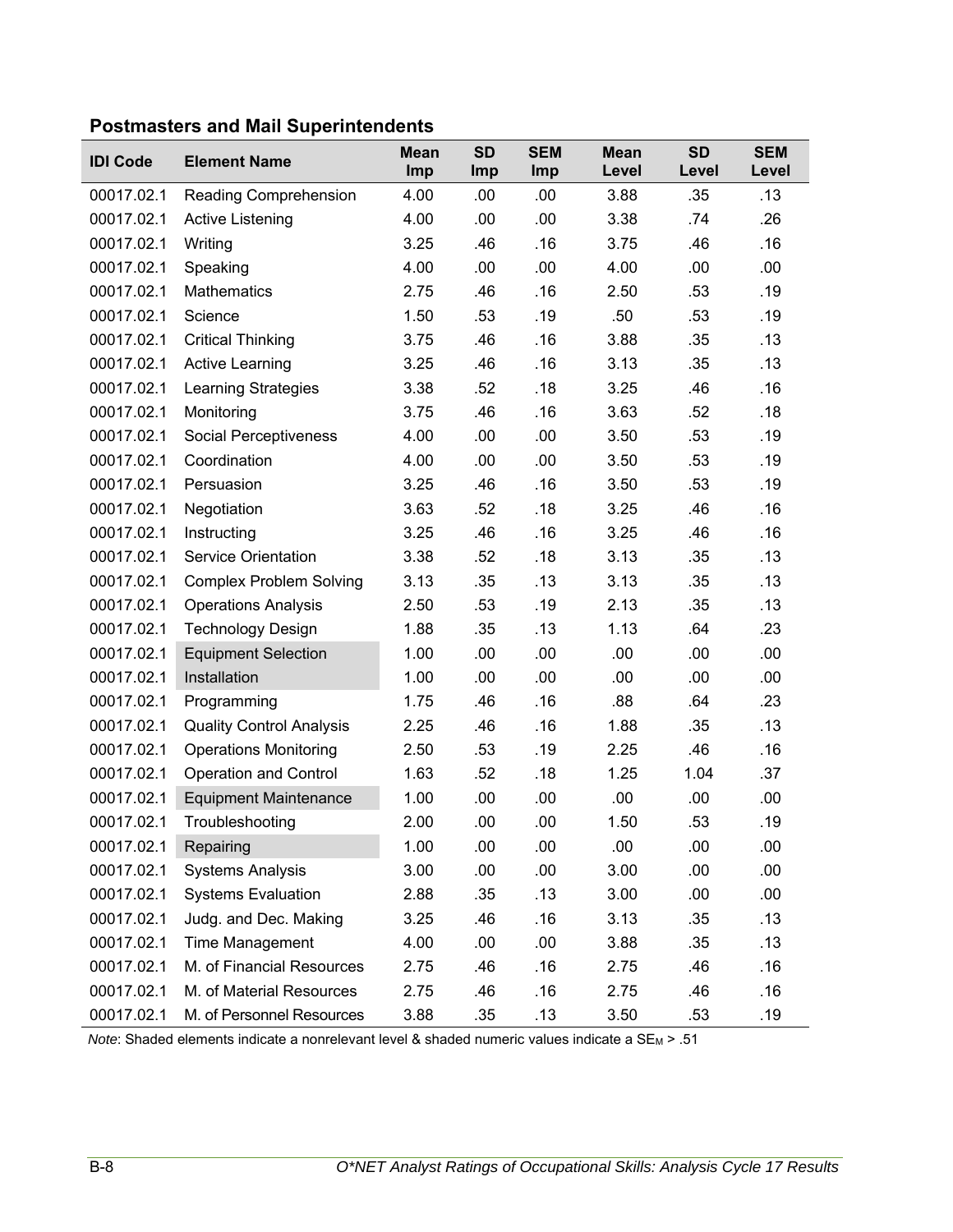### Postmasters and Mail Superintendents

| IDI Code | Element Name | Mean Imp | SD Imp | SEM Imp | Mean Level | SD Level | SEM Level |
|---|---|---|---|---|---|---|---|
| 00017.02.1 | Reading Comprehension | 4.00 | .00 | .00 | 3.88 | .35 | .13 |
| 00017.02.1 | Active Listening | 4.00 | .00 | .00 | 3.38 | .74 | .26 |
| 00017.02.1 | Writing | 3.25 | .46 | .16 | 3.75 | .46 | .16 |
| 00017.02.1 | Speaking | 4.00 | .00 | .00 | 4.00 | .00 | .00 |
| 00017.02.1 | Mathematics | 2.75 | .46 | .16 | 2.50 | .53 | .19 |
| 00017.02.1 | Science | 1.50 | .53 | .19 | .50 | .53 | .19 |
| 00017.02.1 | Critical Thinking | 3.75 | .46 | .16 | 3.88 | .35 | .13 |
| 00017.02.1 | Active Learning | 3.25 | .46 | .16 | 3.13 | .35 | .13 |
| 00017.02.1 | Learning Strategies | 3.38 | .52 | .18 | 3.25 | .46 | .16 |
| 00017.02.1 | Monitoring | 3.75 | .46 | .16 | 3.63 | .52 | .18 |
| 00017.02.1 | Social Perceptiveness | 4.00 | .00 | .00 | 3.50 | .53 | .19 |
| 00017.02.1 | Coordination | 4.00 | .00 | .00 | 3.50 | .53 | .19 |
| 00017.02.1 | Persuasion | 3.25 | .46 | .16 | 3.50 | .53 | .19 |
| 00017.02.1 | Negotiation | 3.63 | .52 | .18 | 3.25 | .46 | .16 |
| 00017.02.1 | Instructing | 3.25 | .46 | .16 | 3.25 | .46 | .16 |
| 00017.02.1 | Service Orientation | 3.38 | .52 | .18 | 3.13 | .35 | .13 |
| 00017.02.1 | Complex Problem Solving | 3.13 | .35 | .13 | 3.13 | .35 | .13 |
| 00017.02.1 | Operations Analysis | 2.50 | .53 | .19 | 2.13 | .35 | .13 |
| 00017.02.1 | Technology Design | 1.88 | .35 | .13 | 1.13 | .64 | .23 |
| 00017.02.1 | Equipment Selection | 1.00 | .00 | .00 | .00 | .00 | .00 |
| 00017.02.1 | Installation | 1.00 | .00 | .00 | .00 | .00 | .00 |
| 00017.02.1 | Programming | 1.75 | .46 | .16 | .88 | .64 | .23 |
| 00017.02.1 | Quality Control Analysis | 2.25 | .46 | .16 | 1.88 | .35 | .13 |
| 00017.02.1 | Operations Monitoring | 2.50 | .53 | .19 | 2.25 | .46 | .16 |
| 00017.02.1 | Operation and Control | 1.63 | .52 | .18 | 1.25 | 1.04 | .37 |
| 00017.02.1 | Equipment Maintenance | 1.00 | .00 | .00 | .00 | .00 | .00 |
| 00017.02.1 | Troubleshooting | 2.00 | .00 | .00 | 1.50 | .53 | .19 |
| 00017.02.1 | Repairing | 1.00 | .00 | .00 | .00 | .00 | .00 |
| 00017.02.1 | Systems Analysis | 3.00 | .00 | .00 | 3.00 | .00 | .00 |
| 00017.02.1 | Systems Evaluation | 2.88 | .35 | .13 | 3.00 | .00 | .00 |
| 00017.02.1 | Judg. and Dec. Making | 3.25 | .46 | .16 | 3.13 | .35 | .13 |
| 00017.02.1 | Time Management | 4.00 | .00 | .00 | 3.88 | .35 | .13 |
| 00017.02.1 | M. of Financial Resources | 2.75 | .46 | .16 | 2.75 | .46 | .16 |
| 00017.02.1 | M. of Material Resources | 2.75 | .46 | .16 | 2.75 | .46 | .16 |
| 00017.02.1 | M. of Personnel Resources | 3.88 | .35 | .13 | 3.50 | .53 | .19 |

*Note*: Shaded elements indicate a nonrelevant level & shaded numeric values indicate a $SE_M > .51$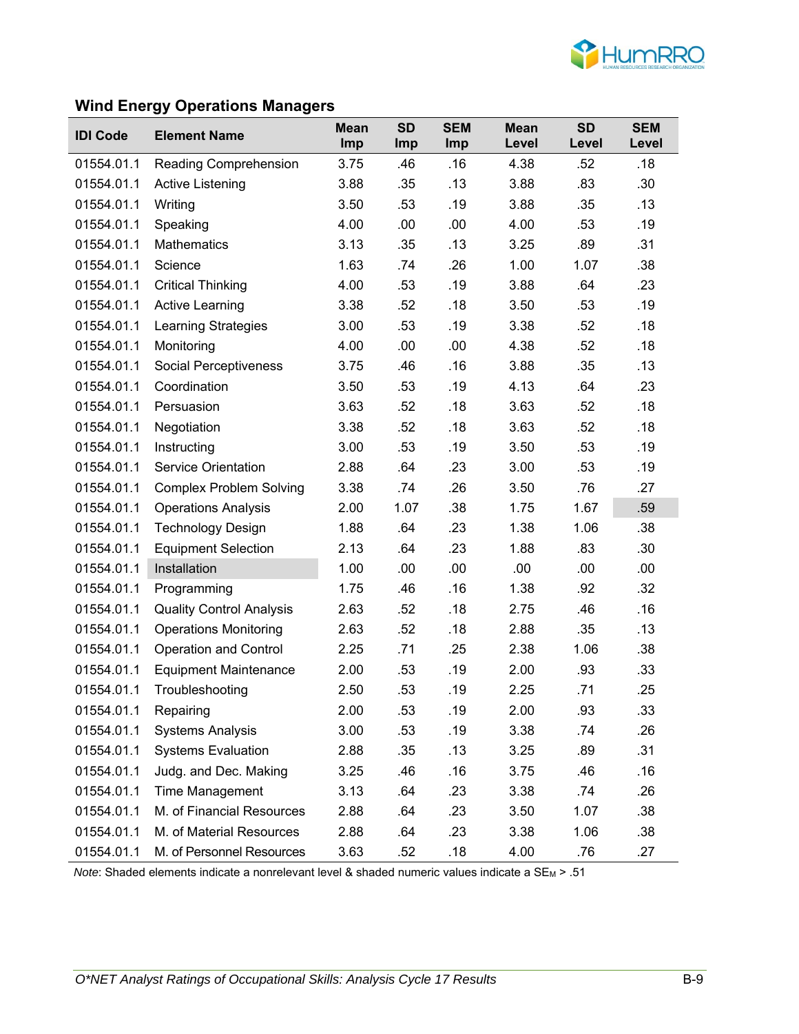## Wind Energy Operations Managers

| IDI Code | Element Name | Mean Imp | SD Imp | SEM Imp | Mean Level | SD Level | SEM Level |
|---|---|---|---|---|---|---|---|
| 01554.01.1 | Reading Comprehension | 3.75 | .46 | .16 | 4.38 | .52 | .18 |
| 01554.01.1 | Active Listening | 3.88 | .35 | .13 | 3.88 | .83 | .30 |
| 01554.01.1 | Writing | 3.50 | .53 | .19 | 3.88 | .35 | .13 |
| 01554.01.1 | Speaking | 4.00 | .00 | .00 | 4.00 | .53 | .19 |
| 01554.01.1 | Mathematics | 3.13 | .35 | .13 | 3.25 | .89 | .31 |
| 01554.01.1 | Science | 1.63 | .74 | .26 | 1.00 | 1.07 | .38 |
| 01554.01.1 | Critical Thinking | 4.00 | .53 | .19 | 3.88 | .64 | .23 |
| 01554.01.1 | Active Learning | 3.38 | .52 | .18 | 3.50 | .53 | .19 |
| 01554.01.1 | Learning Strategies | 3.00 | .53 | .19 | 3.38 | .52 | .18 |
| 01554.01.1 | Monitoring | 4.00 | .00 | .00 | 4.38 | .52 | .18 |
| 01554.01.1 | Social Perceptiveness | 3.75 | .46 | .16 | 3.88 | .35 | .13 |
| 01554.01.1 | Coordination | 3.50 | .53 | .19 | 4.13 | .64 | .23 |
| 01554.01.1 | Persuasion | 3.63 | .52 | .18 | 3.63 | .52 | .18 |
| 01554.01.1 | Negotiation | 3.38 | .52 | .18 | 3.63 | .52 | .18 |
| 01554.01.1 | Instructing | 3.00 | .53 | .19 | 3.50 | .53 | .19 |
| 01554.01.1 | Service Orientation | 2.88 | .64 | .23 | 3.00 | .53 | .19 |
| 01554.01.1 | Complex Problem Solving | 3.38 | .74 | .26 | 3.50 | .76 | .27 |
| 01554.01.1 | Operations Analysis | 2.00 | 1.07 | .38 | 1.75 | 1.67 | .59 |
| 01554.01.1 | Technology Design | 1.88 | .64 | .23 | 1.38 | 1.06 | .38 |
| 01554.01.1 | Equipment Selection | 2.13 | .64 | .23 | 1.88 | .83 | .30 |
| 01554.01.1 | Installation | 1.00 | .00 | .00 | .00 | .00 | .00 |
| 01554.01.1 | Programming | 1.75 | .46 | .16 | 1.38 | .92 | .32 |
| 01554.01.1 | Quality Control Analysis | 2.63 | .52 | .18 | 2.75 | .46 | .16 |
| 01554.01.1 | Operations Monitoring | 2.63 | .52 | .18 | 2.88 | .35 | .13 |
| 01554.01.1 | Operation and Control | 2.25 | .71 | .25 | 2.38 | 1.06 | .38 |
| 01554.01.1 | Equipment Maintenance | 2.00 | .53 | .19 | 2.00 | .93 | .33 |
| 01554.01.1 | Troubleshooting | 2.50 | .53 | .19 | 2.25 | .71 | .25 |
| 01554.01.1 | Repairing | 2.00 | .53 | .19 | 2.00 | .93 | .33 |
| 01554.01.1 | Systems Analysis | 3.00 | .53 | .19 | 3.38 | .74 | .26 |
| 01554.01.1 | Systems Evaluation | 2.88 | .35 | .13 | 3.25 | .89 | .31 |
| 01554.01.1 | Judg. and Dec. Making | 3.25 | .46 | .16 | 3.75 | .46 | .16 |
| 01554.01.1 | Time Management | 3.13 | .64 | .23 | 3.38 | .74 | .26 |
| 01554.01.1 | M. of Financial Resources | 2.88 | .64 | .23 | 3.50 | 1.07 | .38 |
| 01554.01.1 | M. of Material Resources | 2.88 | .64 | .23 | 3.38 | 1.06 | .38 |
| 01554.01.1 | M. of Personnel Resources | 3.63 | .52 | .18 | 4.00 | .76 | .27 |

*Note*: Shaded elements indicate a nonrelevant level & shaded numeric values indicate a $SE_M$ > .51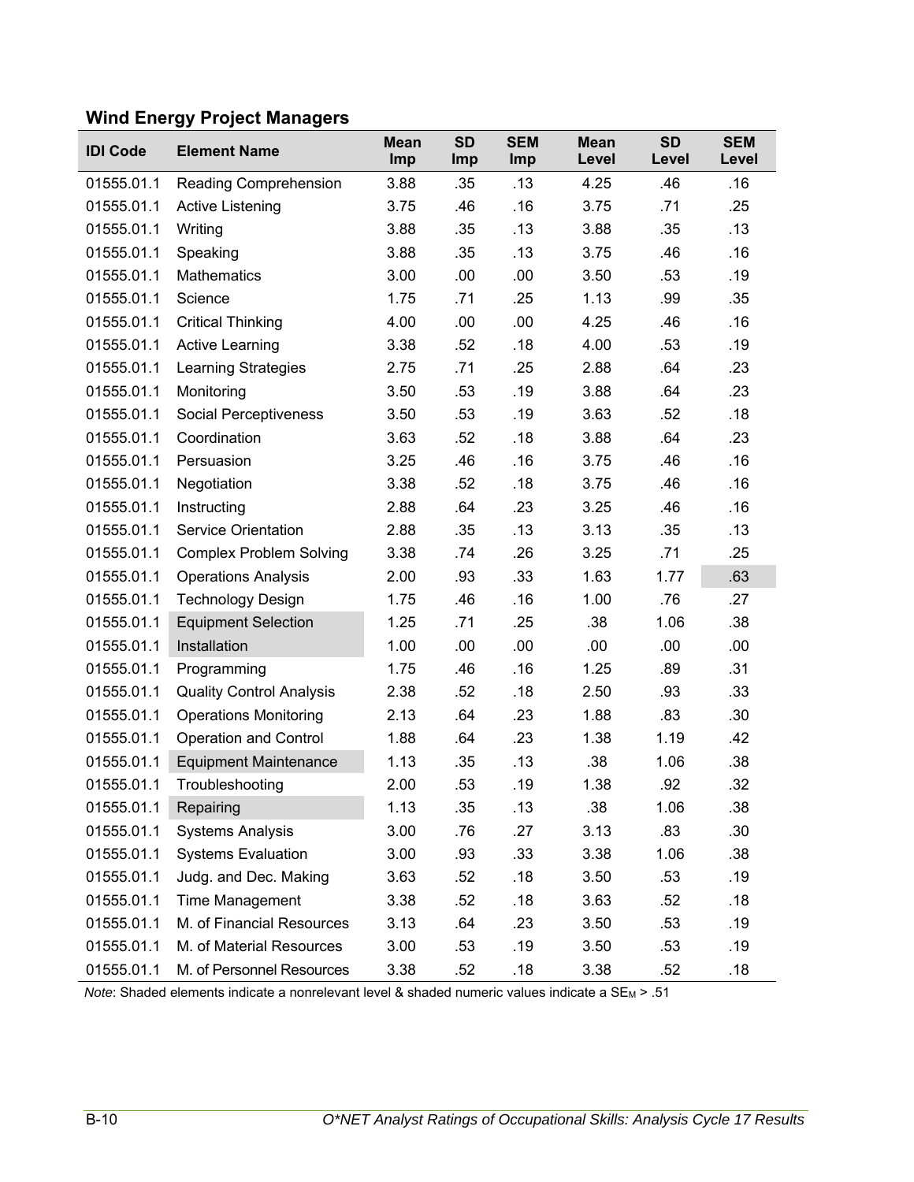### Wind Energy Project Managers

| IDI Code | Element Name | Mean Imp | SD Imp | SEM Imp | Mean Level | SD Level | SEM Level |
|---|---|---|---|---|---|---|---|
| 01555.01.1 | Reading Comprehension | 3.88 | .35 | .13 | 4.25 | .46 | .16 |
| 01555.01.1 | Active Listening | 3.75 | .46 | .16 | 3.75 | .71 | .25 |
| 01555.01.1 | Writing | 3.88 | .35 | .13 | 3.88 | .35 | .13 |
| 01555.01.1 | Speaking | 3.88 | .35 | .13 | 3.75 | .46 | .16 |
| 01555.01.1 | Mathematics | 3.00 | .00 | .00 | 3.50 | .53 | .19 |
| 01555.01.1 | Science | 1.75 | .71 | .25 | 1.13 | .99 | .35 |
| 01555.01.1 | Critical Thinking | 4.00 | .00 | .00 | 4.25 | .46 | .16 |
| 01555.01.1 | Active Learning | 3.38 | .52 | .18 | 4.00 | .53 | .19 |
| 01555.01.1 | Learning Strategies | 2.75 | .71 | .25 | 2.88 | .64 | .23 |
| 01555.01.1 | Monitoring | 3.50 | .53 | .19 | 3.88 | .64 | .23 |
| 01555.01.1 | Social Perceptiveness | 3.50 | .53 | .19 | 3.63 | .52 | .18 |
| 01555.01.1 | Coordination | 3.63 | .52 | .18 | 3.88 | .64 | .23 |
| 01555.01.1 | Persuasion | 3.25 | .46 | .16 | 3.75 | .46 | .16 |
| 01555.01.1 | Negotiation | 3.38 | .52 | .18 | 3.75 | .46 | .16 |
| 01555.01.1 | Instructing | 2.88 | .64 | .23 | 3.25 | .46 | .16 |
| 01555.01.1 | Service Orientation | 2.88 | .35 | .13 | 3.13 | .35 | .13 |
| 01555.01.1 | Complex Problem Solving | 3.38 | .74 | .26 | 3.25 | .71 | .25 |
| 01555.01.1 | Operations Analysis | 2.00 | .93 | .33 | 1.63 | 1.77 | .63 |
| 01555.01.1 | Technology Design | 1.75 | .46 | .16 | 1.00 | .76 | .27 |
| 01555.01.1 | Equipment Selection | 1.25 | .71 | .25 | .38 | 1.06 | .38 |
| 01555.01.1 | Installation | 1.00 | .00 | .00 | .00 | .00 | .00 |
| 01555.01.1 | Programming | 1.75 | .46 | .16 | 1.25 | .89 | .31 |
| 01555.01.1 | Quality Control Analysis | 2.38 | .52 | .18 | 2.50 | .93 | .33 |
| 01555.01.1 | Operations Monitoring | 2.13 | .64 | .23 | 1.88 | .83 | .30 |
| 01555.01.1 | Operation and Control | 1.88 | .64 | .23 | 1.38 | 1.19 | .42 |
| 01555.01.1 | Equipment Maintenance | 1.13 | .35 | .13 | .38 | 1.06 | .38 |
| 01555.01.1 | Troubleshooting | 2.00 | .53 | .19 | 1.38 | .92 | .32 |
| 01555.01.1 | Repairing | 1.13 | .35 | .13 | .38 | 1.06 | .38 |
| 01555.01.1 | Systems Analysis | 3.00 | .76 | .27 | 3.13 | .83 | .30 |
| 01555.01.1 | Systems Evaluation | 3.00 | .93 | .33 | 3.38 | 1.06 | .38 |
| 01555.01.1 | Judg. and Dec. Making | 3.63 | .52 | .18 | 3.50 | .53 | .19 |
| 01555.01.1 | Time Management | 3.38 | .52 | .18 | 3.63 | .52 | .18 |
| 01555.01.1 | M. of Financial Resources | 3.13 | .64 | .23 | 3.50 | .53 | .19 |
| 01555.01.1 | M. of Material Resources | 3.00 | .53 | .19 | 3.50 | .53 | .19 |
| 01555.01.1 | M. of Personnel Resources | 3.38 | .52 | .18 | 3.38 | .52 | .18 |

*Note*: Shaded elements indicate a nonrelevant level & shaded numeric values indicate a $SE_M > .51$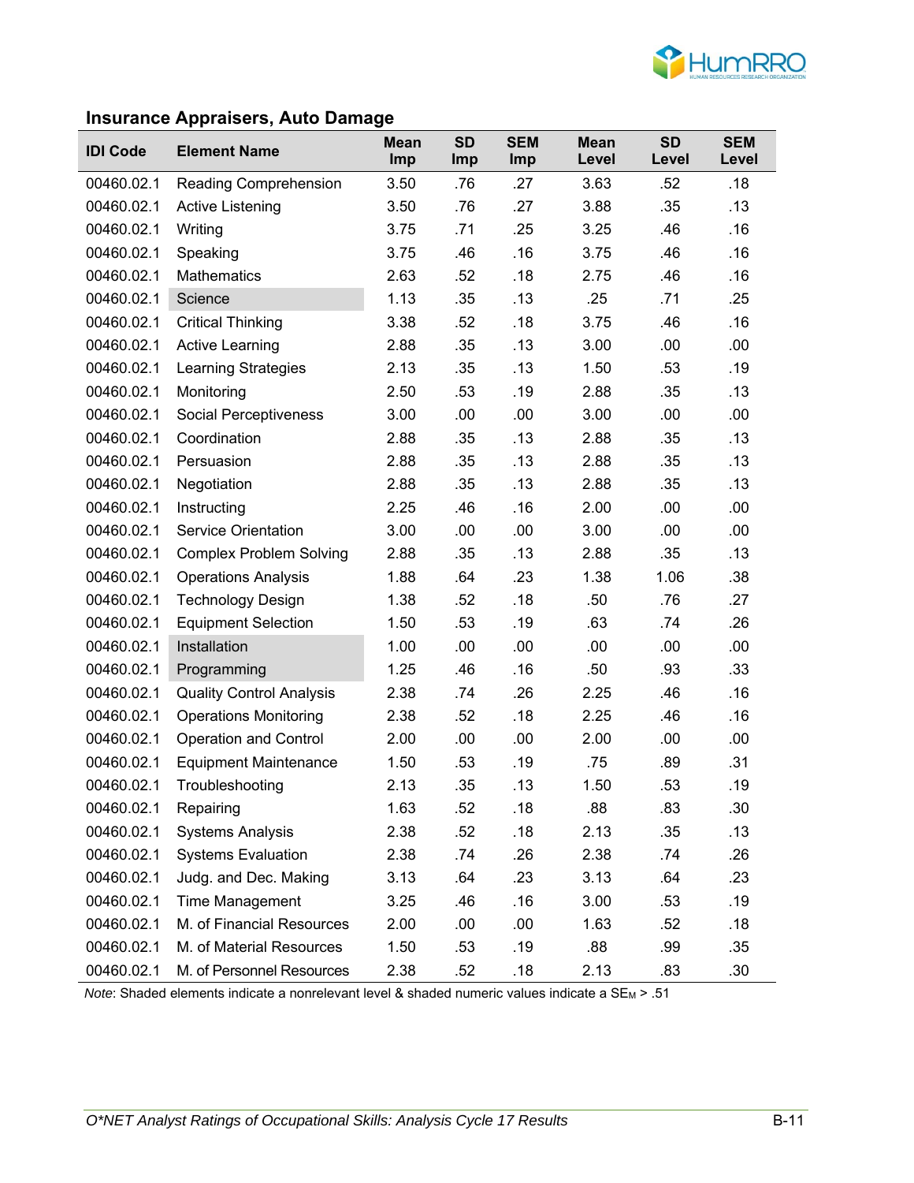## Insurance Appraisers, Auto Damage

| IDI Code | Element Name | Mean Imp | SD Imp | SEM Imp | Mean Level | SD Level | SEM Level |
|---|---|---|---|---|---|---|---|
| 00460.02.1 | Reading Comprehension | 3.50 | .76 | .27 | 3.63 | .52 | .18 |
| 00460.02.1 | Active Listening | 3.50 | .76 | .27 | 3.88 | .35 | .13 |
| 00460.02.1 | Writing | 3.75 | .71 | .25 | 3.25 | .46 | .16 |
| 00460.02.1 | Speaking | 3.75 | .46 | .16 | 3.75 | .46 | .16 |
| 00460.02.1 | Mathematics | 2.63 | .52 | .18 | 2.75 | .46 | .16 |
| 00460.02.1 | Science | 1.13 | .35 | .13 | .25 | .71 | .25 |
| 00460.02.1 | Critical Thinking | 3.38 | .52 | .18 | 3.75 | .46 | .16 |
| 00460.02.1 | Active Learning | 2.88 | .35 | .13 | 3.00 | .00 | .00 |
| 00460.02.1 | Learning Strategies | 2.13 | .35 | .13 | 1.50 | .53 | .19 |
| 00460.02.1 | Monitoring | 2.50 | .53 | .19 | 2.88 | .35 | .13 |
| 00460.02.1 | Social Perceptiveness | 3.00 | .00 | .00 | 3.00 | .00 | .00 |
| 00460.02.1 | Coordination | 2.88 | .35 | .13 | 2.88 | .35 | .13 |
| 00460.02.1 | Persuasion | 2.88 | .35 | .13 | 2.88 | .35 | .13 |
| 00460.02.1 | Negotiation | 2.88 | .35 | .13 | 2.88 | .35 | .13 |
| 00460.02.1 | Instructing | 2.25 | .46 | .16 | 2.00 | .00 | .00 |
| 00460.02.1 | Service Orientation | 3.00 | .00 | .00 | 3.00 | .00 | .00 |
| 00460.02.1 | Complex Problem Solving | 2.88 | .35 | .13 | 2.88 | .35 | .13 |
| 00460.02.1 | Operations Analysis | 1.88 | .64 | .23 | 1.38 | 1.06 | .38 |
| 00460.02.1 | Technology Design | 1.38 | .52 | .18 | .50 | .76 | .27 |
| 00460.02.1 | Equipment Selection | 1.50 | .53 | .19 | .63 | .74 | .26 |
| 00460.02.1 | Installation | 1.00 | .00 | .00 | .00 | .00 | .00 |
| 00460.02.1 | Programming | 1.25 | .46 | .16 | .50 | .93 | .33 |
| 00460.02.1 | Quality Control Analysis | 2.38 | .74 | .26 | 2.25 | .46 | .16 |
| 00460.02.1 | Operations Monitoring | 2.38 | .52 | .18 | 2.25 | .46 | .16 |
| 00460.02.1 | Operation and Control | 2.00 | .00 | .00 | 2.00 | .00 | .00 |
| 00460.02.1 | Equipment Maintenance | 1.50 | .53 | .19 | .75 | .89 | .31 |
| 00460.02.1 | Troubleshooting | 2.13 | .35 | .13 | 1.50 | .53 | .19 |
| 00460.02.1 | Repairing | 1.63 | .52 | .18 | .88 | .83 | .30 |
| 00460.02.1 | Systems Analysis | 2.38 | .52 | .18 | 2.13 | .35 | .13 |
| 00460.02.1 | Systems Evaluation | 2.38 | .74 | .26 | 2.38 | .74 | .26 |
| 00460.02.1 | Judg. and Dec. Making | 3.13 | .64 | .23 | 3.13 | .64 | .23 |
| 00460.02.1 | Time Management | 3.25 | .46 | .16 | 3.00 | .53 | .19 |
| 00460.02.1 | M. of Financial Resources | 2.00 | .00 | .00 | 1.63 | .52 | .18 |
| 00460.02.1 | M. of Material Resources | 1.50 | .53 | .19 | .88 | .99 | .35 |
| 00460.02.1 | M. of Personnel Resources | 2.38 | .52 | .18 | 2.13 | .83 | .30 |

*Note*: Shaded elements indicate a nonrelevant level & shaded numeric values indicate a $SE_M > .51$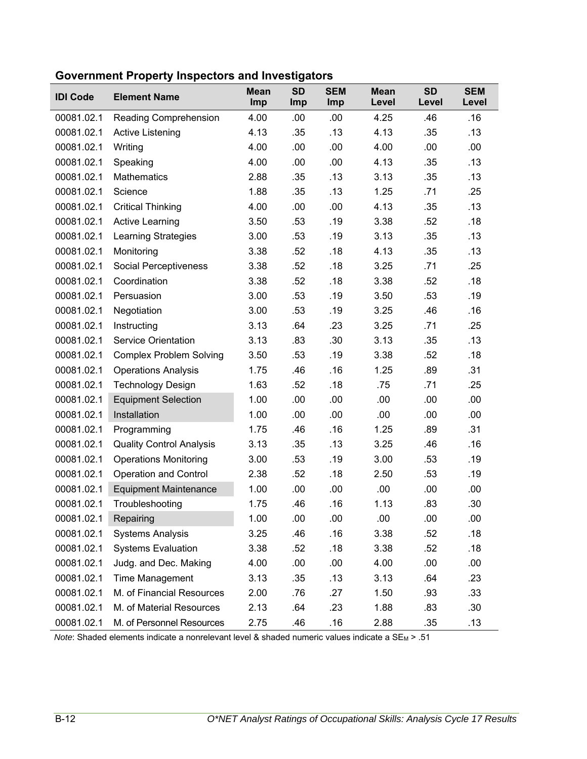## Government Property Inspectors and Investigators

| IDI Code | Element Name | Mean Imp | SD Imp | SEM Imp | Mean Level | SD Level | SEM Level |
|---|---|---|---|---|---|---|---|
| 00081.02.1 | Reading Comprehension | 4.00 | .00 | .00 | 4.25 | .46 | .16 |
| 00081.02.1 | Active Listening | 4.13 | .35 | .13 | 4.13 | .35 | .13 |
| 00081.02.1 | Writing | 4.00 | .00 | .00 | 4.00 | .00 | .00 |
| 00081.02.1 | Speaking | 4.00 | .00 | .00 | 4.13 | .35 | .13 |
| 00081.02.1 | Mathematics | 2.88 | .35 | .13 | 3.13 | .35 | .13 |
| 00081.02.1 | Science | 1.88 | .35 | .13 | 1.25 | .71 | .25 |
| 00081.02.1 | Critical Thinking | 4.00 | .00 | .00 | 4.13 | .35 | .13 |
| 00081.02.1 | Active Learning | 3.50 | .53 | .19 | 3.38 | .52 | .18 |
| 00081.02.1 | Learning Strategies | 3.00 | .53 | .19 | 3.13 | .35 | .13 |
| 00081.02.1 | Monitoring | 3.38 | .52 | .18 | 4.13 | .35 | .13 |
| 00081.02.1 | Social Perceptiveness | 3.38 | .52 | .18 | 3.25 | .71 | .25 |
| 00081.02.1 | Coordination | 3.38 | .52 | .18 | 3.38 | .52 | .18 |
| 00081.02.1 | Persuasion | 3.00 | .53 | .19 | 3.50 | .53 | .19 |
| 00081.02.1 | Negotiation | 3.00 | .53 | .19 | 3.25 | .46 | .16 |
| 00081.02.1 | Instructing | 3.13 | .64 | .23 | 3.25 | .71 | .25 |
| 00081.02.1 | Service Orientation | 3.13 | .83 | .30 | 3.13 | .35 | .13 |
| 00081.02.1 | Complex Problem Solving | 3.50 | .53 | .19 | 3.38 | .52 | .18 |
| 00081.02.1 | Operations Analysis | 1.75 | .46 | .16 | 1.25 | .89 | .31 |
| 00081.02.1 | Technology Design | 1.63 | .52 | .18 | .75 | .71 | .25 |
| 00081.02.1 | Equipment Selection | 1.00 | .00 | .00 | .00 | .00 | .00 |
| 00081.02.1 | Installation | 1.00 | .00 | .00 | .00 | .00 | .00 |
| 00081.02.1 | Programming | 1.75 | .46 | .16 | 1.25 | .89 | .31 |
| 00081.02.1 | Quality Control Analysis | 3.13 | .35 | .13 | 3.25 | .46 | .16 |
| 00081.02.1 | Operations Monitoring | 3.00 | .53 | .19 | 3.00 | .53 | .19 |
| 00081.02.1 | Operation and Control | 2.38 | .52 | .18 | 2.50 | .53 | .19 |
| 00081.02.1 | Equipment Maintenance | 1.00 | .00 | .00 | .00 | .00 | .00 |
| 00081.02.1 | Troubleshooting | 1.75 | .46 | .16 | 1.13 | .83 | .30 |
| 00081.02.1 | Repairing | 1.00 | .00 | .00 | .00 | .00 | .00 |
| 00081.02.1 | Systems Analysis | 3.25 | .46 | .16 | 3.38 | .52 | .18 |
| 00081.02.1 | Systems Evaluation | 3.38 | .52 | .18 | 3.38 | .52 | .18 |
| 00081.02.1 | Judg. and Dec. Making | 4.00 | .00 | .00 | 4.00 | .00 | .00 |
| 00081.02.1 | Time Management | 3.13 | .35 | .13 | 3.13 | .64 | .23 |
| 00081.02.1 | M. of Financial Resources | 2.00 | .76 | .27 | 1.50 | .93 | .33 |
| 00081.02.1 | M. of Material Resources | 2.13 | .64 | .23 | 1.88 | .83 | .30 |
| 00081.02.1 | M. of Personnel Resources | 2.75 | .46 | .16 | 2.88 | .35 | .13 |

*Note*: Shaded elements indicate a nonrelevant level & shaded numeric values indicate a $SE_M > .51$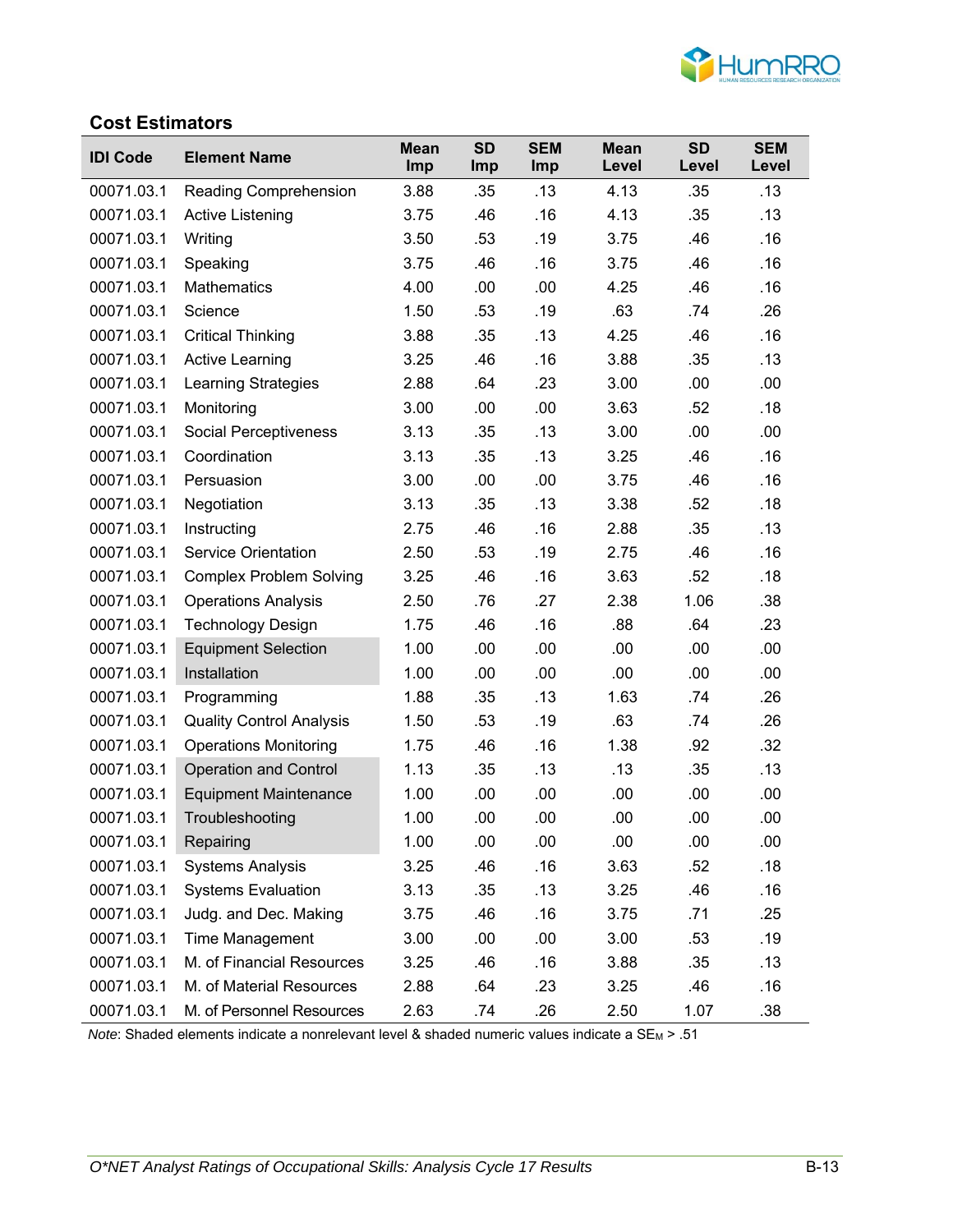## Cost Estimators

| IDI Code | Element Name | Mean Imp | SD Imp | SEM Imp | Mean Level | SD Level | SEM Level |
|---|---|---|---|---|---|---|---|
| 00071.03.1 | Reading Comprehension | 3.88 | .35 | .13 | 4.13 | .35 | .13 |
| 00071.03.1 | Active Listening | 3.75 | .46 | .16 | 4.13 | .35 | .13 |
| 00071.03.1 | Writing | 3.50 | .53 | .19 | 3.75 | .46 | .16 |
| 00071.03.1 | Speaking | 3.75 | .46 | .16 | 3.75 | .46 | .16 |
| 00071.03.1 | Mathematics | 4.00 | .00 | .00 | 4.25 | .46 | .16 |
| 00071.03.1 | Science | 1.50 | .53 | .19 | .63 | .74 | .26 |
| 00071.03.1 | Critical Thinking | 3.88 | .35 | .13 | 4.25 | .46 | .16 |
| 00071.03.1 | Active Learning | 3.25 | .46 | .16 | 3.88 | .35 | .13 |
| 00071.03.1 | Learning Strategies | 2.88 | .64 | .23 | 3.00 | .00 | .00 |
| 00071.03.1 | Monitoring | 3.00 | .00 | .00 | 3.63 | .52 | .18 |
| 00071.03.1 | Social Perceptiveness | 3.13 | .35 | .13 | 3.00 | .00 | .00 |
| 00071.03.1 | Coordination | 3.13 | .35 | .13 | 3.25 | .46 | .16 |
| 00071.03.1 | Persuasion | 3.00 | .00 | .00 | 3.75 | .46 | .16 |
| 00071.03.1 | Negotiation | 3.13 | .35 | .13 | 3.38 | .52 | .18 |
| 00071.03.1 | Instructing | 2.75 | .46 | .16 | 2.88 | .35 | .13 |
| 00071.03.1 | Service Orientation | 2.50 | .53 | .19 | 2.75 | .46 | .16 |
| 00071.03.1 | Complex Problem Solving | 3.25 | .46 | .16 | 3.63 | .52 | .18 |
| 00071.03.1 | Operations Analysis | 2.50 | .76 | .27 | 2.38 | 1.06 | .38 |
| 00071.03.1 | Technology Design | 1.75 | .46 | .16 | .88 | .64 | .23 |
| 00071.03.1 | Equipment Selection | 1.00 | .00 | .00 | .00 | .00 | .00 |
| 00071.03.1 | Installation | 1.00 | .00 | .00 | .00 | .00 | .00 |
| 00071.03.1 | Programming | 1.88 | .35 | .13 | 1.63 | .74 | .26 |
| 00071.03.1 | Quality Control Analysis | 1.50 | .53 | .19 | .63 | .74 | .26 |
| 00071.03.1 | Operations Monitoring | 1.75 | .46 | .16 | 1.38 | .92 | .32 |
| 00071.03.1 | Operation and Control | 1.13 | .35 | .13 | .13 | .35 | .13 |
| 00071.03.1 | Equipment Maintenance | 1.00 | .00 | .00 | .00 | .00 | .00 |
| 00071.03.1 | Troubleshooting | 1.00 | .00 | .00 | .00 | .00 | .00 |
| 00071.03.1 | Repairing | 1.00 | .00 | .00 | .00 | .00 | .00 |
| 00071.03.1 | Systems Analysis | 3.25 | .46 | .16 | 3.63 | .52 | .18 |
| 00071.03.1 | Systems Evaluation | 3.13 | .35 | .13 | 3.25 | .46 | .16 |
| 00071.03.1 | Judg. and Dec. Making | 3.75 | .46 | .16 | 3.75 | .71 | .25 |
| 00071.03.1 | Time Management | 3.00 | .00 | .00 | 3.00 | .53 | .19 |
| 00071.03.1 | M. of Financial Resources | 3.25 | .46 | .16 | 3.88 | .35 | .13 |
| 00071.03.1 | M. of Material Resources | 2.88 | .64 | .23 | 3.25 | .46 | .16 |
| 00071.03.1 | M. of Personnel Resources | 2.63 | .74 | .26 | 2.50 | 1.07 | .38 |

*Note*: Shaded elements indicate a nonrelevant level & shaded numeric values indicate a $SE_M$ > .51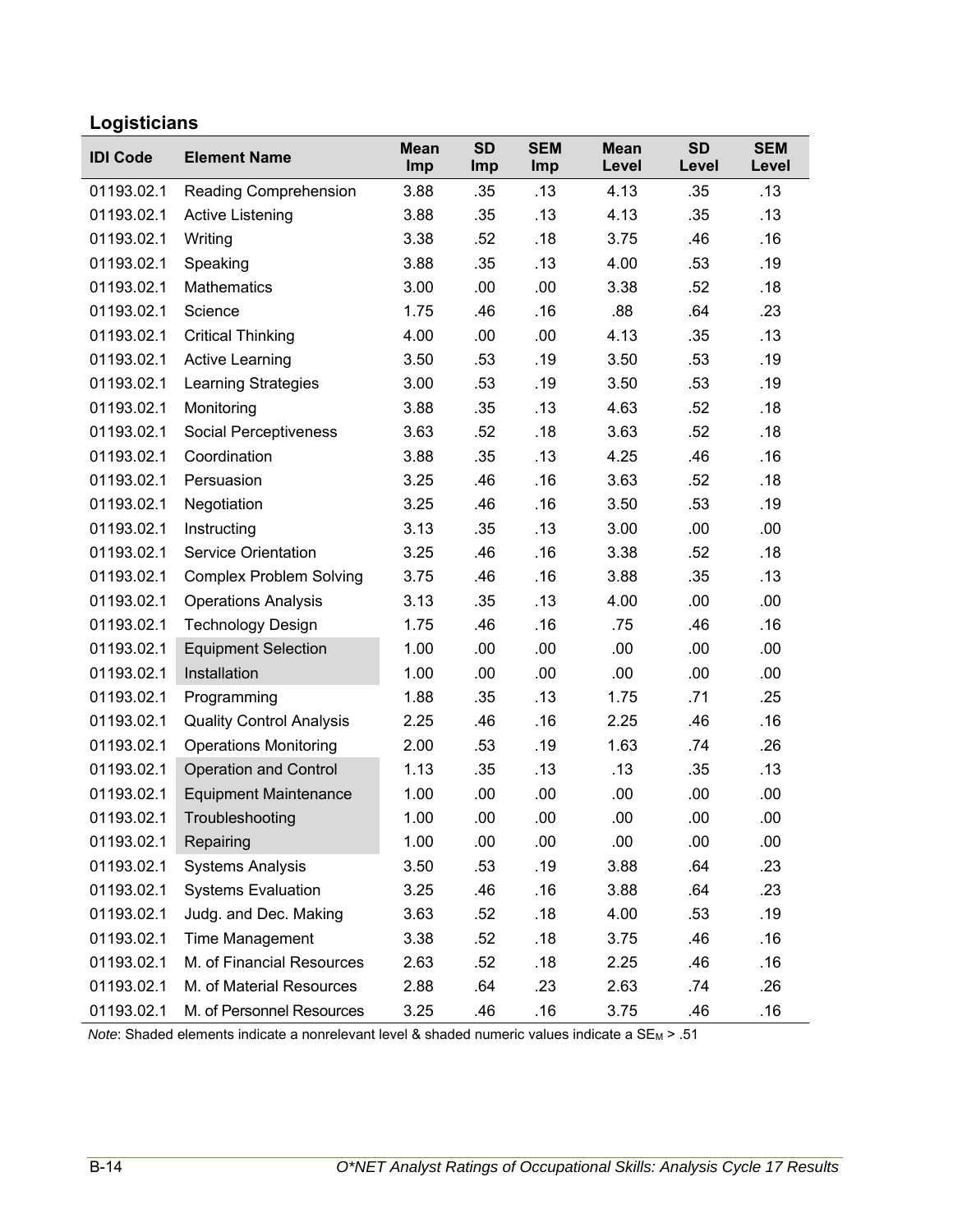## Logisticians

| IDI Code | Element Name | Mean Imp | SD Imp | SEM Imp | Mean Level | SD Level | SEM Level |
|---|---|---|---|---|---|---|---|
| 01193.02.1 | Reading Comprehension | 3.88 | .35 | .13 | 4.13 | .35 | .13 |
| 01193.02.1 | Active Listening | 3.88 | .35 | .13 | 4.13 | .35 | .13 |
| 01193.02.1 | Writing | 3.38 | .52 | .18 | 3.75 | .46 | .16 |
| 01193.02.1 | Speaking | 3.88 | .35 | .13 | 4.00 | .53 | .19 |
| 01193.02.1 | Mathematics | 3.00 | .00 | .00 | 3.38 | .52 | .18 |
| 01193.02.1 | Science | 1.75 | .46 | .16 | .88 | .64 | .23 |
| 01193.02.1 | Critical Thinking | 4.00 | .00 | .00 | 4.13 | .35 | .13 |
| 01193.02.1 | Active Learning | 3.50 | .53 | .19 | 3.50 | .53 | .19 |
| 01193.02.1 | Learning Strategies | 3.00 | .53 | .19 | 3.50 | .53 | .19 |
| 01193.02.1 | Monitoring | 3.88 | .35 | .13 | 4.63 | .52 | .18 |
| 01193.02.1 | Social Perceptiveness | 3.63 | .52 | .18 | 3.63 | .52 | .18 |
| 01193.02.1 | Coordination | 3.88 | .35 | .13 | 4.25 | .46 | .16 |
| 01193.02.1 | Persuasion | 3.25 | .46 | .16 | 3.63 | .52 | .18 |
| 01193.02.1 | Negotiation | 3.25 | .46 | .16 | 3.50 | .53 | .19 |
| 01193.02.1 | Instructing | 3.13 | .35 | .13 | 3.00 | .00 | .00 |
| 01193.02.1 | Service Orientation | 3.25 | .46 | .16 | 3.38 | .52 | .18 |
| 01193.02.1 | Complex Problem Solving | 3.75 | .46 | .16 | 3.88 | .35 | .13 |
| 01193.02.1 | Operations Analysis | 3.13 | .35 | .13 | 4.00 | .00 | .00 |
| 01193.02.1 | Technology Design | 1.75 | .46 | .16 | .75 | .46 | .16 |
| 01193.02.1 | Equipment Selection | 1.00 | .00 | .00 | .00 | .00 | .00 |
| 01193.02.1 | Installation | 1.00 | .00 | .00 | .00 | .00 | .00 |
| 01193.02.1 | Programming | 1.88 | .35 | .13 | 1.75 | .71 | .25 |
| 01193.02.1 | Quality Control Analysis | 2.25 | .46 | .16 | 2.25 | .46 | .16 |
| 01193.02.1 | Operations Monitoring | 2.00 | .53 | .19 | 1.63 | .74 | .26 |
| 01193.02.1 | Operation and Control | 1.13 | .35 | .13 | .13 | .35 | .13 |
| 01193.02.1 | Equipment Maintenance | 1.00 | .00 | .00 | .00 | .00 | .00 |
| 01193.02.1 | Troubleshooting | 1.00 | .00 | .00 | .00 | .00 | .00 |
| 01193.02.1 | Repairing | 1.00 | .00 | .00 | .00 | .00 | .00 |
| 01193.02.1 | Systems Analysis | 3.50 | .53 | .19 | 3.88 | .64 | .23 |
| 01193.02.1 | Systems Evaluation | 3.25 | .46 | .16 | 3.88 | .64 | .23 |
| 01193.02.1 | Judg. and Dec. Making | 3.63 | .52 | .18 | 4.00 | .53 | .19 |
| 01193.02.1 | Time Management | 3.38 | .52 | .18 | 3.75 | .46 | .16 |
| 01193.02.1 | M. of Financial Resources | 2.63 | .52 | .18 | 2.25 | .46 | .16 |
| 01193.02.1 | M. of Material Resources | 2.88 | .64 | .23 | 2.63 | .74 | .26 |
| 01193.02.1 | M. of Personnel Resources | 3.25 | .46 | .16 | 3.75 | .46 | .16 |

*Note*: Shaded elements indicate a nonrelevant level & shaded numeric values indicate a $SE_M$ > .51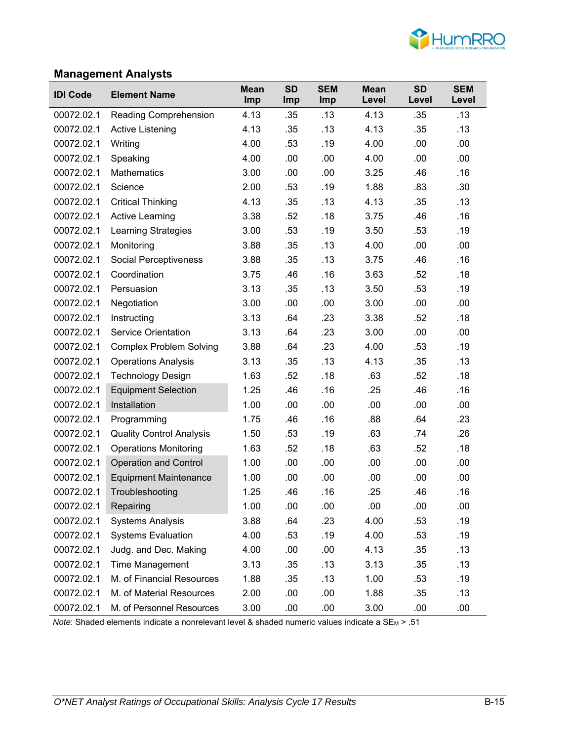## Management Analysts

| IDI Code | Element Name | Mean Imp | SD Imp | SEM Imp | Mean Level | SD Level | SEM Level |
|---|---|---|---|---|---|---|---|
| 00072.02.1 | Reading Comprehension | 4.13 | .35 | .13 | 4.13 | .35 | .13 |
| 00072.02.1 | Active Listening | 4.13 | .35 | .13 | 4.13 | .35 | .13 |
| 00072.02.1 | Writing | 4.00 | .53 | .19 | 4.00 | .00 | .00 |
| 00072.02.1 | Speaking | 4.00 | .00 | .00 | 4.00 | .00 | .00 |
| 00072.02.1 | Mathematics | 3.00 | .00 | .00 | 3.25 | .46 | .16 |
| 00072.02.1 | Science | 2.00 | .53 | .19 | 1.88 | .83 | .30 |
| 00072.02.1 | Critical Thinking | 4.13 | .35 | .13 | 4.13 | .35 | .13 |
| 00072.02.1 | Active Learning | 3.38 | .52 | .18 | 3.75 | .46 | .16 |
| 00072.02.1 | Learning Strategies | 3.00 | .53 | .19 | 3.50 | .53 | .19 |
| 00072.02.1 | Monitoring | 3.88 | .35 | .13 | 4.00 | .00 | .00 |
| 00072.02.1 | Social Perceptiveness | 3.88 | .35 | .13 | 3.75 | .46 | .16 |
| 00072.02.1 | Coordination | 3.75 | .46 | .16 | 3.63 | .52 | .18 |
| 00072.02.1 | Persuasion | 3.13 | .35 | .13 | 3.50 | .53 | .19 |
| 00072.02.1 | Negotiation | 3.00 | .00 | .00 | 3.00 | .00 | .00 |
| 00072.02.1 | Instructing | 3.13 | .64 | .23 | 3.38 | .52 | .18 |
| 00072.02.1 | Service Orientation | 3.13 | .64 | .23 | 3.00 | .00 | .00 |
| 00072.02.1 | Complex Problem Solving | 3.88 | .64 | .23 | 4.00 | .53 | .19 |
| 00072.02.1 | Operations Analysis | 3.13 | .35 | .13 | 4.13 | .35 | .13 |
| 00072.02.1 | Technology Design | 1.63 | .52 | .18 | .63 | .52 | .18 |
| 00072.02.1 | Equipment Selection | 1.25 | .46 | .16 | .25 | .46 | .16 |
| 00072.02.1 | Installation | 1.00 | .00 | .00 | .00 | .00 | .00 |
| 00072.02.1 | Programming | 1.75 | .46 | .16 | .88 | .64 | .23 |
| 00072.02.1 | Quality Control Analysis | 1.50 | .53 | .19 | .63 | .74 | .26 |
| 00072.02.1 | Operations Monitoring | 1.63 | .52 | .18 | .63 | .52 | .18 |
| 00072.02.1 | Operation and Control | 1.00 | .00 | .00 | .00 | .00 | .00 |
| 00072.02.1 | Equipment Maintenance | 1.00 | .00 | .00 | .00 | .00 | .00 |
| 00072.02.1 | Troubleshooting | 1.25 | .46 | .16 | .25 | .46 | .16 |
| 00072.02.1 | Repairing | 1.00 | .00 | .00 | .00 | .00 | .00 |
| 00072.02.1 | Systems Analysis | 3.88 | .64 | .23 | 4.00 | .53 | .19 |
| 00072.02.1 | Systems Evaluation | 4.00 | .53 | .19 | 4.00 | .53 | .19 |
| 00072.02.1 | Judg. and Dec. Making | 4.00 | .00 | .00 | 4.13 | .35 | .13 |
| 00072.02.1 | Time Management | 3.13 | .35 | .13 | 3.13 | .35 | .13 |
| 00072.02.1 | M. of Financial Resources | 1.88 | .35 | .13 | 1.00 | .53 | .19 |
| 00072.02.1 | M. of Material Resources | 2.00 | .00 | .00 | 1.88 | .35 | .13 |
| 00072.02.1 | M. of Personnel Resources | 3.00 | .00 | .00 | 3.00 | .00 | .00 |

*Note*: Shaded elements indicate a nonrelevant level & shaded numeric values indicate a $SE_M$ > .51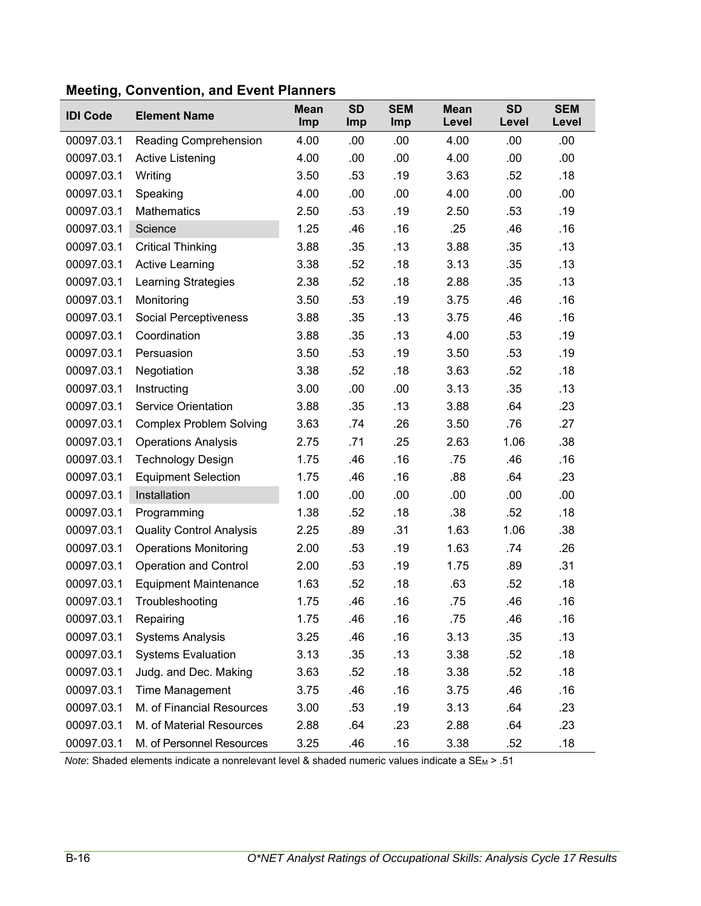## Meeting, Convention, and Event Planners

| IDI Code | Element Name | Mean Imp | SD Imp | SEM Imp | Mean Level | SD Level | SEM Level |
|---|---|---|---|---|---|---|---|
| 00097.03.1 | Reading Comprehension | 4.00 | .00 | .00 | 4.00 | .00 | .00 |
| 00097.03.1 | Active Listening | 4.00 | .00 | .00 | 4.00 | .00 | .00 |
| 00097.03.1 | Writing | 3.50 | .53 | .19 | 3.63 | .52 | .18 |
| 00097.03.1 | Speaking | 4.00 | .00 | .00 | 4.00 | .00 | .00 |
| 00097.03.1 | Mathematics | 2.50 | .53 | .19 | 2.50 | .53 | .19 |
| 00097.03.1 | Science | 1.25 | .46 | .16 | .25 | .46 | .16 |
| 00097.03.1 | Critical Thinking | 3.88 | .35 | .13 | 3.88 | .35 | .13 |
| 00097.03.1 | Active Learning | 3.38 | .52 | .18 | 3.13 | .35 | .13 |
| 00097.03.1 | Learning Strategies | 2.38 | .52 | .18 | 2.88 | .35 | .13 |
| 00097.03.1 | Monitoring | 3.50 | .53 | .19 | 3.75 | .46 | .16 |
| 00097.03.1 | Social Perceptiveness | 3.88 | .35 | .13 | 3.75 | .46 | .16 |
| 00097.03.1 | Coordination | 3.88 | .35 | .13 | 4.00 | .53 | .19 |
| 00097.03.1 | Persuasion | 3.50 | .53 | .19 | 3.50 | .53 | .19 |
| 00097.03.1 | Negotiation | 3.38 | .52 | .18 | 3.63 | .52 | .18 |
| 00097.03.1 | Instructing | 3.00 | .00 | .00 | 3.13 | .35 | .13 |
| 00097.03.1 | Service Orientation | 3.88 | .35 | .13 | 3.88 | .64 | .23 |
| 00097.03.1 | Complex Problem Solving | 3.63 | .74 | .26 | 3.50 | .76 | .27 |
| 00097.03.1 | Operations Analysis | 2.75 | .71 | .25 | 2.63 | 1.06 | .38 |
| 00097.03.1 | Technology Design | 1.75 | .46 | .16 | .75 | .46 | .16 |
| 00097.03.1 | Equipment Selection | 1.75 | .46 | .16 | .88 | .64 | .23 |
| 00097.03.1 | Installation | 1.00 | .00 | .00 | .00 | .00 | .00 |
| 00097.03.1 | Programming | 1.38 | .52 | .18 | .38 | .52 | .18 |
| 00097.03.1 | Quality Control Analysis | 2.25 | .89 | .31 | 1.63 | 1.06 | .38 |
| 00097.03.1 | Operations Monitoring | 2.00 | .53 | .19 | 1.63 | .74 | .26 |
| 00097.03.1 | Operation and Control | 2.00 | .53 | .19 | 1.75 | .89 | .31 |
| 00097.03.1 | Equipment Maintenance | 1.63 | .52 | .18 | .63 | .52 | .18 |
| 00097.03.1 | Troubleshooting | 1.75 | .46 | .16 | .75 | .46 | .16 |
| 00097.03.1 | Repairing | 1.75 | .46 | .16 | .75 | .46 | .16 |
| 00097.03.1 | Systems Analysis | 3.25 | .46 | .16 | 3.13 | .35 | .13 |
| 00097.03.1 | Systems Evaluation | 3.13 | .35 | .13 | 3.38 | .52 | .18 |
| 00097.03.1 | Judg. and Dec. Making | 3.63 | .52 | .18 | 3.38 | .52 | .18 |
| 00097.03.1 | Time Management | 3.75 | .46 | .16 | 3.75 | .46 | .16 |
| 00097.03.1 | M. of Financial Resources | 3.00 | .53 | .19 | 3.13 | .64 | .23 |
| 00097.03.1 | M. of Material Resources | 2.88 | .64 | .23 | 2.88 | .64 | .23 |
| 00097.03.1 | M. of Personnel Resources | 3.25 | .46 | .16 | 3.38 | .52 | .18 |

*Note*: Shaded elements indicate a nonrelevant level & shaded numeric values indicate a $SE_M > .51$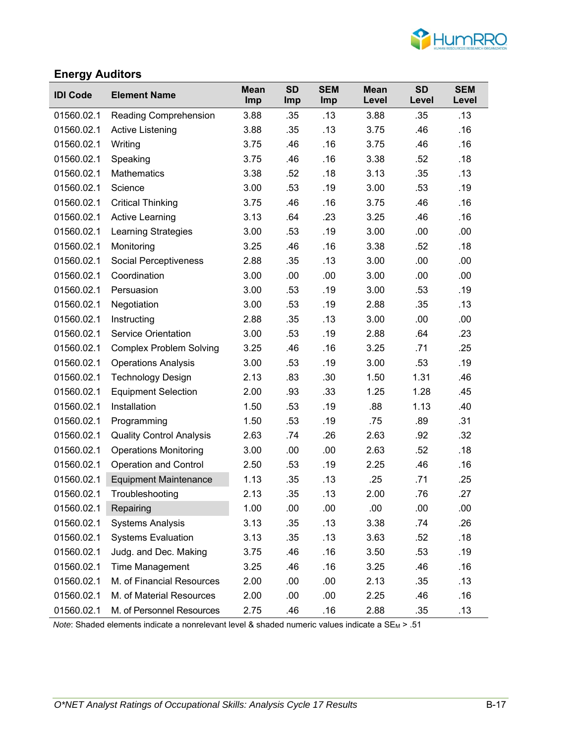## Energy Auditors

| IDI Code | Element Name | Mean Imp | SD Imp | SEM Imp | Mean Level | SD Level | SEM Level |
|---|---|---|---|---|---|---|---|
| 01560.02.1 | Reading Comprehension | 3.88 | .35 | .13 | 3.88 | .35 | .13 |
| 01560.02.1 | Active Listening | 3.88 | .35 | .13 | 3.75 | .46 | .16 |
| 01560.02.1 | Writing | 3.75 | .46 | .16 | 3.75 | .46 | .16 |
| 01560.02.1 | Speaking | 3.75 | .46 | .16 | 3.38 | .52 | .18 |
| 01560.02.1 | Mathematics | 3.38 | .52 | .18 | 3.13 | .35 | .13 |
| 01560.02.1 | Science | 3.00 | .53 | .19 | 3.00 | .53 | .19 |
| 01560.02.1 | Critical Thinking | 3.75 | .46 | .16 | 3.75 | .46 | .16 |
| 01560.02.1 | Active Learning | 3.13 | .64 | .23 | 3.25 | .46 | .16 |
| 01560.02.1 | Learning Strategies | 3.00 | .53 | .19 | 3.00 | .00 | .00 |
| 01560.02.1 | Monitoring | 3.25 | .46 | .16 | 3.38 | .52 | .18 |
| 01560.02.1 | Social Perceptiveness | 2.88 | .35 | .13 | 3.00 | .00 | .00 |
| 01560.02.1 | Coordination | 3.00 | .00 | .00 | 3.00 | .00 | .00 |
| 01560.02.1 | Persuasion | 3.00 | .53 | .19 | 3.00 | .53 | .19 |
| 01560.02.1 | Negotiation | 3.00 | .53 | .19 | 2.88 | .35 | .13 |
| 01560.02.1 | Instructing | 2.88 | .35 | .13 | 3.00 | .00 | .00 |
| 01560.02.1 | Service Orientation | 3.00 | .53 | .19 | 2.88 | .64 | .23 |
| 01560.02.1 | Complex Problem Solving | 3.25 | .46 | .16 | 3.25 | .71 | .25 |
| 01560.02.1 | Operations Analysis | 3.00 | .53 | .19 | 3.00 | .53 | .19 |
| 01560.02.1 | Technology Design | 2.13 | .83 | .30 | 1.50 | 1.31 | .46 |
| 01560.02.1 | Equipment Selection | 2.00 | .93 | .33 | 1.25 | 1.28 | .45 |
| 01560.02.1 | Installation | 1.50 | .53 | .19 | .88 | 1.13 | .40 |
| 01560.02.1 | Programming | 1.50 | .53 | .19 | .75 | .89 | .31 |
| 01560.02.1 | Quality Control Analysis | 2.63 | .74 | .26 | 2.63 | .92 | .32 |
| 01560.02.1 | Operations Monitoring | 3.00 | .00 | .00 | 2.63 | .52 | .18 |
| 01560.02.1 | Operation and Control | 2.50 | .53 | .19 | 2.25 | .46 | .16 |
| 01560.02.1 | Equipment Maintenance | 1.13 | .35 | .13 | .25 | .71 | .25 |
| 01560.02.1 | Troubleshooting | 2.13 | .35 | .13 | 2.00 | .76 | .27 |
| 01560.02.1 | Repairing | 1.00 | .00 | .00 | .00 | .00 | .00 |
| 01560.02.1 | Systems Analysis | 3.13 | .35 | .13 | 3.38 | .74 | .26 |
| 01560.02.1 | Systems Evaluation | 3.13 | .35 | .13 | 3.63 | .52 | .18 |
| 01560.02.1 | Judg. and Dec. Making | 3.75 | .46 | .16 | 3.50 | .53 | .19 |
| 01560.02.1 | Time Management | 3.25 | .46 | .16 | 3.25 | .46 | .16 |
| 01560.02.1 | M. of Financial Resources | 2.00 | .00 | .00 | 2.13 | .35 | .13 |
| 01560.02.1 | M. of Material Resources | 2.00 | .00 | .00 | 2.25 | .46 | .16 |
| 01560.02.1 | M. of Personnel Resources | 2.75 | .46 | .16 | 2.88 | .35 | .13 |

*Note*: Shaded elements indicate a nonrelevant level & shaded numeric values indicate a $SE_M > .51$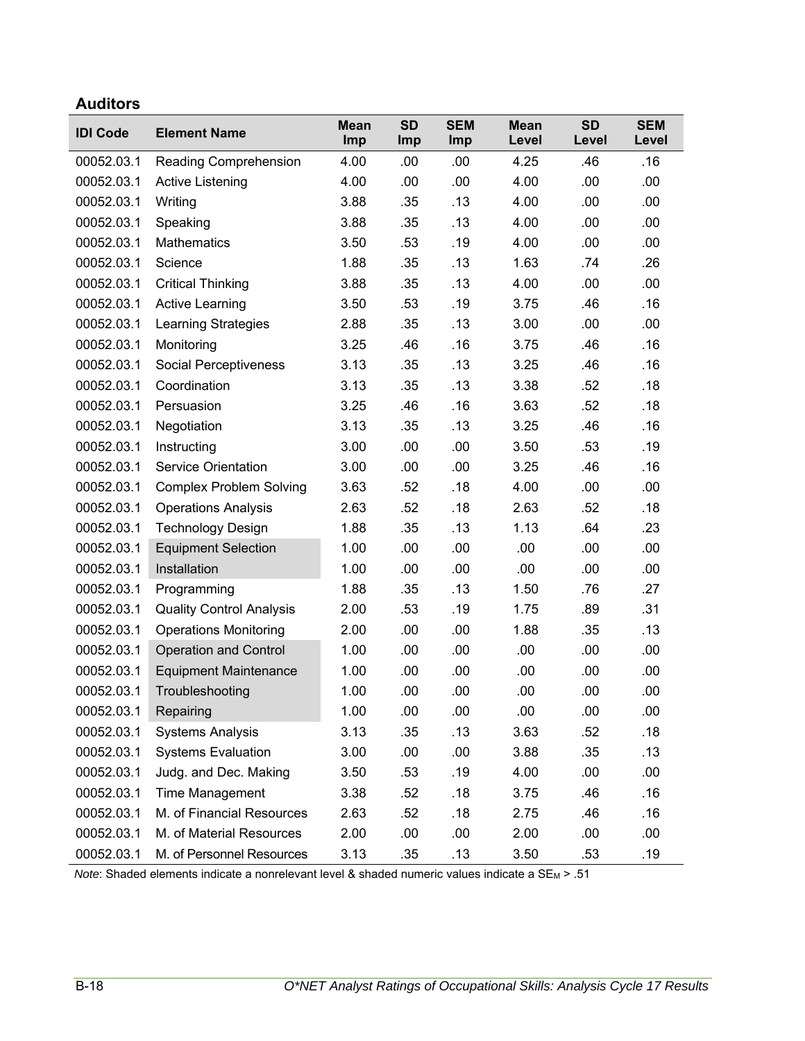## Auditors

| IDI Code | Element Name | Mean Imp | SD Imp | SEM Imp | Mean Level | SD Level | SEM Level |
|---|---|---|---|---|---|---|---|
| 00052.03.1 | Reading Comprehension | 4.00 | .00 | .00 | 4.25 | .46 | .16 |
| 00052.03.1 | Active Listening | 4.00 | .00 | .00 | 4.00 | .00 | .00 |
| 00052.03.1 | Writing | 3.88 | .35 | .13 | 4.00 | .00 | .00 |
| 00052.03.1 | Speaking | 3.88 | .35 | .13 | 4.00 | .00 | .00 |
| 00052.03.1 | Mathematics | 3.50 | .53 | .19 | 4.00 | .00 | .00 |
| 00052.03.1 | Science | 1.88 | .35 | .13 | 1.63 | .74 | .26 |
| 00052.03.1 | Critical Thinking | 3.88 | .35 | .13 | 4.00 | .00 | .00 |
| 00052.03.1 | Active Learning | 3.50 | .53 | .19 | 3.75 | .46 | .16 |
| 00052.03.1 | Learning Strategies | 2.88 | .35 | .13 | 3.00 | .00 | .00 |
| 00052.03.1 | Monitoring | 3.25 | .46 | .16 | 3.75 | .46 | .16 |
| 00052.03.1 | Social Perceptiveness | 3.13 | .35 | .13 | 3.25 | .46 | .16 |
| 00052.03.1 | Coordination | 3.13 | .35 | .13 | 3.38 | .52 | .18 |
| 00052.03.1 | Persuasion | 3.25 | .46 | .16 | 3.63 | .52 | .18 |
| 00052.03.1 | Negotiation | 3.13 | .35 | .13 | 3.25 | .46 | .16 |
| 00052.03.1 | Instructing | 3.00 | .00 | .00 | 3.50 | .53 | .19 |
| 00052.03.1 | Service Orientation | 3.00 | .00 | .00 | 3.25 | .46 | .16 |
| 00052.03.1 | Complex Problem Solving | 3.63 | .52 | .18 | 4.00 | .00 | .00 |
| 00052.03.1 | Operations Analysis | 2.63 | .52 | .18 | 2.63 | .52 | .18 |
| 00052.03.1 | Technology Design | 1.88 | .35 | .13 | 1.13 | .64 | .23 |
| 00052.03.1 | Equipment Selection | 1.00 | .00 | .00 | .00 | .00 | .00 |
| 00052.03.1 | Installation | 1.00 | .00 | .00 | .00 | .00 | .00 |
| 00052.03.1 | Programming | 1.88 | .35 | .13 | 1.50 | .76 | .27 |
| 00052.03.1 | Quality Control Analysis | 2.00 | .53 | .19 | 1.75 | .89 | .31 |
| 00052.03.1 | Operations Monitoring | 2.00 | .00 | .00 | 1.88 | .35 | .13 |
| 00052.03.1 | Operation and Control | 1.00 | .00 | .00 | .00 | .00 | .00 |
| 00052.03.1 | Equipment Maintenance | 1.00 | .00 | .00 | .00 | .00 | .00 |
| 00052.03.1 | Troubleshooting | 1.00 | .00 | .00 | .00 | .00 | .00 |
| 00052.03.1 | Repairing | 1.00 | .00 | .00 | .00 | .00 | .00 |
| 00052.03.1 | Systems Analysis | 3.13 | .35 | .13 | 3.63 | .52 | .18 |
| 00052.03.1 | Systems Evaluation | 3.00 | .00 | .00 | 3.88 | .35 | .13 |
| 00052.03.1 | Judg. and Dec. Making | 3.50 | .53 | .19 | 4.00 | .00 | .00 |
| 00052.03.1 | Time Management | 3.38 | .52 | .18 | 3.75 | .46 | .16 |
| 00052.03.1 | M. of Financial Resources | 2.63 | .52 | .18 | 2.75 | .46 | .16 |
| 00052.03.1 | M. of Material Resources | 2.00 | .00 | .00 | 2.00 | .00 | .00 |
| 00052.03.1 | M. of Personnel Resources | 3.13 | .35 | .13 | 3.50 | .53 | .19 |

*Note*: Shaded elements indicate a nonrelevant level & shaded numeric values indicate a $SE_M$ > .51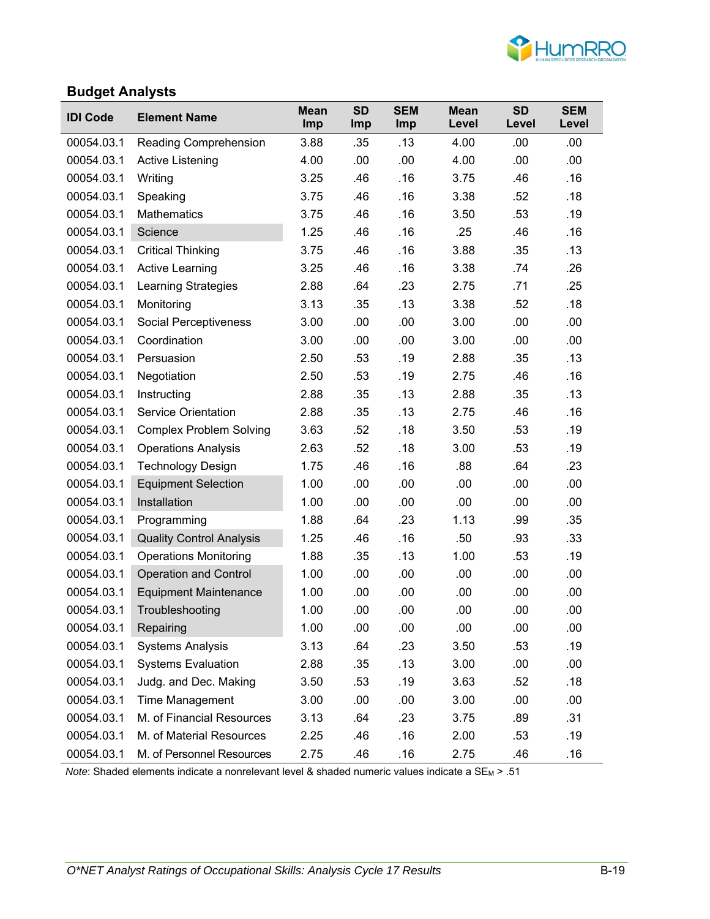## Budget Analysts

| IDI Code | Element Name | Mean Imp | SD Imp | SEM Imp | Mean Level | SD Level | SEM Level |
|---|---|---|---|---|---|---|---|
| 00054.03.1 | Reading Comprehension | 3.88 | .35 | .13 | 4.00 | .00 | .00 |
| 00054.03.1 | Active Listening | 4.00 | .00 | .00 | 4.00 | .00 | .00 |
| 00054.03.1 | Writing | 3.25 | .46 | .16 | 3.75 | .46 | .16 |
| 00054.03.1 | Speaking | 3.75 | .46 | .16 | 3.38 | .52 | .18 |
| 00054.03.1 | Mathematics | 3.75 | .46 | .16 | 3.50 | .53 | .19 |
| 00054.03.1 | Science | 1.25 | .46 | .16 | .25 | .46 | .16 |
| 00054.03.1 | Critical Thinking | 3.75 | .46 | .16 | 3.88 | .35 | .13 |
| 00054.03.1 | Active Learning | 3.25 | .46 | .16 | 3.38 | .74 | .26 |
| 00054.03.1 | Learning Strategies | 2.88 | .64 | .23 | 2.75 | .71 | .25 |
| 00054.03.1 | Monitoring | 3.13 | .35 | .13 | 3.38 | .52 | .18 |
| 00054.03.1 | Social Perceptiveness | 3.00 | .00 | .00 | 3.00 | .00 | .00 |
| 00054.03.1 | Coordination | 3.00 | .00 | .00 | 3.00 | .00 | .00 |
| 00054.03.1 | Persuasion | 2.50 | .53 | .19 | 2.88 | .35 | .13 |
| 00054.03.1 | Negotiation | 2.50 | .53 | .19 | 2.75 | .46 | .16 |
| 00054.03.1 | Instructing | 2.88 | .35 | .13 | 2.88 | .35 | .13 |
| 00054.03.1 | Service Orientation | 2.88 | .35 | .13 | 2.75 | .46 | .16 |
| 00054.03.1 | Complex Problem Solving | 3.63 | .52 | .18 | 3.50 | .53 | .19 |
| 00054.03.1 | Operations Analysis | 2.63 | .52 | .18 | 3.00 | .53 | .19 |
| 00054.03.1 | Technology Design | 1.75 | .46 | .16 | .88 | .64 | .23 |
| 00054.03.1 | Equipment Selection | 1.00 | .00 | .00 | .00 | .00 | .00 |
| 00054.03.1 | Installation | 1.00 | .00 | .00 | .00 | .00 | .00 |
| 00054.03.1 | Programming | 1.88 | .64 | .23 | 1.13 | .99 | .35 |
| 00054.03.1 | Quality Control Analysis | 1.25 | .46 | .16 | .50 | .93 | .33 |
| 00054.03.1 | Operations Monitoring | 1.88 | .35 | .13 | 1.00 | .53 | .19 |
| 00054.03.1 | Operation and Control | 1.00 | .00 | .00 | .00 | .00 | .00 |
| 00054.03.1 | Equipment Maintenance | 1.00 | .00 | .00 | .00 | .00 | .00 |
| 00054.03.1 | Troubleshooting | 1.00 | .00 | .00 | .00 | .00 | .00 |
| 00054.03.1 | Repairing | 1.00 | .00 | .00 | .00 | .00 | .00 |
| 00054.03.1 | Systems Analysis | 3.13 | .64 | .23 | 3.50 | .53 | .19 |
| 00054.03.1 | Systems Evaluation | 2.88 | .35 | .13 | 3.00 | .00 | .00 |
| 00054.03.1 | Judg. and Dec. Making | 3.50 | .53 | .19 | 3.63 | .52 | .18 |
| 00054.03.1 | Time Management | 3.00 | .00 | .00 | 3.00 | .00 | .00 |
| 00054.03.1 | M. of Financial Resources | 3.13 | .64 | .23 | 3.75 | .89 | .31 |
| 00054.03.1 | M. of Material Resources | 2.25 | .46 | .16 | 2.00 | .53 | .19 |
| 00054.03.1 | M. of Personnel Resources | 2.75 | .46 | .16 | 2.75 | .46 | .16 |

*Note*: Shaded elements indicate a nonrelevant level & shaded numeric values indicate a $SE_M$ > .51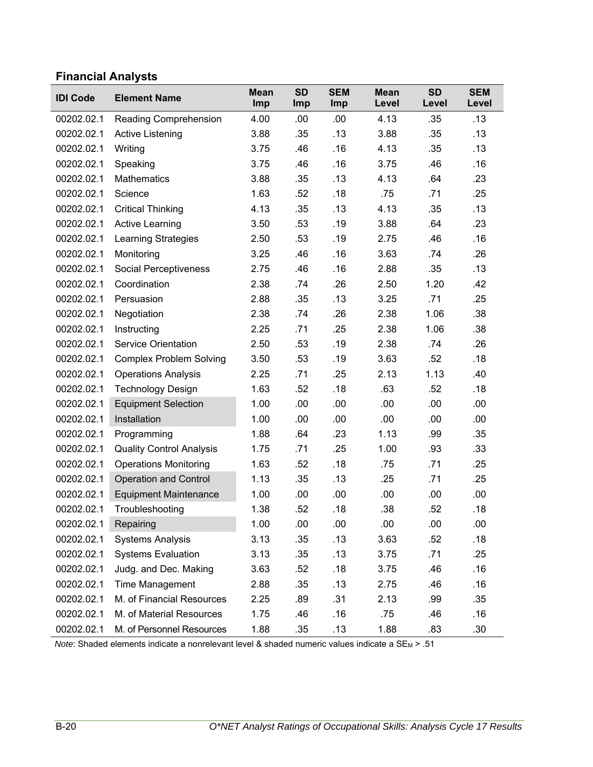## Financial Analysts

| IDI Code | Element Name | Mean Imp | SD Imp | SEM Imp | Mean Level | SD Level | SEM Level |
|---|---|---|---|---|---|---|---|
| 00202.02.1 | Reading Comprehension | 4.00 | .00 | .00 | 4.13 | .35 | .13 |
| 00202.02.1 | Active Listening | 3.88 | .35 | .13 | 3.88 | .35 | .13 |
| 00202.02.1 | Writing | 3.75 | .46 | .16 | 4.13 | .35 | .13 |
| 00202.02.1 | Speaking | 3.75 | .46 | .16 | 3.75 | .46 | .16 |
| 00202.02.1 | Mathematics | 3.88 | .35 | .13 | 4.13 | .64 | .23 |
| 00202.02.1 | Science | 1.63 | .52 | .18 | .75 | .71 | .25 |
| 00202.02.1 | Critical Thinking | 4.13 | .35 | .13 | 4.13 | .35 | .13 |
| 00202.02.1 | Active Learning | 3.50 | .53 | .19 | 3.88 | .64 | .23 |
| 00202.02.1 | Learning Strategies | 2.50 | .53 | .19 | 2.75 | .46 | .16 |
| 00202.02.1 | Monitoring | 3.25 | .46 | .16 | 3.63 | .74 | .26 |
| 00202.02.1 | Social Perceptiveness | 2.75 | .46 | .16 | 2.88 | .35 | .13 |
| 00202.02.1 | Coordination | 2.38 | .74 | .26 | 2.50 | 1.20 | .42 |
| 00202.02.1 | Persuasion | 2.88 | .35 | .13 | 3.25 | .71 | .25 |
| 00202.02.1 | Negotiation | 2.38 | .74 | .26 | 2.38 | 1.06 | .38 |
| 00202.02.1 | Instructing | 2.25 | .71 | .25 | 2.38 | 1.06 | .38 |
| 00202.02.1 | Service Orientation | 2.50 | .53 | .19 | 2.38 | .74 | .26 |
| 00202.02.1 | Complex Problem Solving | 3.50 | .53 | .19 | 3.63 | .52 | .18 |
| 00202.02.1 | Operations Analysis | 2.25 | .71 | .25 | 2.13 | 1.13 | .40 |
| 00202.02.1 | Technology Design | 1.63 | .52 | .18 | .63 | .52 | .18 |
| 00202.02.1 | Equipment Selection | 1.00 | .00 | .00 | .00 | .00 | .00 |
| 00202.02.1 | Installation | 1.00 | .00 | .00 | .00 | .00 | .00 |
| 00202.02.1 | Programming | 1.88 | .64 | .23 | 1.13 | .99 | .35 |
| 00202.02.1 | Quality Control Analysis | 1.75 | .71 | .25 | 1.00 | .93 | .33 |
| 00202.02.1 | Operations Monitoring | 1.63 | .52 | .18 | .75 | .71 | .25 |
| 00202.02.1 | Operation and Control | 1.13 | .35 | .13 | .25 | .71 | .25 |
| 00202.02.1 | Equipment Maintenance | 1.00 | .00 | .00 | .00 | .00 | .00 |
| 00202.02.1 | Troubleshooting | 1.38 | .52 | .18 | .38 | .52 | .18 |
| 00202.02.1 | Repairing | 1.00 | .00 | .00 | .00 | .00 | .00 |
| 00202.02.1 | Systems Analysis | 3.13 | .35 | .13 | 3.63 | .52 | .18 |
| 00202.02.1 | Systems Evaluation | 3.13 | .35 | .13 | 3.75 | .71 | .25 |
| 00202.02.1 | Judg. and Dec. Making | 3.63 | .52 | .18 | 3.75 | .46 | .16 |
| 00202.02.1 | Time Management | 2.88 | .35 | .13 | 2.75 | .46 | .16 |
| 00202.02.1 | M. of Financial Resources | 2.25 | .89 | .31 | 2.13 | .99 | .35 |
| 00202.02.1 | M. of Material Resources | 1.75 | .46 | .16 | .75 | .46 | .16 |
| 00202.02.1 | M. of Personnel Resources | 1.88 | .35 | .13 | 1.88 | .83 | .30 |

*Note*: Shaded elements indicate a nonrelevant level & shaded numeric values indicate a $SE_M > .51$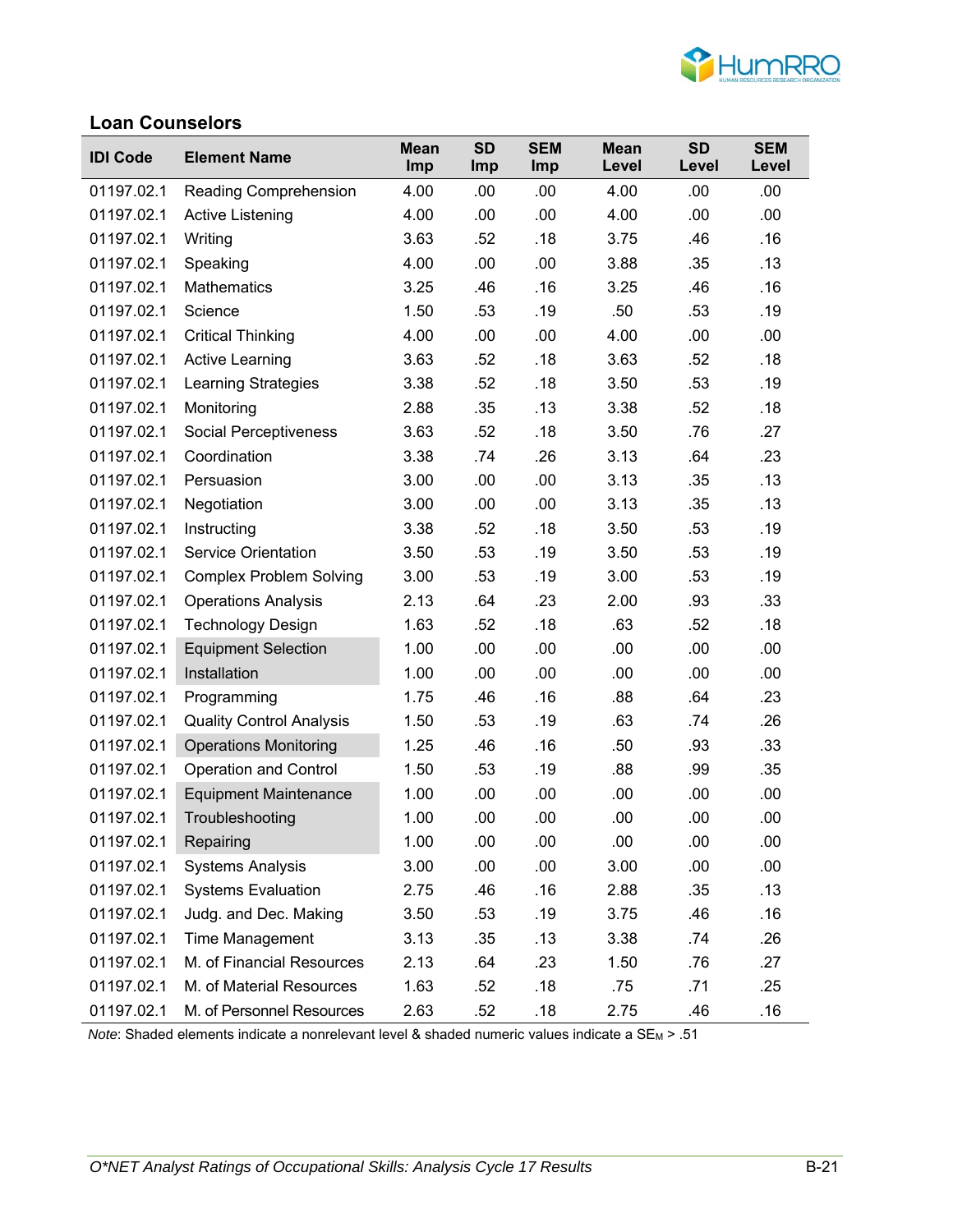## Loan Counselors

| IDI Code | Element Name | Mean Imp | SD Imp | SEM Imp | Mean Level | SD Level | SEM Level |
|---|---|---|---|---|---|---|---|
| 01197.02.1 | Reading Comprehension | 4.00 | .00 | .00 | 4.00 | .00 | .00 |
| 01197.02.1 | Active Listening | 4.00 | .00 | .00 | 4.00 | .00 | .00 |
| 01197.02.1 | Writing | 3.63 | .52 | .18 | 3.75 | .46 | .16 |
| 01197.02.1 | Speaking | 4.00 | .00 | .00 | 3.88 | .35 | .13 |
| 01197.02.1 | Mathematics | 3.25 | .46 | .16 | 3.25 | .46 | .16 |
| 01197.02.1 | Science | 1.50 | .53 | .19 | .50 | .53 | .19 |
| 01197.02.1 | Critical Thinking | 4.00 | .00 | .00 | 4.00 | .00 | .00 |
| 01197.02.1 | Active Learning | 3.63 | .52 | .18 | 3.63 | .52 | .18 |
| 01197.02.1 | Learning Strategies | 3.38 | .52 | .18 | 3.50 | .53 | .19 |
| 01197.02.1 | Monitoring | 2.88 | .35 | .13 | 3.38 | .52 | .18 |
| 01197.02.1 | Social Perceptiveness | 3.63 | .52 | .18 | 3.50 | .76 | .27 |
| 01197.02.1 | Coordination | 3.38 | .74 | .26 | 3.13 | .64 | .23 |
| 01197.02.1 | Persuasion | 3.00 | .00 | .00 | 3.13 | .35 | .13 |
| 01197.02.1 | Negotiation | 3.00 | .00 | .00 | 3.13 | .35 | .13 |
| 01197.02.1 | Instructing | 3.38 | .52 | .18 | 3.50 | .53 | .19 |
| 01197.02.1 | Service Orientation | 3.50 | .53 | .19 | 3.50 | .53 | .19 |
| 01197.02.1 | Complex Problem Solving | 3.00 | .53 | .19 | 3.00 | .53 | .19 |
| 01197.02.1 | Operations Analysis | 2.13 | .64 | .23 | 2.00 | .93 | .33 |
| 01197.02.1 | Technology Design | 1.63 | .52 | .18 | .63 | .52 | .18 |
| 01197.02.1 | Equipment Selection | 1.00 | .00 | .00 | .00 | .00 | .00 |
| 01197.02.1 | Installation | 1.00 | .00 | .00 | .00 | .00 | .00 |
| 01197.02.1 | Programming | 1.75 | .46 | .16 | .88 | .64 | .23 |
| 01197.02.1 | Quality Control Analysis | 1.50 | .53 | .19 | .63 | .74 | .26 |
| 01197.02.1 | Operations Monitoring | 1.25 | .46 | .16 | .50 | .93 | .33 |
| 01197.02.1 | Operation and Control | 1.50 | .53 | .19 | .88 | .99 | .35 |
| 01197.02.1 | Equipment Maintenance | 1.00 | .00 | .00 | .00 | .00 | .00 |
| 01197.02.1 | Troubleshooting | 1.00 | .00 | .00 | .00 | .00 | .00 |
| 01197.02.1 | Repairing | 1.00 | .00 | .00 | .00 | .00 | .00 |
| 01197.02.1 | Systems Analysis | 3.00 | .00 | .00 | 3.00 | .00 | .00 |
| 01197.02.1 | Systems Evaluation | 2.75 | .46 | .16 | 2.88 | .35 | .13 |
| 01197.02.1 | Judg. and Dec. Making | 3.50 | .53 | .19 | 3.75 | .46 | .16 |
| 01197.02.1 | Time Management | 3.13 | .35 | .13 | 3.38 | .74 | .26 |
| 01197.02.1 | M. of Financial Resources | 2.13 | .64 | .23 | 1.50 | .76 | .27 |
| 01197.02.1 | M. of Material Resources | 1.63 | .52 | .18 | .75 | .71 | .25 |
| 01197.02.1 | M. of Personnel Resources | 2.63 | .52 | .18 | 2.75 | .46 | .16 |

*Note*: Shaded elements indicate a nonrelevant level & shaded numeric values indicate a $SE_M$ > .51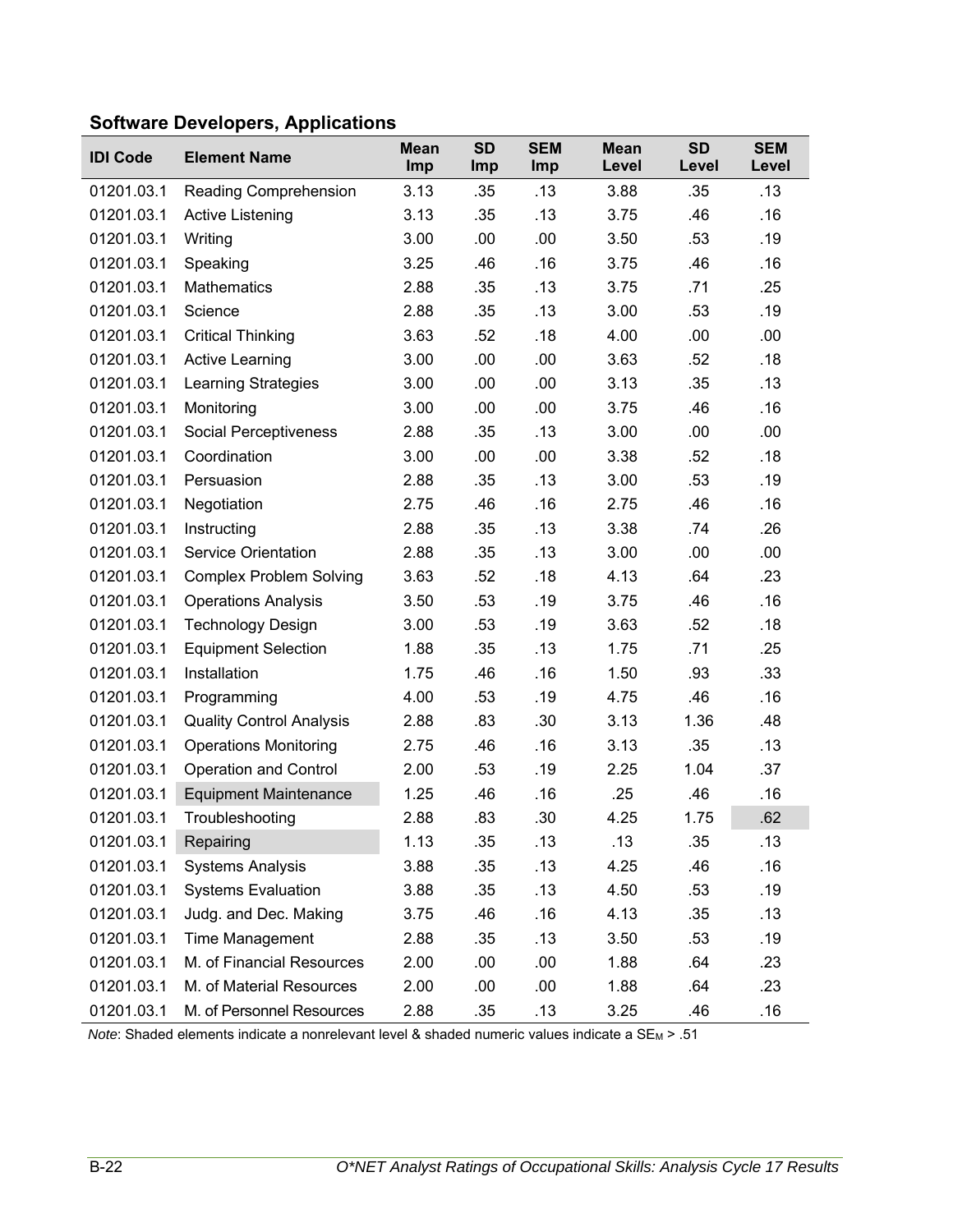**Software Developers, Applications**

| IDI Code | Element Name | Mean Imp | SD Imp | SEM Imp | Mean Level | SD Level | SEM Level |
|---|---|---|---|---|---|---|---|
| 01201.03.1 | Reading Comprehension | 3.13 | .35 | .13 | 3.88 | .35 | .13 |
| 01201.03.1 | Active Listening | 3.13 | .35 | .13 | 3.75 | .46 | .16 |
| 01201.03.1 | Writing | 3.00 | .00 | .00 | 3.50 | .53 | .19 |
| 01201.03.1 | Speaking | 3.25 | .46 | .16 | 3.75 | .46 | .16 |
| 01201.03.1 | Mathematics | 2.88 | .35 | .13 | 3.75 | .71 | .25 |
| 01201.03.1 | Science | 2.88 | .35 | .13 | 3.00 | .53 | .19 |
| 01201.03.1 | Critical Thinking | 3.63 | .52 | .18 | 4.00 | .00 | .00 |
| 01201.03.1 | Active Learning | 3.00 | .00 | .00 | 3.63 | .52 | .18 |
| 01201.03.1 | Learning Strategies | 3.00 | .00 | .00 | 3.13 | .35 | .13 |
| 01201.03.1 | Monitoring | 3.00 | .00 | .00 | 3.75 | .46 | .16 |
| 01201.03.1 | Social Perceptiveness | 2.88 | .35 | .13 | 3.00 | .00 | .00 |
| 01201.03.1 | Coordination | 3.00 | .00 | .00 | 3.38 | .52 | .18 |
| 01201.03.1 | Persuasion | 2.88 | .35 | .13 | 3.00 | .53 | .19 |
| 01201.03.1 | Negotiation | 2.75 | .46 | .16 | 2.75 | .46 | .16 |
| 01201.03.1 | Instructing | 2.88 | .35 | .13 | 3.38 | .74 | .26 |
| 01201.03.1 | Service Orientation | 2.88 | .35 | .13 | 3.00 | .00 | .00 |
| 01201.03.1 | Complex Problem Solving | 3.63 | .52 | .18 | 4.13 | .64 | .23 |
| 01201.03.1 | Operations Analysis | 3.50 | .53 | .19 | 3.75 | .46 | .16 |
| 01201.03.1 | Technology Design | 3.00 | .53 | .19 | 3.63 | .52 | .18 |
| 01201.03.1 | Equipment Selection | 1.88 | .35 | .13 | 1.75 | .71 | .25 |
| 01201.03.1 | Installation | 1.75 | .46 | .16 | 1.50 | .93 | .33 |
| 01201.03.1 | Programming | 4.00 | .53 | .19 | 4.75 | .46 | .16 |
| 01201.03.1 | Quality Control Analysis | 2.88 | .83 | .30 | 3.13 | 1.36 | .48 |
| 01201.03.1 | Operations Monitoring | 2.75 | .46 | .16 | 3.13 | .35 | .13 |
| 01201.03.1 | Operation and Control | 2.00 | .53 | .19 | 2.25 | 1.04 | .37 |
| 01201.03.1 | Equipment Maintenance | 1.25 | .46 | .16 | .25 | .46 | .16 |
| 01201.03.1 | Troubleshooting | 2.88 | .83 | .30 | 4.25 | 1.75 | .62 |
| 01201.03.1 | Repairing | 1.13 | .35 | .13 | .13 | .35 | .13 |
| 01201.03.1 | Systems Analysis | 3.88 | .35 | .13 | 4.25 | .46 | .16 |
| 01201.03.1 | Systems Evaluation | 3.88 | .35 | .13 | 4.50 | .53 | .19 |
| 01201.03.1 | Judg. and Dec. Making | 3.75 | .46 | .16 | 4.13 | .35 | .13 |
| 01201.03.1 | Time Management | 2.88 | .35 | .13 | 3.50 | .53 | .19 |
| 01201.03.1 | M. of Financial Resources | 2.00 | .00 | .00 | 1.88 | .64 | .23 |
| 01201.03.1 | M. of Material Resources | 2.00 | .00 | .00 | 1.88 | .64 | .23 |
| 01201.03.1 | M. of Personnel Resources | 2.88 | .35 | .13 | 3.25 | .46 | .16 |

*Note*: Shaded elements indicate a nonrelevant level & shaded numeric values indicate a $SE_M > .51$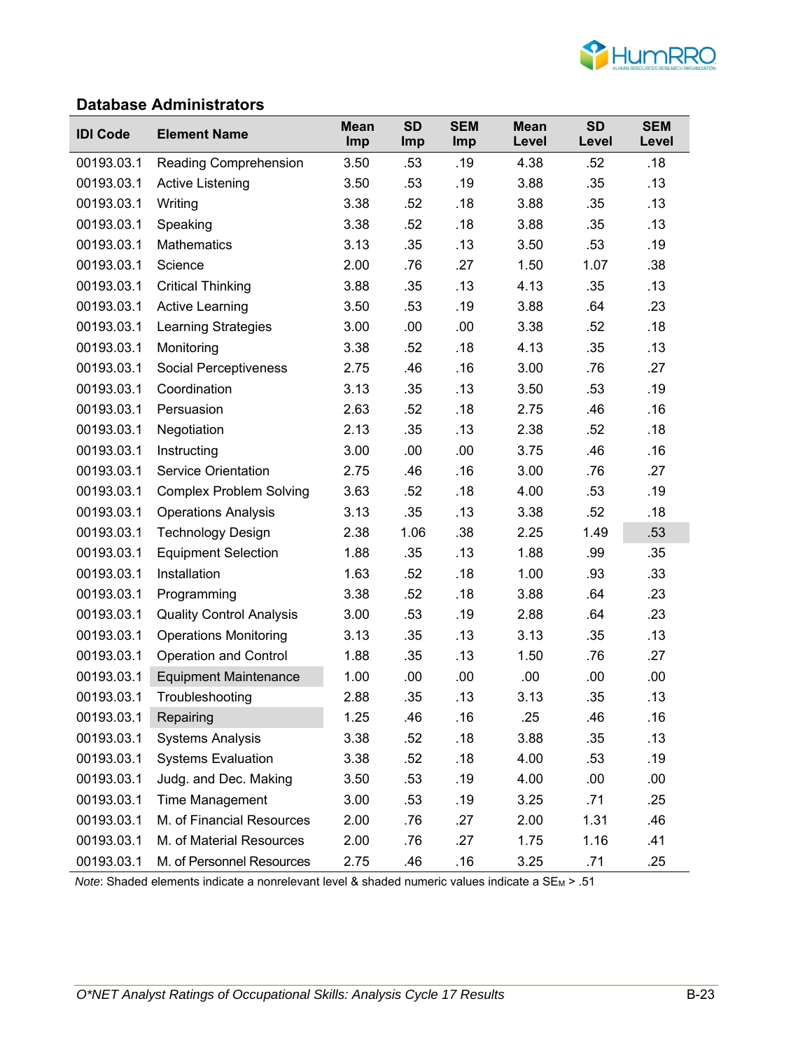## Database Administrators

| IDI Code | Element Name | Mean Imp | SD Imp | SEM Imp | Mean Level | SD Level | SEM Level |
|---|---|---|---|---|---|---|---|
| 00193.03.1 | Reading Comprehension | 3.50 | .53 | .19 | 4.38 | .52 | .18 |
| 00193.03.1 | Active Listening | 3.50 | .53 | .19 | 3.88 | .35 | .13 |
| 00193.03.1 | Writing | 3.38 | .52 | .18 | 3.88 | .35 | .13 |
| 00193.03.1 | Speaking | 3.38 | .52 | .18 | 3.88 | .35 | .13 |
| 00193.03.1 | Mathematics | 3.13 | .35 | .13 | 3.50 | .53 | .19 |
| 00193.03.1 | Science | 2.00 | .76 | .27 | 1.50 | 1.07 | .38 |
| 00193.03.1 | Critical Thinking | 3.88 | .35 | .13 | 4.13 | .35 | .13 |
| 00193.03.1 | Active Learning | 3.50 | .53 | .19 | 3.88 | .64 | .23 |
| 00193.03.1 | Learning Strategies | 3.00 | .00 | .00 | 3.38 | .52 | .18 |
| 00193.03.1 | Monitoring | 3.38 | .52 | .18 | 4.13 | .35 | .13 |
| 00193.03.1 | Social Perceptiveness | 2.75 | .46 | .16 | 3.00 | .76 | .27 |
| 00193.03.1 | Coordination | 3.13 | .35 | .13 | 3.50 | .53 | .19 |
| 00193.03.1 | Persuasion | 2.63 | .52 | .18 | 2.75 | .46 | .16 |
| 00193.03.1 | Negotiation | 2.13 | .35 | .13 | 2.38 | .52 | .18 |
| 00193.03.1 | Instructing | 3.00 | .00 | .00 | 3.75 | .46 | .16 |
| 00193.03.1 | Service Orientation | 2.75 | .46 | .16 | 3.00 | .76 | .27 |
| 00193.03.1 | Complex Problem Solving | 3.63 | .52 | .18 | 4.00 | .53 | .19 |
| 00193.03.1 | Operations Analysis | 3.13 | .35 | .13 | 3.38 | .52 | .18 |
| 00193.03.1 | Technology Design | 2.38 | 1.06 | .38 | 2.25 | 1.49 | .53 |
| 00193.03.1 | Equipment Selection | 1.88 | .35 | .13 | 1.88 | .99 | .35 |
| 00193.03.1 | Installation | 1.63 | .52 | .18 | 1.00 | .93 | .33 |
| 00193.03.1 | Programming | 3.38 | .52 | .18 | 3.88 | .64 | .23 |
| 00193.03.1 | Quality Control Analysis | 3.00 | .53 | .19 | 2.88 | .64 | .23 |
| 00193.03.1 | Operations Monitoring | 3.13 | .35 | .13 | 3.13 | .35 | .13 |
| 00193.03.1 | Operation and Control | 1.88 | .35 | .13 | 1.50 | .76 | .27 |
| 00193.03.1 | Equipment Maintenance | 1.00 | .00 | .00 | .00 | .00 | .00 |
| 00193.03.1 | Troubleshooting | 2.88 | .35 | .13 | 3.13 | .35 | .13 |
| 00193.03.1 | Repairing | 1.25 | .46 | .16 | .25 | .46 | .16 |
| 00193.03.1 | Systems Analysis | 3.38 | .52 | .18 | 3.88 | .35 | .13 |
| 00193.03.1 | Systems Evaluation | 3.38 | .52 | .18 | 4.00 | .53 | .19 |
| 00193.03.1 | Judg. and Dec. Making | 3.50 | .53 | .19 | 4.00 | .00 | .00 |
| 00193.03.1 | Time Management | 3.00 | .53 | .19 | 3.25 | .71 | .25 |
| 00193.03.1 | M. of Financial Resources | 2.00 | .76 | .27 | 2.00 | 1.31 | .46 |
| 00193.03.1 | M. of Material Resources | 2.00 | .76 | .27 | 1.75 | 1.16 | .41 |
| 00193.03.1 | M. of Personnel Resources | 2.75 | .46 | .16 | 3.25 | .71 | .25 |

*Note*: Shaded elements indicate a nonrelevant level & shaded numeric values indicate a $SE_M > .51$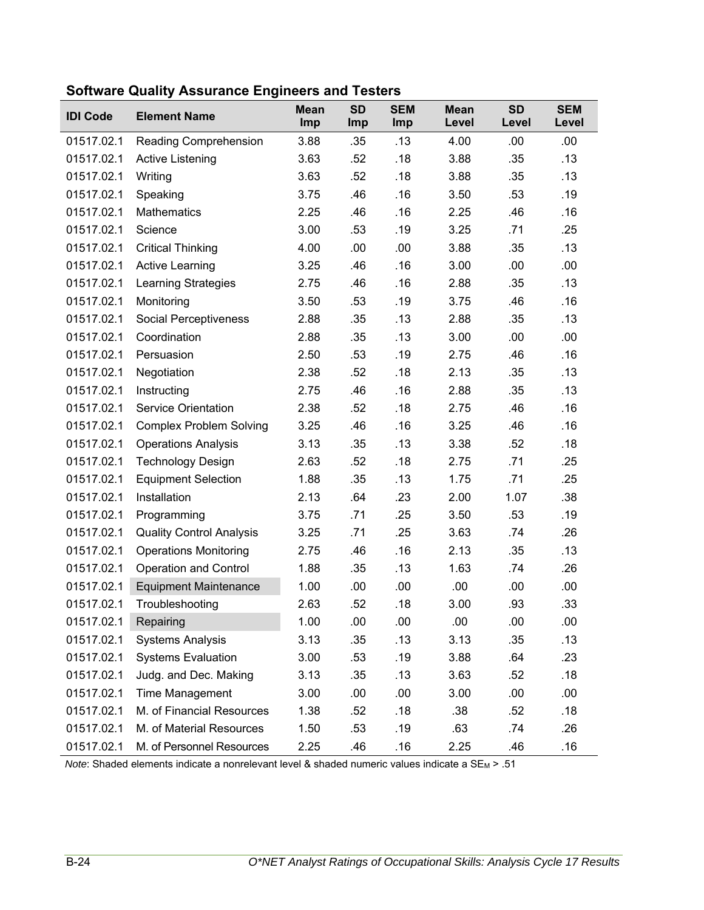## Software Quality Assurance Engineers and Testers

| IDI Code | Element Name | Mean Imp | SD Imp | SEM Imp | Mean Level | SD Level | SEM Level |
|---|---|---|---|---|---|---|---|
| 01517.02.1 | Reading Comprehension | 3.88 | .35 | .13 | 4.00 | .00 | .00 |
| 01517.02.1 | Active Listening | 3.63 | .52 | .18 | 3.88 | .35 | .13 |
| 01517.02.1 | Writing | 3.63 | .52 | .18 | 3.88 | .35 | .13 |
| 01517.02.1 | Speaking | 3.75 | .46 | .16 | 3.50 | .53 | .19 |
| 01517.02.1 | Mathematics | 2.25 | .46 | .16 | 2.25 | .46 | .16 |
| 01517.02.1 | Science | 3.00 | .53 | .19 | 3.25 | .71 | .25 |
| 01517.02.1 | Critical Thinking | 4.00 | .00 | .00 | 3.88 | .35 | .13 |
| 01517.02.1 | Active Learning | 3.25 | .46 | .16 | 3.00 | .00 | .00 |
| 01517.02.1 | Learning Strategies | 2.75 | .46 | .16 | 2.88 | .35 | .13 |
| 01517.02.1 | Monitoring | 3.50 | .53 | .19 | 3.75 | .46 | .16 |
| 01517.02.1 | Social Perceptiveness | 2.88 | .35 | .13 | 2.88 | .35 | .13 |
| 01517.02.1 | Coordination | 2.88 | .35 | .13 | 3.00 | .00 | .00 |
| 01517.02.1 | Persuasion | 2.50 | .53 | .19 | 2.75 | .46 | .16 |
| 01517.02.1 | Negotiation | 2.38 | .52 | .18 | 2.13 | .35 | .13 |
| 01517.02.1 | Instructing | 2.75 | .46 | .16 | 2.88 | .35 | .13 |
| 01517.02.1 | Service Orientation | 2.38 | .52 | .18 | 2.75 | .46 | .16 |
| 01517.02.1 | Complex Problem Solving | 3.25 | .46 | .16 | 3.25 | .46 | .16 |
| 01517.02.1 | Operations Analysis | 3.13 | .35 | .13 | 3.38 | .52 | .18 |
| 01517.02.1 | Technology Design | 2.63 | .52 | .18 | 2.75 | .71 | .25 |
| 01517.02.1 | Equipment Selection | 1.88 | .35 | .13 | 1.75 | .71 | .25 |
| 01517.02.1 | Installation | 2.13 | .64 | .23 | 2.00 | 1.07 | .38 |
| 01517.02.1 | Programming | 3.75 | .71 | .25 | 3.50 | .53 | .19 |
| 01517.02.1 | Quality Control Analysis | 3.25 | .71 | .25 | 3.63 | .74 | .26 |
| 01517.02.1 | Operations Monitoring | 2.75 | .46 | .16 | 2.13 | .35 | .13 |
| 01517.02.1 | Operation and Control | 1.88 | .35 | .13 | 1.63 | .74 | .26 |
| 01517.02.1 | Equipment Maintenance | 1.00 | .00 | .00 | .00 | .00 | .00 |
| 01517.02.1 | Troubleshooting | 2.63 | .52 | .18 | 3.00 | .93 | .33 |
| 01517.02.1 | Repairing | 1.00 | .00 | .00 | .00 | .00 | .00 |
| 01517.02.1 | Systems Analysis | 3.13 | .35 | .13 | 3.13 | .35 | .13 |
| 01517.02.1 | Systems Evaluation | 3.00 | .53 | .19 | 3.88 | .64 | .23 |
| 01517.02.1 | Judg. and Dec. Making | 3.13 | .35 | .13 | 3.63 | .52 | .18 |
| 01517.02.1 | Time Management | 3.00 | .00 | .00 | 3.00 | .00 | .00 |
| 01517.02.1 | M. of Financial Resources | 1.38 | .52 | .18 | .38 | .52 | .18 |
| 01517.02.1 | M. of Material Resources | 1.50 | .53 | .19 | .63 | .74 | .26 |
| 01517.02.1 | M. of Personnel Resources | 2.25 | .46 | .16 | 2.25 | .46 | .16 |

*Note*: Shaded elements indicate a nonrelevant level & shaded numeric values indicate a $SE_M > .51$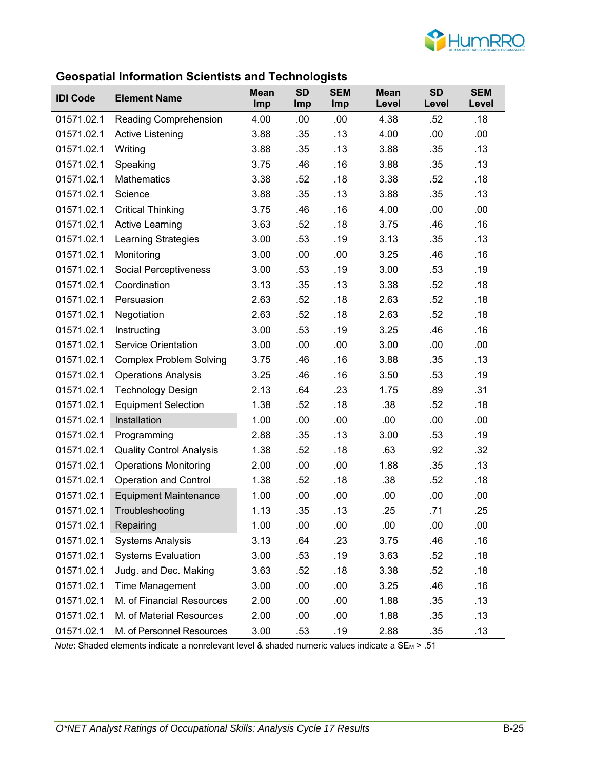## Geospatial Information Scientists and Technologists

| IDI Code | Element Name | Mean Imp | SD Imp | SEM Imp | Mean Level | SD Level | SEM Level |
|---|---|---|---|---|---|---|---|
| 01571.02.1 | Reading Comprehension | 4.00 | .00 | .00 | 4.38 | .52 | .18 |
| 01571.02.1 | Active Listening | 3.88 | .35 | .13 | 4.00 | .00 | .00 |
| 01571.02.1 | Writing | 3.88 | .35 | .13 | 3.88 | .35 | .13 |
| 01571.02.1 | Speaking | 3.75 | .46 | .16 | 3.88 | .35 | .13 |
| 01571.02.1 | Mathematics | 3.38 | .52 | .18 | 3.38 | .52 | .18 |
| 01571.02.1 | Science | 3.88 | .35 | .13 | 3.88 | .35 | .13 |
| 01571.02.1 | Critical Thinking | 3.75 | .46 | .16 | 4.00 | .00 | .00 |
| 01571.02.1 | Active Learning | 3.63 | .52 | .18 | 3.75 | .46 | .16 |
| 01571.02.1 | Learning Strategies | 3.00 | .53 | .19 | 3.13 | .35 | .13 |
| 01571.02.1 | Monitoring | 3.00 | .00 | .00 | 3.25 | .46 | .16 |
| 01571.02.1 | Social Perceptiveness | 3.00 | .53 | .19 | 3.00 | .53 | .19 |
| 01571.02.1 | Coordination | 3.13 | .35 | .13 | 3.38 | .52 | .18 |
| 01571.02.1 | Persuasion | 2.63 | .52 | .18 | 2.63 | .52 | .18 |
| 01571.02.1 | Negotiation | 2.63 | .52 | .18 | 2.63 | .52 | .18 |
| 01571.02.1 | Instructing | 3.00 | .53 | .19 | 3.25 | .46 | .16 |
| 01571.02.1 | Service Orientation | 3.00 | .00 | .00 | 3.00 | .00 | .00 |
| 01571.02.1 | Complex Problem Solving | 3.75 | .46 | .16 | 3.88 | .35 | .13 |
| 01571.02.1 | Operations Analysis | 3.25 | .46 | .16 | 3.50 | .53 | .19 |
| 01571.02.1 | Technology Design | 2.13 | .64 | .23 | 1.75 | .89 | .31 |
| 01571.02.1 | Equipment Selection | 1.38 | .52 | .18 | .38 | .52 | .18 |
| 01571.02.1 | Installation | 1.00 | .00 | .00 | .00 | .00 | .00 |
| 01571.02.1 | Programming | 2.88 | .35 | .13 | 3.00 | .53 | .19 |
| 01571.02.1 | Quality Control Analysis | 1.38 | .52 | .18 | .63 | .92 | .32 |
| 01571.02.1 | Operations Monitoring | 2.00 | .00 | .00 | 1.88 | .35 | .13 |
| 01571.02.1 | Operation and Control | 1.38 | .52 | .18 | .38 | .52 | .18 |
| 01571.02.1 | Equipment Maintenance | 1.00 | .00 | .00 | .00 | .00 | .00 |
| 01571.02.1 | Troubleshooting | 1.13 | .35 | .13 | .25 | .71 | .25 |
| 01571.02.1 | Repairing | 1.00 | .00 | .00 | .00 | .00 | .00 |
| 01571.02.1 | Systems Analysis | 3.13 | .64 | .23 | 3.75 | .46 | .16 |
| 01571.02.1 | Systems Evaluation | 3.00 | .53 | .19 | 3.63 | .52 | .18 |
| 01571.02.1 | Judg. and Dec. Making | 3.63 | .52 | .18 | 3.38 | .52 | .18 |
| 01571.02.1 | Time Management | 3.00 | .00 | .00 | 3.25 | .46 | .16 |
| 01571.02.1 | M. of Financial Resources | 2.00 | .00 | .00 | 1.88 | .35 | .13 |
| 01571.02.1 | M. of Material Resources | 2.00 | .00 | .00 | 1.88 | .35 | .13 |
| 01571.02.1 | M. of Personnel Resources | 3.00 | .53 | .19 | 2.88 | .35 | .13 |

*Note*: Shaded elements indicate a nonrelevant level & shaded numeric values indicate a $SE_M$ > .51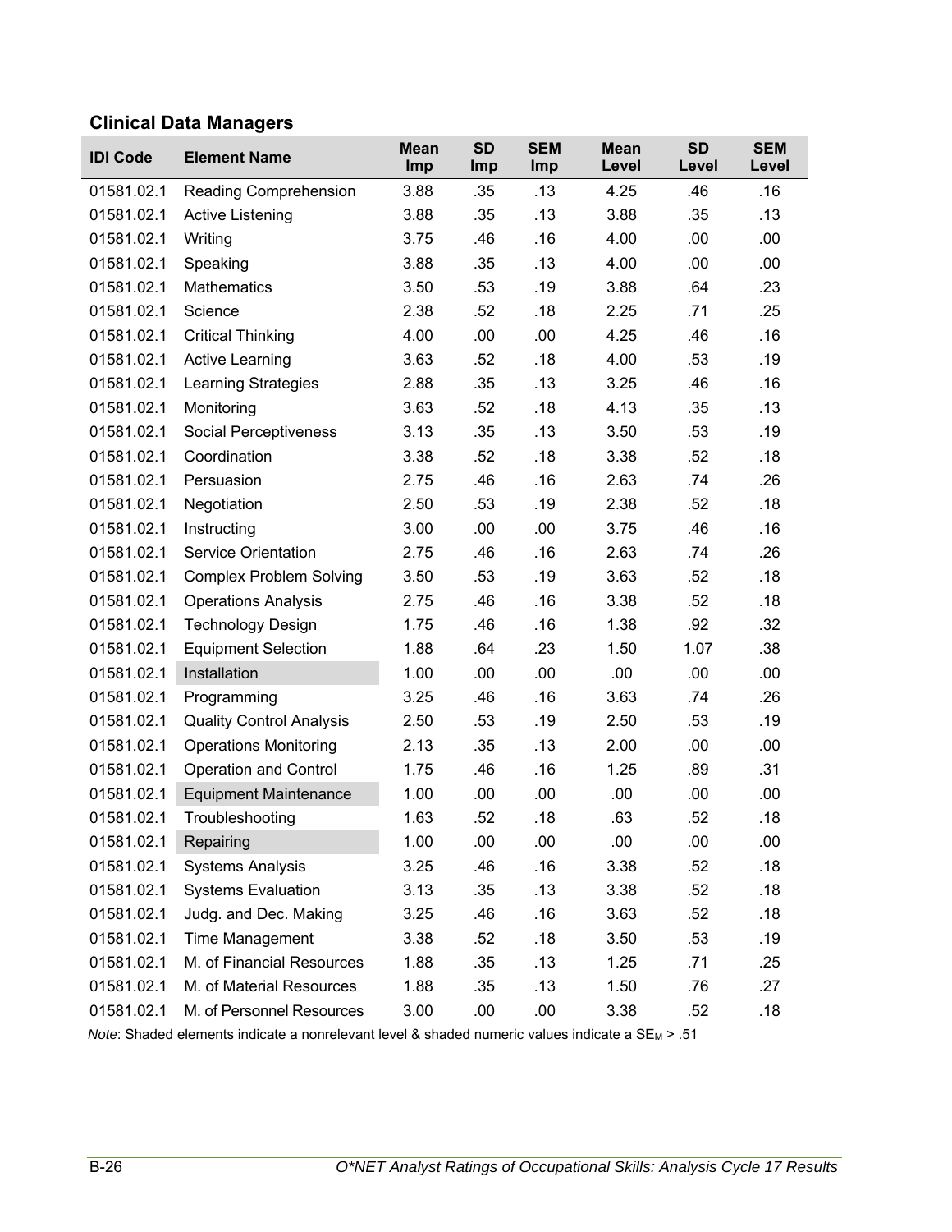### Clinical Data Managers

| IDI Code | Element Name | Mean Imp | SD Imp | SEM Imp | Mean Level | SD Level | SEM Level |
|---|---|---|---|---|---|---|---|
| 01581.02.1 | Reading Comprehension | 3.88 | .35 | .13 | 4.25 | .46 | .16 |
| 01581.02.1 | Active Listening | 3.88 | .35 | .13 | 3.88 | .35 | .13 |
| 01581.02.1 | Writing | 3.75 | .46 | .16 | 4.00 | .00 | .00 |
| 01581.02.1 | Speaking | 3.88 | .35 | .13 | 4.00 | .00 | .00 |
| 01581.02.1 | Mathematics | 3.50 | .53 | .19 | 3.88 | .64 | .23 |
| 01581.02.1 | Science | 2.38 | .52 | .18 | 2.25 | .71 | .25 |
| 01581.02.1 | Critical Thinking | 4.00 | .00 | .00 | 4.25 | .46 | .16 |
| 01581.02.1 | Active Learning | 3.63 | .52 | .18 | 4.00 | .53 | .19 |
| 01581.02.1 | Learning Strategies | 2.88 | .35 | .13 | 3.25 | .46 | .16 |
| 01581.02.1 | Monitoring | 3.63 | .52 | .18 | 4.13 | .35 | .13 |
| 01581.02.1 | Social Perceptiveness | 3.13 | .35 | .13 | 3.50 | .53 | .19 |
| 01581.02.1 | Coordination | 3.38 | .52 | .18 | 3.38 | .52 | .18 |
| 01581.02.1 | Persuasion | 2.75 | .46 | .16 | 2.63 | .74 | .26 |
| 01581.02.1 | Negotiation | 2.50 | .53 | .19 | 2.38 | .52 | .18 |
| 01581.02.1 | Instructing | 3.00 | .00 | .00 | 3.75 | .46 | .16 |
| 01581.02.1 | Service Orientation | 2.75 | .46 | .16 | 2.63 | .74 | .26 |
| 01581.02.1 | Complex Problem Solving | 3.50 | .53 | .19 | 3.63 | .52 | .18 |
| 01581.02.1 | Operations Analysis | 2.75 | .46 | .16 | 3.38 | .52 | .18 |
| 01581.02.1 | Technology Design | 1.75 | .46 | .16 | 1.38 | .92 | .32 |
| 01581.02.1 | Equipment Selection | 1.88 | .64 | .23 | 1.50 | 1.07 | .38 |
| 01581.02.1 | Installation | 1.00 | .00 | .00 | .00 | .00 | .00 |
| 01581.02.1 | Programming | 3.25 | .46 | .16 | 3.63 | .74 | .26 |
| 01581.02.1 | Quality Control Analysis | 2.50 | .53 | .19 | 2.50 | .53 | .19 |
| 01581.02.1 | Operations Monitoring | 2.13 | .35 | .13 | 2.00 | .00 | .00 |
| 01581.02.1 | Operation and Control | 1.75 | .46 | .16 | 1.25 | .89 | .31 |
| 01581.02.1 | Equipment Maintenance | 1.00 | .00 | .00 | .00 | .00 | .00 |
| 01581.02.1 | Troubleshooting | 1.63 | .52 | .18 | .63 | .52 | .18 |
| 01581.02.1 | Repairing | 1.00 | .00 | .00 | .00 | .00 | .00 |
| 01581.02.1 | Systems Analysis | 3.25 | .46 | .16 | 3.38 | .52 | .18 |
| 01581.02.1 | Systems Evaluation | 3.13 | .35 | .13 | 3.38 | .52 | .18 |
| 01581.02.1 | Judg. and Dec. Making | 3.25 | .46 | .16 | 3.63 | .52 | .18 |
| 01581.02.1 | Time Management | 3.38 | .52 | .18 | 3.50 | .53 | .19 |
| 01581.02.1 | M. of Financial Resources | 1.88 | .35 | .13 | 1.25 | .71 | .25 |
| 01581.02.1 | M. of Material Resources | 1.88 | .35 | .13 | 1.50 | .76 | .27 |
| 01581.02.1 | M. of Personnel Resources | 3.00 | .00 | .00 | 3.38 | .52 | .18 |

*Note*: Shaded elements indicate a nonrelevant level & shaded numeric values indicate a $SE_M > .51$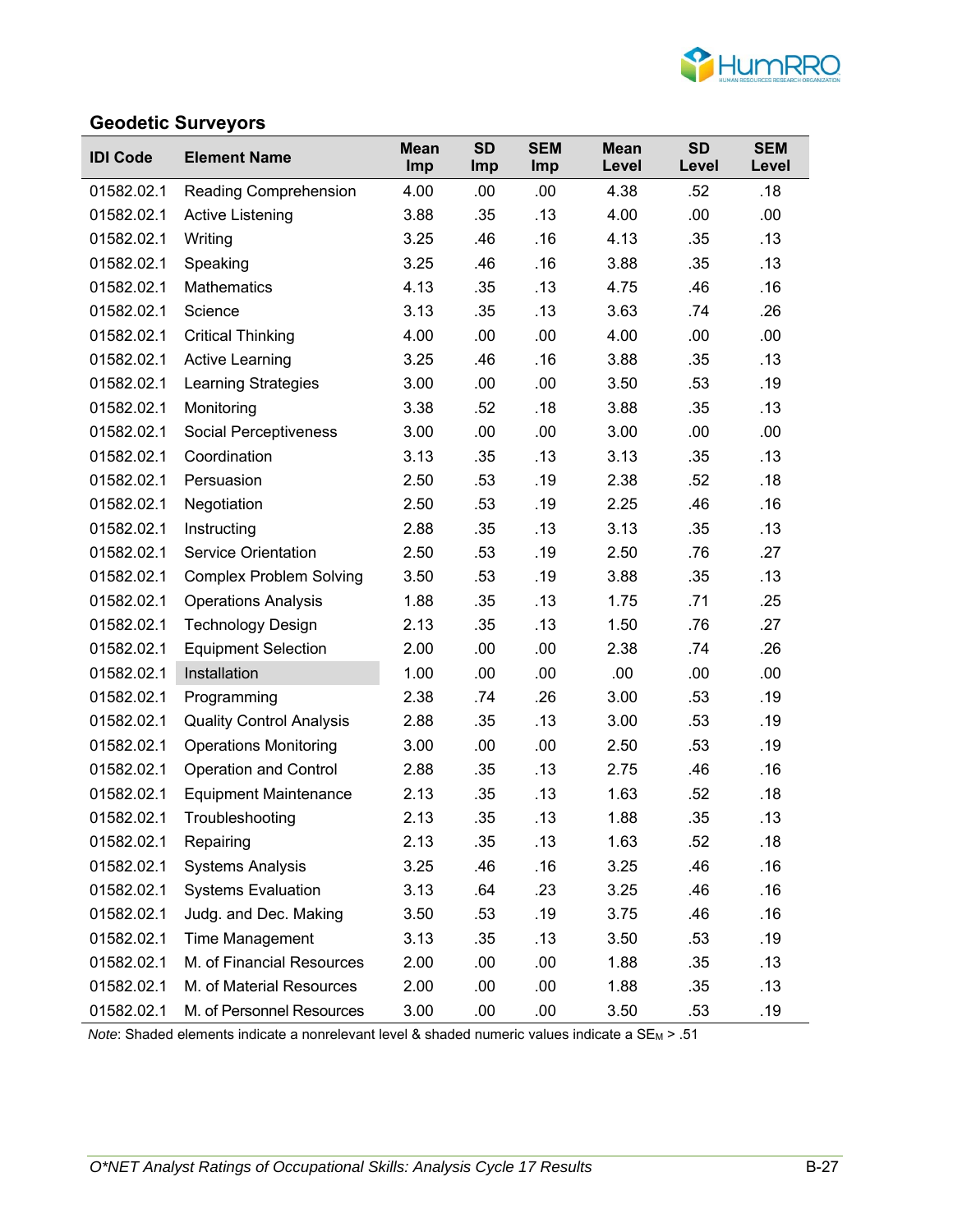## Geodetic Surveyors

| IDI Code | Element Name | Mean Imp | SD Imp | SEM Imp | Mean Level | SD Level | SEM Level |
|---|---|---|---|---|---|---|---|
| 01582.02.1 | Reading Comprehension | 4.00 | .00 | .00 | 4.38 | .52 | .18 |
| 01582.02.1 | Active Listening | 3.88 | .35 | .13 | 4.00 | .00 | .00 |
| 01582.02.1 | Writing | 3.25 | .46 | .16 | 4.13 | .35 | .13 |
| 01582.02.1 | Speaking | 3.25 | .46 | .16 | 3.88 | .35 | .13 |
| 01582.02.1 | Mathematics | 4.13 | .35 | .13 | 4.75 | .46 | .16 |
| 01582.02.1 | Science | 3.13 | .35 | .13 | 3.63 | .74 | .26 |
| 01582.02.1 | Critical Thinking | 4.00 | .00 | .00 | 4.00 | .00 | .00 |
| 01582.02.1 | Active Learning | 3.25 | .46 | .16 | 3.88 | .35 | .13 |
| 01582.02.1 | Learning Strategies | 3.00 | .00 | .00 | 3.50 | .53 | .19 |
| 01582.02.1 | Monitoring | 3.38 | .52 | .18 | 3.88 | .35 | .13 |
| 01582.02.1 | Social Perceptiveness | 3.00 | .00 | .00 | 3.00 | .00 | .00 |
| 01582.02.1 | Coordination | 3.13 | .35 | .13 | 3.13 | .35 | .13 |
| 01582.02.1 | Persuasion | 2.50 | .53 | .19 | 2.38 | .52 | .18 |
| 01582.02.1 | Negotiation | 2.50 | .53 | .19 | 2.25 | .46 | .16 |
| 01582.02.1 | Instructing | 2.88 | .35 | .13 | 3.13 | .35 | .13 |
| 01582.02.1 | Service Orientation | 2.50 | .53 | .19 | 2.50 | .76 | .27 |
| 01582.02.1 | Complex Problem Solving | 3.50 | .53 | .19 | 3.88 | .35 | .13 |
| 01582.02.1 | Operations Analysis | 1.88 | .35 | .13 | 1.75 | .71 | .25 |
| 01582.02.1 | Technology Design | 2.13 | .35 | .13 | 1.50 | .76 | .27 |
| 01582.02.1 | Equipment Selection | 2.00 | .00 | .00 | 2.38 | .74 | .26 |
| 01582.02.1 | Installation | 1.00 | .00 | .00 | .00 | .00 | .00 |
| 01582.02.1 | Programming | 2.38 | .74 | .26 | 3.00 | .53 | .19 |
| 01582.02.1 | Quality Control Analysis | 2.88 | .35 | .13 | 3.00 | .53 | .19 |
| 01582.02.1 | Operations Monitoring | 3.00 | .00 | .00 | 2.50 | .53 | .19 |
| 01582.02.1 | Operation and Control | 2.88 | .35 | .13 | 2.75 | .46 | .16 |
| 01582.02.1 | Equipment Maintenance | 2.13 | .35 | .13 | 1.63 | .52 | .18 |
| 01582.02.1 | Troubleshooting | 2.13 | .35 | .13 | 1.88 | .35 | .13 |
| 01582.02.1 | Repairing | 2.13 | .35 | .13 | 1.63 | .52 | .18 |
| 01582.02.1 | Systems Analysis | 3.25 | .46 | .16 | 3.25 | .46 | .16 |
| 01582.02.1 | Systems Evaluation | 3.13 | .64 | .23 | 3.25 | .46 | .16 |
| 01582.02.1 | Judg. and Dec. Making | 3.50 | .53 | .19 | 3.75 | .46 | .16 |
| 01582.02.1 | Time Management | 3.13 | .35 | .13 | 3.50 | .53 | .19 |
| 01582.02.1 | M. of Financial Resources | 2.00 | .00 | .00 | 1.88 | .35 | .13 |
| 01582.02.1 | M. of Material Resources | 2.00 | .00 | .00 | 1.88 | .35 | .13 |
| 01582.02.1 | M. of Personnel Resources | 3.00 | .00 | .00 | 3.50 | .53 | .19 |

*Note*: Shaded elements indicate a nonrelevant level & shaded numeric values indicate a $SE_M > .51$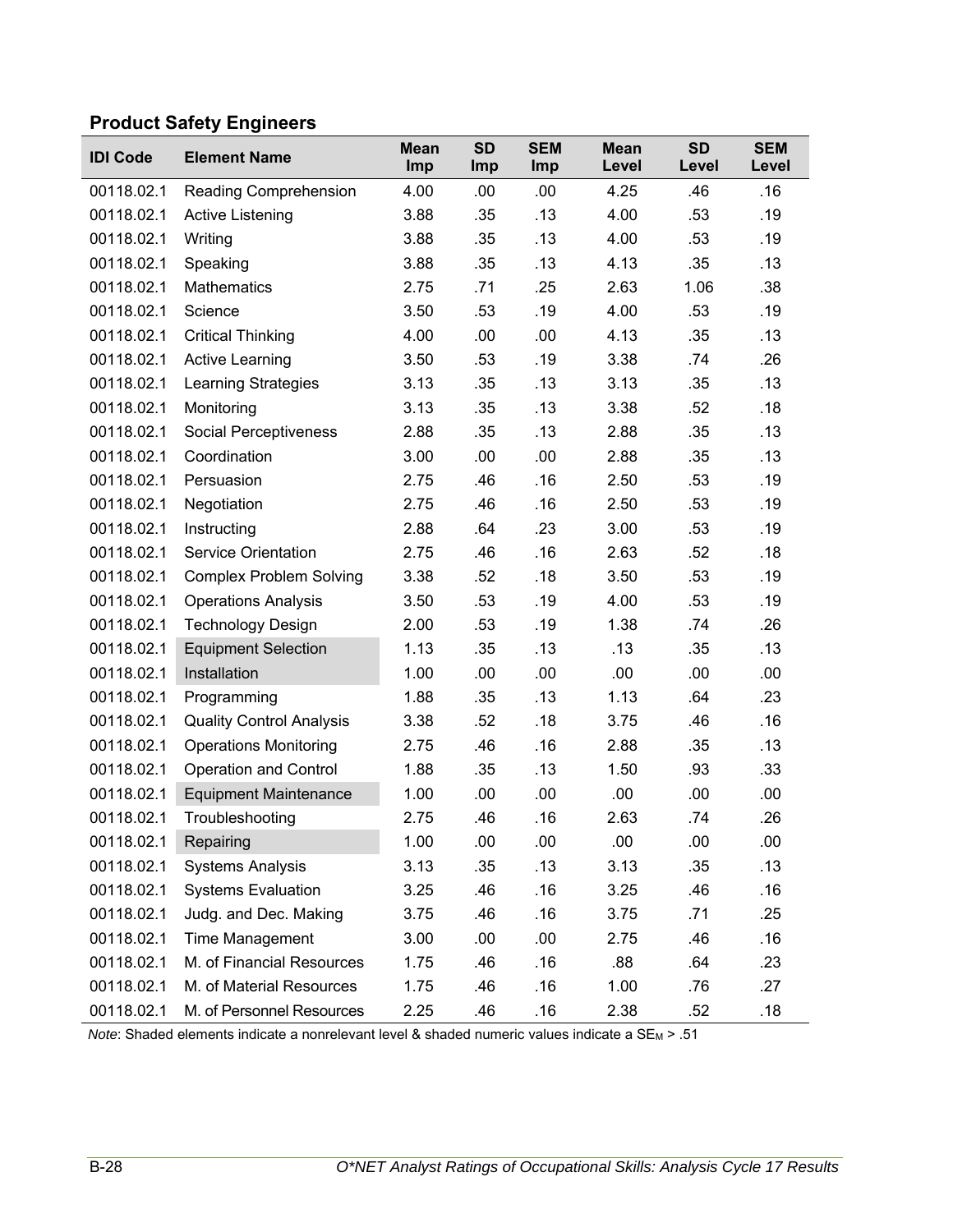## Product Safety Engineers

| IDI Code | Element Name | Mean Imp | SD Imp | SEM Imp | Mean Level | SD Level | SEM Level |
|---|---|---|---|---|---|---|---|
| 00118.02.1 | Reading Comprehension | 4.00 | .00 | .00 | 4.25 | .46 | .16 |
| 00118.02.1 | Active Listening | 3.88 | .35 | .13 | 4.00 | .53 | .19 |
| 00118.02.1 | Writing | 3.88 | .35 | .13 | 4.00 | .53 | .19 |
| 00118.02.1 | Speaking | 3.88 | .35 | .13 | 4.13 | .35 | .13 |
| 00118.02.1 | Mathematics | 2.75 | .71 | .25 | 2.63 | 1.06 | .38 |
| 00118.02.1 | Science | 3.50 | .53 | .19 | 4.00 | .53 | .19 |
| 00118.02.1 | Critical Thinking | 4.00 | .00 | .00 | 4.13 | .35 | .13 |
| 00118.02.1 | Active Learning | 3.50 | .53 | .19 | 3.38 | .74 | .26 |
| 00118.02.1 | Learning Strategies | 3.13 | .35 | .13 | 3.13 | .35 | .13 |
| 00118.02.1 | Monitoring | 3.13 | .35 | .13 | 3.38 | .52 | .18 |
| 00118.02.1 | Social Perceptiveness | 2.88 | .35 | .13 | 2.88 | .35 | .13 |
| 00118.02.1 | Coordination | 3.00 | .00 | .00 | 2.88 | .35 | .13 |
| 00118.02.1 | Persuasion | 2.75 | .46 | .16 | 2.50 | .53 | .19 |
| 00118.02.1 | Negotiation | 2.75 | .46 | .16 | 2.50 | .53 | .19 |
| 00118.02.1 | Instructing | 2.88 | .64 | .23 | 3.00 | .53 | .19 |
| 00118.02.1 | Service Orientation | 2.75 | .46 | .16 | 2.63 | .52 | .18 |
| 00118.02.1 | Complex Problem Solving | 3.38 | .52 | .18 | 3.50 | .53 | .19 |
| 00118.02.1 | Operations Analysis | 3.50 | .53 | .19 | 4.00 | .53 | .19 |
| 00118.02.1 | Technology Design | 2.00 | .53 | .19 | 1.38 | .74 | .26 |
| 00118.02.1 | Equipment Selection | 1.13 | .35 | .13 | .13 | .35 | .13 |
| 00118.02.1 | Installation | 1.00 | .00 | .00 | .00 | .00 | .00 |
| 00118.02.1 | Programming | 1.88 | .35 | .13 | 1.13 | .64 | .23 |
| 00118.02.1 | Quality Control Analysis | 3.38 | .52 | .18 | 3.75 | .46 | .16 |
| 00118.02.1 | Operations Monitoring | 2.75 | .46 | .16 | 2.88 | .35 | .13 |
| 00118.02.1 | Operation and Control | 1.88 | .35 | .13 | 1.50 | .93 | .33 |
| 00118.02.1 | Equipment Maintenance | 1.00 | .00 | .00 | .00 | .00 | .00 |
| 00118.02.1 | Troubleshooting | 2.75 | .46 | .16 | 2.63 | .74 | .26 |
| 00118.02.1 | Repairing | 1.00 | .00 | .00 | .00 | .00 | .00 |
| 00118.02.1 | Systems Analysis | 3.13 | .35 | .13 | 3.13 | .35 | .13 |
| 00118.02.1 | Systems Evaluation | 3.25 | .46 | .16 | 3.25 | .46 | .16 |
| 00118.02.1 | Judg. and Dec. Making | 3.75 | .46 | .16 | 3.75 | .71 | .25 |
| 00118.02.1 | Time Management | 3.00 | .00 | .00 | 2.75 | .46 | .16 |
| 00118.02.1 | M. of Financial Resources | 1.75 | .46 | .16 | .88 | .64 | .23 |
| 00118.02.1 | M. of Material Resources | 1.75 | .46 | .16 | 1.00 | .76 | .27 |
| 00118.02.1 | M. of Personnel Resources | 2.25 | .46 | .16 | 2.38 | .52 | .18 |

*Note*: Shaded elements indicate a nonrelevant level & shaded numeric values indicate a $SE_M$ > .51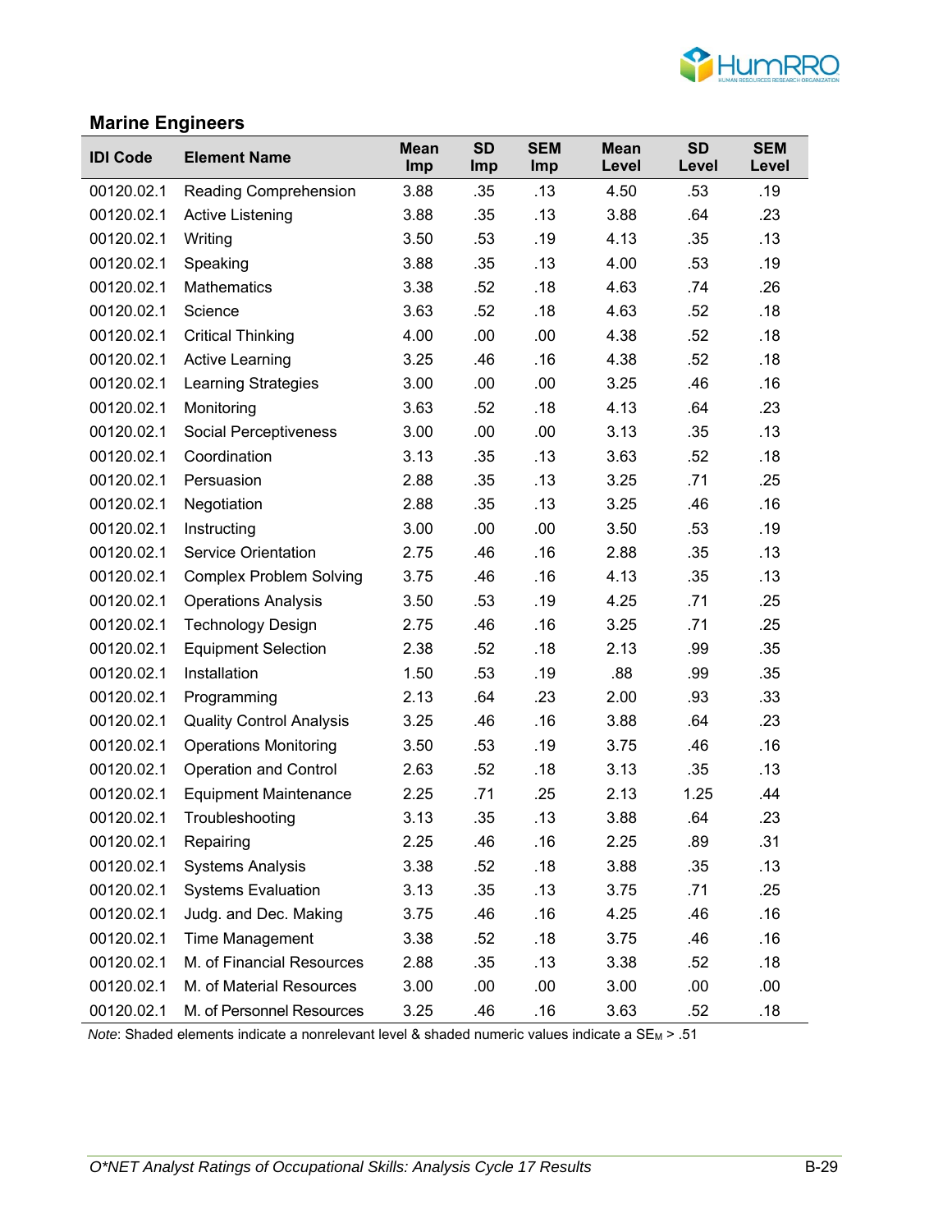## Marine Engineers

| IDI Code | Element Name | Mean Imp | SD Imp | SEM Imp | Mean Level | SD Level | SEM Level |
|---|---|---|---|---|---|---|---|
| 00120.02.1 | Reading Comprehension | 3.88 | .35 | .13 | 4.50 | .53 | .19 |
| 00120.02.1 | Active Listening | 3.88 | .35 | .13 | 3.88 | .64 | .23 |
| 00120.02.1 | Writing | 3.50 | .53 | .19 | 4.13 | .35 | .13 |
| 00120.02.1 | Speaking | 3.88 | .35 | .13 | 4.00 | .53 | .19 |
| 00120.02.1 | Mathematics | 3.38 | .52 | .18 | 4.63 | .74 | .26 |
| 00120.02.1 | Science | 3.63 | .52 | .18 | 4.63 | .52 | .18 |
| 00120.02.1 | Critical Thinking | 4.00 | .00 | .00 | 4.38 | .52 | .18 |
| 00120.02.1 | Active Learning | 3.25 | .46 | .16 | 4.38 | .52 | .18 |
| 00120.02.1 | Learning Strategies | 3.00 | .00 | .00 | 3.25 | .46 | .16 |
| 00120.02.1 | Monitoring | 3.63 | .52 | .18 | 4.13 | .64 | .23 |
| 00120.02.1 | Social Perceptiveness | 3.00 | .00 | .00 | 3.13 | .35 | .13 |
| 00120.02.1 | Coordination | 3.13 | .35 | .13 | 3.63 | .52 | .18 |
| 00120.02.1 | Persuasion | 2.88 | .35 | .13 | 3.25 | .71 | .25 |
| 00120.02.1 | Negotiation | 2.88 | .35 | .13 | 3.25 | .46 | .16 |
| 00120.02.1 | Instructing | 3.00 | .00 | .00 | 3.50 | .53 | .19 |
| 00120.02.1 | Service Orientation | 2.75 | .46 | .16 | 2.88 | .35 | .13 |
| 00120.02.1 | Complex Problem Solving | 3.75 | .46 | .16 | 4.13 | .35 | .13 |
| 00120.02.1 | Operations Analysis | 3.50 | .53 | .19 | 4.25 | .71 | .25 |
| 00120.02.1 | Technology Design | 2.75 | .46 | .16 | 3.25 | .71 | .25 |
| 00120.02.1 | Equipment Selection | 2.38 | .52 | .18 | 2.13 | .99 | .35 |
| 00120.02.1 | Installation | 1.50 | .53 | .19 | .88 | .99 | .35 |
| 00120.02.1 | Programming | 2.13 | .64 | .23 | 2.00 | .93 | .33 |
| 00120.02.1 | Quality Control Analysis | 3.25 | .46 | .16 | 3.88 | .64 | .23 |
| 00120.02.1 | Operations Monitoring | 3.50 | .53 | .19 | 3.75 | .46 | .16 |
| 00120.02.1 | Operation and Control | 2.63 | .52 | .18 | 3.13 | .35 | .13 |
| 00120.02.1 | Equipment Maintenance | 2.25 | .71 | .25 | 2.13 | 1.25 | .44 |
| 00120.02.1 | Troubleshooting | 3.13 | .35 | .13 | 3.88 | .64 | .23 |
| 00120.02.1 | Repairing | 2.25 | .46 | .16 | 2.25 | .89 | .31 |
| 00120.02.1 | Systems Analysis | 3.38 | .52 | .18 | 3.88 | .35 | .13 |
| 00120.02.1 | Systems Evaluation | 3.13 | .35 | .13 | 3.75 | .71 | .25 |
| 00120.02.1 | Judg. and Dec. Making | 3.75 | .46 | .16 | 4.25 | .46 | .16 |
| 00120.02.1 | Time Management | 3.38 | .52 | .18 | 3.75 | .46 | .16 |
| 00120.02.1 | M. of Financial Resources | 2.88 | .35 | .13 | 3.38 | .52 | .18 |
| 00120.02.1 | M. of Material Resources | 3.00 | .00 | .00 | 3.00 | .00 | .00 |
| 00120.02.1 | M. of Personnel Resources | 3.25 | .46 | .16 | 3.63 | .52 | .18 |

*Note*: Shaded elements indicate a nonrelevant level & shaded numeric values indicate a $SE_M$ > .51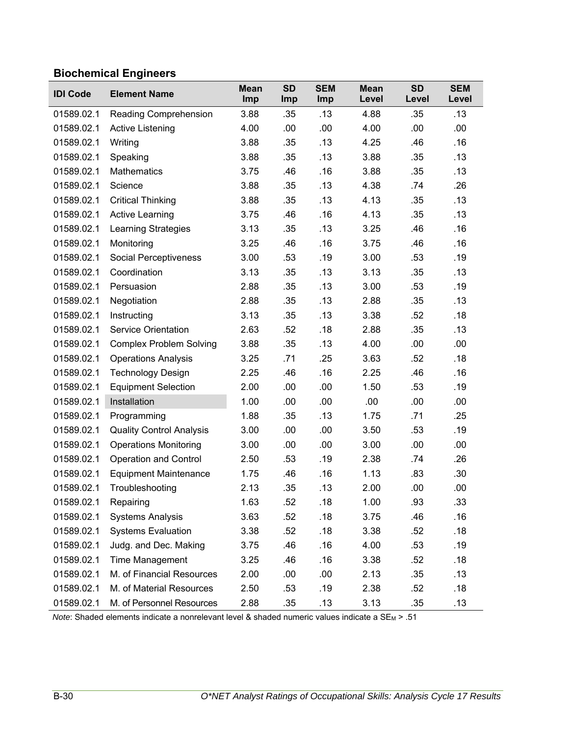### Biochemical Engineers

| IDI Code | Element Name | Mean Imp | SD Imp | SEM Imp | Mean Level | SD Level | SEM Level |
|---|---|---|---|---|---|---|---|
| 01589.02.1 | Reading Comprehension | 3.88 | .35 | .13 | 4.88 | .35 | .13 |
| 01589.02.1 | Active Listening | 4.00 | .00 | .00 | 4.00 | .00 | .00 |
| 01589.02.1 | Writing | 3.88 | .35 | .13 | 4.25 | .46 | .16 |
| 01589.02.1 | Speaking | 3.88 | .35 | .13 | 3.88 | .35 | .13 |
| 01589.02.1 | Mathematics | 3.75 | .46 | .16 | 3.88 | .35 | .13 |
| 01589.02.1 | Science | 3.88 | .35 | .13 | 4.38 | .74 | .26 |
| 01589.02.1 | Critical Thinking | 3.88 | .35 | .13 | 4.13 | .35 | .13 |
| 01589.02.1 | Active Learning | 3.75 | .46 | .16 | 4.13 | .35 | .13 |
| 01589.02.1 | Learning Strategies | 3.13 | .35 | .13 | 3.25 | .46 | .16 |
| 01589.02.1 | Monitoring | 3.25 | .46 | .16 | 3.75 | .46 | .16 |
| 01589.02.1 | Social Perceptiveness | 3.00 | .53 | .19 | 3.00 | .53 | .19 |
| 01589.02.1 | Coordination | 3.13 | .35 | .13 | 3.13 | .35 | .13 |
| 01589.02.1 | Persuasion | 2.88 | .35 | .13 | 3.00 | .53 | .19 |
| 01589.02.1 | Negotiation | 2.88 | .35 | .13 | 2.88 | .35 | .13 |
| 01589.02.1 | Instructing | 3.13 | .35 | .13 | 3.38 | .52 | .18 |
| 01589.02.1 | Service Orientation | 2.63 | .52 | .18 | 2.88 | .35 | .13 |
| 01589.02.1 | Complex Problem Solving | 3.88 | .35 | .13 | 4.00 | .00 | .00 |
| 01589.02.1 | Operations Analysis | 3.25 | .71 | .25 | 3.63 | .52 | .18 |
| 01589.02.1 | Technology Design | 2.25 | .46 | .16 | 2.25 | .46 | .16 |
| 01589.02.1 | Equipment Selection | 2.00 | .00 | .00 | 1.50 | .53 | .19 |
| 01589.02.1 | Installation | 1.00 | .00 | .00 | .00 | .00 | .00 |
| 01589.02.1 | Programming | 1.88 | .35 | .13 | 1.75 | .71 | .25 |
| 01589.02.1 | Quality Control Analysis | 3.00 | .00 | .00 | 3.50 | .53 | .19 |
| 01589.02.1 | Operations Monitoring | 3.00 | .00 | .00 | 3.00 | .00 | .00 |
| 01589.02.1 | Operation and Control | 2.50 | .53 | .19 | 2.38 | .74 | .26 |
| 01589.02.1 | Equipment Maintenance | 1.75 | .46 | .16 | 1.13 | .83 | .30 |
| 01589.02.1 | Troubleshooting | 2.13 | .35 | .13 | 2.00 | .00 | .00 |
| 01589.02.1 | Repairing | 1.63 | .52 | .18 | 1.00 | .93 | .33 |
| 01589.02.1 | Systems Analysis | 3.63 | .52 | .18 | 3.75 | .46 | .16 |
| 01589.02.1 | Systems Evaluation | 3.38 | .52 | .18 | 3.38 | .52 | .18 |
| 01589.02.1 | Judg. and Dec. Making | 3.75 | .46 | .16 | 4.00 | .53 | .19 |
| 01589.02.1 | Time Management | 3.25 | .46 | .16 | 3.38 | .52 | .18 |
| 01589.02.1 | M. of Financial Resources | 2.00 | .00 | .00 | 2.13 | .35 | .13 |
| 01589.02.1 | M. of Material Resources | 2.50 | .53 | .19 | 2.38 | .52 | .18 |
| 01589.02.1 | M. of Personnel Resources | 2.88 | .35 | .13 | 3.13 | .35 | .13 |

*Note*: Shaded elements indicate a nonrelevant level & shaded numeric values indicate a $SE_M > .51$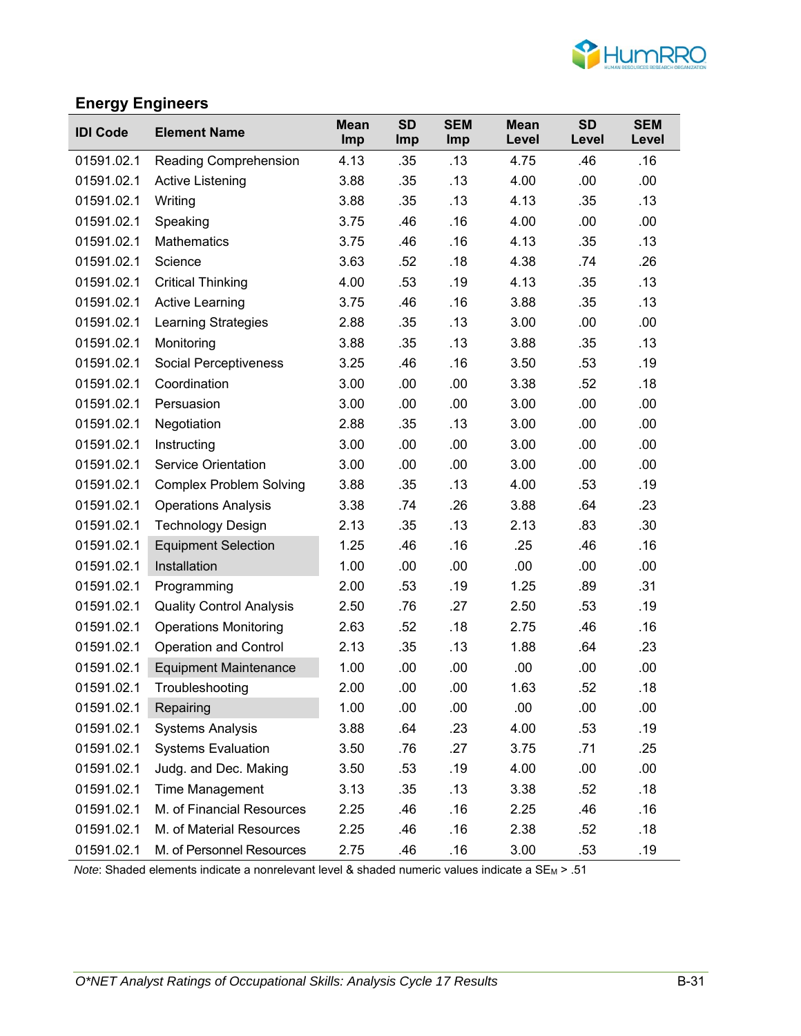## Energy Engineers

| IDI Code | Element Name | Mean Imp | SD Imp | SEM Imp | Mean Level | SD Level | SEM Level |
|---|---|---|---|---|---|---|---|
| 01591.02.1 | Reading Comprehension | 4.13 | .35 | .13 | 4.75 | .46 | .16 |
| 01591.02.1 | Active Listening | 3.88 | .35 | .13 | 4.00 | .00 | .00 |
| 01591.02.1 | Writing | 3.88 | .35 | .13 | 4.13 | .35 | .13 |
| 01591.02.1 | Speaking | 3.75 | .46 | .16 | 4.00 | .00 | .00 |
| 01591.02.1 | Mathematics | 3.75 | .46 | .16 | 4.13 | .35 | .13 |
| 01591.02.1 | Science | 3.63 | .52 | .18 | 4.38 | .74 | .26 |
| 01591.02.1 | Critical Thinking | 4.00 | .53 | .19 | 4.13 | .35 | .13 |
| 01591.02.1 | Active Learning | 3.75 | .46 | .16 | 3.88 | .35 | .13 |
| 01591.02.1 | Learning Strategies | 2.88 | .35 | .13 | 3.00 | .00 | .00 |
| 01591.02.1 | Monitoring | 3.88 | .35 | .13 | 3.88 | .35 | .13 |
| 01591.02.1 | Social Perceptiveness | 3.25 | .46 | .16 | 3.50 | .53 | .19 |
| 01591.02.1 | Coordination | 3.00 | .00 | .00 | 3.38 | .52 | .18 |
| 01591.02.1 | Persuasion | 3.00 | .00 | .00 | 3.00 | .00 | .00 |
| 01591.02.1 | Negotiation | 2.88 | .35 | .13 | 3.00 | .00 | .00 |
| 01591.02.1 | Instructing | 3.00 | .00 | .00 | 3.00 | .00 | .00 |
| 01591.02.1 | Service Orientation | 3.00 | .00 | .00 | 3.00 | .00 | .00 |
| 01591.02.1 | Complex Problem Solving | 3.88 | .35 | .13 | 4.00 | .53 | .19 |
| 01591.02.1 | Operations Analysis | 3.38 | .74 | .26 | 3.88 | .64 | .23 |
| 01591.02.1 | Technology Design | 2.13 | .35 | .13 | 2.13 | .83 | .30 |
| 01591.02.1 | Equipment Selection | 1.25 | .46 | .16 | .25 | .46 | .16 |
| 01591.02.1 | Installation | 1.00 | .00 | .00 | .00 | .00 | .00 |
| 01591.02.1 | Programming | 2.00 | .53 | .19 | 1.25 | .89 | .31 |
| 01591.02.1 | Quality Control Analysis | 2.50 | .76 | .27 | 2.50 | .53 | .19 |
| 01591.02.1 | Operations Monitoring | 2.63 | .52 | .18 | 2.75 | .46 | .16 |
| 01591.02.1 | Operation and Control | 2.13 | .35 | .13 | 1.88 | .64 | .23 |
| 01591.02.1 | Equipment Maintenance | 1.00 | .00 | .00 | .00 | .00 | .00 |
| 01591.02.1 | Troubleshooting | 2.00 | .00 | .00 | 1.63 | .52 | .18 |
| 01591.02.1 | Repairing | 1.00 | .00 | .00 | .00 | .00 | .00 |
| 01591.02.1 | Systems Analysis | 3.88 | .64 | .23 | 4.00 | .53 | .19 |
| 01591.02.1 | Systems Evaluation | 3.50 | .76 | .27 | 3.75 | .71 | .25 |
| 01591.02.1 | Judg. and Dec. Making | 3.50 | .53 | .19 | 4.00 | .00 | .00 |
| 01591.02.1 | Time Management | 3.13 | .35 | .13 | 3.38 | .52 | .18 |
| 01591.02.1 | M. of Financial Resources | 2.25 | .46 | .16 | 2.25 | .46 | .16 |
| 01591.02.1 | M. of Material Resources | 2.25 | .46 | .16 | 2.38 | .52 | .18 |
| 01591.02.1 | M. of Personnel Resources | 2.75 | .46 | .16 | 3.00 | .53 | .19 |

*Note*: Shaded elements indicate a nonrelevant level & shaded numeric values indicate a $SE_M > .51$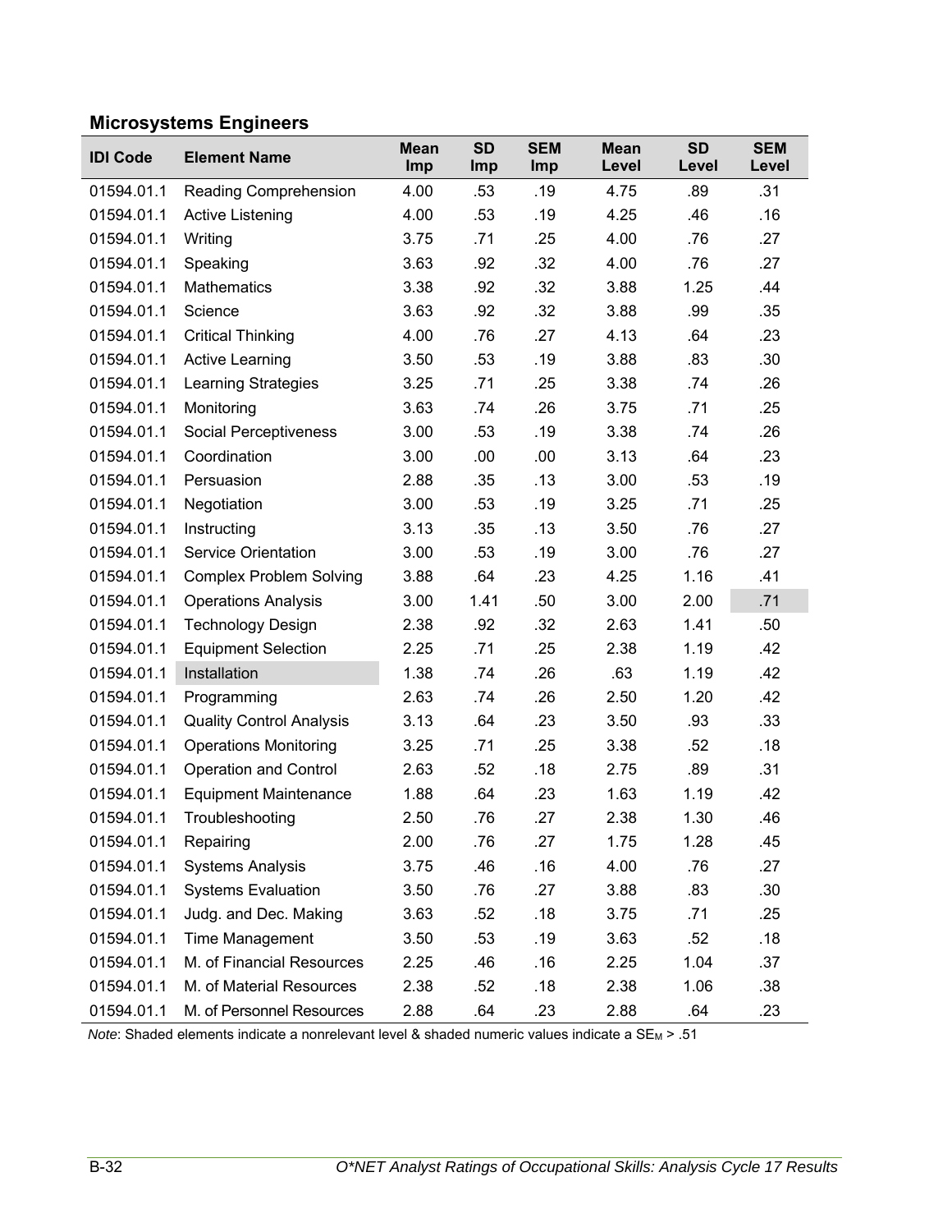### Microsystems Engineers

| IDI Code | Element Name | Mean Imp | SD Imp | SEM Imp | Mean Level | SD Level | SEM Level |
|---|---|---|---|---|---|---|---|
| 01594.01.1 | Reading Comprehension | 4.00 | .53 | .19 | 4.75 | .89 | .31 |
| 01594.01.1 | Active Listening | 4.00 | .53 | .19 | 4.25 | .46 | .16 |
| 01594.01.1 | Writing | 3.75 | .71 | .25 | 4.00 | .76 | .27 |
| 01594.01.1 | Speaking | 3.63 | .92 | .32 | 4.00 | .76 | .27 |
| 01594.01.1 | Mathematics | 3.38 | .92 | .32 | 3.88 | 1.25 | .44 |
| 01594.01.1 | Science | 3.63 | .92 | .32 | 3.88 | .99 | .35 |
| 01594.01.1 | Critical Thinking | 4.00 | .76 | .27 | 4.13 | .64 | .23 |
| 01594.01.1 | Active Learning | 3.50 | .53 | .19 | 3.88 | .83 | .30 |
| 01594.01.1 | Learning Strategies | 3.25 | .71 | .25 | 3.38 | .74 | .26 |
| 01594.01.1 | Monitoring | 3.63 | .74 | .26 | 3.75 | .71 | .25 |
| 01594.01.1 | Social Perceptiveness | 3.00 | .53 | .19 | 3.38 | .74 | .26 |
| 01594.01.1 | Coordination | 3.00 | .00 | .00 | 3.13 | .64 | .23 |
| 01594.01.1 | Persuasion | 2.88 | .35 | .13 | 3.00 | .53 | .19 |
| 01594.01.1 | Negotiation | 3.00 | .53 | .19 | 3.25 | .71 | .25 |
| 01594.01.1 | Instructing | 3.13 | .35 | .13 | 3.50 | .76 | .27 |
| 01594.01.1 | Service Orientation | 3.00 | .53 | .19 | 3.00 | .76 | .27 |
| 01594.01.1 | Complex Problem Solving | 3.88 | .64 | .23 | 4.25 | 1.16 | .41 |
| 01594.01.1 | Operations Analysis | 3.00 | 1.41 | .50 | 3.00 | 2.00 | .71 |
| 01594.01.1 | Technology Design | 2.38 | .92 | .32 | 2.63 | 1.41 | .50 |
| 01594.01.1 | Equipment Selection | 2.25 | .71 | .25 | 2.38 | 1.19 | .42 |
| 01594.01.1 | Installation | 1.38 | .74 | .26 | .63 | 1.19 | .42 |
| 01594.01.1 | Programming | 2.63 | .74 | .26 | 2.50 | 1.20 | .42 |
| 01594.01.1 | Quality Control Analysis | 3.13 | .64 | .23 | 3.50 | .93 | .33 |
| 01594.01.1 | Operations Monitoring | 3.25 | .71 | .25 | 3.38 | .52 | .18 |
| 01594.01.1 | Operation and Control | 2.63 | .52 | .18 | 2.75 | .89 | .31 |
| 01594.01.1 | Equipment Maintenance | 1.88 | .64 | .23 | 1.63 | 1.19 | .42 |
| 01594.01.1 | Troubleshooting | 2.50 | .76 | .27 | 2.38 | 1.30 | .46 |
| 01594.01.1 | Repairing | 2.00 | .76 | .27 | 1.75 | 1.28 | .45 |
| 01594.01.1 | Systems Analysis | 3.75 | .46 | .16 | 4.00 | .76 | .27 |
| 01594.01.1 | Systems Evaluation | 3.50 | .76 | .27 | 3.88 | .83 | .30 |
| 01594.01.1 | Judg. and Dec. Making | 3.63 | .52 | .18 | 3.75 | .71 | .25 |
| 01594.01.1 | Time Management | 3.50 | .53 | .19 | 3.63 | .52 | .18 |
| 01594.01.1 | M. of Financial Resources | 2.25 | .46 | .16 | 2.25 | 1.04 | .37 |
| 01594.01.1 | M. of Material Resources | 2.38 | .52 | .18 | 2.38 | 1.06 | .38 |
| 01594.01.1 | M. of Personnel Resources | 2.88 | .64 | .23 | 2.88 | .64 | .23 |

*Note*: Shaded elements indicate a nonrelevant level & shaded numeric values indicate a $SE_M$ > .51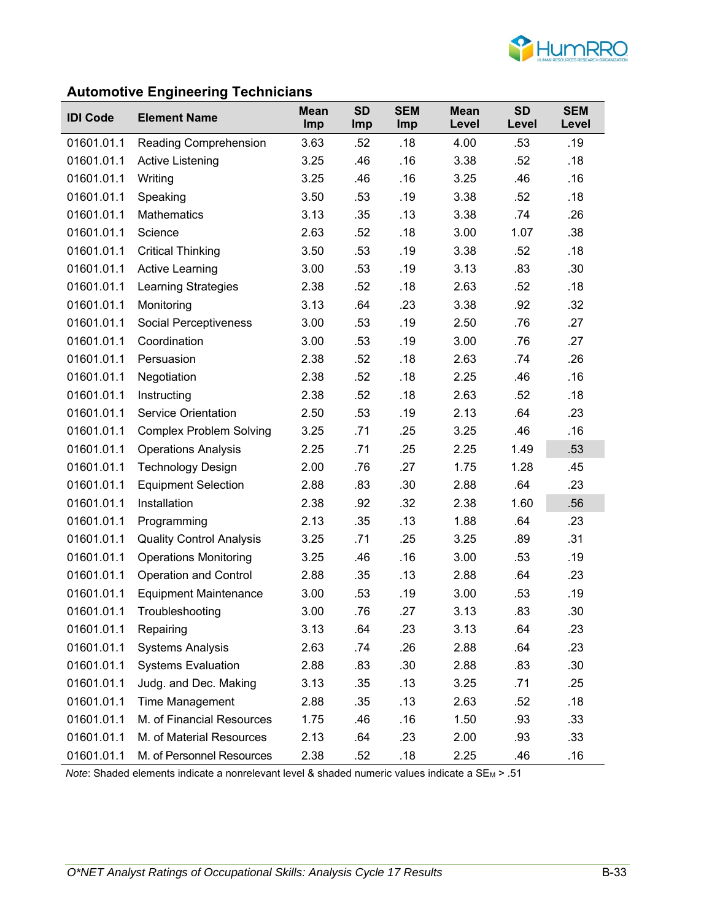### Automotive Engineering Technicians

| IDI Code | Element Name | Mean Imp | SD Imp | SEM Imp | Mean Level | SD Level | SEM Level |
|---|---|---|---|---|---|---|---|
| 01601.01.1 | Reading Comprehension | 3.63 | .52 | .18 | 4.00 | .53 | .19 |
| 01601.01.1 | Active Listening | 3.25 | .46 | .16 | 3.38 | .52 | .18 |
| 01601.01.1 | Writing | 3.25 | .46 | .16 | 3.25 | .46 | .16 |
| 01601.01.1 | Speaking | 3.50 | .53 | .19 | 3.38 | .52 | .18 |
| 01601.01.1 | Mathematics | 3.13 | .35 | .13 | 3.38 | .74 | .26 |
| 01601.01.1 | Science | 2.63 | .52 | .18 | 3.00 | 1.07 | .38 |
| 01601.01.1 | Critical Thinking | 3.50 | .53 | .19 | 3.38 | .52 | .18 |
| 01601.01.1 | Active Learning | 3.00 | .53 | .19 | 3.13 | .83 | .30 |
| 01601.01.1 | Learning Strategies | 2.38 | .52 | .18 | 2.63 | .52 | .18 |
| 01601.01.1 | Monitoring | 3.13 | .64 | .23 | 3.38 | .92 | .32 |
| 01601.01.1 | Social Perceptiveness | 3.00 | .53 | .19 | 2.50 | .76 | .27 |
| 01601.01.1 | Coordination | 3.00 | .53 | .19 | 3.00 | .76 | .27 |
| 01601.01.1 | Persuasion | 2.38 | .52 | .18 | 2.63 | .74 | .26 |
| 01601.01.1 | Negotiation | 2.38 | .52 | .18 | 2.25 | .46 | .16 |
| 01601.01.1 | Instructing | 2.38 | .52 | .18 | 2.63 | .52 | .18 |
| 01601.01.1 | Service Orientation | 2.50 | .53 | .19 | 2.13 | .64 | .23 |
| 01601.01.1 | Complex Problem Solving | 3.25 | .71 | .25 | 3.25 | .46 | .16 |
| 01601.01.1 | Operations Analysis | 2.25 | .71 | .25 | 2.25 | 1.49 | .53 |
| 01601.01.1 | Technology Design | 2.00 | .76 | .27 | 1.75 | 1.28 | .45 |
| 01601.01.1 | Equipment Selection | 2.88 | .83 | .30 | 2.88 | .64 | .23 |
| 01601.01.1 | Installation | 2.38 | .92 | .32 | 2.38 | 1.60 | .56 |
| 01601.01.1 | Programming | 2.13 | .35 | .13 | 1.88 | .64 | .23 |
| 01601.01.1 | Quality Control Analysis | 3.25 | .71 | .25 | 3.25 | .89 | .31 |
| 01601.01.1 | Operations Monitoring | 3.25 | .46 | .16 | 3.00 | .53 | .19 |
| 01601.01.1 | Operation and Control | 2.88 | .35 | .13 | 2.88 | .64 | .23 |
| 01601.01.1 | Equipment Maintenance | 3.00 | .53 | .19 | 3.00 | .53 | .19 |
| 01601.01.1 | Troubleshooting | 3.00 | .76 | .27 | 3.13 | .83 | .30 |
| 01601.01.1 | Repairing | 3.13 | .64 | .23 | 3.13 | .64 | .23 |
| 01601.01.1 | Systems Analysis | 2.63 | .74 | .26 | 2.88 | .64 | .23 |
| 01601.01.1 | Systems Evaluation | 2.88 | .83 | .30 | 2.88 | .83 | .30 |
| 01601.01.1 | Judg. and Dec. Making | 3.13 | .35 | .13 | 3.25 | .71 | .25 |
| 01601.01.1 | Time Management | 2.88 | .35 | .13 | 2.63 | .52 | .18 |
| 01601.01.1 | M. of Financial Resources | 1.75 | .46 | .16 | 1.50 | .93 | .33 |
| 01601.01.1 | M. of Material Resources | 2.13 | .64 | .23 | 2.00 | .93 | .33 |
| 01601.01.1 | M. of Personnel Resources | 2.38 | .52 | .18 | 2.25 | .46 | .16 |

*Note*: Shaded elements indicate a nonrelevant level & shaded numeric values indicate a $SE_M > .51$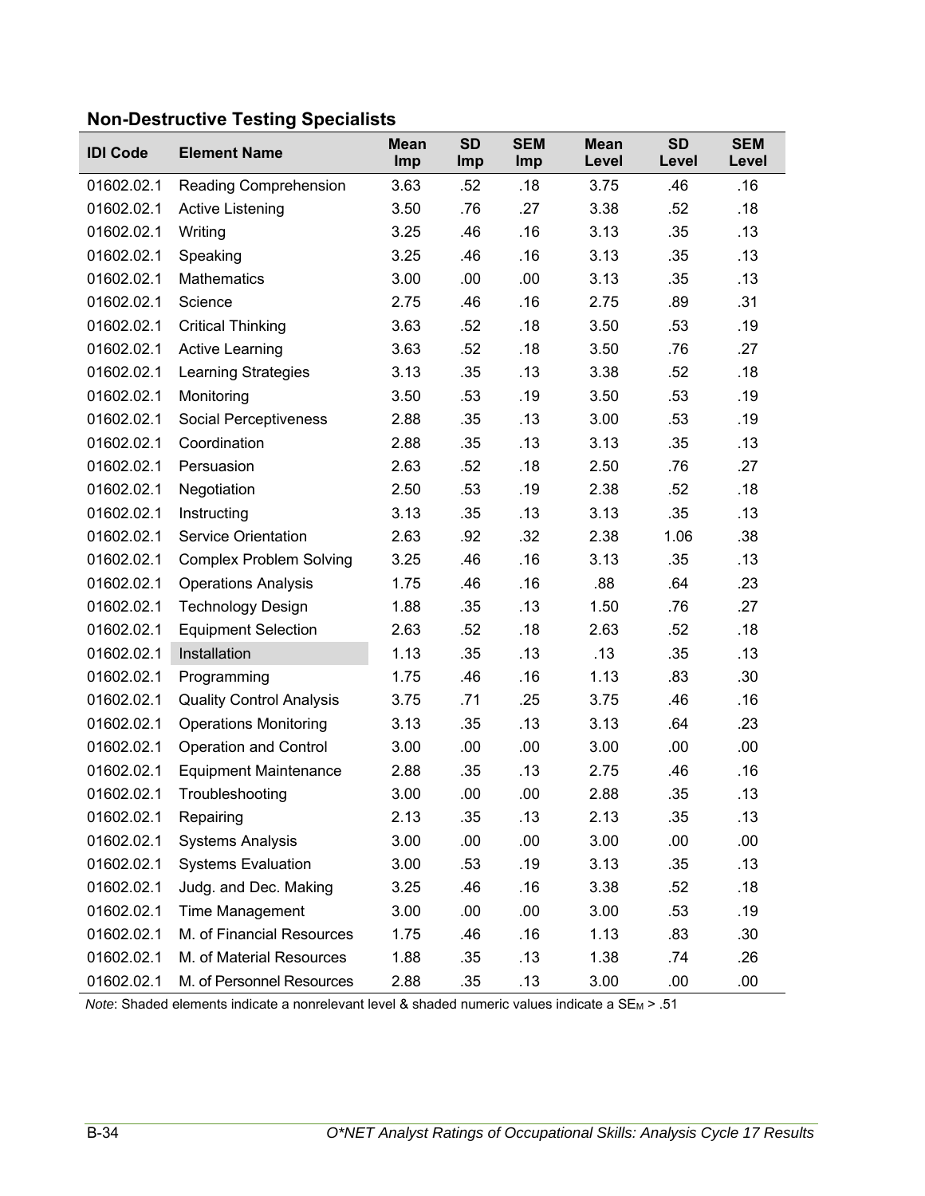## Non-Destructive Testing Specialists

| IDI Code | Element Name | Mean Imp | SD Imp | SEM Imp | Mean Level | SD Level | SEM Level |
|---|---|---|---|---|---|---|---|
| 01602.02.1 | Reading Comprehension | 3.63 | .52 | .18 | 3.75 | .46 | .16 |
| 01602.02.1 | Active Listening | 3.50 | .76 | .27 | 3.38 | .52 | .18 |
| 01602.02.1 | Writing | 3.25 | .46 | .16 | 3.13 | .35 | .13 |
| 01602.02.1 | Speaking | 3.25 | .46 | .16 | 3.13 | .35 | .13 |
| 01602.02.1 | Mathematics | 3.00 | .00 | .00 | 3.13 | .35 | .13 |
| 01602.02.1 | Science | 2.75 | .46 | .16 | 2.75 | .89 | .31 |
| 01602.02.1 | Critical Thinking | 3.63 | .52 | .18 | 3.50 | .53 | .19 |
| 01602.02.1 | Active Learning | 3.63 | .52 | .18 | 3.50 | .76 | .27 |
| 01602.02.1 | Learning Strategies | 3.13 | .35 | .13 | 3.38 | .52 | .18 |
| 01602.02.1 | Monitoring | 3.50 | .53 | .19 | 3.50 | .53 | .19 |
| 01602.02.1 | Social Perceptiveness | 2.88 | .35 | .13 | 3.00 | .53 | .19 |
| 01602.02.1 | Coordination | 2.88 | .35 | .13 | 3.13 | .35 | .13 |
| 01602.02.1 | Persuasion | 2.63 | .52 | .18 | 2.50 | .76 | .27 |
| 01602.02.1 | Negotiation | 2.50 | .53 | .19 | 2.38 | .52 | .18 |
| 01602.02.1 | Instructing | 3.13 | .35 | .13 | 3.13 | .35 | .13 |
| 01602.02.1 | Service Orientation | 2.63 | .92 | .32 | 2.38 | 1.06 | .38 |
| 01602.02.1 | Complex Problem Solving | 3.25 | .46 | .16 | 3.13 | .35 | .13 |
| 01602.02.1 | Operations Analysis | 1.75 | .46 | .16 | .88 | .64 | .23 |
| 01602.02.1 | Technology Design | 1.88 | .35 | .13 | 1.50 | .76 | .27 |
| 01602.02.1 | Equipment Selection | 2.63 | .52 | .18 | 2.63 | .52 | .18 |
| 01602.02.1 | Installation | 1.13 | .35 | .13 | .13 | .35 | .13 |
| 01602.02.1 | Programming | 1.75 | .46 | .16 | 1.13 | .83 | .30 |
| 01602.02.1 | Quality Control Analysis | 3.75 | .71 | .25 | 3.75 | .46 | .16 |
| 01602.02.1 | Operations Monitoring | 3.13 | .35 | .13 | 3.13 | .64 | .23 |
| 01602.02.1 | Operation and Control | 3.00 | .00 | .00 | 3.00 | .00 | .00 |
| 01602.02.1 | Equipment Maintenance | 2.88 | .35 | .13 | 2.75 | .46 | .16 |
| 01602.02.1 | Troubleshooting | 3.00 | .00 | .00 | 2.88 | .35 | .13 |
| 01602.02.1 | Repairing | 2.13 | .35 | .13 | 2.13 | .35 | .13 |
| 01602.02.1 | Systems Analysis | 3.00 | .00 | .00 | 3.00 | .00 | .00 |
| 01602.02.1 | Systems Evaluation | 3.00 | .53 | .19 | 3.13 | .35 | .13 |
| 01602.02.1 | Judg. and Dec. Making | 3.25 | .46 | .16 | 3.38 | .52 | .18 |
| 01602.02.1 | Time Management | 3.00 | .00 | .00 | 3.00 | .53 | .19 |
| 01602.02.1 | M. of Financial Resources | 1.75 | .46 | .16 | 1.13 | .83 | .30 |
| 01602.02.1 | M. of Material Resources | 1.88 | .35 | .13 | 1.38 | .74 | .26 |
| 01602.02.1 | M. of Personnel Resources | 2.88 | .35 | .13 | 3.00 | .00 | .00 |

*Note*: Shaded elements indicate a nonrelevant level & shaded numeric values indicate a $SE_M > .51$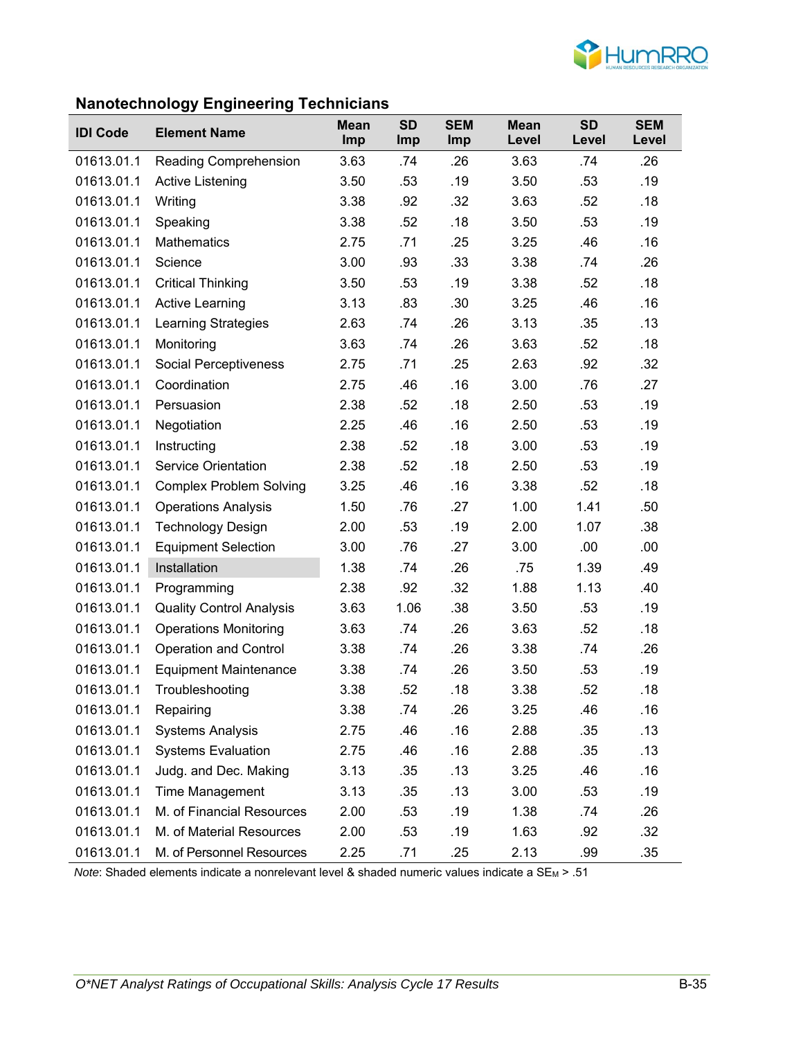## Nanotechnology Engineering Technicians

| IDI Code | Element Name | Mean Imp | SD Imp | SEM Imp | Mean Level | SD Level | SEM Level |
|---|---|---|---|---|---|---|---|
| 01613.01.1 | Reading Comprehension | 3.63 | .74 | .26 | 3.63 | .74 | .26 |
| 01613.01.1 | Active Listening | 3.50 | .53 | .19 | 3.50 | .53 | .19 |
| 01613.01.1 | Writing | 3.38 | .92 | .32 | 3.63 | .52 | .18 |
| 01613.01.1 | Speaking | 3.38 | .52 | .18 | 3.50 | .53 | .19 |
| 01613.01.1 | Mathematics | 2.75 | .71 | .25 | 3.25 | .46 | .16 |
| 01613.01.1 | Science | 3.00 | .93 | .33 | 3.38 | .74 | .26 |
| 01613.01.1 | Critical Thinking | 3.50 | .53 | .19 | 3.38 | .52 | .18 |
| 01613.01.1 | Active Learning | 3.13 | .83 | .30 | 3.25 | .46 | .16 |
| 01613.01.1 | Learning Strategies | 2.63 | .74 | .26 | 3.13 | .35 | .13 |
| 01613.01.1 | Monitoring | 3.63 | .74 | .26 | 3.63 | .52 | .18 |
| 01613.01.1 | Social Perceptiveness | 2.75 | .71 | .25 | 2.63 | .92 | .32 |
| 01613.01.1 | Coordination | 2.75 | .46 | .16 | 3.00 | .76 | .27 |
| 01613.01.1 | Persuasion | 2.38 | .52 | .18 | 2.50 | .53 | .19 |
| 01613.01.1 | Negotiation | 2.25 | .46 | .16 | 2.50 | .53 | .19 |
| 01613.01.1 | Instructing | 2.38 | .52 | .18 | 3.00 | .53 | .19 |
| 01613.01.1 | Service Orientation | 2.38 | .52 | .18 | 2.50 | .53 | .19 |
| 01613.01.1 | Complex Problem Solving | 3.25 | .46 | .16 | 3.38 | .52 | .18 |
| 01613.01.1 | Operations Analysis | 1.50 | .76 | .27 | 1.00 | 1.41 | .50 |
| 01613.01.1 | Technology Design | 2.00 | .53 | .19 | 2.00 | 1.07 | .38 |
| 01613.01.1 | Equipment Selection | 3.00 | .76 | .27 | 3.00 | .00 | .00 |
| 01613.01.1 | Installation | 1.38 | .74 | .26 | .75 | 1.39 | .49 |
| 01613.01.1 | Programming | 2.38 | .92 | .32 | 1.88 | 1.13 | .40 |
| 01613.01.1 | Quality Control Analysis | 3.63 | 1.06 | .38 | 3.50 | .53 | .19 |
| 01613.01.1 | Operations Monitoring | 3.63 | .74 | .26 | 3.63 | .52 | .18 |
| 01613.01.1 | Operation and Control | 3.38 | .74 | .26 | 3.38 | .74 | .26 |
| 01613.01.1 | Equipment Maintenance | 3.38 | .74 | .26 | 3.50 | .53 | .19 |
| 01613.01.1 | Troubleshooting | 3.38 | .52 | .18 | 3.38 | .52 | .18 |
| 01613.01.1 | Repairing | 3.38 | .74 | .26 | 3.25 | .46 | .16 |
| 01613.01.1 | Systems Analysis | 2.75 | .46 | .16 | 2.88 | .35 | .13 |
| 01613.01.1 | Systems Evaluation | 2.75 | .46 | .16 | 2.88 | .35 | .13 |
| 01613.01.1 | Judg. and Dec. Making | 3.13 | .35 | .13 | 3.25 | .46 | .16 |
| 01613.01.1 | Time Management | 3.13 | .35 | .13 | 3.00 | .53 | .19 |
| 01613.01.1 | M. of Financial Resources | 2.00 | .53 | .19 | 1.38 | .74 | .26 |
| 01613.01.1 | M. of Material Resources | 2.00 | .53 | .19 | 1.63 | .92 | .32 |
| 01613.01.1 | M. of Personnel Resources | 2.25 | .71 | .25 | 2.13 | .99 | .35 |

*Note*: Shaded elements indicate a nonrelevant level & shaded numeric values indicate a $SE_M > .51$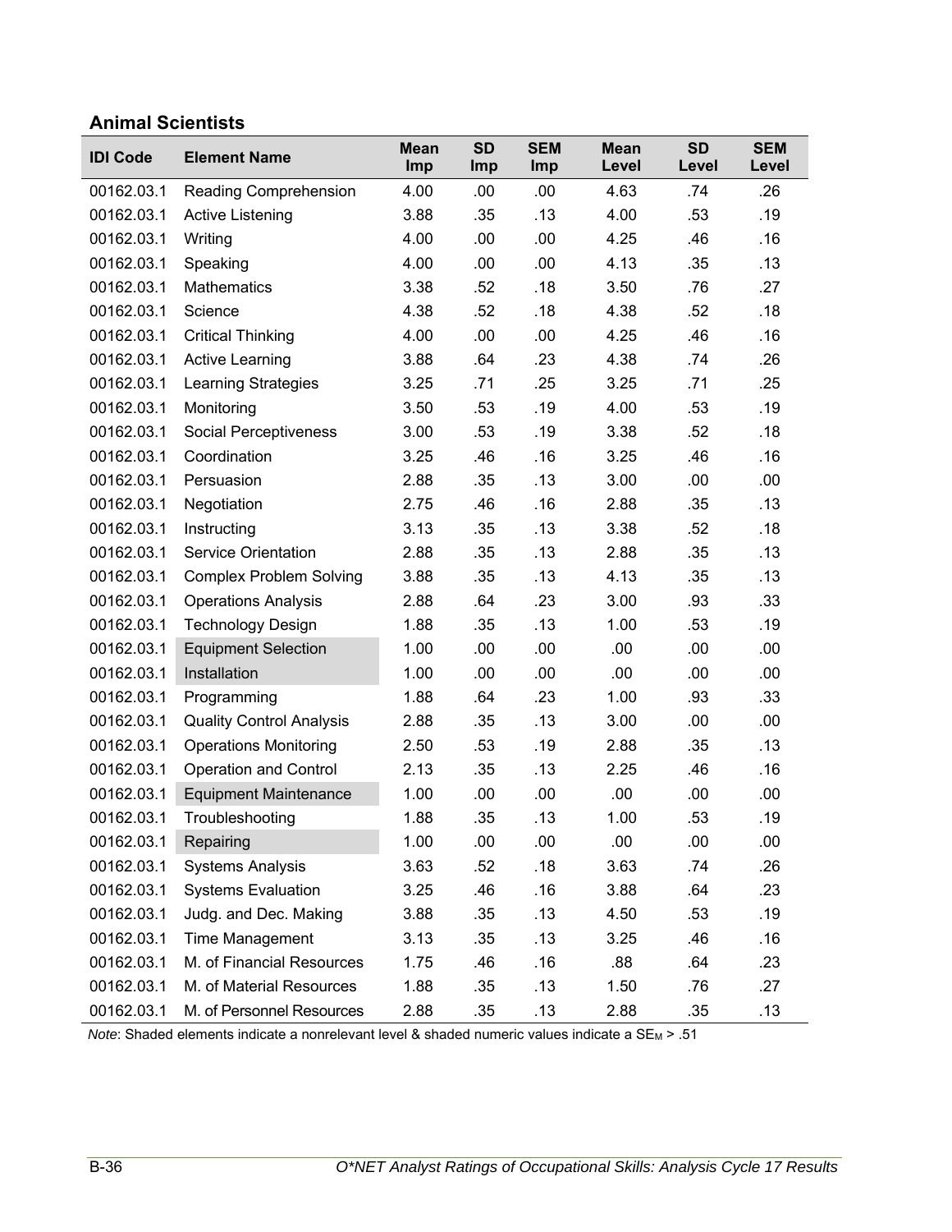## Animal Scientists

| IDI Code | Element Name | Mean Imp | SD Imp | SEM Imp | Mean Level | SD Level | SEM Level |
|---|---|---|---|---|---|---|---|
| 00162.03.1 | Reading Comprehension | 4.00 | .00 | .00 | 4.63 | .74 | .26 |
| 00162.03.1 | Active Listening | 3.88 | .35 | .13 | 4.00 | .53 | .19 |
| 00162.03.1 | Writing | 4.00 | .00 | .00 | 4.25 | .46 | .16 |
| 00162.03.1 | Speaking | 4.00 | .00 | .00 | 4.13 | .35 | .13 |
| 00162.03.1 | Mathematics | 3.38 | .52 | .18 | 3.50 | .76 | .27 |
| 00162.03.1 | Science | 4.38 | .52 | .18 | 4.38 | .52 | .18 |
| 00162.03.1 | Critical Thinking | 4.00 | .00 | .00 | 4.25 | .46 | .16 |
| 00162.03.1 | Active Learning | 3.88 | .64 | .23 | 4.38 | .74 | .26 |
| 00162.03.1 | Learning Strategies | 3.25 | .71 | .25 | 3.25 | .71 | .25 |
| 00162.03.1 | Monitoring | 3.50 | .53 | .19 | 4.00 | .53 | .19 |
| 00162.03.1 | Social Perceptiveness | 3.00 | .53 | .19 | 3.38 | .52 | .18 |
| 00162.03.1 | Coordination | 3.25 | .46 | .16 | 3.25 | .46 | .16 |
| 00162.03.1 | Persuasion | 2.88 | .35 | .13 | 3.00 | .00 | .00 |
| 00162.03.1 | Negotiation | 2.75 | .46 | .16 | 2.88 | .35 | .13 |
| 00162.03.1 | Instructing | 3.13 | .35 | .13 | 3.38 | .52 | .18 |
| 00162.03.1 | Service Orientation | 2.88 | .35 | .13 | 2.88 | .35 | .13 |
| 00162.03.1 | Complex Problem Solving | 3.88 | .35 | .13 | 4.13 | .35 | .13 |
| 00162.03.1 | Operations Analysis | 2.88 | .64 | .23 | 3.00 | .93 | .33 |
| 00162.03.1 | Technology Design | 1.88 | .35 | .13 | 1.00 | .53 | .19 |
| 00162.03.1 | Equipment Selection | 1.00 | .00 | .00 | .00 | .00 | .00 |
| 00162.03.1 | Installation | 1.00 | .00 | .00 | .00 | .00 | .00 |
| 00162.03.1 | Programming | 1.88 | .64 | .23 | 1.00 | .93 | .33 |
| 00162.03.1 | Quality Control Analysis | 2.88 | .35 | .13 | 3.00 | .00 | .00 |
| 00162.03.1 | Operations Monitoring | 2.50 | .53 | .19 | 2.88 | .35 | .13 |
| 00162.03.1 | Operation and Control | 2.13 | .35 | .13 | 2.25 | .46 | .16 |
| 00162.03.1 | Equipment Maintenance | 1.00 | .00 | .00 | .00 | .00 | .00 |
| 00162.03.1 | Troubleshooting | 1.88 | .35 | .13 | 1.00 | .53 | .19 |
| 00162.03.1 | Repairing | 1.00 | .00 | .00 | .00 | .00 | .00 |
| 00162.03.1 | Systems Analysis | 3.63 | .52 | .18 | 3.63 | .74 | .26 |
| 00162.03.1 | Systems Evaluation | 3.25 | .46 | .16 | 3.88 | .64 | .23 |
| 00162.03.1 | Judg. and Dec. Making | 3.88 | .35 | .13 | 4.50 | .53 | .19 |
| 00162.03.1 | Time Management | 3.13 | .35 | .13 | 3.25 | .46 | .16 |
| 00162.03.1 | M. of Financial Resources | 1.75 | .46 | .16 | .88 | .64 | .23 |
| 00162.03.1 | M. of Material Resources | 1.88 | .35 | .13 | 1.50 | .76 | .27 |
| 00162.03.1 | M. of Personnel Resources | 2.88 | .35 | .13 | 2.88 | .35 | .13 |

*Note*: Shaded elements indicate a nonrelevant level & shaded numeric values indicate a $SE_M$ > .51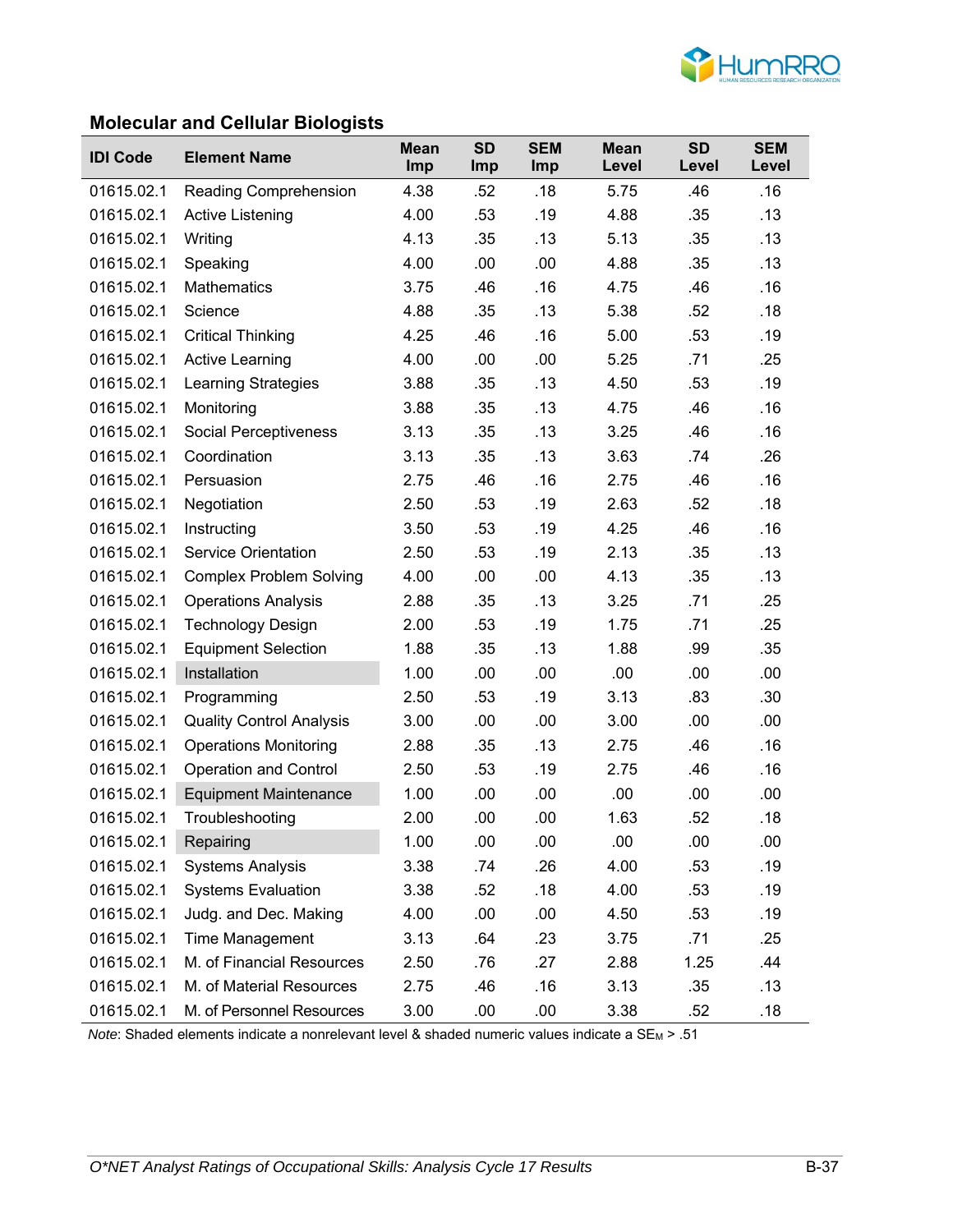## Molecular and Cellular Biologists

| IDI Code | Element Name | Mean Imp | SD Imp | SEM Imp | Mean Level | SD Level | SEM Level |
|---|---|---|---|---|---|---|---|
| 01615.02.1 | Reading Comprehension | 4.38 | .52 | .18 | 5.75 | .46 | .16 |
| 01615.02.1 | Active Listening | 4.00 | .53 | .19 | 4.88 | .35 | .13 |
| 01615.02.1 | Writing | 4.13 | .35 | .13 | 5.13 | .35 | .13 |
| 01615.02.1 | Speaking | 4.00 | .00 | .00 | 4.88 | .35 | .13 |
| 01615.02.1 | Mathematics | 3.75 | .46 | .16 | 4.75 | .46 | .16 |
| 01615.02.1 | Science | 4.88 | .35 | .13 | 5.38 | .52 | .18 |
| 01615.02.1 | Critical Thinking | 4.25 | .46 | .16 | 5.00 | .53 | .19 |
| 01615.02.1 | Active Learning | 4.00 | .00 | .00 | 5.25 | .71 | .25 |
| 01615.02.1 | Learning Strategies | 3.88 | .35 | .13 | 4.50 | .53 | .19 |
| 01615.02.1 | Monitoring | 3.88 | .35 | .13 | 4.75 | .46 | .16 |
| 01615.02.1 | Social Perceptiveness | 3.13 | .35 | .13 | 3.25 | .46 | .16 |
| 01615.02.1 | Coordination | 3.13 | .35 | .13 | 3.63 | .74 | .26 |
| 01615.02.1 | Persuasion | 2.75 | .46 | .16 | 2.75 | .46 | .16 |
| 01615.02.1 | Negotiation | 2.50 | .53 | .19 | 2.63 | .52 | .18 |
| 01615.02.1 | Instructing | 3.50 | .53 | .19 | 4.25 | .46 | .16 |
| 01615.02.1 | Service Orientation | 2.50 | .53 | .19 | 2.13 | .35 | .13 |
| 01615.02.1 | Complex Problem Solving | 4.00 | .00 | .00 | 4.13 | .35 | .13 |
| 01615.02.1 | Operations Analysis | 2.88 | .35 | .13 | 3.25 | .71 | .25 |
| 01615.02.1 | Technology Design | 2.00 | .53 | .19 | 1.75 | .71 | .25 |
| 01615.02.1 | Equipment Selection | 1.88 | .35 | .13 | 1.88 | .99 | .35 |
| 01615.02.1 | Installation | 1.00 | .00 | .00 | .00 | .00 | .00 |
| 01615.02.1 | Programming | 2.50 | .53 | .19 | 3.13 | .83 | .30 |
| 01615.02.1 | Quality Control Analysis | 3.00 | .00 | .00 | 3.00 | .00 | .00 |
| 01615.02.1 | Operations Monitoring | 2.88 | .35 | .13 | 2.75 | .46 | .16 |
| 01615.02.1 | Operation and Control | 2.50 | .53 | .19 | 2.75 | .46 | .16 |
| 01615.02.1 | Equipment Maintenance | 1.00 | .00 | .00 | .00 | .00 | .00 |
| 01615.02.1 | Troubleshooting | 2.00 | .00 | .00 | 1.63 | .52 | .18 |
| 01615.02.1 | Repairing | 1.00 | .00 | .00 | .00 | .00 | .00 |
| 01615.02.1 | Systems Analysis | 3.38 | .74 | .26 | 4.00 | .53 | .19 |
| 01615.02.1 | Systems Evaluation | 3.38 | .52 | .18 | 4.00 | .53 | .19 |
| 01615.02.1 | Judg. and Dec. Making | 4.00 | .00 | .00 | 4.50 | .53 | .19 |
| 01615.02.1 | Time Management | 3.13 | .64 | .23 | 3.75 | .71 | .25 |
| 01615.02.1 | M. of Financial Resources | 2.50 | .76 | .27 | 2.88 | 1.25 | .44 |
| 01615.02.1 | M. of Material Resources | 2.75 | .46 | .16 | 3.13 | .35 | .13 |
| 01615.02.1 | M. of Personnel Resources | 3.00 | .00 | .00 | 3.38 | .52 | .18 |

*Note*: Shaded elements indicate a nonrelevant level & shaded numeric values indicate a $SE_M$ > .51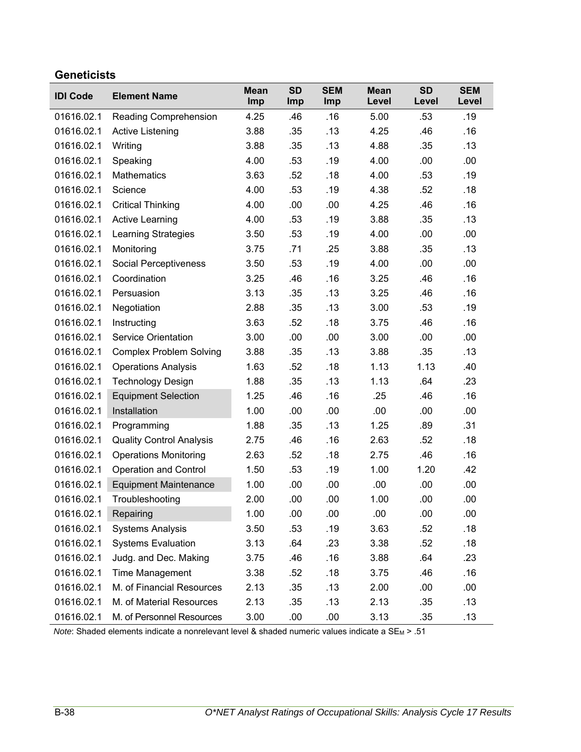### Geneticists

| IDI Code | Element Name | Mean Imp | SD Imp | SEM Imp | Mean Level | SD Level | SEM Level |
|---|---|---|---|---|---|---|---|
| 01616.02.1 | Reading Comprehension | 4.25 | .46 | .16 | 5.00 | .53 | .19 |
| 01616.02.1 | Active Listening | 3.88 | .35 | .13 | 4.25 | .46 | .16 |
| 01616.02.1 | Writing | 3.88 | .35 | .13 | 4.88 | .35 | .13 |
| 01616.02.1 | Speaking | 4.00 | .53 | .19 | 4.00 | .00 | .00 |
| 01616.02.1 | Mathematics | 3.63 | .52 | .18 | 4.00 | .53 | .19 |
| 01616.02.1 | Science | 4.00 | .53 | .19 | 4.38 | .52 | .18 |
| 01616.02.1 | Critical Thinking | 4.00 | .00 | .00 | 4.25 | .46 | .16 |
| 01616.02.1 | Active Learning | 4.00 | .53 | .19 | 3.88 | .35 | .13 |
| 01616.02.1 | Learning Strategies | 3.50 | .53 | .19 | 4.00 | .00 | .00 |
| 01616.02.1 | Monitoring | 3.75 | .71 | .25 | 3.88 | .35 | .13 |
| 01616.02.1 | Social Perceptiveness | 3.50 | .53 | .19 | 4.00 | .00 | .00 |
| 01616.02.1 | Coordination | 3.25 | .46 | .16 | 3.25 | .46 | .16 |
| 01616.02.1 | Persuasion | 3.13 | .35 | .13 | 3.25 | .46 | .16 |
| 01616.02.1 | Negotiation | 2.88 | .35 | .13 | 3.00 | .53 | .19 |
| 01616.02.1 | Instructing | 3.63 | .52 | .18 | 3.75 | .46 | .16 |
| 01616.02.1 | Service Orientation | 3.00 | .00 | .00 | 3.00 | .00 | .00 |
| 01616.02.1 | Complex Problem Solving | 3.88 | .35 | .13 | 3.88 | .35 | .13 |
| 01616.02.1 | Operations Analysis | 1.63 | .52 | .18 | 1.13 | 1.13 | .40 |
| 01616.02.1 | Technology Design | 1.88 | .35 | .13 | 1.13 | .64 | .23 |
| 01616.02.1 | Equipment Selection | 1.25 | .46 | .16 | .25 | .46 | .16 |
| 01616.02.1 | Installation | 1.00 | .00 | .00 | .00 | .00 | .00 |
| 01616.02.1 | Programming | 1.88 | .35 | .13 | 1.25 | .89 | .31 |
| 01616.02.1 | Quality Control Analysis | 2.75 | .46 | .16 | 2.63 | .52 | .18 |
| 01616.02.1 | Operations Monitoring | 2.63 | .52 | .18 | 2.75 | .46 | .16 |
| 01616.02.1 | Operation and Control | 1.50 | .53 | .19 | 1.00 | 1.20 | .42 |
| 01616.02.1 | Equipment Maintenance | 1.00 | .00 | .00 | .00 | .00 | .00 |
| 01616.02.1 | Troubleshooting | 2.00 | .00 | .00 | 1.00 | .00 | .00 |
| 01616.02.1 | Repairing | 1.00 | .00 | .00 | .00 | .00 | .00 |
| 01616.02.1 | Systems Analysis | 3.50 | .53 | .19 | 3.63 | .52 | .18 |
| 01616.02.1 | Systems Evaluation | 3.13 | .64 | .23 | 3.38 | .52 | .18 |
| 01616.02.1 | Judg. and Dec. Making | 3.75 | .46 | .16 | 3.88 | .64 | .23 |
| 01616.02.1 | Time Management | 3.38 | .52 | .18 | 3.75 | .46 | .16 |
| 01616.02.1 | M. of Financial Resources | 2.13 | .35 | .13 | 2.00 | .00 | .00 |
| 01616.02.1 | M. of Material Resources | 2.13 | .35 | .13 | 2.13 | .35 | .13 |
| 01616.02.1 | M. of Personnel Resources | 3.00 | .00 | .00 | 3.13 | .35 | .13 |

*Note*: Shaded elements indicate a nonrelevant level & shaded numeric values indicate a $SE_M$ > .51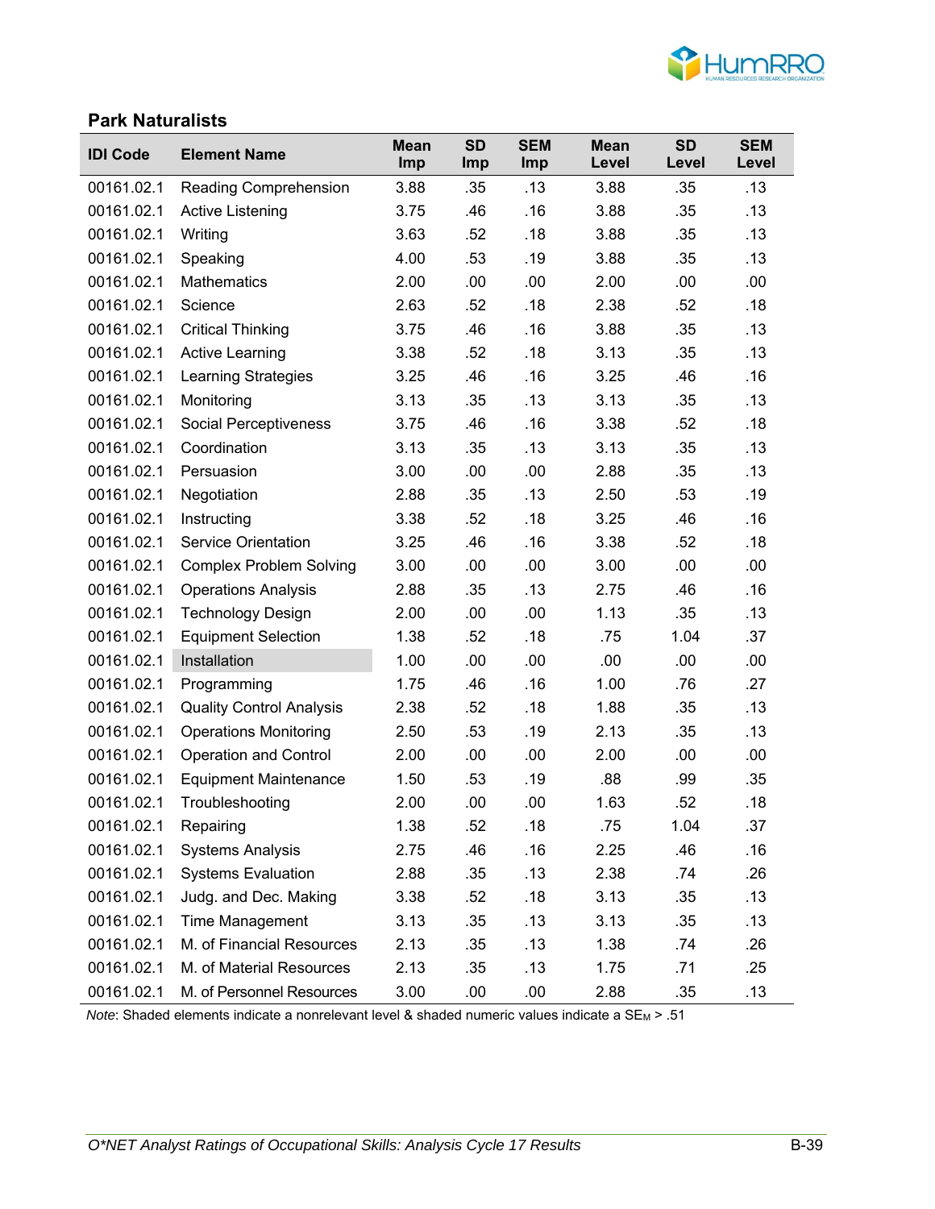## Park Naturalists

| IDI Code | Element Name | Mean Imp | SD Imp | SEM Imp | Mean Level | SD Level | SEM Level |
|---|---|---|---|---|---|---|---|
| 00161.02.1 | Reading Comprehension | 3.88 | .35 | .13 | 3.88 | .35 | .13 |
| 00161.02.1 | Active Listening | 3.75 | .46 | .16 | 3.88 | .35 | .13 |
| 00161.02.1 | Writing | 3.63 | .52 | .18 | 3.88 | .35 | .13 |
| 00161.02.1 | Speaking | 4.00 | .53 | .19 | 3.88 | .35 | .13 |
| 00161.02.1 | Mathematics | 2.00 | .00 | .00 | 2.00 | .00 | .00 |
| 00161.02.1 | Science | 2.63 | .52 | .18 | 2.38 | .52 | .18 |
| 00161.02.1 | Critical Thinking | 3.75 | .46 | .16 | 3.88 | .35 | .13 |
| 00161.02.1 | Active Learning | 3.38 | .52 | .18 | 3.13 | .35 | .13 |
| 00161.02.1 | Learning Strategies | 3.25 | .46 | .16 | 3.25 | .46 | .16 |
| 00161.02.1 | Monitoring | 3.13 | .35 | .13 | 3.13 | .35 | .13 |
| 00161.02.1 | Social Perceptiveness | 3.75 | .46 | .16 | 3.38 | .52 | .18 |
| 00161.02.1 | Coordination | 3.13 | .35 | .13 | 3.13 | .35 | .13 |
| 00161.02.1 | Persuasion | 3.00 | .00 | .00 | 2.88 | .35 | .13 |
| 00161.02.1 | Negotiation | 2.88 | .35 | .13 | 2.50 | .53 | .19 |
| 00161.02.1 | Instructing | 3.38 | .52 | .18 | 3.25 | .46 | .16 |
| 00161.02.1 | Service Orientation | 3.25 | .46 | .16 | 3.38 | .52 | .18 |
| 00161.02.1 | Complex Problem Solving | 3.00 | .00 | .00 | 3.00 | .00 | .00 |
| 00161.02.1 | Operations Analysis | 2.88 | .35 | .13 | 2.75 | .46 | .16 |
| 00161.02.1 | Technology Design | 2.00 | .00 | .00 | 1.13 | .35 | .13 |
| 00161.02.1 | Equipment Selection | 1.38 | .52 | .18 | .75 | 1.04 | .37 |
| 00161.02.1 | Installation | 1.00 | .00 | .00 | .00 | .00 | .00 |
| 00161.02.1 | Programming | 1.75 | .46 | .16 | 1.00 | .76 | .27 |
| 00161.02.1 | Quality Control Analysis | 2.38 | .52 | .18 | 1.88 | .35 | .13 |
| 00161.02.1 | Operations Monitoring | 2.50 | .53 | .19 | 2.13 | .35 | .13 |
| 00161.02.1 | Operation and Control | 2.00 | .00 | .00 | 2.00 | .00 | .00 |
| 00161.02.1 | Equipment Maintenance | 1.50 | .53 | .19 | .88 | .99 | .35 |
| 00161.02.1 | Troubleshooting | 2.00 | .00 | .00 | 1.63 | .52 | .18 |
| 00161.02.1 | Repairing | 1.38 | .52 | .18 | .75 | 1.04 | .37 |
| 00161.02.1 | Systems Analysis | 2.75 | .46 | .16 | 2.25 | .46 | .16 |
| 00161.02.1 | Systems Evaluation | 2.88 | .35 | .13 | 2.38 | .74 | .26 |
| 00161.02.1 | Judg. and Dec. Making | 3.38 | .52 | .18 | 3.13 | .35 | .13 |
| 00161.02.1 | Time Management | 3.13 | .35 | .13 | 3.13 | .35 | .13 |
| 00161.02.1 | M. of Financial Resources | 2.13 | .35 | .13 | 1.38 | .74 | .26 |
| 00161.02.1 | M. of Material Resources | 2.13 | .35 | .13 | 1.75 | .71 | .25 |
| 00161.02.1 | M. of Personnel Resources | 3.00 | .00 | .00 | 2.88 | .35 | .13 |

*Note*: Shaded elements indicate a nonrelevant level & shaded numeric values indicate a $SE_M$ > .51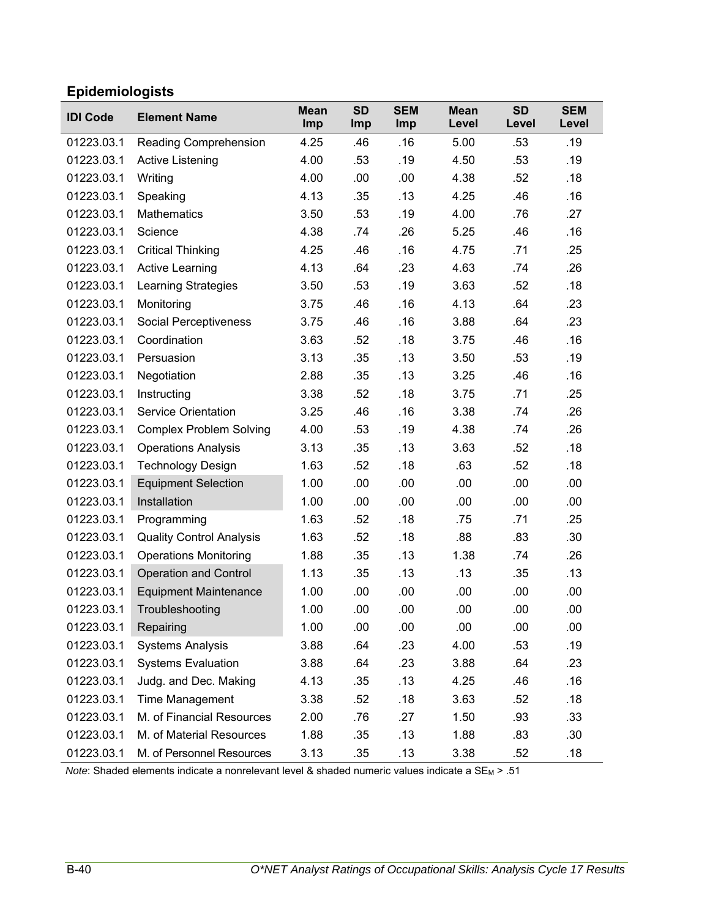## Epidemiologists

| IDI Code | Element Name | Mean Imp | SD Imp | SEM Imp | Mean Level | SD Level | SEM Level |
|---|---|---|---|---|---|---|---|
| 01223.03.1 | Reading Comprehension | 4.25 | .46 | .16 | 5.00 | .53 | .19 |
| 01223.03.1 | Active Listening | 4.00 | .53 | .19 | 4.50 | .53 | .19 |
| 01223.03.1 | Writing | 4.00 | .00 | .00 | 4.38 | .52 | .18 |
| 01223.03.1 | Speaking | 4.13 | .35 | .13 | 4.25 | .46 | .16 |
| 01223.03.1 | Mathematics | 3.50 | .53 | .19 | 4.00 | .76 | .27 |
| 01223.03.1 | Science | 4.38 | .74 | .26 | 5.25 | .46 | .16 |
| 01223.03.1 | Critical Thinking | 4.25 | .46 | .16 | 4.75 | .71 | .25 |
| 01223.03.1 | Active Learning | 4.13 | .64 | .23 | 4.63 | .74 | .26 |
| 01223.03.1 | Learning Strategies | 3.50 | .53 | .19 | 3.63 | .52 | .18 |
| 01223.03.1 | Monitoring | 3.75 | .46 | .16 | 4.13 | .64 | .23 |
| 01223.03.1 | Social Perceptiveness | 3.75 | .46 | .16 | 3.88 | .64 | .23 |
| 01223.03.1 | Coordination | 3.63 | .52 | .18 | 3.75 | .46 | .16 |
| 01223.03.1 | Persuasion | 3.13 | .35 | .13 | 3.50 | .53 | .19 |
| 01223.03.1 | Negotiation | 2.88 | .35 | .13 | 3.25 | .46 | .16 |
| 01223.03.1 | Instructing | 3.38 | .52 | .18 | 3.75 | .71 | .25 |
| 01223.03.1 | Service Orientation | 3.25 | .46 | .16 | 3.38 | .74 | .26 |
| 01223.03.1 | Complex Problem Solving | 4.00 | .53 | .19 | 4.38 | .74 | .26 |
| 01223.03.1 | Operations Analysis | 3.13 | .35 | .13 | 3.63 | .52 | .18 |
| 01223.03.1 | Technology Design | 1.63 | .52 | .18 | .63 | .52 | .18 |
| 01223.03.1 | Equipment Selection | 1.00 | .00 | .00 | .00 | .00 | .00 |
| 01223.03.1 | Installation | 1.00 | .00 | .00 | .00 | .00 | .00 |
| 01223.03.1 | Programming | 1.63 | .52 | .18 | .75 | .71 | .25 |
| 01223.03.1 | Quality Control Analysis | 1.63 | .52 | .18 | .88 | .83 | .30 |
| 01223.03.1 | Operations Monitoring | 1.88 | .35 | .13 | 1.38 | .74 | .26 |
| 01223.03.1 | Operation and Control | 1.13 | .35 | .13 | .13 | .35 | .13 |
| 01223.03.1 | Equipment Maintenance | 1.00 | .00 | .00 | .00 | .00 | .00 |
| 01223.03.1 | Troubleshooting | 1.00 | .00 | .00 | .00 | .00 | .00 |
| 01223.03.1 | Repairing | 1.00 | .00 | .00 | .00 | .00 | .00 |
| 01223.03.1 | Systems Analysis | 3.88 | .64 | .23 | 4.00 | .53 | .19 |
| 01223.03.1 | Systems Evaluation | 3.88 | .64 | .23 | 3.88 | .64 | .23 |
| 01223.03.1 | Judg. and Dec. Making | 4.13 | .35 | .13 | 4.25 | .46 | .16 |
| 01223.03.1 | Time Management | 3.38 | .52 | .18 | 3.63 | .52 | .18 |
| 01223.03.1 | M. of Financial Resources | 2.00 | .76 | .27 | 1.50 | .93 | .33 |
| 01223.03.1 | M. of Material Resources | 1.88 | .35 | .13 | 1.88 | .83 | .30 |
| 01223.03.1 | M. of Personnel Resources | 3.13 | .35 | .13 | 3.38 | .52 | .18 |

*Note*: Shaded elements indicate a nonrelevant level & shaded numeric values indicate a $SE_M$ > .51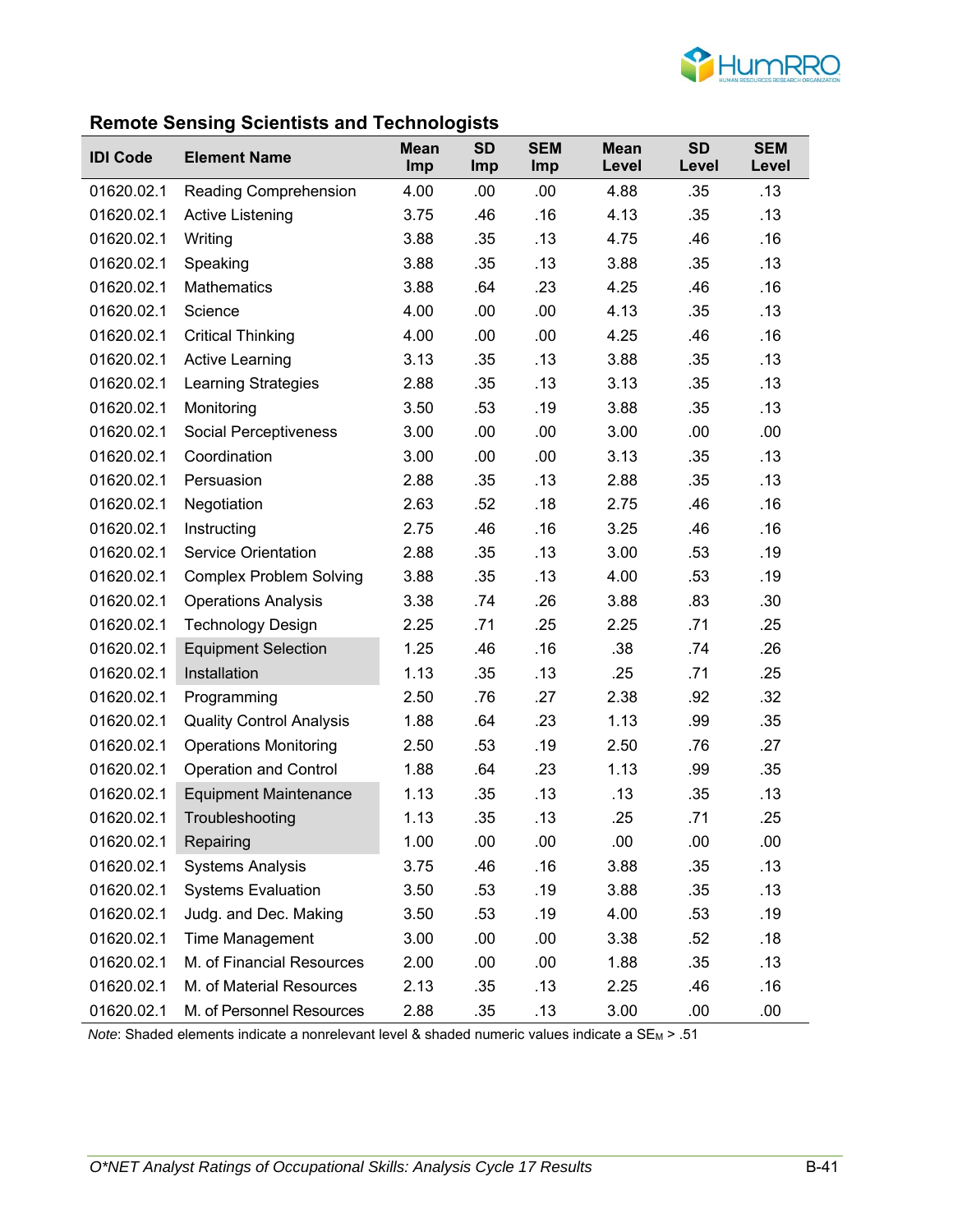### Remote Sensing Scientists and Technologists

| IDI Code | Element Name | Mean Imp | SD Imp | SEM Imp | Mean Level | SD Level | SEM Level |
|---|---|---|---|---|---|---|---|
| 01620.02.1 | Reading Comprehension | 4.00 | .00 | .00 | 4.88 | .35 | .13 |
| 01620.02.1 | Active Listening | 3.75 | .46 | .16 | 4.13 | .35 | .13 |
| 01620.02.1 | Writing | 3.88 | .35 | .13 | 4.75 | .46 | .16 |
| 01620.02.1 | Speaking | 3.88 | .35 | .13 | 3.88 | .35 | .13 |
| 01620.02.1 | Mathematics | 3.88 | .64 | .23 | 4.25 | .46 | .16 |
| 01620.02.1 | Science | 4.00 | .00 | .00 | 4.13 | .35 | .13 |
| 01620.02.1 | Critical Thinking | 4.00 | .00 | .00 | 4.25 | .46 | .16 |
| 01620.02.1 | Active Learning | 3.13 | .35 | .13 | 3.88 | .35 | .13 |
| 01620.02.1 | Learning Strategies | 2.88 | .35 | .13 | 3.13 | .35 | .13 |
| 01620.02.1 | Monitoring | 3.50 | .53 | .19 | 3.88 | .35 | .13 |
| 01620.02.1 | Social Perceptiveness | 3.00 | .00 | .00 | 3.00 | .00 | .00 |
| 01620.02.1 | Coordination | 3.00 | .00 | .00 | 3.13 | .35 | .13 |
| 01620.02.1 | Persuasion | 2.88 | .35 | .13 | 2.88 | .35 | .13 |
| 01620.02.1 | Negotiation | 2.63 | .52 | .18 | 2.75 | .46 | .16 |
| 01620.02.1 | Instructing | 2.75 | .46 | .16 | 3.25 | .46 | .16 |
| 01620.02.1 | Service Orientation | 2.88 | .35 | .13 | 3.00 | .53 | .19 |
| 01620.02.1 | Complex Problem Solving | 3.88 | .35 | .13 | 4.00 | .53 | .19 |
| 01620.02.1 | Operations Analysis | 3.38 | .74 | .26 | 3.88 | .83 | .30 |
| 01620.02.1 | Technology Design | 2.25 | .71 | .25 | 2.25 | .71 | .25 |
| 01620.02.1 | Equipment Selection | 1.25 | .46 | .16 | .38 | .74 | .26 |
| 01620.02.1 | Installation | 1.13 | .35 | .13 | .25 | .71 | .25 |
| 01620.02.1 | Programming | 2.50 | .76 | .27 | 2.38 | .92 | .32 |
| 01620.02.1 | Quality Control Analysis | 1.88 | .64 | .23 | 1.13 | .99 | .35 |
| 01620.02.1 | Operations Monitoring | 2.50 | .53 | .19 | 2.50 | .76 | .27 |
| 01620.02.1 | Operation and Control | 1.88 | .64 | .23 | 1.13 | .99 | .35 |
| 01620.02.1 | Equipment Maintenance | 1.13 | .35 | .13 | .13 | .35 | .13 |
| 01620.02.1 | Troubleshooting | 1.13 | .35 | .13 | .25 | .71 | .25 |
| 01620.02.1 | Repairing | 1.00 | .00 | .00 | .00 | .00 | .00 |
| 01620.02.1 | Systems Analysis | 3.75 | .46 | .16 | 3.88 | .35 | .13 |
| 01620.02.1 | Systems Evaluation | 3.50 | .53 | .19 | 3.88 | .35 | .13 |
| 01620.02.1 | Judg. and Dec. Making | 3.50 | .53 | .19 | 4.00 | .53 | .19 |
| 01620.02.1 | Time Management | 3.00 | .00 | .00 | 3.38 | .52 | .18 |
| 01620.02.1 | M. of Financial Resources | 2.00 | .00 | .00 | 1.88 | .35 | .13 |
| 01620.02.1 | M. of Material Resources | 2.13 | .35 | .13 | 2.25 | .46 | .16 |
| 01620.02.1 | M. of Personnel Resources | 2.88 | .35 | .13 | 3.00 | .00 | .00 |

*Note*: Shaded elements indicate a nonrelevant level & shaded numeric values indicate a $SE_M$ > .51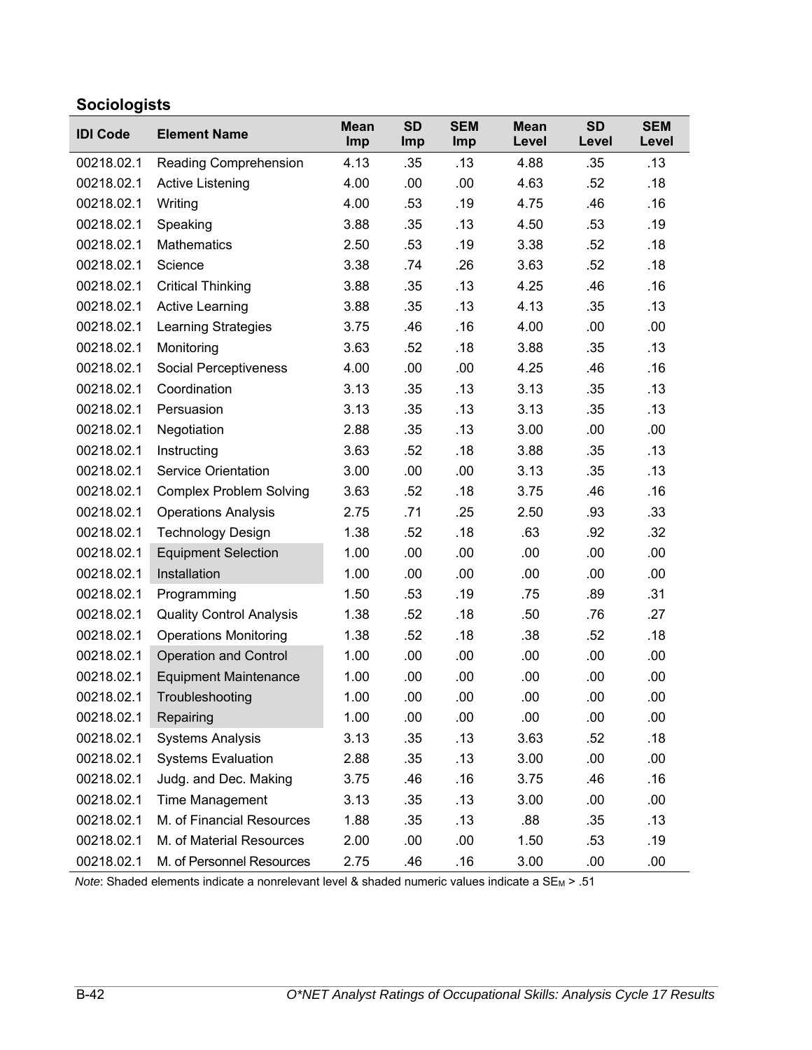### Sociologists

| IDI Code | Element Name | Mean Imp | SD Imp | SEM Imp | Mean Level | SD Level | SEM Level |
|---|---|---|---|---|---|---|---|
| 00218.02.1 | Reading Comprehension | 4.13 | .35 | .13 | 4.88 | .35 | .13 |
| 00218.02.1 | Active Listening | 4.00 | .00 | .00 | 4.63 | .52 | .18 |
| 00218.02.1 | Writing | 4.00 | .53 | .19 | 4.75 | .46 | .16 |
| 00218.02.1 | Speaking | 3.88 | .35 | .13 | 4.50 | .53 | .19 |
| 00218.02.1 | Mathematics | 2.50 | .53 | .19 | 3.38 | .52 | .18 |
| 00218.02.1 | Science | 3.38 | .74 | .26 | 3.63 | .52 | .18 |
| 00218.02.1 | Critical Thinking | 3.88 | .35 | .13 | 4.25 | .46 | .16 |
| 00218.02.1 | Active Learning | 3.88 | .35 | .13 | 4.13 | .35 | .13 |
| 00218.02.1 | Learning Strategies | 3.75 | .46 | .16 | 4.00 | .00 | .00 |
| 00218.02.1 | Monitoring | 3.63 | .52 | .18 | 3.88 | .35 | .13 |
| 00218.02.1 | Social Perceptiveness | 4.00 | .00 | .00 | 4.25 | .46 | .16 |
| 00218.02.1 | Coordination | 3.13 | .35 | .13 | 3.13 | .35 | .13 |
| 00218.02.1 | Persuasion | 3.13 | .35 | .13 | 3.13 | .35 | .13 |
| 00218.02.1 | Negotiation | 2.88 | .35 | .13 | 3.00 | .00 | .00 |
| 00218.02.1 | Instructing | 3.63 | .52 | .18 | 3.88 | .35 | .13 |
| 00218.02.1 | Service Orientation | 3.00 | .00 | .00 | 3.13 | .35 | .13 |
| 00218.02.1 | Complex Problem Solving | 3.63 | .52 | .18 | 3.75 | .46 | .16 |
| 00218.02.1 | Operations Analysis | 2.75 | .71 | .25 | 2.50 | .93 | .33 |
| 00218.02.1 | Technology Design | 1.38 | .52 | .18 | .63 | .92 | .32 |
| 00218.02.1 | Equipment Selection | 1.00 | .00 | .00 | .00 | .00 | .00 |
| 00218.02.1 | Installation | 1.00 | .00 | .00 | .00 | .00 | .00 |
| 00218.02.1 | Programming | 1.50 | .53 | .19 | .75 | .89 | .31 |
| 00218.02.1 | Quality Control Analysis | 1.38 | .52 | .18 | .50 | .76 | .27 |
| 00218.02.1 | Operations Monitoring | 1.38 | .52 | .18 | .38 | .52 | .18 |
| 00218.02.1 | Operation and Control | 1.00 | .00 | .00 | .00 | .00 | .00 |
| 00218.02.1 | Equipment Maintenance | 1.00 | .00 | .00 | .00 | .00 | .00 |
| 00218.02.1 | Troubleshooting | 1.00 | .00 | .00 | .00 | .00 | .00 |
| 00218.02.1 | Repairing | 1.00 | .00 | .00 | .00 | .00 | .00 |
| 00218.02.1 | Systems Analysis | 3.13 | .35 | .13 | 3.63 | .52 | .18 |
| 00218.02.1 | Systems Evaluation | 2.88 | .35 | .13 | 3.00 | .00 | .00 |
| 00218.02.1 | Judg. and Dec. Making | 3.75 | .46 | .16 | 3.75 | .46 | .16 |
| 00218.02.1 | Time Management | 3.13 | .35 | .13 | 3.00 | .00 | .00 |
| 00218.02.1 | M. of Financial Resources | 1.88 | .35 | .13 | .88 | .35 | .13 |
| 00218.02.1 | M. of Material Resources | 2.00 | .00 | .00 | 1.50 | .53 | .19 |
| 00218.02.1 | M. of Personnel Resources | 2.75 | .46 | .16 | 3.00 | .00 | .00 |

*Note*: Shaded elements indicate a nonrelevant level & shaded numeric values indicate a $SE_M > .51$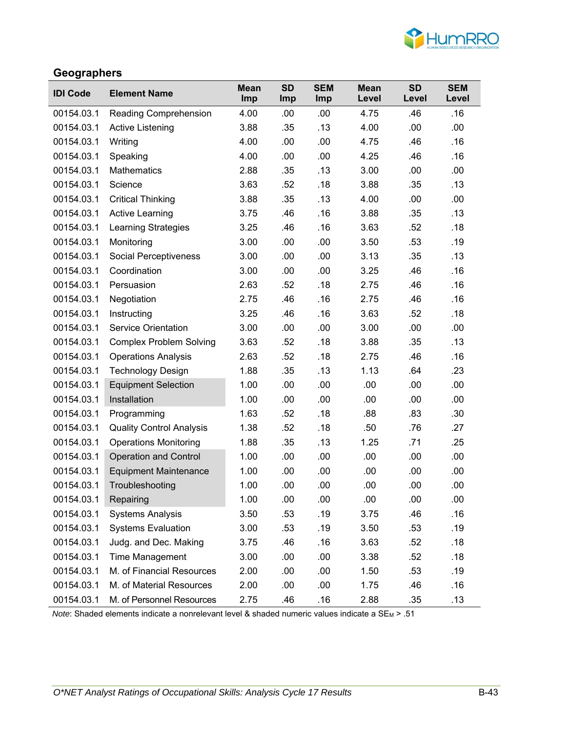## Geographers

| IDI Code | Element Name | Mean Imp | SD Imp | SEM Imp | Mean Level | SD Level | SEM Level |
|---|---|---|---|---|---|---|---|
| 00154.03.1 | Reading Comprehension | 4.00 | .00 | .00 | 4.75 | .46 | .16 |
| 00154.03.1 | Active Listening | 3.88 | .35 | .13 | 4.00 | .00 | .00 |
| 00154.03.1 | Writing | 4.00 | .00 | .00 | 4.75 | .46 | .16 |
| 00154.03.1 | Speaking | 4.00 | .00 | .00 | 4.25 | .46 | .16 |
| 00154.03.1 | Mathematics | 2.88 | .35 | .13 | 3.00 | .00 | .00 |
| 00154.03.1 | Science | 3.63 | .52 | .18 | 3.88 | .35 | .13 |
| 00154.03.1 | Critical Thinking | 3.88 | .35 | .13 | 4.00 | .00 | .00 |
| 00154.03.1 | Active Learning | 3.75 | .46 | .16 | 3.88 | .35 | .13 |
| 00154.03.1 | Learning Strategies | 3.25 | .46 | .16 | 3.63 | .52 | .18 |
| 00154.03.1 | Monitoring | 3.00 | .00 | .00 | 3.50 | .53 | .19 |
| 00154.03.1 | Social Perceptiveness | 3.00 | .00 | .00 | 3.13 | .35 | .13 |
| 00154.03.1 | Coordination | 3.00 | .00 | .00 | 3.25 | .46 | .16 |
| 00154.03.1 | Persuasion | 2.63 | .52 | .18 | 2.75 | .46 | .16 |
| 00154.03.1 | Negotiation | 2.75 | .46 | .16 | 2.75 | .46 | .16 |
| 00154.03.1 | Instructing | 3.25 | .46 | .16 | 3.63 | .52 | .18 |
| 00154.03.1 | Service Orientation | 3.00 | .00 | .00 | 3.00 | .00 | .00 |
| 00154.03.1 | Complex Problem Solving | 3.63 | .52 | .18 | 3.88 | .35 | .13 |
| 00154.03.1 | Operations Analysis | 2.63 | .52 | .18 | 2.75 | .46 | .16 |
| 00154.03.1 | Technology Design | 1.88 | .35 | .13 | 1.13 | .64 | .23 |
| 00154.03.1 | Equipment Selection | 1.00 | .00 | .00 | .00 | .00 | .00 |
| 00154.03.1 | Installation | 1.00 | .00 | .00 | .00 | .00 | .00 |
| 00154.03.1 | Programming | 1.63 | .52 | .18 | .88 | .83 | .30 |
| 00154.03.1 | Quality Control Analysis | 1.38 | .52 | .18 | .50 | .76 | .27 |
| 00154.03.1 | Operations Monitoring | 1.88 | .35 | .13 | 1.25 | .71 | .25 |
| 00154.03.1 | Operation and Control | 1.00 | .00 | .00 | .00 | .00 | .00 |
| 00154.03.1 | Equipment Maintenance | 1.00 | .00 | .00 | .00 | .00 | .00 |
| 00154.03.1 | Troubleshooting | 1.00 | .00 | .00 | .00 | .00 | .00 |
| 00154.03.1 | Repairing | 1.00 | .00 | .00 | .00 | .00 | .00 |
| 00154.03.1 | Systems Analysis | 3.50 | .53 | .19 | 3.75 | .46 | .16 |
| 00154.03.1 | Systems Evaluation | 3.00 | .53 | .19 | 3.50 | .53 | .19 |
| 00154.03.1 | Judg. and Dec. Making | 3.75 | .46 | .16 | 3.63 | .52 | .18 |
| 00154.03.1 | Time Management | 3.00 | .00 | .00 | 3.38 | .52 | .18 |
| 00154.03.1 | M. of Financial Resources | 2.00 | .00 | .00 | 1.50 | .53 | .19 |
| 00154.03.1 | M. of Material Resources | 2.00 | .00 | .00 | 1.75 | .46 | .16 |
| 00154.03.1 | M. of Personnel Resources | 2.75 | .46 | .16 | 2.88 | .35 | .13 |

*Note*: Shaded elements indicate a nonrelevant level & shaded numeric values indicate a $SE_M$ > .51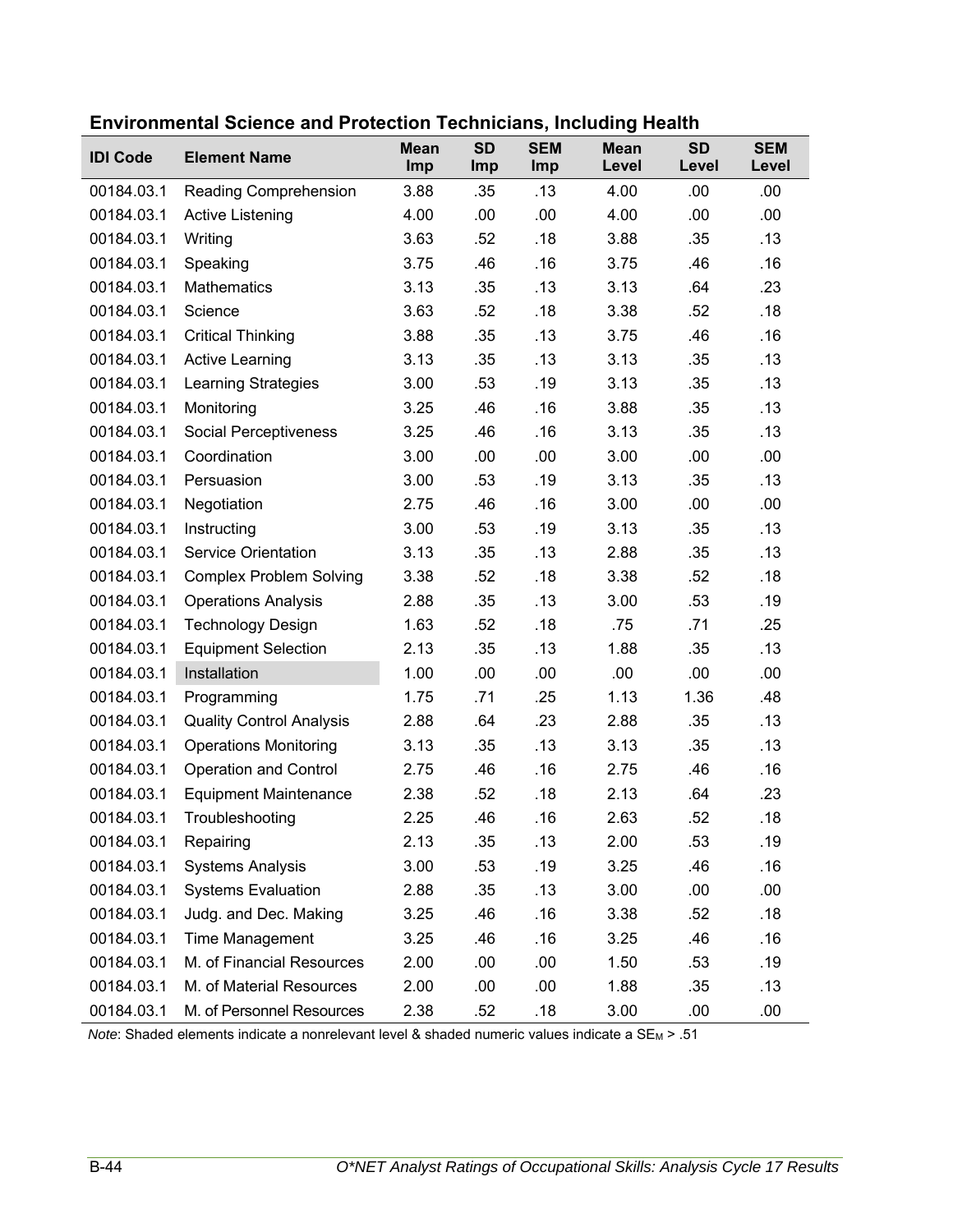## Environmental Science and Protection Technicians, Including Health

| IDI Code | Element Name | Mean Imp | SD Imp | SEM Imp | Mean Level | SD Level | SEM Level |
|---|---|---|---|---|---|---|---|
| 00184.03.1 | Reading Comprehension | 3.88 | .35 | .13 | 4.00 | .00 | .00 |
| 00184.03.1 | Active Listening | 4.00 | .00 | .00 | 4.00 | .00 | .00 |
| 00184.03.1 | Writing | 3.63 | .52 | .18 | 3.88 | .35 | .13 |
| 00184.03.1 | Speaking | 3.75 | .46 | .16 | 3.75 | .46 | .16 |
| 00184.03.1 | Mathematics | 3.13 | .35 | .13 | 3.13 | .64 | .23 |
| 00184.03.1 | Science | 3.63 | .52 | .18 | 3.38 | .52 | .18 |
| 00184.03.1 | Critical Thinking | 3.88 | .35 | .13 | 3.75 | .46 | .16 |
| 00184.03.1 | Active Learning | 3.13 | .35 | .13 | 3.13 | .35 | .13 |
| 00184.03.1 | Learning Strategies | 3.00 | .53 | .19 | 3.13 | .35 | .13 |
| 00184.03.1 | Monitoring | 3.25 | .46 | .16 | 3.88 | .35 | .13 |
| 00184.03.1 | Social Perceptiveness | 3.25 | .46 | .16 | 3.13 | .35 | .13 |
| 00184.03.1 | Coordination | 3.00 | .00 | .00 | 3.00 | .00 | .00 |
| 00184.03.1 | Persuasion | 3.00 | .53 | .19 | 3.13 | .35 | .13 |
| 00184.03.1 | Negotiation | 2.75 | .46 | .16 | 3.00 | .00 | .00 |
| 00184.03.1 | Instructing | 3.00 | .53 | .19 | 3.13 | .35 | .13 |
| 00184.03.1 | Service Orientation | 3.13 | .35 | .13 | 2.88 | .35 | .13 |
| 00184.03.1 | Complex Problem Solving | 3.38 | .52 | .18 | 3.38 | .52 | .18 |
| 00184.03.1 | Operations Analysis | 2.88 | .35 | .13 | 3.00 | .53 | .19 |
| 00184.03.1 | Technology Design | 1.63 | .52 | .18 | .75 | .71 | .25 |
| 00184.03.1 | Equipment Selection | 2.13 | .35 | .13 | 1.88 | .35 | .13 |
| 00184.03.1 | Installation | 1.00 | .00 | .00 | .00 | .00 | .00 |
| 00184.03.1 | Programming | 1.75 | .71 | .25 | 1.13 | 1.36 | .48 |
| 00184.03.1 | Quality Control Analysis | 2.88 | .64 | .23 | 2.88 | .35 | .13 |
| 00184.03.1 | Operations Monitoring | 3.13 | .35 | .13 | 3.13 | .35 | .13 |
| 00184.03.1 | Operation and Control | 2.75 | .46 | .16 | 2.75 | .46 | .16 |
| 00184.03.1 | Equipment Maintenance | 2.38 | .52 | .18 | 2.13 | .64 | .23 |
| 00184.03.1 | Troubleshooting | 2.25 | .46 | .16 | 2.63 | .52 | .18 |
| 00184.03.1 | Repairing | 2.13 | .35 | .13 | 2.00 | .53 | .19 |
| 00184.03.1 | Systems Analysis | 3.00 | .53 | .19 | 3.25 | .46 | .16 |
| 00184.03.1 | Systems Evaluation | 2.88 | .35 | .13 | 3.00 | .00 | .00 |
| 00184.03.1 | Judg. and Dec. Making | 3.25 | .46 | .16 | 3.38 | .52 | .18 |
| 00184.03.1 | Time Management | 3.25 | .46 | .16 | 3.25 | .46 | .16 |
| 00184.03.1 | M. of Financial Resources | 2.00 | .00 | .00 | 1.50 | .53 | .19 |
| 00184.03.1 | M. of Material Resources | 2.00 | .00 | .00 | 1.88 | .35 | .13 |
| 00184.03.1 | M. of Personnel Resources | 2.38 | .52 | .18 | 3.00 | .00 | .00 |

*Note*: Shaded elements indicate a nonrelevant level & shaded numeric values indicate a $SE_M$ > .51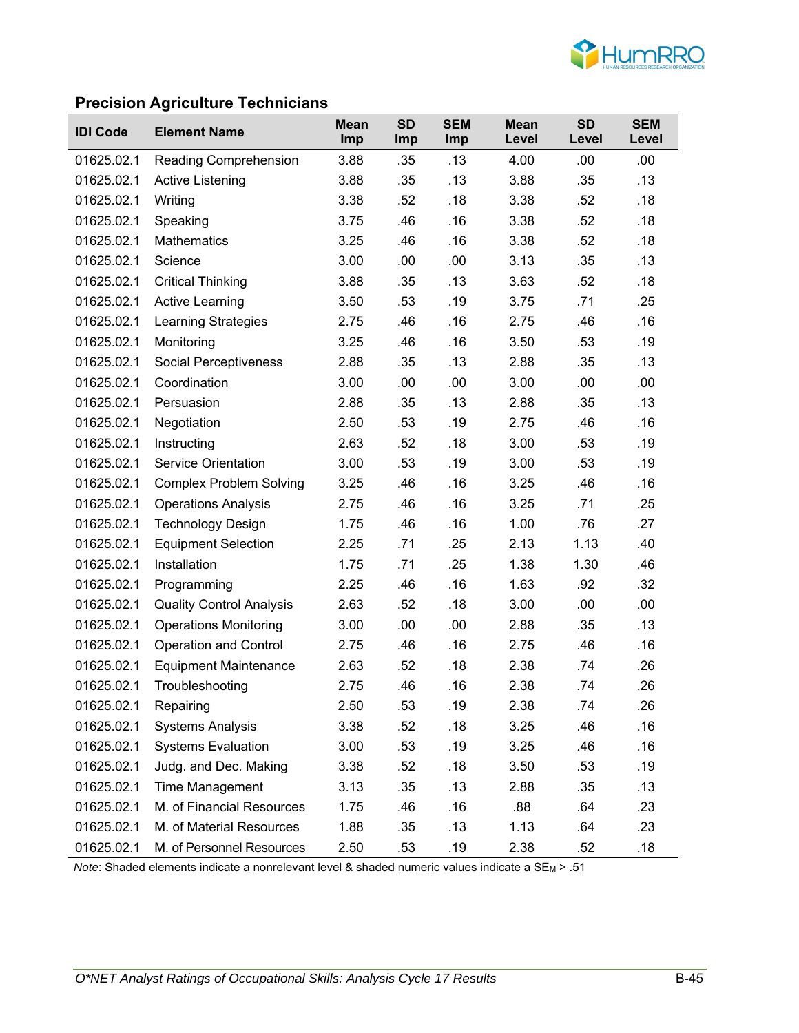## Precision Agriculture Technicians

| IDI Code | Element Name | Mean Imp | SD Imp | SEM Imp | Mean Level | SD Level | SEM Level |
|---|---|---|---|---|---|---|---|
| 01625.02.1 | Reading Comprehension | 3.88 | .35 | .13 | 4.00 | .00 | .00 |
| 01625.02.1 | Active Listening | 3.88 | .35 | .13 | 3.88 | .35 | .13 |
| 01625.02.1 | Writing | 3.38 | .52 | .18 | 3.38 | .52 | .18 |
| 01625.02.1 | Speaking | 3.75 | .46 | .16 | 3.38 | .52 | .18 |
| 01625.02.1 | Mathematics | 3.25 | .46 | .16 | 3.38 | .52 | .18 |
| 01625.02.1 | Science | 3.00 | .00 | .00 | 3.13 | .35 | .13 |
| 01625.02.1 | Critical Thinking | 3.88 | .35 | .13 | 3.63 | .52 | .18 |
| 01625.02.1 | Active Learning | 3.50 | .53 | .19 | 3.75 | .71 | .25 |
| 01625.02.1 | Learning Strategies | 2.75 | .46 | .16 | 2.75 | .46 | .16 |
| 01625.02.1 | Monitoring | 3.25 | .46 | .16 | 3.50 | .53 | .19 |
| 01625.02.1 | Social Perceptiveness | 2.88 | .35 | .13 | 2.88 | .35 | .13 |
| 01625.02.1 | Coordination | 3.00 | .00 | .00 | 3.00 | .00 | .00 |
| 01625.02.1 | Persuasion | 2.88 | .35 | .13 | 2.88 | .35 | .13 |
| 01625.02.1 | Negotiation | 2.50 | .53 | .19 | 2.75 | .46 | .16 |
| 01625.02.1 | Instructing | 2.63 | .52 | .18 | 3.00 | .53 | .19 |
| 01625.02.1 | Service Orientation | 3.00 | .53 | .19 | 3.00 | .53 | .19 |
| 01625.02.1 | Complex Problem Solving | 3.25 | .46 | .16 | 3.25 | .46 | .16 |
| 01625.02.1 | Operations Analysis | 2.75 | .46 | .16 | 3.25 | .71 | .25 |
| 01625.02.1 | Technology Design | 1.75 | .46 | .16 | 1.00 | .76 | .27 |
| 01625.02.1 | Equipment Selection | 2.25 | .71 | .25 | 2.13 | 1.13 | .40 |
| 01625.02.1 | Installation | 1.75 | .71 | .25 | 1.38 | 1.30 | .46 |
| 01625.02.1 | Programming | 2.25 | .46 | .16 | 1.63 | .92 | .32 |
| 01625.02.1 | Quality Control Analysis | 2.63 | .52 | .18 | 3.00 | .00 | .00 |
| 01625.02.1 | Operations Monitoring | 3.00 | .00 | .00 | 2.88 | .35 | .13 |
| 01625.02.1 | Operation and Control | 2.75 | .46 | .16 | 2.75 | .46 | .16 |
| 01625.02.1 | Equipment Maintenance | 2.63 | .52 | .18 | 2.38 | .74 | .26 |
| 01625.02.1 | Troubleshooting | 2.75 | .46 | .16 | 2.38 | .74 | .26 |
| 01625.02.1 | Repairing | 2.50 | .53 | .19 | 2.38 | .74 | .26 |
| 01625.02.1 | Systems Analysis | 3.38 | .52 | .18 | 3.25 | .46 | .16 |
| 01625.02.1 | Systems Evaluation | 3.00 | .53 | .19 | 3.25 | .46 | .16 |
| 01625.02.1 | Judg. and Dec. Making | 3.38 | .52 | .18 | 3.50 | .53 | .19 |
| 01625.02.1 | Time Management | 3.13 | .35 | .13 | 2.88 | .35 | .13 |
| 01625.02.1 | M. of Financial Resources | 1.75 | .46 | .16 | .88 | .64 | .23 |
| 01625.02.1 | M. of Material Resources | 1.88 | .35 | .13 | 1.13 | .64 | .23 |
| 01625.02.1 | M. of Personnel Resources | 2.50 | .53 | .19 | 2.38 | .52 | .18 |

*Note*: Shaded elements indicate a nonrelevant level & shaded numeric values indicate a $SE_M > .51$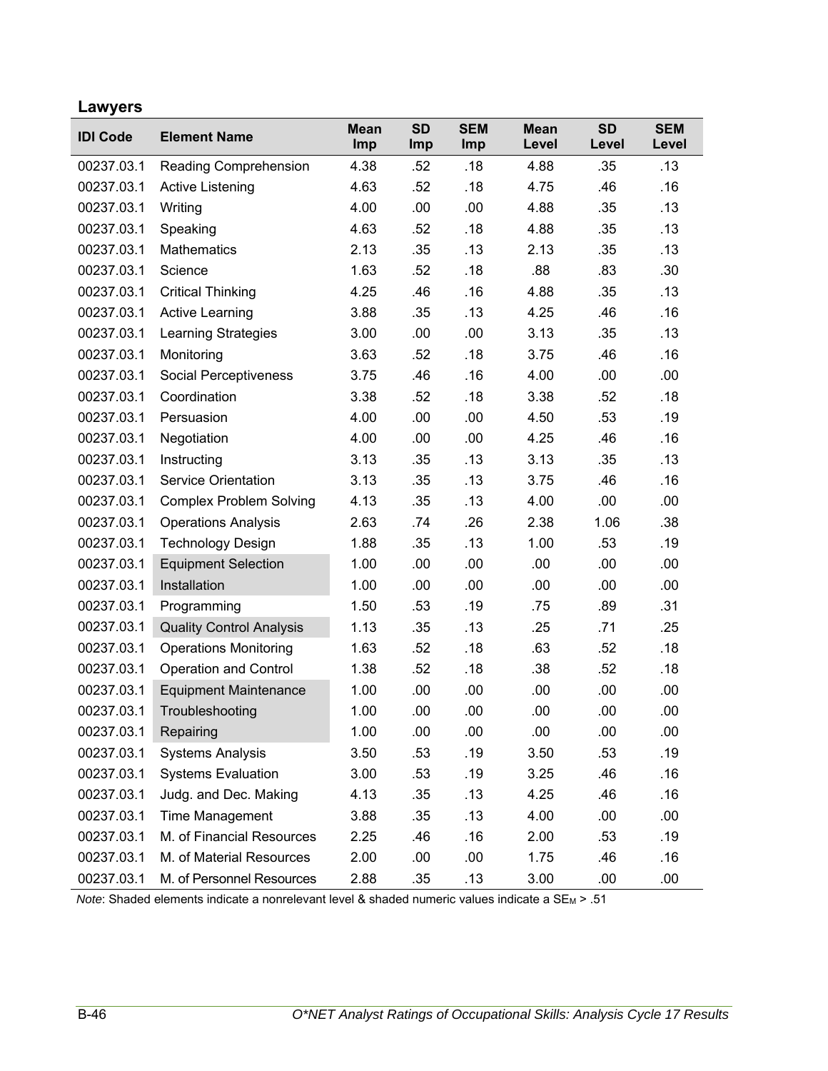## Lawyers

| IDI Code | Element Name | Mean Imp | SD Imp | SEM Imp | Mean Level | SD Level | SEM Level |
|---|---|---|---|---|---|---|---|
| 00237.03.1 | Reading Comprehension | 4.38 | .52 | .18 | 4.88 | .35 | .13 |
| 00237.03.1 | Active Listening | 4.63 | .52 | .18 | 4.75 | .46 | .16 |
| 00237.03.1 | Writing | 4.00 | .00 | .00 | 4.88 | .35 | .13 |
| 00237.03.1 | Speaking | 4.63 | .52 | .18 | 4.88 | .35 | .13 |
| 00237.03.1 | Mathematics | 2.13 | .35 | .13 | 2.13 | .35 | .13 |
| 00237.03.1 | Science | 1.63 | .52 | .18 | .88 | .83 | .30 |
| 00237.03.1 | Critical Thinking | 4.25 | .46 | .16 | 4.88 | .35 | .13 |
| 00237.03.1 | Active Learning | 3.88 | .35 | .13 | 4.25 | .46 | .16 |
| 00237.03.1 | Learning Strategies | 3.00 | .00 | .00 | 3.13 | .35 | .13 |
| 00237.03.1 | Monitoring | 3.63 | .52 | .18 | 3.75 | .46 | .16 |
| 00237.03.1 | Social Perceptiveness | 3.75 | .46 | .16 | 4.00 | .00 | .00 |
| 00237.03.1 | Coordination | 3.38 | .52 | .18 | 3.38 | .52 | .18 |
| 00237.03.1 | Persuasion | 4.00 | .00 | .00 | 4.50 | .53 | .19 |
| 00237.03.1 | Negotiation | 4.00 | .00 | .00 | 4.25 | .46 | .16 |
| 00237.03.1 | Instructing | 3.13 | .35 | .13 | 3.13 | .35 | .13 |
| 00237.03.1 | Service Orientation | 3.13 | .35 | .13 | 3.75 | .46 | .16 |
| 00237.03.1 | Complex Problem Solving | 4.13 | .35 | .13 | 4.00 | .00 | .00 |
| 00237.03.1 | Operations Analysis | 2.63 | .74 | .26 | 2.38 | 1.06 | .38 |
| 00237.03.1 | Technology Design | 1.88 | .35 | .13 | 1.00 | .53 | .19 |
| 00237.03.1 | Equipment Selection | 1.00 | .00 | .00 | .00 | .00 | .00 |
| 00237.03.1 | Installation | 1.00 | .00 | .00 | .00 | .00 | .00 |
| 00237.03.1 | Programming | 1.50 | .53 | .19 | .75 | .89 | .31 |
| 00237.03.1 | Quality Control Analysis | 1.13 | .35 | .13 | .25 | .71 | .25 |
| 00237.03.1 | Operations Monitoring | 1.63 | .52 | .18 | .63 | .52 | .18 |
| 00237.03.1 | Operation and Control | 1.38 | .52 | .18 | .38 | .52 | .18 |
| 00237.03.1 | Equipment Maintenance | 1.00 | .00 | .00 | .00 | .00 | .00 |
| 00237.03.1 | Troubleshooting | 1.00 | .00 | .00 | .00 | .00 | .00 |
| 00237.03.1 | Repairing | 1.00 | .00 | .00 | .00 | .00 | .00 |
| 00237.03.1 | Systems Analysis | 3.50 | .53 | .19 | 3.50 | .53 | .19 |
| 00237.03.1 | Systems Evaluation | 3.00 | .53 | .19 | 3.25 | .46 | .16 |
| 00237.03.1 | Judg. and Dec. Making | 4.13 | .35 | .13 | 4.25 | .46 | .16 |
| 00237.03.1 | Time Management | 3.88 | .35 | .13 | 4.00 | .00 | .00 |
| 00237.03.1 | M. of Financial Resources | 2.25 | .46 | .16 | 2.00 | .53 | .19 |
| 00237.03.1 | M. of Material Resources | 2.00 | .00 | .00 | 1.75 | .46 | .16 |
| 00237.03.1 | M. of Personnel Resources | 2.88 | .35 | .13 | 3.00 | .00 | .00 |

*Note*: Shaded elements indicate a nonrelevant level & shaded numeric values indicate a $SE_M$ > .51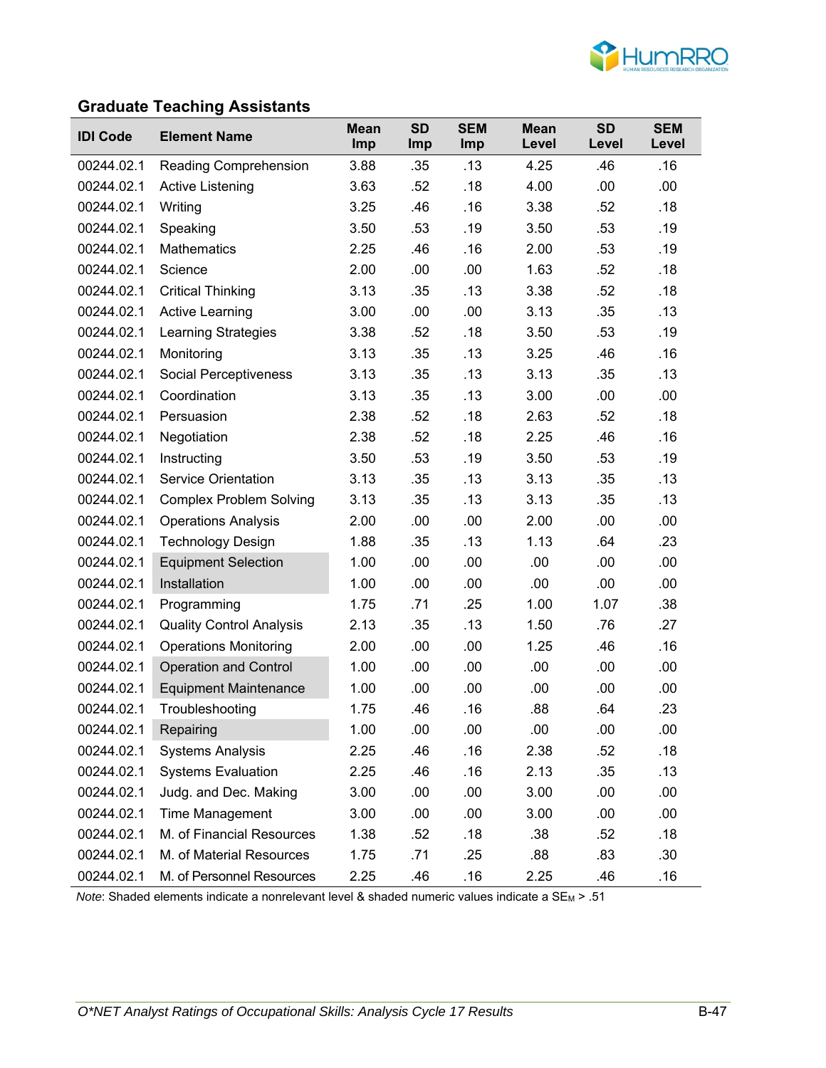## Graduate Teaching Assistants

| IDI Code | Element Name | Mean Imp | SD Imp | SEM Imp | Mean Level | SD Level | SEM Level |
|---|---|---|---|---|---|---|---|
| 00244.02.1 | Reading Comprehension | 3.88 | .35 | .13 | 4.25 | .46 | .16 |
| 00244.02.1 | Active Listening | 3.63 | .52 | .18 | 4.00 | .00 | .00 |
| 00244.02.1 | Writing | 3.25 | .46 | .16 | 3.38 | .52 | .18 |
| 00244.02.1 | Speaking | 3.50 | .53 | .19 | 3.50 | .53 | .19 |
| 00244.02.1 | Mathematics | 2.25 | .46 | .16 | 2.00 | .53 | .19 |
| 00244.02.1 | Science | 2.00 | .00 | .00 | 1.63 | .52 | .18 |
| 00244.02.1 | Critical Thinking | 3.13 | .35 | .13 | 3.38 | .52 | .18 |
| 00244.02.1 | Active Learning | 3.00 | .00 | .00 | 3.13 | .35 | .13 |
| 00244.02.1 | Learning Strategies | 3.38 | .52 | .18 | 3.50 | .53 | .19 |
| 00244.02.1 | Monitoring | 3.13 | .35 | .13 | 3.25 | .46 | .16 |
| 00244.02.1 | Social Perceptiveness | 3.13 | .35 | .13 | 3.13 | .35 | .13 |
| 00244.02.1 | Coordination | 3.13 | .35 | .13 | 3.00 | .00 | .00 |
| 00244.02.1 | Persuasion | 2.38 | .52 | .18 | 2.63 | .52 | .18 |
| 00244.02.1 | Negotiation | 2.38 | .52 | .18 | 2.25 | .46 | .16 |
| 00244.02.1 | Instructing | 3.50 | .53 | .19 | 3.50 | .53 | .19 |
| 00244.02.1 | Service Orientation | 3.13 | .35 | .13 | 3.13 | .35 | .13 |
| 00244.02.1 | Complex Problem Solving | 3.13 | .35 | .13 | 3.13 | .35 | .13 |
| 00244.02.1 | Operations Analysis | 2.00 | .00 | .00 | 2.00 | .00 | .00 |
| 00244.02.1 | Technology Design | 1.88 | .35 | .13 | 1.13 | .64 | .23 |
| 00244.02.1 | Equipment Selection | 1.00 | .00 | .00 | .00 | .00 | .00 |
| 00244.02.1 | Installation | 1.00 | .00 | .00 | .00 | .00 | .00 |
| 00244.02.1 | Programming | 1.75 | .71 | .25 | 1.00 | 1.07 | .38 |
| 00244.02.1 | Quality Control Analysis | 2.13 | .35 | .13 | 1.50 | .76 | .27 |
| 00244.02.1 | Operations Monitoring | 2.00 | .00 | .00 | 1.25 | .46 | .16 |
| 00244.02.1 | Operation and Control | 1.00 | .00 | .00 | .00 | .00 | .00 |
| 00244.02.1 | Equipment Maintenance | 1.00 | .00 | .00 | .00 | .00 | .00 |
| 00244.02.1 | Troubleshooting | 1.75 | .46 | .16 | .88 | .64 | .23 |
| 00244.02.1 | Repairing | 1.00 | .00 | .00 | .00 | .00 | .00 |
| 00244.02.1 | Systems Analysis | 2.25 | .46 | .16 | 2.38 | .52 | .18 |
| 00244.02.1 | Systems Evaluation | 2.25 | .46 | .16 | 2.13 | .35 | .13 |
| 00244.02.1 | Judg. and Dec. Making | 3.00 | .00 | .00 | 3.00 | .00 | .00 |
| 00244.02.1 | Time Management | 3.00 | .00 | .00 | 3.00 | .00 | .00 |
| 00244.02.1 | M. of Financial Resources | 1.38 | .52 | .18 | .38 | .52 | .18 |
| 00244.02.1 | M. of Material Resources | 1.75 | .71 | .25 | .88 | .83 | .30 |
| 00244.02.1 | M. of Personnel Resources | 2.25 | .46 | .16 | 2.25 | .46 | .16 |

*Note*: Shaded elements indicate a nonrelevant level & shaded numeric values indicate a $SE_M$ > .51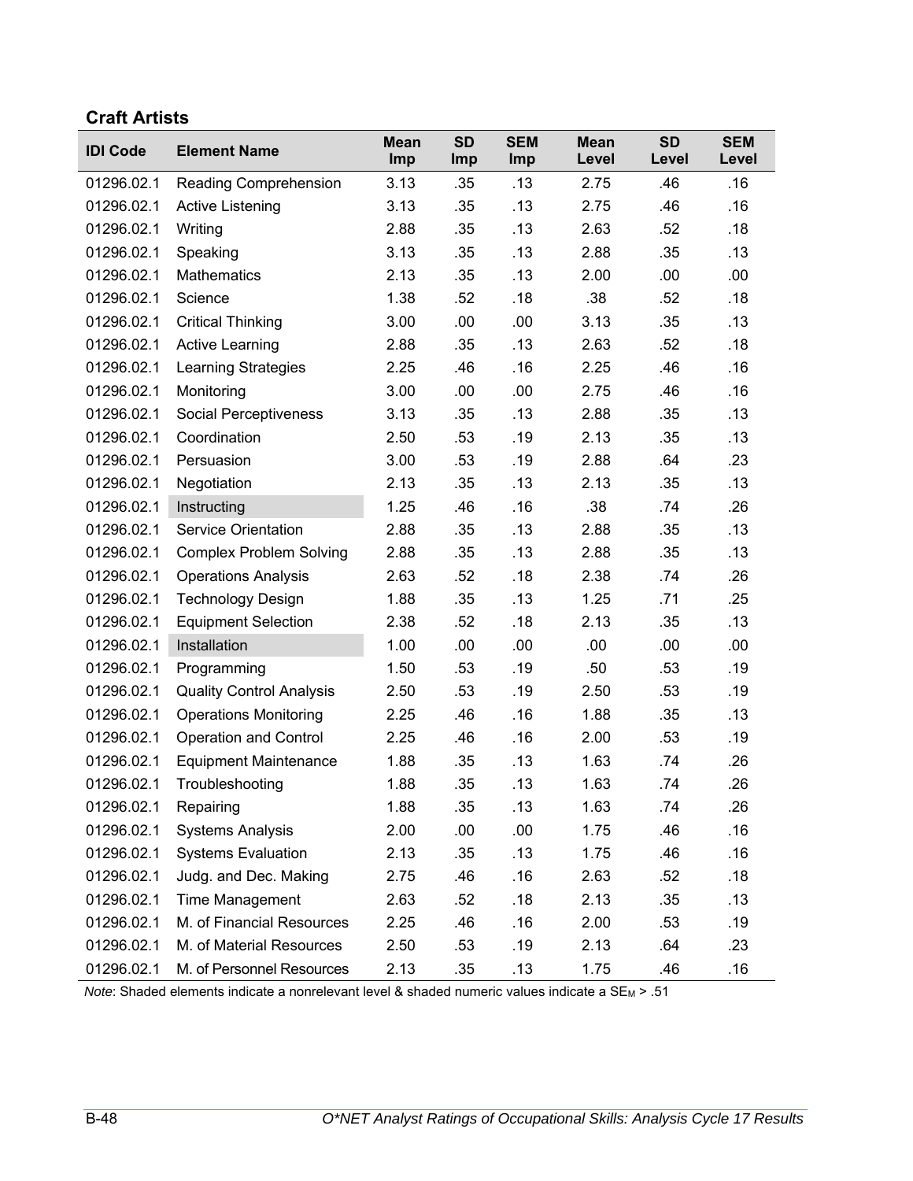### Craft Artists

| IDI Code | Element Name | Mean Imp | SD Imp | SEM Imp | Mean Level | SD Level | SEM Level |
|---|---|---|---|---|---|---|---|
| 01296.02.1 | Reading Comprehension | 3.13 | .35 | .13 | 2.75 | .46 | .16 |
| 01296.02.1 | Active Listening | 3.13 | .35 | .13 | 2.75 | .46 | .16 |
| 01296.02.1 | Writing | 2.88 | .35 | .13 | 2.63 | .52 | .18 |
| 01296.02.1 | Speaking | 3.13 | .35 | .13 | 2.88 | .35 | .13 |
| 01296.02.1 | Mathematics | 2.13 | .35 | .13 | 2.00 | .00 | .00 |
| 01296.02.1 | Science | 1.38 | .52 | .18 | .38 | .52 | .18 |
| 01296.02.1 | Critical Thinking | 3.00 | .00 | .00 | 3.13 | .35 | .13 |
| 01296.02.1 | Active Learning | 2.88 | .35 | .13 | 2.63 | .52 | .18 |
| 01296.02.1 | Learning Strategies | 2.25 | .46 | .16 | 2.25 | .46 | .16 |
| 01296.02.1 | Monitoring | 3.00 | .00 | .00 | 2.75 | .46 | .16 |
| 01296.02.1 | Social Perceptiveness | 3.13 | .35 | .13 | 2.88 | .35 | .13 |
| 01296.02.1 | Coordination | 2.50 | .53 | .19 | 2.13 | .35 | .13 |
| 01296.02.1 | Persuasion | 3.00 | .53 | .19 | 2.88 | .64 | .23 |
| 01296.02.1 | Negotiation | 2.13 | .35 | .13 | 2.13 | .35 | .13 |
| 01296.02.1 | Instructing | 1.25 | .46 | .16 | .38 | .74 | .26 |
| 01296.02.1 | Service Orientation | 2.88 | .35 | .13 | 2.88 | .35 | .13 |
| 01296.02.1 | Complex Problem Solving | 2.88 | .35 | .13 | 2.88 | .35 | .13 |
| 01296.02.1 | Operations Analysis | 2.63 | .52 | .18 | 2.38 | .74 | .26 |
| 01296.02.1 | Technology Design | 1.88 | .35 | .13 | 1.25 | .71 | .25 |
| 01296.02.1 | Equipment Selection | 2.38 | .52 | .18 | 2.13 | .35 | .13 |
| 01296.02.1 | Installation | 1.00 | .00 | .00 | .00 | .00 | .00 |
| 01296.02.1 | Programming | 1.50 | .53 | .19 | .50 | .53 | .19 |
| 01296.02.1 | Quality Control Analysis | 2.50 | .53 | .19 | 2.50 | .53 | .19 |
| 01296.02.1 | Operations Monitoring | 2.25 | .46 | .16 | 1.88 | .35 | .13 |
| 01296.02.1 | Operation and Control | 2.25 | .46 | .16 | 2.00 | .53 | .19 |
| 01296.02.1 | Equipment Maintenance | 1.88 | .35 | .13 | 1.63 | .74 | .26 |
| 01296.02.1 | Troubleshooting | 1.88 | .35 | .13 | 1.63 | .74 | .26 |
| 01296.02.1 | Repairing | 1.88 | .35 | .13 | 1.63 | .74 | .26 |
| 01296.02.1 | Systems Analysis | 2.00 | .00 | .00 | 1.75 | .46 | .16 |
| 01296.02.1 | Systems Evaluation | 2.13 | .35 | .13 | 1.75 | .46 | .16 |
| 01296.02.1 | Judg. and Dec. Making | 2.75 | .46 | .16 | 2.63 | .52 | .18 |
| 01296.02.1 | Time Management | 2.63 | .52 | .18 | 2.13 | .35 | .13 |
| 01296.02.1 | M. of Financial Resources | 2.25 | .46 | .16 | 2.00 | .53 | .19 |
| 01296.02.1 | M. of Material Resources | 2.50 | .53 | .19 | 2.13 | .64 | .23 |
| 01296.02.1 | M. of Personnel Resources | 2.13 | .35 | .13 | 1.75 | .46 | .16 |

*Note*: Shaded elements indicate a nonrelevant level & shaded numeric values indicate a $SE_M > .51$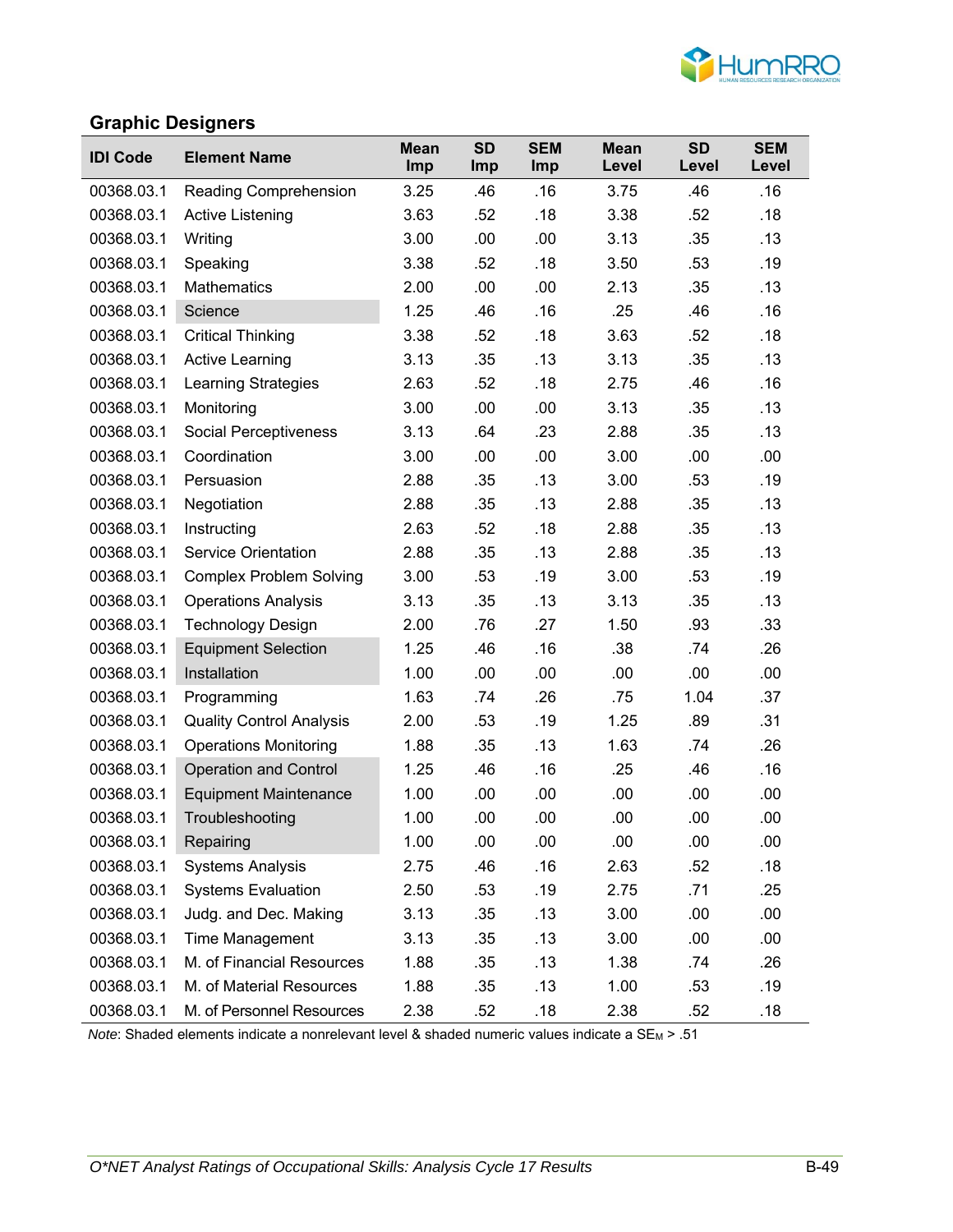## Graphic Designers

| IDI Code | Element Name | Mean Imp | SD Imp | SEM Imp | Mean Level | SD Level | SEM Level |
|---|---|---|---|---|---|---|---|
| 00368.03.1 | Reading Comprehension | 3.25 | .46 | .16 | 3.75 | .46 | .16 |
| 00368.03.1 | Active Listening | 3.63 | .52 | .18 | 3.38 | .52 | .18 |
| 00368.03.1 | Writing | 3.00 | .00 | .00 | 3.13 | .35 | .13 |
| 00368.03.1 | Speaking | 3.38 | .52 | .18 | 3.50 | .53 | .19 |
| 00368.03.1 | Mathematics | 2.00 | .00 | .00 | 2.13 | .35 | .13 |
| 00368.03.1 | Science | 1.25 | .46 | .16 | .25 | .46 | .16 |
| 00368.03.1 | Critical Thinking | 3.38 | .52 | .18 | 3.63 | .52 | .18 |
| 00368.03.1 | Active Learning | 3.13 | .35 | .13 | 3.13 | .35 | .13 |
| 00368.03.1 | Learning Strategies | 2.63 | .52 | .18 | 2.75 | .46 | .16 |
| 00368.03.1 | Monitoring | 3.00 | .00 | .00 | 3.13 | .35 | .13 |
| 00368.03.1 | Social Perceptiveness | 3.13 | .64 | .23 | 2.88 | .35 | .13 |
| 00368.03.1 | Coordination | 3.00 | .00 | .00 | 3.00 | .00 | .00 |
| 00368.03.1 | Persuasion | 2.88 | .35 | .13 | 3.00 | .53 | .19 |
| 00368.03.1 | Negotiation | 2.88 | .35 | .13 | 2.88 | .35 | .13 |
| 00368.03.1 | Instructing | 2.63 | .52 | .18 | 2.88 | .35 | .13 |
| 00368.03.1 | Service Orientation | 2.88 | .35 | .13 | 2.88 | .35 | .13 |
| 00368.03.1 | Complex Problem Solving | 3.00 | .53 | .19 | 3.00 | .53 | .19 |
| 00368.03.1 | Operations Analysis | 3.13 | .35 | .13 | 3.13 | .35 | .13 |
| 00368.03.1 | Technology Design | 2.00 | .76 | .27 | 1.50 | .93 | .33 |
| 00368.03.1 | Equipment Selection | 1.25 | .46 | .16 | .38 | .74 | .26 |
| 00368.03.1 | Installation | 1.00 | .00 | .00 | .00 | .00 | .00 |
| 00368.03.1 | Programming | 1.63 | .74 | .26 | .75 | 1.04 | .37 |
| 00368.03.1 | Quality Control Analysis | 2.00 | .53 | .19 | 1.25 | .89 | .31 |
| 00368.03.1 | Operations Monitoring | 1.88 | .35 | .13 | 1.63 | .74 | .26 |
| 00368.03.1 | Operation and Control | 1.25 | .46 | .16 | .25 | .46 | .16 |
| 00368.03.1 | Equipment Maintenance | 1.00 | .00 | .00 | .00 | .00 | .00 |
| 00368.03.1 | Troubleshooting | 1.00 | .00 | .00 | .00 | .00 | .00 |
| 00368.03.1 | Repairing | 1.00 | .00 | .00 | .00 | .00 | .00 |
| 00368.03.1 | Systems Analysis | 2.75 | .46 | .16 | 2.63 | .52 | .18 |
| 00368.03.1 | Systems Evaluation | 2.50 | .53 | .19 | 2.75 | .71 | .25 |
| 00368.03.1 | Judg. and Dec. Making | 3.13 | .35 | .13 | 3.00 | .00 | .00 |
| 00368.03.1 | Time Management | 3.13 | .35 | .13 | 3.00 | .00 | .00 |
| 00368.03.1 | M. of Financial Resources | 1.88 | .35 | .13 | 1.38 | .74 | .26 |
| 00368.03.1 | M. of Material Resources | 1.88 | .35 | .13 | 1.00 | .53 | .19 |
| 00368.03.1 | M. of Personnel Resources | 2.38 | .52 | .18 | 2.38 | .52 | .18 |

*Note*: Shaded elements indicate a nonrelevant level & shaded numeric values indicate a $SE_M > .51$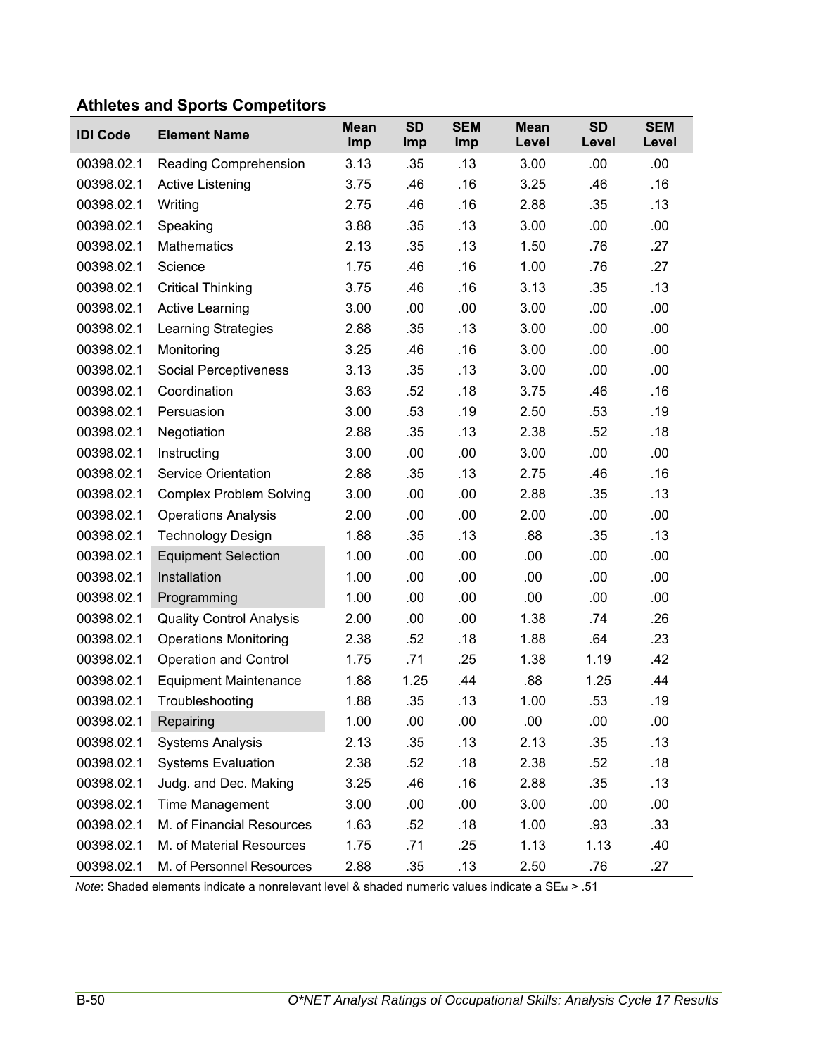## Athletes and Sports Competitors

| IDI Code | Element Name | Mean Imp | SD Imp | SEM Imp | Mean Level | SD Level | SEM Level |
|---|---|---|---|---|---|---|---|
| 00398.02.1 | Reading Comprehension | 3.13 | .35 | .13 | 3.00 | .00 | .00 |
| 00398.02.1 | Active Listening | 3.75 | .46 | .16 | 3.25 | .46 | .16 |
| 00398.02.1 | Writing | 2.75 | .46 | .16 | 2.88 | .35 | .13 |
| 00398.02.1 | Speaking | 3.88 | .35 | .13 | 3.00 | .00 | .00 |
| 00398.02.1 | Mathematics | 2.13 | .35 | .13 | 1.50 | .76 | .27 |
| 00398.02.1 | Science | 1.75 | .46 | .16 | 1.00 | .76 | .27 |
| 00398.02.1 | Critical Thinking | 3.75 | .46 | .16 | 3.13 | .35 | .13 |
| 00398.02.1 | Active Learning | 3.00 | .00 | .00 | 3.00 | .00 | .00 |
| 00398.02.1 | Learning Strategies | 2.88 | .35 | .13 | 3.00 | .00 | .00 |
| 00398.02.1 | Monitoring | 3.25 | .46 | .16 | 3.00 | .00 | .00 |
| 00398.02.1 | Social Perceptiveness | 3.13 | .35 | .13 | 3.00 | .00 | .00 |
| 00398.02.1 | Coordination | 3.63 | .52 | .18 | 3.75 | .46 | .16 |
| 00398.02.1 | Persuasion | 3.00 | .53 | .19 | 2.50 | .53 | .19 |
| 00398.02.1 | Negotiation | 2.88 | .35 | .13 | 2.38 | .52 | .18 |
| 00398.02.1 | Instructing | 3.00 | .00 | .00 | 3.00 | .00 | .00 |
| 00398.02.1 | Service Orientation | 2.88 | .35 | .13 | 2.75 | .46 | .16 |
| 00398.02.1 | Complex Problem Solving | 3.00 | .00 | .00 | 2.88 | .35 | .13 |
| 00398.02.1 | Operations Analysis | 2.00 | .00 | .00 | 2.00 | .00 | .00 |
| 00398.02.1 | Technology Design | 1.88 | .35 | .13 | .88 | .35 | .13 |
| 00398.02.1 | Equipment Selection | 1.00 | .00 | .00 | .00 | .00 | .00 |
| 00398.02.1 | Installation | 1.00 | .00 | .00 | .00 | .00 | .00 |
| 00398.02.1 | Programming | 1.00 | .00 | .00 | .00 | .00 | .00 |
| 00398.02.1 | Quality Control Analysis | 2.00 | .00 | .00 | 1.38 | .74 | .26 |
| 00398.02.1 | Operations Monitoring | 2.38 | .52 | .18 | 1.88 | .64 | .23 |
| 00398.02.1 | Operation and Control | 1.75 | .71 | .25 | 1.38 | 1.19 | .42 |
| 00398.02.1 | Equipment Maintenance | 1.88 | 1.25 | .44 | .88 | 1.25 | .44 |
| 00398.02.1 | Troubleshooting | 1.88 | .35 | .13 | 1.00 | .53 | .19 |
| 00398.02.1 | Repairing | 1.00 | .00 | .00 | .00 | .00 | .00 |
| 00398.02.1 | Systems Analysis | 2.13 | .35 | .13 | 2.13 | .35 | .13 |
| 00398.02.1 | Systems Evaluation | 2.38 | .52 | .18 | 2.38 | .52 | .18 |
| 00398.02.1 | Judg. and Dec. Making | 3.25 | .46 | .16 | 2.88 | .35 | .13 |
| 00398.02.1 | Time Management | 3.00 | .00 | .00 | 3.00 | .00 | .00 |
| 00398.02.1 | M. of Financial Resources | 1.63 | .52 | .18 | 1.00 | .93 | .33 |
| 00398.02.1 | M. of Material Resources | 1.75 | .71 | .25 | 1.13 | 1.13 | .40 |
| 00398.02.1 | M. of Personnel Resources | 2.88 | .35 | .13 | 2.50 | .76 | .27 |

*Note*: Shaded elements indicate a nonrelevant level & shaded numeric values indicate a $SE_M > .51$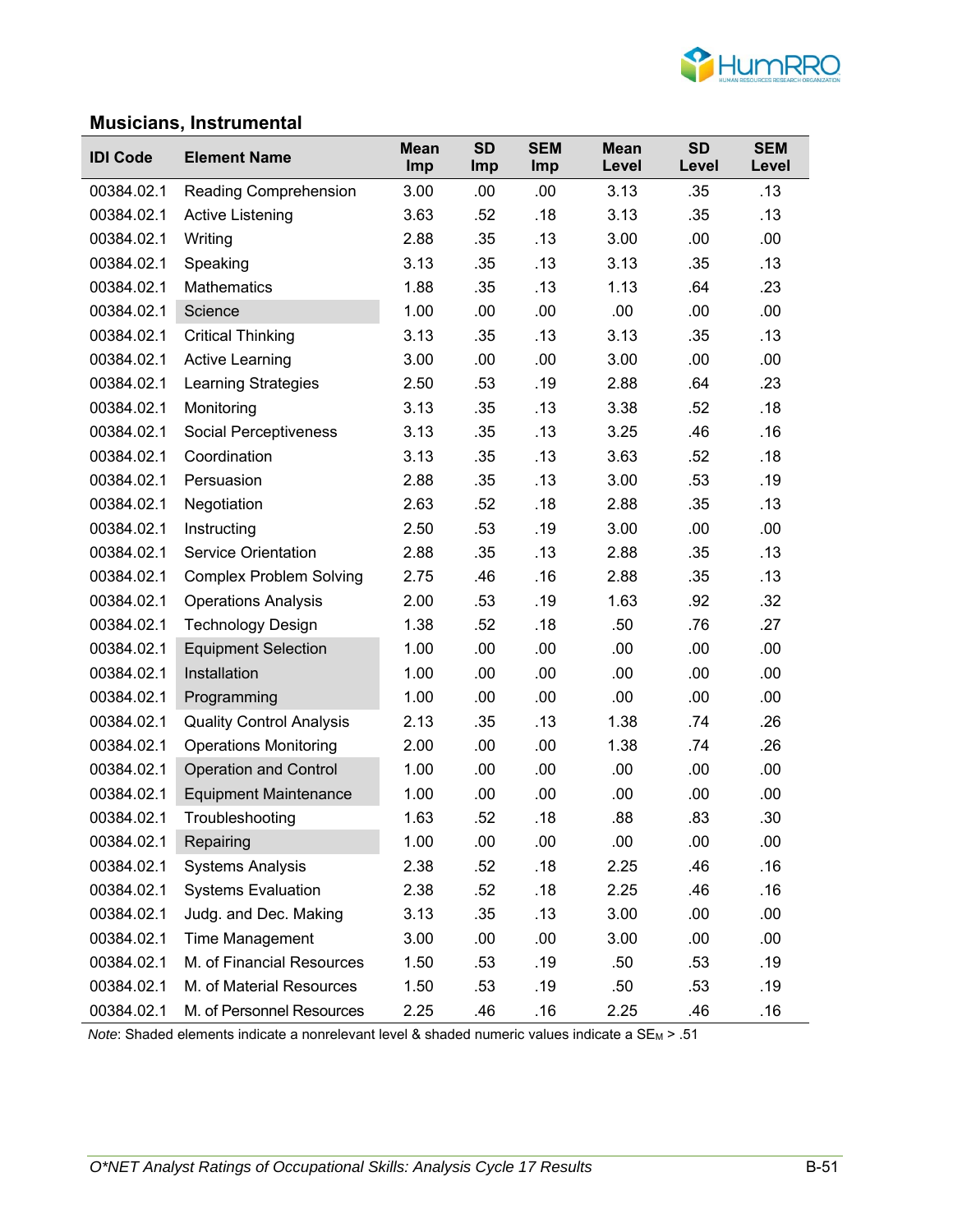## Musicians, Instrumental

| IDI Code | Element Name | Mean Imp | SD Imp | SEM Imp | Mean Level | SD Level | SEM Level |
|---|---|---|---|---|---|---|---|
| 00384.02.1 | Reading Comprehension | 3.00 | .00 | .00 | 3.13 | .35 | .13 |
| 00384.02.1 | Active Listening | 3.63 | .52 | .18 | 3.13 | .35 | .13 |
| 00384.02.1 | Writing | 2.88 | .35 | .13 | 3.00 | .00 | .00 |
| 00384.02.1 | Speaking | 3.13 | .35 | .13 | 3.13 | .35 | .13 |
| 00384.02.1 | Mathematics | 1.88 | .35 | .13 | 1.13 | .64 | .23 |
| 00384.02.1 | Science | 1.00 | .00 | .00 | .00 | .00 | .00 |
| 00384.02.1 | Critical Thinking | 3.13 | .35 | .13 | 3.13 | .35 | .13 |
| 00384.02.1 | Active Learning | 3.00 | .00 | .00 | 3.00 | .00 | .00 |
| 00384.02.1 | Learning Strategies | 2.50 | .53 | .19 | 2.88 | .64 | .23 |
| 00384.02.1 | Monitoring | 3.13 | .35 | .13 | 3.38 | .52 | .18 |
| 00384.02.1 | Social Perceptiveness | 3.13 | .35 | .13 | 3.25 | .46 | .16 |
| 00384.02.1 | Coordination | 3.13 | .35 | .13 | 3.63 | .52 | .18 |
| 00384.02.1 | Persuasion | 2.88 | .35 | .13 | 3.00 | .53 | .19 |
| 00384.02.1 | Negotiation | 2.63 | .52 | .18 | 2.88 | .35 | .13 |
| 00384.02.1 | Instructing | 2.50 | .53 | .19 | 3.00 | .00 | .00 |
| 00384.02.1 | Service Orientation | 2.88 | .35 | .13 | 2.88 | .35 | .13 |
| 00384.02.1 | Complex Problem Solving | 2.75 | .46 | .16 | 2.88 | .35 | .13 |
| 00384.02.1 | Operations Analysis | 2.00 | .53 | .19 | 1.63 | .92 | .32 |
| 00384.02.1 | Technology Design | 1.38 | .52 | .18 | .50 | .76 | .27 |
| 00384.02.1 | Equipment Selection | 1.00 | .00 | .00 | .00 | .00 | .00 |
| 00384.02.1 | Installation | 1.00 | .00 | .00 | .00 | .00 | .00 |
| 00384.02.1 | Programming | 1.00 | .00 | .00 | .00 | .00 | .00 |
| 00384.02.1 | Quality Control Analysis | 2.13 | .35 | .13 | 1.38 | .74 | .26 |
| 00384.02.1 | Operations Monitoring | 2.00 | .00 | .00 | 1.38 | .74 | .26 |
| 00384.02.1 | Operation and Control | 1.00 | .00 | .00 | .00 | .00 | .00 |
| 00384.02.1 | Equipment Maintenance | 1.00 | .00 | .00 | .00 | .00 | .00 |
| 00384.02.1 | Troubleshooting | 1.63 | .52 | .18 | .88 | .83 | .30 |
| 00384.02.1 | Repairing | 1.00 | .00 | .00 | .00 | .00 | .00 |
| 00384.02.1 | Systems Analysis | 2.38 | .52 | .18 | 2.25 | .46 | .16 |
| 00384.02.1 | Systems Evaluation | 2.38 | .52 | .18 | 2.25 | .46 | .16 |
| 00384.02.1 | Judg. and Dec. Making | 3.13 | .35 | .13 | 3.00 | .00 | .00 |
| 00384.02.1 | Time Management | 3.00 | .00 | .00 | 3.00 | .00 | .00 |
| 00384.02.1 | M. of Financial Resources | 1.50 | .53 | .19 | .50 | .53 | .19 |
| 00384.02.1 | M. of Material Resources | 1.50 | .53 | .19 | .50 | .53 | .19 |
| 00384.02.1 | M. of Personnel Resources | 2.25 | .46 | .16 | 2.25 | .46 | .16 |

*Note*: Shaded elements indicate a nonrelevant level & shaded numeric values indicate a $SE_M > .51$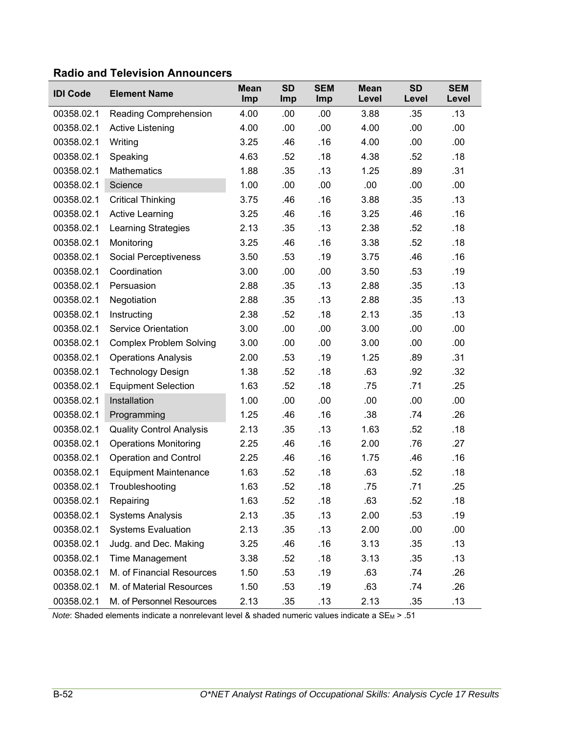### Radio and Television Announcers

| IDI Code | Element Name | Mean Imp | SD Imp | SEM Imp | Mean Level | SD Level | SEM Level |
|---|---|---|---|---|---|---|---|
| 00358.02.1 | Reading Comprehension | 4.00 | .00 | .00 | 3.88 | .35 | .13 |
| 00358.02.1 | Active Listening | 4.00 | .00 | .00 | 4.00 | .00 | .00 |
| 00358.02.1 | Writing | 3.25 | .46 | .16 | 4.00 | .00 | .00 |
| 00358.02.1 | Speaking | 4.63 | .52 | .18 | 4.38 | .52 | .18 |
| 00358.02.1 | Mathematics | 1.88 | .35 | .13 | 1.25 | .89 | .31 |
| 00358.02.1 | Science | 1.00 | .00 | .00 | .00 | .00 | .00 |
| 00358.02.1 | Critical Thinking | 3.75 | .46 | .16 | 3.88 | .35 | .13 |
| 00358.02.1 | Active Learning | 3.25 | .46 | .16 | 3.25 | .46 | .16 |
| 00358.02.1 | Learning Strategies | 2.13 | .35 | .13 | 2.38 | .52 | .18 |
| 00358.02.1 | Monitoring | 3.25 | .46 | .16 | 3.38 | .52 | .18 |
| 00358.02.1 | Social Perceptiveness | 3.50 | .53 | .19 | 3.75 | .46 | .16 |
| 00358.02.1 | Coordination | 3.00 | .00 | .00 | 3.50 | .53 | .19 |
| 00358.02.1 | Persuasion | 2.88 | .35 | .13 | 2.88 | .35 | .13 |
| 00358.02.1 | Negotiation | 2.88 | .35 | .13 | 2.88 | .35 | .13 |
| 00358.02.1 | Instructing | 2.38 | .52 | .18 | 2.13 | .35 | .13 |
| 00358.02.1 | Service Orientation | 3.00 | .00 | .00 | 3.00 | .00 | .00 |
| 00358.02.1 | Complex Problem Solving | 3.00 | .00 | .00 | 3.00 | .00 | .00 |
| 00358.02.1 | Operations Analysis | 2.00 | .53 | .19 | 1.25 | .89 | .31 |
| 00358.02.1 | Technology Design | 1.38 | .52 | .18 | .63 | .92 | .32 |
| 00358.02.1 | Equipment Selection | 1.63 | .52 | .18 | .75 | .71 | .25 |
| 00358.02.1 | Installation | 1.00 | .00 | .00 | .00 | .00 | .00 |
| 00358.02.1 | Programming | 1.25 | .46 | .16 | .38 | .74 | .26 |
| 00358.02.1 | Quality Control Analysis | 2.13 | .35 | .13 | 1.63 | .52 | .18 |
| 00358.02.1 | Operations Monitoring | 2.25 | .46 | .16 | 2.00 | .76 | .27 |
| 00358.02.1 | Operation and Control | 2.25 | .46 | .16 | 1.75 | .46 | .16 |
| 00358.02.1 | Equipment Maintenance | 1.63 | .52 | .18 | .63 | .52 | .18 |
| 00358.02.1 | Troubleshooting | 1.63 | .52 | .18 | .75 | .71 | .25 |
| 00358.02.1 | Repairing | 1.63 | .52 | .18 | .63 | .52 | .18 |
| 00358.02.1 | Systems Analysis | 2.13 | .35 | .13 | 2.00 | .53 | .19 |
| 00358.02.1 | Systems Evaluation | 2.13 | .35 | .13 | 2.00 | .00 | .00 |
| 00358.02.1 | Judg. and Dec. Making | 3.25 | .46 | .16 | 3.13 | .35 | .13 |
| 00358.02.1 | Time Management | 3.38 | .52 | .18 | 3.13 | .35 | .13 |
| 00358.02.1 | M. of Financial Resources | 1.50 | .53 | .19 | .63 | .74 | .26 |
| 00358.02.1 | M. of Material Resources | 1.50 | .53 | .19 | .63 | .74 | .26 |
| 00358.02.1 | M. of Personnel Resources | 2.13 | .35 | .13 | 2.13 | .35 | .13 |

*Note*: Shaded elements indicate a nonrelevant level & shaded numeric values indicate a $SE_M > .51$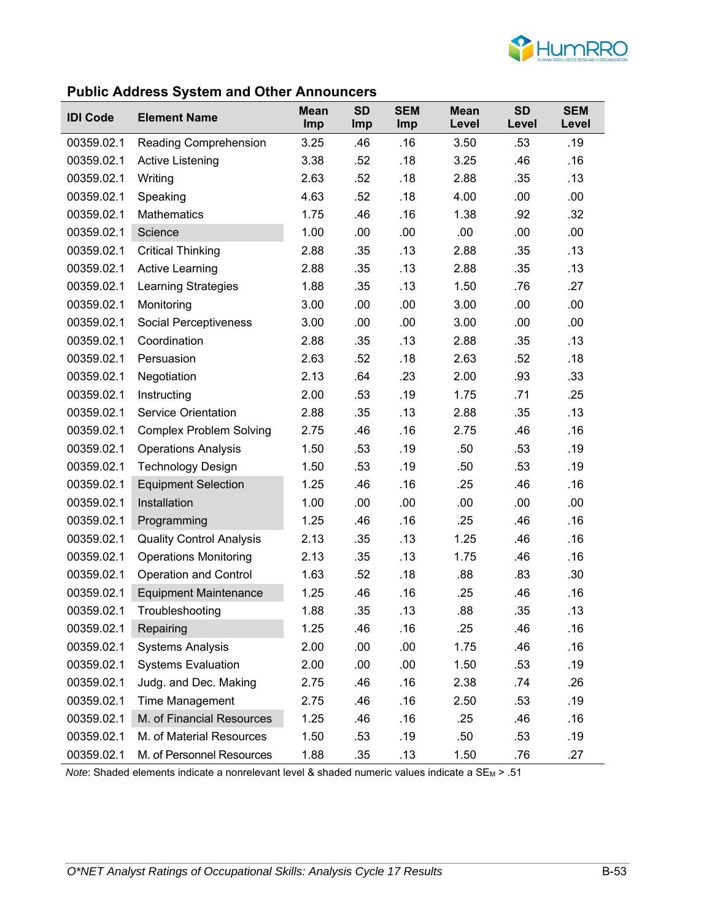## Public Address System and Other Announcers

| IDI Code | Element Name | Mean Imp | SD Imp | SEM Imp | Mean Level | SD Level | SEM Level |
|---|---|---|---|---|---|---|---|
| 00359.02.1 | Reading Comprehension | 3.25 | .46 | .16 | 3.50 | .53 | .19 |
| 00359.02.1 | Active Listening | 3.38 | .52 | .18 | 3.25 | .46 | .16 |
| 00359.02.1 | Writing | 2.63 | .52 | .18 | 2.88 | .35 | .13 |
| 00359.02.1 | Speaking | 4.63 | .52 | .18 | 4.00 | .00 | .00 |
| 00359.02.1 | Mathematics | 1.75 | .46 | .16 | 1.38 | .92 | .32 |
| 00359.02.1 | Science | 1.00 | .00 | .00 | .00 | .00 | .00 |
| 00359.02.1 | Critical Thinking | 2.88 | .35 | .13 | 2.88 | .35 | .13 |
| 00359.02.1 | Active Learning | 2.88 | .35 | .13 | 2.88 | .35 | .13 |
| 00359.02.1 | Learning Strategies | 1.88 | .35 | .13 | 1.50 | .76 | .27 |
| 00359.02.1 | Monitoring | 3.00 | .00 | .00 | 3.00 | .00 | .00 |
| 00359.02.1 | Social Perceptiveness | 3.00 | .00 | .00 | 3.00 | .00 | .00 |
| 00359.02.1 | Coordination | 2.88 | .35 | .13 | 2.88 | .35 | .13 |
| 00359.02.1 | Persuasion | 2.63 | .52 | .18 | 2.63 | .52 | .18 |
| 00359.02.1 | Negotiation | 2.13 | .64 | .23 | 2.00 | .93 | .33 |
| 00359.02.1 | Instructing | 2.00 | .53 | .19 | 1.75 | .71 | .25 |
| 00359.02.1 | Service Orientation | 2.88 | .35 | .13 | 2.88 | .35 | .13 |
| 00359.02.1 | Complex Problem Solving | 2.75 | .46 | .16 | 2.75 | .46 | .16 |
| 00359.02.1 | Operations Analysis | 1.50 | .53 | .19 | .50 | .53 | .19 |
| 00359.02.1 | Technology Design | 1.50 | .53 | .19 | .50 | .53 | .19 |
| 00359.02.1 | Equipment Selection | 1.25 | .46 | .16 | .25 | .46 | .16 |
| 00359.02.1 | Installation | 1.00 | .00 | .00 | .00 | .00 | .00 |
| 00359.02.1 | Programming | 1.25 | .46 | .16 | .25 | .46 | .16 |
| 00359.02.1 | Quality Control Analysis | 2.13 | .35 | .13 | 1.25 | .46 | .16 |
| 00359.02.1 | Operations Monitoring | 2.13 | .35 | .13 | 1.75 | .46 | .16 |
| 00359.02.1 | Operation and Control | 1.63 | .52 | .18 | .88 | .83 | .30 |
| 00359.02.1 | Equipment Maintenance | 1.25 | .46 | .16 | .25 | .46 | .16 |
| 00359.02.1 | Troubleshooting | 1.88 | .35 | .13 | .88 | .35 | .13 |
| 00359.02.1 | Repairing | 1.25 | .46 | .16 | .25 | .46 | .16 |
| 00359.02.1 | Systems Analysis | 2.00 | .00 | .00 | 1.75 | .46 | .16 |
| 00359.02.1 | Systems Evaluation | 2.00 | .00 | .00 | 1.50 | .53 | .19 |
| 00359.02.1 | Judg. and Dec. Making | 2.75 | .46 | .16 | 2.38 | .74 | .26 |
| 00359.02.1 | Time Management | 2.75 | .46 | .16 | 2.50 | .53 | .19 |
| 00359.02.1 | M. of Financial Resources | 1.25 | .46 | .16 | .25 | .46 | .16 |
| 00359.02.1 | M. of Material Resources | 1.50 | .53 | .19 | .50 | .53 | .19 |
| 00359.02.1 | M. of Personnel Resources | 1.88 | .35 | .13 | 1.50 | .76 | .27 |

*Note*: Shaded elements indicate a nonrelevant level & shaded numeric values indicate a $SE_M$ > .51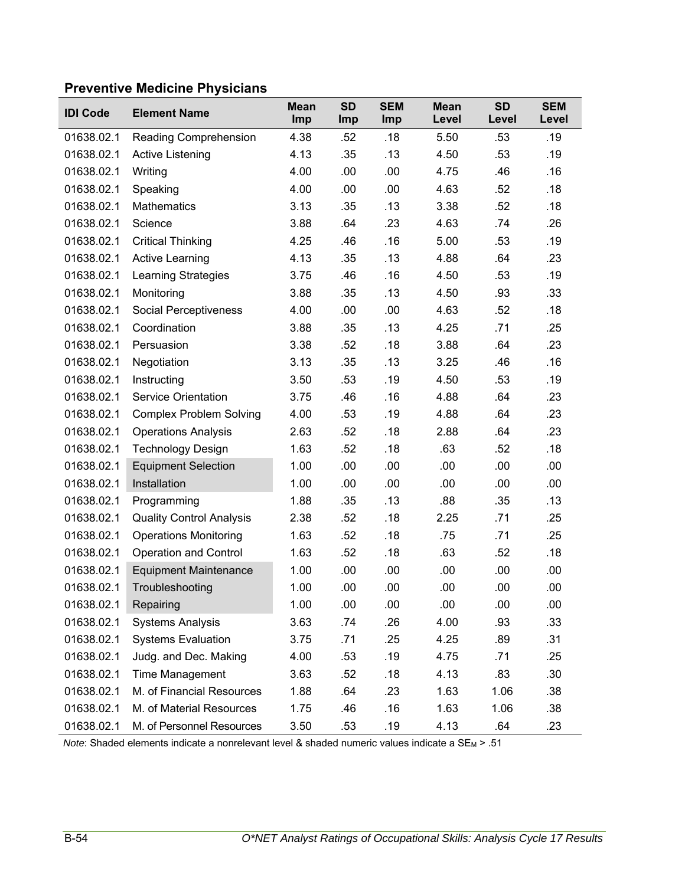## Preventive Medicine Physicians

| IDI Code | Element Name | Mean Imp | SD Imp | SEM Imp | Mean Level | SD Level | SEM Level |
|---|---|---|---|---|---|---|---|
| 01638.02.1 | Reading Comprehension | 4.38 | .52 | .18 | 5.50 | .53 | .19 |
| 01638.02.1 | Active Listening | 4.13 | .35 | .13 | 4.50 | .53 | .19 |
| 01638.02.1 | Writing | 4.00 | .00 | .00 | 4.75 | .46 | .16 |
| 01638.02.1 | Speaking | 4.00 | .00 | .00 | 4.63 | .52 | .18 |
| 01638.02.1 | Mathematics | 3.13 | .35 | .13 | 3.38 | .52 | .18 |
| 01638.02.1 | Science | 3.88 | .64 | .23 | 4.63 | .74 | .26 |
| 01638.02.1 | Critical Thinking | 4.25 | .46 | .16 | 5.00 | .53 | .19 |
| 01638.02.1 | Active Learning | 4.13 | .35 | .13 | 4.88 | .64 | .23 |
| 01638.02.1 | Learning Strategies | 3.75 | .46 | .16 | 4.50 | .53 | .19 |
| 01638.02.1 | Monitoring | 3.88 | .35 | .13 | 4.50 | .93 | .33 |
| 01638.02.1 | Social Perceptiveness | 4.00 | .00 | .00 | 4.63 | .52 | .18 |
| 01638.02.1 | Coordination | 3.88 | .35 | .13 | 4.25 | .71 | .25 |
| 01638.02.1 | Persuasion | 3.38 | .52 | .18 | 3.88 | .64 | .23 |
| 01638.02.1 | Negotiation | 3.13 | .35 | .13 | 3.25 | .46 | .16 |
| 01638.02.1 | Instructing | 3.50 | .53 | .19 | 4.50 | .53 | .19 |
| 01638.02.1 | Service Orientation | 3.75 | .46 | .16 | 4.88 | .64 | .23 |
| 01638.02.1 | Complex Problem Solving | 4.00 | .53 | .19 | 4.88 | .64 | .23 |
| 01638.02.1 | Operations Analysis | 2.63 | .52 | .18 | 2.88 | .64 | .23 |
| 01638.02.1 | Technology Design | 1.63 | .52 | .18 | .63 | .52 | .18 |
| 01638.02.1 | Equipment Selection | 1.00 | .00 | .00 | .00 | .00 | .00 |
| 01638.02.1 | Installation | 1.00 | .00 | .00 | .00 | .00 | .00 |
| 01638.02.1 | Programming | 1.88 | .35 | .13 | .88 | .35 | .13 |
| 01638.02.1 | Quality Control Analysis | 2.38 | .52 | .18 | 2.25 | .71 | .25 |
| 01638.02.1 | Operations Monitoring | 1.63 | .52 | .18 | .75 | .71 | .25 |
| 01638.02.1 | Operation and Control | 1.63 | .52 | .18 | .63 | .52 | .18 |
| 01638.02.1 | Equipment Maintenance | 1.00 | .00 | .00 | .00 | .00 | .00 |
| 01638.02.1 | Troubleshooting | 1.00 | .00 | .00 | .00 | .00 | .00 |
| 01638.02.1 | Repairing | 1.00 | .00 | .00 | .00 | .00 | .00 |
| 01638.02.1 | Systems Analysis | 3.63 | .74 | .26 | 4.00 | .93 | .33 |
| 01638.02.1 | Systems Evaluation | 3.75 | .71 | .25 | 4.25 | .89 | .31 |
| 01638.02.1 | Judg. and Dec. Making | 4.00 | .53 | .19 | 4.75 | .71 | .25 |
| 01638.02.1 | Time Management | 3.63 | .52 | .18 | 4.13 | .83 | .30 |
| 01638.02.1 | M. of Financial Resources | 1.88 | .64 | .23 | 1.63 | 1.06 | .38 |
| 01638.02.1 | M. of Material Resources | 1.75 | .46 | .16 | 1.63 | 1.06 | .38 |
| 01638.02.1 | M. of Personnel Resources | 3.50 | .53 | .19 | 4.13 | .64 | .23 |

*Note*: Shaded elements indicate a nonrelevant level & shaded numeric values indicate a $SE_M$ > .51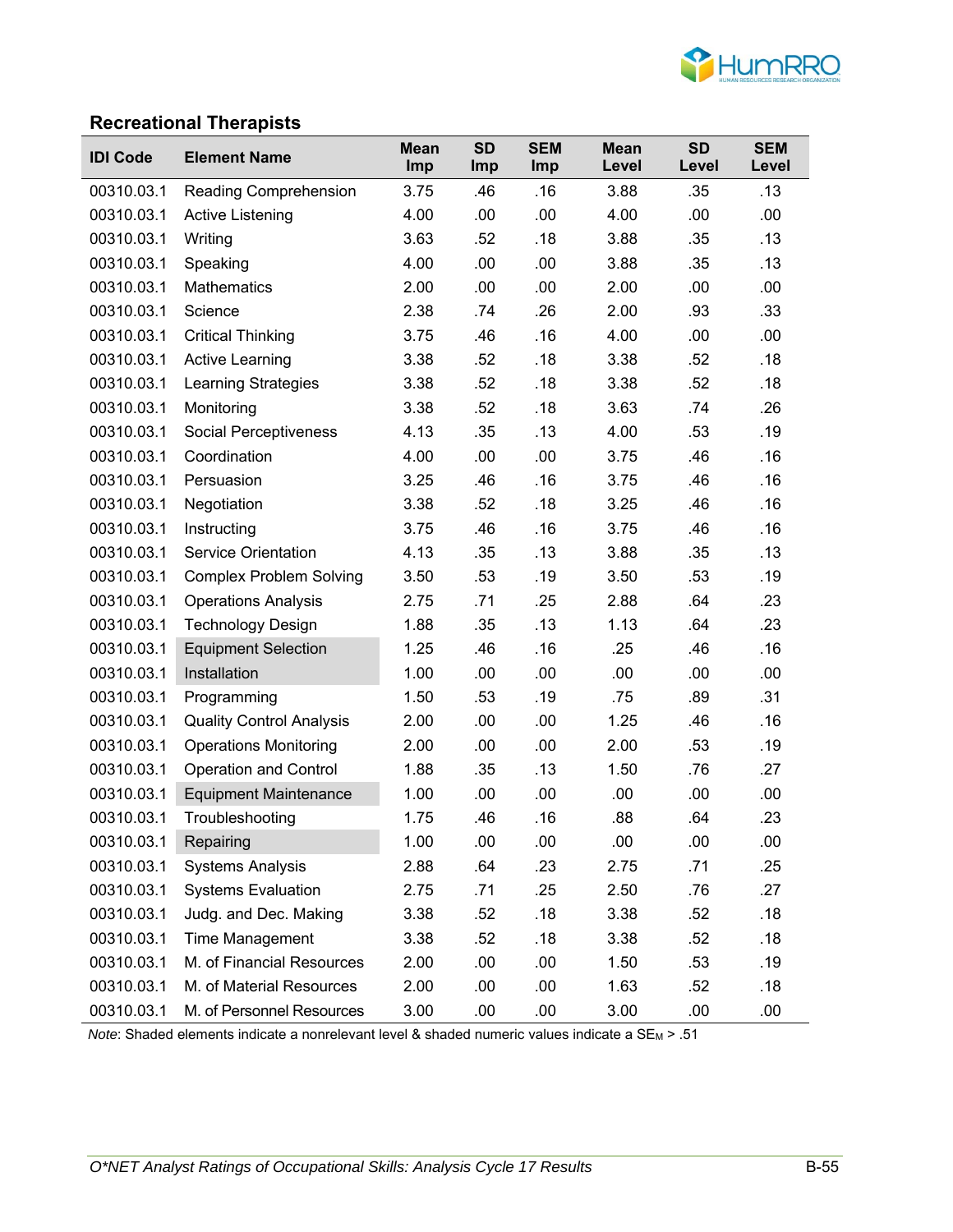## Recreational Therapists

| IDI Code | Element Name | Mean Imp | SD Imp | SEM Imp | Mean Level | SD Level | SEM Level |
|---|---|---|---|---|---|---|---|
| 00310.03.1 | Reading Comprehension | 3.75 | .46 | .16 | 3.88 | .35 | .13 |
| 00310.03.1 | Active Listening | 4.00 | .00 | .00 | 4.00 | .00 | .00 |
| 00310.03.1 | Writing | 3.63 | .52 | .18 | 3.88 | .35 | .13 |
| 00310.03.1 | Speaking | 4.00 | .00 | .00 | 3.88 | .35 | .13 |
| 00310.03.1 | Mathematics | 2.00 | .00 | .00 | 2.00 | .00 | .00 |
| 00310.03.1 | Science | 2.38 | .74 | .26 | 2.00 | .93 | .33 |
| 00310.03.1 | Critical Thinking | 3.75 | .46 | .16 | 4.00 | .00 | .00 |
| 00310.03.1 | Active Learning | 3.38 | .52 | .18 | 3.38 | .52 | .18 |
| 00310.03.1 | Learning Strategies | 3.38 | .52 | .18 | 3.38 | .52 | .18 |
| 00310.03.1 | Monitoring | 3.38 | .52 | .18 | 3.63 | .74 | .26 |
| 00310.03.1 | Social Perceptiveness | 4.13 | .35 | .13 | 4.00 | .53 | .19 |
| 00310.03.1 | Coordination | 4.00 | .00 | .00 | 3.75 | .46 | .16 |
| 00310.03.1 | Persuasion | 3.25 | .46 | .16 | 3.75 | .46 | .16 |
| 00310.03.1 | Negotiation | 3.38 | .52 | .18 | 3.25 | .46 | .16 |
| 00310.03.1 | Instructing | 3.75 | .46 | .16 | 3.75 | .46 | .16 |
| 00310.03.1 | Service Orientation | 4.13 | .35 | .13 | 3.88 | .35 | .13 |
| 00310.03.1 | Complex Problem Solving | 3.50 | .53 | .19 | 3.50 | .53 | .19 |
| 00310.03.1 | Operations Analysis | 2.75 | .71 | .25 | 2.88 | .64 | .23 |
| 00310.03.1 | Technology Design | 1.88 | .35 | .13 | 1.13 | .64 | .23 |
| 00310.03.1 | Equipment Selection | 1.25 | .46 | .16 | .25 | .46 | .16 |
| 00310.03.1 | Installation | 1.00 | .00 | .00 | .00 | .00 | .00 |
| 00310.03.1 | Programming | 1.50 | .53 | .19 | .75 | .89 | .31 |
| 00310.03.1 | Quality Control Analysis | 2.00 | .00 | .00 | 1.25 | .46 | .16 |
| 00310.03.1 | Operations Monitoring | 2.00 | .00 | .00 | 2.00 | .53 | .19 |
| 00310.03.1 | Operation and Control | 1.88 | .35 | .13 | 1.50 | .76 | .27 |
| 00310.03.1 | Equipment Maintenance | 1.00 | .00 | .00 | .00 | .00 | .00 |
| 00310.03.1 | Troubleshooting | 1.75 | .46 | .16 | .88 | .64 | .23 |
| 00310.03.1 | Repairing | 1.00 | .00 | .00 | .00 | .00 | .00 |
| 00310.03.1 | Systems Analysis | 2.88 | .64 | .23 | 2.75 | .71 | .25 |
| 00310.03.1 | Systems Evaluation | 2.75 | .71 | .25 | 2.50 | .76 | .27 |
| 00310.03.1 | Judg. and Dec. Making | 3.38 | .52 | .18 | 3.38 | .52 | .18 |
| 00310.03.1 | Time Management | 3.38 | .52 | .18 | 3.38 | .52 | .18 |
| 00310.03.1 | M. of Financial Resources | 2.00 | .00 | .00 | 1.50 | .53 | .19 |
| 00310.03.1 | M. of Material Resources | 2.00 | .00 | .00 | 1.63 | .52 | .18 |
| 00310.03.1 | M. of Personnel Resources | 3.00 | .00 | .00 | 3.00 | .00 | .00 |

*Note*: Shaded elements indicate a nonrelevant level & shaded numeric values indicate a $SE_M$ > .51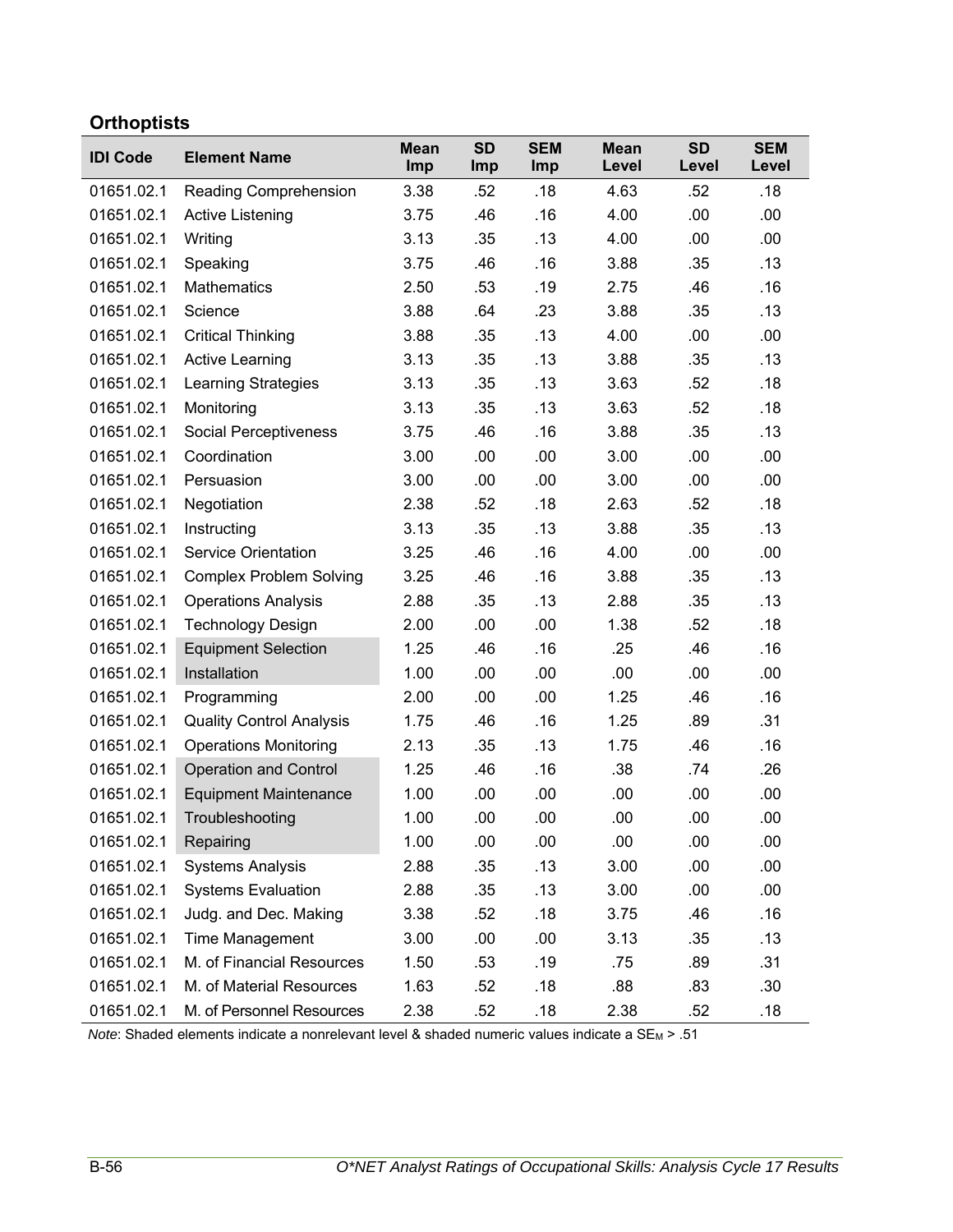## Orthoptists

| IDI Code | Element Name | Mean Imp | SD Imp | SEM Imp | Mean Level | SD Level | SEM Level |
|---|---|---|---|---|---|---|---|
| 01651.02.1 | Reading Comprehension | 3.38 | .52 | .18 | 4.63 | .52 | .18 |
| 01651.02.1 | Active Listening | 3.75 | .46 | .16 | 4.00 | .00 | .00 |
| 01651.02.1 | Writing | 3.13 | .35 | .13 | 4.00 | .00 | .00 |
| 01651.02.1 | Speaking | 3.75 | .46 | .16 | 3.88 | .35 | .13 |
| 01651.02.1 | Mathematics | 2.50 | .53 | .19 | 2.75 | .46 | .16 |
| 01651.02.1 | Science | 3.88 | .64 | .23 | 3.88 | .35 | .13 |
| 01651.02.1 | Critical Thinking | 3.88 | .35 | .13 | 4.00 | .00 | .00 |
| 01651.02.1 | Active Learning | 3.13 | .35 | .13 | 3.88 | .35 | .13 |
| 01651.02.1 | Learning Strategies | 3.13 | .35 | .13 | 3.63 | .52 | .18 |
| 01651.02.1 | Monitoring | 3.13 | .35 | .13 | 3.63 | .52 | .18 |
| 01651.02.1 | Social Perceptiveness | 3.75 | .46 | .16 | 3.88 | .35 | .13 |
| 01651.02.1 | Coordination | 3.00 | .00 | .00 | 3.00 | .00 | .00 |
| 01651.02.1 | Persuasion | 3.00 | .00 | .00 | 3.00 | .00 | .00 |
| 01651.02.1 | Negotiation | 2.38 | .52 | .18 | 2.63 | .52 | .18 |
| 01651.02.1 | Instructing | 3.13 | .35 | .13 | 3.88 | .35 | .13 |
| 01651.02.1 | Service Orientation | 3.25 | .46 | .16 | 4.00 | .00 | .00 |
| 01651.02.1 | Complex Problem Solving | 3.25 | .46 | .16 | 3.88 | .35 | .13 |
| 01651.02.1 | Operations Analysis | 2.88 | .35 | .13 | 2.88 | .35 | .13 |
| 01651.02.1 | Technology Design | 2.00 | .00 | .00 | 1.38 | .52 | .18 |
| 01651.02.1 | Equipment Selection | 1.25 | .46 | .16 | .25 | .46 | .16 |
| 01651.02.1 | Installation | 1.00 | .00 | .00 | .00 | .00 | .00 |
| 01651.02.1 | Programming | 2.00 | .00 | .00 | 1.25 | .46 | .16 |
| 01651.02.1 | Quality Control Analysis | 1.75 | .46 | .16 | 1.25 | .89 | .31 |
| 01651.02.1 | Operations Monitoring | 2.13 | .35 | .13 | 1.75 | .46 | .16 |
| 01651.02.1 | Operation and Control | 1.25 | .46 | .16 | .38 | .74 | .26 |
| 01651.02.1 | Equipment Maintenance | 1.00 | .00 | .00 | .00 | .00 | .00 |
| 01651.02.1 | Troubleshooting | 1.00 | .00 | .00 | .00 | .00 | .00 |
| 01651.02.1 | Repairing | 1.00 | .00 | .00 | .00 | .00 | .00 |
| 01651.02.1 | Systems Analysis | 2.88 | .35 | .13 | 3.00 | .00 | .00 |
| 01651.02.1 | Systems Evaluation | 2.88 | .35 | .13 | 3.00 | .00 | .00 |
| 01651.02.1 | Judg. and Dec. Making | 3.38 | .52 | .18 | 3.75 | .46 | .16 |
| 01651.02.1 | Time Management | 3.00 | .00 | .00 | 3.13 | .35 | .13 |
| 01651.02.1 | M. of Financial Resources | 1.50 | .53 | .19 | .75 | .89 | .31 |
| 01651.02.1 | M. of Material Resources | 1.63 | .52 | .18 | .88 | .83 | .30 |
| 01651.02.1 | M. of Personnel Resources | 2.38 | .52 | .18 | 2.38 | .52 | .18 |

*Note*: Shaded elements indicate a nonrelevant level & shaded numeric values indicate a $SE_M$ > .51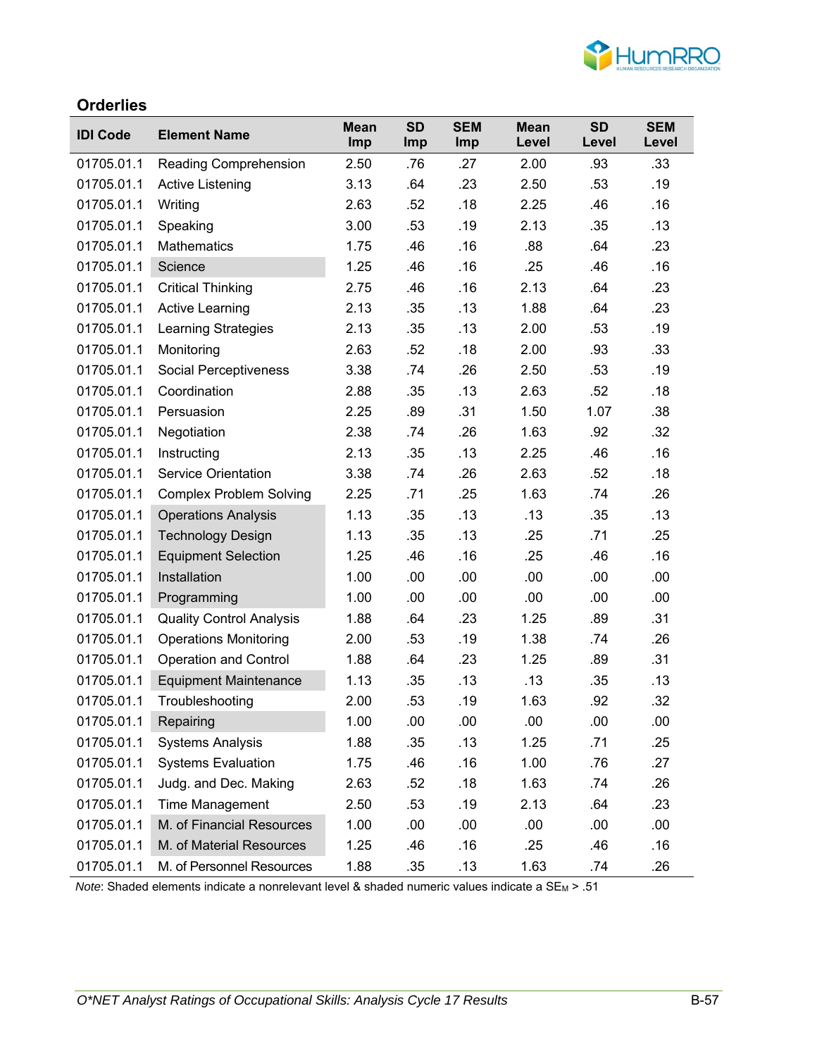## Orderlies

| IDI Code | Element Name | Mean Imp | SD Imp | SEM Imp | Mean Level | SD Level | SEM Level |
|---|---|---|---|---|---|---|---|
| 01705.01.1 | Reading Comprehension | 2.50 | .76 | .27 | 2.00 | .93 | .33 |
| 01705.01.1 | Active Listening | 3.13 | .64 | .23 | 2.50 | .53 | .19 |
| 01705.01.1 | Writing | 2.63 | .52 | .18 | 2.25 | .46 | .16 |
| 01705.01.1 | Speaking | 3.00 | .53 | .19 | 2.13 | .35 | .13 |
| 01705.01.1 | Mathematics | 1.75 | .46 | .16 | .88 | .64 | .23 |
| 01705.01.1 | Science | 1.25 | .46 | .16 | .25 | .46 | .16 |
| 01705.01.1 | Critical Thinking | 2.75 | .46 | .16 | 2.13 | .64 | .23 |
| 01705.01.1 | Active Learning | 2.13 | .35 | .13 | 1.88 | .64 | .23 |
| 01705.01.1 | Learning Strategies | 2.13 | .35 | .13 | 2.00 | .53 | .19 |
| 01705.01.1 | Monitoring | 2.63 | .52 | .18 | 2.00 | .93 | .33 |
| 01705.01.1 | Social Perceptiveness | 3.38 | .74 | .26 | 2.50 | .53 | .19 |
| 01705.01.1 | Coordination | 2.88 | .35 | .13 | 2.63 | .52 | .18 |
| 01705.01.1 | Persuasion | 2.25 | .89 | .31 | 1.50 | 1.07 | .38 |
| 01705.01.1 | Negotiation | 2.38 | .74 | .26 | 1.63 | .92 | .32 |
| 01705.01.1 | Instructing | 2.13 | .35 | .13 | 2.25 | .46 | .16 |
| 01705.01.1 | Service Orientation | 3.38 | .74 | .26 | 2.63 | .52 | .18 |
| 01705.01.1 | Complex Problem Solving | 2.25 | .71 | .25 | 1.63 | .74 | .26 |
| 01705.01.1 | Operations Analysis | 1.13 | .35 | .13 | .13 | .35 | .13 |
| 01705.01.1 | Technology Design | 1.13 | .35 | .13 | .25 | .71 | .25 |
| 01705.01.1 | Equipment Selection | 1.25 | .46 | .16 | .25 | .46 | .16 |
| 01705.01.1 | Installation | 1.00 | .00 | .00 | .00 | .00 | .00 |
| 01705.01.1 | Programming | 1.00 | .00 | .00 | .00 | .00 | .00 |
| 01705.01.1 | Quality Control Analysis | 1.88 | .64 | .23 | 1.25 | .89 | .31 |
| 01705.01.1 | Operations Monitoring | 2.00 | .53 | .19 | 1.38 | .74 | .26 |
| 01705.01.1 | Operation and Control | 1.88 | .64 | .23 | 1.25 | .89 | .31 |
| 01705.01.1 | Equipment Maintenance | 1.13 | .35 | .13 | .13 | .35 | .13 |
| 01705.01.1 | Troubleshooting | 2.00 | .53 | .19 | 1.63 | .92 | .32 |
| 01705.01.1 | Repairing | 1.00 | .00 | .00 | .00 | .00 | .00 |
| 01705.01.1 | Systems Analysis | 1.88 | .35 | .13 | 1.25 | .71 | .25 |
| 01705.01.1 | Systems Evaluation | 1.75 | .46 | .16 | 1.00 | .76 | .27 |
| 01705.01.1 | Judg. and Dec. Making | 2.63 | .52 | .18 | 1.63 | .74 | .26 |
| 01705.01.1 | Time Management | 2.50 | .53 | .19 | 2.13 | .64 | .23 |
| 01705.01.1 | M. of Financial Resources | 1.00 | .00 | .00 | .00 | .00 | .00 |
| 01705.01.1 | M. of Material Resources | 1.25 | .46 | .16 | .25 | .46 | .16 |
| 01705.01.1 | M. of Personnel Resources | 1.88 | .35 | .13 | 1.63 | .74 | .26 |

*Note*: Shaded elements indicate a nonrelevant level & shaded numeric values indicate a $SE_M$ > .51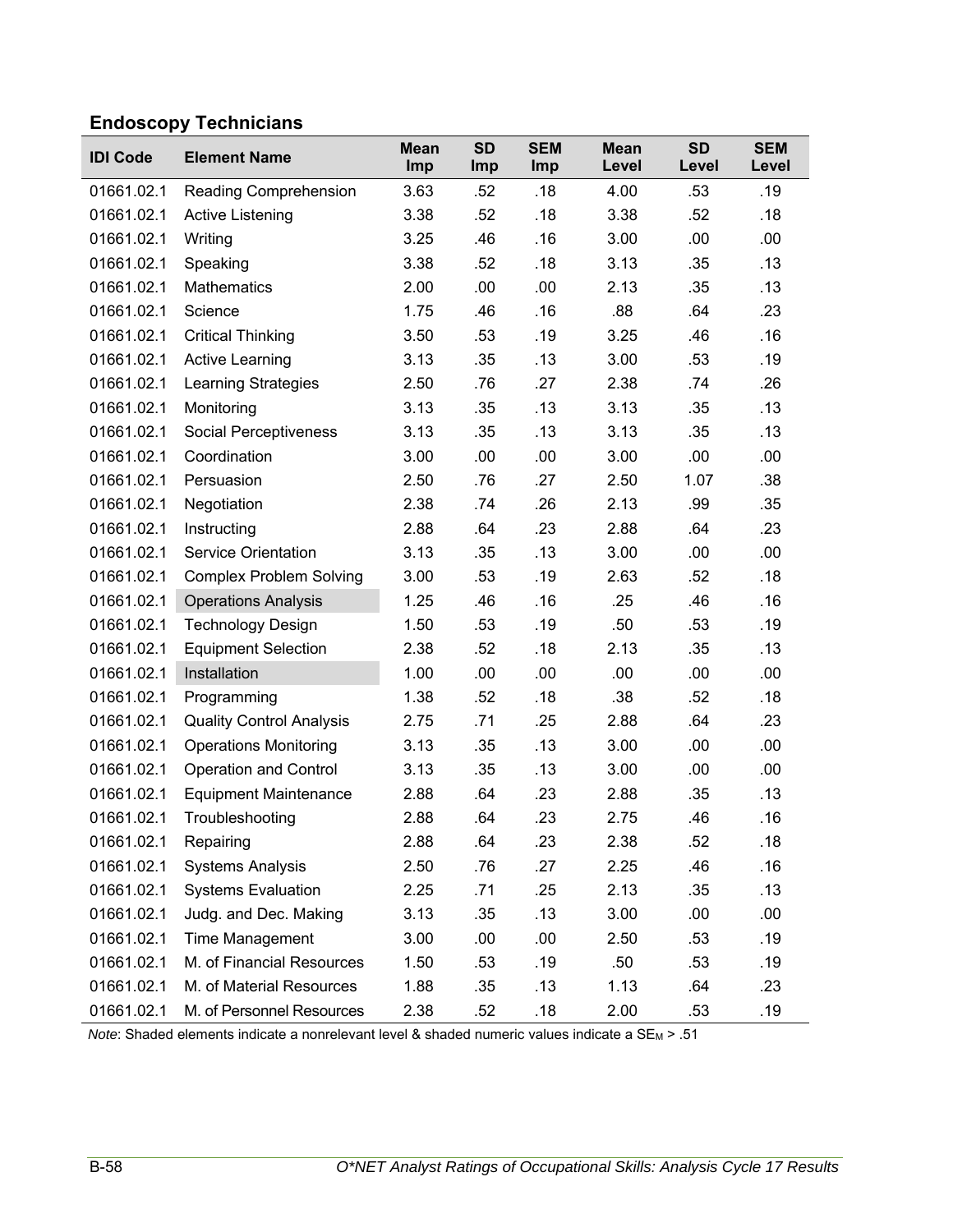## Endoscopy Technicians

| IDI Code | Element Name | Mean Imp | SD Imp | SEM Imp | Mean Level | SD Level | SEM Level |
|---|---|---|---|---|---|---|---|
| 01661.02.1 | Reading Comprehension | 3.63 | .52 | .18 | 4.00 | .53 | .19 |
| 01661.02.1 | Active Listening | 3.38 | .52 | .18 | 3.38 | .52 | .18 |
| 01661.02.1 | Writing | 3.25 | .46 | .16 | 3.00 | .00 | .00 |
| 01661.02.1 | Speaking | 3.38 | .52 | .18 | 3.13 | .35 | .13 |
| 01661.02.1 | Mathematics | 2.00 | .00 | .00 | 2.13 | .35 | .13 |
| 01661.02.1 | Science | 1.75 | .46 | .16 | .88 | .64 | .23 |
| 01661.02.1 | Critical Thinking | 3.50 | .53 | .19 | 3.25 | .46 | .16 |
| 01661.02.1 | Active Learning | 3.13 | .35 | .13 | 3.00 | .53 | .19 |
| 01661.02.1 | Learning Strategies | 2.50 | .76 | .27 | 2.38 | .74 | .26 |
| 01661.02.1 | Monitoring | 3.13 | .35 | .13 | 3.13 | .35 | .13 |
| 01661.02.1 | Social Perceptiveness | 3.13 | .35 | .13 | 3.13 | .35 | .13 |
| 01661.02.1 | Coordination | 3.00 | .00 | .00 | 3.00 | .00 | .00 |
| 01661.02.1 | Persuasion | 2.50 | .76 | .27 | 2.50 | 1.07 | .38 |
| 01661.02.1 | Negotiation | 2.38 | .74 | .26 | 2.13 | .99 | .35 |
| 01661.02.1 | Instructing | 2.88 | .64 | .23 | 2.88 | .64 | .23 |
| 01661.02.1 | Service Orientation | 3.13 | .35 | .13 | 3.00 | .00 | .00 |
| 01661.02.1 | Complex Problem Solving | 3.00 | .53 | .19 | 2.63 | .52 | .18 |
| 01661.02.1 | Operations Analysis | 1.25 | .46 | .16 | .25 | .46 | .16 |
| 01661.02.1 | Technology Design | 1.50 | .53 | .19 | .50 | .53 | .19 |
| 01661.02.1 | Equipment Selection | 2.38 | .52 | .18 | 2.13 | .35 | .13 |
| 01661.02.1 | Installation | 1.00 | .00 | .00 | .00 | .00 | .00 |
| 01661.02.1 | Programming | 1.38 | .52 | .18 | .38 | .52 | .18 |
| 01661.02.1 | Quality Control Analysis | 2.75 | .71 | .25 | 2.88 | .64 | .23 |
| 01661.02.1 | Operations Monitoring | 3.13 | .35 | .13 | 3.00 | .00 | .00 |
| 01661.02.1 | Operation and Control | 3.13 | .35 | .13 | 3.00 | .00 | .00 |
| 01661.02.1 | Equipment Maintenance | 2.88 | .64 | .23 | 2.88 | .35 | .13 |
| 01661.02.1 | Troubleshooting | 2.88 | .64 | .23 | 2.75 | .46 | .16 |
| 01661.02.1 | Repairing | 2.88 | .64 | .23 | 2.38 | .52 | .18 |
| 01661.02.1 | Systems Analysis | 2.50 | .76 | .27 | 2.25 | .46 | .16 |
| 01661.02.1 | Systems Evaluation | 2.25 | .71 | .25 | 2.13 | .35 | .13 |
| 01661.02.1 | Judg. and Dec. Making | 3.13 | .35 | .13 | 3.00 | .00 | .00 |
| 01661.02.1 | Time Management | 3.00 | .00 | .00 | 2.50 | .53 | .19 |
| 01661.02.1 | M. of Financial Resources | 1.50 | .53 | .19 | .50 | .53 | .19 |
| 01661.02.1 | M. of Material Resources | 1.88 | .35 | .13 | 1.13 | .64 | .23 |
| 01661.02.1 | M. of Personnel Resources | 2.38 | .52 | .18 | 2.00 | .53 | .19 |

*Note*: Shaded elements indicate a nonrelevant level & shaded numeric values indicate a $SE_M > .51$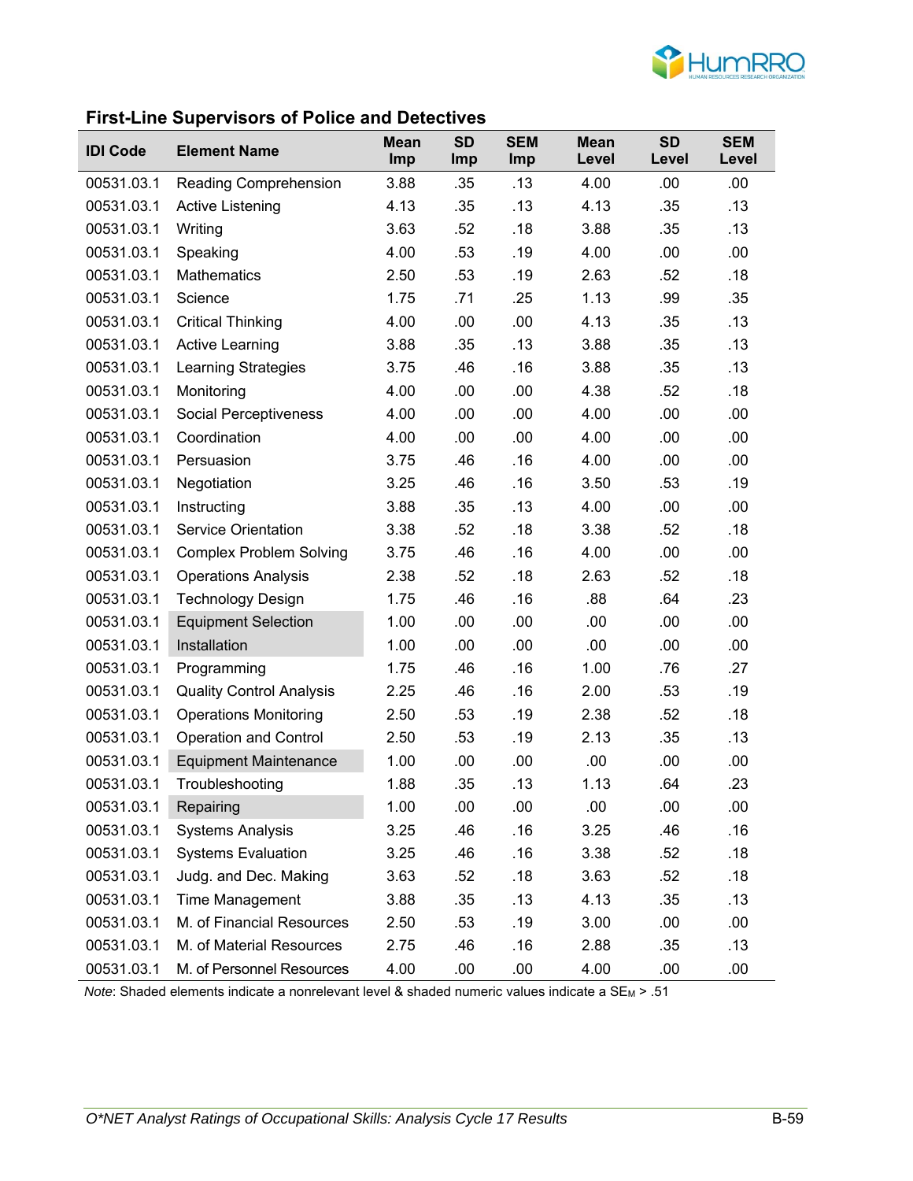## First-Line Supervisors of Police and Detectives

| IDI Code | Element Name | Mean Imp | SD Imp | SEM Imp | Mean Level | SD Level | SEM Level |
|---|---|---|---|---|---|---|---|
| 00531.03.1 | Reading Comprehension | 3.88 | .35 | .13 | 4.00 | .00 | .00 |
| 00531.03.1 | Active Listening | 4.13 | .35 | .13 | 4.13 | .35 | .13 |
| 00531.03.1 | Writing | 3.63 | .52 | .18 | 3.88 | .35 | .13 |
| 00531.03.1 | Speaking | 4.00 | .53 | .19 | 4.00 | .00 | .00 |
| 00531.03.1 | Mathematics | 2.50 | .53 | .19 | 2.63 | .52 | .18 |
| 00531.03.1 | Science | 1.75 | .71 | .25 | 1.13 | .99 | .35 |
| 00531.03.1 | Critical Thinking | 4.00 | .00 | .00 | 4.13 | .35 | .13 |
| 00531.03.1 | Active Learning | 3.88 | .35 | .13 | 3.88 | .35 | .13 |
| 00531.03.1 | Learning Strategies | 3.75 | .46 | .16 | 3.88 | .35 | .13 |
| 00531.03.1 | Monitoring | 4.00 | .00 | .00 | 4.38 | .52 | .18 |
| 00531.03.1 | Social Perceptiveness | 4.00 | .00 | .00 | 4.00 | .00 | .00 |
| 00531.03.1 | Coordination | 4.00 | .00 | .00 | 4.00 | .00 | .00 |
| 00531.03.1 | Persuasion | 3.75 | .46 | .16 | 4.00 | .00 | .00 |
| 00531.03.1 | Negotiation | 3.25 | .46 | .16 | 3.50 | .53 | .19 |
| 00531.03.1 | Instructing | 3.88 | .35 | .13 | 4.00 | .00 | .00 |
| 00531.03.1 | Service Orientation | 3.38 | .52 | .18 | 3.38 | .52 | .18 |
| 00531.03.1 | Complex Problem Solving | 3.75 | .46 | .16 | 4.00 | .00 | .00 |
| 00531.03.1 | Operations Analysis | 2.38 | .52 | .18 | 2.63 | .52 | .18 |
| 00531.03.1 | Technology Design | 1.75 | .46 | .16 | .88 | .64 | .23 |
| 00531.03.1 | Equipment Selection | 1.00 | .00 | .00 | .00 | .00 | .00 |
| 00531.03.1 | Installation | 1.00 | .00 | .00 | .00 | .00 | .00 |
| 00531.03.1 | Programming | 1.75 | .46 | .16 | 1.00 | .76 | .27 |
| 00531.03.1 | Quality Control Analysis | 2.25 | .46 | .16 | 2.00 | .53 | .19 |
| 00531.03.1 | Operations Monitoring | 2.50 | .53 | .19 | 2.38 | .52 | .18 |
| 00531.03.1 | Operation and Control | 2.50 | .53 | .19 | 2.13 | .35 | .13 |
| 00531.03.1 | Equipment Maintenance | 1.00 | .00 | .00 | .00 | .00 | .00 |
| 00531.03.1 | Troubleshooting | 1.88 | .35 | .13 | 1.13 | .64 | .23 |
| 00531.03.1 | Repairing | 1.00 | .00 | .00 | .00 | .00 | .00 |
| 00531.03.1 | Systems Analysis | 3.25 | .46 | .16 | 3.25 | .46 | .16 |
| 00531.03.1 | Systems Evaluation | 3.25 | .46 | .16 | 3.38 | .52 | .18 |
| 00531.03.1 | Judg. and Dec. Making | 3.63 | .52 | .18 | 3.63 | .52 | .18 |
| 00531.03.1 | Time Management | 3.88 | .35 | .13 | 4.13 | .35 | .13 |
| 00531.03.1 | M. of Financial Resources | 2.50 | .53 | .19 | 3.00 | .00 | .00 |
| 00531.03.1 | M. of Material Resources | 2.75 | .46 | .16 | 2.88 | .35 | .13 |
| 00531.03.1 | M. of Personnel Resources | 4.00 | .00 | .00 | 4.00 | .00 | .00 |

*Note*: Shaded elements indicate a nonrelevant level & shaded numeric values indicate a $SE_M$ > .51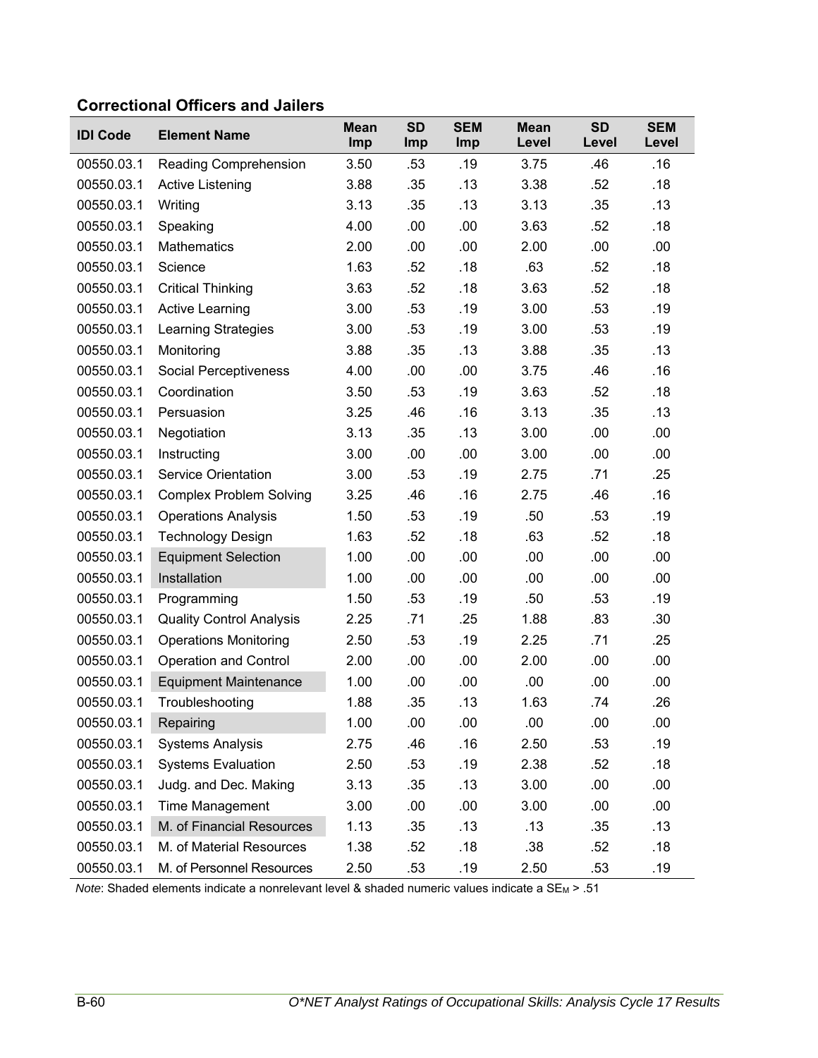### Correctional Officers and Jailers

| IDI Code | Element Name | Mean Imp | SD Imp | SEM Imp | Mean Level | SD Level | SEM Level |
|---|---|---|---|---|---|---|---|
| 00550.03.1 | Reading Comprehension | 3.50 | .53 | .19 | 3.75 | .46 | .16 |
| 00550.03.1 | Active Listening | 3.88 | .35 | .13 | 3.38 | .52 | .18 |
| 00550.03.1 | Writing | 3.13 | .35 | .13 | 3.13 | .35 | .13 |
| 00550.03.1 | Speaking | 4.00 | .00 | .00 | 3.63 | .52 | .18 |
| 00550.03.1 | Mathematics | 2.00 | .00 | .00 | 2.00 | .00 | .00 |
| 00550.03.1 | Science | 1.63 | .52 | .18 | .63 | .52 | .18 |
| 00550.03.1 | Critical Thinking | 3.63 | .52 | .18 | 3.63 | .52 | .18 |
| 00550.03.1 | Active Learning | 3.00 | .53 | .19 | 3.00 | .53 | .19 |
| 00550.03.1 | Learning Strategies | 3.00 | .53 | .19 | 3.00 | .53 | .19 |
| 00550.03.1 | Monitoring | 3.88 | .35 | .13 | 3.88 | .35 | .13 |
| 00550.03.1 | Social Perceptiveness | 4.00 | .00 | .00 | 3.75 | .46 | .16 |
| 00550.03.1 | Coordination | 3.50 | .53 | .19 | 3.63 | .52 | .18 |
| 00550.03.1 | Persuasion | 3.25 | .46 | .16 | 3.13 | .35 | .13 |
| 00550.03.1 | Negotiation | 3.13 | .35 | .13 | 3.00 | .00 | .00 |
| 00550.03.1 | Instructing | 3.00 | .00 | .00 | 3.00 | .00 | .00 |
| 00550.03.1 | Service Orientation | 3.00 | .53 | .19 | 2.75 | .71 | .25 |
| 00550.03.1 | Complex Problem Solving | 3.25 | .46 | .16 | 2.75 | .46 | .16 |
| 00550.03.1 | Operations Analysis | 1.50 | .53 | .19 | .50 | .53 | .19 |
| 00550.03.1 | Technology Design | 1.63 | .52 | .18 | .63 | .52 | .18 |
| 00550.03.1 | Equipment Selection | 1.00 | .00 | .00 | .00 | .00 | .00 |
| 00550.03.1 | Installation | 1.00 | .00 | .00 | .00 | .00 | .00 |
| 00550.03.1 | Programming | 1.50 | .53 | .19 | .50 | .53 | .19 |
| 00550.03.1 | Quality Control Analysis | 2.25 | .71 | .25 | 1.88 | .83 | .30 |
| 00550.03.1 | Operations Monitoring | 2.50 | .53 | .19 | 2.25 | .71 | .25 |
| 00550.03.1 | Operation and Control | 2.00 | .00 | .00 | 2.00 | .00 | .00 |
| 00550.03.1 | Equipment Maintenance | 1.00 | .00 | .00 | .00 | .00 | .00 |
| 00550.03.1 | Troubleshooting | 1.88 | .35 | .13 | 1.63 | .74 | .26 |
| 00550.03.1 | Repairing | 1.00 | .00 | .00 | .00 | .00 | .00 |
| 00550.03.1 | Systems Analysis | 2.75 | .46 | .16 | 2.50 | .53 | .19 |
| 00550.03.1 | Systems Evaluation | 2.50 | .53 | .19 | 2.38 | .52 | .18 |
| 00550.03.1 | Judg. and Dec. Making | 3.13 | .35 | .13 | 3.00 | .00 | .00 |
| 00550.03.1 | Time Management | 3.00 | .00 | .00 | 3.00 | .00 | .00 |
| 00550.03.1 | M. of Financial Resources | 1.13 | .35 | .13 | .13 | .35 | .13 |
| 00550.03.1 | M. of Material Resources | 1.38 | .52 | .18 | .38 | .52 | .18 |
| 00550.03.1 | M. of Personnel Resources | 2.50 | .53 | .19 | 2.50 | .53 | .19 |

*Note*: Shaded elements indicate a nonrelevant level & shaded numeric values indicate a $SE_M$ > .51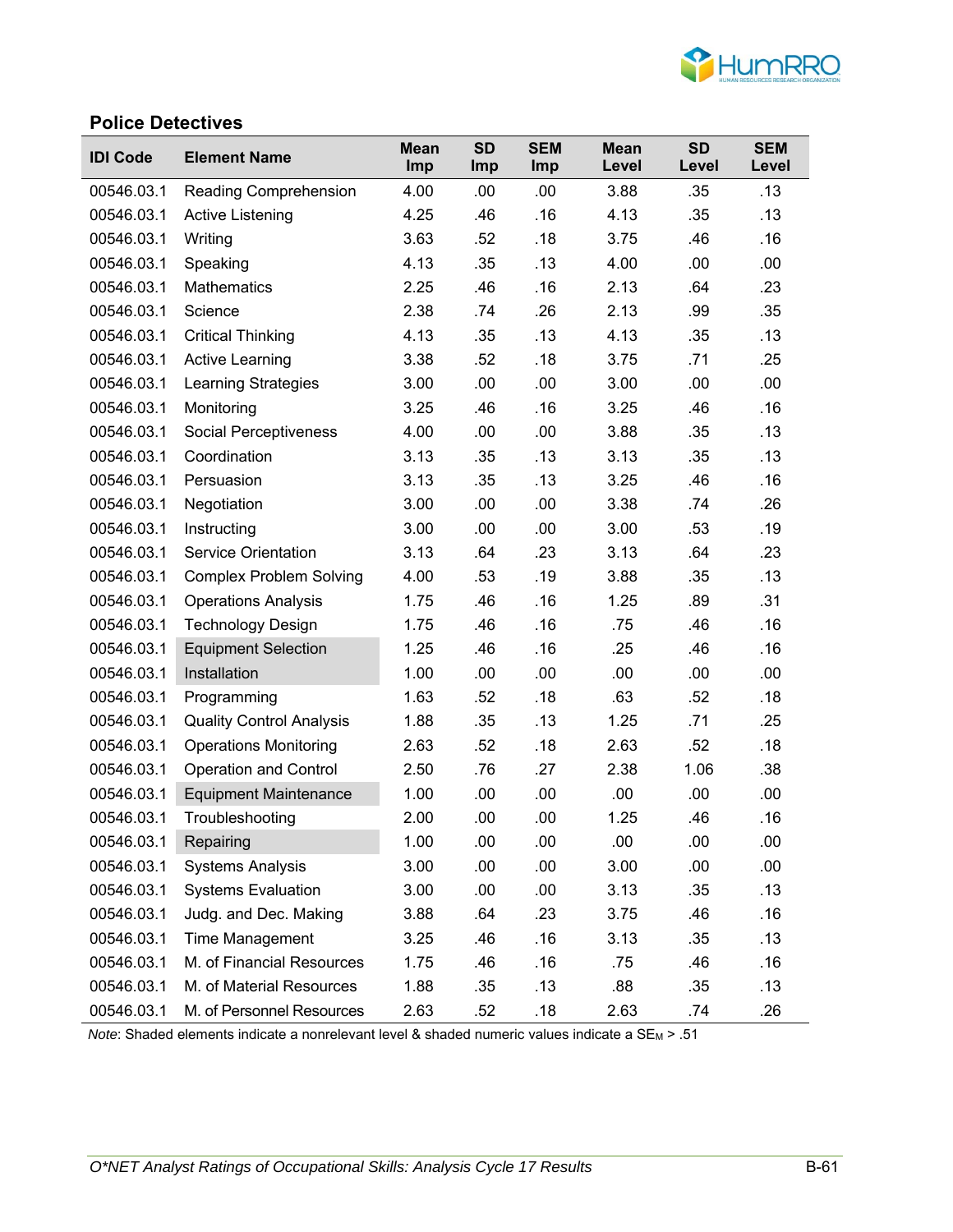## Police Detectives

| IDI Code | Element Name | Mean Imp | SD Imp | SEM Imp | Mean Level | SD Level | SEM Level |
|---|---|---|---|---|---|---|---|
| 00546.03.1 | Reading Comprehension | 4.00 | .00 | .00 | 3.88 | .35 | .13 |
| 00546.03.1 | Active Listening | 4.25 | .46 | .16 | 4.13 | .35 | .13 |
| 00546.03.1 | Writing | 3.63 | .52 | .18 | 3.75 | .46 | .16 |
| 00546.03.1 | Speaking | 4.13 | .35 | .13 | 4.00 | .00 | .00 |
| 00546.03.1 | Mathematics | 2.25 | .46 | .16 | 2.13 | .64 | .23 |
| 00546.03.1 | Science | 2.38 | .74 | .26 | 2.13 | .99 | .35 |
| 00546.03.1 | Critical Thinking | 4.13 | .35 | .13 | 4.13 | .35 | .13 |
| 00546.03.1 | Active Learning | 3.38 | .52 | .18 | 3.75 | .71 | .25 |
| 00546.03.1 | Learning Strategies | 3.00 | .00 | .00 | 3.00 | .00 | .00 |
| 00546.03.1 | Monitoring | 3.25 | .46 | .16 | 3.25 | .46 | .16 |
| 00546.03.1 | Social Perceptiveness | 4.00 | .00 | .00 | 3.88 | .35 | .13 |
| 00546.03.1 | Coordination | 3.13 | .35 | .13 | 3.13 | .35 | .13 |
| 00546.03.1 | Persuasion | 3.13 | .35 | .13 | 3.25 | .46 | .16 |
| 00546.03.1 | Negotiation | 3.00 | .00 | .00 | 3.38 | .74 | .26 |
| 00546.03.1 | Instructing | 3.00 | .00 | .00 | 3.00 | .53 | .19 |
| 00546.03.1 | Service Orientation | 3.13 | .64 | .23 | 3.13 | .64 | .23 |
| 00546.03.1 | Complex Problem Solving | 4.00 | .53 | .19 | 3.88 | .35 | .13 |
| 00546.03.1 | Operations Analysis | 1.75 | .46 | .16 | 1.25 | .89 | .31 |
| 00546.03.1 | Technology Design | 1.75 | .46 | .16 | .75 | .46 | .16 |
| 00546.03.1 | Equipment Selection | 1.25 | .46 | .16 | .25 | .46 | .16 |
| 00546.03.1 | Installation | 1.00 | .00 | .00 | .00 | .00 | .00 |
| 00546.03.1 | Programming | 1.63 | .52 | .18 | .63 | .52 | .18 |
| 00546.03.1 | Quality Control Analysis | 1.88 | .35 | .13 | 1.25 | .71 | .25 |
| 00546.03.1 | Operations Monitoring | 2.63 | .52 | .18 | 2.63 | .52 | .18 |
| 00546.03.1 | Operation and Control | 2.50 | .76 | .27 | 2.38 | 1.06 | .38 |
| 00546.03.1 | Equipment Maintenance | 1.00 | .00 | .00 | .00 | .00 | .00 |
| 00546.03.1 | Troubleshooting | 2.00 | .00 | .00 | 1.25 | .46 | .16 |
| 00546.03.1 | Repairing | 1.00 | .00 | .00 | .00 | .00 | .00 |
| 00546.03.1 | Systems Analysis | 3.00 | .00 | .00 | 3.00 | .00 | .00 |
| 00546.03.1 | Systems Evaluation | 3.00 | .00 | .00 | 3.13 | .35 | .13 |
| 00546.03.1 | Judg. and Dec. Making | 3.88 | .64 | .23 | 3.75 | .46 | .16 |
| 00546.03.1 | Time Management | 3.25 | .46 | .16 | 3.13 | .35 | .13 |
| 00546.03.1 | M. of Financial Resources | 1.75 | .46 | .16 | .75 | .46 | .16 |
| 00546.03.1 | M. of Material Resources | 1.88 | .35 | .13 | .88 | .35 | .13 |
| 00546.03.1 | M. of Personnel Resources | 2.63 | .52 | .18 | 2.63 | .74 | .26 |

*Note*: Shaded elements indicate a nonrelevant level & shaded numeric values indicate a $SE_M > .51$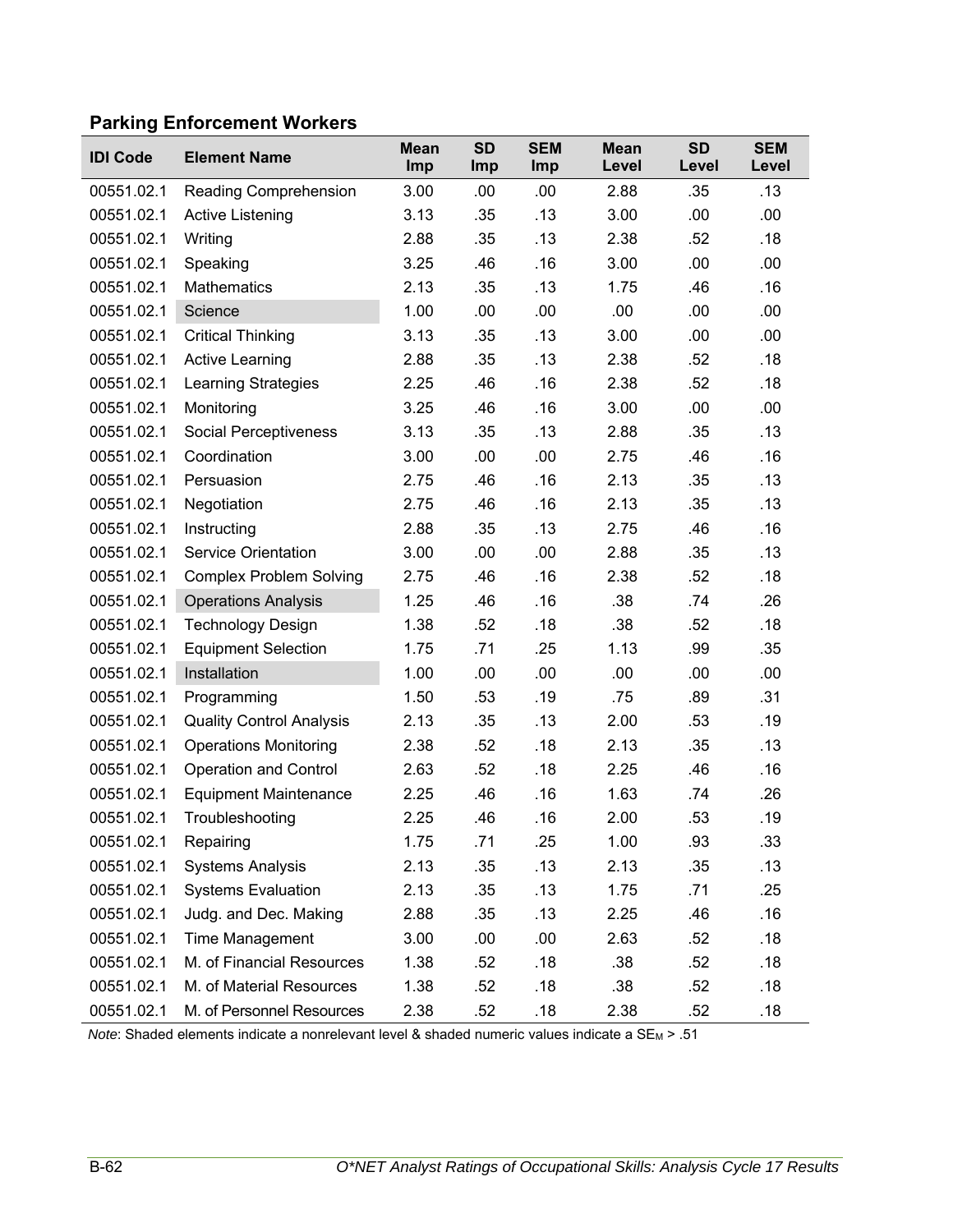## Parking Enforcement Workers

| IDI Code | Element Name | Mean Imp | SD Imp | SEM Imp | Mean Level | SD Level | SEM Level |
|---|---|---|---|---|---|---|---|
| 00551.02.1 | Reading Comprehension | 3.00 | .00 | .00 | 2.88 | .35 | .13 |
| 00551.02.1 | Active Listening | 3.13 | .35 | .13 | 3.00 | .00 | .00 |
| 00551.02.1 | Writing | 2.88 | .35 | .13 | 2.38 | .52 | .18 |
| 00551.02.1 | Speaking | 3.25 | .46 | .16 | 3.00 | .00 | .00 |
| 00551.02.1 | Mathematics | 2.13 | .35 | .13 | 1.75 | .46 | .16 |
| 00551.02.1 | Science | 1.00 | .00 | .00 | .00 | .00 | .00 |
| 00551.02.1 | Critical Thinking | 3.13 | .35 | .13 | 3.00 | .00 | .00 |
| 00551.02.1 | Active Learning | 2.88 | .35 | .13 | 2.38 | .52 | .18 |
| 00551.02.1 | Learning Strategies | 2.25 | .46 | .16 | 2.38 | .52 | .18 |
| 00551.02.1 | Monitoring | 3.25 | .46 | .16 | 3.00 | .00 | .00 |
| 00551.02.1 | Social Perceptiveness | 3.13 | .35 | .13 | 2.88 | .35 | .13 |
| 00551.02.1 | Coordination | 3.00 | .00 | .00 | 2.75 | .46 | .16 |
| 00551.02.1 | Persuasion | 2.75 | .46 | .16 | 2.13 | .35 | .13 |
| 00551.02.1 | Negotiation | 2.75 | .46 | .16 | 2.13 | .35 | .13 |
| 00551.02.1 | Instructing | 2.88 | .35 | .13 | 2.75 | .46 | .16 |
| 00551.02.1 | Service Orientation | 3.00 | .00 | .00 | 2.88 | .35 | .13 |
| 00551.02.1 | Complex Problem Solving | 2.75 | .46 | .16 | 2.38 | .52 | .18 |
| 00551.02.1 | Operations Analysis | 1.25 | .46 | .16 | .38 | .74 | .26 |
| 00551.02.1 | Technology Design | 1.38 | .52 | .18 | .38 | .52 | .18 |
| 00551.02.1 | Equipment Selection | 1.75 | .71 | .25 | 1.13 | .99 | .35 |
| 00551.02.1 | Installation | 1.00 | .00 | .00 | .00 | .00 | .00 |
| 00551.02.1 | Programming | 1.50 | .53 | .19 | .75 | .89 | .31 |
| 00551.02.1 | Quality Control Analysis | 2.13 | .35 | .13 | 2.00 | .53 | .19 |
| 00551.02.1 | Operations Monitoring | 2.38 | .52 | .18 | 2.13 | .35 | .13 |
| 00551.02.1 | Operation and Control | 2.63 | .52 | .18 | 2.25 | .46 | .16 |
| 00551.02.1 | Equipment Maintenance | 2.25 | .46 | .16 | 1.63 | .74 | .26 |
| 00551.02.1 | Troubleshooting | 2.25 | .46 | .16 | 2.00 | .53 | .19 |
| 00551.02.1 | Repairing | 1.75 | .71 | .25 | 1.00 | .93 | .33 |
| 00551.02.1 | Systems Analysis | 2.13 | .35 | .13 | 2.13 | .35 | .13 |
| 00551.02.1 | Systems Evaluation | 2.13 | .35 | .13 | 1.75 | .71 | .25 |
| 00551.02.1 | Judg. and Dec. Making | 2.88 | .35 | .13 | 2.25 | .46 | .16 |
| 00551.02.1 | Time Management | 3.00 | .00 | .00 | 2.63 | .52 | .18 |
| 00551.02.1 | M. of Financial Resources | 1.38 | .52 | .18 | .38 | .52 | .18 |
| 00551.02.1 | M. of Material Resources | 1.38 | .52 | .18 | .38 | .52 | .18 |
| 00551.02.1 | M. of Personnel Resources | 2.38 | .52 | .18 | 2.38 | .52 | .18 |

*Note*: Shaded elements indicate a nonrelevant level & shaded numeric values indicate a $SE_M$ > .51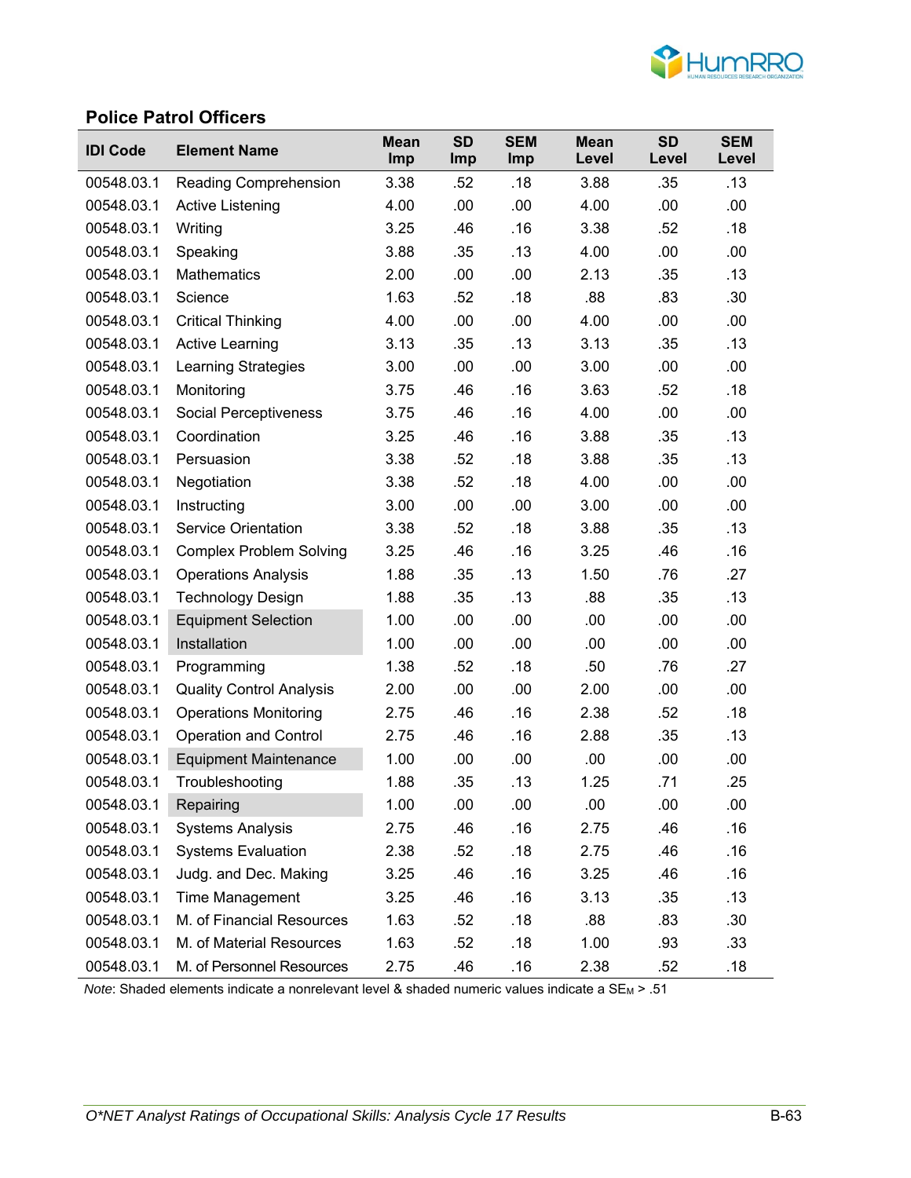## Police Patrol Officers

| IDI Code | Element Name | Mean Imp | SD Imp | SEM Imp | Mean Level | SD Level | SEM Level |
|---|---|---|---|---|---|---|---|
| 00548.03.1 | Reading Comprehension | 3.38 | .52 | .18 | 3.88 | .35 | .13 |
| 00548.03.1 | Active Listening | 4.00 | .00 | .00 | 4.00 | .00 | .00 |
| 00548.03.1 | Writing | 3.25 | .46 | .16 | 3.38 | .52 | .18 |
| 00548.03.1 | Speaking | 3.88 | .35 | .13 | 4.00 | .00 | .00 |
| 00548.03.1 | Mathematics | 2.00 | .00 | .00 | 2.13 | .35 | .13 |
| 00548.03.1 | Science | 1.63 | .52 | .18 | .88 | .83 | .30 |
| 00548.03.1 | Critical Thinking | 4.00 | .00 | .00 | 4.00 | .00 | .00 |
| 00548.03.1 | Active Learning | 3.13 | .35 | .13 | 3.13 | .35 | .13 |
| 00548.03.1 | Learning Strategies | 3.00 | .00 | .00 | 3.00 | .00 | .00 |
| 00548.03.1 | Monitoring | 3.75 | .46 | .16 | 3.63 | .52 | .18 |
| 00548.03.1 | Social Perceptiveness | 3.75 | .46 | .16 | 4.00 | .00 | .00 |
| 00548.03.1 | Coordination | 3.25 | .46 | .16 | 3.88 | .35 | .13 |
| 00548.03.1 | Persuasion | 3.38 | .52 | .18 | 3.88 | .35 | .13 |
| 00548.03.1 | Negotiation | 3.38 | .52 | .18 | 4.00 | .00 | .00 |
| 00548.03.1 | Instructing | 3.00 | .00 | .00 | 3.00 | .00 | .00 |
| 00548.03.1 | Service Orientation | 3.38 | .52 | .18 | 3.88 | .35 | .13 |
| 00548.03.1 | Complex Problem Solving | 3.25 | .46 | .16 | 3.25 | .46 | .16 |
| 00548.03.1 | Operations Analysis | 1.88 | .35 | .13 | 1.50 | .76 | .27 |
| 00548.03.1 | Technology Design | 1.88 | .35 | .13 | .88 | .35 | .13 |
| 00548.03.1 | Equipment Selection | 1.00 | .00 | .00 | .00 | .00 | .00 |
| 00548.03.1 | Installation | 1.00 | .00 | .00 | .00 | .00 | .00 |
| 00548.03.1 | Programming | 1.38 | .52 | .18 | .50 | .76 | .27 |
| 00548.03.1 | Quality Control Analysis | 2.00 | .00 | .00 | 2.00 | .00 | .00 |
| 00548.03.1 | Operations Monitoring | 2.75 | .46 | .16 | 2.38 | .52 | .18 |
| 00548.03.1 | Operation and Control | 2.75 | .46 | .16 | 2.88 | .35 | .13 |
| 00548.03.1 | Equipment Maintenance | 1.00 | .00 | .00 | .00 | .00 | .00 |
| 00548.03.1 | Troubleshooting | 1.88 | .35 | .13 | 1.25 | .71 | .25 |
| 00548.03.1 | Repairing | 1.00 | .00 | .00 | .00 | .00 | .00 |
| 00548.03.1 | Systems Analysis | 2.75 | .46 | .16 | 2.75 | .46 | .16 |
| 00548.03.1 | Systems Evaluation | 2.38 | .52 | .18 | 2.75 | .46 | .16 |
| 00548.03.1 | Judg. and Dec. Making | 3.25 | .46 | .16 | 3.25 | .46 | .16 |
| 00548.03.1 | Time Management | 3.25 | .46 | .16 | 3.13 | .35 | .13 |
| 00548.03.1 | M. of Financial Resources | 1.63 | .52 | .18 | .88 | .83 | .30 |
| 00548.03.1 | M. of Material Resources | 1.63 | .52 | .18 | 1.00 | .93 | .33 |
| 00548.03.1 | M. of Personnel Resources | 2.75 | .46 | .16 | 2.38 | .52 | .18 |

*Note*: Shaded elements indicate a nonrelevant level & shaded numeric values indicate a $SE_M$ > .51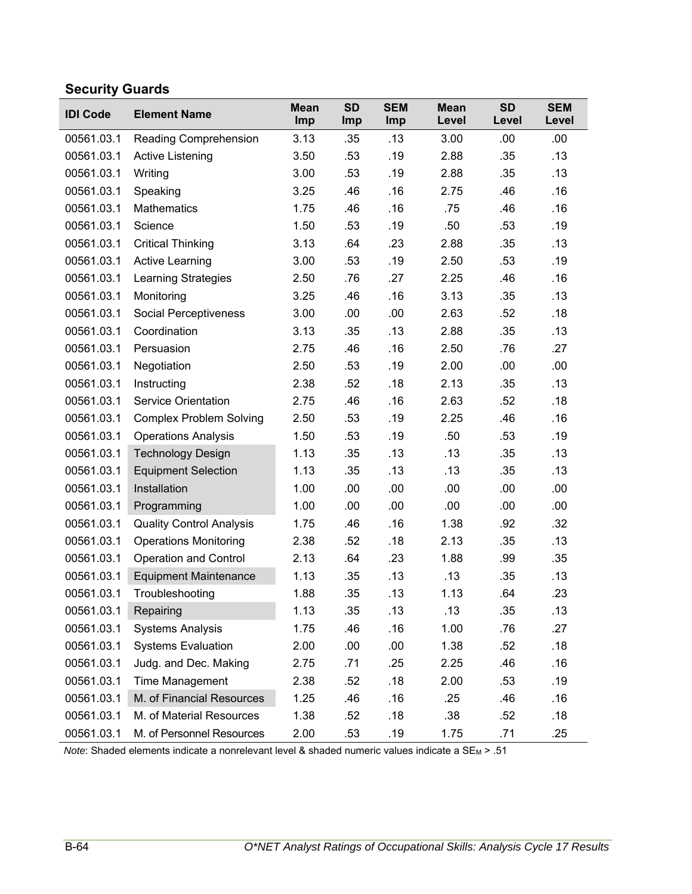## Security Guards

| IDI Code | Element Name | Mean Imp | SD Imp | SEM Imp | Mean Level | SD Level | SEM Level |
|---|---|---|---|---|---|---|---|
| 00561.03.1 | Reading Comprehension | 3.13 | .35 | .13 | 3.00 | .00 | .00 |
| 00561.03.1 | Active Listening | 3.50 | .53 | .19 | 2.88 | .35 | .13 |
| 00561.03.1 | Writing | 3.00 | .53 | .19 | 2.88 | .35 | .13 |
| 00561.03.1 | Speaking | 3.25 | .46 | .16 | 2.75 | .46 | .16 |
| 00561.03.1 | Mathematics | 1.75 | .46 | .16 | .75 | .46 | .16 |
| 00561.03.1 | Science | 1.50 | .53 | .19 | .50 | .53 | .19 |
| 00561.03.1 | Critical Thinking | 3.13 | .64 | .23 | 2.88 | .35 | .13 |
| 00561.03.1 | Active Learning | 3.00 | .53 | .19 | 2.50 | .53 | .19 |
| 00561.03.1 | Learning Strategies | 2.50 | .76 | .27 | 2.25 | .46 | .16 |
| 00561.03.1 | Monitoring | 3.25 | .46 | .16 | 3.13 | .35 | .13 |
| 00561.03.1 | Social Perceptiveness | 3.00 | .00 | .00 | 2.63 | .52 | .18 |
| 00561.03.1 | Coordination | 3.13 | .35 | .13 | 2.88 | .35 | .13 |
| 00561.03.1 | Persuasion | 2.75 | .46 | .16 | 2.50 | .76 | .27 |
| 00561.03.1 | Negotiation | 2.50 | .53 | .19 | 2.00 | .00 | .00 |
| 00561.03.1 | Instructing | 2.38 | .52 | .18 | 2.13 | .35 | .13 |
| 00561.03.1 | Service Orientation | 2.75 | .46 | .16 | 2.63 | .52 | .18 |
| 00561.03.1 | Complex Problem Solving | 2.50 | .53 | .19 | 2.25 | .46 | .16 |
| 00561.03.1 | Operations Analysis | 1.50 | .53 | .19 | .50 | .53 | .19 |
| 00561.03.1 | Technology Design | 1.13 | .35 | .13 | .13 | .35 | .13 |
| 00561.03.1 | Equipment Selection | 1.13 | .35 | .13 | .13 | .35 | .13 |
| 00561.03.1 | Installation | 1.00 | .00 | .00 | .00 | .00 | .00 |
| 00561.03.1 | Programming | 1.00 | .00 | .00 | .00 | .00 | .00 |
| 00561.03.1 | Quality Control Analysis | 1.75 | .46 | .16 | 1.38 | .92 | .32 |
| 00561.03.1 | Operations Monitoring | 2.38 | .52 | .18 | 2.13 | .35 | .13 |
| 00561.03.1 | Operation and Control | 2.13 | .64 | .23 | 1.88 | .99 | .35 |
| 00561.03.1 | Equipment Maintenance | 1.13 | .35 | .13 | .13 | .35 | .13 |
| 00561.03.1 | Troubleshooting | 1.88 | .35 | .13 | 1.13 | .64 | .23 |
| 00561.03.1 | Repairing | 1.13 | .35 | .13 | .13 | .35 | .13 |
| 00561.03.1 | Systems Analysis | 1.75 | .46 | .16 | 1.00 | .76 | .27 |
| 00561.03.1 | Systems Evaluation | 2.00 | .00 | .00 | 1.38 | .52 | .18 |
| 00561.03.1 | Judg. and Dec. Making | 2.75 | .71 | .25 | 2.25 | .46 | .16 |
| 00561.03.1 | Time Management | 2.38 | .52 | .18 | 2.00 | .53 | .19 |
| 00561.03.1 | M. of Financial Resources | 1.25 | .46 | .16 | .25 | .46 | .16 |
| 00561.03.1 | M. of Material Resources | 1.38 | .52 | .18 | .38 | .52 | .18 |
| 00561.03.1 | M. of Personnel Resources | 2.00 | .53 | .19 | 1.75 | .71 | .25 |

*Note*: Shaded elements indicate a nonrelevant level & shaded numeric values indicate a $SE_M$ > .51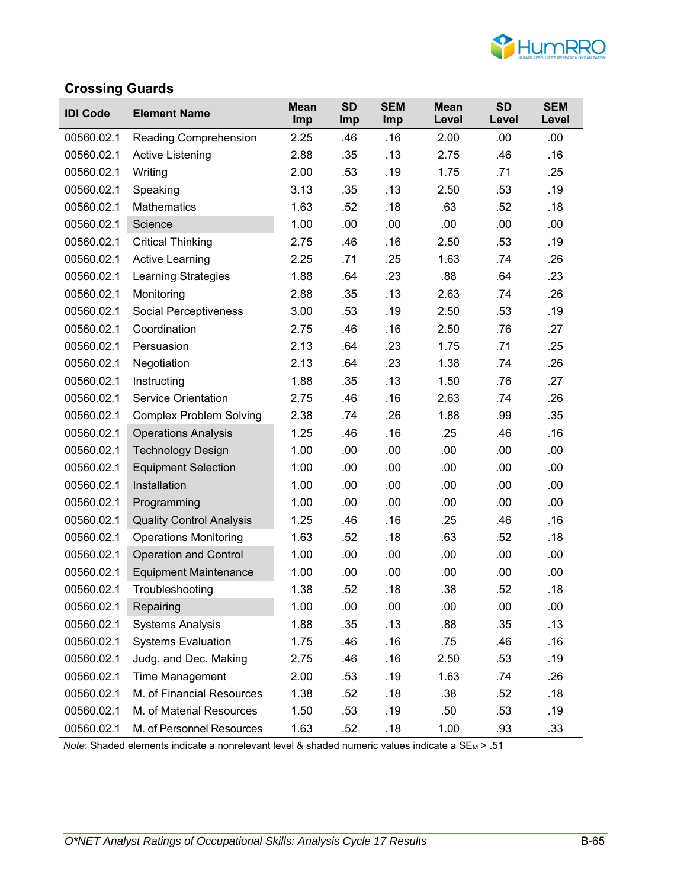## Crossing Guards

| IDI Code | Element Name | Mean Imp | SD Imp | SEM Imp | Mean Level | SD Level | SEM Level |
|---|---|---|---|---|---|---|---|
| 00560.02.1 | Reading Comprehension | 2.25 | .46 | .16 | 2.00 | .00 | .00 |
| 00560.02.1 | Active Listening | 2.88 | .35 | .13 | 2.75 | .46 | .16 |
| 00560.02.1 | Writing | 2.00 | .53 | .19 | 1.75 | .71 | .25 |
| 00560.02.1 | Speaking | 3.13 | .35 | .13 | 2.50 | .53 | .19 |
| 00560.02.1 | Mathematics | 1.63 | .52 | .18 | .63 | .52 | .18 |
| 00560.02.1 | Science | 1.00 | .00 | .00 | .00 | .00 | .00 |
| 00560.02.1 | Critical Thinking | 2.75 | .46 | .16 | 2.50 | .53 | .19 |
| 00560.02.1 | Active Learning | 2.25 | .71 | .25 | 1.63 | .74 | .26 |
| 00560.02.1 | Learning Strategies | 1.88 | .64 | .23 | .88 | .64 | .23 |
| 00560.02.1 | Monitoring | 2.88 | .35 | .13 | 2.63 | .74 | .26 |
| 00560.02.1 | Social Perceptiveness | 3.00 | .53 | .19 | 2.50 | .53 | .19 |
| 00560.02.1 | Coordination | 2.75 | .46 | .16 | 2.50 | .76 | .27 |
| 00560.02.1 | Persuasion | 2.13 | .64 | .23 | 1.75 | .71 | .25 |
| 00560.02.1 | Negotiation | 2.13 | .64 | .23 | 1.38 | .74 | .26 |
| 00560.02.1 | Instructing | 1.88 | .35 | .13 | 1.50 | .76 | .27 |
| 00560.02.1 | Service Orientation | 2.75 | .46 | .16 | 2.63 | .74 | .26 |
| 00560.02.1 | Complex Problem Solving | 2.38 | .74 | .26 | 1.88 | .99 | .35 |
| 00560.02.1 | Operations Analysis | 1.25 | .46 | .16 | .25 | .46 | .16 |
| 00560.02.1 | Technology Design | 1.00 | .00 | .00 | .00 | .00 | .00 |
| 00560.02.1 | Equipment Selection | 1.00 | .00 | .00 | .00 | .00 | .00 |
| 00560.02.1 | Installation | 1.00 | .00 | .00 | .00 | .00 | .00 |
| 00560.02.1 | Programming | 1.00 | .00 | .00 | .00 | .00 | .00 |
| 00560.02.1 | Quality Control Analysis | 1.25 | .46 | .16 | .25 | .46 | .16 |
| 00560.02.1 | Operations Monitoring | 1.63 | .52 | .18 | .63 | .52 | .18 |
| 00560.02.1 | Operation and Control | 1.00 | .00 | .00 | .00 | .00 | .00 |
| 00560.02.1 | Equipment Maintenance | 1.00 | .00 | .00 | .00 | .00 | .00 |
| 00560.02.1 | Troubleshooting | 1.38 | .52 | .18 | .38 | .52 | .18 |
| 00560.02.1 | Repairing | 1.00 | .00 | .00 | .00 | .00 | .00 |
| 00560.02.1 | Systems Analysis | 1.88 | .35 | .13 | .88 | .35 | .13 |
| 00560.02.1 | Systems Evaluation | 1.75 | .46 | .16 | .75 | .46 | .16 |
| 00560.02.1 | Judg. and Dec. Making | 2.75 | .46 | .16 | 2.50 | .53 | .19 |
| 00560.02.1 | Time Management | 2.00 | .53 | .19 | 1.63 | .74 | .26 |
| 00560.02.1 | M. of Financial Resources | 1.38 | .52 | .18 | .38 | .52 | .18 |
| 00560.02.1 | M. of Material Resources | 1.50 | .53 | .19 | .50 | .53 | .19 |
| 00560.02.1 | M. of Personnel Resources | 1.63 | .52 | .18 | 1.00 | .93 | .33 |

*Note*: Shaded elements indicate a nonrelevant level & shaded numeric values indicate a $SE_M$ > .51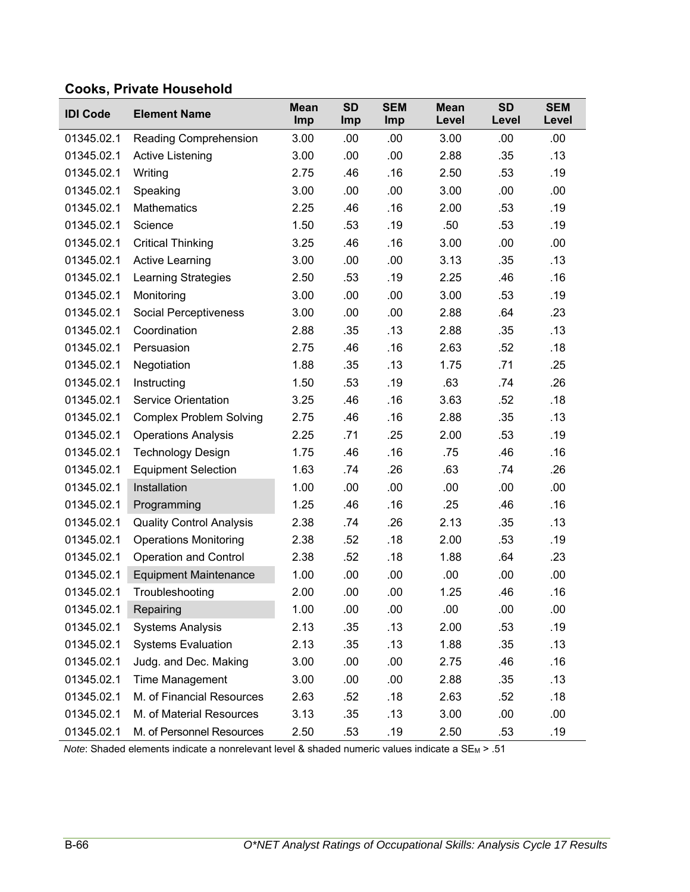### Cooks, Private Household

| IDI Code | Element Name | Mean Imp | SD Imp | SEM Imp | Mean Level | SD Level | SEM Level |
|---|---|---|---|---|---|---|---|
| 01345.02.1 | Reading Comprehension | 3.00 | .00 | .00 | 3.00 | .00 | .00 |
| 01345.02.1 | Active Listening | 3.00 | .00 | .00 | 2.88 | .35 | .13 |
| 01345.02.1 | Writing | 2.75 | .46 | .16 | 2.50 | .53 | .19 |
| 01345.02.1 | Speaking | 3.00 | .00 | .00 | 3.00 | .00 | .00 |
| 01345.02.1 | Mathematics | 2.25 | .46 | .16 | 2.00 | .53 | .19 |
| 01345.02.1 | Science | 1.50 | .53 | .19 | .50 | .53 | .19 |
| 01345.02.1 | Critical Thinking | 3.25 | .46 | .16 | 3.00 | .00 | .00 |
| 01345.02.1 | Active Learning | 3.00 | .00 | .00 | 3.13 | .35 | .13 |
| 01345.02.1 | Learning Strategies | 2.50 | .53 | .19 | 2.25 | .46 | .16 |
| 01345.02.1 | Monitoring | 3.00 | .00 | .00 | 3.00 | .53 | .19 |
| 01345.02.1 | Social Perceptiveness | 3.00 | .00 | .00 | 2.88 | .64 | .23 |
| 01345.02.1 | Coordination | 2.88 | .35 | .13 | 2.88 | .35 | .13 |
| 01345.02.1 | Persuasion | 2.75 | .46 | .16 | 2.63 | .52 | .18 |
| 01345.02.1 | Negotiation | 1.88 | .35 | .13 | 1.75 | .71 | .25 |
| 01345.02.1 | Instructing | 1.50 | .53 | .19 | .63 | .74 | .26 |
| 01345.02.1 | Service Orientation | 3.25 | .46 | .16 | 3.63 | .52 | .18 |
| 01345.02.1 | Complex Problem Solving | 2.75 | .46 | .16 | 2.88 | .35 | .13 |
| 01345.02.1 | Operations Analysis | 2.25 | .71 | .25 | 2.00 | .53 | .19 |
| 01345.02.1 | Technology Design | 1.75 | .46 | .16 | .75 | .46 | .16 |
| 01345.02.1 | Equipment Selection | 1.63 | .74 | .26 | .63 | .74 | .26 |
| 01345.02.1 | Installation | 1.00 | .00 | .00 | .00 | .00 | .00 |
| 01345.02.1 | Programming | 1.25 | .46 | .16 | .25 | .46 | .16 |
| 01345.02.1 | Quality Control Analysis | 2.38 | .74 | .26 | 2.13 | .35 | .13 |
| 01345.02.1 | Operations Monitoring | 2.38 | .52 | .18 | 2.00 | .53 | .19 |
| 01345.02.1 | Operation and Control | 2.38 | .52 | .18 | 1.88 | .64 | .23 |
| 01345.02.1 | Equipment Maintenance | 1.00 | .00 | .00 | .00 | .00 | .00 |
| 01345.02.1 | Troubleshooting | 2.00 | .00 | .00 | 1.25 | .46 | .16 |
| 01345.02.1 | Repairing | 1.00 | .00 | .00 | .00 | .00 | .00 |
| 01345.02.1 | Systems Analysis | 2.13 | .35 | .13 | 2.00 | .53 | .19 |
| 01345.02.1 | Systems Evaluation | 2.13 | .35 | .13 | 1.88 | .35 | .13 |
| 01345.02.1 | Judg. and Dec. Making | 3.00 | .00 | .00 | 2.75 | .46 | .16 |
| 01345.02.1 | Time Management | 3.00 | .00 | .00 | 2.88 | .35 | .13 |
| 01345.02.1 | M. of Financial Resources | 2.63 | .52 | .18 | 2.63 | .52 | .18 |
| 01345.02.1 | M. of Material Resources | 3.13 | .35 | .13 | 3.00 | .00 | .00 |
| 01345.02.1 | M. of Personnel Resources | 2.50 | .53 | .19 | 2.50 | .53 | .19 |

*Note*: Shaded elements indicate a nonrelevant level & shaded numeric values indicate a $SE_M > .51$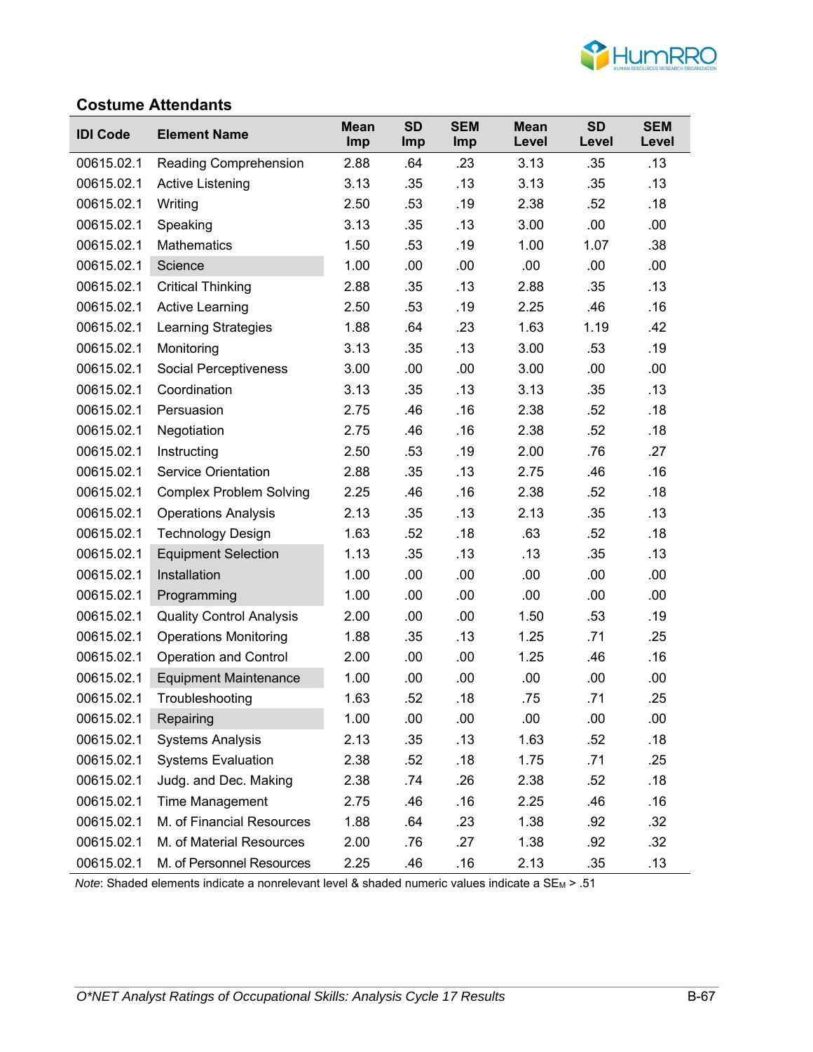## Costume Attendants

| IDI Code | Element Name | Mean Imp | SD Imp | SEM Imp | Mean Level | SD Level | SEM Level |
|---|---|---|---|---|---|---|---|
| 00615.02.1 | Reading Comprehension | 2.88 | .64 | .23 | 3.13 | .35 | .13 |
| 00615.02.1 | Active Listening | 3.13 | .35 | .13 | 3.13 | .35 | .13 |
| 00615.02.1 | Writing | 2.50 | .53 | .19 | 2.38 | .52 | .18 |
| 00615.02.1 | Speaking | 3.13 | .35 | .13 | 3.00 | .00 | .00 |
| 00615.02.1 | Mathematics | 1.50 | .53 | .19 | 1.00 | 1.07 | .38 |
| 00615.02.1 | Science | 1.00 | .00 | .00 | .00 | .00 | .00 |
| 00615.02.1 | Critical Thinking | 2.88 | .35 | .13 | 2.88 | .35 | .13 |
| 00615.02.1 | Active Learning | 2.50 | .53 | .19 | 2.25 | .46 | .16 |
| 00615.02.1 | Learning Strategies | 1.88 | .64 | .23 | 1.63 | 1.19 | .42 |
| 00615.02.1 | Monitoring | 3.13 | .35 | .13 | 3.00 | .53 | .19 |
| 00615.02.1 | Social Perceptiveness | 3.00 | .00 | .00 | 3.00 | .00 | .00 |
| 00615.02.1 | Coordination | 3.13 | .35 | .13 | 3.13 | .35 | .13 |
| 00615.02.1 | Persuasion | 2.75 | .46 | .16 | 2.38 | .52 | .18 |
| 00615.02.1 | Negotiation | 2.75 | .46 | .16 | 2.38 | .52 | .18 |
| 00615.02.1 | Instructing | 2.50 | .53 | .19 | 2.00 | .76 | .27 |
| 00615.02.1 | Service Orientation | 2.88 | .35 | .13 | 2.75 | .46 | .16 |
| 00615.02.1 | Complex Problem Solving | 2.25 | .46 | .16 | 2.38 | .52 | .18 |
| 00615.02.1 | Operations Analysis | 2.13 | .35 | .13 | 2.13 | .35 | .13 |
| 00615.02.1 | Technology Design | 1.63 | .52 | .18 | .63 | .52 | .18 |
| 00615.02.1 | Equipment Selection | 1.13 | .35 | .13 | .13 | .35 | .13 |
| 00615.02.1 | Installation | 1.00 | .00 | .00 | .00 | .00 | .00 |
| 00615.02.1 | Programming | 1.00 | .00 | .00 | .00 | .00 | .00 |
| 00615.02.1 | Quality Control Analysis | 2.00 | .00 | .00 | 1.50 | .53 | .19 |
| 00615.02.1 | Operations Monitoring | 1.88 | .35 | .13 | 1.25 | .71 | .25 |
| 00615.02.1 | Operation and Control | 2.00 | .00 | .00 | 1.25 | .46 | .16 |
| 00615.02.1 | Equipment Maintenance | 1.00 | .00 | .00 | .00 | .00 | .00 |
| 00615.02.1 | Troubleshooting | 1.63 | .52 | .18 | .75 | .71 | .25 |
| 00615.02.1 | Repairing | 1.00 | .00 | .00 | .00 | .00 | .00 |
| 00615.02.1 | Systems Analysis | 2.13 | .35 | .13 | 1.63 | .52 | .18 |
| 00615.02.1 | Systems Evaluation | 2.38 | .52 | .18 | 1.75 | .71 | .25 |
| 00615.02.1 | Judg. and Dec. Making | 2.38 | .74 | .26 | 2.38 | .52 | .18 |
| 00615.02.1 | Time Management | 2.75 | .46 | .16 | 2.25 | .46 | .16 |
| 00615.02.1 | M. of Financial Resources | 1.88 | .64 | .23 | 1.38 | .92 | .32 |
| 00615.02.1 | M. of Material Resources | 2.00 | .76 | .27 | 1.38 | .92 | .32 |
| 00615.02.1 | M. of Personnel Resources | 2.25 | .46 | .16 | 2.13 | .35 | .13 |

*Note*: Shaded elements indicate a nonrelevant level & shaded numeric values indicate a $SE_M$ > .51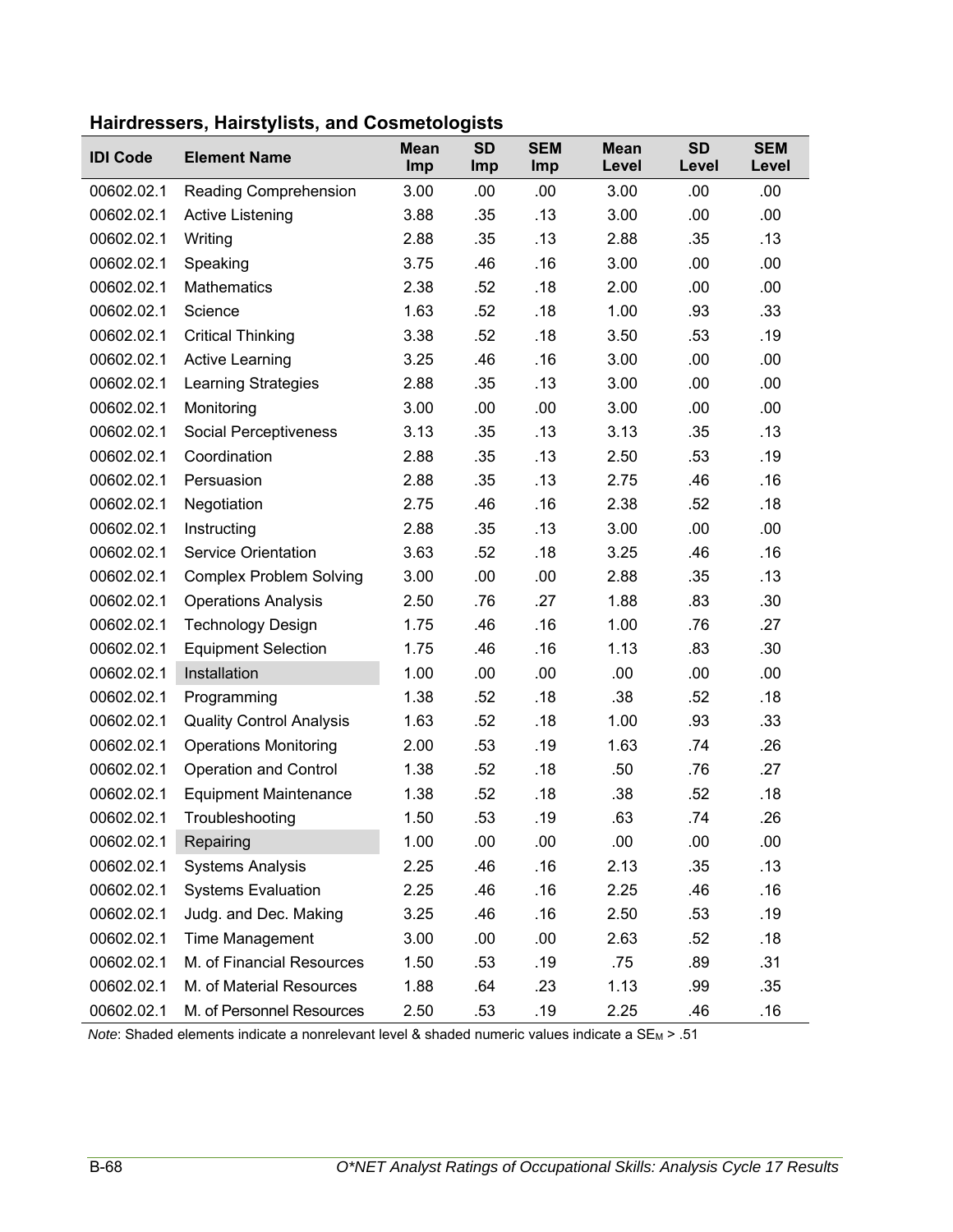### Hairdressers, Hairstylists, and Cosmetologists

| IDI Code | Element Name | Mean Imp | SD Imp | SEM Imp | Mean Level | SD Level | SEM Level |
|---|---|---|---|---|---|---|---|
| 00602.02.1 | Reading Comprehension | 3.00 | .00 | .00 | 3.00 | .00 | .00 |
| 00602.02.1 | Active Listening | 3.88 | .35 | .13 | 3.00 | .00 | .00 |
| 00602.02.1 | Writing | 2.88 | .35 | .13 | 2.88 | .35 | .13 |
| 00602.02.1 | Speaking | 3.75 | .46 | .16 | 3.00 | .00 | .00 |
| 00602.02.1 | Mathematics | 2.38 | .52 | .18 | 2.00 | .00 | .00 |
| 00602.02.1 | Science | 1.63 | .52 | .18 | 1.00 | .93 | .33 |
| 00602.02.1 | Critical Thinking | 3.38 | .52 | .18 | 3.50 | .53 | .19 |
| 00602.02.1 | Active Learning | 3.25 | .46 | .16 | 3.00 | .00 | .00 |
| 00602.02.1 | Learning Strategies | 2.88 | .35 | .13 | 3.00 | .00 | .00 |
| 00602.02.1 | Monitoring | 3.00 | .00 | .00 | 3.00 | .00 | .00 |
| 00602.02.1 | Social Perceptiveness | 3.13 | .35 | .13 | 3.13 | .35 | .13 |
| 00602.02.1 | Coordination | 2.88 | .35 | .13 | 2.50 | .53 | .19 |
| 00602.02.1 | Persuasion | 2.88 | .35 | .13 | 2.75 | .46 | .16 |
| 00602.02.1 | Negotiation | 2.75 | .46 | .16 | 2.38 | .52 | .18 |
| 00602.02.1 | Instructing | 2.88 | .35 | .13 | 3.00 | .00 | .00 |
| 00602.02.1 | Service Orientation | 3.63 | .52 | .18 | 3.25 | .46 | .16 |
| 00602.02.1 | Complex Problem Solving | 3.00 | .00 | .00 | 2.88 | .35 | .13 |
| 00602.02.1 | Operations Analysis | 2.50 | .76 | .27 | 1.88 | .83 | .30 |
| 00602.02.1 | Technology Design | 1.75 | .46 | .16 | 1.00 | .76 | .27 |
| 00602.02.1 | Equipment Selection | 1.75 | .46 | .16 | 1.13 | .83 | .30 |
| 00602.02.1 | Installation | 1.00 | .00 | .00 | .00 | .00 | .00 |
| 00602.02.1 | Programming | 1.38 | .52 | .18 | .38 | .52 | .18 |
| 00602.02.1 | Quality Control Analysis | 1.63 | .52 | .18 | 1.00 | .93 | .33 |
| 00602.02.1 | Operations Monitoring | 2.00 | .53 | .19 | 1.63 | .74 | .26 |
| 00602.02.1 | Operation and Control | 1.38 | .52 | .18 | .50 | .76 | .27 |
| 00602.02.1 | Equipment Maintenance | 1.38 | .52 | .18 | .38 | .52 | .18 |
| 00602.02.1 | Troubleshooting | 1.50 | .53 | .19 | .63 | .74 | .26 |
| 00602.02.1 | Repairing | 1.00 | .00 | .00 | .00 | .00 | .00 |
| 00602.02.1 | Systems Analysis | 2.25 | .46 | .16 | 2.13 | .35 | .13 |
| 00602.02.1 | Systems Evaluation | 2.25 | .46 | .16 | 2.25 | .46 | .16 |
| 00602.02.1 | Judg. and Dec. Making | 3.25 | .46 | .16 | 2.50 | .53 | .19 |
| 00602.02.1 | Time Management | 3.00 | .00 | .00 | 2.63 | .52 | .18 |
| 00602.02.1 | M. of Financial Resources | 1.50 | .53 | .19 | .75 | .89 | .31 |
| 00602.02.1 | M. of Material Resources | 1.88 | .64 | .23 | 1.13 | .99 | .35 |
| 00602.02.1 | M. of Personnel Resources | 2.50 | .53 | .19 | 2.25 | .46 | .16 |

*Note*: Shaded elements indicate a nonrelevant level & shaded numeric values indicate a $SE_M$ > .51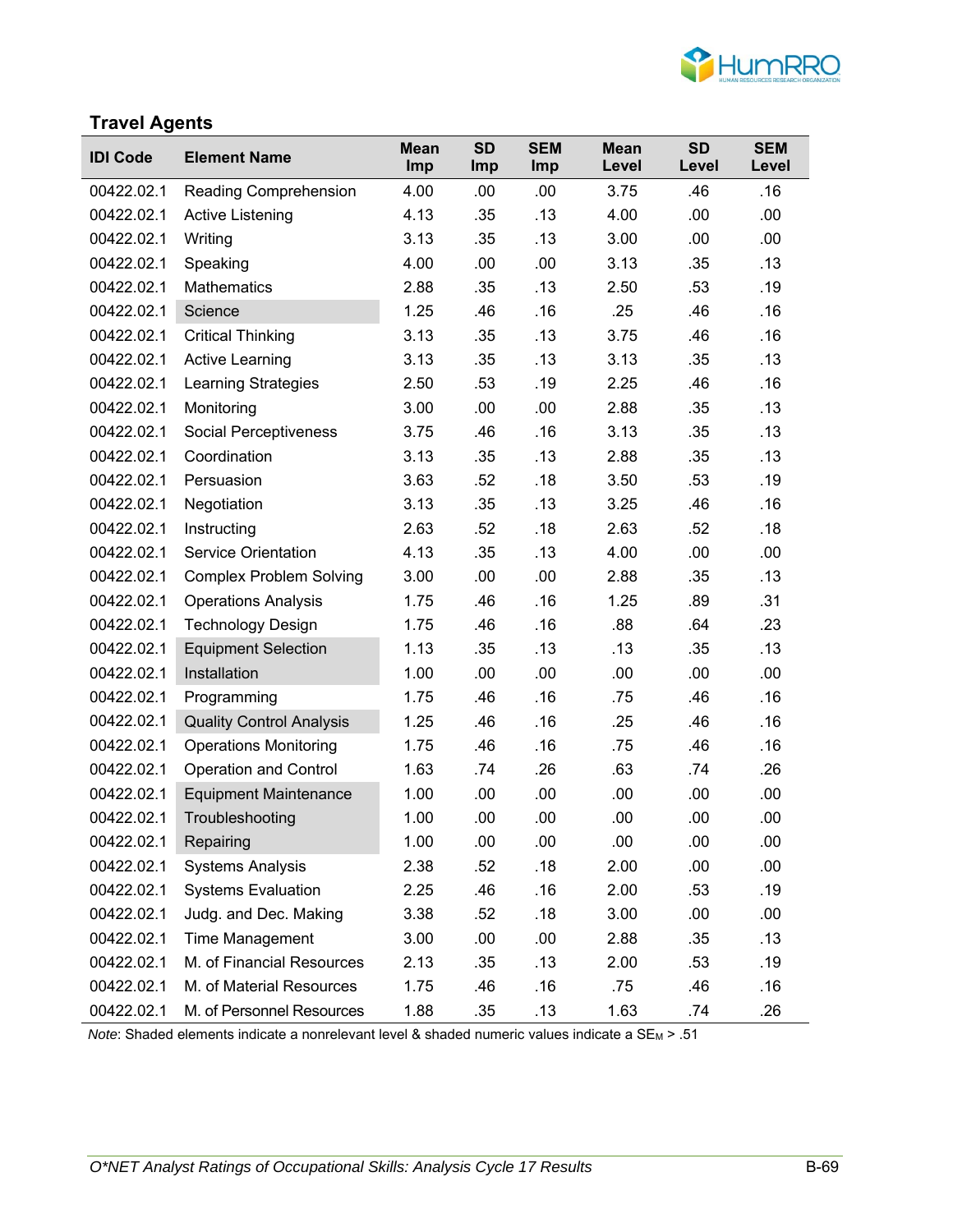## Travel Agents

| IDI Code | Element Name | Mean Imp | SD Imp | SEM Imp | Mean Level | SD Level | SEM Level |
|---|---|---|---|---|---|---|---|
| 00422.02.1 | Reading Comprehension | 4.00 | .00 | .00 | 3.75 | .46 | .16 |
| 00422.02.1 | Active Listening | 4.13 | .35 | .13 | 4.00 | .00 | .00 |
| 00422.02.1 | Writing | 3.13 | .35 | .13 | 3.00 | .00 | .00 |
| 00422.02.1 | Speaking | 4.00 | .00 | .00 | 3.13 | .35 | .13 |
| 00422.02.1 | Mathematics | 2.88 | .35 | .13 | 2.50 | .53 | .19 |
| 00422.02.1 | Science | 1.25 | .46 | .16 | .25 | .46 | .16 |
| 00422.02.1 | Critical Thinking | 3.13 | .35 | .13 | 3.75 | .46 | .16 |
| 00422.02.1 | Active Learning | 3.13 | .35 | .13 | 3.13 | .35 | .13 |
| 00422.02.1 | Learning Strategies | 2.50 | .53 | .19 | 2.25 | .46 | .16 |
| 00422.02.1 | Monitoring | 3.00 | .00 | .00 | 2.88 | .35 | .13 |
| 00422.02.1 | Social Perceptiveness | 3.75 | .46 | .16 | 3.13 | .35 | .13 |
| 00422.02.1 | Coordination | 3.13 | .35 | .13 | 2.88 | .35 | .13 |
| 00422.02.1 | Persuasion | 3.63 | .52 | .18 | 3.50 | .53 | .19 |
| 00422.02.1 | Negotiation | 3.13 | .35 | .13 | 3.25 | .46 | .16 |
| 00422.02.1 | Instructing | 2.63 | .52 | .18 | 2.63 | .52 | .18 |
| 00422.02.1 | Service Orientation | 4.13 | .35 | .13 | 4.00 | .00 | .00 |
| 00422.02.1 | Complex Problem Solving | 3.00 | .00 | .00 | 2.88 | .35 | .13 |
| 00422.02.1 | Operations Analysis | 1.75 | .46 | .16 | 1.25 | .89 | .31 |
| 00422.02.1 | Technology Design | 1.75 | .46 | .16 | .88 | .64 | .23 |
| 00422.02.1 | Equipment Selection | 1.13 | .35 | .13 | .13 | .35 | .13 |
| 00422.02.1 | Installation | 1.00 | .00 | .00 | .00 | .00 | .00 |
| 00422.02.1 | Programming | 1.75 | .46 | .16 | .75 | .46 | .16 |
| 00422.02.1 | Quality Control Analysis | 1.25 | .46 | .16 | .25 | .46 | .16 |
| 00422.02.1 | Operations Monitoring | 1.75 | .46 | .16 | .75 | .46 | .16 |
| 00422.02.1 | Operation and Control | 1.63 | .74 | .26 | .63 | .74 | .26 |
| 00422.02.1 | Equipment Maintenance | 1.00 | .00 | .00 | .00 | .00 | .00 |
| 00422.02.1 | Troubleshooting | 1.00 | .00 | .00 | .00 | .00 | .00 |
| 00422.02.1 | Repairing | 1.00 | .00 | .00 | .00 | .00 | .00 |
| 00422.02.1 | Systems Analysis | 2.38 | .52 | .18 | 2.00 | .00 | .00 |
| 00422.02.1 | Systems Evaluation | 2.25 | .46 | .16 | 2.00 | .53 | .19 |
| 00422.02.1 | Judg. and Dec. Making | 3.38 | .52 | .18 | 3.00 | .00 | .00 |
| 00422.02.1 | Time Management | 3.00 | .00 | .00 | 2.88 | .35 | .13 |
| 00422.02.1 | M. of Financial Resources | 2.13 | .35 | .13 | 2.00 | .53 | .19 |
| 00422.02.1 | M. of Material Resources | 1.75 | .46 | .16 | .75 | .46 | .16 |
| 00422.02.1 | M. of Personnel Resources | 1.88 | .35 | .13 | 1.63 | .74 | .26 |

*Note*: Shaded elements indicate a nonrelevant level & shaded numeric values indicate a $SE_M > .51$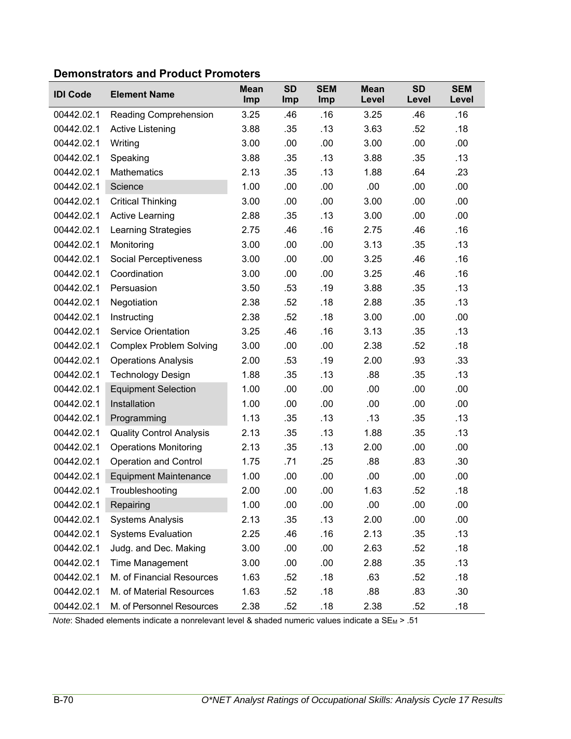### Demonstrators and Product Promoters

| IDI Code | Element Name | Mean Imp | SD Imp | SEM Imp | Mean Level | SD Level | SEM Level |
|---|---|---|---|---|---|---|---|
| 00442.02.1 | Reading Comprehension | 3.25 | .46 | .16 | 3.25 | .46 | .16 |
| 00442.02.1 | Active Listening | 3.88 | .35 | .13 | 3.63 | .52 | .18 |
| 00442.02.1 | Writing | 3.00 | .00 | .00 | 3.00 | .00 | .00 |
| 00442.02.1 | Speaking | 3.88 | .35 | .13 | 3.88 | .35 | .13 |
| 00442.02.1 | Mathematics | 2.13 | .35 | .13 | 1.88 | .64 | .23 |
| 00442.02.1 | Science | 1.00 | .00 | .00 | .00 | .00 | .00 |
| 00442.02.1 | Critical Thinking | 3.00 | .00 | .00 | 3.00 | .00 | .00 |
| 00442.02.1 | Active Learning | 2.88 | .35 | .13 | 3.00 | .00 | .00 |
| 00442.02.1 | Learning Strategies | 2.75 | .46 | .16 | 2.75 | .46 | .16 |
| 00442.02.1 | Monitoring | 3.00 | .00 | .00 | 3.13 | .35 | .13 |
| 00442.02.1 | Social Perceptiveness | 3.00 | .00 | .00 | 3.25 | .46 | .16 |
| 00442.02.1 | Coordination | 3.00 | .00 | .00 | 3.25 | .46 | .16 |
| 00442.02.1 | Persuasion | 3.50 | .53 | .19 | 3.88 | .35 | .13 |
| 00442.02.1 | Negotiation | 2.38 | .52 | .18 | 2.88 | .35 | .13 |
| 00442.02.1 | Instructing | 2.38 | .52 | .18 | 3.00 | .00 | .00 |
| 00442.02.1 | Service Orientation | 3.25 | .46 | .16 | 3.13 | .35 | .13 |
| 00442.02.1 | Complex Problem Solving | 3.00 | .00 | .00 | 2.38 | .52 | .18 |
| 00442.02.1 | Operations Analysis | 2.00 | .53 | .19 | 2.00 | .93 | .33 |
| 00442.02.1 | Technology Design | 1.88 | .35 | .13 | .88 | .35 | .13 |
| 00442.02.1 | Equipment Selection | 1.00 | .00 | .00 | .00 | .00 | .00 |
| 00442.02.1 | Installation | 1.00 | .00 | .00 | .00 | .00 | .00 |
| 00442.02.1 | Programming | 1.13 | .35 | .13 | .13 | .35 | .13 |
| 00442.02.1 | Quality Control Analysis | 2.13 | .35 | .13 | 1.88 | .35 | .13 |
| 00442.02.1 | Operations Monitoring | 2.13 | .35 | .13 | 2.00 | .00 | .00 |
| 00442.02.1 | Operation and Control | 1.75 | .71 | .25 | .88 | .83 | .30 |
| 00442.02.1 | Equipment Maintenance | 1.00 | .00 | .00 | .00 | .00 | .00 |
| 00442.02.1 | Troubleshooting | 2.00 | .00 | .00 | 1.63 | .52 | .18 |
| 00442.02.1 | Repairing | 1.00 | .00 | .00 | .00 | .00 | .00 |
| 00442.02.1 | Systems Analysis | 2.13 | .35 | .13 | 2.00 | .00 | .00 |
| 00442.02.1 | Systems Evaluation | 2.25 | .46 | .16 | 2.13 | .35 | .13 |
| 00442.02.1 | Judg. and Dec. Making | 3.00 | .00 | .00 | 2.63 | .52 | .18 |
| 00442.02.1 | Time Management | 3.00 | .00 | .00 | 2.88 | .35 | .13 |
| 00442.02.1 | M. of Financial Resources | 1.63 | .52 | .18 | .63 | .52 | .18 |
| 00442.02.1 | M. of Material Resources | 1.63 | .52 | .18 | .88 | .83 | .30 |
| 00442.02.1 | M. of Personnel Resources | 2.38 | .52 | .18 | 2.38 | .52 | .18 |

*Note*: Shaded elements indicate a nonrelevant level & shaded numeric values indicate a $SE_M > .51$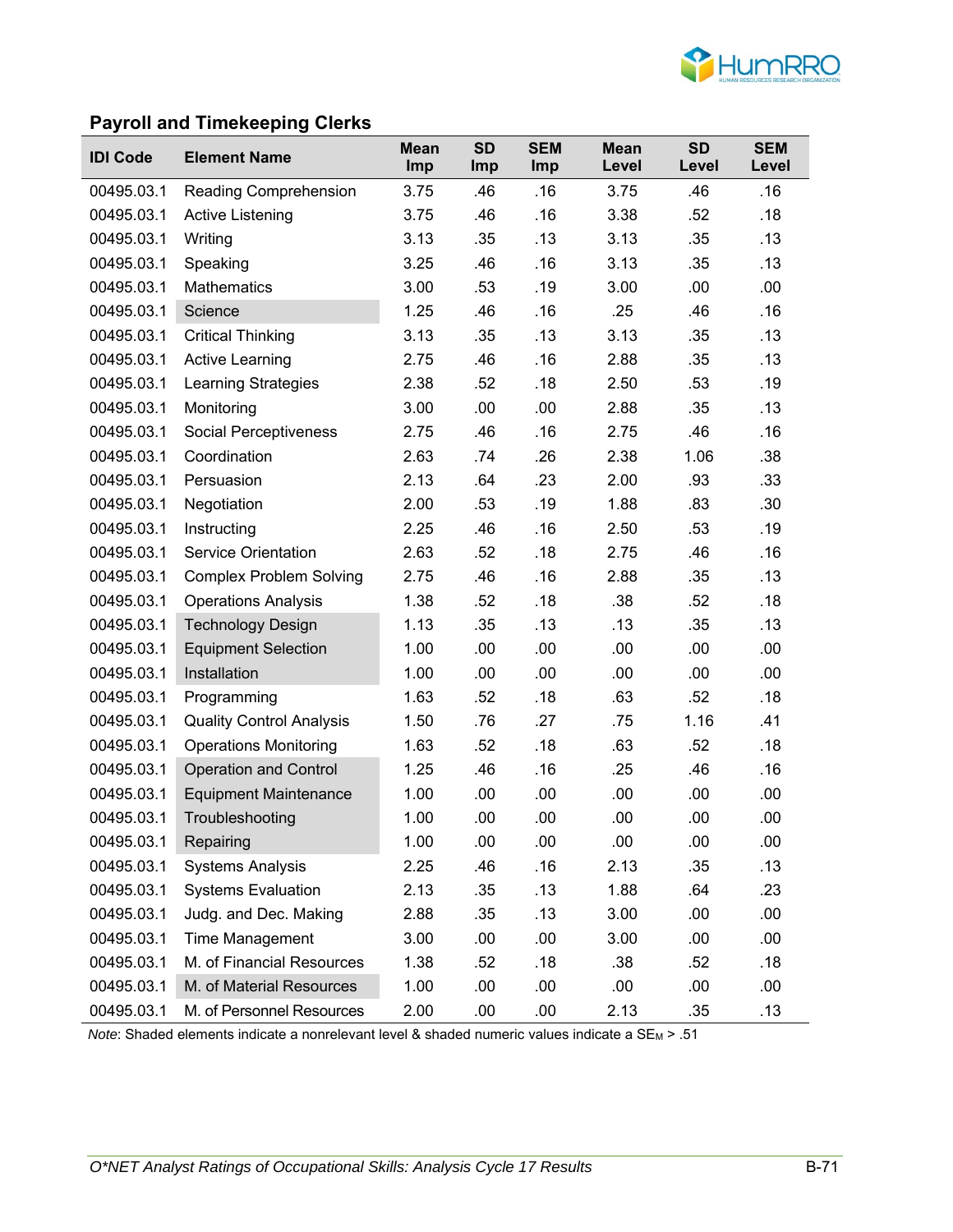## Payroll and Timekeeping Clerks

| IDI Code | Element Name | Mean Imp | SD Imp | SEM Imp | Mean Level | SD Level | SEM Level |
|---|---|---|---|---|---|---|---|
| 00495.03.1 | Reading Comprehension | 3.75 | .46 | .16 | 3.75 | .46 | .16 |
| 00495.03.1 | Active Listening | 3.75 | .46 | .16 | 3.38 | .52 | .18 |
| 00495.03.1 | Writing | 3.13 | .35 | .13 | 3.13 | .35 | .13 |
| 00495.03.1 | Speaking | 3.25 | .46 | .16 | 3.13 | .35 | .13 |
| 00495.03.1 | Mathematics | 3.00 | .53 | .19 | 3.00 | .00 | .00 |
| 00495.03.1 | Science | 1.25 | .46 | .16 | .25 | .46 | .16 |
| 00495.03.1 | Critical Thinking | 3.13 | .35 | .13 | 3.13 | .35 | .13 |
| 00495.03.1 | Active Learning | 2.75 | .46 | .16 | 2.88 | .35 | .13 |
| 00495.03.1 | Learning Strategies | 2.38 | .52 | .18 | 2.50 | .53 | .19 |
| 00495.03.1 | Monitoring | 3.00 | .00 | .00 | 2.88 | .35 | .13 |
| 00495.03.1 | Social Perceptiveness | 2.75 | .46 | .16 | 2.75 | .46 | .16 |
| 00495.03.1 | Coordination | 2.63 | .74 | .26 | 2.38 | 1.06 | .38 |
| 00495.03.1 | Persuasion | 2.13 | .64 | .23 | 2.00 | .93 | .33 |
| 00495.03.1 | Negotiation | 2.00 | .53 | .19 | 1.88 | .83 | .30 |
| 00495.03.1 | Instructing | 2.25 | .46 | .16 | 2.50 | .53 | .19 |
| 00495.03.1 | Service Orientation | 2.63 | .52 | .18 | 2.75 | .46 | .16 |
| 00495.03.1 | Complex Problem Solving | 2.75 | .46 | .16 | 2.88 | .35 | .13 |
| 00495.03.1 | Operations Analysis | 1.38 | .52 | .18 | .38 | .52 | .18 |
| 00495.03.1 | Technology Design | 1.13 | .35 | .13 | .13 | .35 | .13 |
| 00495.03.1 | Equipment Selection | 1.00 | .00 | .00 | .00 | .00 | .00 |
| 00495.03.1 | Installation | 1.00 | .00 | .00 | .00 | .00 | .00 |
| 00495.03.1 | Programming | 1.63 | .52 | .18 | .63 | .52 | .18 |
| 00495.03.1 | Quality Control Analysis | 1.50 | .76 | .27 | .75 | 1.16 | .41 |
| 00495.03.1 | Operations Monitoring | 1.63 | .52 | .18 | .63 | .52 | .18 |
| 00495.03.1 | Operation and Control | 1.25 | .46 | .16 | .25 | .46 | .16 |
| 00495.03.1 | Equipment Maintenance | 1.00 | .00 | .00 | .00 | .00 | .00 |
| 00495.03.1 | Troubleshooting | 1.00 | .00 | .00 | .00 | .00 | .00 |
| 00495.03.1 | Repairing | 1.00 | .00 | .00 | .00 | .00 | .00 |
| 00495.03.1 | Systems Analysis | 2.25 | .46 | .16 | 2.13 | .35 | .13 |
| 00495.03.1 | Systems Evaluation | 2.13 | .35 | .13 | 1.88 | .64 | .23 |
| 00495.03.1 | Judg. and Dec. Making | 2.88 | .35 | .13 | 3.00 | .00 | .00 |
| 00495.03.1 | Time Management | 3.00 | .00 | .00 | 3.00 | .00 | .00 |
| 00495.03.1 | M. of Financial Resources | 1.38 | .52 | .18 | .38 | .52 | .18 |
| 00495.03.1 | M. of Material Resources | 1.00 | .00 | .00 | .00 | .00 | .00 |
| 00495.03.1 | M. of Personnel Resources | 2.00 | .00 | .00 | 2.13 | .35 | .13 |

*Note*: Shaded elements indicate a nonrelevant level & shaded numeric values indicate a $SE_M$ > .51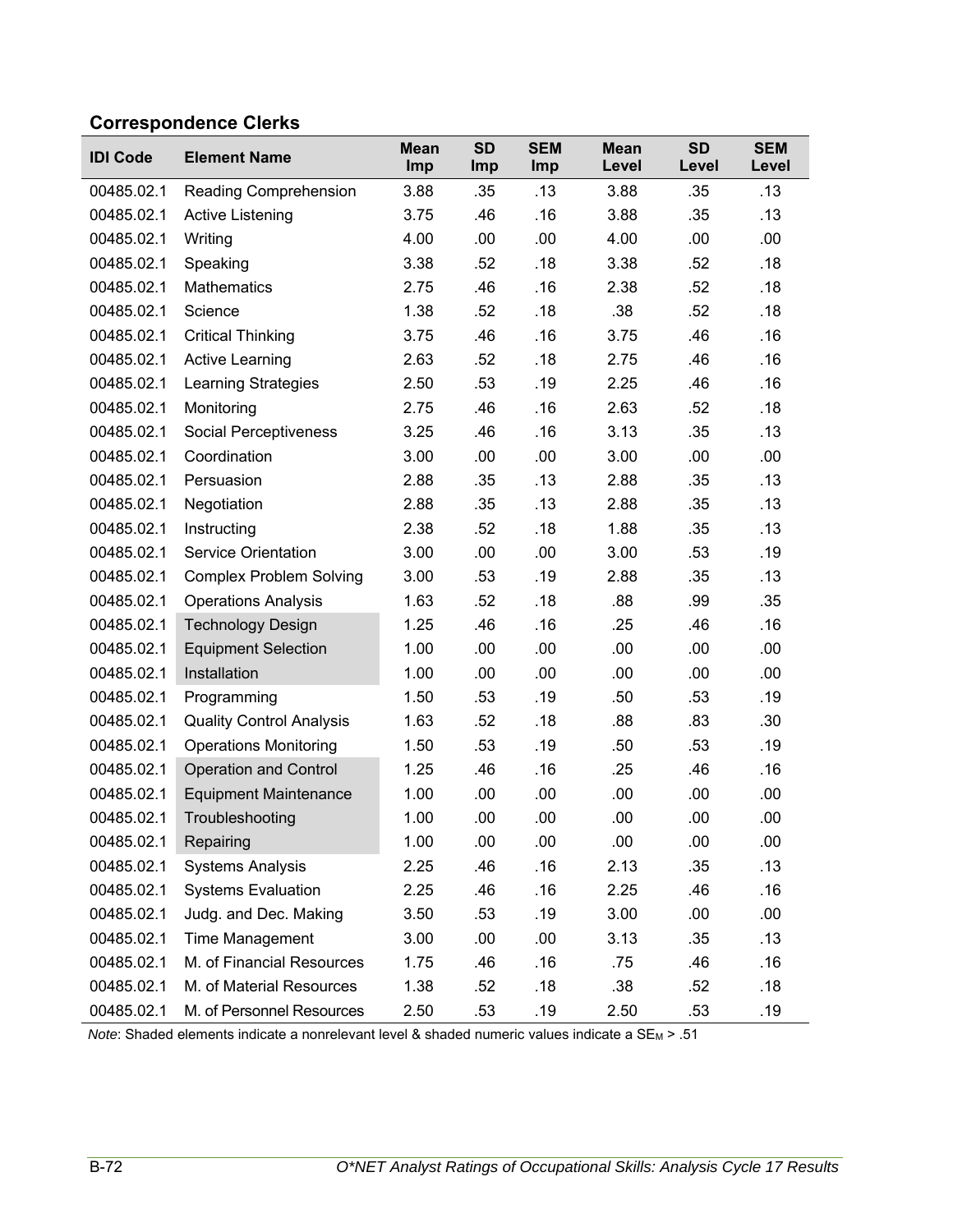## Correspondence Clerks

| IDI Code | Element Name | Mean Imp | SD Imp | SEM Imp | Mean Level | SD Level | SEM Level |
|---|---|---|---|---|---|---|---|
| 00485.02.1 | Reading Comprehension | 3.88 | .35 | .13 | 3.88 | .35 | .13 |
| 00485.02.1 | Active Listening | 3.75 | .46 | .16 | 3.88 | .35 | .13 |
| 00485.02.1 | Writing | 4.00 | .00 | .00 | 4.00 | .00 | .00 |
| 00485.02.1 | Speaking | 3.38 | .52 | .18 | 3.38 | .52 | .18 |
| 00485.02.1 | Mathematics | 2.75 | .46 | .16 | 2.38 | .52 | .18 |
| 00485.02.1 | Science | 1.38 | .52 | .18 | .38 | .52 | .18 |
| 00485.02.1 | Critical Thinking | 3.75 | .46 | .16 | 3.75 | .46 | .16 |
| 00485.02.1 | Active Learning | 2.63 | .52 | .18 | 2.75 | .46 | .16 |
| 00485.02.1 | Learning Strategies | 2.50 | .53 | .19 | 2.25 | .46 | .16 |
| 00485.02.1 | Monitoring | 2.75 | .46 | .16 | 2.63 | .52 | .18 |
| 00485.02.1 | Social Perceptiveness | 3.25 | .46 | .16 | 3.13 | .35 | .13 |
| 00485.02.1 | Coordination | 3.00 | .00 | .00 | 3.00 | .00 | .00 |
| 00485.02.1 | Persuasion | 2.88 | .35 | .13 | 2.88 | .35 | .13 |
| 00485.02.1 | Negotiation | 2.88 | .35 | .13 | 2.88 | .35 | .13 |
| 00485.02.1 | Instructing | 2.38 | .52 | .18 | 1.88 | .35 | .13 |
| 00485.02.1 | Service Orientation | 3.00 | .00 | .00 | 3.00 | .53 | .19 |
| 00485.02.1 | Complex Problem Solving | 3.00 | .53 | .19 | 2.88 | .35 | .13 |
| 00485.02.1 | Operations Analysis | 1.63 | .52 | .18 | .88 | .99 | .35 |
| 00485.02.1 | Technology Design | 1.25 | .46 | .16 | .25 | .46 | .16 |
| 00485.02.1 | Equipment Selection | 1.00 | .00 | .00 | .00 | .00 | .00 |
| 00485.02.1 | Installation | 1.00 | .00 | .00 | .00 | .00 | .00 |
| 00485.02.1 | Programming | 1.50 | .53 | .19 | .50 | .53 | .19 |
| 00485.02.1 | Quality Control Analysis | 1.63 | .52 | .18 | .88 | .83 | .30 |
| 00485.02.1 | Operations Monitoring | 1.50 | .53 | .19 | .50 | .53 | .19 |
| 00485.02.1 | Operation and Control | 1.25 | .46 | .16 | .25 | .46 | .16 |
| 00485.02.1 | Equipment Maintenance | 1.00 | .00 | .00 | .00 | .00 | .00 |
| 00485.02.1 | Troubleshooting | 1.00 | .00 | .00 | .00 | .00 | .00 |
| 00485.02.1 | Repairing | 1.00 | .00 | .00 | .00 | .00 | .00 |
| 00485.02.1 | Systems Analysis | 2.25 | .46 | .16 | 2.13 | .35 | .13 |
| 00485.02.1 | Systems Evaluation | 2.25 | .46 | .16 | 2.25 | .46 | .16 |
| 00485.02.1 | Judg. and Dec. Making | 3.50 | .53 | .19 | 3.00 | .00 | .00 |
| 00485.02.1 | Time Management | 3.00 | .00 | .00 | 3.13 | .35 | .13 |
| 00485.02.1 | M. of Financial Resources | 1.75 | .46 | .16 | .75 | .46 | .16 |
| 00485.02.1 | M. of Material Resources | 1.38 | .52 | .18 | .38 | .52 | .18 |
| 00485.02.1 | M. of Personnel Resources | 2.50 | .53 | .19 | 2.50 | .53 | .19 |

*Note*: Shaded elements indicate a nonrelevant level & shaded numeric values indicate a $SE_M$ > .51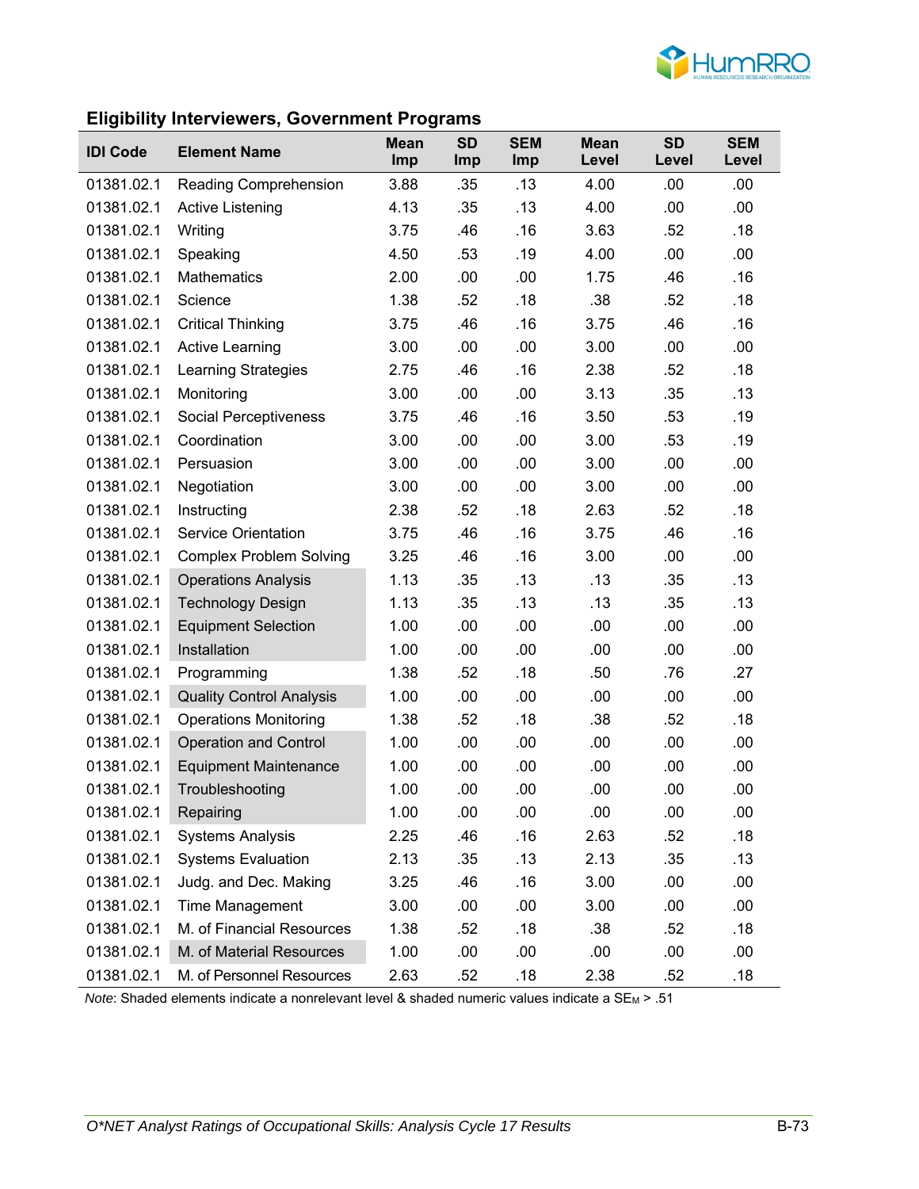## Eligibility Interviewers, Government Programs

| IDI Code | Element Name | Mean Imp | SD Imp | SEM Imp | Mean Level | SD Level | SEM Level |
|---|---|---|---|---|---|---|---|
| 01381.02.1 | Reading Comprehension | 3.88 | .35 | .13 | 4.00 | .00 | .00 |
| 01381.02.1 | Active Listening | 4.13 | .35 | .13 | 4.00 | .00 | .00 |
| 01381.02.1 | Writing | 3.75 | .46 | .16 | 3.63 | .52 | .18 |
| 01381.02.1 | Speaking | 4.50 | .53 | .19 | 4.00 | .00 | .00 |
| 01381.02.1 | Mathematics | 2.00 | .00 | .00 | 1.75 | .46 | .16 |
| 01381.02.1 | Science | 1.38 | .52 | .18 | .38 | .52 | .18 |
| 01381.02.1 | Critical Thinking | 3.75 | .46 | .16 | 3.75 | .46 | .16 |
| 01381.02.1 | Active Learning | 3.00 | .00 | .00 | 3.00 | .00 | .00 |
| 01381.02.1 | Learning Strategies | 2.75 | .46 | .16 | 2.38 | .52 | .18 |
| 01381.02.1 | Monitoring | 3.00 | .00 | .00 | 3.13 | .35 | .13 |
| 01381.02.1 | Social Perceptiveness | 3.75 | .46 | .16 | 3.50 | .53 | .19 |
| 01381.02.1 | Coordination | 3.00 | .00 | .00 | 3.00 | .53 | .19 |
| 01381.02.1 | Persuasion | 3.00 | .00 | .00 | 3.00 | .00 | .00 |
| 01381.02.1 | Negotiation | 3.00 | .00 | .00 | 3.00 | .00 | .00 |
| 01381.02.1 | Instructing | 2.38 | .52 | .18 | 2.63 | .52 | .18 |
| 01381.02.1 | Service Orientation | 3.75 | .46 | .16 | 3.75 | .46 | .16 |
| 01381.02.1 | Complex Problem Solving | 3.25 | .46 | .16 | 3.00 | .00 | .00 |
| 01381.02.1 | Operations Analysis | 1.13 | .35 | .13 | .13 | .35 | .13 |
| 01381.02.1 | Technology Design | 1.13 | .35 | .13 | .13 | .35 | .13 |
| 01381.02.1 | Equipment Selection | 1.00 | .00 | .00 | .00 | .00 | .00 |
| 01381.02.1 | Installation | 1.00 | .00 | .00 | .00 | .00 | .00 |
| 01381.02.1 | Programming | 1.38 | .52 | .18 | .50 | .76 | .27 |
| 01381.02.1 | Quality Control Analysis | 1.00 | .00 | .00 | .00 | .00 | .00 |
| 01381.02.1 | Operations Monitoring | 1.38 | .52 | .18 | .38 | .52 | .18 |
| 01381.02.1 | Operation and Control | 1.00 | .00 | .00 | .00 | .00 | .00 |
| 01381.02.1 | Equipment Maintenance | 1.00 | .00 | .00 | .00 | .00 | .00 |
| 01381.02.1 | Troubleshooting | 1.00 | .00 | .00 | .00 | .00 | .00 |
| 01381.02.1 | Repairing | 1.00 | .00 | .00 | .00 | .00 | .00 |
| 01381.02.1 | Systems Analysis | 2.25 | .46 | .16 | 2.63 | .52 | .18 |
| 01381.02.1 | Systems Evaluation | 2.13 | .35 | .13 | 2.13 | .35 | .13 |
| 01381.02.1 | Judg. and Dec. Making | 3.25 | .46 | .16 | 3.00 | .00 | .00 |
| 01381.02.1 | Time Management | 3.00 | .00 | .00 | 3.00 | .00 | .00 |
| 01381.02.1 | M. of Financial Resources | 1.38 | .52 | .18 | .38 | .52 | .18 |
| 01381.02.1 | M. of Material Resources | 1.00 | .00 | .00 | .00 | .00 | .00 |
| 01381.02.1 | M. of Personnel Resources | 2.63 | .52 | .18 | 2.38 | .52 | .18 |

*Note*: Shaded elements indicate a nonrelevant level & shaded numeric values indicate a $SE_M$ > .51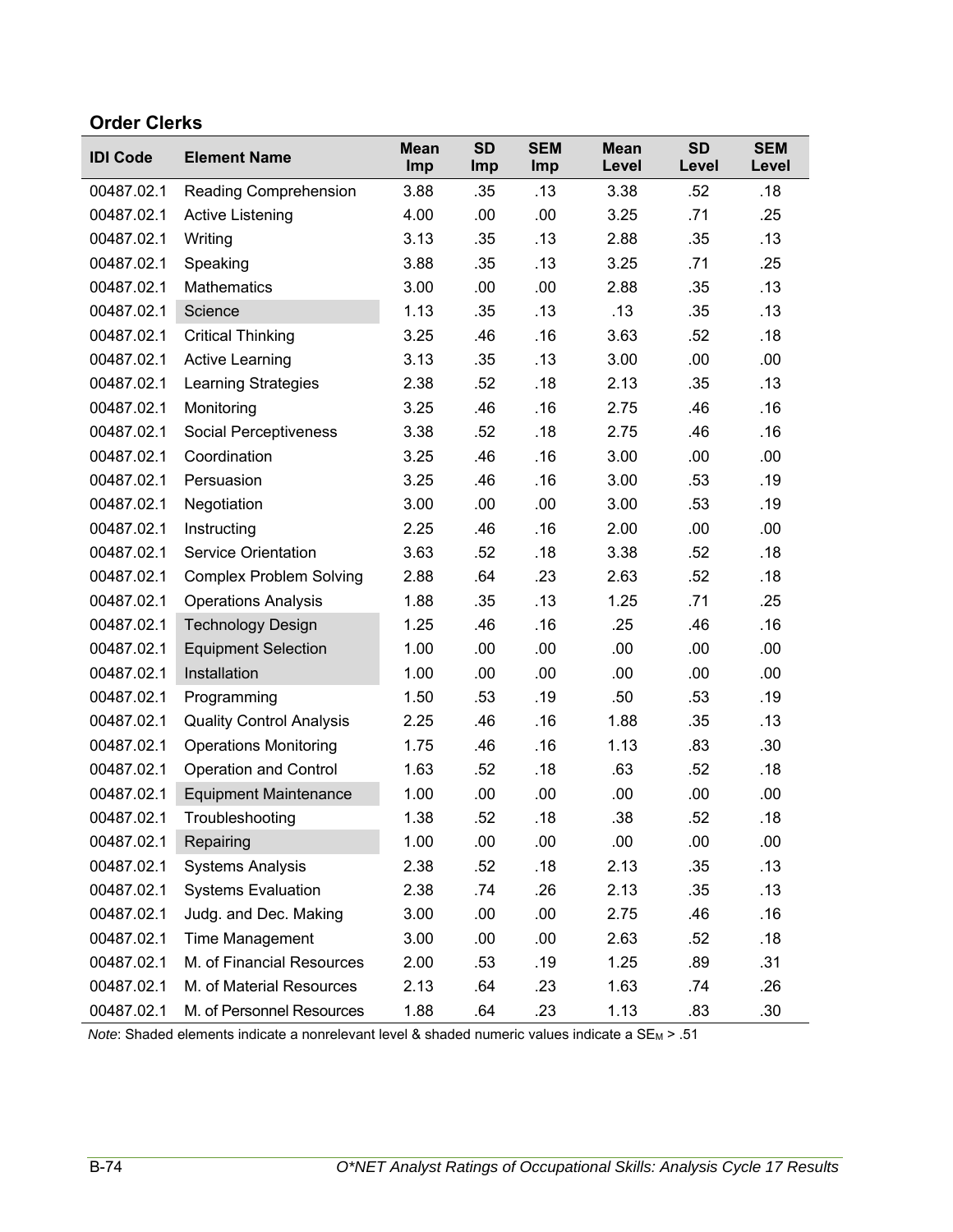## Order Clerks

| IDI Code | Element Name | Mean Imp | SD Imp | SEM Imp | Mean Level | SD Level | SEM Level |
|---|---|---|---|---|---|---|---|
| 00487.02.1 | Reading Comprehension | 3.88 | .35 | .13 | 3.38 | .52 | .18 |
| 00487.02.1 | Active Listening | 4.00 | .00 | .00 | 3.25 | .71 | .25 |
| 00487.02.1 | Writing | 3.13 | .35 | .13 | 2.88 | .35 | .13 |
| 00487.02.1 | Speaking | 3.88 | .35 | .13 | 3.25 | .71 | .25 |
| 00487.02.1 | Mathematics | 3.00 | .00 | .00 | 2.88 | .35 | .13 |
| 00487.02.1 | Science | 1.13 | .35 | .13 | .13 | .35 | .13 |
| 00487.02.1 | Critical Thinking | 3.25 | .46 | .16 | 3.63 | .52 | .18 |
| 00487.02.1 | Active Learning | 3.13 | .35 | .13 | 3.00 | .00 | .00 |
| 00487.02.1 | Learning Strategies | 2.38 | .52 | .18 | 2.13 | .35 | .13 |
| 00487.02.1 | Monitoring | 3.25 | .46 | .16 | 2.75 | .46 | .16 |
| 00487.02.1 | Social Perceptiveness | 3.38 | .52 | .18 | 2.75 | .46 | .16 |
| 00487.02.1 | Coordination | 3.25 | .46 | .16 | 3.00 | .00 | .00 |
| 00487.02.1 | Persuasion | 3.25 | .46 | .16 | 3.00 | .53 | .19 |
| 00487.02.1 | Negotiation | 3.00 | .00 | .00 | 3.00 | .53 | .19 |
| 00487.02.1 | Instructing | 2.25 | .46 | .16 | 2.00 | .00 | .00 |
| 00487.02.1 | Service Orientation | 3.63 | .52 | .18 | 3.38 | .52 | .18 |
| 00487.02.1 | Complex Problem Solving | 2.88 | .64 | .23 | 2.63 | .52 | .18 |
| 00487.02.1 | Operations Analysis | 1.88 | .35 | .13 | 1.25 | .71 | .25 |
| 00487.02.1 | Technology Design | 1.25 | .46 | .16 | .25 | .46 | .16 |
| 00487.02.1 | Equipment Selection | 1.00 | .00 | .00 | .00 | .00 | .00 |
| 00487.02.1 | Installation | 1.00 | .00 | .00 | .00 | .00 | .00 |
| 00487.02.1 | Programming | 1.50 | .53 | .19 | .50 | .53 | .19 |
| 00487.02.1 | Quality Control Analysis | 2.25 | .46 | .16 | 1.88 | .35 | .13 |
| 00487.02.1 | Operations Monitoring | 1.75 | .46 | .16 | 1.13 | .83 | .30 |
| 00487.02.1 | Operation and Control | 1.63 | .52 | .18 | .63 | .52 | .18 |
| 00487.02.1 | Equipment Maintenance | 1.00 | .00 | .00 | .00 | .00 | .00 |
| 00487.02.1 | Troubleshooting | 1.38 | .52 | .18 | .38 | .52 | .18 |
| 00487.02.1 | Repairing | 1.00 | .00 | .00 | .00 | .00 | .00 |
| 00487.02.1 | Systems Analysis | 2.38 | .52 | .18 | 2.13 | .35 | .13 |
| 00487.02.1 | Systems Evaluation | 2.38 | .74 | .26 | 2.13 | .35 | .13 |
| 00487.02.1 | Judg. and Dec. Making | 3.00 | .00 | .00 | 2.75 | .46 | .16 |
| 00487.02.1 | Time Management | 3.00 | .00 | .00 | 2.63 | .52 | .18 |
| 00487.02.1 | M. of Financial Resources | 2.00 | .53 | .19 | 1.25 | .89 | .31 |
| 00487.02.1 | M. of Material Resources | 2.13 | .64 | .23 | 1.63 | .74 | .26 |
| 00487.02.1 | M. of Personnel Resources | 1.88 | .64 | .23 | 1.13 | .83 | .30 |

*Note*: Shaded elements indicate a nonrelevant level & shaded numeric values indicate a $SE_M > .51$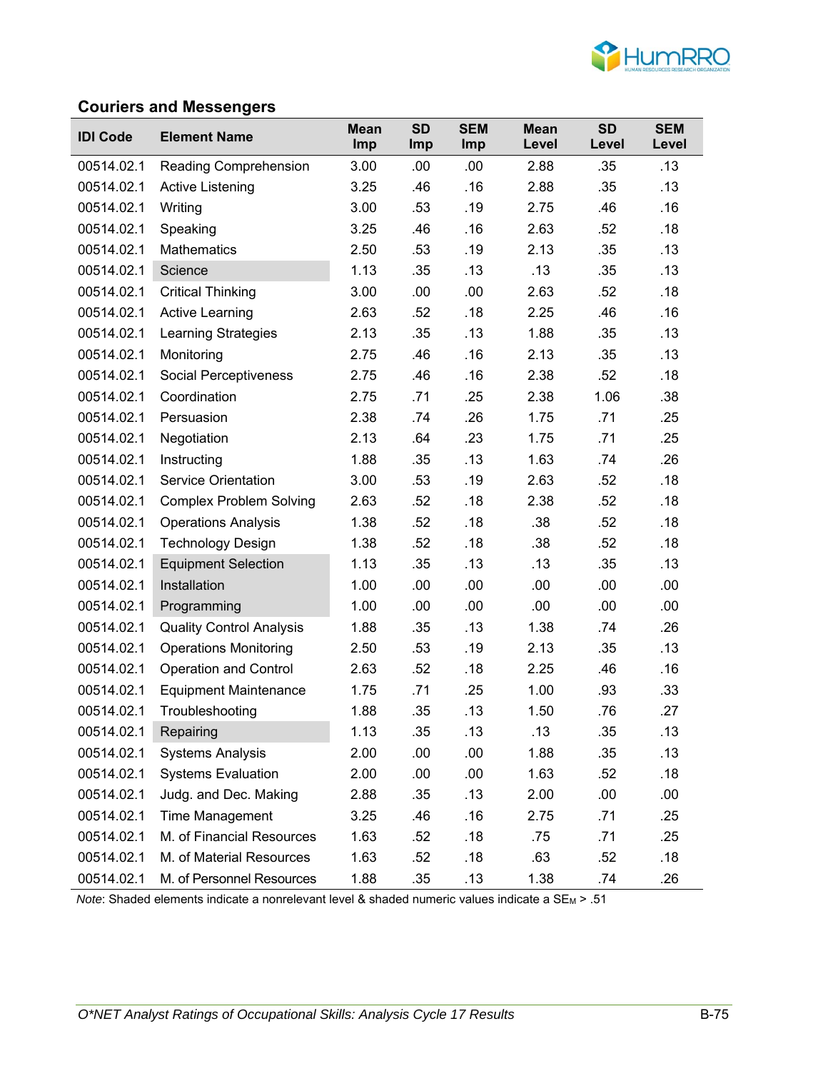### Couriers and Messengers

| IDI Code | Element Name | Mean Imp | SD Imp | SEM Imp | Mean Level | SD Level | SEM Level |
|---|---|---|---|---|---|---|---|
| 00514.02.1 | Reading Comprehension | 3.00 | .00 | .00 | 2.88 | .35 | .13 |
| 00514.02.1 | Active Listening | 3.25 | .46 | .16 | 2.88 | .35 | .13 |
| 00514.02.1 | Writing | 3.00 | .53 | .19 | 2.75 | .46 | .16 |
| 00514.02.1 | Speaking | 3.25 | .46 | .16 | 2.63 | .52 | .18 |
| 00514.02.1 | Mathematics | 2.50 | .53 | .19 | 2.13 | .35 | .13 |
| 00514.02.1 | Science | 1.13 | .35 | .13 | .13 | .35 | .13 |
| 00514.02.1 | Critical Thinking | 3.00 | .00 | .00 | 2.63 | .52 | .18 |
| 00514.02.1 | Active Learning | 2.63 | .52 | .18 | 2.25 | .46 | .16 |
| 00514.02.1 | Learning Strategies | 2.13 | .35 | .13 | 1.88 | .35 | .13 |
| 00514.02.1 | Monitoring | 2.75 | .46 | .16 | 2.13 | .35 | .13 |
| 00514.02.1 | Social Perceptiveness | 2.75 | .46 | .16 | 2.38 | .52 | .18 |
| 00514.02.1 | Coordination | 2.75 | .71 | .25 | 2.38 | 1.06 | .38 |
| 00514.02.1 | Persuasion | 2.38 | .74 | .26 | 1.75 | .71 | .25 |
| 00514.02.1 | Negotiation | 2.13 | .64 | .23 | 1.75 | .71 | .25 |
| 00514.02.1 | Instructing | 1.88 | .35 | .13 | 1.63 | .74 | .26 |
| 00514.02.1 | Service Orientation | 3.00 | .53 | .19 | 2.63 | .52 | .18 |
| 00514.02.1 | Complex Problem Solving | 2.63 | .52 | .18 | 2.38 | .52 | .18 |
| 00514.02.1 | Operations Analysis | 1.38 | .52 | .18 | .38 | .52 | .18 |
| 00514.02.1 | Technology Design | 1.38 | .52 | .18 | .38 | .52 | .18 |
| 00514.02.1 | Equipment Selection | 1.13 | .35 | .13 | .13 | .35 | .13 |
| 00514.02.1 | Installation | 1.00 | .00 | .00 | .00 | .00 | .00 |
| 00514.02.1 | Programming | 1.00 | .00 | .00 | .00 | .00 | .00 |
| 00514.02.1 | Quality Control Analysis | 1.88 | .35 | .13 | 1.38 | .74 | .26 |
| 00514.02.1 | Operations Monitoring | 2.50 | .53 | .19 | 2.13 | .35 | .13 |
| 00514.02.1 | Operation and Control | 2.63 | .52 | .18 | 2.25 | .46 | .16 |
| 00514.02.1 | Equipment Maintenance | 1.75 | .71 | .25 | 1.00 | .93 | .33 |
| 00514.02.1 | Troubleshooting | 1.88 | .35 | .13 | 1.50 | .76 | .27 |
| 00514.02.1 | Repairing | 1.13 | .35 | .13 | .13 | .35 | .13 |
| 00514.02.1 | Systems Analysis | 2.00 | .00 | .00 | 1.88 | .35 | .13 |
| 00514.02.1 | Systems Evaluation | 2.00 | .00 | .00 | 1.63 | .52 | .18 |
| 00514.02.1 | Judg. and Dec. Making | 2.88 | .35 | .13 | 2.00 | .00 | .00 |
| 00514.02.1 | Time Management | 3.25 | .46 | .16 | 2.75 | .71 | .25 |
| 00514.02.1 | M. of Financial Resources | 1.63 | .52 | .18 | .75 | .71 | .25 |
| 00514.02.1 | M. of Material Resources | 1.63 | .52 | .18 | .63 | .52 | .18 |
| 00514.02.1 | M. of Personnel Resources | 1.88 | .35 | .13 | 1.38 | .74 | .26 |

*Note*: Shaded elements indicate a nonrelevant level & shaded numeric values indicate a $SE_M$ > .51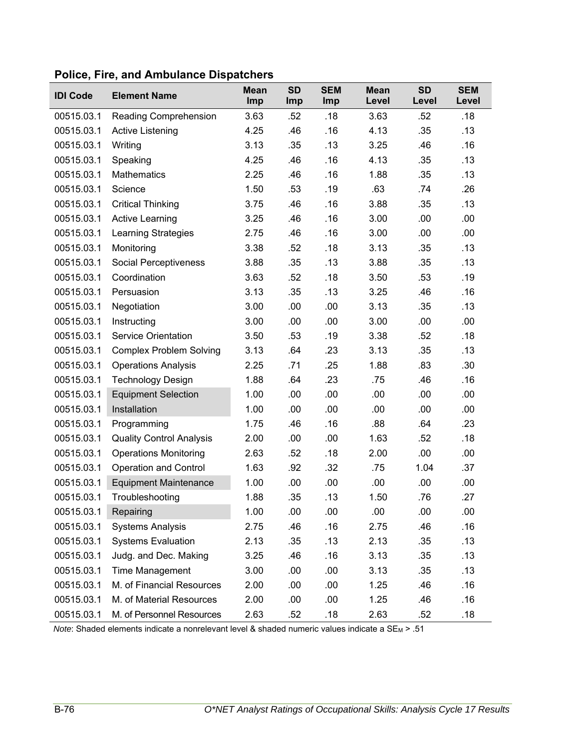## Police, Fire, and Ambulance Dispatchers

| IDI Code | Element Name | Mean Imp | SD Imp | SEM Imp | Mean Level | SD Level | SEM Level |
|---|---|---|---|---|---|---|---|
| 00515.03.1 | Reading Comprehension | 3.63 | .52 | .18 | 3.63 | .52 | .18 |
| 00515.03.1 | Active Listening | 4.25 | .46 | .16 | 4.13 | .35 | .13 |
| 00515.03.1 | Writing | 3.13 | .35 | .13 | 3.25 | .46 | .16 |
| 00515.03.1 | Speaking | 4.25 | .46 | .16 | 4.13 | .35 | .13 |
| 00515.03.1 | Mathematics | 2.25 | .46 | .16 | 1.88 | .35 | .13 |
| 00515.03.1 | Science | 1.50 | .53 | .19 | .63 | .74 | .26 |
| 00515.03.1 | Critical Thinking | 3.75 | .46 | .16 | 3.88 | .35 | .13 |
| 00515.03.1 | Active Learning | 3.25 | .46 | .16 | 3.00 | .00 | .00 |
| 00515.03.1 | Learning Strategies | 2.75 | .46 | .16 | 3.00 | .00 | .00 |
| 00515.03.1 | Monitoring | 3.38 | .52 | .18 | 3.13 | .35 | .13 |
| 00515.03.1 | Social Perceptiveness | 3.88 | .35 | .13 | 3.88 | .35 | .13 |
| 00515.03.1 | Coordination | 3.63 | .52 | .18 | 3.50 | .53 | .19 |
| 00515.03.1 | Persuasion | 3.13 | .35 | .13 | 3.25 | .46 | .16 |
| 00515.03.1 | Negotiation | 3.00 | .00 | .00 | 3.13 | .35 | .13 |
| 00515.03.1 | Instructing | 3.00 | .00 | .00 | 3.00 | .00 | .00 |
| 00515.03.1 | Service Orientation | 3.50 | .53 | .19 | 3.38 | .52 | .18 |
| 00515.03.1 | Complex Problem Solving | 3.13 | .64 | .23 | 3.13 | .35 | .13 |
| 00515.03.1 | Operations Analysis | 2.25 | .71 | .25 | 1.88 | .83 | .30 |
| 00515.03.1 | Technology Design | 1.88 | .64 | .23 | .75 | .46 | .16 |
| 00515.03.1 | Equipment Selection | 1.00 | .00 | .00 | .00 | .00 | .00 |
| 00515.03.1 | Installation | 1.00 | .00 | .00 | .00 | .00 | .00 |
| 00515.03.1 | Programming | 1.75 | .46 | .16 | .88 | .64 | .23 |
| 00515.03.1 | Quality Control Analysis | 2.00 | .00 | .00 | 1.63 | .52 | .18 |
| 00515.03.1 | Operations Monitoring | 2.63 | .52 | .18 | 2.00 | .00 | .00 |
| 00515.03.1 | Operation and Control | 1.63 | .92 | .32 | .75 | 1.04 | .37 |
| 00515.03.1 | Equipment Maintenance | 1.00 | .00 | .00 | .00 | .00 | .00 |
| 00515.03.1 | Troubleshooting | 1.88 | .35 | .13 | 1.50 | .76 | .27 |
| 00515.03.1 | Repairing | 1.00 | .00 | .00 | .00 | .00 | .00 |
| 00515.03.1 | Systems Analysis | 2.75 | .46 | .16 | 2.75 | .46 | .16 |
| 00515.03.1 | Systems Evaluation | 2.13 | .35 | .13 | 2.13 | .35 | .13 |
| 00515.03.1 | Judg. and Dec. Making | 3.25 | .46 | .16 | 3.13 | .35 | .13 |
| 00515.03.1 | Time Management | 3.00 | .00 | .00 | 3.13 | .35 | .13 |
| 00515.03.1 | M. of Financial Resources | 2.00 | .00 | .00 | 1.25 | .46 | .16 |
| 00515.03.1 | M. of Material Resources | 2.00 | .00 | .00 | 1.25 | .46 | .16 |
| 00515.03.1 | M. of Personnel Resources | 2.63 | .52 | .18 | 2.63 | .52 | .18 |

*Note*: Shaded elements indicate a nonrelevant level & shaded numeric values indicate a $SE_M$ > .51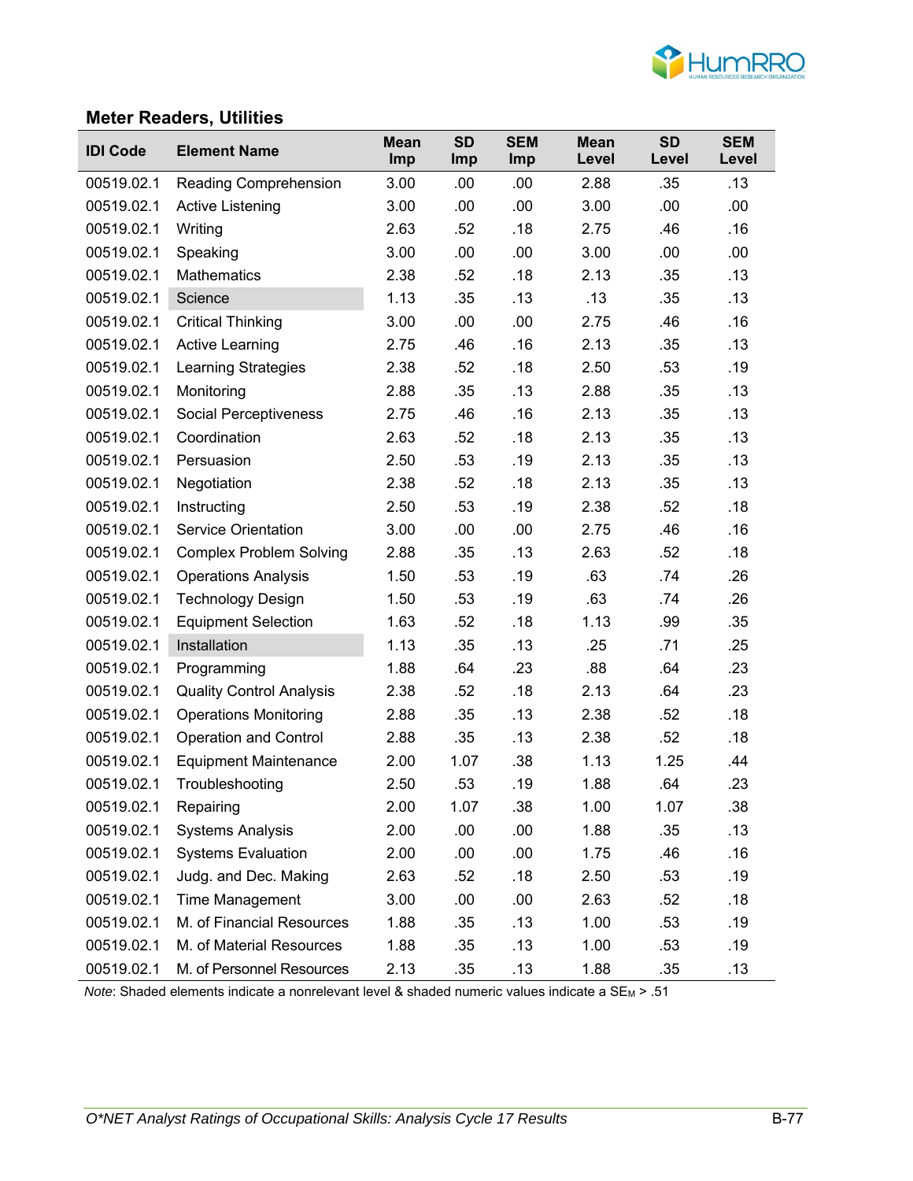## Meter Readers, Utilities

| IDI Code | Element Name | Mean Imp | SD Imp | SEM Imp | Mean Level | SD Level | SEM Level |
|---|---|---|---|---|---|---|---|
| 00519.02.1 | Reading Comprehension | 3.00 | .00 | .00 | 2.88 | .35 | .13 |
| 00519.02.1 | Active Listening | 3.00 | .00 | .00 | 3.00 | .00 | .00 |
| 00519.02.1 | Writing | 2.63 | .52 | .18 | 2.75 | .46 | .16 |
| 00519.02.1 | Speaking | 3.00 | .00 | .00 | 3.00 | .00 | .00 |
| 00519.02.1 | Mathematics | 2.38 | .52 | .18 | 2.13 | .35 | .13 |
| 00519.02.1 | Science | 1.13 | .35 | .13 | .13 | .35 | .13 |
| 00519.02.1 | Critical Thinking | 3.00 | .00 | .00 | 2.75 | .46 | .16 |
| 00519.02.1 | Active Learning | 2.75 | .46 | .16 | 2.13 | .35 | .13 |
| 00519.02.1 | Learning Strategies | 2.38 | .52 | .18 | 2.50 | .53 | .19 |
| 00519.02.1 | Monitoring | 2.88 | .35 | .13 | 2.88 | .35 | .13 |
| 00519.02.1 | Social Perceptiveness | 2.75 | .46 | .16 | 2.13 | .35 | .13 |
| 00519.02.1 | Coordination | 2.63 | .52 | .18 | 2.13 | .35 | .13 |
| 00519.02.1 | Persuasion | 2.50 | .53 | .19 | 2.13 | .35 | .13 |
| 00519.02.1 | Negotiation | 2.38 | .52 | .18 | 2.13 | .35 | .13 |
| 00519.02.1 | Instructing | 2.50 | .53 | .19 | 2.38 | .52 | .18 |
| 00519.02.1 | Service Orientation | 3.00 | .00 | .00 | 2.75 | .46 | .16 |
| 00519.02.1 | Complex Problem Solving | 2.88 | .35 | .13 | 2.63 | .52 | .18 |
| 00519.02.1 | Operations Analysis | 1.50 | .53 | .19 | .63 | .74 | .26 |
| 00519.02.1 | Technology Design | 1.50 | .53 | .19 | .63 | .74 | .26 |
| 00519.02.1 | Equipment Selection | 1.63 | .52 | .18 | 1.13 | .99 | .35 |
| 00519.02.1 | Installation | 1.13 | .35 | .13 | .25 | .71 | .25 |
| 00519.02.1 | Programming | 1.88 | .64 | .23 | .88 | .64 | .23 |
| 00519.02.1 | Quality Control Analysis | 2.38 | .52 | .18 | 2.13 | .64 | .23 |
| 00519.02.1 | Operations Monitoring | 2.88 | .35 | .13 | 2.38 | .52 | .18 |
| 00519.02.1 | Operation and Control | 2.88 | .35 | .13 | 2.38 | .52 | .18 |
| 00519.02.1 | Equipment Maintenance | 2.00 | 1.07 | .38 | 1.13 | 1.25 | .44 |
| 00519.02.1 | Troubleshooting | 2.50 | .53 | .19 | 1.88 | .64 | .23 |
| 00519.02.1 | Repairing | 2.00 | 1.07 | .38 | 1.00 | 1.07 | .38 |
| 00519.02.1 | Systems Analysis | 2.00 | .00 | .00 | 1.88 | .35 | .13 |
| 00519.02.1 | Systems Evaluation | 2.00 | .00 | .00 | 1.75 | .46 | .16 |
| 00519.02.1 | Judg. and Dec. Making | 2.63 | .52 | .18 | 2.50 | .53 | .19 |
| 00519.02.1 | Time Management | 3.00 | .00 | .00 | 2.63 | .52 | .18 |
| 00519.02.1 | M. of Financial Resources | 1.88 | .35 | .13 | 1.00 | .53 | .19 |
| 00519.02.1 | M. of Material Resources | 1.88 | .35 | .13 | 1.00 | .53 | .19 |
| 00519.02.1 | M. of Personnel Resources | 2.13 | .35 | .13 | 1.88 | .35 | .13 |

*Note*: Shaded elements indicate a nonrelevant level & shaded numeric values indicate a $SE_M > .51$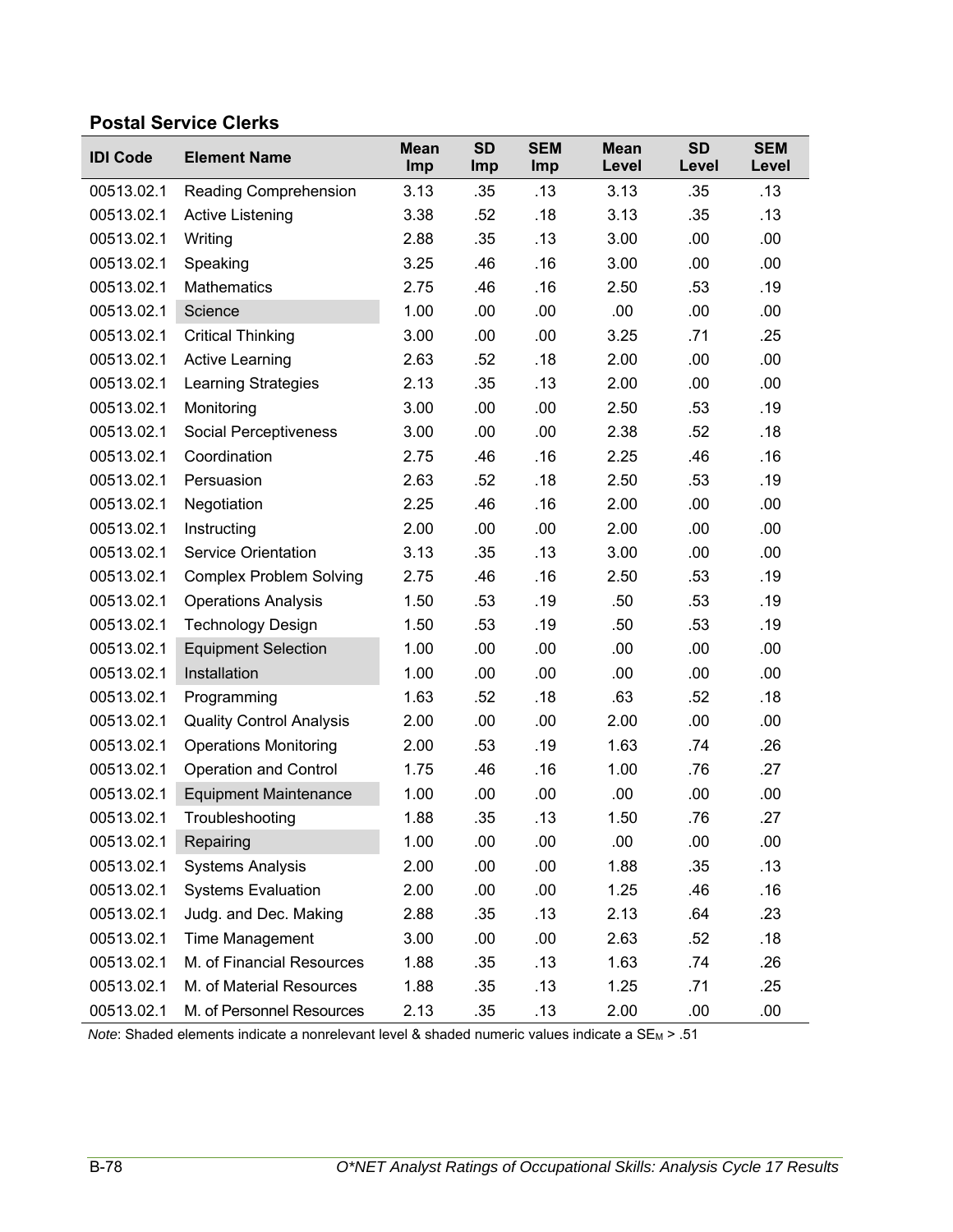## Postal Service Clerks

| IDI Code | Element Name | Mean Imp | SD Imp | SEM Imp | Mean Level | SD Level | SEM Level |
|---|---|---|---|---|---|---|---|
| 00513.02.1 | Reading Comprehension | 3.13 | .35 | .13 | 3.13 | .35 | .13 |
| 00513.02.1 | Active Listening | 3.38 | .52 | .18 | 3.13 | .35 | .13 |
| 00513.02.1 | Writing | 2.88 | .35 | .13 | 3.00 | .00 | .00 |
| 00513.02.1 | Speaking | 3.25 | .46 | .16 | 3.00 | .00 | .00 |
| 00513.02.1 | Mathematics | 2.75 | .46 | .16 | 2.50 | .53 | .19 |
| 00513.02.1 | Science | 1.00 | .00 | .00 | .00 | .00 | .00 |
| 00513.02.1 | Critical Thinking | 3.00 | .00 | .00 | 3.25 | .71 | .25 |
| 00513.02.1 | Active Learning | 2.63 | .52 | .18 | 2.00 | .00 | .00 |
| 00513.02.1 | Learning Strategies | 2.13 | .35 | .13 | 2.00 | .00 | .00 |
| 00513.02.1 | Monitoring | 3.00 | .00 | .00 | 2.50 | .53 | .19 |
| 00513.02.1 | Social Perceptiveness | 3.00 | .00 | .00 | 2.38 | .52 | .18 |
| 00513.02.1 | Coordination | 2.75 | .46 | .16 | 2.25 | .46 | .16 |
| 00513.02.1 | Persuasion | 2.63 | .52 | .18 | 2.50 | .53 | .19 |
| 00513.02.1 | Negotiation | 2.25 | .46 | .16 | 2.00 | .00 | .00 |
| 00513.02.1 | Instructing | 2.00 | .00 | .00 | 2.00 | .00 | .00 |
| 00513.02.1 | Service Orientation | 3.13 | .35 | .13 | 3.00 | .00 | .00 |
| 00513.02.1 | Complex Problem Solving | 2.75 | .46 | .16 | 2.50 | .53 | .19 |
| 00513.02.1 | Operations Analysis | 1.50 | .53 | .19 | .50 | .53 | .19 |
| 00513.02.1 | Technology Design | 1.50 | .53 | .19 | .50 | .53 | .19 |
| 00513.02.1 | Equipment Selection | 1.00 | .00 | .00 | .00 | .00 | .00 |
| 00513.02.1 | Installation | 1.00 | .00 | .00 | .00 | .00 | .00 |
| 00513.02.1 | Programming | 1.63 | .52 | .18 | .63 | .52 | .18 |
| 00513.02.1 | Quality Control Analysis | 2.00 | .00 | .00 | 2.00 | .00 | .00 |
| 00513.02.1 | Operations Monitoring | 2.00 | .53 | .19 | 1.63 | .74 | .26 |
| 00513.02.1 | Operation and Control | 1.75 | .46 | .16 | 1.00 | .76 | .27 |
| 00513.02.1 | Equipment Maintenance | 1.00 | .00 | .00 | .00 | .00 | .00 |
| 00513.02.1 | Troubleshooting | 1.88 | .35 | .13 | 1.50 | .76 | .27 |
| 00513.02.1 | Repairing | 1.00 | .00 | .00 | .00 | .00 | .00 |
| 00513.02.1 | Systems Analysis | 2.00 | .00 | .00 | 1.88 | .35 | .13 |
| 00513.02.1 | Systems Evaluation | 2.00 | .00 | .00 | 1.25 | .46 | .16 |
| 00513.02.1 | Judg. and Dec. Making | 2.88 | .35 | .13 | 2.13 | .64 | .23 |
| 00513.02.1 | Time Management | 3.00 | .00 | .00 | 2.63 | .52 | .18 |
| 00513.02.1 | M. of Financial Resources | 1.88 | .35 | .13 | 1.63 | .74 | .26 |
| 00513.02.1 | M. of Material Resources | 1.88 | .35 | .13 | 1.25 | .71 | .25 |
| 00513.02.1 | M. of Personnel Resources | 2.13 | .35 | .13 | 2.00 | .00 | .00 |

*Note*: Shaded elements indicate a nonrelevant level & shaded numeric values indicate a $SE_M$ > .51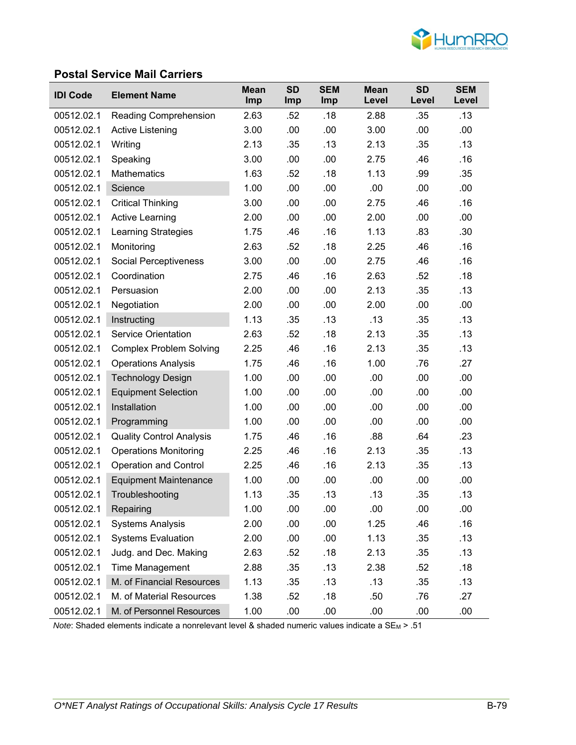### Postal Service Mail Carriers

| IDI Code | Element Name | Mean Imp | SD Imp | SEM Imp | Mean Level | SD Level | SEM Level |
|---|---|---|---|---|---|---|---|
| 00512.02.1 | Reading Comprehension | 2.63 | .52 | .18 | 2.88 | .35 | .13 |
| 00512.02.1 | Active Listening | 3.00 | .00 | .00 | 3.00 | .00 | .00 |
| 00512.02.1 | Writing | 2.13 | .35 | .13 | 2.13 | .35 | .13 |
| 00512.02.1 | Speaking | 3.00 | .00 | .00 | 2.75 | .46 | .16 |
| 00512.02.1 | Mathematics | 1.63 | .52 | .18 | 1.13 | .99 | .35 |
| 00512.02.1 | Science | 1.00 | .00 | .00 | .00 | .00 | .00 |
| 00512.02.1 | Critical Thinking | 3.00 | .00 | .00 | 2.75 | .46 | .16 |
| 00512.02.1 | Active Learning | 2.00 | .00 | .00 | 2.00 | .00 | .00 |
| 00512.02.1 | Learning Strategies | 1.75 | .46 | .16 | 1.13 | .83 | .30 |
| 00512.02.1 | Monitoring | 2.63 | .52 | .18 | 2.25 | .46 | .16 |
| 00512.02.1 | Social Perceptiveness | 3.00 | .00 | .00 | 2.75 | .46 | .16 |
| 00512.02.1 | Coordination | 2.75 | .46 | .16 | 2.63 | .52 | .18 |
| 00512.02.1 | Persuasion | 2.00 | .00 | .00 | 2.13 | .35 | .13 |
| 00512.02.1 | Negotiation | 2.00 | .00 | .00 | 2.00 | .00 | .00 |
| 00512.02.1 | Instructing | 1.13 | .35 | .13 | .13 | .35 | .13 |
| 00512.02.1 | Service Orientation | 2.63 | .52 | .18 | 2.13 | .35 | .13 |
| 00512.02.1 | Complex Problem Solving | 2.25 | .46 | .16 | 2.13 | .35 | .13 |
| 00512.02.1 | Operations Analysis | 1.75 | .46 | .16 | 1.00 | .76 | .27 |
| 00512.02.1 | Technology Design | 1.00 | .00 | .00 | .00 | .00 | .00 |
| 00512.02.1 | Equipment Selection | 1.00 | .00 | .00 | .00 | .00 | .00 |
| 00512.02.1 | Installation | 1.00 | .00 | .00 | .00 | .00 | .00 |
| 00512.02.1 | Programming | 1.00 | .00 | .00 | .00 | .00 | .00 |
| 00512.02.1 | Quality Control Analysis | 1.75 | .46 | .16 | .88 | .64 | .23 |
| 00512.02.1 | Operations Monitoring | 2.25 | .46 | .16 | 2.13 | .35 | .13 |
| 00512.02.1 | Operation and Control | 2.25 | .46 | .16 | 2.13 | .35 | .13 |
| 00512.02.1 | Equipment Maintenance | 1.00 | .00 | .00 | .00 | .00 | .00 |
| 00512.02.1 | Troubleshooting | 1.13 | .35 | .13 | .13 | .35 | .13 |
| 00512.02.1 | Repairing | 1.00 | .00 | .00 | .00 | .00 | .00 |
| 00512.02.1 | Systems Analysis | 2.00 | .00 | .00 | 1.25 | .46 | .16 |
| 00512.02.1 | Systems Evaluation | 2.00 | .00 | .00 | 1.13 | .35 | .13 |
| 00512.02.1 | Judg. and Dec. Making | 2.63 | .52 | .18 | 2.13 | .35 | .13 |
| 00512.02.1 | Time Management | 2.88 | .35 | .13 | 2.38 | .52 | .18 |
| 00512.02.1 | M. of Financial Resources | 1.13 | .35 | .13 | .13 | .35 | .13 |
| 00512.02.1 | M. of Material Resources | 1.38 | .52 | .18 | .50 | .76 | .27 |
| 00512.02.1 | M. of Personnel Resources | 1.00 | .00 | .00 | .00 | .00 | .00 |

*Note*: Shaded elements indicate a nonrelevant level & shaded numeric values indicate a $SE_M$ > .51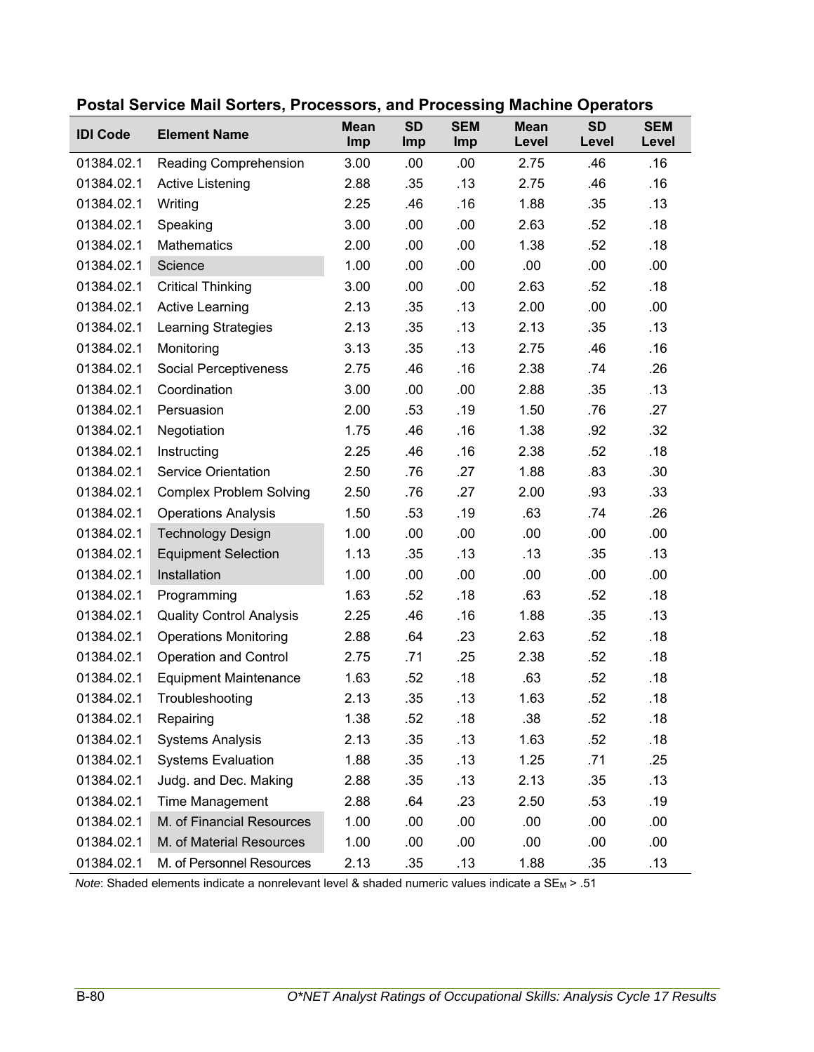**Postal Service Mail Sorters, Processors, and Processing Machine Operators**

| IDI Code | Element Name | Mean Imp | SD Imp | SEM Imp | Mean Level | SD Level | SEM Level |
|---|---|---|---|---|---|---|---|
| 01384.02.1 | Reading Comprehension | 3.00 | .00 | .00 | 2.75 | .46 | .16 |
| 01384.02.1 | Active Listening | 2.88 | .35 | .13 | 2.75 | .46 | .16 |
| 01384.02.1 | Writing | 2.25 | .46 | .16 | 1.88 | .35 | .13 |
| 01384.02.1 | Speaking | 3.00 | .00 | .00 | 2.63 | .52 | .18 |
| 01384.02.1 | Mathematics | 2.00 | .00 | .00 | 1.38 | .52 | .18 |
| 01384.02.1 | Science | 1.00 | .00 | .00 | .00 | .00 | .00 |
| 01384.02.1 | Critical Thinking | 3.00 | .00 | .00 | 2.63 | .52 | .18 |
| 01384.02.1 | Active Learning | 2.13 | .35 | .13 | 2.00 | .00 | .00 |
| 01384.02.1 | Learning Strategies | 2.13 | .35 | .13 | 2.13 | .35 | .13 |
| 01384.02.1 | Monitoring | 3.13 | .35 | .13 | 2.75 | .46 | .16 |
| 01384.02.1 | Social Perceptiveness | 2.75 | .46 | .16 | 2.38 | .74 | .26 |
| 01384.02.1 | Coordination | 3.00 | .00 | .00 | 2.88 | .35 | .13 |
| 01384.02.1 | Persuasion | 2.00 | .53 | .19 | 1.50 | .76 | .27 |
| 01384.02.1 | Negotiation | 1.75 | .46 | .16 | 1.38 | .92 | .32 |
| 01384.02.1 | Instructing | 2.25 | .46 | .16 | 2.38 | .52 | .18 |
| 01384.02.1 | Service Orientation | 2.50 | .76 | .27 | 1.88 | .83 | .30 |
| 01384.02.1 | Complex Problem Solving | 2.50 | .76 | .27 | 2.00 | .93 | .33 |
| 01384.02.1 | Operations Analysis | 1.50 | .53 | .19 | .63 | .74 | .26 |
| 01384.02.1 | Technology Design | 1.00 | .00 | .00 | .00 | .00 | .00 |
| 01384.02.1 | Equipment Selection | 1.13 | .35 | .13 | .13 | .35 | .13 |
| 01384.02.1 | Installation | 1.00 | .00 | .00 | .00 | .00 | .00 |
| 01384.02.1 | Programming | 1.63 | .52 | .18 | .63 | .52 | .18 |
| 01384.02.1 | Quality Control Analysis | 2.25 | .46 | .16 | 1.88 | .35 | .13 |
| 01384.02.1 | Operations Monitoring | 2.88 | .64 | .23 | 2.63 | .52 | .18 |
| 01384.02.1 | Operation and Control | 2.75 | .71 | .25 | 2.38 | .52 | .18 |
| 01384.02.1 | Equipment Maintenance | 1.63 | .52 | .18 | .63 | .52 | .18 |
| 01384.02.1 | Troubleshooting | 2.13 | .35 | .13 | 1.63 | .52 | .18 |
| 01384.02.1 | Repairing | 1.38 | .52 | .18 | .38 | .52 | .18 |
| 01384.02.1 | Systems Analysis | 2.13 | .35 | .13 | 1.63 | .52 | .18 |
| 01384.02.1 | Systems Evaluation | 1.88 | .35 | .13 | 1.25 | .71 | .25 |
| 01384.02.1 | Judg. and Dec. Making | 2.88 | .35 | .13 | 2.13 | .35 | .13 |
| 01384.02.1 | Time Management | 2.88 | .64 | .23 | 2.50 | .53 | .19 |
| 01384.02.1 | M. of Financial Resources | 1.00 | .00 | .00 | .00 | .00 | .00 |
| 01384.02.1 | M. of Material Resources | 1.00 | .00 | .00 | .00 | .00 | .00 |
| 01384.02.1 | M. of Personnel Resources | 2.13 | .35 | .13 | 1.88 | .35 | .13 |

*Note*: Shaded elements indicate a nonrelevant level & shaded numeric values indicate a $SE_M$ > .51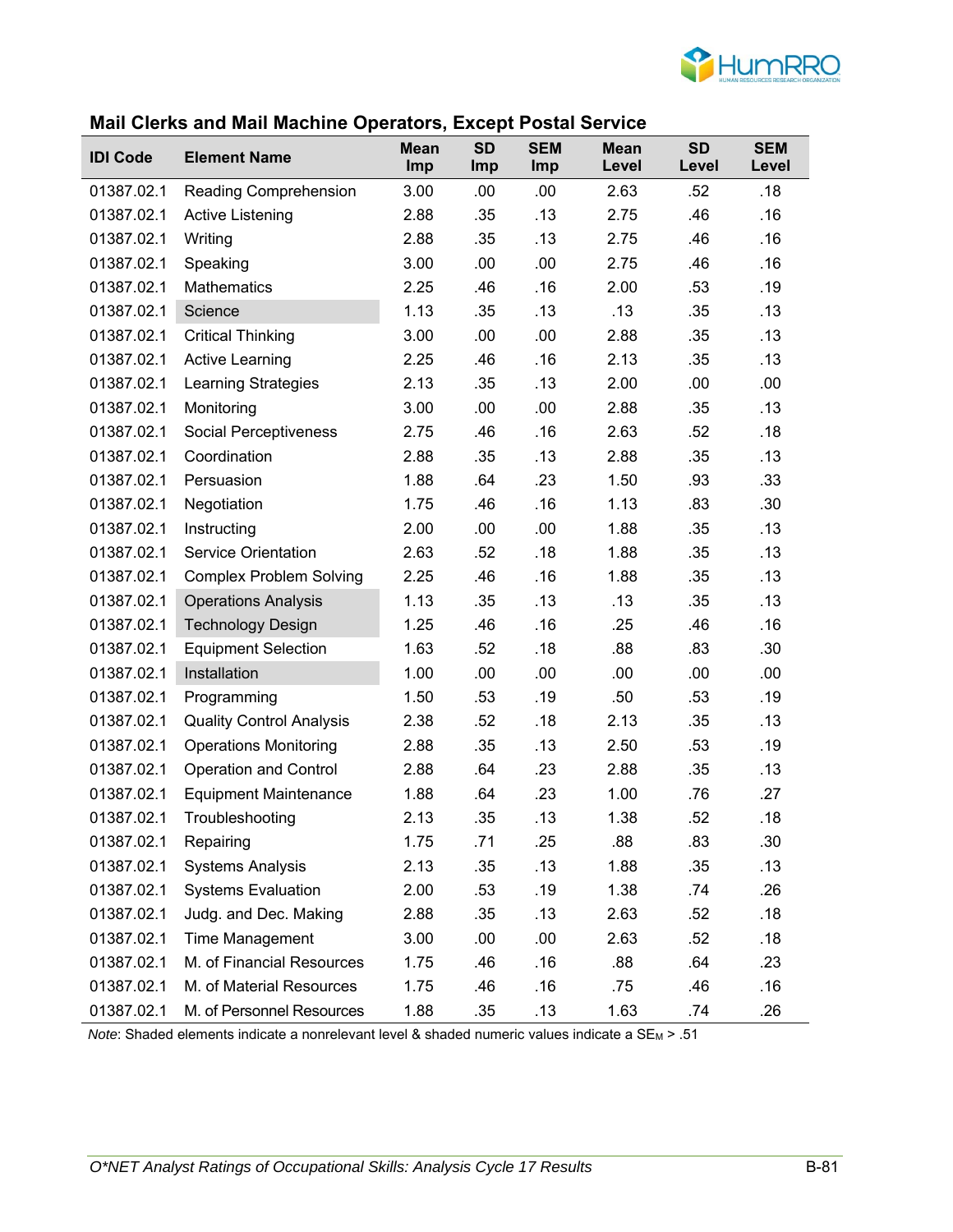## Mail Clerks and Mail Machine Operators, Except Postal Service

| IDI Code | Element Name | Mean Imp | SD Imp | SEM Imp | Mean Level | SD Level | SEM Level |
|---|---|---|---|---|---|---|---|
| 01387.02.1 | Reading Comprehension | 3.00 | .00 | .00 | 2.63 | .52 | .18 |
| 01387.02.1 | Active Listening | 2.88 | .35 | .13 | 2.75 | .46 | .16 |
| 01387.02.1 | Writing | 2.88 | .35 | .13 | 2.75 | .46 | .16 |
| 01387.02.1 | Speaking | 3.00 | .00 | .00 | 2.75 | .46 | .16 |
| 01387.02.1 | Mathematics | 2.25 | .46 | .16 | 2.00 | .53 | .19 |
| 01387.02.1 | Science | 1.13 | .35 | .13 | .13 | .35 | .13 |
| 01387.02.1 | Critical Thinking | 3.00 | .00 | .00 | 2.88 | .35 | .13 |
| 01387.02.1 | Active Learning | 2.25 | .46 | .16 | 2.13 | .35 | .13 |
| 01387.02.1 | Learning Strategies | 2.13 | .35 | .13 | 2.00 | .00 | .00 |
| 01387.02.1 | Monitoring | 3.00 | .00 | .00 | 2.88 | .35 | .13 |
| 01387.02.1 | Social Perceptiveness | 2.75 | .46 | .16 | 2.63 | .52 | .18 |
| 01387.02.1 | Coordination | 2.88 | .35 | .13 | 2.88 | .35 | .13 |
| 01387.02.1 | Persuasion | 1.88 | .64 | .23 | 1.50 | .93 | .33 |
| 01387.02.1 | Negotiation | 1.75 | .46 | .16 | 1.13 | .83 | .30 |
| 01387.02.1 | Instructing | 2.00 | .00 | .00 | 1.88 | .35 | .13 |
| 01387.02.1 | Service Orientation | 2.63 | .52 | .18 | 1.88 | .35 | .13 |
| 01387.02.1 | Complex Problem Solving | 2.25 | .46 | .16 | 1.88 | .35 | .13 |
| 01387.02.1 | Operations Analysis | 1.13 | .35 | .13 | .13 | .35 | .13 |
| 01387.02.1 | Technology Design | 1.25 | .46 | .16 | .25 | .46 | .16 |
| 01387.02.1 | Equipment Selection | 1.63 | .52 | .18 | .88 | .83 | .30 |
| 01387.02.1 | Installation | 1.00 | .00 | .00 | .00 | .00 | .00 |
| 01387.02.1 | Programming | 1.50 | .53 | .19 | .50 | .53 | .19 |
| 01387.02.1 | Quality Control Analysis | 2.38 | .52 | .18 | 2.13 | .35 | .13 |
| 01387.02.1 | Operations Monitoring | 2.88 | .35 | .13 | 2.50 | .53 | .19 |
| 01387.02.1 | Operation and Control | 2.88 | .64 | .23 | 2.88 | .35 | .13 |
| 01387.02.1 | Equipment Maintenance | 1.88 | .64 | .23 | 1.00 | .76 | .27 |
| 01387.02.1 | Troubleshooting | 2.13 | .35 | .13 | 1.38 | .52 | .18 |
| 01387.02.1 | Repairing | 1.75 | .71 | .25 | .88 | .83 | .30 |
| 01387.02.1 | Systems Analysis | 2.13 | .35 | .13 | 1.88 | .35 | .13 |
| 01387.02.1 | Systems Evaluation | 2.00 | .53 | .19 | 1.38 | .74 | .26 |
| 01387.02.1 | Judg. and Dec. Making | 2.88 | .35 | .13 | 2.63 | .52 | .18 |
| 01387.02.1 | Time Management | 3.00 | .00 | .00 | 2.63 | .52 | .18 |
| 01387.02.1 | M. of Financial Resources | 1.75 | .46 | .16 | .88 | .64 | .23 |
| 01387.02.1 | M. of Material Resources | 1.75 | .46 | .16 | .75 | .46 | .16 |
| 01387.02.1 | M. of Personnel Resources | 1.88 | .35 | .13 | 1.63 | .74 | .26 |

*Note*: Shaded elements indicate a nonrelevant level & shaded numeric values indicate a $SE_M$ > .51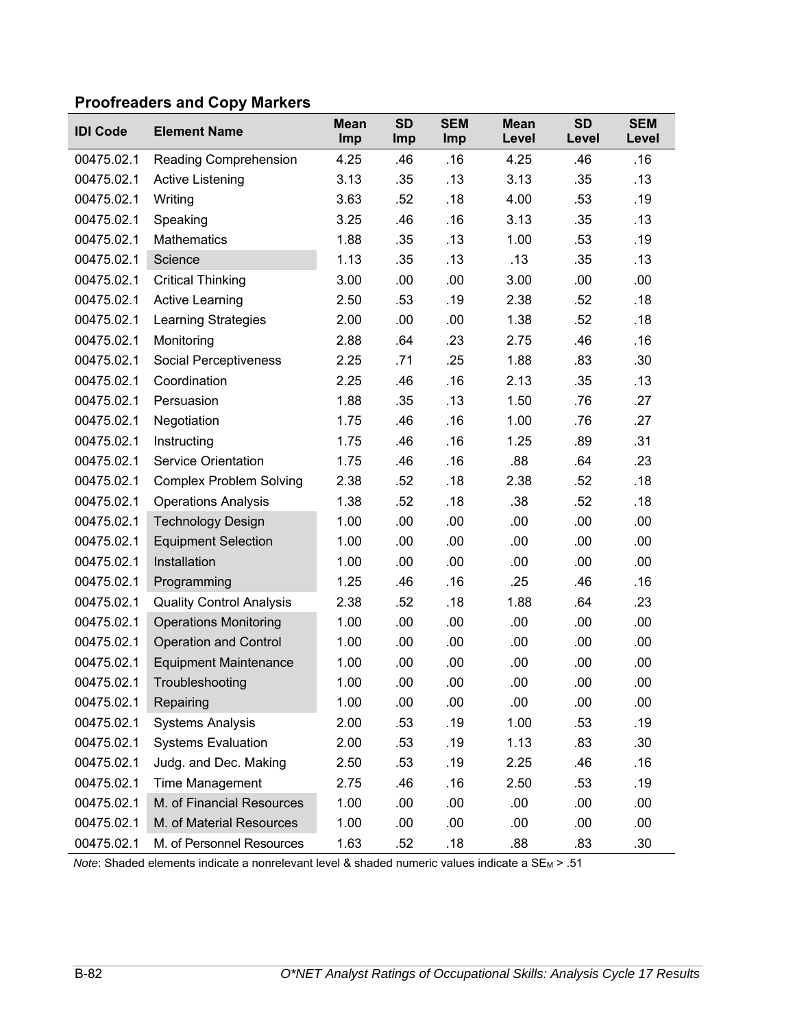## Proofreaders and Copy Markers

| IDI Code | Element Name | Mean Imp | SD Imp | SEM Imp | Mean Level | SD Level | SEM Level |
|---|---|---|---|---|---|---|---|
| 00475.02.1 | Reading Comprehension | 4.25 | .46 | .16 | 4.25 | .46 | .16 |
| 00475.02.1 | Active Listening | 3.13 | .35 | .13 | 3.13 | .35 | .13 |
| 00475.02.1 | Writing | 3.63 | .52 | .18 | 4.00 | .53 | .19 |
| 00475.02.1 | Speaking | 3.25 | .46 | .16 | 3.13 | .35 | .13 |
| 00475.02.1 | Mathematics | 1.88 | .35 | .13 | 1.00 | .53 | .19 |
| 00475.02.1 | Science | 1.13 | .35 | .13 | .13 | .35 | .13 |
| 00475.02.1 | Critical Thinking | 3.00 | .00 | .00 | 3.00 | .00 | .00 |
| 00475.02.1 | Active Learning | 2.50 | .53 | .19 | 2.38 | .52 | .18 |
| 00475.02.1 | Learning Strategies | 2.00 | .00 | .00 | 1.38 | .52 | .18 |
| 00475.02.1 | Monitoring | 2.88 | .64 | .23 | 2.75 | .46 | .16 |
| 00475.02.1 | Social Perceptiveness | 2.25 | .71 | .25 | 1.88 | .83 | .30 |
| 00475.02.1 | Coordination | 2.25 | .46 | .16 | 2.13 | .35 | .13 |
| 00475.02.1 | Persuasion | 1.88 | .35 | .13 | 1.50 | .76 | .27 |
| 00475.02.1 | Negotiation | 1.75 | .46 | .16 | 1.00 | .76 | .27 |
| 00475.02.1 | Instructing | 1.75 | .46 | .16 | 1.25 | .89 | .31 |
| 00475.02.1 | Service Orientation | 1.75 | .46 | .16 | .88 | .64 | .23 |
| 00475.02.1 | Complex Problem Solving | 2.38 | .52 | .18 | 2.38 | .52 | .18 |
| 00475.02.1 | Operations Analysis | 1.38 | .52 | .18 | .38 | .52 | .18 |
| 00475.02.1 | Technology Design | 1.00 | .00 | .00 | .00 | .00 | .00 |
| 00475.02.1 | Equipment Selection | 1.00 | .00 | .00 | .00 | .00 | .00 |
| 00475.02.1 | Installation | 1.00 | .00 | .00 | .00 | .00 | .00 |
| 00475.02.1 | Programming | 1.25 | .46 | .16 | .25 | .46 | .16 |
| 00475.02.1 | Quality Control Analysis | 2.38 | .52 | .18 | 1.88 | .64 | .23 |
| 00475.02.1 | Operations Monitoring | 1.00 | .00 | .00 | .00 | .00 | .00 |
| 00475.02.1 | Operation and Control | 1.00 | .00 | .00 | .00 | .00 | .00 |
| 00475.02.1 | Equipment Maintenance | 1.00 | .00 | .00 | .00 | .00 | .00 |
| 00475.02.1 | Troubleshooting | 1.00 | .00 | .00 | .00 | .00 | .00 |
| 00475.02.1 | Repairing | 1.00 | .00 | .00 | .00 | .00 | .00 |
| 00475.02.1 | Systems Analysis | 2.00 | .53 | .19 | 1.00 | .53 | .19 |
| 00475.02.1 | Systems Evaluation | 2.00 | .53 | .19 | 1.13 | .83 | .30 |
| 00475.02.1 | Judg. and Dec. Making | 2.50 | .53 | .19 | 2.25 | .46 | .16 |
| 00475.02.1 | Time Management | 2.75 | .46 | .16 | 2.50 | .53 | .19 |
| 00475.02.1 | M. of Financial Resources | 1.00 | .00 | .00 | .00 | .00 | .00 |
| 00475.02.1 | M. of Material Resources | 1.00 | .00 | .00 | .00 | .00 | .00 |
| 00475.02.1 | M. of Personnel Resources | 1.63 | .52 | .18 | .88 | .83 | .30 |

*Note*: Shaded elements indicate a nonrelevant level & shaded numeric values indicate a $SE_M$ > .51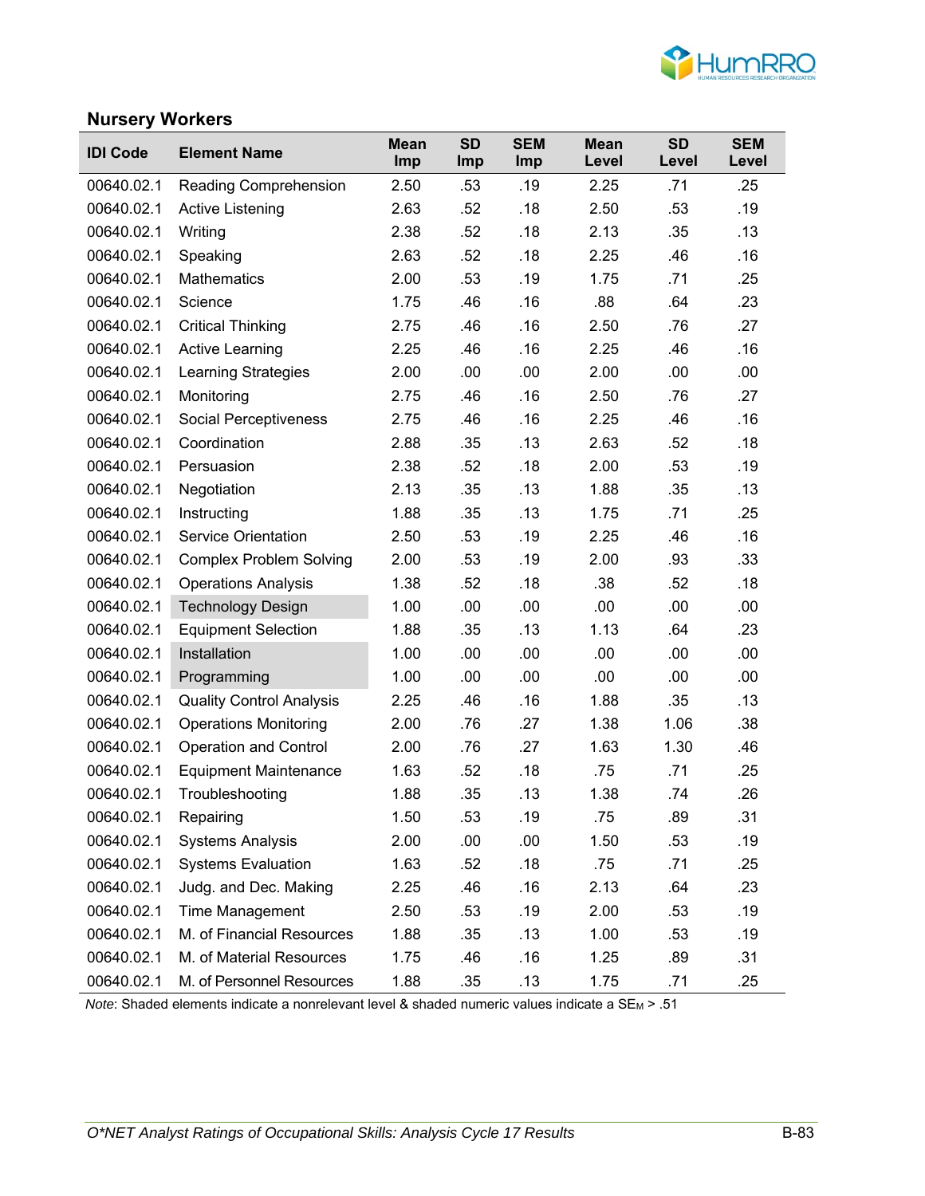## Nursery Workers

| IDI Code | Element Name | Mean Imp | SD Imp | SEM Imp | Mean Level | SD Level | SEM Level |
|---|---|---|---|---|---|---|---|
| 00640.02.1 | Reading Comprehension | 2.50 | .53 | .19 | 2.25 | .71 | .25 |
| 00640.02.1 | Active Listening | 2.63 | .52 | .18 | 2.50 | .53 | .19 |
| 00640.02.1 | Writing | 2.38 | .52 | .18 | 2.13 | .35 | .13 |
| 00640.02.1 | Speaking | 2.63 | .52 | .18 | 2.25 | .46 | .16 |
| 00640.02.1 | Mathematics | 2.00 | .53 | .19 | 1.75 | .71 | .25 |
| 00640.02.1 | Science | 1.75 | .46 | .16 | .88 | .64 | .23 |
| 00640.02.1 | Critical Thinking | 2.75 | .46 | .16 | 2.50 | .76 | .27 |
| 00640.02.1 | Active Learning | 2.25 | .46 | .16 | 2.25 | .46 | .16 |
| 00640.02.1 | Learning Strategies | 2.00 | .00 | .00 | 2.00 | .00 | .00 |
| 00640.02.1 | Monitoring | 2.75 | .46 | .16 | 2.50 | .76 | .27 |
| 00640.02.1 | Social Perceptiveness | 2.75 | .46 | .16 | 2.25 | .46 | .16 |
| 00640.02.1 | Coordination | 2.88 | .35 | .13 | 2.63 | .52 | .18 |
| 00640.02.1 | Persuasion | 2.38 | .52 | .18 | 2.00 | .53 | .19 |
| 00640.02.1 | Negotiation | 2.13 | .35 | .13 | 1.88 | .35 | .13 |
| 00640.02.1 | Instructing | 1.88 | .35 | .13 | 1.75 | .71 | .25 |
| 00640.02.1 | Service Orientation | 2.50 | .53 | .19 | 2.25 | .46 | .16 |
| 00640.02.1 | Complex Problem Solving | 2.00 | .53 | .19 | 2.00 | .93 | .33 |
| 00640.02.1 | Operations Analysis | 1.38 | .52 | .18 | .38 | .52 | .18 |
| 00640.02.1 | Technology Design | 1.00 | .00 | .00 | .00 | .00 | .00 |
| 00640.02.1 | Equipment Selection | 1.88 | .35 | .13 | 1.13 | .64 | .23 |
| 00640.02.1 | Installation | 1.00 | .00 | .00 | .00 | .00 | .00 |
| 00640.02.1 | Programming | 1.00 | .00 | .00 | .00 | .00 | .00 |
| 00640.02.1 | Quality Control Analysis | 2.25 | .46 | .16 | 1.88 | .35 | .13 |
| 00640.02.1 | Operations Monitoring | 2.00 | .76 | .27 | 1.38 | 1.06 | .38 |
| 00640.02.1 | Operation and Control | 2.00 | .76 | .27 | 1.63 | 1.30 | .46 |
| 00640.02.1 | Equipment Maintenance | 1.63 | .52 | .18 | .75 | .71 | .25 |
| 00640.02.1 | Troubleshooting | 1.88 | .35 | .13 | 1.38 | .74 | .26 |
| 00640.02.1 | Repairing | 1.50 | .53 | .19 | .75 | .89 | .31 |
| 00640.02.1 | Systems Analysis | 2.00 | .00 | .00 | 1.50 | .53 | .19 |
| 00640.02.1 | Systems Evaluation | 1.63 | .52 | .18 | .75 | .71 | .25 |
| 00640.02.1 | Judg. and Dec. Making | 2.25 | .46 | .16 | 2.13 | .64 | .23 |
| 00640.02.1 | Time Management | 2.50 | .53 | .19 | 2.00 | .53 | .19 |
| 00640.02.1 | M. of Financial Resources | 1.88 | .35 | .13 | 1.00 | .53 | .19 |
| 00640.02.1 | M. of Material Resources | 1.75 | .46 | .16 | 1.25 | .89 | .31 |
| 00640.02.1 | M. of Personnel Resources | 1.88 | .35 | .13 | 1.75 | .71 | .25 |

*Note*: Shaded elements indicate a nonrelevant level & shaded numeric values indicate a $SE_M$ > .51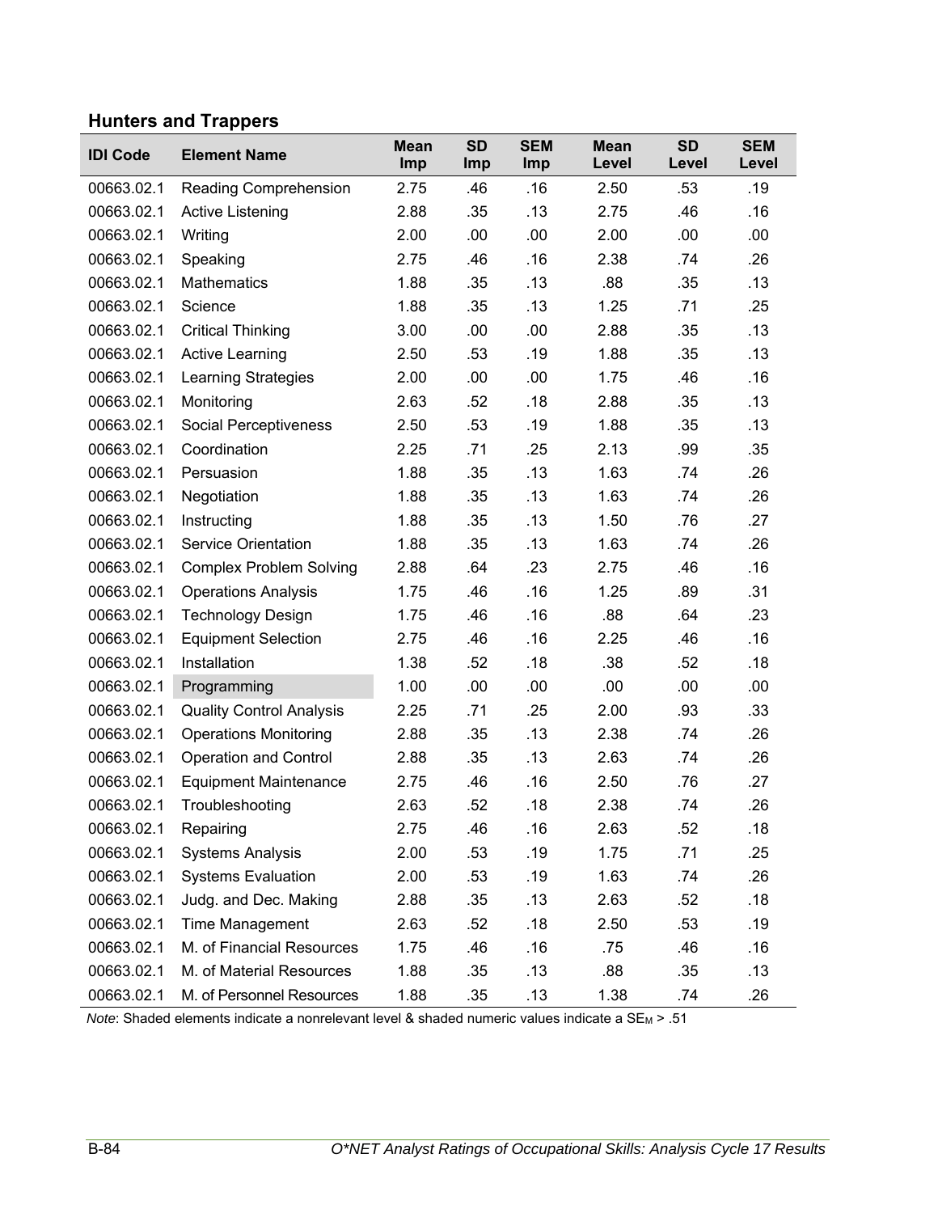### Hunters and Trappers

| IDI Code | Element Name | Mean Imp | SD Imp | SEM Imp | Mean Level | SD Level | SEM Level |
|---|---|---|---|---|---|---|---|
| 00663.02.1 | Reading Comprehension | 2.75 | .46 | .16 | 2.50 | .53 | .19 |
| 00663.02.1 | Active Listening | 2.88 | .35 | .13 | 2.75 | .46 | .16 |
| 00663.02.1 | Writing | 2.00 | .00 | .00 | 2.00 | .00 | .00 |
| 00663.02.1 | Speaking | 2.75 | .46 | .16 | 2.38 | .74 | .26 |
| 00663.02.1 | Mathematics | 1.88 | .35 | .13 | .88 | .35 | .13 |
| 00663.02.1 | Science | 1.88 | .35 | .13 | 1.25 | .71 | .25 |
| 00663.02.1 | Critical Thinking | 3.00 | .00 | .00 | 2.88 | .35 | .13 |
| 00663.02.1 | Active Learning | 2.50 | .53 | .19 | 1.88 | .35 | .13 |
| 00663.02.1 | Learning Strategies | 2.00 | .00 | .00 | 1.75 | .46 | .16 |
| 00663.02.1 | Monitoring | 2.63 | .52 | .18 | 2.88 | .35 | .13 |
| 00663.02.1 | Social Perceptiveness | 2.50 | .53 | .19 | 1.88 | .35 | .13 |
| 00663.02.1 | Coordination | 2.25 | .71 | .25 | 2.13 | .99 | .35 |
| 00663.02.1 | Persuasion | 1.88 | .35 | .13 | 1.63 | .74 | .26 |
| 00663.02.1 | Negotiation | 1.88 | .35 | .13 | 1.63 | .74 | .26 |
| 00663.02.1 | Instructing | 1.88 | .35 | .13 | 1.50 | .76 | .27 |
| 00663.02.1 | Service Orientation | 1.88 | .35 | .13 | 1.63 | .74 | .26 |
| 00663.02.1 | Complex Problem Solving | 2.88 | .64 | .23 | 2.75 | .46 | .16 |
| 00663.02.1 | Operations Analysis | 1.75 | .46 | .16 | 1.25 | .89 | .31 |
| 00663.02.1 | Technology Design | 1.75 | .46 | .16 | .88 | .64 | .23 |
| 00663.02.1 | Equipment Selection | 2.75 | .46 | .16 | 2.25 | .46 | .16 |
| 00663.02.1 | Installation | 1.38 | .52 | .18 | .38 | .52 | .18 |
| 00663.02.1 | Programming | 1.00 | .00 | .00 | .00 | .00 | .00 |
| 00663.02.1 | Quality Control Analysis | 2.25 | .71 | .25 | 2.00 | .93 | .33 |
| 00663.02.1 | Operations Monitoring | 2.88 | .35 | .13 | 2.38 | .74 | .26 |
| 00663.02.1 | Operation and Control | 2.88 | .35 | .13 | 2.63 | .74 | .26 |
| 00663.02.1 | Equipment Maintenance | 2.75 | .46 | .16 | 2.50 | .76 | .27 |
| 00663.02.1 | Troubleshooting | 2.63 | .52 | .18 | 2.38 | .74 | .26 |
| 00663.02.1 | Repairing | 2.75 | .46 | .16 | 2.63 | .52 | .18 |
| 00663.02.1 | Systems Analysis | 2.00 | .53 | .19 | 1.75 | .71 | .25 |
| 00663.02.1 | Systems Evaluation | 2.00 | .53 | .19 | 1.63 | .74 | .26 |
| 00663.02.1 | Judg. and Dec. Making | 2.88 | .35 | .13 | 2.63 | .52 | .18 |
| 00663.02.1 | Time Management | 2.63 | .52 | .18 | 2.50 | .53 | .19 |
| 00663.02.1 | M. of Financial Resources | 1.75 | .46 | .16 | .75 | .46 | .16 |
| 00663.02.1 | M. of Material Resources | 1.88 | .35 | .13 | .88 | .35 | .13 |
| 00663.02.1 | M. of Personnel Resources | 1.88 | .35 | .13 | 1.38 | .74 | .26 |

*Note*: Shaded elements indicate a nonrelevant level & shaded numeric values indicate a $SE_M > .51$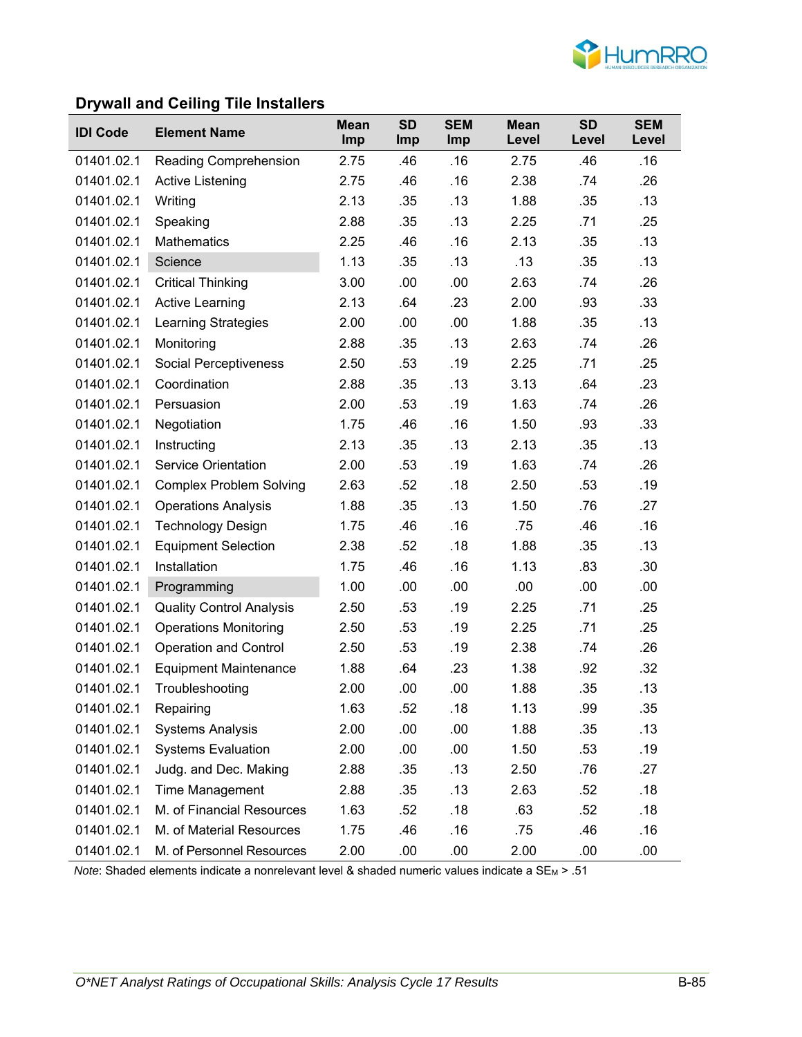## Drywall and Ceiling Tile Installers

| IDI Code | Element Name | Mean Imp | SD Imp | SEM Imp | Mean Level | SD Level | SEM Level |
|---|---|---|---|---|---|---|---|
| 01401.02.1 | Reading Comprehension | 2.75 | .46 | .16 | 2.75 | .46 | .16 |
| 01401.02.1 | Active Listening | 2.75 | .46 | .16 | 2.38 | .74 | .26 |
| 01401.02.1 | Writing | 2.13 | .35 | .13 | 1.88 | .35 | .13 |
| 01401.02.1 | Speaking | 2.88 | .35 | .13 | 2.25 | .71 | .25 |
| 01401.02.1 | Mathematics | 2.25 | .46 | .16 | 2.13 | .35 | .13 |
| 01401.02.1 | Science | 1.13 | .35 | .13 | .13 | .35 | .13 |
| 01401.02.1 | Critical Thinking | 3.00 | .00 | .00 | 2.63 | .74 | .26 |
| 01401.02.1 | Active Learning | 2.13 | .64 | .23 | 2.00 | .93 | .33 |
| 01401.02.1 | Learning Strategies | 2.00 | .00 | .00 | 1.88 | .35 | .13 |
| 01401.02.1 | Monitoring | 2.88 | .35 | .13 | 2.63 | .74 | .26 |
| 01401.02.1 | Social Perceptiveness | 2.50 | .53 | .19 | 2.25 | .71 | .25 |
| 01401.02.1 | Coordination | 2.88 | .35 | .13 | 3.13 | .64 | .23 |
| 01401.02.1 | Persuasion | 2.00 | .53 | .19 | 1.63 | .74 | .26 |
| 01401.02.1 | Negotiation | 1.75 | .46 | .16 | 1.50 | .93 | .33 |
| 01401.02.1 | Instructing | 2.13 | .35 | .13 | 2.13 | .35 | .13 |
| 01401.02.1 | Service Orientation | 2.00 | .53 | .19 | 1.63 | .74 | .26 |
| 01401.02.1 | Complex Problem Solving | 2.63 | .52 | .18 | 2.50 | .53 | .19 |
| 01401.02.1 | Operations Analysis | 1.88 | .35 | .13 | 1.50 | .76 | .27 |
| 01401.02.1 | Technology Design | 1.75 | .46 | .16 | .75 | .46 | .16 |
| 01401.02.1 | Equipment Selection | 2.38 | .52 | .18 | 1.88 | .35 | .13 |
| 01401.02.1 | Installation | 1.75 | .46 | .16 | 1.13 | .83 | .30 |
| 01401.02.1 | Programming | 1.00 | .00 | .00 | .00 | .00 | .00 |
| 01401.02.1 | Quality Control Analysis | 2.50 | .53 | .19 | 2.25 | .71 | .25 |
| 01401.02.1 | Operations Monitoring | 2.50 | .53 | .19 | 2.25 | .71 | .25 |
| 01401.02.1 | Operation and Control | 2.50 | .53 | .19 | 2.38 | .74 | .26 |
| 01401.02.1 | Equipment Maintenance | 1.88 | .64 | .23 | 1.38 | .92 | .32 |
| 01401.02.1 | Troubleshooting | 2.00 | .00 | .00 | 1.88 | .35 | .13 |
| 01401.02.1 | Repairing | 1.63 | .52 | .18 | 1.13 | .99 | .35 |
| 01401.02.1 | Systems Analysis | 2.00 | .00 | .00 | 1.88 | .35 | .13 |
| 01401.02.1 | Systems Evaluation | 2.00 | .00 | .00 | 1.50 | .53 | .19 |
| 01401.02.1 | Judg. and Dec. Making | 2.88 | .35 | .13 | 2.50 | .76 | .27 |
| 01401.02.1 | Time Management | 2.88 | .35 | .13 | 2.63 | .52 | .18 |
| 01401.02.1 | M. of Financial Resources | 1.63 | .52 | .18 | .63 | .52 | .18 |
| 01401.02.1 | M. of Material Resources | 1.75 | .46 | .16 | .75 | .46 | .16 |
| 01401.02.1 | M. of Personnel Resources | 2.00 | .00 | .00 | 2.00 | .00 | .00 |

*Note*: Shaded elements indicate a nonrelevant level & shaded numeric values indicate a $SE_M$ > .51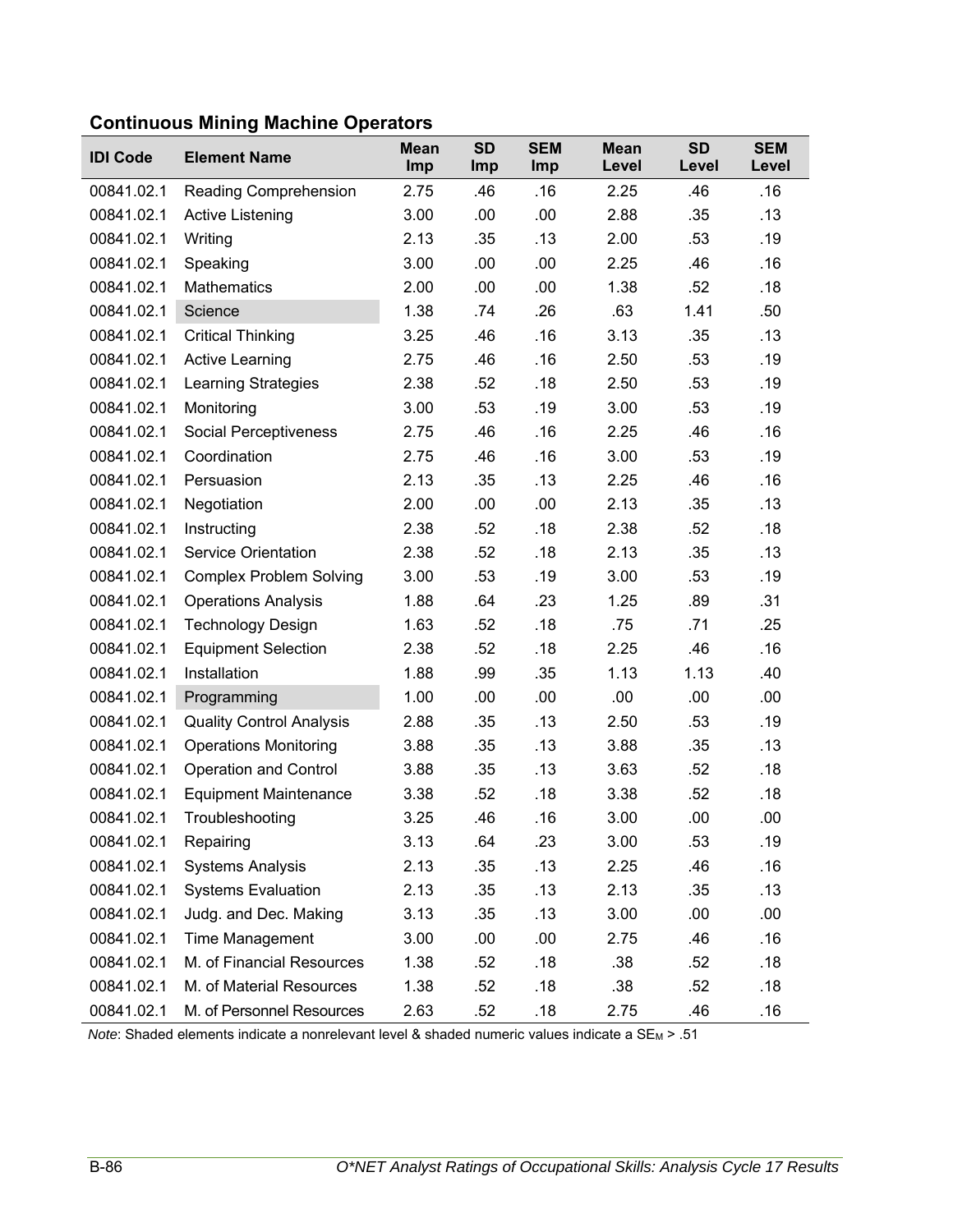### Continuous Mining Machine Operators

| IDI Code | Element Name | Mean Imp | SD Imp | SEM Imp | Mean Level | SD Level | SEM Level |
|---|---|---|---|---|---|---|---|
| 00841.02.1 | Reading Comprehension | 2.75 | .46 | .16 | 2.25 | .46 | .16 |
| 00841.02.1 | Active Listening | 3.00 | .00 | .00 | 2.88 | .35 | .13 |
| 00841.02.1 | Writing | 2.13 | .35 | .13 | 2.00 | .53 | .19 |
| 00841.02.1 | Speaking | 3.00 | .00 | .00 | 2.25 | .46 | .16 |
| 00841.02.1 | Mathematics | 2.00 | .00 | .00 | 1.38 | .52 | .18 |
| 00841.02.1 | Science | 1.38 | .74 | .26 | .63 | 1.41 | .50 |
| 00841.02.1 | Critical Thinking | 3.25 | .46 | .16 | 3.13 | .35 | .13 |
| 00841.02.1 | Active Learning | 2.75 | .46 | .16 | 2.50 | .53 | .19 |
| 00841.02.1 | Learning Strategies | 2.38 | .52 | .18 | 2.50 | .53 | .19 |
| 00841.02.1 | Monitoring | 3.00 | .53 | .19 | 3.00 | .53 | .19 |
| 00841.02.1 | Social Perceptiveness | 2.75 | .46 | .16 | 2.25 | .46 | .16 |
| 00841.02.1 | Coordination | 2.75 | .46 | .16 | 3.00 | .53 | .19 |
| 00841.02.1 | Persuasion | 2.13 | .35 | .13 | 2.25 | .46 | .16 |
| 00841.02.1 | Negotiation | 2.00 | .00 | .00 | 2.13 | .35 | .13 |
| 00841.02.1 | Instructing | 2.38 | .52 | .18 | 2.38 | .52 | .18 |
| 00841.02.1 | Service Orientation | 2.38 | .52 | .18 | 2.13 | .35 | .13 |
| 00841.02.1 | Complex Problem Solving | 3.00 | .53 | .19 | 3.00 | .53 | .19 |
| 00841.02.1 | Operations Analysis | 1.88 | .64 | .23 | 1.25 | .89 | .31 |
| 00841.02.1 | Technology Design | 1.63 | .52 | .18 | .75 | .71 | .25 |
| 00841.02.1 | Equipment Selection | 2.38 | .52 | .18 | 2.25 | .46 | .16 |
| 00841.02.1 | Installation | 1.88 | .99 | .35 | 1.13 | 1.13 | .40 |
| 00841.02.1 | Programming | 1.00 | .00 | .00 | .00 | .00 | .00 |
| 00841.02.1 | Quality Control Analysis | 2.88 | .35 | .13 | 2.50 | .53 | .19 |
| 00841.02.1 | Operations Monitoring | 3.88 | .35 | .13 | 3.88 | .35 | .13 |
| 00841.02.1 | Operation and Control | 3.88 | .35 | .13 | 3.63 | .52 | .18 |
| 00841.02.1 | Equipment Maintenance | 3.38 | .52 | .18 | 3.38 | .52 | .18 |
| 00841.02.1 | Troubleshooting | 3.25 | .46 | .16 | 3.00 | .00 | .00 |
| 00841.02.1 | Repairing | 3.13 | .64 | .23 | 3.00 | .53 | .19 |
| 00841.02.1 | Systems Analysis | 2.13 | .35 | .13 | 2.25 | .46 | .16 |
| 00841.02.1 | Systems Evaluation | 2.13 | .35 | .13 | 2.13 | .35 | .13 |
| 00841.02.1 | Judg. and Dec. Making | 3.13 | .35 | .13 | 3.00 | .00 | .00 |
| 00841.02.1 | Time Management | 3.00 | .00 | .00 | 2.75 | .46 | .16 |
| 00841.02.1 | M. of Financial Resources | 1.38 | .52 | .18 | .38 | .52 | .18 |
| 00841.02.1 | M. of Material Resources | 1.38 | .52 | .18 | .38 | .52 | .18 |
| 00841.02.1 | M. of Personnel Resources | 2.63 | .52 | .18 | 2.75 | .46 | .16 |

*Note*: Shaded elements indicate a nonrelevant level & shaded numeric values indicate a $SE_M > .51$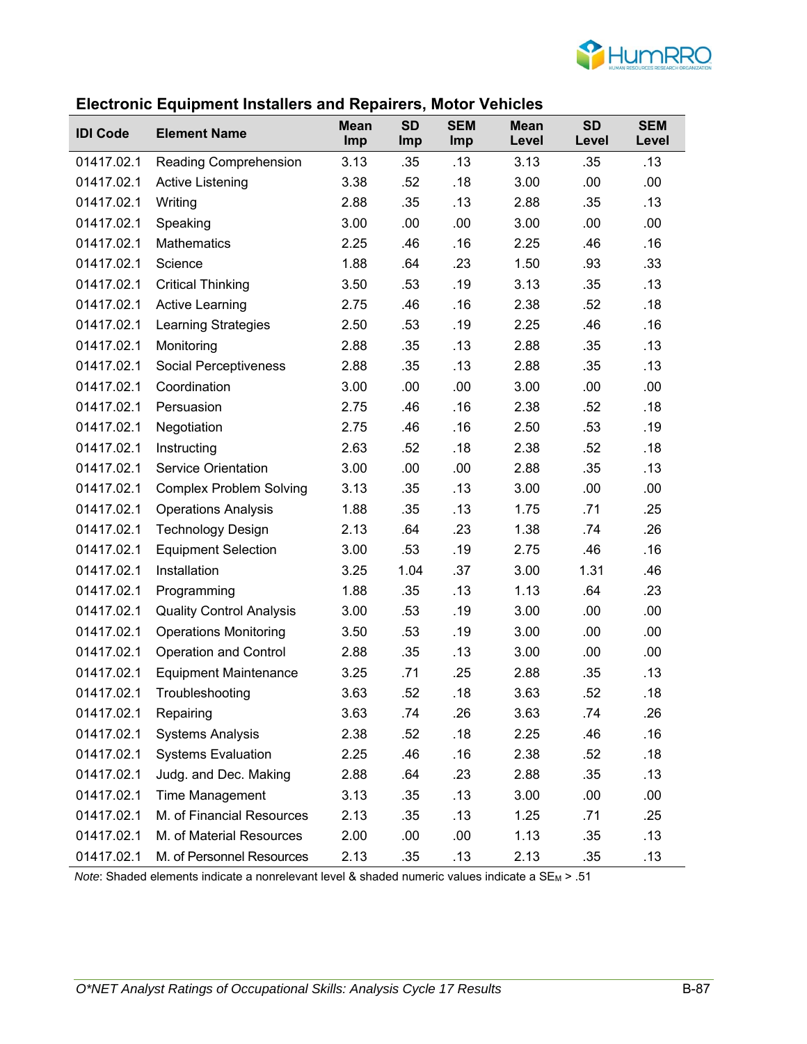## Electronic Equipment Installers and Repairers, Motor Vehicles

| IDI Code | Element Name | Mean Imp | SD Imp | SEM Imp | Mean Level | SD Level | SEM Level |
|---|---|---|---|---|---|---|---|
| 01417.02.1 | Reading Comprehension | 3.13 | .35 | .13 | 3.13 | .35 | .13 |
| 01417.02.1 | Active Listening | 3.38 | .52 | .18 | 3.00 | .00 | .00 |
| 01417.02.1 | Writing | 2.88 | .35 | .13 | 2.88 | .35 | .13 |
| 01417.02.1 | Speaking | 3.00 | .00 | .00 | 3.00 | .00 | .00 |
| 01417.02.1 | Mathematics | 2.25 | .46 | .16 | 2.25 | .46 | .16 |
| 01417.02.1 | Science | 1.88 | .64 | .23 | 1.50 | .93 | .33 |
| 01417.02.1 | Critical Thinking | 3.50 | .53 | .19 | 3.13 | .35 | .13 |
| 01417.02.1 | Active Learning | 2.75 | .46 | .16 | 2.38 | .52 | .18 |
| 01417.02.1 | Learning Strategies | 2.50 | .53 | .19 | 2.25 | .46 | .16 |
| 01417.02.1 | Monitoring | 2.88 | .35 | .13 | 2.88 | .35 | .13 |
| 01417.02.1 | Social Perceptiveness | 2.88 | .35 | .13 | 2.88 | .35 | .13 |
| 01417.02.1 | Coordination | 3.00 | .00 | .00 | 3.00 | .00 | .00 |
| 01417.02.1 | Persuasion | 2.75 | .46 | .16 | 2.38 | .52 | .18 |
| 01417.02.1 | Negotiation | 2.75 | .46 | .16 | 2.50 | .53 | .19 |
| 01417.02.1 | Instructing | 2.63 | .52 | .18 | 2.38 | .52 | .18 |
| 01417.02.1 | Service Orientation | 3.00 | .00 | .00 | 2.88 | .35 | .13 |
| 01417.02.1 | Complex Problem Solving | 3.13 | .35 | .13 | 3.00 | .00 | .00 |
| 01417.02.1 | Operations Analysis | 1.88 | .35 | .13 | 1.75 | .71 | .25 |
| 01417.02.1 | Technology Design | 2.13 | .64 | .23 | 1.38 | .74 | .26 |
| 01417.02.1 | Equipment Selection | 3.00 | .53 | .19 | 2.75 | .46 | .16 |
| 01417.02.1 | Installation | 3.25 | 1.04 | .37 | 3.00 | 1.31 | .46 |
| 01417.02.1 | Programming | 1.88 | .35 | .13 | 1.13 | .64 | .23 |
| 01417.02.1 | Quality Control Analysis | 3.00 | .53 | .19 | 3.00 | .00 | .00 |
| 01417.02.1 | Operations Monitoring | 3.50 | .53 | .19 | 3.00 | .00 | .00 |
| 01417.02.1 | Operation and Control | 2.88 | .35 | .13 | 3.00 | .00 | .00 |
| 01417.02.1 | Equipment Maintenance | 3.25 | .71 | .25 | 2.88 | .35 | .13 |
| 01417.02.1 | Troubleshooting | 3.63 | .52 | .18 | 3.63 | .52 | .18 |
| 01417.02.1 | Repairing | 3.63 | .74 | .26 | 3.63 | .74 | .26 |
| 01417.02.1 | Systems Analysis | 2.38 | .52 | .18 | 2.25 | .46 | .16 |
| 01417.02.1 | Systems Evaluation | 2.25 | .46 | .16 | 2.38 | .52 | .18 |
| 01417.02.1 | Judg. and Dec. Making | 2.88 | .64 | .23 | 2.88 | .35 | .13 |
| 01417.02.1 | Time Management | 3.13 | .35 | .13 | 3.00 | .00 | .00 |
| 01417.02.1 | M. of Financial Resources | 2.13 | .35 | .13 | 1.25 | .71 | .25 |
| 01417.02.1 | M. of Material Resources | 2.00 | .00 | .00 | 1.13 | .35 | .13 |
| 01417.02.1 | M. of Personnel Resources | 2.13 | .35 | .13 | 2.13 | .35 | .13 |

*Note*: Shaded elements indicate a nonrelevant level & shaded numeric values indicate a $SE_M > .51$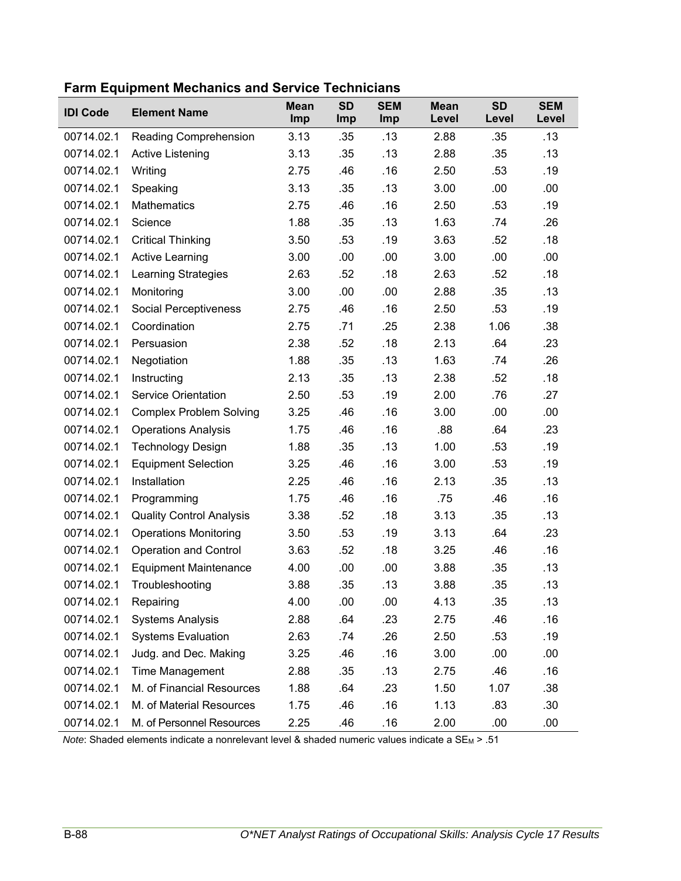**Farm Equipment Mechanics and Service Technicians**

| IDI Code | Element Name | Mean Imp | SD Imp | SEM Imp | Mean Level | SD Level | SEM Level |
|---|---|---|---|---|---|---|---|
| 00714.02.1 | Reading Comprehension | 3.13 | .35 | .13 | 2.88 | .35 | .13 |
| 00714.02.1 | Active Listening | 3.13 | .35 | .13 | 2.88 | .35 | .13 |
| 00714.02.1 | Writing | 2.75 | .46 | .16 | 2.50 | .53 | .19 |
| 00714.02.1 | Speaking | 3.13 | .35 | .13 | 3.00 | .00 | .00 |
| 00714.02.1 | Mathematics | 2.75 | .46 | .16 | 2.50 | .53 | .19 |
| 00714.02.1 | Science | 1.88 | .35 | .13 | 1.63 | .74 | .26 |
| 00714.02.1 | Critical Thinking | 3.50 | .53 | .19 | 3.63 | .52 | .18 |
| 00714.02.1 | Active Learning | 3.00 | .00 | .00 | 3.00 | .00 | .00 |
| 00714.02.1 | Learning Strategies | 2.63 | .52 | .18 | 2.63 | .52 | .18 |
| 00714.02.1 | Monitoring | 3.00 | .00 | .00 | 2.88 | .35 | .13 |
| 00714.02.1 | Social Perceptiveness | 2.75 | .46 | .16 | 2.50 | .53 | .19 |
| 00714.02.1 | Coordination | 2.75 | .71 | .25 | 2.38 | 1.06 | .38 |
| 00714.02.1 | Persuasion | 2.38 | .52 | .18 | 2.13 | .64 | .23 |
| 00714.02.1 | Negotiation | 1.88 | .35 | .13 | 1.63 | .74 | .26 |
| 00714.02.1 | Instructing | 2.13 | .35 | .13 | 2.38 | .52 | .18 |
| 00714.02.1 | Service Orientation | 2.50 | .53 | .19 | 2.00 | .76 | .27 |
| 00714.02.1 | Complex Problem Solving | 3.25 | .46 | .16 | 3.00 | .00 | .00 |
| 00714.02.1 | Operations Analysis | 1.75 | .46 | .16 | .88 | .64 | .23 |
| 00714.02.1 | Technology Design | 1.88 | .35 | .13 | 1.00 | .53 | .19 |
| 00714.02.1 | Equipment Selection | 3.25 | .46 | .16 | 3.00 | .53 | .19 |
| 00714.02.1 | Installation | 2.25 | .46 | .16 | 2.13 | .35 | .13 |
| 00714.02.1 | Programming | 1.75 | .46 | .16 | .75 | .46 | .16 |
| 00714.02.1 | Quality Control Analysis | 3.38 | .52 | .18 | 3.13 | .35 | .13 |
| 00714.02.1 | Operations Monitoring | 3.50 | .53 | .19 | 3.13 | .64 | .23 |
| 00714.02.1 | Operation and Control | 3.63 | .52 | .18 | 3.25 | .46 | .16 |
| 00714.02.1 | Equipment Maintenance | 4.00 | .00 | .00 | 3.88 | .35 | .13 |
| 00714.02.1 | Troubleshooting | 3.88 | .35 | .13 | 3.88 | .35 | .13 |
| 00714.02.1 | Repairing | 4.00 | .00 | .00 | 4.13 | .35 | .13 |
| 00714.02.1 | Systems Analysis | 2.88 | .64 | .23 | 2.75 | .46 | .16 |
| 00714.02.1 | Systems Evaluation | 2.63 | .74 | .26 | 2.50 | .53 | .19 |
| 00714.02.1 | Judg. and Dec. Making | 3.25 | .46 | .16 | 3.00 | .00 | .00 |
| 00714.02.1 | Time Management | 2.88 | .35 | .13 | 2.75 | .46 | .16 |
| 00714.02.1 | M. of Financial Resources | 1.88 | .64 | .23 | 1.50 | 1.07 | .38 |
| 00714.02.1 | M. of Material Resources | 1.75 | .46 | .16 | 1.13 | .83 | .30 |
| 00714.02.1 | M. of Personnel Resources | 2.25 | .46 | .16 | 2.00 | .00 | .00 |

*Note*: Shaded elements indicate a nonrelevant level & shaded numeric values indicate a $SE_M$ > .51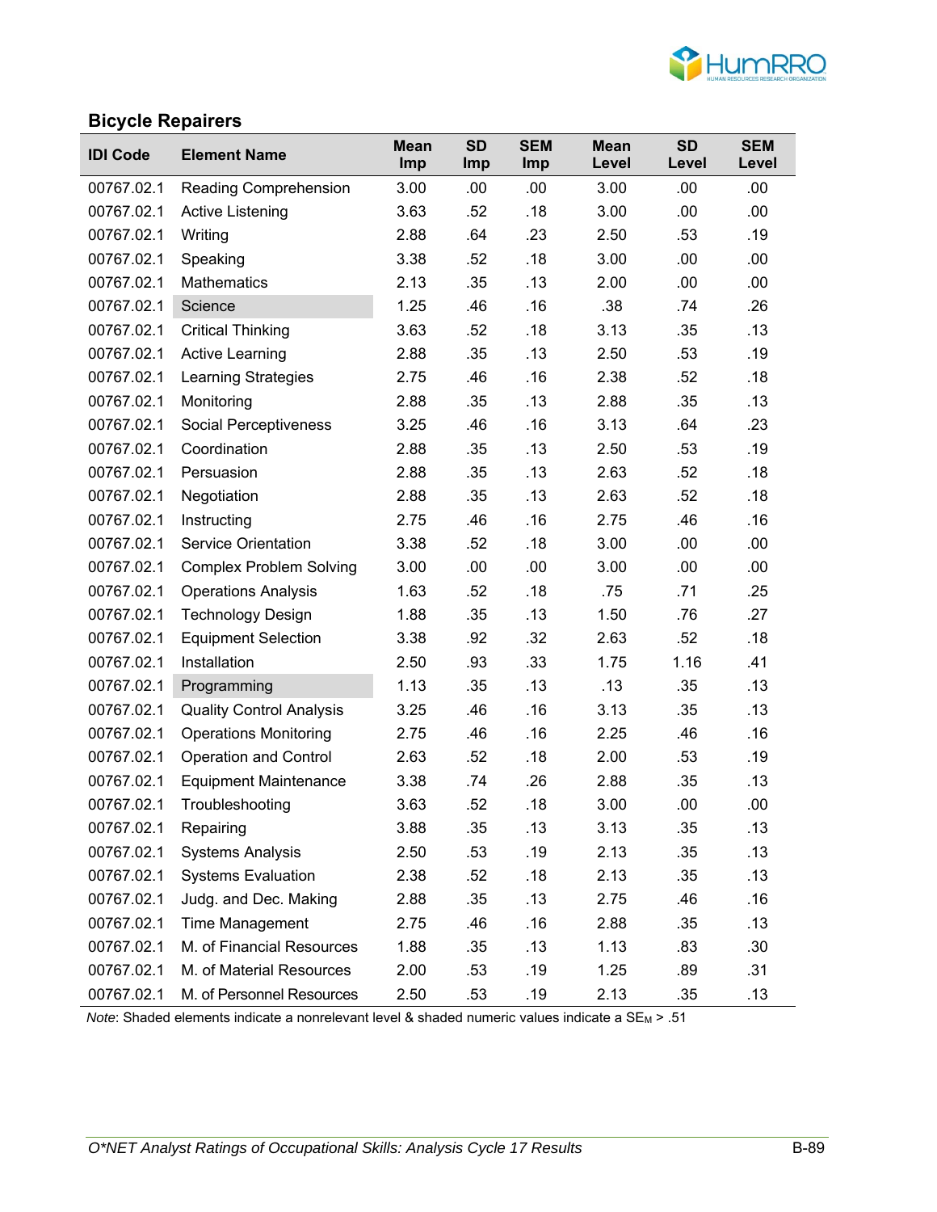## Bicycle Repairers

| IDI Code | Element Name | Mean Imp | SD Imp | SEM Imp | Mean Level | SD Level | SEM Level |
|---|---|---|---|---|---|---|---|
| 00767.02.1 | Reading Comprehension | 3.00 | .00 | .00 | 3.00 | .00 | .00 |
| 00767.02.1 | Active Listening | 3.63 | .52 | .18 | 3.00 | .00 | .00 |
| 00767.02.1 | Writing | 2.88 | .64 | .23 | 2.50 | .53 | .19 |
| 00767.02.1 | Speaking | 3.38 | .52 | .18 | 3.00 | .00 | .00 |
| 00767.02.1 | Mathematics | 2.13 | .35 | .13 | 2.00 | .00 | .00 |
| 00767.02.1 | Science | 1.25 | .46 | .16 | .38 | .74 | .26 |
| 00767.02.1 | Critical Thinking | 3.63 | .52 | .18 | 3.13 | .35 | .13 |
| 00767.02.1 | Active Learning | 2.88 | .35 | .13 | 2.50 | .53 | .19 |
| 00767.02.1 | Learning Strategies | 2.75 | .46 | .16 | 2.38 | .52 | .18 |
| 00767.02.1 | Monitoring | 2.88 | .35 | .13 | 2.88 | .35 | .13 |
| 00767.02.1 | Social Perceptiveness | 3.25 | .46 | .16 | 3.13 | .64 | .23 |
| 00767.02.1 | Coordination | 2.88 | .35 | .13 | 2.50 | .53 | .19 |
| 00767.02.1 | Persuasion | 2.88 | .35 | .13 | 2.63 | .52 | .18 |
| 00767.02.1 | Negotiation | 2.88 | .35 | .13 | 2.63 | .52 | .18 |
| 00767.02.1 | Instructing | 2.75 | .46 | .16 | 2.75 | .46 | .16 |
| 00767.02.1 | Service Orientation | 3.38 | .52 | .18 | 3.00 | .00 | .00 |
| 00767.02.1 | Complex Problem Solving | 3.00 | .00 | .00 | 3.00 | .00 | .00 |
| 00767.02.1 | Operations Analysis | 1.63 | .52 | .18 | .75 | .71 | .25 |
| 00767.02.1 | Technology Design | 1.88 | .35 | .13 | 1.50 | .76 | .27 |
| 00767.02.1 | Equipment Selection | 3.38 | .92 | .32 | 2.63 | .52 | .18 |
| 00767.02.1 | Installation | 2.50 | .93 | .33 | 1.75 | 1.16 | .41 |
| 00767.02.1 | Programming | 1.13 | .35 | .13 | .13 | .35 | .13 |
| 00767.02.1 | Quality Control Analysis | 3.25 | .46 | .16 | 3.13 | .35 | .13 |
| 00767.02.1 | Operations Monitoring | 2.75 | .46 | .16 | 2.25 | .46 | .16 |
| 00767.02.1 | Operation and Control | 2.63 | .52 | .18 | 2.00 | .53 | .19 |
| 00767.02.1 | Equipment Maintenance | 3.38 | .74 | .26 | 2.88 | .35 | .13 |
| 00767.02.1 | Troubleshooting | 3.63 | .52 | .18 | 3.00 | .00 | .00 |
| 00767.02.1 | Repairing | 3.88 | .35 | .13 | 3.13 | .35 | .13 |
| 00767.02.1 | Systems Analysis | 2.50 | .53 | .19 | 2.13 | .35 | .13 |
| 00767.02.1 | Systems Evaluation | 2.38 | .52 | .18 | 2.13 | .35 | .13 |
| 00767.02.1 | Judg. and Dec. Making | 2.88 | .35 | .13 | 2.75 | .46 | .16 |
| 00767.02.1 | Time Management | 2.75 | .46 | .16 | 2.88 | .35 | .13 |
| 00767.02.1 | M. of Financial Resources | 1.88 | .35 | .13 | 1.13 | .83 | .30 |
| 00767.02.1 | M. of Material Resources | 2.00 | .53 | .19 | 1.25 | .89 | .31 |
| 00767.02.1 | M. of Personnel Resources | 2.50 | .53 | .19 | 2.13 | .35 | .13 |

*Note*: Shaded elements indicate a nonrelevant level & shaded numeric values indicate a $SE_M > .51$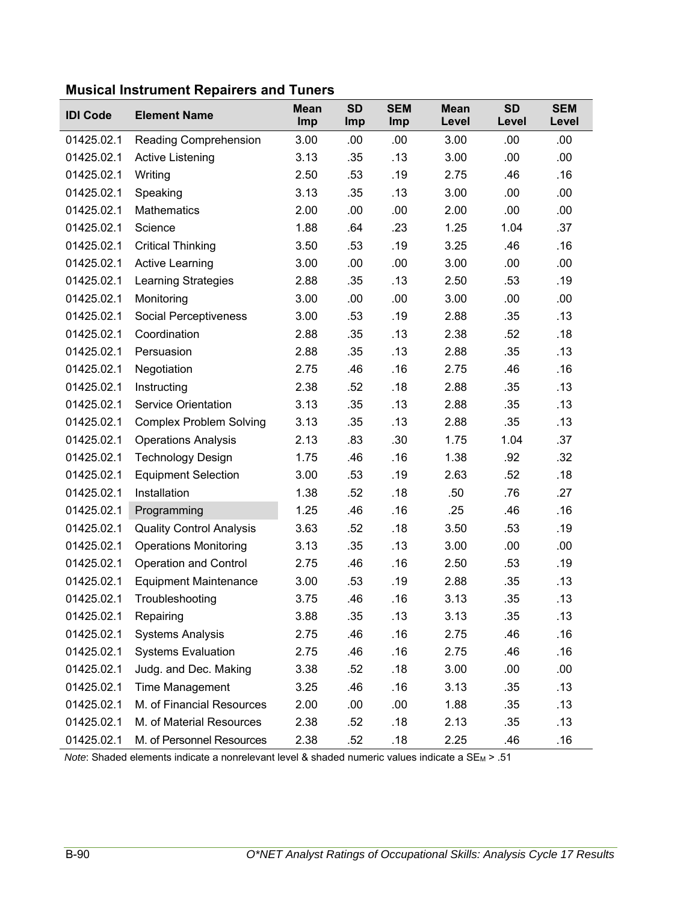### Musical Instrument Repairers and Tuners

| IDI Code | Element Name | Mean Imp | SD Imp | SEM Imp | Mean Level | SD Level | SEM Level |
|---|---|---|---|---|---|---|---|
| 01425.02.1 | Reading Comprehension | 3.00 | .00 | .00 | 3.00 | .00 | .00 |
| 01425.02.1 | Active Listening | 3.13 | .35 | .13 | 3.00 | .00 | .00 |
| 01425.02.1 | Writing | 2.50 | .53 | .19 | 2.75 | .46 | .16 |
| 01425.02.1 | Speaking | 3.13 | .35 | .13 | 3.00 | .00 | .00 |
| 01425.02.1 | Mathematics | 2.00 | .00 | .00 | 2.00 | .00 | .00 |
| 01425.02.1 | Science | 1.88 | .64 | .23 | 1.25 | 1.04 | .37 |
| 01425.02.1 | Critical Thinking | 3.50 | .53 | .19 | 3.25 | .46 | .16 |
| 01425.02.1 | Active Learning | 3.00 | .00 | .00 | 3.00 | .00 | .00 |
| 01425.02.1 | Learning Strategies | 2.88 | .35 | .13 | 2.50 | .53 | .19 |
| 01425.02.1 | Monitoring | 3.00 | .00 | .00 | 3.00 | .00 | .00 |
| 01425.02.1 | Social Perceptiveness | 3.00 | .53 | .19 | 2.88 | .35 | .13 |
| 01425.02.1 | Coordination | 2.88 | .35 | .13 | 2.38 | .52 | .18 |
| 01425.02.1 | Persuasion | 2.88 | .35 | .13 | 2.88 | .35 | .13 |
| 01425.02.1 | Negotiation | 2.75 | .46 | .16 | 2.75 | .46 | .16 |
| 01425.02.1 | Instructing | 2.38 | .52 | .18 | 2.88 | .35 | .13 |
| 01425.02.1 | Service Orientation | 3.13 | .35 | .13 | 2.88 | .35 | .13 |
| 01425.02.1 | Complex Problem Solving | 3.13 | .35 | .13 | 2.88 | .35 | .13 |
| 01425.02.1 | Operations Analysis | 2.13 | .83 | .30 | 1.75 | 1.04 | .37 |
| 01425.02.1 | Technology Design | 1.75 | .46 | .16 | 1.38 | .92 | .32 |
| 01425.02.1 | Equipment Selection | 3.00 | .53 | .19 | 2.63 | .52 | .18 |
| 01425.02.1 | Installation | 1.38 | .52 | .18 | .50 | .76 | .27 |
| 01425.02.1 | Programming | 1.25 | .46 | .16 | .25 | .46 | .16 |
| 01425.02.1 | Quality Control Analysis | 3.63 | .52 | .18 | 3.50 | .53 | .19 |
| 01425.02.1 | Operations Monitoring | 3.13 | .35 | .13 | 3.00 | .00 | .00 |
| 01425.02.1 | Operation and Control | 2.75 | .46 | .16 | 2.50 | .53 | .19 |
| 01425.02.1 | Equipment Maintenance | 3.00 | .53 | .19 | 2.88 | .35 | .13 |
| 01425.02.1 | Troubleshooting | 3.75 | .46 | .16 | 3.13 | .35 | .13 |
| 01425.02.1 | Repairing | 3.88 | .35 | .13 | 3.13 | .35 | .13 |
| 01425.02.1 | Systems Analysis | 2.75 | .46 | .16 | 2.75 | .46 | .16 |
| 01425.02.1 | Systems Evaluation | 2.75 | .46 | .16 | 2.75 | .46 | .16 |
| 01425.02.1 | Judg. and Dec. Making | 3.38 | .52 | .18 | 3.00 | .00 | .00 |
| 01425.02.1 | Time Management | 3.25 | .46 | .16 | 3.13 | .35 | .13 |
| 01425.02.1 | M. of Financial Resources | 2.00 | .00 | .00 | 1.88 | .35 | .13 |
| 01425.02.1 | M. of Material Resources | 2.38 | .52 | .18 | 2.13 | .35 | .13 |
| 01425.02.1 | M. of Personnel Resources | 2.38 | .52 | .18 | 2.25 | .46 | .16 |

*Note*: Shaded elements indicate a nonrelevant level & shaded numeric values indicate a $SE_M > .51$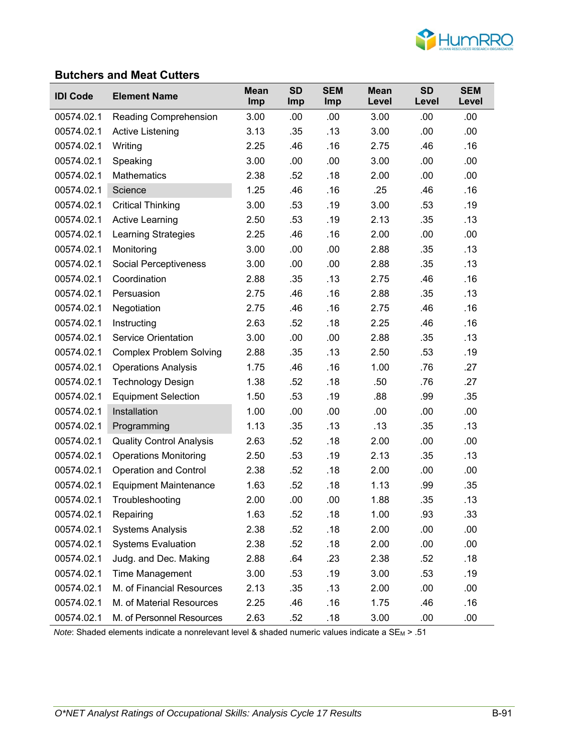### Butchers and Meat Cutters

| IDI Code | Element Name | Mean Imp | SD Imp | SEM Imp | Mean Level | SD Level | SEM Level |
|---|---|---|---|---|---|---|---|
| 00574.02.1 | Reading Comprehension | 3.00 | .00 | .00 | 3.00 | .00 | .00 |
| 00574.02.1 | Active Listening | 3.13 | .35 | .13 | 3.00 | .00 | .00 |
| 00574.02.1 | Writing | 2.25 | .46 | .16 | 2.75 | .46 | .16 |
| 00574.02.1 | Speaking | 3.00 | .00 | .00 | 3.00 | .00 | .00 |
| 00574.02.1 | Mathematics | 2.38 | .52 | .18 | 2.00 | .00 | .00 |
| 00574.02.1 | Science | 1.25 | .46 | .16 | .25 | .46 | .16 |
| 00574.02.1 | Critical Thinking | 3.00 | .53 | .19 | 3.00 | .53 | .19 |
| 00574.02.1 | Active Learning | 2.50 | .53 | .19 | 2.13 | .35 | .13 |
| 00574.02.1 | Learning Strategies | 2.25 | .46 | .16 | 2.00 | .00 | .00 |
| 00574.02.1 | Monitoring | 3.00 | .00 | .00 | 2.88 | .35 | .13 |
| 00574.02.1 | Social Perceptiveness | 3.00 | .00 | .00 | 2.88 | .35 | .13 |
| 00574.02.1 | Coordination | 2.88 | .35 | .13 | 2.75 | .46 | .16 |
| 00574.02.1 | Persuasion | 2.75 | .46 | .16 | 2.88 | .35 | .13 |
| 00574.02.1 | Negotiation | 2.75 | .46 | .16 | 2.75 | .46 | .16 |
| 00574.02.1 | Instructing | 2.63 | .52 | .18 | 2.25 | .46 | .16 |
| 00574.02.1 | Service Orientation | 3.00 | .00 | .00 | 2.88 | .35 | .13 |
| 00574.02.1 | Complex Problem Solving | 2.88 | .35 | .13 | 2.50 | .53 | .19 |
| 00574.02.1 | Operations Analysis | 1.75 | .46 | .16 | 1.00 | .76 | .27 |
| 00574.02.1 | Technology Design | 1.38 | .52 | .18 | .50 | .76 | .27 |
| 00574.02.1 | Equipment Selection | 1.50 | .53 | .19 | .88 | .99 | .35 |
| 00574.02.1 | Installation | 1.00 | .00 | .00 | .00 | .00 | .00 |
| 00574.02.1 | Programming | 1.13 | .35 | .13 | .13 | .35 | .13 |
| 00574.02.1 | Quality Control Analysis | 2.63 | .52 | .18 | 2.00 | .00 | .00 |
| 00574.02.1 | Operations Monitoring | 2.50 | .53 | .19 | 2.13 | .35 | .13 |
| 00574.02.1 | Operation and Control | 2.38 | .52 | .18 | 2.00 | .00 | .00 |
| 00574.02.1 | Equipment Maintenance | 1.63 | .52 | .18 | 1.13 | .99 | .35 |
| 00574.02.1 | Troubleshooting | 2.00 | .00 | .00 | 1.88 | .35 | .13 |
| 00574.02.1 | Repairing | 1.63 | .52 | .18 | 1.00 | .93 | .33 |
| 00574.02.1 | Systems Analysis | 2.38 | .52 | .18 | 2.00 | .00 | .00 |
| 00574.02.1 | Systems Evaluation | 2.38 | .52 | .18 | 2.00 | .00 | .00 |
| 00574.02.1 | Judg. and Dec. Making | 2.88 | .64 | .23 | 2.38 | .52 | .18 |
| 00574.02.1 | Time Management | 3.00 | .53 | .19 | 3.00 | .53 | .19 |
| 00574.02.1 | M. of Financial Resources | 2.13 | .35 | .13 | 2.00 | .00 | .00 |
| 00574.02.1 | M. of Material Resources | 2.25 | .46 | .16 | 1.75 | .46 | .16 |
| 00574.02.1 | M. of Personnel Resources | 2.63 | .52 | .18 | 3.00 | .00 | .00 |

*Note*: Shaded elements indicate a nonrelevant level & shaded numeric values indicate a $SE_M > .51$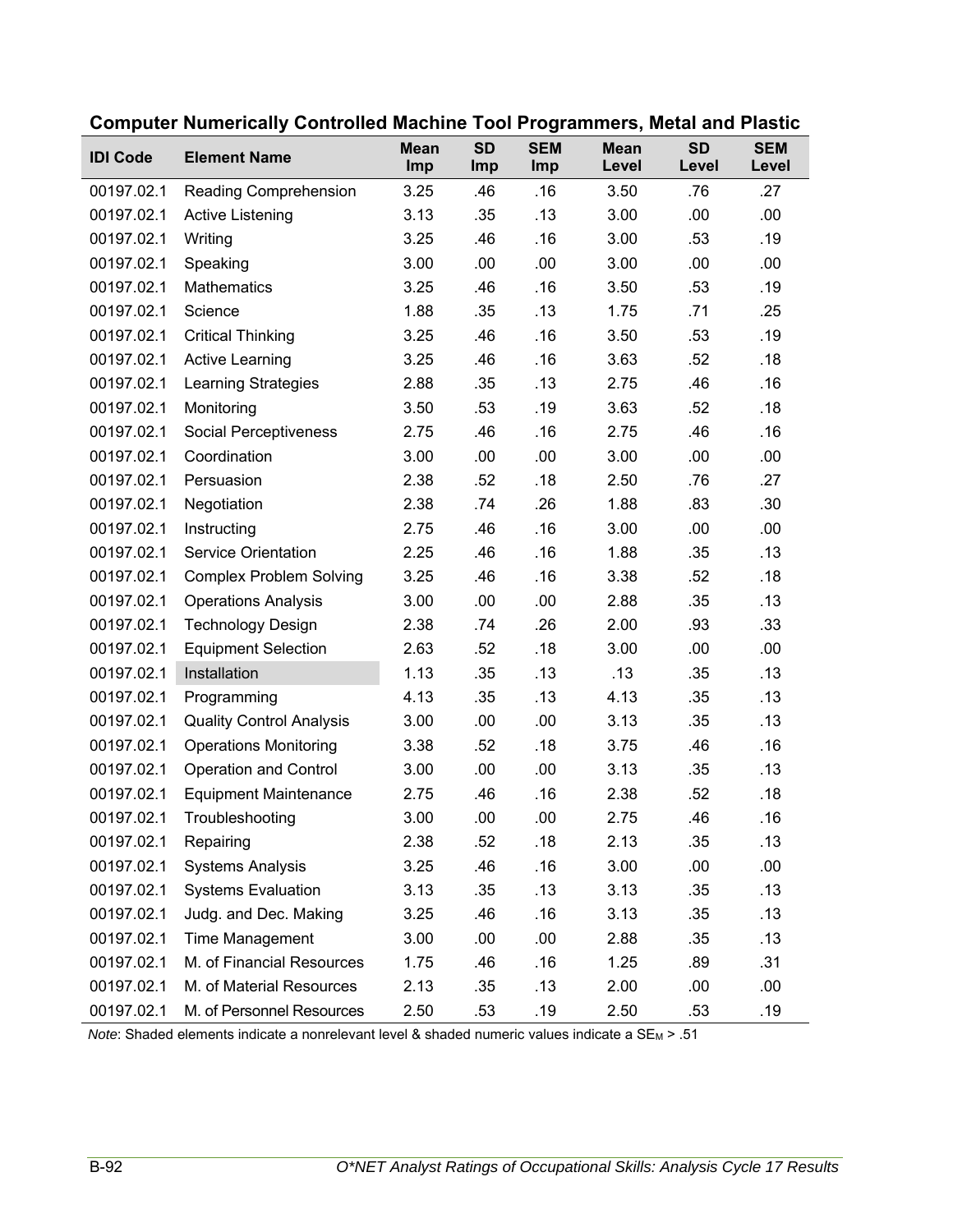**Computer Numerically Controlled Machine Tool Programmers, Metal and Plastic**

| IDI Code | Element Name | Mean Imp | SD Imp | SEM Imp | Mean Level | SD Level | SEM Level |
|---|---|---|---|---|---|---|---|
| 00197.02.1 | Reading Comprehension | 3.25 | .46 | .16 | 3.50 | .76 | .27 |
| 00197.02.1 | Active Listening | 3.13 | .35 | .13 | 3.00 | .00 | .00 |
| 00197.02.1 | Writing | 3.25 | .46 | .16 | 3.00 | .53 | .19 |
| 00197.02.1 | Speaking | 3.00 | .00 | .00 | 3.00 | .00 | .00 |
| 00197.02.1 | Mathematics | 3.25 | .46 | .16 | 3.50 | .53 | .19 |
| 00197.02.1 | Science | 1.88 | .35 | .13 | 1.75 | .71 | .25 |
| 00197.02.1 | Critical Thinking | 3.25 | .46 | .16 | 3.50 | .53 | .19 |
| 00197.02.1 | Active Learning | 3.25 | .46 | .16 | 3.63 | .52 | .18 |
| 00197.02.1 | Learning Strategies | 2.88 | .35 | .13 | 2.75 | .46 | .16 |
| 00197.02.1 | Monitoring | 3.50 | .53 | .19 | 3.63 | .52 | .18 |
| 00197.02.1 | Social Perceptiveness | 2.75 | .46 | .16 | 2.75 | .46 | .16 |
| 00197.02.1 | Coordination | 3.00 | .00 | .00 | 3.00 | .00 | .00 |
| 00197.02.1 | Persuasion | 2.38 | .52 | .18 | 2.50 | .76 | .27 |
| 00197.02.1 | Negotiation | 2.38 | .74 | .26 | 1.88 | .83 | .30 |
| 00197.02.1 | Instructing | 2.75 | .46 | .16 | 3.00 | .00 | .00 |
| 00197.02.1 | Service Orientation | 2.25 | .46 | .16 | 1.88 | .35 | .13 |
| 00197.02.1 | Complex Problem Solving | 3.25 | .46 | .16 | 3.38 | .52 | .18 |
| 00197.02.1 | Operations Analysis | 3.00 | .00 | .00 | 2.88 | .35 | .13 |
| 00197.02.1 | Technology Design | 2.38 | .74 | .26 | 2.00 | .93 | .33 |
| 00197.02.1 | Equipment Selection | 2.63 | .52 | .18 | 3.00 | .00 | .00 |
| 00197.02.1 | Installation | 1.13 | .35 | .13 | .13 | .35 | .13 |
| 00197.02.1 | Programming | 4.13 | .35 | .13 | 4.13 | .35 | .13 |
| 00197.02.1 | Quality Control Analysis | 3.00 | .00 | .00 | 3.13 | .35 | .13 |
| 00197.02.1 | Operations Monitoring | 3.38 | .52 | .18 | 3.75 | .46 | .16 |
| 00197.02.1 | Operation and Control | 3.00 | .00 | .00 | 3.13 | .35 | .13 |
| 00197.02.1 | Equipment Maintenance | 2.75 | .46 | .16 | 2.38 | .52 | .18 |
| 00197.02.1 | Troubleshooting | 3.00 | .00 | .00 | 2.75 | .46 | .16 |
| 00197.02.1 | Repairing | 2.38 | .52 | .18 | 2.13 | .35 | .13 |
| 00197.02.1 | Systems Analysis | 3.25 | .46 | .16 | 3.00 | .00 | .00 |
| 00197.02.1 | Systems Evaluation | 3.13 | .35 | .13 | 3.13 | .35 | .13 |
| 00197.02.1 | Judg. and Dec. Making | 3.25 | .46 | .16 | 3.13 | .35 | .13 |
| 00197.02.1 | Time Management | 3.00 | .00 | .00 | 2.88 | .35 | .13 |
| 00197.02.1 | M. of Financial Resources | 1.75 | .46 | .16 | 1.25 | .89 | .31 |
| 00197.02.1 | M. of Material Resources | 2.13 | .35 | .13 | 2.00 | .00 | .00 |
| 00197.02.1 | M. of Personnel Resources | 2.50 | .53 | .19 | 2.50 | .53 | .19 |

*Note*: Shaded elements indicate a nonrelevant level & shaded numeric values indicate a $SE_M$ > .51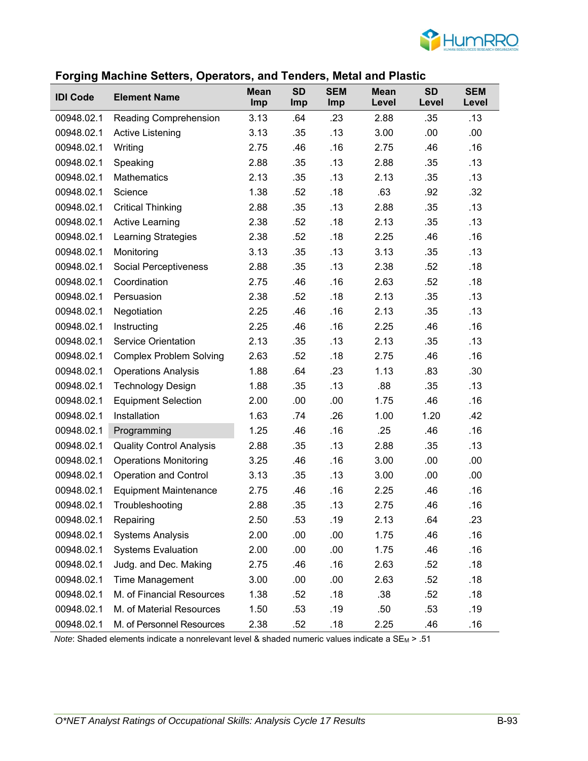## Forging Machine Setters, Operators, and Tenders, Metal and Plastic

| IDI Code | Element Name | Mean Imp | SD Imp | SEM Imp | Mean Level | SD Level | SEM Level |
|---|---|---|---|---|---|---|---|
| 00948.02.1 | Reading Comprehension | 3.13 | .64 | .23 | 2.88 | .35 | .13 |
| 00948.02.1 | Active Listening | 3.13 | .35 | .13 | 3.00 | .00 | .00 |
| 00948.02.1 | Writing | 2.75 | .46 | .16 | 2.75 | .46 | .16 |
| 00948.02.1 | Speaking | 2.88 | .35 | .13 | 2.88 | .35 | .13 |
| 00948.02.1 | Mathematics | 2.13 | .35 | .13 | 2.13 | .35 | .13 |
| 00948.02.1 | Science | 1.38 | .52 | .18 | .63 | .92 | .32 |
| 00948.02.1 | Critical Thinking | 2.88 | .35 | .13 | 2.88 | .35 | .13 |
| 00948.02.1 | Active Learning | 2.38 | .52 | .18 | 2.13 | .35 | .13 |
| 00948.02.1 | Learning Strategies | 2.38 | .52 | .18 | 2.25 | .46 | .16 |
| 00948.02.1 | Monitoring | 3.13 | .35 | .13 | 3.13 | .35 | .13 |
| 00948.02.1 | Social Perceptiveness | 2.88 | .35 | .13 | 2.38 | .52 | .18 |
| 00948.02.1 | Coordination | 2.75 | .46 | .16 | 2.63 | .52 | .18 |
| 00948.02.1 | Persuasion | 2.38 | .52 | .18 | 2.13 | .35 | .13 |
| 00948.02.1 | Negotiation | 2.25 | .46 | .16 | 2.13 | .35 | .13 |
| 00948.02.1 | Instructing | 2.25 | .46 | .16 | 2.25 | .46 | .16 |
| 00948.02.1 | Service Orientation | 2.13 | .35 | .13 | 2.13 | .35 | .13 |
| 00948.02.1 | Complex Problem Solving | 2.63 | .52 | .18 | 2.75 | .46 | .16 |
| 00948.02.1 | Operations Analysis | 1.88 | .64 | .23 | 1.13 | .83 | .30 |
| 00948.02.1 | Technology Design | 1.88 | .35 | .13 | .88 | .35 | .13 |
| 00948.02.1 | Equipment Selection | 2.00 | .00 | .00 | 1.75 | .46 | .16 |
| 00948.02.1 | Installation | 1.63 | .74 | .26 | 1.00 | 1.20 | .42 |
| 00948.02.1 | Programming | 1.25 | .46 | .16 | .25 | .46 | .16 |
| 00948.02.1 | Quality Control Analysis | 2.88 | .35 | .13 | 2.88 | .35 | .13 |
| 00948.02.1 | Operations Monitoring | 3.25 | .46 | .16 | 3.00 | .00 | .00 |
| 00948.02.1 | Operation and Control | 3.13 | .35 | .13 | 3.00 | .00 | .00 |
| 00948.02.1 | Equipment Maintenance | 2.75 | .46 | .16 | 2.25 | .46 | .16 |
| 00948.02.1 | Troubleshooting | 2.88 | .35 | .13 | 2.75 | .46 | .16 |
| 00948.02.1 | Repairing | 2.50 | .53 | .19 | 2.13 | .64 | .23 |
| 00948.02.1 | Systems Analysis | 2.00 | .00 | .00 | 1.75 | .46 | .16 |
| 00948.02.1 | Systems Evaluation | 2.00 | .00 | .00 | 1.75 | .46 | .16 |
| 00948.02.1 | Judg. and Dec. Making | 2.75 | .46 | .16 | 2.63 | .52 | .18 |
| 00948.02.1 | Time Management | 3.00 | .00 | .00 | 2.63 | .52 | .18 |
| 00948.02.1 | M. of Financial Resources | 1.38 | .52 | .18 | .38 | .52 | .18 |
| 00948.02.1 | M. of Material Resources | 1.50 | .53 | .19 | .50 | .53 | .19 |
| 00948.02.1 | M. of Personnel Resources | 2.38 | .52 | .18 | 2.25 | .46 | .16 |

*Note*: Shaded elements indicate a nonrelevant level & shaded numeric values indicate a $SE_M > .51$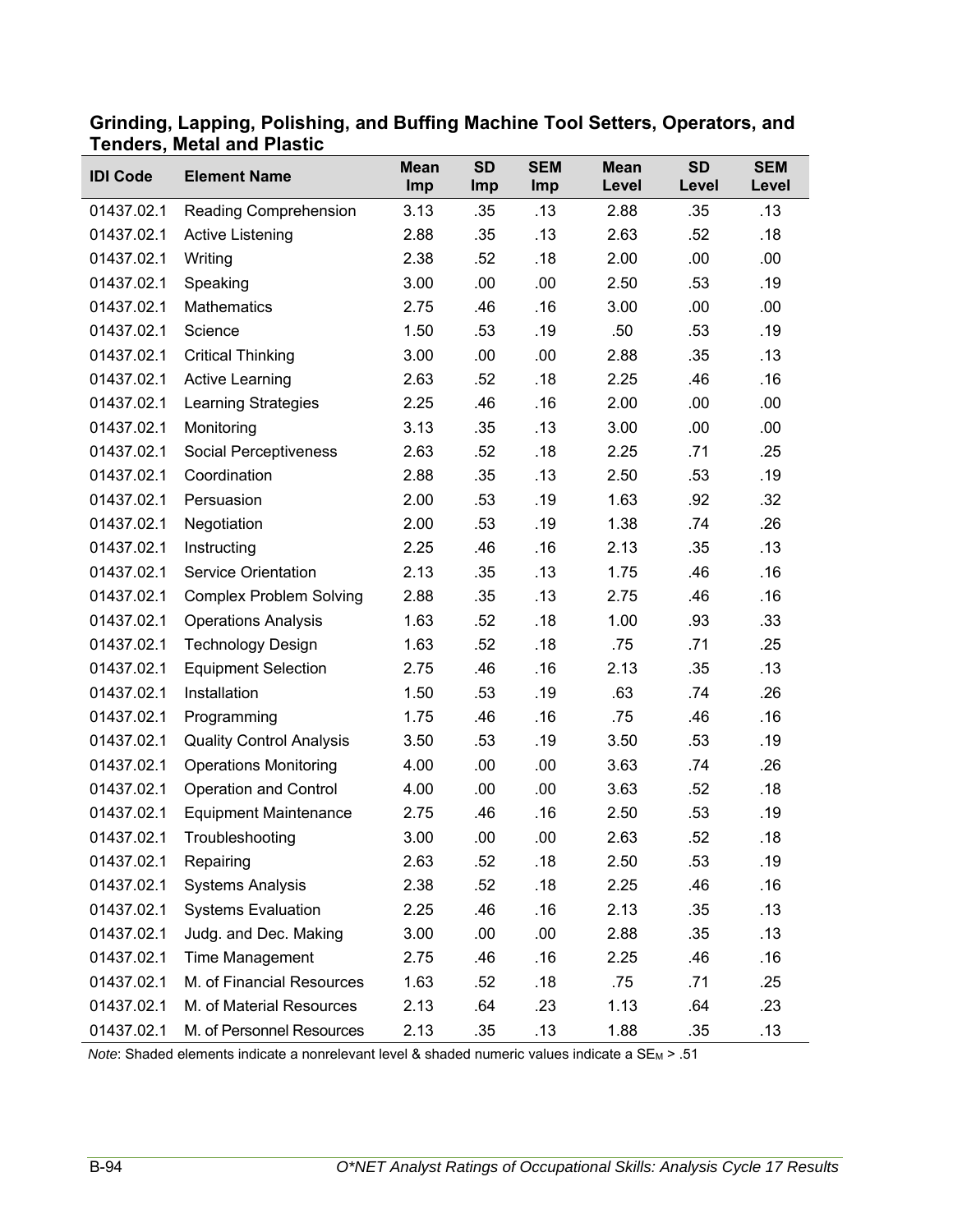**Grinding, Lapping, Polishing, and Buffing Machine Tool Setters, Operators, and Tenders, Metal and Plastic**

| IDI Code | Element Name | Mean Imp | SD Imp | SEM Imp | Mean Level | SD Level | SEM Level |
|---|---|---|---|---|---|---|---|
| 01437.02.1 | Reading Comprehension | 3.13 | .35 | .13 | 2.88 | .35 | .13 |
| 01437.02.1 | Active Listening | 2.88 | .35 | .13 | 2.63 | .52 | .18 |
| 01437.02.1 | Writing | 2.38 | .52 | .18 | 2.00 | .00 | .00 |
| 01437.02.1 | Speaking | 3.00 | .00 | .00 | 2.50 | .53 | .19 |
| 01437.02.1 | Mathematics | 2.75 | .46 | .16 | 3.00 | .00 | .00 |
| 01437.02.1 | Science | 1.50 | .53 | .19 | .50 | .53 | .19 |
| 01437.02.1 | Critical Thinking | 3.00 | .00 | .00 | 2.88 | .35 | .13 |
| 01437.02.1 | Active Learning | 2.63 | .52 | .18 | 2.25 | .46 | .16 |
| 01437.02.1 | Learning Strategies | 2.25 | .46 | .16 | 2.00 | .00 | .00 |
| 01437.02.1 | Monitoring | 3.13 | .35 | .13 | 3.00 | .00 | .00 |
| 01437.02.1 | Social Perceptiveness | 2.63 | .52 | .18 | 2.25 | .71 | .25 |
| 01437.02.1 | Coordination | 2.88 | .35 | .13 | 2.50 | .53 | .19 |
| 01437.02.1 | Persuasion | 2.00 | .53 | .19 | 1.63 | .92 | .32 |
| 01437.02.1 | Negotiation | 2.00 | .53 | .19 | 1.38 | .74 | .26 |
| 01437.02.1 | Instructing | 2.25 | .46 | .16 | 2.13 | .35 | .13 |
| 01437.02.1 | Service Orientation | 2.13 | .35 | .13 | 1.75 | .46 | .16 |
| 01437.02.1 | Complex Problem Solving | 2.88 | .35 | .13 | 2.75 | .46 | .16 |
| 01437.02.1 | Operations Analysis | 1.63 | .52 | .18 | 1.00 | .93 | .33 |
| 01437.02.1 | Technology Design | 1.63 | .52 | .18 | .75 | .71 | .25 |
| 01437.02.1 | Equipment Selection | 2.75 | .46 | .16 | 2.13 | .35 | .13 |
| 01437.02.1 | Installation | 1.50 | .53 | .19 | .63 | .74 | .26 |
| 01437.02.1 | Programming | 1.75 | .46 | .16 | .75 | .46 | .16 |
| 01437.02.1 | Quality Control Analysis | 3.50 | .53 | .19 | 3.50 | .53 | .19 |
| 01437.02.1 | Operations Monitoring | 4.00 | .00 | .00 | 3.63 | .74 | .26 |
| 01437.02.1 | Operation and Control | 4.00 | .00 | .00 | 3.63 | .52 | .18 |
| 01437.02.1 | Equipment Maintenance | 2.75 | .46 | .16 | 2.50 | .53 | .19 |
| 01437.02.1 | Troubleshooting | 3.00 | .00 | .00 | 2.63 | .52 | .18 |
| 01437.02.1 | Repairing | 2.63 | .52 | .18 | 2.50 | .53 | .19 |
| 01437.02.1 | Systems Analysis | 2.38 | .52 | .18 | 2.25 | .46 | .16 |
| 01437.02.1 | Systems Evaluation | 2.25 | .46 | .16 | 2.13 | .35 | .13 |
| 01437.02.1 | Judg. and Dec. Making | 3.00 | .00 | .00 | 2.88 | .35 | .13 |
| 01437.02.1 | Time Management | 2.75 | .46 | .16 | 2.25 | .46 | .16 |
| 01437.02.1 | M. of Financial Resources | 1.63 | .52 | .18 | .75 | .71 | .25 |
| 01437.02.1 | M. of Material Resources | 2.13 | .64 | .23 | 1.13 | .64 | .23 |
| 01437.02.1 | M. of Personnel Resources | 2.13 | .35 | .13 | 1.88 | .35 | .13 |

*Note*: Shaded elements indicate a nonrelevant level & shaded numeric values indicate a $SE_M$ > .51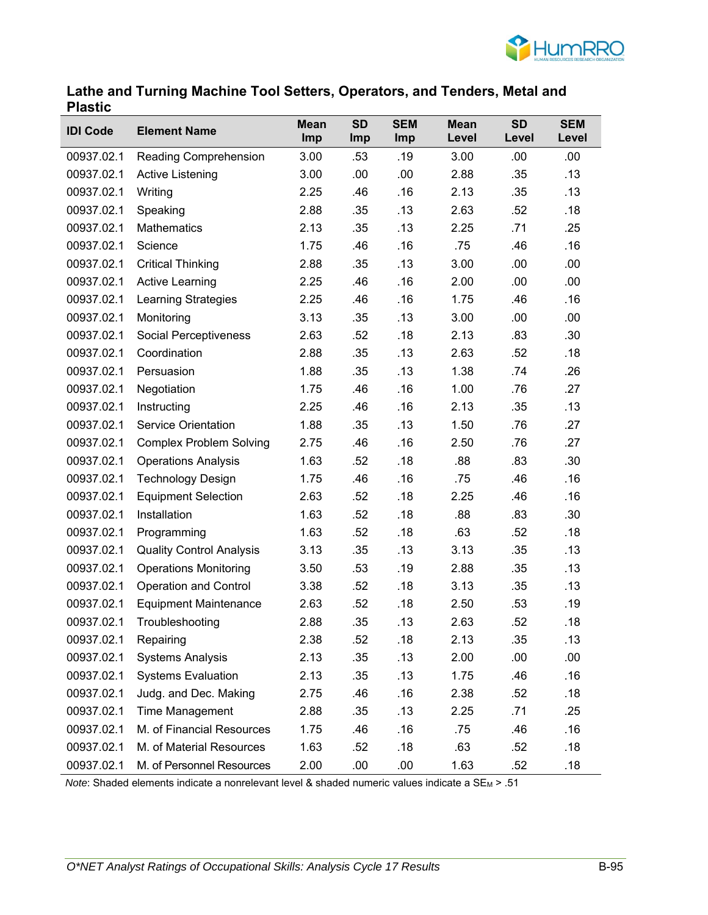### Lathe and Turning Machine Tool Setters, Operators, and Tenders, Metal and Plastic

| IDI Code | Element Name | Mean Imp | SD Imp | SEM Imp | Mean Level | SD Level | SEM Level |
|---|---|---|---|---|---|---|---|
| 00937.02.1 | Reading Comprehension | 3.00 | .53 | .19 | 3.00 | .00 | .00 |
| 00937.02.1 | Active Listening | 3.00 | .00 | .00 | 2.88 | .35 | .13 |
| 00937.02.1 | Writing | 2.25 | .46 | .16 | 2.13 | .35 | .13 |
| 00937.02.1 | Speaking | 2.88 | .35 | .13 | 2.63 | .52 | .18 |
| 00937.02.1 | Mathematics | 2.13 | .35 | .13 | 2.25 | .71 | .25 |
| 00937.02.1 | Science | 1.75 | .46 | .16 | .75 | .46 | .16 |
| 00937.02.1 | Critical Thinking | 2.88 | .35 | .13 | 3.00 | .00 | .00 |
| 00937.02.1 | Active Learning | 2.25 | .46 | .16 | 2.00 | .00 | .00 |
| 00937.02.1 | Learning Strategies | 2.25 | .46 | .16 | 1.75 | .46 | .16 |
| 00937.02.1 | Monitoring | 3.13 | .35 | .13 | 3.00 | .00 | .00 |
| 00937.02.1 | Social Perceptiveness | 2.63 | .52 | .18 | 2.13 | .83 | .30 |
| 00937.02.1 | Coordination | 2.88 | .35 | .13 | 2.63 | .52 | .18 |
| 00937.02.1 | Persuasion | 1.88 | .35 | .13 | 1.38 | .74 | .26 |
| 00937.02.1 | Negotiation | 1.75 | .46 | .16 | 1.00 | .76 | .27 |
| 00937.02.1 | Instructing | 2.25 | .46 | .16 | 2.13 | .35 | .13 |
| 00937.02.1 | Service Orientation | 1.88 | .35 | .13 | 1.50 | .76 | .27 |
| 00937.02.1 | Complex Problem Solving | 2.75 | .46 | .16 | 2.50 | .76 | .27 |
| 00937.02.1 | Operations Analysis | 1.63 | .52 | .18 | .88 | .83 | .30 |
| 00937.02.1 | Technology Design | 1.75 | .46 | .16 | .75 | .46 | .16 |
| 00937.02.1 | Equipment Selection | 2.63 | .52 | .18 | 2.25 | .46 | .16 |
| 00937.02.1 | Installation | 1.63 | .52 | .18 | .88 | .83 | .30 |
| 00937.02.1 | Programming | 1.63 | .52 | .18 | .63 | .52 | .18 |
| 00937.02.1 | Quality Control Analysis | 3.13 | .35 | .13 | 3.13 | .35 | .13 |
| 00937.02.1 | Operations Monitoring | 3.50 | .53 | .19 | 2.88 | .35 | .13 |
| 00937.02.1 | Operation and Control | 3.38 | .52 | .18 | 3.13 | .35 | .13 |
| 00937.02.1 | Equipment Maintenance | 2.63 | .52 | .18 | 2.50 | .53 | .19 |
| 00937.02.1 | Troubleshooting | 2.88 | .35 | .13 | 2.63 | .52 | .18 |
| 00937.02.1 | Repairing | 2.38 | .52 | .18 | 2.13 | .35 | .13 |
| 00937.02.1 | Systems Analysis | 2.13 | .35 | .13 | 2.00 | .00 | .00 |
| 00937.02.1 | Systems Evaluation | 2.13 | .35 | .13 | 1.75 | .46 | .16 |
| 00937.02.1 | Judg. and Dec. Making | 2.75 | .46 | .16 | 2.38 | .52 | .18 |
| 00937.02.1 | Time Management | 2.88 | .35 | .13 | 2.25 | .71 | .25 |
| 00937.02.1 | M. of Financial Resources | 1.75 | .46 | .16 | .75 | .46 | .16 |
| 00937.02.1 | M. of Material Resources | 1.63 | .52 | .18 | .63 | .52 | .18 |
| 00937.02.1 | M. of Personnel Resources | 2.00 | .00 | .00 | 1.63 | .52 | .18 |

*Note*: Shaded elements indicate a nonrelevant level & shaded numeric values indicate a $SE_M > .51$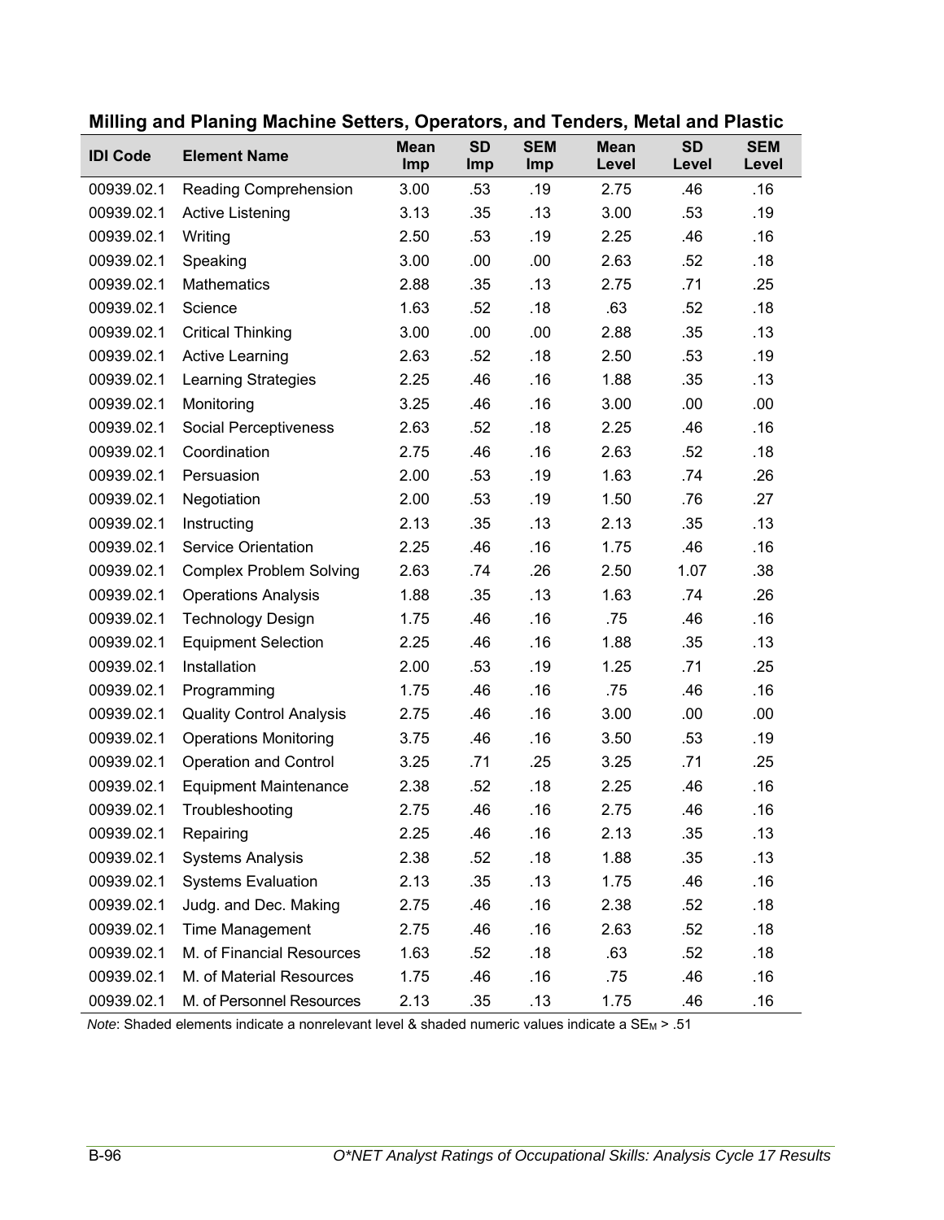### Milling and Planing Machine Setters, Operators, and Tenders, Metal and Plastic

| IDI Code | Element Name | Mean Imp | SD Imp | SEM Imp | Mean Level | SD Level | SEM Level |
|---|---|---|---|---|---|---|---|
| 00939.02.1 | Reading Comprehension | 3.00 | .53 | .19 | 2.75 | .46 | .16 |
| 00939.02.1 | Active Listening | 3.13 | .35 | .13 | 3.00 | .53 | .19 |
| 00939.02.1 | Writing | 2.50 | .53 | .19 | 2.25 | .46 | .16 |
| 00939.02.1 | Speaking | 3.00 | .00 | .00 | 2.63 | .52 | .18 |
| 00939.02.1 | Mathematics | 2.88 | .35 | .13 | 2.75 | .71 | .25 |
| 00939.02.1 | Science | 1.63 | .52 | .18 | .63 | .52 | .18 |
| 00939.02.1 | Critical Thinking | 3.00 | .00 | .00 | 2.88 | .35 | .13 |
| 00939.02.1 | Active Learning | 2.63 | .52 | .18 | 2.50 | .53 | .19 |
| 00939.02.1 | Learning Strategies | 2.25 | .46 | .16 | 1.88 | .35 | .13 |
| 00939.02.1 | Monitoring | 3.25 | .46 | .16 | 3.00 | .00 | .00 |
| 00939.02.1 | Social Perceptiveness | 2.63 | .52 | .18 | 2.25 | .46 | .16 |
| 00939.02.1 | Coordination | 2.75 | .46 | .16 | 2.63 | .52 | .18 |
| 00939.02.1 | Persuasion | 2.00 | .53 | .19 | 1.63 | .74 | .26 |
| 00939.02.1 | Negotiation | 2.00 | .53 | .19 | 1.50 | .76 | .27 |
| 00939.02.1 | Instructing | 2.13 | .35 | .13 | 2.13 | .35 | .13 |
| 00939.02.1 | Service Orientation | 2.25 | .46 | .16 | 1.75 | .46 | .16 |
| 00939.02.1 | Complex Problem Solving | 2.63 | .74 | .26 | 2.50 | 1.07 | .38 |
| 00939.02.1 | Operations Analysis | 1.88 | .35 | .13 | 1.63 | .74 | .26 |
| 00939.02.1 | Technology Design | 1.75 | .46 | .16 | .75 | .46 | .16 |
| 00939.02.1 | Equipment Selection | 2.25 | .46 | .16 | 1.88 | .35 | .13 |
| 00939.02.1 | Installation | 2.00 | .53 | .19 | 1.25 | .71 | .25 |
| 00939.02.1 | Programming | 1.75 | .46 | .16 | .75 | .46 | .16 |
| 00939.02.1 | Quality Control Analysis | 2.75 | .46 | .16 | 3.00 | .00 | .00 |
| 00939.02.1 | Operations Monitoring | 3.75 | .46 | .16 | 3.50 | .53 | .19 |
| 00939.02.1 | Operation and Control | 3.25 | .71 | .25 | 3.25 | .71 | .25 |
| 00939.02.1 | Equipment Maintenance | 2.38 | .52 | .18 | 2.25 | .46 | .16 |
| 00939.02.1 | Troubleshooting | 2.75 | .46 | .16 | 2.75 | .46 | .16 |
| 00939.02.1 | Repairing | 2.25 | .46 | .16 | 2.13 | .35 | .13 |
| 00939.02.1 | Systems Analysis | 2.38 | .52 | .18 | 1.88 | .35 | .13 |
| 00939.02.1 | Systems Evaluation | 2.13 | .35 | .13 | 1.75 | .46 | .16 |
| 00939.02.1 | Judg. and Dec. Making | 2.75 | .46 | .16 | 2.38 | .52 | .18 |
| 00939.02.1 | Time Management | 2.75 | .46 | .16 | 2.63 | .52 | .18 |
| 00939.02.1 | M. of Financial Resources | 1.63 | .52 | .18 | .63 | .52 | .18 |
| 00939.02.1 | M. of Material Resources | 1.75 | .46 | .16 | .75 | .46 | .16 |
| 00939.02.1 | M. of Personnel Resources | 2.13 | .35 | .13 | 1.75 | .46 | .16 |

*Note*: Shaded elements indicate a nonrelevant level & shaded numeric values indicate a $SE_M$ > .51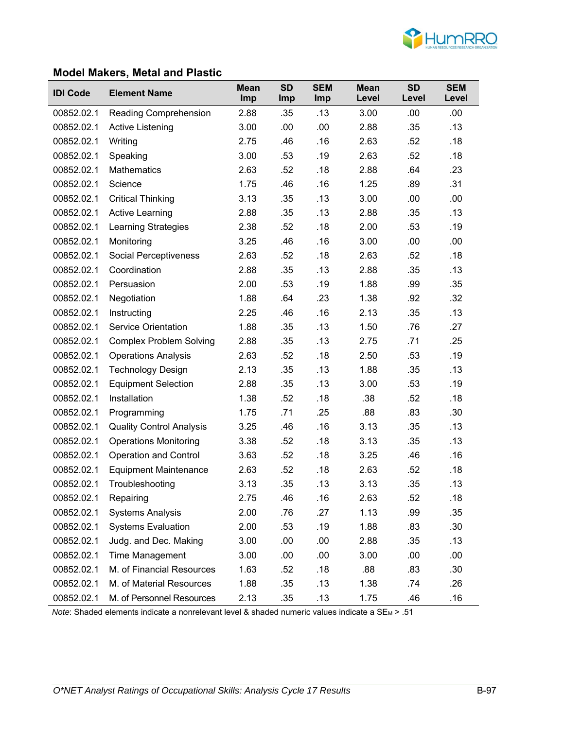## Model Makers, Metal and Plastic

| IDI Code | Element Name | Mean Imp | SD Imp | SEM Imp | Mean Level | SD Level | SEM Level |
|---|---|---|---|---|---|---|---|
| 00852.02.1 | Reading Comprehension | 2.88 | .35 | .13 | 3.00 | .00 | .00 |
| 00852.02.1 | Active Listening | 3.00 | .00 | .00 | 2.88 | .35 | .13 |
| 00852.02.1 | Writing | 2.75 | .46 | .16 | 2.63 | .52 | .18 |
| 00852.02.1 | Speaking | 3.00 | .53 | .19 | 2.63 | .52 | .18 |
| 00852.02.1 | Mathematics | 2.63 | .52 | .18 | 2.88 | .64 | .23 |
| 00852.02.1 | Science | 1.75 | .46 | .16 | 1.25 | .89 | .31 |
| 00852.02.1 | Critical Thinking | 3.13 | .35 | .13 | 3.00 | .00 | .00 |
| 00852.02.1 | Active Learning | 2.88 | .35 | .13 | 2.88 | .35 | .13 |
| 00852.02.1 | Learning Strategies | 2.38 | .52 | .18 | 2.00 | .53 | .19 |
| 00852.02.1 | Monitoring | 3.25 | .46 | .16 | 3.00 | .00 | .00 |
| 00852.02.1 | Social Perceptiveness | 2.63 | .52 | .18 | 2.63 | .52 | .18 |
| 00852.02.1 | Coordination | 2.88 | .35 | .13 | 2.88 | .35 | .13 |
| 00852.02.1 | Persuasion | 2.00 | .53 | .19 | 1.88 | .99 | .35 |
| 00852.02.1 | Negotiation | 1.88 | .64 | .23 | 1.38 | .92 | .32 |
| 00852.02.1 | Instructing | 2.25 | .46 | .16 | 2.13 | .35 | .13 |
| 00852.02.1 | Service Orientation | 1.88 | .35 | .13 | 1.50 | .76 | .27 |
| 00852.02.1 | Complex Problem Solving | 2.88 | .35 | .13 | 2.75 | .71 | .25 |
| 00852.02.1 | Operations Analysis | 2.63 | .52 | .18 | 2.50 | .53 | .19 |
| 00852.02.1 | Technology Design | 2.13 | .35 | .13 | 1.88 | .35 | .13 |
| 00852.02.1 | Equipment Selection | 2.88 | .35 | .13 | 3.00 | .53 | .19 |
| 00852.02.1 | Installation | 1.38 | .52 | .18 | .38 | .52 | .18 |
| 00852.02.1 | Programming | 1.75 | .71 | .25 | .88 | .83 | .30 |
| 00852.02.1 | Quality Control Analysis | 3.25 | .46 | .16 | 3.13 | .35 | .13 |
| 00852.02.1 | Operations Monitoring | 3.38 | .52 | .18 | 3.13 | .35 | .13 |
| 00852.02.1 | Operation and Control | 3.63 | .52 | .18 | 3.25 | .46 | .16 |
| 00852.02.1 | Equipment Maintenance | 2.63 | .52 | .18 | 2.63 | .52 | .18 |
| 00852.02.1 | Troubleshooting | 3.13 | .35 | .13 | 3.13 | .35 | .13 |
| 00852.02.1 | Repairing | 2.75 | .46 | .16 | 2.63 | .52 | .18 |
| 00852.02.1 | Systems Analysis | 2.00 | .76 | .27 | 1.13 | .99 | .35 |
| 00852.02.1 | Systems Evaluation | 2.00 | .53 | .19 | 1.88 | .83 | .30 |
| 00852.02.1 | Judg. and Dec. Making | 3.00 | .00 | .00 | 2.88 | .35 | .13 |
| 00852.02.1 | Time Management | 3.00 | .00 | .00 | 3.00 | .00 | .00 |
| 00852.02.1 | M. of Financial Resources | 1.63 | .52 | .18 | .88 | .83 | .30 |
| 00852.02.1 | M. of Material Resources | 1.88 | .35 | .13 | 1.38 | .74 | .26 |
| 00852.02.1 | M. of Personnel Resources | 2.13 | .35 | .13 | 1.75 | .46 | .16 |

*Note*: Shaded elements indicate a nonrelevant level & shaded numeric values indicate a $SE_M$ > .51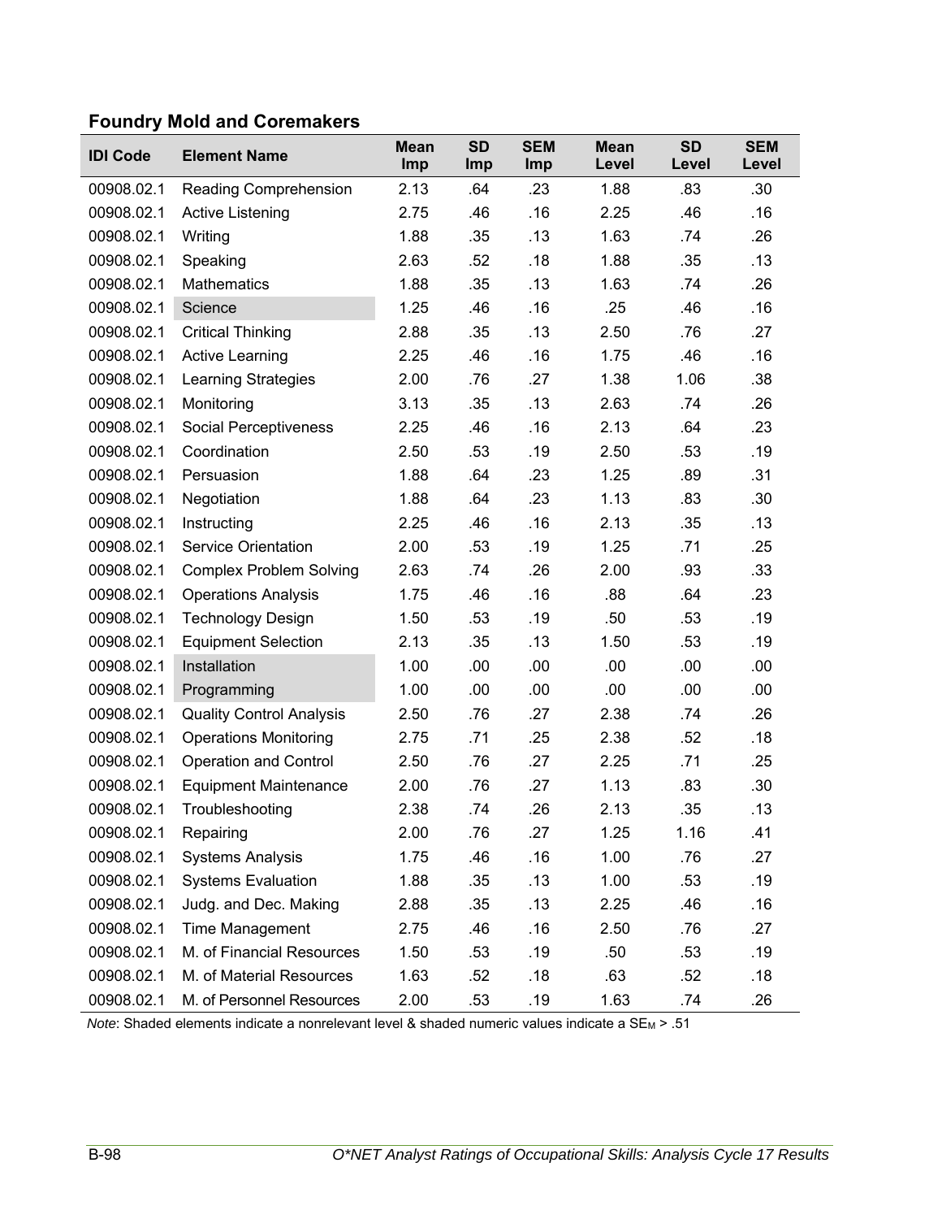### Foundry Mold and Coremakers

| IDI Code | Element Name | Mean Imp | SD Imp | SEM Imp | Mean Level | SD Level | SEM Level |
|---|---|---|---|---|---|---|---|
| 00908.02.1 | Reading Comprehension | 2.13 | .64 | .23 | 1.88 | .83 | .30 |
| 00908.02.1 | Active Listening | 2.75 | .46 | .16 | 2.25 | .46 | .16 |
| 00908.02.1 | Writing | 1.88 | .35 | .13 | 1.63 | .74 | .26 |
| 00908.02.1 | Speaking | 2.63 | .52 | .18 | 1.88 | .35 | .13 |
| 00908.02.1 | Mathematics | 1.88 | .35 | .13 | 1.63 | .74 | .26 |
| 00908.02.1 | Science | 1.25 | .46 | .16 | .25 | .46 | .16 |
| 00908.02.1 | Critical Thinking | 2.88 | .35 | .13 | 2.50 | .76 | .27 |
| 00908.02.1 | Active Learning | 2.25 | .46 | .16 | 1.75 | .46 | .16 |
| 00908.02.1 | Learning Strategies | 2.00 | .76 | .27 | 1.38 | 1.06 | .38 |
| 00908.02.1 | Monitoring | 3.13 | .35 | .13 | 2.63 | .74 | .26 |
| 00908.02.1 | Social Perceptiveness | 2.25 | .46 | .16 | 2.13 | .64 | .23 |
| 00908.02.1 | Coordination | 2.50 | .53 | .19 | 2.50 | .53 | .19 |
| 00908.02.1 | Persuasion | 1.88 | .64 | .23 | 1.25 | .89 | .31 |
| 00908.02.1 | Negotiation | 1.88 | .64 | .23 | 1.13 | .83 | .30 |
| 00908.02.1 | Instructing | 2.25 | .46 | .16 | 2.13 | .35 | .13 |
| 00908.02.1 | Service Orientation | 2.00 | .53 | .19 | 1.25 | .71 | .25 |
| 00908.02.1 | Complex Problem Solving | 2.63 | .74 | .26 | 2.00 | .93 | .33 |
| 00908.02.1 | Operations Analysis | 1.75 | .46 | .16 | .88 | .64 | .23 |
| 00908.02.1 | Technology Design | 1.50 | .53 | .19 | .50 | .53 | .19 |
| 00908.02.1 | Equipment Selection | 2.13 | .35 | .13 | 1.50 | .53 | .19 |
| 00908.02.1 | Installation | 1.00 | .00 | .00 | .00 | .00 | .00 |
| 00908.02.1 | Programming | 1.00 | .00 | .00 | .00 | .00 | .00 |
| 00908.02.1 | Quality Control Analysis | 2.50 | .76 | .27 | 2.38 | .74 | .26 |
| 00908.02.1 | Operations Monitoring | 2.75 | .71 | .25 | 2.38 | .52 | .18 |
| 00908.02.1 | Operation and Control | 2.50 | .76 | .27 | 2.25 | .71 | .25 |
| 00908.02.1 | Equipment Maintenance | 2.00 | .76 | .27 | 1.13 | .83 | .30 |
| 00908.02.1 | Troubleshooting | 2.38 | .74 | .26 | 2.13 | .35 | .13 |
| 00908.02.1 | Repairing | 2.00 | .76 | .27 | 1.25 | 1.16 | .41 |
| 00908.02.1 | Systems Analysis | 1.75 | .46 | .16 | 1.00 | .76 | .27 |
| 00908.02.1 | Systems Evaluation | 1.88 | .35 | .13 | 1.00 | .53 | .19 |
| 00908.02.1 | Judg. and Dec. Making | 2.88 | .35 | .13 | 2.25 | .46 | .16 |
| 00908.02.1 | Time Management | 2.75 | .46 | .16 | 2.50 | .76 | .27 |
| 00908.02.1 | M. of Financial Resources | 1.50 | .53 | .19 | .50 | .53 | .19 |
| 00908.02.1 | M. of Material Resources | 1.63 | .52 | .18 | .63 | .52 | .18 |
| 00908.02.1 | M. of Personnel Resources | 2.00 | .53 | .19 | 1.63 | .74 | .26 |

*Note*: Shaded elements indicate a nonrelevant level & shaded numeric values indicate a $SE_M$ > .51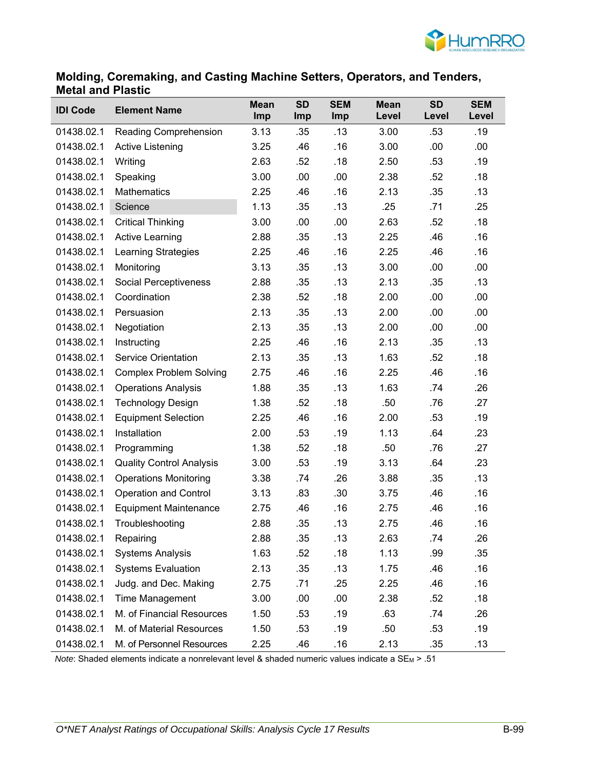## Molding, Coremaking, and Casting Machine Setters, Operators, and Tenders, Metal and Plastic

| IDI Code | Element Name | Mean Imp | SD Imp | SEM Imp | Mean Level | SD Level | SEM Level |
|---|---|---|---|---|---|---|---|
| 01438.02.1 | Reading Comprehension | 3.13 | .35 | .13 | 3.00 | .53 | .19 |
| 01438.02.1 | Active Listening | 3.25 | .46 | .16 | 3.00 | .00 | .00 |
| 01438.02.1 | Writing | 2.63 | .52 | .18 | 2.50 | .53 | .19 |
| 01438.02.1 | Speaking | 3.00 | .00 | .00 | 2.38 | .52 | .18 |
| 01438.02.1 | Mathematics | 2.25 | .46 | .16 | 2.13 | .35 | .13 |
| 01438.02.1 | Science | 1.13 | .35 | .13 | .25 | .71 | .25 |
| 01438.02.1 | Critical Thinking | 3.00 | .00 | .00 | 2.63 | .52 | .18 |
| 01438.02.1 | Active Learning | 2.88 | .35 | .13 | 2.25 | .46 | .16 |
| 01438.02.1 | Learning Strategies | 2.25 | .46 | .16 | 2.25 | .46 | .16 |
| 01438.02.1 | Monitoring | 3.13 | .35 | .13 | 3.00 | .00 | .00 |
| 01438.02.1 | Social Perceptiveness | 2.88 | .35 | .13 | 2.13 | .35 | .13 |
| 01438.02.1 | Coordination | 2.38 | .52 | .18 | 2.00 | .00 | .00 |
| 01438.02.1 | Persuasion | 2.13 | .35 | .13 | 2.00 | .00 | .00 |
| 01438.02.1 | Negotiation | 2.13 | .35 | .13 | 2.00 | .00 | .00 |
| 01438.02.1 | Instructing | 2.25 | .46 | .16 | 2.13 | .35 | .13 |
| 01438.02.1 | Service Orientation | 2.13 | .35 | .13 | 1.63 | .52 | .18 |
| 01438.02.1 | Complex Problem Solving | 2.75 | .46 | .16 | 2.25 | .46 | .16 |
| 01438.02.1 | Operations Analysis | 1.88 | .35 | .13 | 1.63 | .74 | .26 |
| 01438.02.1 | Technology Design | 1.38 | .52 | .18 | .50 | .76 | .27 |
| 01438.02.1 | Equipment Selection | 2.25 | .46 | .16 | 2.00 | .53 | .19 |
| 01438.02.1 | Installation | 2.00 | .53 | .19 | 1.13 | .64 | .23 |
| 01438.02.1 | Programming | 1.38 | .52 | .18 | .50 | .76 | .27 |
| 01438.02.1 | Quality Control Analysis | 3.00 | .53 | .19 | 3.13 | .64 | .23 |
| 01438.02.1 | Operations Monitoring | 3.38 | .74 | .26 | 3.88 | .35 | .13 |
| 01438.02.1 | Operation and Control | 3.13 | .83 | .30 | 3.75 | .46 | .16 |
| 01438.02.1 | Equipment Maintenance | 2.75 | .46 | .16 | 2.75 | .46 | .16 |
| 01438.02.1 | Troubleshooting | 2.88 | .35 | .13 | 2.75 | .46 | .16 |
| 01438.02.1 | Repairing | 2.88 | .35 | .13 | 2.63 | .74 | .26 |
| 01438.02.1 | Systems Analysis | 1.63 | .52 | .18 | 1.13 | .99 | .35 |
| 01438.02.1 | Systems Evaluation | 2.13 | .35 | .13 | 1.75 | .46 | .16 |
| 01438.02.1 | Judg. and Dec. Making | 2.75 | .71 | .25 | 2.25 | .46 | .16 |
| 01438.02.1 | Time Management | 3.00 | .00 | .00 | 2.38 | .52 | .18 |
| 01438.02.1 | M. of Financial Resources | 1.50 | .53 | .19 | .63 | .74 | .26 |
| 01438.02.1 | M. of Material Resources | 1.50 | .53 | .19 | .50 | .53 | .19 |
| 01438.02.1 | M. of Personnel Resources | 2.25 | .46 | .16 | 2.13 | .35 | .13 |

*Note*: Shaded elements indicate a nonrelevant level & shaded numeric values indicate a $SE_M > .51$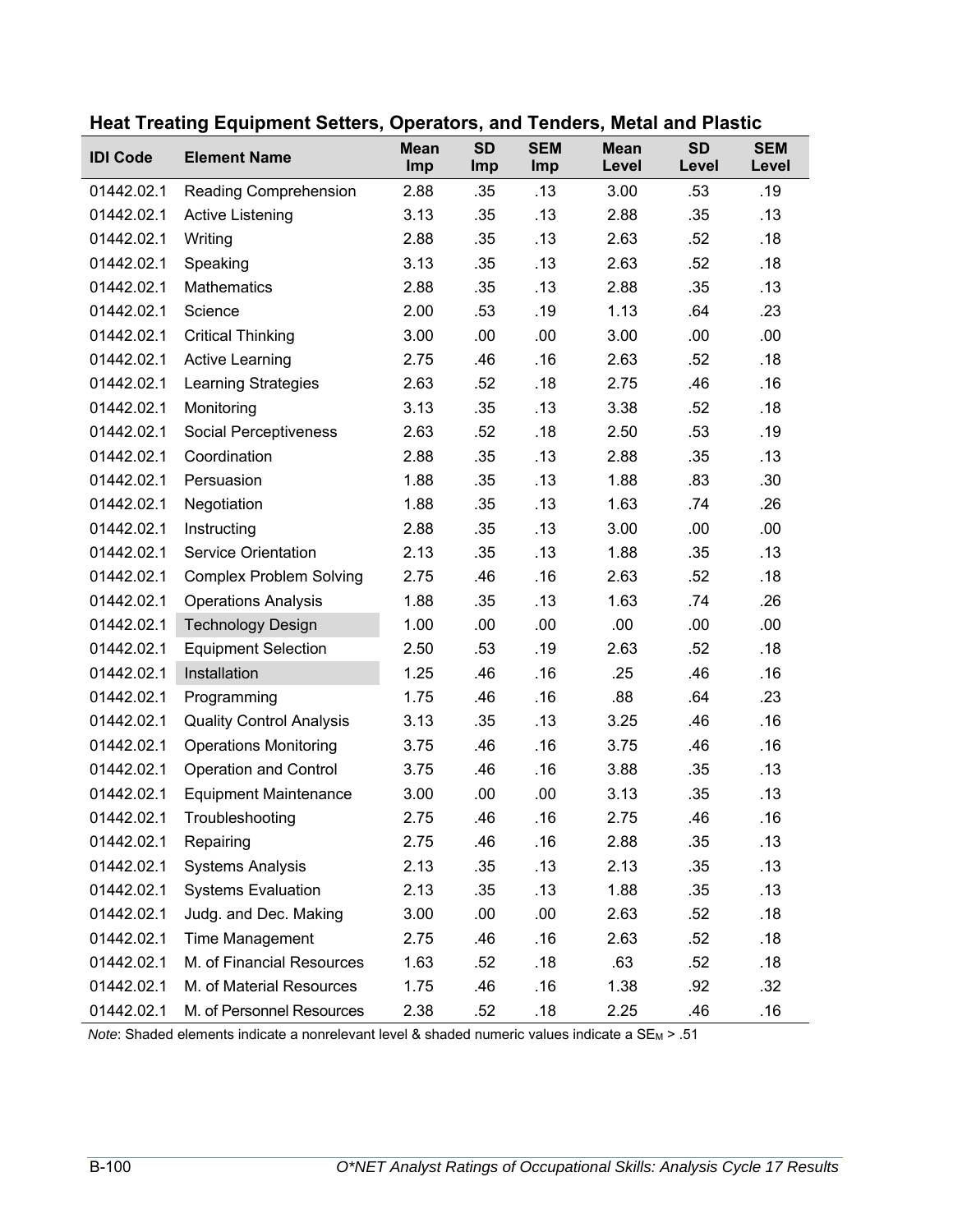## Heat Treating Equipment Setters, Operators, and Tenders, Metal and Plastic

| IDI Code | Element Name | Mean Imp | SD Imp | SEM Imp | Mean Level | SD Level | SEM Level |
|---|---|---|---|---|---|---|---|
| 01442.02.1 | Reading Comprehension | 2.88 | .35 | .13 | 3.00 | .53 | .19 |
| 01442.02.1 | Active Listening | 3.13 | .35 | .13 | 2.88 | .35 | .13 |
| 01442.02.1 | Writing | 2.88 | .35 | .13 | 2.63 | .52 | .18 |
| 01442.02.1 | Speaking | 3.13 | .35 | .13 | 2.63 | .52 | .18 |
| 01442.02.1 | Mathematics | 2.88 | .35 | .13 | 2.88 | .35 | .13 |
| 01442.02.1 | Science | 2.00 | .53 | .19 | 1.13 | .64 | .23 |
| 01442.02.1 | Critical Thinking | 3.00 | .00 | .00 | 3.00 | .00 | .00 |
| 01442.02.1 | Active Learning | 2.75 | .46 | .16 | 2.63 | .52 | .18 |
| 01442.02.1 | Learning Strategies | 2.63 | .52 | .18 | 2.75 | .46 | .16 |
| 01442.02.1 | Monitoring | 3.13 | .35 | .13 | 3.38 | .52 | .18 |
| 01442.02.1 | Social Perceptiveness | 2.63 | .52 | .18 | 2.50 | .53 | .19 |
| 01442.02.1 | Coordination | 2.88 | .35 | .13 | 2.88 | .35 | .13 |
| 01442.02.1 | Persuasion | 1.88 | .35 | .13 | 1.88 | .83 | .30 |
| 01442.02.1 | Negotiation | 1.88 | .35 | .13 | 1.63 | .74 | .26 |
| 01442.02.1 | Instructing | 2.88 | .35 | .13 | 3.00 | .00 | .00 |
| 01442.02.1 | Service Orientation | 2.13 | .35 | .13 | 1.88 | .35 | .13 |
| 01442.02.1 | Complex Problem Solving | 2.75 | .46 | .16 | 2.63 | .52 | .18 |
| 01442.02.1 | Operations Analysis | 1.88 | .35 | .13 | 1.63 | .74 | .26 |
| 01442.02.1 | Technology Design | 1.00 | .00 | .00 | .00 | .00 | .00 |
| 01442.02.1 | Equipment Selection | 2.50 | .53 | .19 | 2.63 | .52 | .18 |
| 01442.02.1 | Installation | 1.25 | .46 | .16 | .25 | .46 | .16 |
| 01442.02.1 | Programming | 1.75 | .46 | .16 | .88 | .64 | .23 |
| 01442.02.1 | Quality Control Analysis | 3.13 | .35 | .13 | 3.25 | .46 | .16 |
| 01442.02.1 | Operations Monitoring | 3.75 | .46 | .16 | 3.75 | .46 | .16 |
| 01442.02.1 | Operation and Control | 3.75 | .46 | .16 | 3.88 | .35 | .13 |
| 01442.02.1 | Equipment Maintenance | 3.00 | .00 | .00 | 3.13 | .35 | .13 |
| 01442.02.1 | Troubleshooting | 2.75 | .46 | .16 | 2.75 | .46 | .16 |
| 01442.02.1 | Repairing | 2.75 | .46 | .16 | 2.88 | .35 | .13 |
| 01442.02.1 | Systems Analysis | 2.13 | .35 | .13 | 2.13 | .35 | .13 |
| 01442.02.1 | Systems Evaluation | 2.13 | .35 | .13 | 1.88 | .35 | .13 |
| 01442.02.1 | Judg. and Dec. Making | 3.00 | .00 | .00 | 2.63 | .52 | .18 |
| 01442.02.1 | Time Management | 2.75 | .46 | .16 | 2.63 | .52 | .18 |
| 01442.02.1 | M. of Financial Resources | 1.63 | .52 | .18 | .63 | .52 | .18 |
| 01442.02.1 | M. of Material Resources | 1.75 | .46 | .16 | 1.38 | .92 | .32 |
| 01442.02.1 | M. of Personnel Resources | 2.38 | .52 | .18 | 2.25 | .46 | .16 |

*Note*: Shaded elements indicate a nonrelevant level & shaded numeric values indicate a $SE_M$ > .51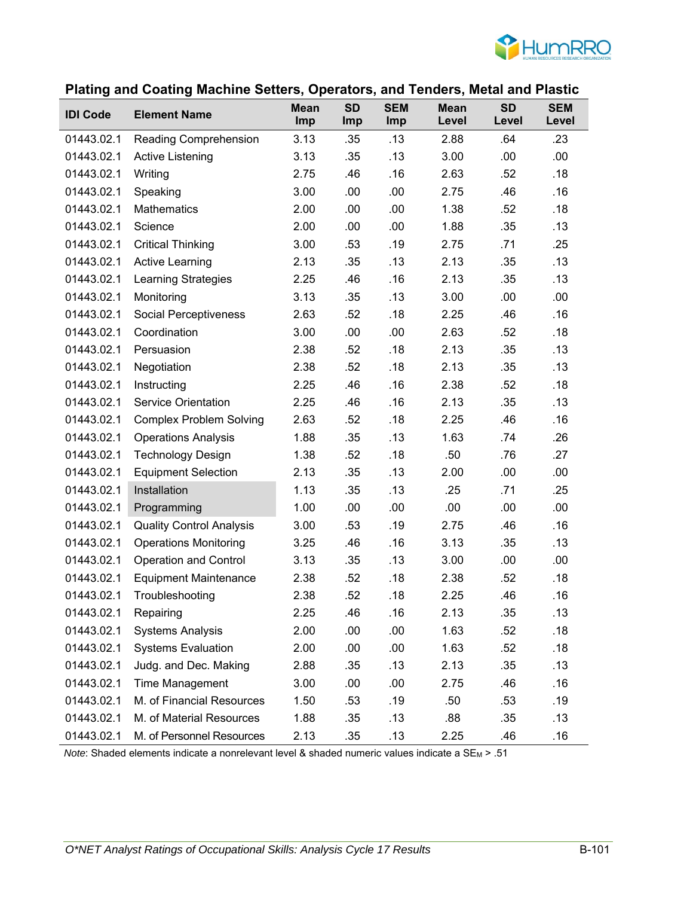## Plating and Coating Machine Setters, Operators, and Tenders, Metal and Plastic

| IDI Code | Element Name | Mean Imp | SD Imp | SEM Imp | Mean Level | SD Level | SEM Level |
|---|---|---|---|---|---|---|---|
| 01443.02.1 | Reading Comprehension | 3.13 | .35 | .13 | 2.88 | .64 | .23 |
| 01443.02.1 | Active Listening | 3.13 | .35 | .13 | 3.00 | .00 | .00 |
| 01443.02.1 | Writing | 2.75 | .46 | .16 | 2.63 | .52 | .18 |
| 01443.02.1 | Speaking | 3.00 | .00 | .00 | 2.75 | .46 | .16 |
| 01443.02.1 | Mathematics | 2.00 | .00 | .00 | 1.38 | .52 | .18 |
| 01443.02.1 | Science | 2.00 | .00 | .00 | 1.88 | .35 | .13 |
| 01443.02.1 | Critical Thinking | 3.00 | .53 | .19 | 2.75 | .71 | .25 |
| 01443.02.1 | Active Learning | 2.13 | .35 | .13 | 2.13 | .35 | .13 |
| 01443.02.1 | Learning Strategies | 2.25 | .46 | .16 | 2.13 | .35 | .13 |
| 01443.02.1 | Monitoring | 3.13 | .35 | .13 | 3.00 | .00 | .00 |
| 01443.02.1 | Social Perceptiveness | 2.63 | .52 | .18 | 2.25 | .46 | .16 |
| 01443.02.1 | Coordination | 3.00 | .00 | .00 | 2.63 | .52 | .18 |
| 01443.02.1 | Persuasion | 2.38 | .52 | .18 | 2.13 | .35 | .13 |
| 01443.02.1 | Negotiation | 2.38 | .52 | .18 | 2.13 | .35 | .13 |
| 01443.02.1 | Instructing | 2.25 | .46 | .16 | 2.38 | .52 | .18 |
| 01443.02.1 | Service Orientation | 2.25 | .46 | .16 | 2.13 | .35 | .13 |
| 01443.02.1 | Complex Problem Solving | 2.63 | .52 | .18 | 2.25 | .46 | .16 |
| 01443.02.1 | Operations Analysis | 1.88 | .35 | .13 | 1.63 | .74 | .26 |
| 01443.02.1 | Technology Design | 1.38 | .52 | .18 | .50 | .76 | .27 |
| 01443.02.1 | Equipment Selection | 2.13 | .35 | .13 | 2.00 | .00 | .00 |
| 01443.02.1 | Installation | 1.13 | .35 | .13 | .25 | .71 | .25 |
| 01443.02.1 | Programming | 1.00 | .00 | .00 | .00 | .00 | .00 |
| 01443.02.1 | Quality Control Analysis | 3.00 | .53 | .19 | 2.75 | .46 | .16 |
| 01443.02.1 | Operations Monitoring | 3.25 | .46 | .16 | 3.13 | .35 | .13 |
| 01443.02.1 | Operation and Control | 3.13 | .35 | .13 | 3.00 | .00 | .00 |
| 01443.02.1 | Equipment Maintenance | 2.38 | .52 | .18 | 2.38 | .52 | .18 |
| 01443.02.1 | Troubleshooting | 2.38 | .52 | .18 | 2.25 | .46 | .16 |
| 01443.02.1 | Repairing | 2.25 | .46 | .16 | 2.13 | .35 | .13 |
| 01443.02.1 | Systems Analysis | 2.00 | .00 | .00 | 1.63 | .52 | .18 |
| 01443.02.1 | Systems Evaluation | 2.00 | .00 | .00 | 1.63 | .52 | .18 |
| 01443.02.1 | Judg. and Dec. Making | 2.88 | .35 | .13 | 2.13 | .35 | .13 |
| 01443.02.1 | Time Management | 3.00 | .00 | .00 | 2.75 | .46 | .16 |
| 01443.02.1 | M. of Financial Resources | 1.50 | .53 | .19 | .50 | .53 | .19 |
| 01443.02.1 | M. of Material Resources | 1.88 | .35 | .13 | .88 | .35 | .13 |
| 01443.02.1 | M. of Personnel Resources | 2.13 | .35 | .13 | 2.25 | .46 | .16 |

*Note*: Shaded elements indicate a nonrelevant level & shaded numeric values indicate a $SE_M > .51$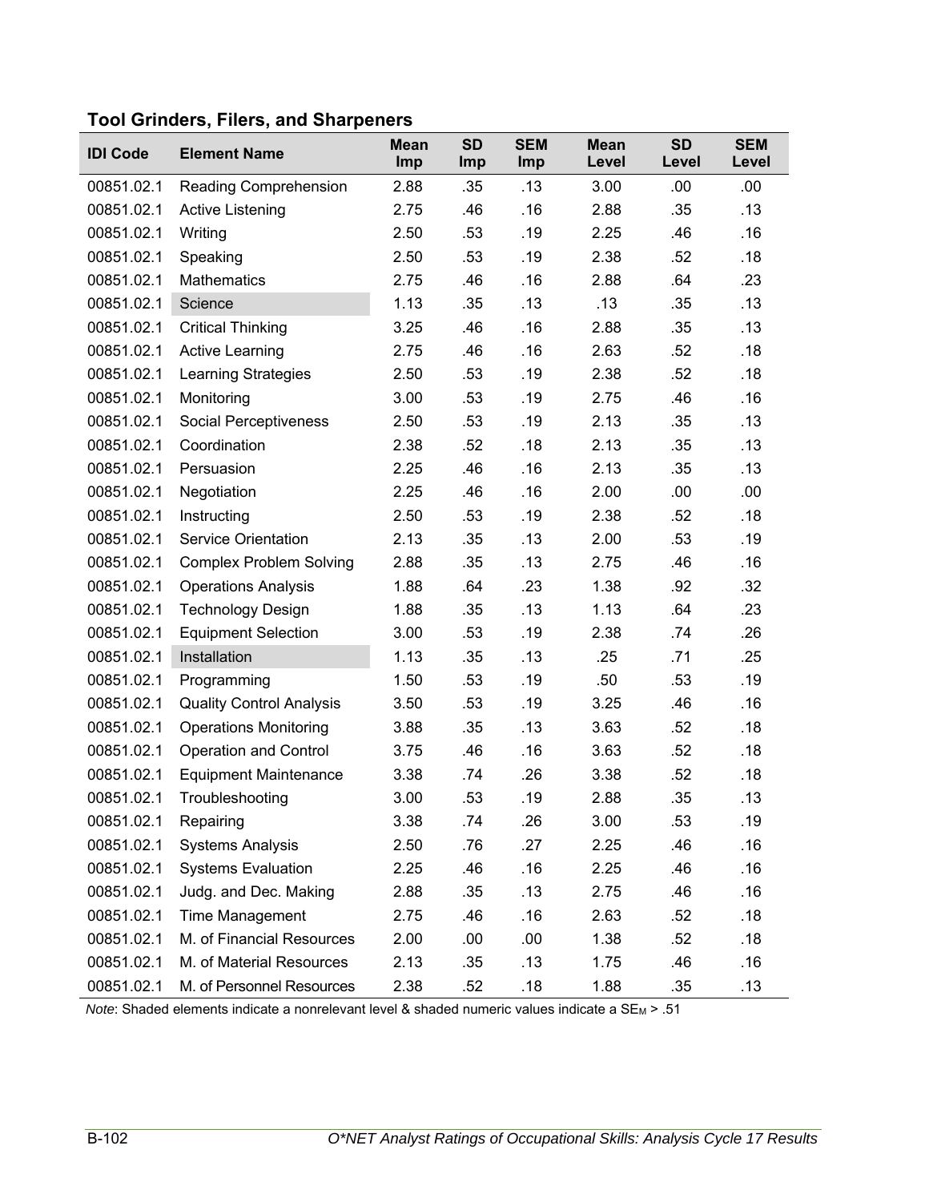### Tool Grinders, Filers, and Sharpeners

| IDI Code | Element Name | Mean Imp | SD Imp | SEM Imp | Mean Level | SD Level | SEM Level |
|---|---|---|---|---|---|---|---|
| 00851.02.1 | Reading Comprehension | 2.88 | .35 | .13 | 3.00 | .00 | .00 |
| 00851.02.1 | Active Listening | 2.75 | .46 | .16 | 2.88 | .35 | .13 |
| 00851.02.1 | Writing | 2.50 | .53 | .19 | 2.25 | .46 | .16 |
| 00851.02.1 | Speaking | 2.50 | .53 | .19 | 2.38 | .52 | .18 |
| 00851.02.1 | Mathematics | 2.75 | .46 | .16 | 2.88 | .64 | .23 |
| 00851.02.1 | Science | 1.13 | .35 | .13 | .13 | .35 | .13 |
| 00851.02.1 | Critical Thinking | 3.25 | .46 | .16 | 2.88 | .35 | .13 |
| 00851.02.1 | Active Learning | 2.75 | .46 | .16 | 2.63 | .52 | .18 |
| 00851.02.1 | Learning Strategies | 2.50 | .53 | .19 | 2.38 | .52 | .18 |
| 00851.02.1 | Monitoring | 3.00 | .53 | .19 | 2.75 | .46 | .16 |
| 00851.02.1 | Social Perceptiveness | 2.50 | .53 | .19 | 2.13 | .35 | .13 |
| 00851.02.1 | Coordination | 2.38 | .52 | .18 | 2.13 | .35 | .13 |
| 00851.02.1 | Persuasion | 2.25 | .46 | .16 | 2.13 | .35 | .13 |
| 00851.02.1 | Negotiation | 2.25 | .46 | .16 | 2.00 | .00 | .00 |
| 00851.02.1 | Instructing | 2.50 | .53 | .19 | 2.38 | .52 | .18 |
| 00851.02.1 | Service Orientation | 2.13 | .35 | .13 | 2.00 | .53 | .19 |
| 00851.02.1 | Complex Problem Solving | 2.88 | .35 | .13 | 2.75 | .46 | .16 |
| 00851.02.1 | Operations Analysis | 1.88 | .64 | .23 | 1.38 | .92 | .32 |
| 00851.02.1 | Technology Design | 1.88 | .35 | .13 | 1.13 | .64 | .23 |
| 00851.02.1 | Equipment Selection | 3.00 | .53 | .19 | 2.38 | .74 | .26 |
| 00851.02.1 | Installation | 1.13 | .35 | .13 | .25 | .71 | .25 |
| 00851.02.1 | Programming | 1.50 | .53 | .19 | .50 | .53 | .19 |
| 00851.02.1 | Quality Control Analysis | 3.50 | .53 | .19 | 3.25 | .46 | .16 |
| 00851.02.1 | Operations Monitoring | 3.88 | .35 | .13 | 3.63 | .52 | .18 |
| 00851.02.1 | Operation and Control | 3.75 | .46 | .16 | 3.63 | .52 | .18 |
| 00851.02.1 | Equipment Maintenance | 3.38 | .74 | .26 | 3.38 | .52 | .18 |
| 00851.02.1 | Troubleshooting | 3.00 | .53 | .19 | 2.88 | .35 | .13 |
| 00851.02.1 | Repairing | 3.38 | .74 | .26 | 3.00 | .53 | .19 |
| 00851.02.1 | Systems Analysis | 2.50 | .76 | .27 | 2.25 | .46 | .16 |
| 00851.02.1 | Systems Evaluation | 2.25 | .46 | .16 | 2.25 | .46 | .16 |
| 00851.02.1 | Judg. and Dec. Making | 2.88 | .35 | .13 | 2.75 | .46 | .16 |
| 00851.02.1 | Time Management | 2.75 | .46 | .16 | 2.63 | .52 | .18 |
| 00851.02.1 | M. of Financial Resources | 2.00 | .00 | .00 | 1.38 | .52 | .18 |
| 00851.02.1 | M. of Material Resources | 2.13 | .35 | .13 | 1.75 | .46 | .16 |
| 00851.02.1 | M. of Personnel Resources | 2.38 | .52 | .18 | 1.88 | .35 | .13 |

*Note*: Shaded elements indicate a nonrelevant level & shaded numeric values indicate a $SE_M$ > .51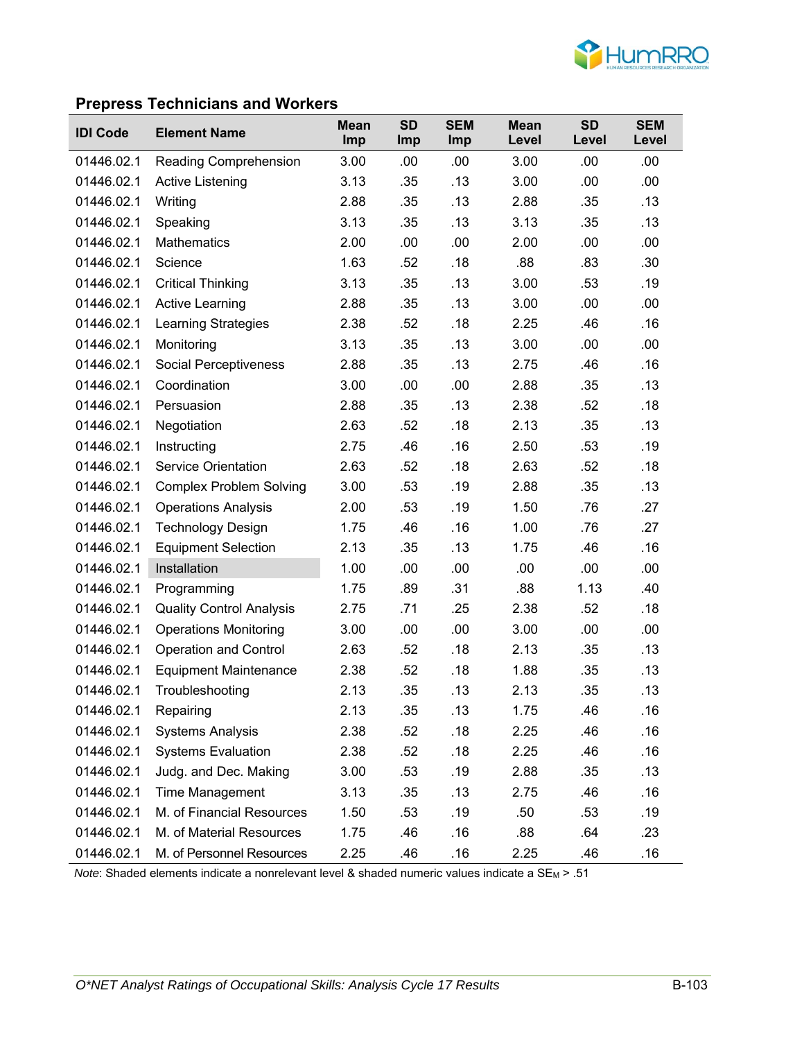## Prepress Technicians and Workers

| IDI Code | Element Name | Mean Imp | SD Imp | SEM Imp | Mean Level | SD Level | SEM Level |
|---|---|---|---|---|---|---|---|
| 01446.02.1 | Reading Comprehension | 3.00 | .00 | .00 | 3.00 | .00 | .00 |
| 01446.02.1 | Active Listening | 3.13 | .35 | .13 | 3.00 | .00 | .00 |
| 01446.02.1 | Writing | 2.88 | .35 | .13 | 2.88 | .35 | .13 |
| 01446.02.1 | Speaking | 3.13 | .35 | .13 | 3.13 | .35 | .13 |
| 01446.02.1 | Mathematics | 2.00 | .00 | .00 | 2.00 | .00 | .00 |
| 01446.02.1 | Science | 1.63 | .52 | .18 | .88 | .83 | .30 |
| 01446.02.1 | Critical Thinking | 3.13 | .35 | .13 | 3.00 | .53 | .19 |
| 01446.02.1 | Active Learning | 2.88 | .35 | .13 | 3.00 | .00 | .00 |
| 01446.02.1 | Learning Strategies | 2.38 | .52 | .18 | 2.25 | .46 | .16 |
| 01446.02.1 | Monitoring | 3.13 | .35 | .13 | 3.00 | .00 | .00 |
| 01446.02.1 | Social Perceptiveness | 2.88 | .35 | .13 | 2.75 | .46 | .16 |
| 01446.02.1 | Coordination | 3.00 | .00 | .00 | 2.88 | .35 | .13 |
| 01446.02.1 | Persuasion | 2.88 | .35 | .13 | 2.38 | .52 | .18 |
| 01446.02.1 | Negotiation | 2.63 | .52 | .18 | 2.13 | .35 | .13 |
| 01446.02.1 | Instructing | 2.75 | .46 | .16 | 2.50 | .53 | .19 |
| 01446.02.1 | Service Orientation | 2.63 | .52 | .18 | 2.63 | .52 | .18 |
| 01446.02.1 | Complex Problem Solving | 3.00 | .53 | .19 | 2.88 | .35 | .13 |
| 01446.02.1 | Operations Analysis | 2.00 | .53 | .19 | 1.50 | .76 | .27 |
| 01446.02.1 | Technology Design | 1.75 | .46 | .16 | 1.00 | .76 | .27 |
| 01446.02.1 | Equipment Selection | 2.13 | .35 | .13 | 1.75 | .46 | .16 |
| 01446.02.1 | Installation | 1.00 | .00 | .00 | .00 | .00 | .00 |
| 01446.02.1 | Programming | 1.75 | .89 | .31 | .88 | 1.13 | .40 |
| 01446.02.1 | Quality Control Analysis | 2.75 | .71 | .25 | 2.38 | .52 | .18 |
| 01446.02.1 | Operations Monitoring | 3.00 | .00 | .00 | 3.00 | .00 | .00 |
| 01446.02.1 | Operation and Control | 2.63 | .52 | .18 | 2.13 | .35 | .13 |
| 01446.02.1 | Equipment Maintenance | 2.38 | .52 | .18 | 1.88 | .35 | .13 |
| 01446.02.1 | Troubleshooting | 2.13 | .35 | .13 | 2.13 | .35 | .13 |
| 01446.02.1 | Repairing | 2.13 | .35 | .13 | 1.75 | .46 | .16 |
| 01446.02.1 | Systems Analysis | 2.38 | .52 | .18 | 2.25 | .46 | .16 |
| 01446.02.1 | Systems Evaluation | 2.38 | .52 | .18 | 2.25 | .46 | .16 |
| 01446.02.1 | Judg. and Dec. Making | 3.00 | .53 | .19 | 2.88 | .35 | .13 |
| 01446.02.1 | Time Management | 3.13 | .35 | .13 | 2.75 | .46 | .16 |
| 01446.02.1 | M. of Financial Resources | 1.50 | .53 | .19 | .50 | .53 | .19 |
| 01446.02.1 | M. of Material Resources | 1.75 | .46 | .16 | .88 | .64 | .23 |
| 01446.02.1 | M. of Personnel Resources | 2.25 | .46 | .16 | 2.25 | .46 | .16 |

*Note*: Shaded elements indicate a nonrelevant level & shaded numeric values indicate a $SE_M > .51$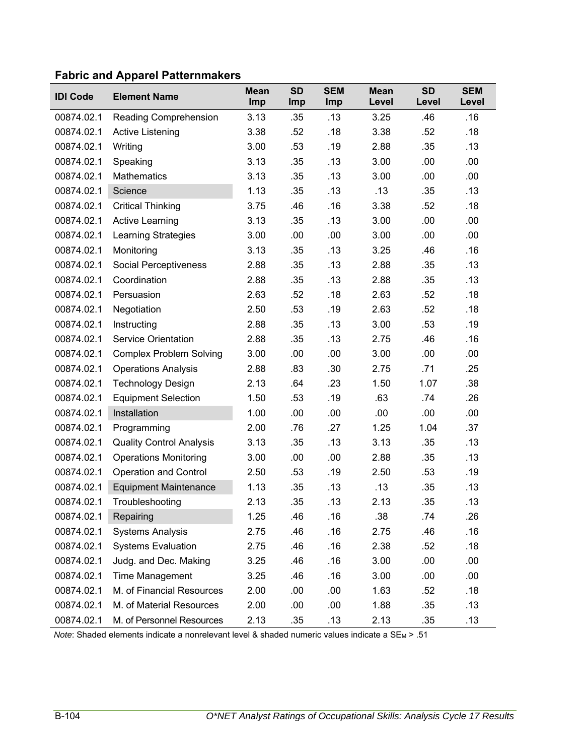## Fabric and Apparel Patternmakers

| IDI Code | Element Name | Mean Imp | SD Imp | SEM Imp | Mean Level | SD Level | SEM Level |
|---|---|---|---|---|---|---|---|
| 00874.02.1 | Reading Comprehension | 3.13 | .35 | .13 | 3.25 | .46 | .16 |
| 00874.02.1 | Active Listening | 3.38 | .52 | .18 | 3.38 | .52 | .18 |
| 00874.02.1 | Writing | 3.00 | .53 | .19 | 2.88 | .35 | .13 |
| 00874.02.1 | Speaking | 3.13 | .35 | .13 | 3.00 | .00 | .00 |
| 00874.02.1 | Mathematics | 3.13 | .35 | .13 | 3.00 | .00 | .00 |
| 00874.02.1 | Science | 1.13 | .35 | .13 | .13 | .35 | .13 |
| 00874.02.1 | Critical Thinking | 3.75 | .46 | .16 | 3.38 | .52 | .18 |
| 00874.02.1 | Active Learning | 3.13 | .35 | .13 | 3.00 | .00 | .00 |
| 00874.02.1 | Learning Strategies | 3.00 | .00 | .00 | 3.00 | .00 | .00 |
| 00874.02.1 | Monitoring | 3.13 | .35 | .13 | 3.25 | .46 | .16 |
| 00874.02.1 | Social Perceptiveness | 2.88 | .35 | .13 | 2.88 | .35 | .13 |
| 00874.02.1 | Coordination | 2.88 | .35 | .13 | 2.88 | .35 | .13 |
| 00874.02.1 | Persuasion | 2.63 | .52 | .18 | 2.63 | .52 | .18 |
| 00874.02.1 | Negotiation | 2.50 | .53 | .19 | 2.63 | .52 | .18 |
| 00874.02.1 | Instructing | 2.88 | .35 | .13 | 3.00 | .53 | .19 |
| 00874.02.1 | Service Orientation | 2.88 | .35 | .13 | 2.75 | .46 | .16 |
| 00874.02.1 | Complex Problem Solving | 3.00 | .00 | .00 | 3.00 | .00 | .00 |
| 00874.02.1 | Operations Analysis | 2.88 | .83 | .30 | 2.75 | .71 | .25 |
| 00874.02.1 | Technology Design | 2.13 | .64 | .23 | 1.50 | 1.07 | .38 |
| 00874.02.1 | Equipment Selection | 1.50 | .53 | .19 | .63 | .74 | .26 |
| 00874.02.1 | Installation | 1.00 | .00 | .00 | .00 | .00 | .00 |
| 00874.02.1 | Programming | 2.00 | .76 | .27 | 1.25 | 1.04 | .37 |
| 00874.02.1 | Quality Control Analysis | 3.13 | .35 | .13 | 3.13 | .35 | .13 |
| 00874.02.1 | Operations Monitoring | 3.00 | .00 | .00 | 2.88 | .35 | .13 |
| 00874.02.1 | Operation and Control | 2.50 | .53 | .19 | 2.50 | .53 | .19 |
| 00874.02.1 | Equipment Maintenance | 1.13 | .35 | .13 | .13 | .35 | .13 |
| 00874.02.1 | Troubleshooting | 2.13 | .35 | .13 | 2.13 | .35 | .13 |
| 00874.02.1 | Repairing | 1.25 | .46 | .16 | .38 | .74 | .26 |
| 00874.02.1 | Systems Analysis | 2.75 | .46 | .16 | 2.75 | .46 | .16 |
| 00874.02.1 | Systems Evaluation | 2.75 | .46 | .16 | 2.38 | .52 | .18 |
| 00874.02.1 | Judg. and Dec. Making | 3.25 | .46 | .16 | 3.00 | .00 | .00 |
| 00874.02.1 | Time Management | 3.25 | .46 | .16 | 3.00 | .00 | .00 |
| 00874.02.1 | M. of Financial Resources | 2.00 | .00 | .00 | 1.63 | .52 | .18 |
| 00874.02.1 | M. of Material Resources | 2.00 | .00 | .00 | 1.88 | .35 | .13 |
| 00874.02.1 | M. of Personnel Resources | 2.13 | .35 | .13 | 2.13 | .35 | .13 |

*Note*: Shaded elements indicate a nonrelevant level & shaded numeric values indicate a $SE_M > .51$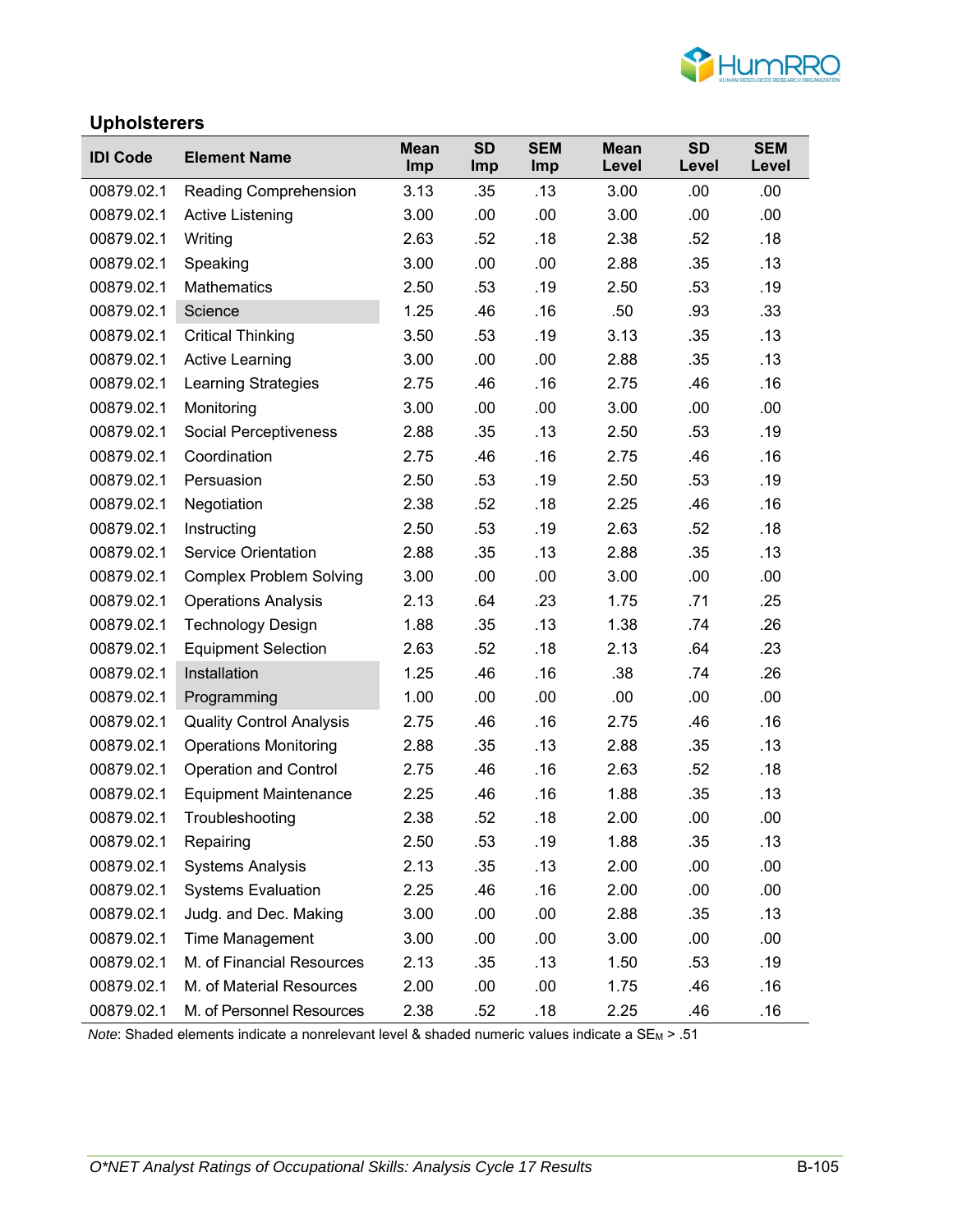## Upholsterers

| IDI Code | Element Name | Mean Imp | SD Imp | SEM Imp | Mean Level | SD Level | SEM Level |
|---|---|---|---|---|---|---|---|
| 00879.02.1 | Reading Comprehension | 3.13 | .35 | .13 | 3.00 | .00 | .00 |
| 00879.02.1 | Active Listening | 3.00 | .00 | .00 | 3.00 | .00 | .00 |
| 00879.02.1 | Writing | 2.63 | .52 | .18 | 2.38 | .52 | .18 |
| 00879.02.1 | Speaking | 3.00 | .00 | .00 | 2.88 | .35 | .13 |
| 00879.02.1 | Mathematics | 2.50 | .53 | .19 | 2.50 | .53 | .19 |
| 00879.02.1 | Science | 1.25 | .46 | .16 | .50 | .93 | .33 |
| 00879.02.1 | Critical Thinking | 3.50 | .53 | .19 | 3.13 | .35 | .13 |
| 00879.02.1 | Active Learning | 3.00 | .00 | .00 | 2.88 | .35 | .13 |
| 00879.02.1 | Learning Strategies | 2.75 | .46 | .16 | 2.75 | .46 | .16 |
| 00879.02.1 | Monitoring | 3.00 | .00 | .00 | 3.00 | .00 | .00 |
| 00879.02.1 | Social Perceptiveness | 2.88 | .35 | .13 | 2.50 | .53 | .19 |
| 00879.02.1 | Coordination | 2.75 | .46 | .16 | 2.75 | .46 | .16 |
| 00879.02.1 | Persuasion | 2.50 | .53 | .19 | 2.50 | .53 | .19 |
| 00879.02.1 | Negotiation | 2.38 | .52 | .18 | 2.25 | .46 | .16 |
| 00879.02.1 | Instructing | 2.50 | .53 | .19 | 2.63 | .52 | .18 |
| 00879.02.1 | Service Orientation | 2.88 | .35 | .13 | 2.88 | .35 | .13 |
| 00879.02.1 | Complex Problem Solving | 3.00 | .00 | .00 | 3.00 | .00 | .00 |
| 00879.02.1 | Operations Analysis | 2.13 | .64 | .23 | 1.75 | .71 | .25 |
| 00879.02.1 | Technology Design | 1.88 | .35 | .13 | 1.38 | .74 | .26 |
| 00879.02.1 | Equipment Selection | 2.63 | .52 | .18 | 2.13 | .64 | .23 |
| 00879.02.1 | Installation | 1.25 | .46 | .16 | .38 | .74 | .26 |
| 00879.02.1 | Programming | 1.00 | .00 | .00 | .00 | .00 | .00 |
| 00879.02.1 | Quality Control Analysis | 2.75 | .46 | .16 | 2.75 | .46 | .16 |
| 00879.02.1 | Operations Monitoring | 2.88 | .35 | .13 | 2.88 | .35 | .13 |
| 00879.02.1 | Operation and Control | 2.75 | .46 | .16 | 2.63 | .52 | .18 |
| 00879.02.1 | Equipment Maintenance | 2.25 | .46 | .16 | 1.88 | .35 | .13 |
| 00879.02.1 | Troubleshooting | 2.38 | .52 | .18 | 2.00 | .00 | .00 |
| 00879.02.1 | Repairing | 2.50 | .53 | .19 | 1.88 | .35 | .13 |
| 00879.02.1 | Systems Analysis | 2.13 | .35 | .13 | 2.00 | .00 | .00 |
| 00879.02.1 | Systems Evaluation | 2.25 | .46 | .16 | 2.00 | .00 | .00 |
| 00879.02.1 | Judg. and Dec. Making | 3.00 | .00 | .00 | 2.88 | .35 | .13 |
| 00879.02.1 | Time Management | 3.00 | .00 | .00 | 3.00 | .00 | .00 |
| 00879.02.1 | M. of Financial Resources | 2.13 | .35 | .13 | 1.50 | .53 | .19 |
| 00879.02.1 | M. of Material Resources | 2.00 | .00 | .00 | 1.75 | .46 | .16 |
| 00879.02.1 | M. of Personnel Resources | 2.38 | .52 | .18 | 2.25 | .46 | .16 |

*Note*: Shaded elements indicate a nonrelevant level & shaded numeric values indicate a $SE_M > .51$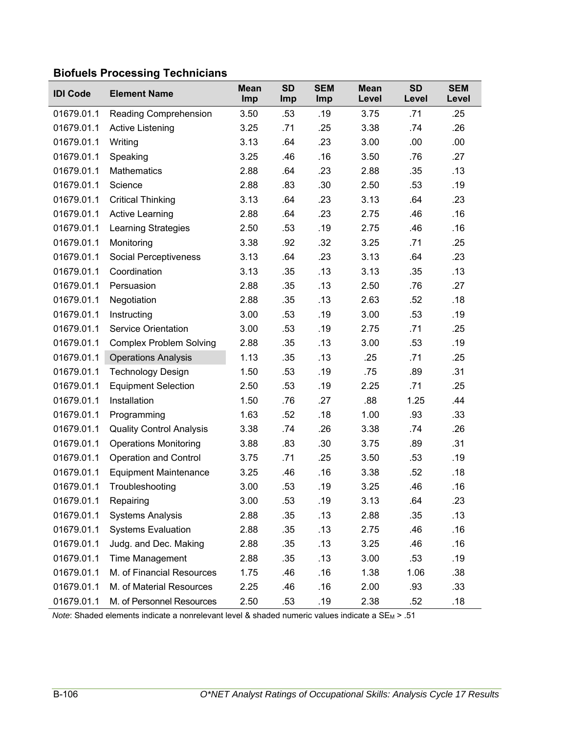### Biofuels Processing Technicians

| IDI Code | Element Name | Mean Imp | SD Imp | SEM Imp | Mean Level | SD Level | SEM Level |
|---|---|---|---|---|---|---|---|
| 01679.01.1 | Reading Comprehension | 3.50 | .53 | .19 | 3.75 | .71 | .25 |
| 01679.01.1 | Active Listening | 3.25 | .71 | .25 | 3.38 | .74 | .26 |
| 01679.01.1 | Writing | 3.13 | .64 | .23 | 3.00 | .00 | .00 |
| 01679.01.1 | Speaking | 3.25 | .46 | .16 | 3.50 | .76 | .27 |
| 01679.01.1 | Mathematics | 2.88 | .64 | .23 | 2.88 | .35 | .13 |
| 01679.01.1 | Science | 2.88 | .83 | .30 | 2.50 | .53 | .19 |
| 01679.01.1 | Critical Thinking | 3.13 | .64 | .23 | 3.13 | .64 | .23 |
| 01679.01.1 | Active Learning | 2.88 | .64 | .23 | 2.75 | .46 | .16 |
| 01679.01.1 | Learning Strategies | 2.50 | .53 | .19 | 2.75 | .46 | .16 |
| 01679.01.1 | Monitoring | 3.38 | .92 | .32 | 3.25 | .71 | .25 |
| 01679.01.1 | Social Perceptiveness | 3.13 | .64 | .23 | 3.13 | .64 | .23 |
| 01679.01.1 | Coordination | 3.13 | .35 | .13 | 3.13 | .35 | .13 |
| 01679.01.1 | Persuasion | 2.88 | .35 | .13 | 2.50 | .76 | .27 |
| 01679.01.1 | Negotiation | 2.88 | .35 | .13 | 2.63 | .52 | .18 |
| 01679.01.1 | Instructing | 3.00 | .53 | .19 | 3.00 | .53 | .19 |
| 01679.01.1 | Service Orientation | 3.00 | .53 | .19 | 2.75 | .71 | .25 |
| 01679.01.1 | Complex Problem Solving | 2.88 | .35 | .13 | 3.00 | .53 | .19 |
| 01679.01.1 | Operations Analysis | 1.13 | .35 | .13 | .25 | .71 | .25 |
| 01679.01.1 | Technology Design | 1.50 | .53 | .19 | .75 | .89 | .31 |
| 01679.01.1 | Equipment Selection | 2.50 | .53 | .19 | 2.25 | .71 | .25 |
| 01679.01.1 | Installation | 1.50 | .76 | .27 | .88 | 1.25 | .44 |
| 01679.01.1 | Programming | 1.63 | .52 | .18 | 1.00 | .93 | .33 |
| 01679.01.1 | Quality Control Analysis | 3.38 | .74 | .26 | 3.38 | .74 | .26 |
| 01679.01.1 | Operations Monitoring | 3.88 | .83 | .30 | 3.75 | .89 | .31 |
| 01679.01.1 | Operation and Control | 3.75 | .71 | .25 | 3.50 | .53 | .19 |
| 01679.01.1 | Equipment Maintenance | 3.25 | .46 | .16 | 3.38 | .52 | .18 |
| 01679.01.1 | Troubleshooting | 3.00 | .53 | .19 | 3.25 | .46 | .16 |
| 01679.01.1 | Repairing | 3.00 | .53 | .19 | 3.13 | .64 | .23 |
| 01679.01.1 | Systems Analysis | 2.88 | .35 | .13 | 2.88 | .35 | .13 |
| 01679.01.1 | Systems Evaluation | 2.88 | .35 | .13 | 2.75 | .46 | .16 |
| 01679.01.1 | Judg. and Dec. Making | 2.88 | .35 | .13 | 3.25 | .46 | .16 |
| 01679.01.1 | Time Management | 2.88 | .35 | .13 | 3.00 | .53 | .19 |
| 01679.01.1 | M. of Financial Resources | 1.75 | .46 | .16 | 1.38 | 1.06 | .38 |
| 01679.01.1 | M. of Material Resources | 2.25 | .46 | .16 | 2.00 | .93 | .33 |
| 01679.01.1 | M. of Personnel Resources | 2.50 | .53 | .19 | 2.38 | .52 | .18 |

*Note*: Shaded elements indicate a nonrelevant level & shaded numeric values indicate a $SE_M > .51$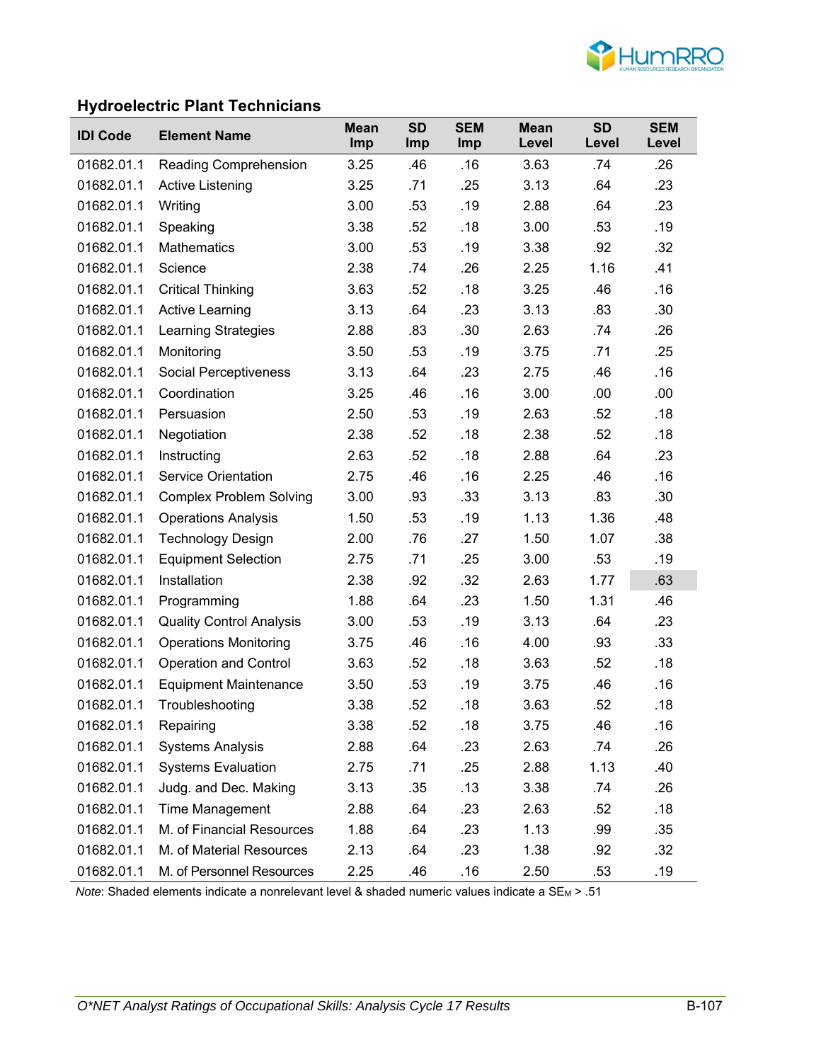## Hydroelectric Plant Technicians

| IDI Code | Element Name | Mean Imp | SD Imp | SEM Imp | Mean Level | SD Level | SEM Level |
|---|---|---|---|---|---|---|---|
| 01682.01.1 | Reading Comprehension | 3.25 | .46 | .16 | 3.63 | .74 | .26 |
| 01682.01.1 | Active Listening | 3.25 | .71 | .25 | 3.13 | .64 | .23 |
| 01682.01.1 | Writing | 3.00 | .53 | .19 | 2.88 | .64 | .23 |
| 01682.01.1 | Speaking | 3.38 | .52 | .18 | 3.00 | .53 | .19 |
| 01682.01.1 | Mathematics | 3.00 | .53 | .19 | 3.38 | .92 | .32 |
| 01682.01.1 | Science | 2.38 | .74 | .26 | 2.25 | 1.16 | .41 |
| 01682.01.1 | Critical Thinking | 3.63 | .52 | .18 | 3.25 | .46 | .16 |
| 01682.01.1 | Active Learning | 3.13 | .64 | .23 | 3.13 | .83 | .30 |
| 01682.01.1 | Learning Strategies | 2.88 | .83 | .30 | 2.63 | .74 | .26 |
| 01682.01.1 | Monitoring | 3.50 | .53 | .19 | 3.75 | .71 | .25 |
| 01682.01.1 | Social Perceptiveness | 3.13 | .64 | .23 | 2.75 | .46 | .16 |
| 01682.01.1 | Coordination | 3.25 | .46 | .16 | 3.00 | .00 | .00 |
| 01682.01.1 | Persuasion | 2.50 | .53 | .19 | 2.63 | .52 | .18 |
| 01682.01.1 | Negotiation | 2.38 | .52 | .18 | 2.38 | .52 | .18 |
| 01682.01.1 | Instructing | 2.63 | .52 | .18 | 2.88 | .64 | .23 |
| 01682.01.1 | Service Orientation | 2.75 | .46 | .16 | 2.25 | .46 | .16 |
| 01682.01.1 | Complex Problem Solving | 3.00 | .93 | .33 | 3.13 | .83 | .30 |
| 01682.01.1 | Operations Analysis | 1.50 | .53 | .19 | 1.13 | 1.36 | .48 |
| 01682.01.1 | Technology Design | 2.00 | .76 | .27 | 1.50 | 1.07 | .38 |
| 01682.01.1 | Equipment Selection | 2.75 | .71 | .25 | 3.00 | .53 | .19 |
| 01682.01.1 | Installation | 2.38 | .92 | .32 | 2.63 | 1.77 | .63 |
| 01682.01.1 | Programming | 1.88 | .64 | .23 | 1.50 | 1.31 | .46 |
| 01682.01.1 | Quality Control Analysis | 3.00 | .53 | .19 | 3.13 | .64 | .23 |
| 01682.01.1 | Operations Monitoring | 3.75 | .46 | .16 | 4.00 | .93 | .33 |
| 01682.01.1 | Operation and Control | 3.63 | .52 | .18 | 3.63 | .52 | .18 |
| 01682.01.1 | Equipment Maintenance | 3.50 | .53 | .19 | 3.75 | .46 | .16 |
| 01682.01.1 | Troubleshooting | 3.38 | .52 | .18 | 3.63 | .52 | .18 |
| 01682.01.1 | Repairing | 3.38 | .52 | .18 | 3.75 | .46 | .16 |
| 01682.01.1 | Systems Analysis | 2.88 | .64 | .23 | 2.63 | .74 | .26 |
| 01682.01.1 | Systems Evaluation | 2.75 | .71 | .25 | 2.88 | 1.13 | .40 |
| 01682.01.1 | Judg. and Dec. Making | 3.13 | .35 | .13 | 3.38 | .74 | .26 |
| 01682.01.1 | Time Management | 2.88 | .64 | .23 | 2.63 | .52 | .18 |
| 01682.01.1 | M. of Financial Resources | 1.88 | .64 | .23 | 1.13 | .99 | .35 |
| 01682.01.1 | M. of Material Resources | 2.13 | .64 | .23 | 1.38 | .92 | .32 |
| 01682.01.1 | M. of Personnel Resources | 2.25 | .46 | .16 | 2.50 | .53 | .19 |

*Note*: Shaded elements indicate a nonrelevant level & shaded numeric values indicate a $SE_M > .51$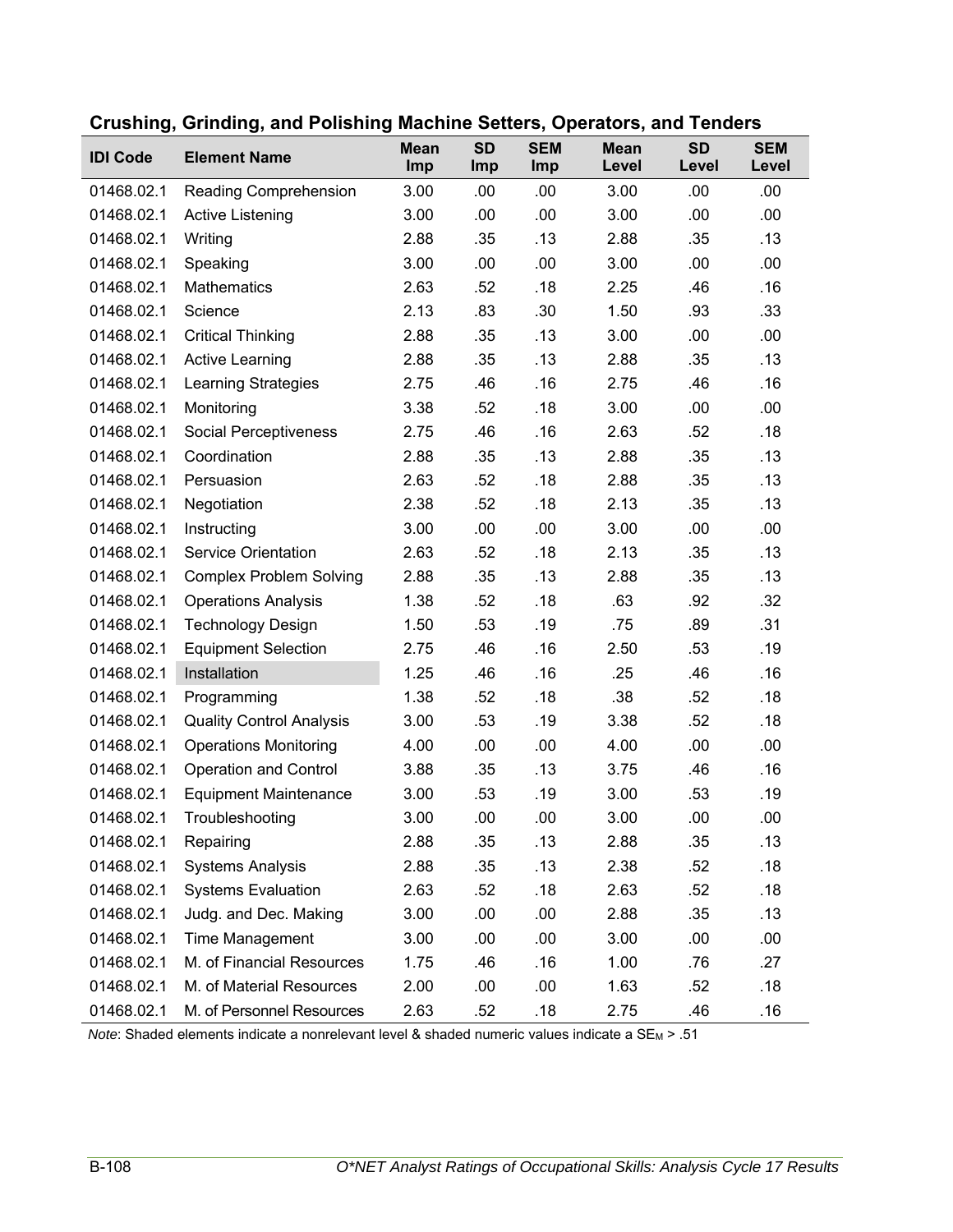## Crushing, Grinding, and Polishing Machine Setters, Operators, and Tenders

| IDI Code | Element Name | Mean Imp | SD Imp | SEM Imp | Mean Level | SD Level | SEM Level |
|---|---|---|---|---|---|---|---|
| 01468.02.1 | Reading Comprehension | 3.00 | .00 | .00 | 3.00 | .00 | .00 |
| 01468.02.1 | Active Listening | 3.00 | .00 | .00 | 3.00 | .00 | .00 |
| 01468.02.1 | Writing | 2.88 | .35 | .13 | 2.88 | .35 | .13 |
| 01468.02.1 | Speaking | 3.00 | .00 | .00 | 3.00 | .00 | .00 |
| 01468.02.1 | Mathematics | 2.63 | .52 | .18 | 2.25 | .46 | .16 |
| 01468.02.1 | Science | 2.13 | .83 | .30 | 1.50 | .93 | .33 |
| 01468.02.1 | Critical Thinking | 2.88 | .35 | .13 | 3.00 | .00 | .00 |
| 01468.02.1 | Active Learning | 2.88 | .35 | .13 | 2.88 | .35 | .13 |
| 01468.02.1 | Learning Strategies | 2.75 | .46 | .16 | 2.75 | .46 | .16 |
| 01468.02.1 | Monitoring | 3.38 | .52 | .18 | 3.00 | .00 | .00 |
| 01468.02.1 | Social Perceptiveness | 2.75 | .46 | .16 | 2.63 | .52 | .18 |
| 01468.02.1 | Coordination | 2.88 | .35 | .13 | 2.88 | .35 | .13 |
| 01468.02.1 | Persuasion | 2.63 | .52 | .18 | 2.88 | .35 | .13 |
| 01468.02.1 | Negotiation | 2.38 | .52 | .18 | 2.13 | .35 | .13 |
| 01468.02.1 | Instructing | 3.00 | .00 | .00 | 3.00 | .00 | .00 |
| 01468.02.1 | Service Orientation | 2.63 | .52 | .18 | 2.13 | .35 | .13 |
| 01468.02.1 | Complex Problem Solving | 2.88 | .35 | .13 | 2.88 | .35 | .13 |
| 01468.02.1 | Operations Analysis | 1.38 | .52 | .18 | .63 | .92 | .32 |
| 01468.02.1 | Technology Design | 1.50 | .53 | .19 | .75 | .89 | .31 |
| 01468.02.1 | Equipment Selection | 2.75 | .46 | .16 | 2.50 | .53 | .19 |
| 01468.02.1 | Installation | 1.25 | .46 | .16 | .25 | .46 | .16 |
| 01468.02.1 | Programming | 1.38 | .52 | .18 | .38 | .52 | .18 |
| 01468.02.1 | Quality Control Analysis | 3.00 | .53 | .19 | 3.38 | .52 | .18 |
| 01468.02.1 | Operations Monitoring | 4.00 | .00 | .00 | 4.00 | .00 | .00 |
| 01468.02.1 | Operation and Control | 3.88 | .35 | .13 | 3.75 | .46 | .16 |
| 01468.02.1 | Equipment Maintenance | 3.00 | .53 | .19 | 3.00 | .53 | .19 |
| 01468.02.1 | Troubleshooting | 3.00 | .00 | .00 | 3.00 | .00 | .00 |
| 01468.02.1 | Repairing | 2.88 | .35 | .13 | 2.88 | .35 | .13 |
| 01468.02.1 | Systems Analysis | 2.88 | .35 | .13 | 2.38 | .52 | .18 |
| 01468.02.1 | Systems Evaluation | 2.63 | .52 | .18 | 2.63 | .52 | .18 |
| 01468.02.1 | Judg. and Dec. Making | 3.00 | .00 | .00 | 2.88 | .35 | .13 |
| 01468.02.1 | Time Management | 3.00 | .00 | .00 | 3.00 | .00 | .00 |
| 01468.02.1 | M. of Financial Resources | 1.75 | .46 | .16 | 1.00 | .76 | .27 |
| 01468.02.1 | M. of Material Resources | 2.00 | .00 | .00 | 1.63 | .52 | .18 |
| 01468.02.1 | M. of Personnel Resources | 2.63 | .52 | .18 | 2.75 | .46 | .16 |

*Note*: Shaded elements indicate a nonrelevant level & shaded numeric values indicate a $SE_M$ > .51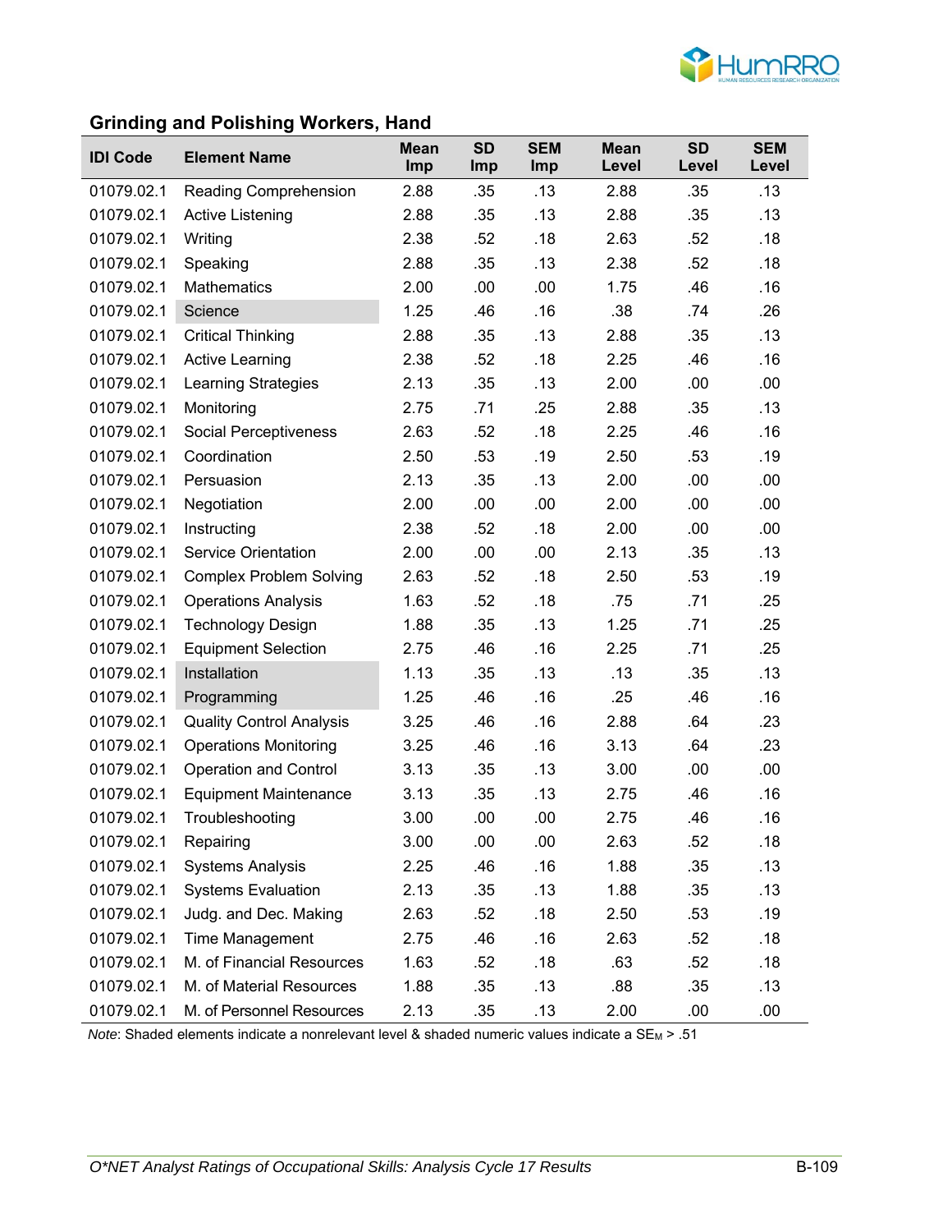## Grinding and Polishing Workers, Hand

| IDI Code | Element Name | Mean Imp | SD Imp | SEM Imp | Mean Level | SD Level | SEM Level |
|---|---|---|---|---|---|---|---|
| 01079.02.1 | Reading Comprehension | 2.88 | .35 | .13 | 2.88 | .35 | .13 |
| 01079.02.1 | Active Listening | 2.88 | .35 | .13 | 2.88 | .35 | .13 |
| 01079.02.1 | Writing | 2.38 | .52 | .18 | 2.63 | .52 | .18 |
| 01079.02.1 | Speaking | 2.88 | .35 | .13 | 2.38 | .52 | .18 |
| 01079.02.1 | Mathematics | 2.00 | .00 | .00 | 1.75 | .46 | .16 |
| 01079.02.1 | Science | 1.25 | .46 | .16 | .38 | .74 | .26 |
| 01079.02.1 | Critical Thinking | 2.88 | .35 | .13 | 2.88 | .35 | .13 |
| 01079.02.1 | Active Learning | 2.38 | .52 | .18 | 2.25 | .46 | .16 |
| 01079.02.1 | Learning Strategies | 2.13 | .35 | .13 | 2.00 | .00 | .00 |
| 01079.02.1 | Monitoring | 2.75 | .71 | .25 | 2.88 | .35 | .13 |
| 01079.02.1 | Social Perceptiveness | 2.63 | .52 | .18 | 2.25 | .46 | .16 |
| 01079.02.1 | Coordination | 2.50 | .53 | .19 | 2.50 | .53 | .19 |
| 01079.02.1 | Persuasion | 2.13 | .35 | .13 | 2.00 | .00 | .00 |
| 01079.02.1 | Negotiation | 2.00 | .00 | .00 | 2.00 | .00 | .00 |
| 01079.02.1 | Instructing | 2.38 | .52 | .18 | 2.00 | .00 | .00 |
| 01079.02.1 | Service Orientation | 2.00 | .00 | .00 | 2.13 | .35 | .13 |
| 01079.02.1 | Complex Problem Solving | 2.63 | .52 | .18 | 2.50 | .53 | .19 |
| 01079.02.1 | Operations Analysis | 1.63 | .52 | .18 | .75 | .71 | .25 |
| 01079.02.1 | Technology Design | 1.88 | .35 | .13 | 1.25 | .71 | .25 |
| 01079.02.1 | Equipment Selection | 2.75 | .46 | .16 | 2.25 | .71 | .25 |
| 01079.02.1 | Installation | 1.13 | .35 | .13 | .13 | .35 | .13 |
| 01079.02.1 | Programming | 1.25 | .46 | .16 | .25 | .46 | .16 |
| 01079.02.1 | Quality Control Analysis | 3.25 | .46 | .16 | 2.88 | .64 | .23 |
| 01079.02.1 | Operations Monitoring | 3.25 | .46 | .16 | 3.13 | .64 | .23 |
| 01079.02.1 | Operation and Control | 3.13 | .35 | .13 | 3.00 | .00 | .00 |
| 01079.02.1 | Equipment Maintenance | 3.13 | .35 | .13 | 2.75 | .46 | .16 |
| 01079.02.1 | Troubleshooting | 3.00 | .00 | .00 | 2.75 | .46 | .16 |
| 01079.02.1 | Repairing | 3.00 | .00 | .00 | 2.63 | .52 | .18 |
| 01079.02.1 | Systems Analysis | 2.25 | .46 | .16 | 1.88 | .35 | .13 |
| 01079.02.1 | Systems Evaluation | 2.13 | .35 | .13 | 1.88 | .35 | .13 |
| 01079.02.1 | Judg. and Dec. Making | 2.63 | .52 | .18 | 2.50 | .53 | .19 |
| 01079.02.1 | Time Management | 2.75 | .46 | .16 | 2.63 | .52 | .18 |
| 01079.02.1 | M. of Financial Resources | 1.63 | .52 | .18 | .63 | .52 | .18 |
| 01079.02.1 | M. of Material Resources | 1.88 | .35 | .13 | .88 | .35 | .13 |
| 01079.02.1 | M. of Personnel Resources | 2.13 | .35 | .13 | 2.00 | .00 | .00 |

*Note*: Shaded elements indicate a nonrelevant level & shaded numeric values indicate a $SE_M$ > .51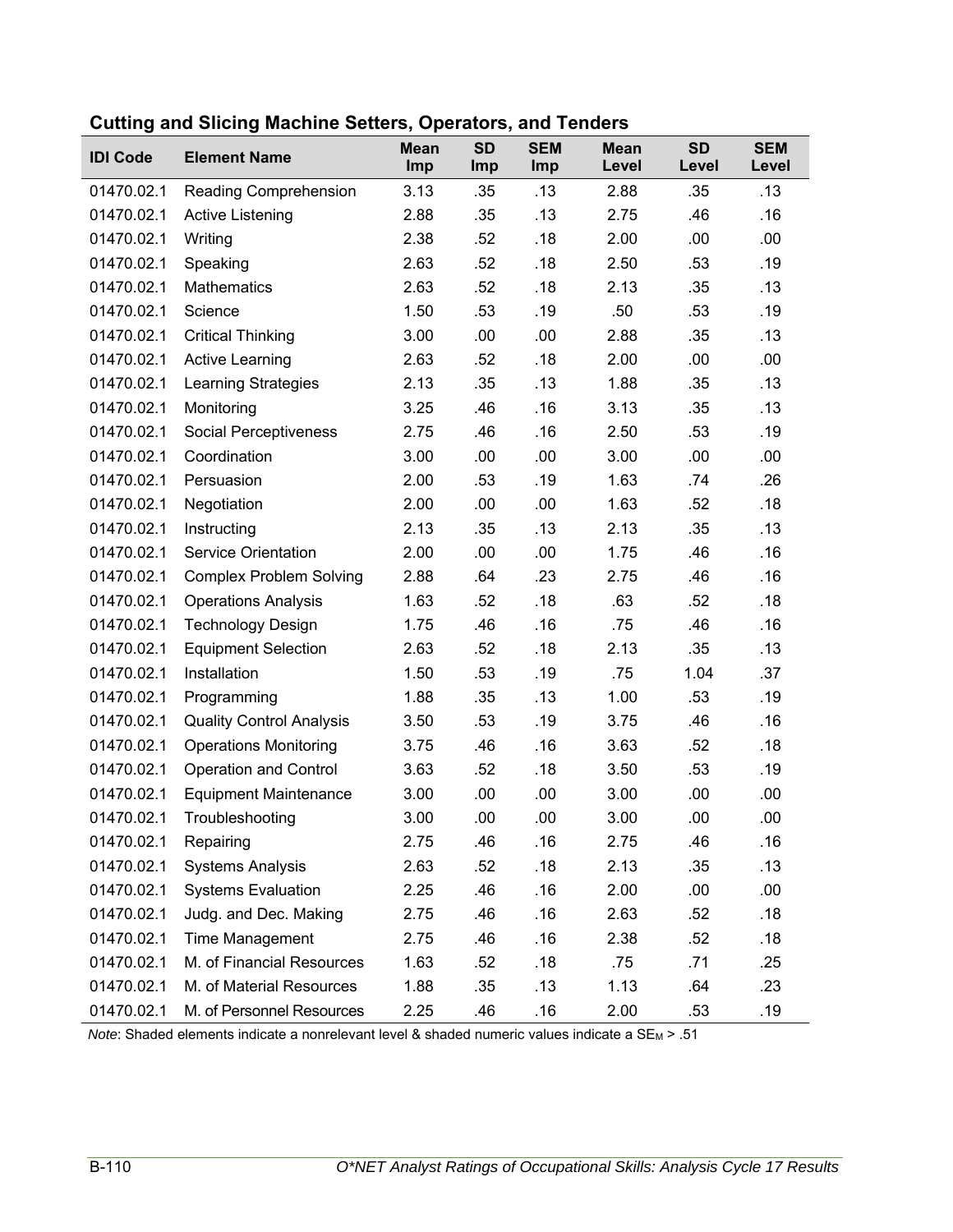### Cutting and Slicing Machine Setters, Operators, and Tenders

| IDI Code | Element Name | Mean Imp | SD Imp | SEM Imp | Mean Level | SD Level | SEM Level |
|---|---|---|---|---|---|---|---|
| 01470.02.1 | Reading Comprehension | 3.13 | .35 | .13 | 2.88 | .35 | .13 |
| 01470.02.1 | Active Listening | 2.88 | .35 | .13 | 2.75 | .46 | .16 |
| 01470.02.1 | Writing | 2.38 | .52 | .18 | 2.00 | .00 | .00 |
| 01470.02.1 | Speaking | 2.63 | .52 | .18 | 2.50 | .53 | .19 |
| 01470.02.1 | Mathematics | 2.63 | .52 | .18 | 2.13 | .35 | .13 |
| 01470.02.1 | Science | 1.50 | .53 | .19 | .50 | .53 | .19 |
| 01470.02.1 | Critical Thinking | 3.00 | .00 | .00 | 2.88 | .35 | .13 |
| 01470.02.1 | Active Learning | 2.63 | .52 | .18 | 2.00 | .00 | .00 |
| 01470.02.1 | Learning Strategies | 2.13 | .35 | .13 | 1.88 | .35 | .13 |
| 01470.02.1 | Monitoring | 3.25 | .46 | .16 | 3.13 | .35 | .13 |
| 01470.02.1 | Social Perceptiveness | 2.75 | .46 | .16 | 2.50 | .53 | .19 |
| 01470.02.1 | Coordination | 3.00 | .00 | .00 | 3.00 | .00 | .00 |
| 01470.02.1 | Persuasion | 2.00 | .53 | .19 | 1.63 | .74 | .26 |
| 01470.02.1 | Negotiation | 2.00 | .00 | .00 | 1.63 | .52 | .18 |
| 01470.02.1 | Instructing | 2.13 | .35 | .13 | 2.13 | .35 | .13 |
| 01470.02.1 | Service Orientation | 2.00 | .00 | .00 | 1.75 | .46 | .16 |
| 01470.02.1 | Complex Problem Solving | 2.88 | .64 | .23 | 2.75 | .46 | .16 |
| 01470.02.1 | Operations Analysis | 1.63 | .52 | .18 | .63 | .52 | .18 |
| 01470.02.1 | Technology Design | 1.75 | .46 | .16 | .75 | .46 | .16 |
| 01470.02.1 | Equipment Selection | 2.63 | .52 | .18 | 2.13 | .35 | .13 |
| 01470.02.1 | Installation | 1.50 | .53 | .19 | .75 | 1.04 | .37 |
| 01470.02.1 | Programming | 1.88 | .35 | .13 | 1.00 | .53 | .19 |
| 01470.02.1 | Quality Control Analysis | 3.50 | .53 | .19 | 3.75 | .46 | .16 |
| 01470.02.1 | Operations Monitoring | 3.75 | .46 | .16 | 3.63 | .52 | .18 |
| 01470.02.1 | Operation and Control | 3.63 | .52 | .18 | 3.50 | .53 | .19 |
| 01470.02.1 | Equipment Maintenance | 3.00 | .00 | .00 | 3.00 | .00 | .00 |
| 01470.02.1 | Troubleshooting | 3.00 | .00 | .00 | 3.00 | .00 | .00 |
| 01470.02.1 | Repairing | 2.75 | .46 | .16 | 2.75 | .46 | .16 |
| 01470.02.1 | Systems Analysis | 2.63 | .52 | .18 | 2.13 | .35 | .13 |
| 01470.02.1 | Systems Evaluation | 2.25 | .46 | .16 | 2.00 | .00 | .00 |
| 01470.02.1 | Judg. and Dec. Making | 2.75 | .46 | .16 | 2.63 | .52 | .18 |
| 01470.02.1 | Time Management | 2.75 | .46 | .16 | 2.38 | .52 | .18 |
| 01470.02.1 | M. of Financial Resources | 1.63 | .52 | .18 | .75 | .71 | .25 |
| 01470.02.1 | M. of Material Resources | 1.88 | .35 | .13 | 1.13 | .64 | .23 |
| 01470.02.1 | M. of Personnel Resources | 2.25 | .46 | .16 | 2.00 | .53 | .19 |

*Note*: Shaded elements indicate a nonrelevant level & shaded numeric values indicate a $SE_M$ > .51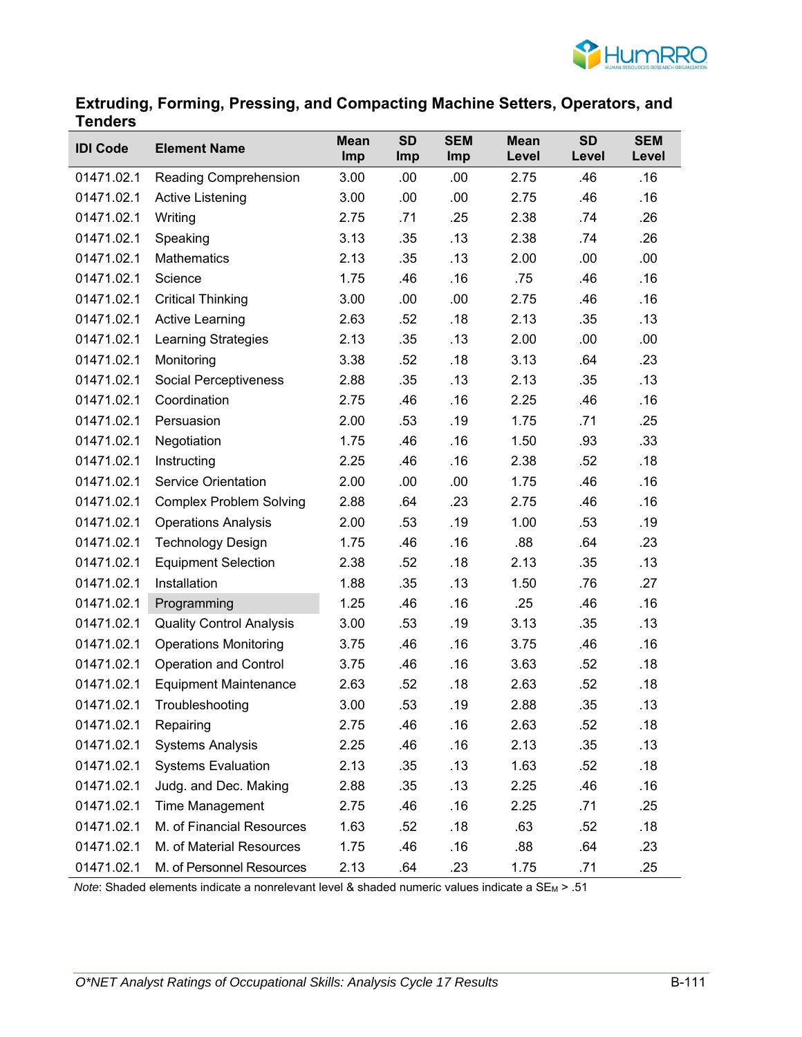## Extruding, Forming, Pressing, and Compacting Machine Setters, Operators, and Tenders

| IDI Code | Element Name | Mean Imp | SD Imp | SEM Imp | Mean Level | SD Level | SEM Level |
|---|---|---|---|---|---|---|---|
| 01471.02.1 | Reading Comprehension | 3.00 | .00 | .00 | 2.75 | .46 | .16 |
| 01471.02.1 | Active Listening | 3.00 | .00 | .00 | 2.75 | .46 | .16 |
| 01471.02.1 | Writing | 2.75 | .71 | .25 | 2.38 | .74 | .26 |
| 01471.02.1 | Speaking | 3.13 | .35 | .13 | 2.38 | .74 | .26 |
| 01471.02.1 | Mathematics | 2.13 | .35 | .13 | 2.00 | .00 | .00 |
| 01471.02.1 | Science | 1.75 | .46 | .16 | .75 | .46 | .16 |
| 01471.02.1 | Critical Thinking | 3.00 | .00 | .00 | 2.75 | .46 | .16 |
| 01471.02.1 | Active Learning | 2.63 | .52 | .18 | 2.13 | .35 | .13 |
| 01471.02.1 | Learning Strategies | 2.13 | .35 | .13 | 2.00 | .00 | .00 |
| 01471.02.1 | Monitoring | 3.38 | .52 | .18 | 3.13 | .64 | .23 |
| 01471.02.1 | Social Perceptiveness | 2.88 | .35 | .13 | 2.13 | .35 | .13 |
| 01471.02.1 | Coordination | 2.75 | .46 | .16 | 2.25 | .46 | .16 |
| 01471.02.1 | Persuasion | 2.00 | .53 | .19 | 1.75 | .71 | .25 |
| 01471.02.1 | Negotiation | 1.75 | .46 | .16 | 1.50 | .93 | .33 |
| 01471.02.1 | Instructing | 2.25 | .46 | .16 | 2.38 | .52 | .18 |
| 01471.02.1 | Service Orientation | 2.00 | .00 | .00 | 1.75 | .46 | .16 |
| 01471.02.1 | Complex Problem Solving | 2.88 | .64 | .23 | 2.75 | .46 | .16 |
| 01471.02.1 | Operations Analysis | 2.00 | .53 | .19 | 1.00 | .53 | .19 |
| 01471.02.1 | Technology Design | 1.75 | .46 | .16 | .88 | .64 | .23 |
| 01471.02.1 | Equipment Selection | 2.38 | .52 | .18 | 2.13 | .35 | .13 |
| 01471.02.1 | Installation | 1.88 | .35 | .13 | 1.50 | .76 | .27 |
| 01471.02.1 | Programming | 1.25 | .46 | .16 | .25 | .46 | .16 |
| 01471.02.1 | Quality Control Analysis | 3.00 | .53 | .19 | 3.13 | .35 | .13 |
| 01471.02.1 | Operations Monitoring | 3.75 | .46 | .16 | 3.75 | .46 | .16 |
| 01471.02.1 | Operation and Control | 3.75 | .46 | .16 | 3.63 | .52 | .18 |
| 01471.02.1 | Equipment Maintenance | 2.63 | .52 | .18 | 2.63 | .52 | .18 |
| 01471.02.1 | Troubleshooting | 3.00 | .53 | .19 | 2.88 | .35 | .13 |
| 01471.02.1 | Repairing | 2.75 | .46 | .16 | 2.63 | .52 | .18 |
| 01471.02.1 | Systems Analysis | 2.25 | .46 | .16 | 2.13 | .35 | .13 |
| 01471.02.1 | Systems Evaluation | 2.13 | .35 | .13 | 1.63 | .52 | .18 |
| 01471.02.1 | Judg. and Dec. Making | 2.88 | .35 | .13 | 2.25 | .46 | .16 |
| 01471.02.1 | Time Management | 2.75 | .46 | .16 | 2.25 | .71 | .25 |
| 01471.02.1 | M. of Financial Resources | 1.63 | .52 | .18 | .63 | .52 | .18 |
| 01471.02.1 | M. of Material Resources | 1.75 | .46 | .16 | .88 | .64 | .23 |
| 01471.02.1 | M. of Personnel Resources | 2.13 | .64 | .23 | 1.75 | .71 | .25 |

*Note*: Shaded elements indicate a nonrelevant level & shaded numeric values indicate a $SE_M$ > .51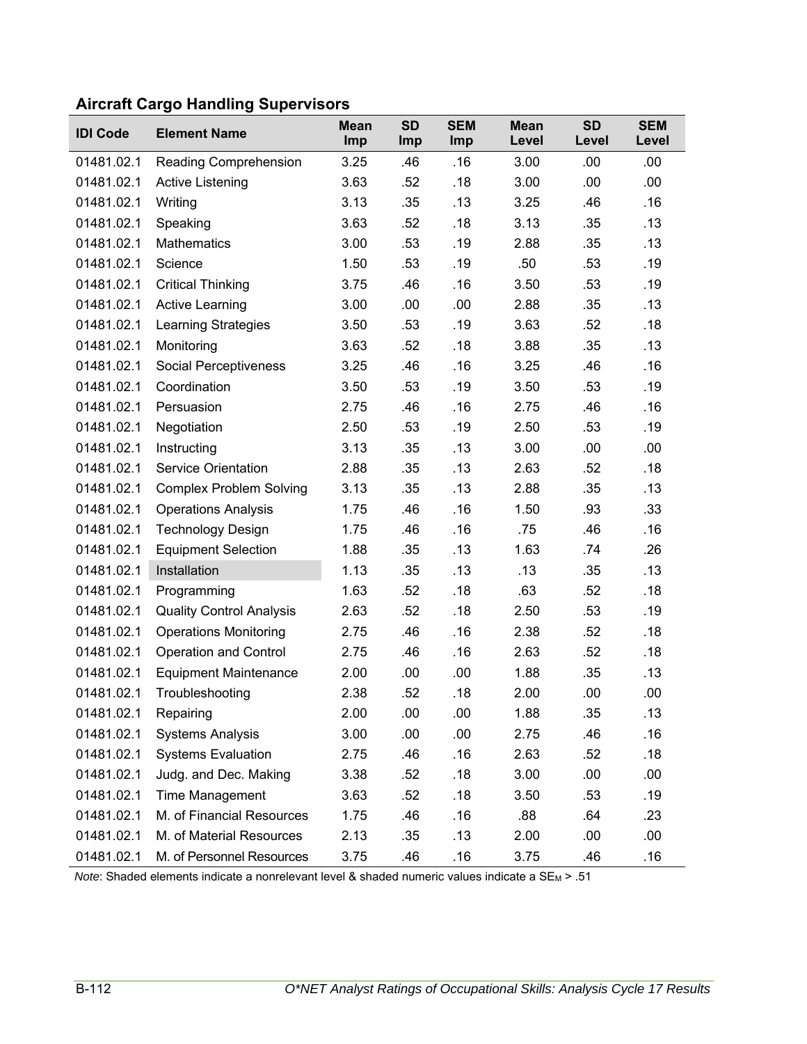## Aircraft Cargo Handling Supervisors

| IDI Code | Element Name | Mean Imp | SD Imp | SEM Imp | Mean Level | SD Level | SEM Level |
|---|---|---|---|---|---|---|---|
| 01481.02.1 | Reading Comprehension | 3.25 | .46 | .16 | 3.00 | .00 | .00 |
| 01481.02.1 | Active Listening | 3.63 | .52 | .18 | 3.00 | .00 | .00 |
| 01481.02.1 | Writing | 3.13 | .35 | .13 | 3.25 | .46 | .16 |
| 01481.02.1 | Speaking | 3.63 | .52 | .18 | 3.13 | .35 | .13 |
| 01481.02.1 | Mathematics | 3.00 | .53 | .19 | 2.88 | .35 | .13 |
| 01481.02.1 | Science | 1.50 | .53 | .19 | .50 | .53 | .19 |
| 01481.02.1 | Critical Thinking | 3.75 | .46 | .16 | 3.50 | .53 | .19 |
| 01481.02.1 | Active Learning | 3.00 | .00 | .00 | 2.88 | .35 | .13 |
| 01481.02.1 | Learning Strategies | 3.50 | .53 | .19 | 3.63 | .52 | .18 |
| 01481.02.1 | Monitoring | 3.63 | .52 | .18 | 3.88 | .35 | .13 |
| 01481.02.1 | Social Perceptiveness | 3.25 | .46 | .16 | 3.25 | .46 | .16 |
| 01481.02.1 | Coordination | 3.50 | .53 | .19 | 3.50 | .53 | .19 |
| 01481.02.1 | Persuasion | 2.75 | .46 | .16 | 2.75 | .46 | .16 |
| 01481.02.1 | Negotiation | 2.50 | .53 | .19 | 2.50 | .53 | .19 |
| 01481.02.1 | Instructing | 3.13 | .35 | .13 | 3.00 | .00 | .00 |
| 01481.02.1 | Service Orientation | 2.88 | .35 | .13 | 2.63 | .52 | .18 |
| 01481.02.1 | Complex Problem Solving | 3.13 | .35 | .13 | 2.88 | .35 | .13 |
| 01481.02.1 | Operations Analysis | 1.75 | .46 | .16 | 1.50 | .93 | .33 |
| 01481.02.1 | Technology Design | 1.75 | .46 | .16 | .75 | .46 | .16 |
| 01481.02.1 | Equipment Selection | 1.88 | .35 | .13 | 1.63 | .74 | .26 |
| 01481.02.1 | Installation | 1.13 | .35 | .13 | .13 | .35 | .13 |
| 01481.02.1 | Programming | 1.63 | .52 | .18 | .63 | .52 | .18 |
| 01481.02.1 | Quality Control Analysis | 2.63 | .52 | .18 | 2.50 | .53 | .19 |
| 01481.02.1 | Operations Monitoring | 2.75 | .46 | .16 | 2.38 | .52 | .18 |
| 01481.02.1 | Operation and Control | 2.75 | .46 | .16 | 2.63 | .52 | .18 |
| 01481.02.1 | Equipment Maintenance | 2.00 | .00 | .00 | 1.88 | .35 | .13 |
| 01481.02.1 | Troubleshooting | 2.38 | .52 | .18 | 2.00 | .00 | .00 |
| 01481.02.1 | Repairing | 2.00 | .00 | .00 | 1.88 | .35 | .13 |
| 01481.02.1 | Systems Analysis | 3.00 | .00 | .00 | 2.75 | .46 | .16 |
| 01481.02.1 | Systems Evaluation | 2.75 | .46 | .16 | 2.63 | .52 | .18 |
| 01481.02.1 | Judg. and Dec. Making | 3.38 | .52 | .18 | 3.00 | .00 | .00 |
| 01481.02.1 | Time Management | 3.63 | .52 | .18 | 3.50 | .53 | .19 |
| 01481.02.1 | M. of Financial Resources | 1.75 | .46 | .16 | .88 | .64 | .23 |
| 01481.02.1 | M. of Material Resources | 2.13 | .35 | .13 | 2.00 | .00 | .00 |
| 01481.02.1 | M. of Personnel Resources | 3.75 | .46 | .16 | 3.75 | .46 | .16 |

*Note*: Shaded elements indicate a nonrelevant level & shaded numeric values indicate a $SE_M > .51$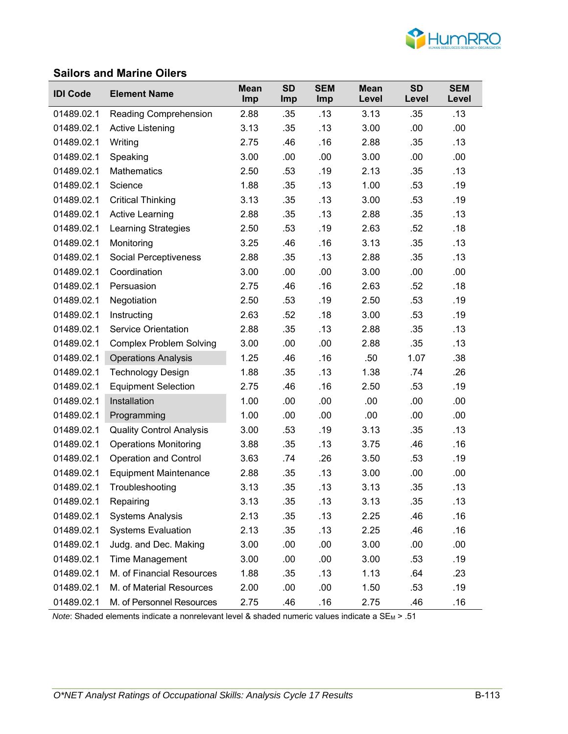## Sailors and Marine Oilers

| IDI Code | Element Name | Mean Imp | SD Imp | SEM Imp | Mean Level | SD Level | SEM Level |
|---|---|---|---|---|---|---|---|
| 01489.02.1 | Reading Comprehension | 2.88 | .35 | .13 | 3.13 | .35 | .13 |
| 01489.02.1 | Active Listening | 3.13 | .35 | .13 | 3.00 | .00 | .00 |
| 01489.02.1 | Writing | 2.75 | .46 | .16 | 2.88 | .35 | .13 |
| 01489.02.1 | Speaking | 3.00 | .00 | .00 | 3.00 | .00 | .00 |
| 01489.02.1 | Mathematics | 2.50 | .53 | .19 | 2.13 | .35 | .13 |
| 01489.02.1 | Science | 1.88 | .35 | .13 | 1.00 | .53 | .19 |
| 01489.02.1 | Critical Thinking | 3.13 | .35 | .13 | 3.00 | .53 | .19 |
| 01489.02.1 | Active Learning | 2.88 | .35 | .13 | 2.88 | .35 | .13 |
| 01489.02.1 | Learning Strategies | 2.50 | .53 | .19 | 2.63 | .52 | .18 |
| 01489.02.1 | Monitoring | 3.25 | .46 | .16 | 3.13 | .35 | .13 |
| 01489.02.1 | Social Perceptiveness | 2.88 | .35 | .13 | 2.88 | .35 | .13 |
| 01489.02.1 | Coordination | 3.00 | .00 | .00 | 3.00 | .00 | .00 |
| 01489.02.1 | Persuasion | 2.75 | .46 | .16 | 2.63 | .52 | .18 |
| 01489.02.1 | Negotiation | 2.50 | .53 | .19 | 2.50 | .53 | .19 |
| 01489.02.1 | Instructing | 2.63 | .52 | .18 | 3.00 | .53 | .19 |
| 01489.02.1 | Service Orientation | 2.88 | .35 | .13 | 2.88 | .35 | .13 |
| 01489.02.1 | Complex Problem Solving | 3.00 | .00 | .00 | 2.88 | .35 | .13 |
| 01489.02.1 | Operations Analysis | 1.25 | .46 | .16 | .50 | 1.07 | .38 |
| 01489.02.1 | Technology Design | 1.88 | .35 | .13 | 1.38 | .74 | .26 |
| 01489.02.1 | Equipment Selection | 2.75 | .46 | .16 | 2.50 | .53 | .19 |
| 01489.02.1 | Installation | 1.00 | .00 | .00 | .00 | .00 | .00 |
| 01489.02.1 | Programming | 1.00 | .00 | .00 | .00 | .00 | .00 |
| 01489.02.1 | Quality Control Analysis | 3.00 | .53 | .19 | 3.13 | .35 | .13 |
| 01489.02.1 | Operations Monitoring | 3.88 | .35 | .13 | 3.75 | .46 | .16 |
| 01489.02.1 | Operation and Control | 3.63 | .74 | .26 | 3.50 | .53 | .19 |
| 01489.02.1 | Equipment Maintenance | 2.88 | .35 | .13 | 3.00 | .00 | .00 |
| 01489.02.1 | Troubleshooting | 3.13 | .35 | .13 | 3.13 | .35 | .13 |
| 01489.02.1 | Repairing | 3.13 | .35 | .13 | 3.13 | .35 | .13 |
| 01489.02.1 | Systems Analysis | 2.13 | .35 | .13 | 2.25 | .46 | .16 |
| 01489.02.1 | Systems Evaluation | 2.13 | .35 | .13 | 2.25 | .46 | .16 |
| 01489.02.1 | Judg. and Dec. Making | 3.00 | .00 | .00 | 3.00 | .00 | .00 |
| 01489.02.1 | Time Management | 3.00 | .00 | .00 | 3.00 | .53 | .19 |
| 01489.02.1 | M. of Financial Resources | 1.88 | .35 | .13 | 1.13 | .64 | .23 |
| 01489.02.1 | M. of Material Resources | 2.00 | .00 | .00 | 1.50 | .53 | .19 |
| 01489.02.1 | M. of Personnel Resources | 2.75 | .46 | .16 | 2.75 | .46 | .16 |

*Note*: Shaded elements indicate a nonrelevant level & shaded numeric values indicate a $SE_M$ > .51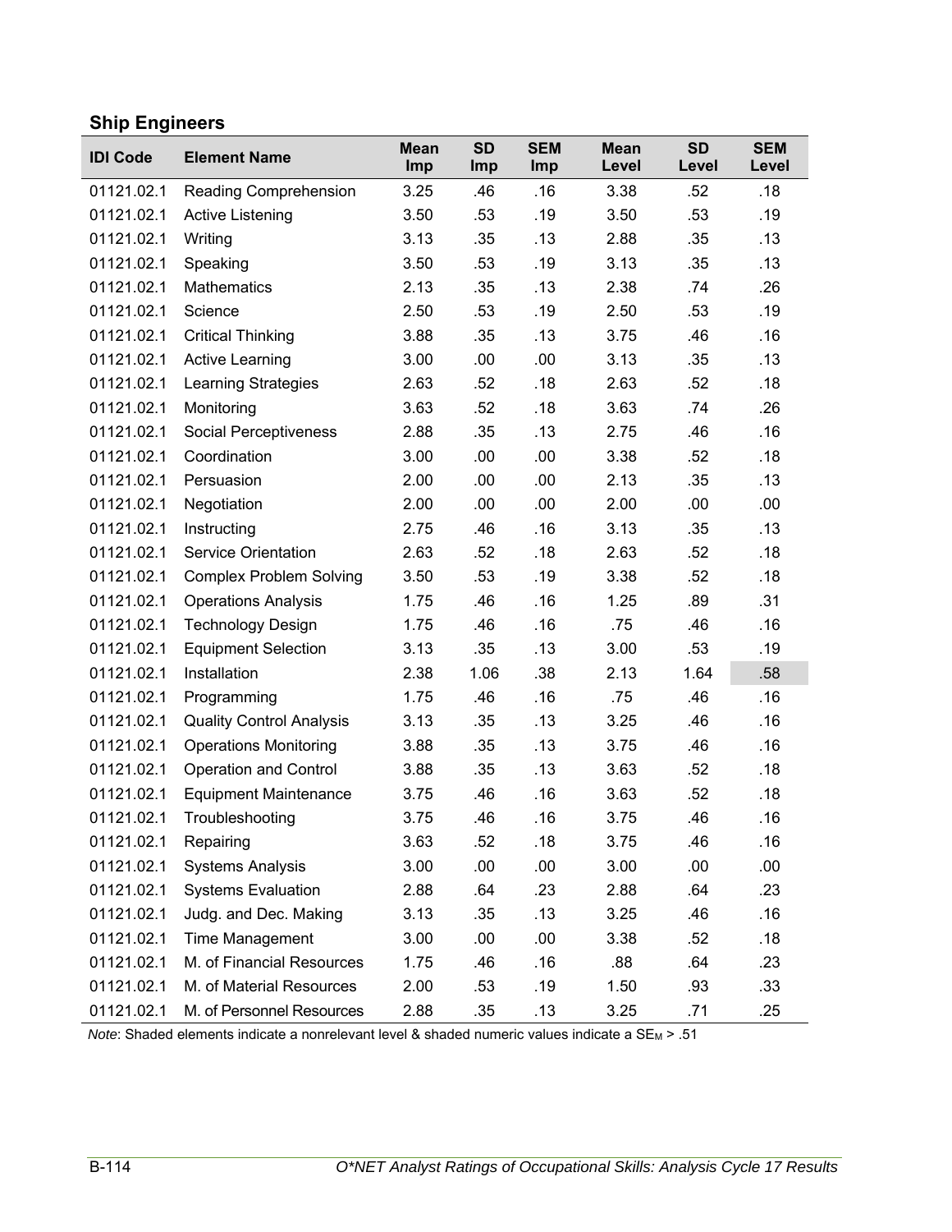## Ship Engineers

| IDI Code | Element Name | Mean Imp | SD Imp | SEM Imp | Mean Level | SD Level | SEM Level |
|---|---|---|---|---|---|---|---|
| 01121.02.1 | Reading Comprehension | 3.25 | .46 | .16 | 3.38 | .52 | .18 |
| 01121.02.1 | Active Listening | 3.50 | .53 | .19 | 3.50 | .53 | .19 |
| 01121.02.1 | Writing | 3.13 | .35 | .13 | 2.88 | .35 | .13 |
| 01121.02.1 | Speaking | 3.50 | .53 | .19 | 3.13 | .35 | .13 |
| 01121.02.1 | Mathematics | 2.13 | .35 | .13 | 2.38 | .74 | .26 |
| 01121.02.1 | Science | 2.50 | .53 | .19 | 2.50 | .53 | .19 |
| 01121.02.1 | Critical Thinking | 3.88 | .35 | .13 | 3.75 | .46 | .16 |
| 01121.02.1 | Active Learning | 3.00 | .00 | .00 | 3.13 | .35 | .13 |
| 01121.02.1 | Learning Strategies | 2.63 | .52 | .18 | 2.63 | .52 | .18 |
| 01121.02.1 | Monitoring | 3.63 | .52 | .18 | 3.63 | .74 | .26 |
| 01121.02.1 | Social Perceptiveness | 2.88 | .35 | .13 | 2.75 | .46 | .16 |
| 01121.02.1 | Coordination | 3.00 | .00 | .00 | 3.38 | .52 | .18 |
| 01121.02.1 | Persuasion | 2.00 | .00 | .00 | 2.13 | .35 | .13 |
| 01121.02.1 | Negotiation | 2.00 | .00 | .00 | 2.00 | .00 | .00 |
| 01121.02.1 | Instructing | 2.75 | .46 | .16 | 3.13 | .35 | .13 |
| 01121.02.1 | Service Orientation | 2.63 | .52 | .18 | 2.63 | .52 | .18 |
| 01121.02.1 | Complex Problem Solving | 3.50 | .53 | .19 | 3.38 | .52 | .18 |
| 01121.02.1 | Operations Analysis | 1.75 | .46 | .16 | 1.25 | .89 | .31 |
| 01121.02.1 | Technology Design | 1.75 | .46 | .16 | .75 | .46 | .16 |
| 01121.02.1 | Equipment Selection | 3.13 | .35 | .13 | 3.00 | .53 | .19 |
| 01121.02.1 | Installation | 2.38 | 1.06 | .38 | 2.13 | 1.64 | .58 |
| 01121.02.1 | Programming | 1.75 | .46 | .16 | .75 | .46 | .16 |
| 01121.02.1 | Quality Control Analysis | 3.13 | .35 | .13 | 3.25 | .46 | .16 |
| 01121.02.1 | Operations Monitoring | 3.88 | .35 | .13 | 3.75 | .46 | .16 |
| 01121.02.1 | Operation and Control | 3.88 | .35 | .13 | 3.63 | .52 | .18 |
| 01121.02.1 | Equipment Maintenance | 3.75 | .46 | .16 | 3.63 | .52 | .18 |
| 01121.02.1 | Troubleshooting | 3.75 | .46 | .16 | 3.75 | .46 | .16 |
| 01121.02.1 | Repairing | 3.63 | .52 | .18 | 3.75 | .46 | .16 |
| 01121.02.1 | Systems Analysis | 3.00 | .00 | .00 | 3.00 | .00 | .00 |
| 01121.02.1 | Systems Evaluation | 2.88 | .64 | .23 | 2.88 | .64 | .23 |
| 01121.02.1 | Judg. and Dec. Making | 3.13 | .35 | .13 | 3.25 | .46 | .16 |
| 01121.02.1 | Time Management | 3.00 | .00 | .00 | 3.38 | .52 | .18 |
| 01121.02.1 | M. of Financial Resources | 1.75 | .46 | .16 | .88 | .64 | .23 |
| 01121.02.1 | M. of Material Resources | 2.00 | .53 | .19 | 1.50 | .93 | .33 |
| 01121.02.1 | M. of Personnel Resources | 2.88 | .35 | .13 | 3.25 | .71 | .25 |

*Note*: Shaded elements indicate a nonrelevant level & shaded numeric values indicate a $SE_M$ > .51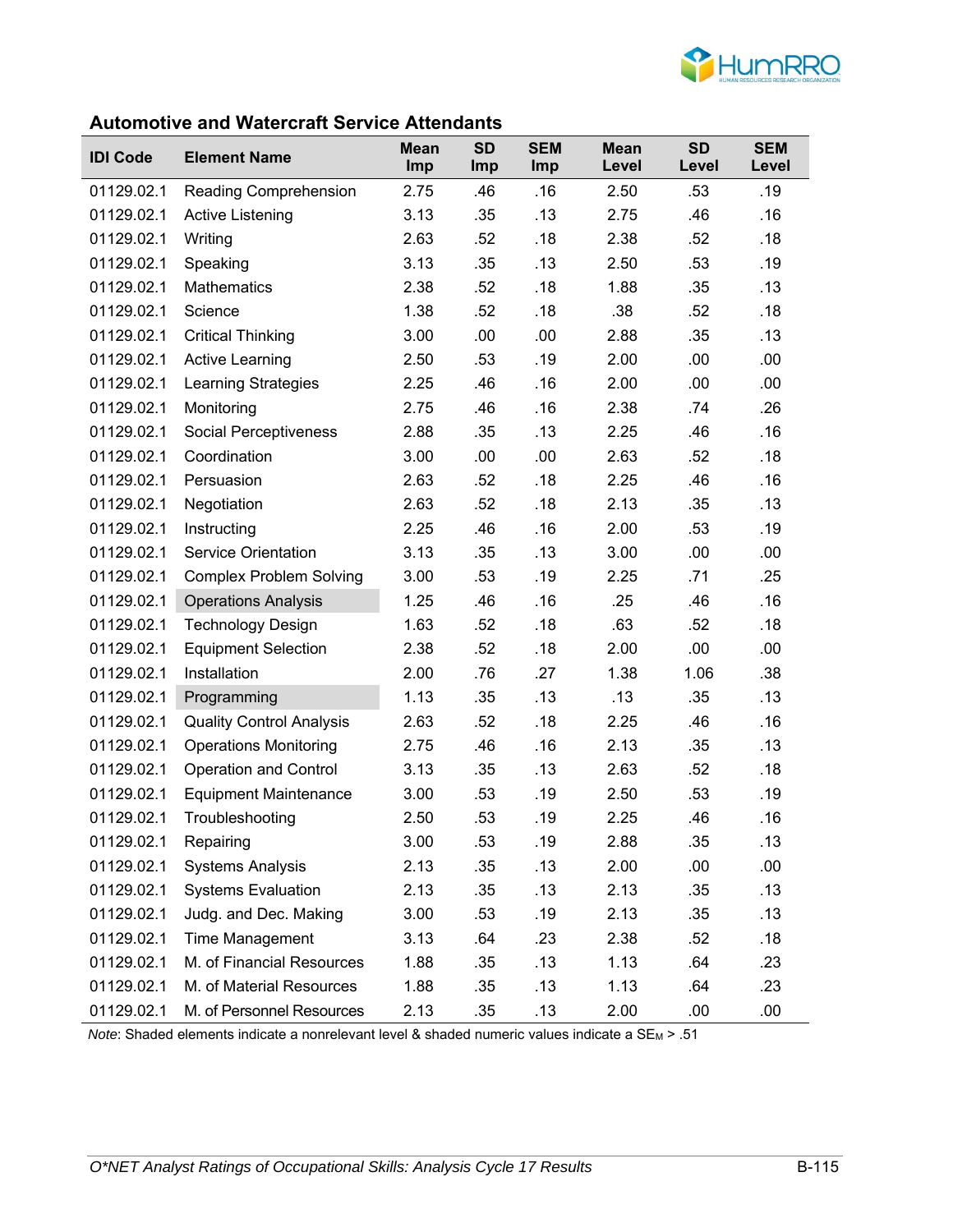## Automotive and Watercraft Service Attendants

| IDI Code | Element Name | Mean Imp | SD Imp | SEM Imp | Mean Level | SD Level | SEM Level |
|---|---|---|---|---|---|---|---|
| 01129.02.1 | Reading Comprehension | 2.75 | .46 | .16 | 2.50 | .53 | .19 |
| 01129.02.1 | Active Listening | 3.13 | .35 | .13 | 2.75 | .46 | .16 |
| 01129.02.1 | Writing | 2.63 | .52 | .18 | 2.38 | .52 | .18 |
| 01129.02.1 | Speaking | 3.13 | .35 | .13 | 2.50 | .53 | .19 |
| 01129.02.1 | Mathematics | 2.38 | .52 | .18 | 1.88 | .35 | .13 |
| 01129.02.1 | Science | 1.38 | .52 | .18 | .38 | .52 | .18 |
| 01129.02.1 | Critical Thinking | 3.00 | .00 | .00 | 2.88 | .35 | .13 |
| 01129.02.1 | Active Learning | 2.50 | .53 | .19 | 2.00 | .00 | .00 |
| 01129.02.1 | Learning Strategies | 2.25 | .46 | .16 | 2.00 | .00 | .00 |
| 01129.02.1 | Monitoring | 2.75 | .46 | .16 | 2.38 | .74 | .26 |
| 01129.02.1 | Social Perceptiveness | 2.88 | .35 | .13 | 2.25 | .46 | .16 |
| 01129.02.1 | Coordination | 3.00 | .00 | .00 | 2.63 | .52 | .18 |
| 01129.02.1 | Persuasion | 2.63 | .52 | .18 | 2.25 | .46 | .16 |
| 01129.02.1 | Negotiation | 2.63 | .52 | .18 | 2.13 | .35 | .13 |
| 01129.02.1 | Instructing | 2.25 | .46 | .16 | 2.00 | .53 | .19 |
| 01129.02.1 | Service Orientation | 3.13 | .35 | .13 | 3.00 | .00 | .00 |
| 01129.02.1 | Complex Problem Solving | 3.00 | .53 | .19 | 2.25 | .71 | .25 |
| 01129.02.1 | Operations Analysis | 1.25 | .46 | .16 | .25 | .46 | .16 |
| 01129.02.1 | Technology Design | 1.63 | .52 | .18 | .63 | .52 | .18 |
| 01129.02.1 | Equipment Selection | 2.38 | .52 | .18 | 2.00 | .00 | .00 |
| 01129.02.1 | Installation | 2.00 | .76 | .27 | 1.38 | 1.06 | .38 |
| 01129.02.1 | Programming | 1.13 | .35 | .13 | .13 | .35 | .13 |
| 01129.02.1 | Quality Control Analysis | 2.63 | .52 | .18 | 2.25 | .46 | .16 |
| 01129.02.1 | Operations Monitoring | 2.75 | .46 | .16 | 2.13 | .35 | .13 |
| 01129.02.1 | Operation and Control | 3.13 | .35 | .13 | 2.63 | .52 | .18 |
| 01129.02.1 | Equipment Maintenance | 3.00 | .53 | .19 | 2.50 | .53 | .19 |
| 01129.02.1 | Troubleshooting | 2.50 | .53 | .19 | 2.25 | .46 | .16 |
| 01129.02.1 | Repairing | 3.00 | .53 | .19 | 2.88 | .35 | .13 |
| 01129.02.1 | Systems Analysis | 2.13 | .35 | .13 | 2.00 | .00 | .00 |
| 01129.02.1 | Systems Evaluation | 2.13 | .35 | .13 | 2.13 | .35 | .13 |
| 01129.02.1 | Judg. and Dec. Making | 3.00 | .53 | .19 | 2.13 | .35 | .13 |
| 01129.02.1 | Time Management | 3.13 | .64 | .23 | 2.38 | .52 | .18 |
| 01129.02.1 | M. of Financial Resources | 1.88 | .35 | .13 | 1.13 | .64 | .23 |
| 01129.02.1 | M. of Material Resources | 1.88 | .35 | .13 | 1.13 | .64 | .23 |
| 01129.02.1 | M. of Personnel Resources | 2.13 | .35 | .13 | 2.00 | .00 | .00 |

*Note*: Shaded elements indicate a nonrelevant level & shaded numeric values indicate a $SE_M$ > .51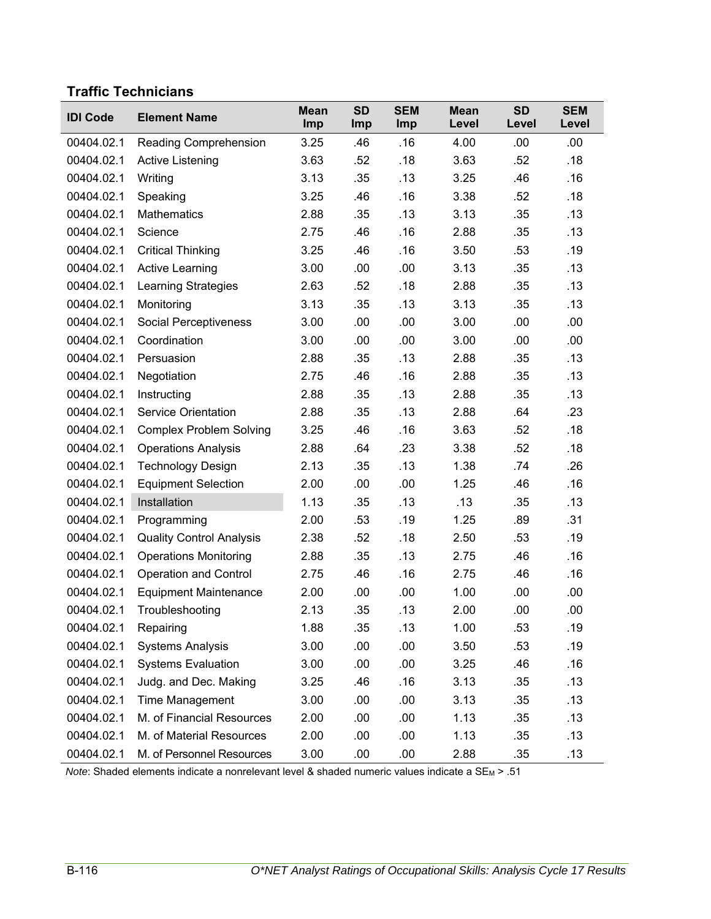### Traffic Technicians

| IDI Code | Element Name | Mean Imp | SD Imp | SEM Imp | Mean Level | SD Level | SEM Level |
|---|---|---|---|---|---|---|---|
| 00404.02.1 | Reading Comprehension | 3.25 | .46 | .16 | 4.00 | .00 | .00 |
| 00404.02.1 | Active Listening | 3.63 | .52 | .18 | 3.63 | .52 | .18 |
| 00404.02.1 | Writing | 3.13 | .35 | .13 | 3.25 | .46 | .16 |
| 00404.02.1 | Speaking | 3.25 | .46 | .16 | 3.38 | .52 | .18 |
| 00404.02.1 | Mathematics | 2.88 | .35 | .13 | 3.13 | .35 | .13 |
| 00404.02.1 | Science | 2.75 | .46 | .16 | 2.88 | .35 | .13 |
| 00404.02.1 | Critical Thinking | 3.25 | .46 | .16 | 3.50 | .53 | .19 |
| 00404.02.1 | Active Learning | 3.00 | .00 | .00 | 3.13 | .35 | .13 |
| 00404.02.1 | Learning Strategies | 2.63 | .52 | .18 | 2.88 | .35 | .13 |
| 00404.02.1 | Monitoring | 3.13 | .35 | .13 | 3.13 | .35 | .13 |
| 00404.02.1 | Social Perceptiveness | 3.00 | .00 | .00 | 3.00 | .00 | .00 |
| 00404.02.1 | Coordination | 3.00 | .00 | .00 | 3.00 | .00 | .00 |
| 00404.02.1 | Persuasion | 2.88 | .35 | .13 | 2.88 | .35 | .13 |
| 00404.02.1 | Negotiation | 2.75 | .46 | .16 | 2.88 | .35 | .13 |
| 00404.02.1 | Instructing | 2.88 | .35 | .13 | 2.88 | .35 | .13 |
| 00404.02.1 | Service Orientation | 2.88 | .35 | .13 | 2.88 | .64 | .23 |
| 00404.02.1 | Complex Problem Solving | 3.25 | .46 | .16 | 3.63 | .52 | .18 |
| 00404.02.1 | Operations Analysis | 2.88 | .64 | .23 | 3.38 | .52 | .18 |
| 00404.02.1 | Technology Design | 2.13 | .35 | .13 | 1.38 | .74 | .26 |
| 00404.02.1 | Equipment Selection | 2.00 | .00 | .00 | 1.25 | .46 | .16 |
| 00404.02.1 | Installation | 1.13 | .35 | .13 | .13 | .35 | .13 |
| 00404.02.1 | Programming | 2.00 | .53 | .19 | 1.25 | .89 | .31 |
| 00404.02.1 | Quality Control Analysis | 2.38 | .52 | .18 | 2.50 | .53 | .19 |
| 00404.02.1 | Operations Monitoring | 2.88 | .35 | .13 | 2.75 | .46 | .16 |
| 00404.02.1 | Operation and Control | 2.75 | .46 | .16 | 2.75 | .46 | .16 |
| 00404.02.1 | Equipment Maintenance | 2.00 | .00 | .00 | 1.00 | .00 | .00 |
| 00404.02.1 | Troubleshooting | 2.13 | .35 | .13 | 2.00 | .00 | .00 |
| 00404.02.1 | Repairing | 1.88 | .35 | .13 | 1.00 | .53 | .19 |
| 00404.02.1 | Systems Analysis | 3.00 | .00 | .00 | 3.50 | .53 | .19 |
| 00404.02.1 | Systems Evaluation | 3.00 | .00 | .00 | 3.25 | .46 | .16 |
| 00404.02.1 | Judg. and Dec. Making | 3.25 | .46 | .16 | 3.13 | .35 | .13 |
| 00404.02.1 | Time Management | 3.00 | .00 | .00 | 3.13 | .35 | .13 |
| 00404.02.1 | M. of Financial Resources | 2.00 | .00 | .00 | 1.13 | .35 | .13 |
| 00404.02.1 | M. of Material Resources | 2.00 | .00 | .00 | 1.13 | .35 | .13 |
| 00404.02.1 | M. of Personnel Resources | 3.00 | .00 | .00 | 2.88 | .35 | .13 |

*Note*: Shaded elements indicate a nonrelevant level & shaded numeric values indicate a $SE_M > .51$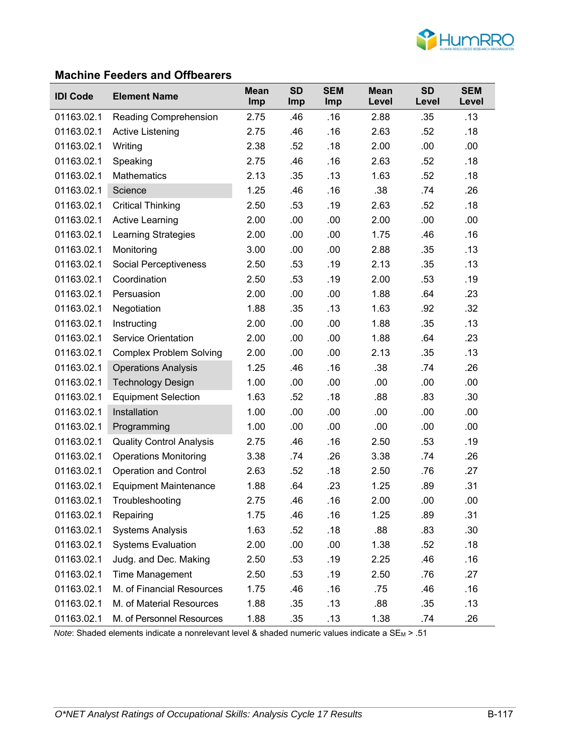## Machine Feeders and Offbearers

| IDI Code | Element Name | Mean Imp | SD Imp | SEM Imp | Mean Level | SD Level | SEM Level |
|---|---|---|---|---|---|---|---|
| 01163.02.1 | Reading Comprehension | 2.75 | .46 | .16 | 2.88 | .35 | .13 |
| 01163.02.1 | Active Listening | 2.75 | .46 | .16 | 2.63 | .52 | .18 |
| 01163.02.1 | Writing | 2.38 | .52 | .18 | 2.00 | .00 | .00 |
| 01163.02.1 | Speaking | 2.75 | .46 | .16 | 2.63 | .52 | .18 |
| 01163.02.1 | Mathematics | 2.13 | .35 | .13 | 1.63 | .52 | .18 |
| 01163.02.1 | Science | 1.25 | .46 | .16 | .38 | .74 | .26 |
| 01163.02.1 | Critical Thinking | 2.50 | .53 | .19 | 2.63 | .52 | .18 |
| 01163.02.1 | Active Learning | 2.00 | .00 | .00 | 2.00 | .00 | .00 |
| 01163.02.1 | Learning Strategies | 2.00 | .00 | .00 | 1.75 | .46 | .16 |
| 01163.02.1 | Monitoring | 3.00 | .00 | .00 | 2.88 | .35 | .13 |
| 01163.02.1 | Social Perceptiveness | 2.50 | .53 | .19 | 2.13 | .35 | .13 |
| 01163.02.1 | Coordination | 2.50 | .53 | .19 | 2.00 | .53 | .19 |
| 01163.02.1 | Persuasion | 2.00 | .00 | .00 | 1.88 | .64 | .23 |
| 01163.02.1 | Negotiation | 1.88 | .35 | .13 | 1.63 | .92 | .32 |
| 01163.02.1 | Instructing | 2.00 | .00 | .00 | 1.88 | .35 | .13 |
| 01163.02.1 | Service Orientation | 2.00 | .00 | .00 | 1.88 | .64 | .23 |
| 01163.02.1 | Complex Problem Solving | 2.00 | .00 | .00 | 2.13 | .35 | .13 |
| 01163.02.1 | Operations Analysis | 1.25 | .46 | .16 | .38 | .74 | .26 |
| 01163.02.1 | Technology Design | 1.00 | .00 | .00 | .00 | .00 | .00 |
| 01163.02.1 | Equipment Selection | 1.63 | .52 | .18 | .88 | .83 | .30 |
| 01163.02.1 | Installation | 1.00 | .00 | .00 | .00 | .00 | .00 |
| 01163.02.1 | Programming | 1.00 | .00 | .00 | .00 | .00 | .00 |
| 01163.02.1 | Quality Control Analysis | 2.75 | .46 | .16 | 2.50 | .53 | .19 |
| 01163.02.1 | Operations Monitoring | 3.38 | .74 | .26 | 3.38 | .74 | .26 |
| 01163.02.1 | Operation and Control | 2.63 | .52 | .18 | 2.50 | .76 | .27 |
| 01163.02.1 | Equipment Maintenance | 1.88 | .64 | .23 | 1.25 | .89 | .31 |
| 01163.02.1 | Troubleshooting | 2.75 | .46 | .16 | 2.00 | .00 | .00 |
| 01163.02.1 | Repairing | 1.75 | .46 | .16 | 1.25 | .89 | .31 |
| 01163.02.1 | Systems Analysis | 1.63 | .52 | .18 | .88 | .83 | .30 |
| 01163.02.1 | Systems Evaluation | 2.00 | .00 | .00 | 1.38 | .52 | .18 |
| 01163.02.1 | Judg. and Dec. Making | 2.50 | .53 | .19 | 2.25 | .46 | .16 |
| 01163.02.1 | Time Management | 2.50 | .53 | .19 | 2.50 | .76 | .27 |
| 01163.02.1 | M. of Financial Resources | 1.75 | .46 | .16 | .75 | .46 | .16 |
| 01163.02.1 | M. of Material Resources | 1.88 | .35 | .13 | .88 | .35 | .13 |
| 01163.02.1 | M. of Personnel Resources | 1.88 | .35 | .13 | 1.38 | .74 | .26 |

*Note*: Shaded elements indicate a nonrelevant level & shaded numeric values indicate a $SE_M$ > .51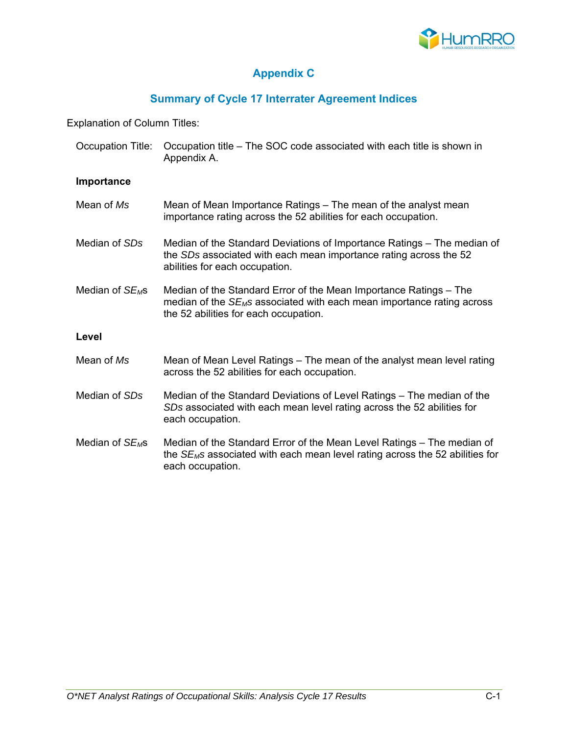# Appendix C

## Summary of Cycle 17 Interrater Agreement Indices

Explanation of Column Titles:

Occupation Title: Occupation title – The SOC code associated with each title is shown in Appendix A.

**Importance**

Mean of *Ms* — Mean of Mean Importance Ratings – The mean of the analyst mean importance rating across the 52 abilities for each occupation.

Median of *SDs* — Median of the Standard Deviations of Importance Ratings – The median of the *SDs* associated with each mean importance rating across the 52 abilities for each occupation.

Median of $SE_M$s — Median of the Standard Error of the Mean Importance Ratings – The median of the $SE_M$s associated with each mean importance rating across the 52 abilities for each occupation.

**Level**

Mean of *Ms* — Mean of Mean Level Ratings – The mean of the analyst mean level rating across the 52 abilities for each occupation.

Median of *SDs* — Median of the Standard Deviations of Level Ratings – The median of the *SDs* associated with each mean level rating across the 52 abilities for each occupation.

Median of $SE_M$s — Median of the Standard Error of the Mean Level Ratings – The median of the $SE_M$s associated with each mean level rating across the 52 abilities for each occupation.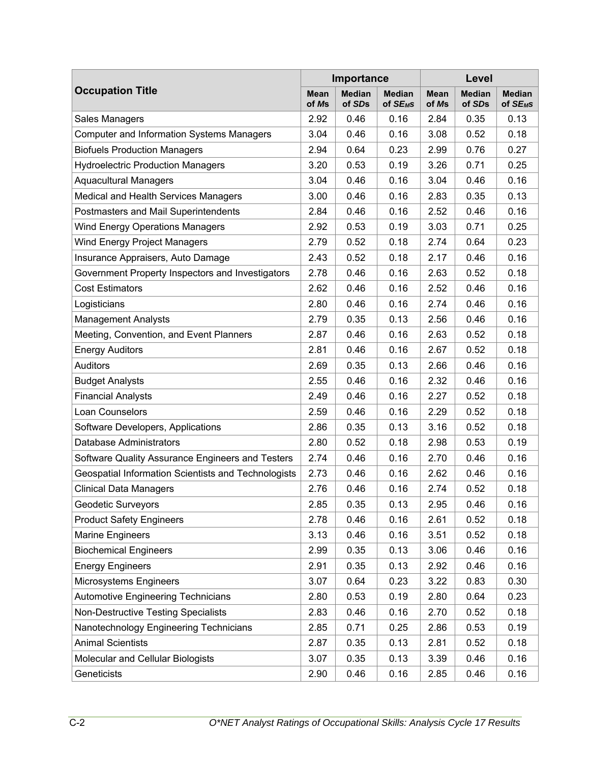| Occupation Title | Importance | | | Level | | |
|---|---|---|---|---|---|---|
| | Mean of *M*s | Median of *SD*s | Median of $SE_{M}$s | Mean of *M*s | Median of *SD*s | Median of $SE_{M}$s |
| Sales Managers | 2.92 | 0.46 | 0.16 | 2.84 | 0.35 | 0.13 |
| Computer and Information Systems Managers | 3.04 | 0.46 | 0.16 | 3.08 | 0.52 | 0.18 |
| Biofuels Production Managers | 2.94 | 0.64 | 0.23 | 2.99 | 0.76 | 0.27 |
| Hydroelectric Production Managers | 3.20 | 0.53 | 0.19 | 3.26 | 0.71 | 0.25 |
| Aquacultural Managers | 3.04 | 0.46 | 0.16 | 3.04 | 0.46 | 0.16 |
| Medical and Health Services Managers | 3.00 | 0.46 | 0.16 | 2.83 | 0.35 | 0.13 |
| Postmasters and Mail Superintendents | 2.84 | 0.46 | 0.16 | 2.52 | 0.46 | 0.16 |
| Wind Energy Operations Managers | 2.92 | 0.53 | 0.19 | 3.03 | 0.71 | 0.25 |
| Wind Energy Project Managers | 2.79 | 0.52 | 0.18 | 2.74 | 0.64 | 0.23 |
| Insurance Appraisers, Auto Damage | 2.43 | 0.52 | 0.18 | 2.17 | 0.46 | 0.16 |
| Government Property Inspectors and Investigators | 2.78 | 0.46 | 0.16 | 2.63 | 0.52 | 0.18 |
| Cost Estimators | 2.62 | 0.46 | 0.16 | 2.52 | 0.46 | 0.16 |
| Logisticians | 2.80 | 0.46 | 0.16 | 2.74 | 0.46 | 0.16 |
| Management Analysts | 2.79 | 0.35 | 0.13 | 2.56 | 0.46 | 0.16 |
| Meeting, Convention, and Event Planners | 2.87 | 0.46 | 0.16 | 2.63 | 0.52 | 0.18 |
| Energy Auditors | 2.81 | 0.46 | 0.16 | 2.67 | 0.52 | 0.18 |
| Auditors | 2.69 | 0.35 | 0.13 | 2.66 | 0.46 | 0.16 |
| Budget Analysts | 2.55 | 0.46 | 0.16 | 2.32 | 0.46 | 0.16 |
| Financial Analysts | 2.49 | 0.46 | 0.16 | 2.27 | 0.52 | 0.18 |
| Loan Counselors | 2.59 | 0.46 | 0.16 | 2.29 | 0.52 | 0.18 |
| Software Developers, Applications | 2.86 | 0.35 | 0.13 | 3.16 | 0.52 | 0.18 |
| Database Administrators | 2.80 | 0.52 | 0.18 | 2.98 | 0.53 | 0.19 |
| Software Quality Assurance Engineers and Testers | 2.74 | 0.46 | 0.16 | 2.70 | 0.46 | 0.16 |
| Geospatial Information Scientists and Technologists | 2.73 | 0.46 | 0.16 | 2.62 | 0.46 | 0.16 |
| Clinical Data Managers | 2.76 | 0.46 | 0.16 | 2.74 | 0.52 | 0.18 |
| Geodetic Surveyors | 2.85 | 0.35 | 0.13 | 2.95 | 0.46 | 0.16 |
| Product Safety Engineers | 2.78 | 0.46 | 0.16 | 2.61 | 0.52 | 0.18 |
| Marine Engineers | 3.13 | 0.46 | 0.16 | 3.51 | 0.52 | 0.18 |
| Biochemical Engineers | 2.99 | 0.35 | 0.13 | 3.06 | 0.46 | 0.16 |
| Energy Engineers | 2.91 | 0.35 | 0.13 | 2.92 | 0.46 | 0.16 |
| Microsystems Engineers | 3.07 | 0.64 | 0.23 | 3.22 | 0.83 | 0.30 |
| Automotive Engineering Technicians | 2.80 | 0.53 | 0.19 | 2.80 | 0.64 | 0.23 |
| Non-Destructive Testing Specialists | 2.83 | 0.46 | 0.16 | 2.70 | 0.52 | 0.18 |
| Nanotechnology Engineering Technicians | 2.85 | 0.71 | 0.25 | 2.86 | 0.53 | 0.19 |
| Animal Scientists | 2.87 | 0.35 | 0.13 | 2.81 | 0.52 | 0.18 |
| Molecular and Cellular Biologists | 3.07 | 0.35 | 0.13 | 3.39 | 0.46 | 0.16 |
| Geneticists | 2.90 | 0.46 | 0.16 | 2.85 | 0.46 | 0.16 |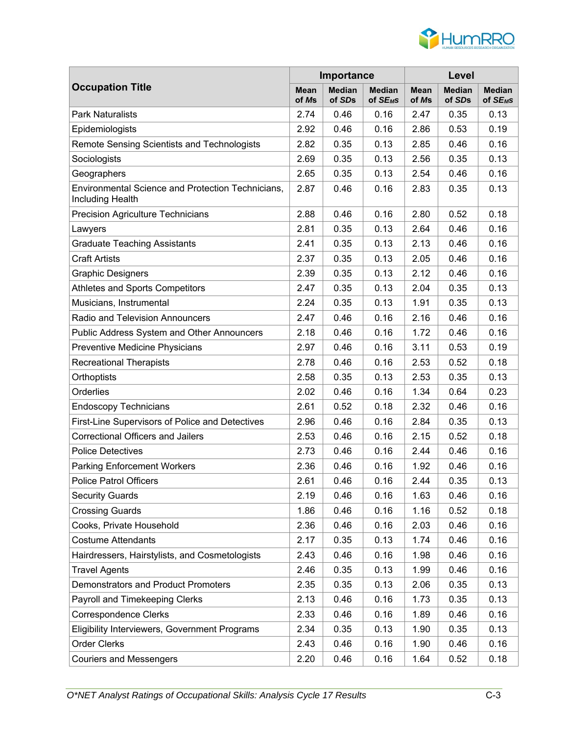| Occupation Title | Importance | | | Level | | |
|---|---|---|---|---|---|---|
| | Mean of *Ms* | Median of *SDs* | Median of $SE_{MS}$ | Mean of *Ms* | Median of *SDs* | Median of $SE_{MS}$ |
| Park Naturalists | 2.74 | 0.46 | 0.16 | 2.47 | 0.35 | 0.13 |
| Epidemiologists | 2.92 | 0.46 | 0.16 | 2.86 | 0.53 | 0.19 |
| Remote Sensing Scientists and Technologists | 2.82 | 0.35 | 0.13 | 2.85 | 0.46 | 0.16 |
| Sociologists | 2.69 | 0.35 | 0.13 | 2.56 | 0.35 | 0.13 |
| Geographers | 2.65 | 0.35 | 0.13 | 2.54 | 0.46 | 0.16 |
| Environmental Science and Protection Technicians, Including Health | 2.87 | 0.46 | 0.16 | 2.83 | 0.35 | 0.13 |
| Precision Agriculture Technicians | 2.88 | 0.46 | 0.16 | 2.80 | 0.52 | 0.18 |
| Lawyers | 2.81 | 0.35 | 0.13 | 2.64 | 0.46 | 0.16 |
| Graduate Teaching Assistants | 2.41 | 0.35 | 0.13 | 2.13 | 0.46 | 0.16 |
| Craft Artists | 2.37 | 0.35 | 0.13 | 2.05 | 0.46 | 0.16 |
| Graphic Designers | 2.39 | 0.35 | 0.13 | 2.12 | 0.46 | 0.16 |
| Athletes and Sports Competitors | 2.47 | 0.35 | 0.13 | 2.04 | 0.35 | 0.13 |
| Musicians, Instrumental | 2.24 | 0.35 | 0.13 | 1.91 | 0.35 | 0.13 |
| Radio and Television Announcers | 2.47 | 0.46 | 0.16 | 2.16 | 0.46 | 0.16 |
| Public Address System and Other Announcers | 2.18 | 0.46 | 0.16 | 1.72 | 0.46 | 0.16 |
| Preventive Medicine Physicians | 2.97 | 0.46 | 0.16 | 3.11 | 0.53 | 0.19 |
| Recreational Therapists | 2.78 | 0.46 | 0.16 | 2.53 | 0.52 | 0.18 |
| Orthoptists | 2.58 | 0.35 | 0.13 | 2.53 | 0.35 | 0.13 |
| Orderlies | 2.02 | 0.46 | 0.16 | 1.34 | 0.64 | 0.23 |
| Endoscopy Technicians | 2.61 | 0.52 | 0.18 | 2.32 | 0.46 | 0.16 |
| First-Line Supervisors of Police and Detectives | 2.96 | 0.46 | 0.16 | 2.84 | 0.35 | 0.13 |
| Correctional Officers and Jailers | 2.53 | 0.46 | 0.16 | 2.15 | 0.52 | 0.18 |
| Police Detectives | 2.73 | 0.46 | 0.16 | 2.44 | 0.46 | 0.16 |
| Parking Enforcement Workers | 2.36 | 0.46 | 0.16 | 1.92 | 0.46 | 0.16 |
| Police Patrol Officers | 2.61 | 0.46 | 0.16 | 2.44 | 0.35 | 0.13 |
| Security Guards | 2.19 | 0.46 | 0.16 | 1.63 | 0.46 | 0.16 |
| Crossing Guards | 1.86 | 0.46 | 0.16 | 1.16 | 0.52 | 0.18 |
| Cooks, Private Household | 2.36 | 0.46 | 0.16 | 2.03 | 0.46 | 0.16 |
| Costume Attendants | 2.17 | 0.35 | 0.13 | 1.74 | 0.46 | 0.16 |
| Hairdressers, Hairstylists, and Cosmetologists | 2.43 | 0.46 | 0.16 | 1.98 | 0.46 | 0.16 |
| Travel Agents | 2.46 | 0.35 | 0.13 | 1.99 | 0.46 | 0.16 |
| Demonstrators and Product Promoters | 2.35 | 0.35 | 0.13 | 2.06 | 0.35 | 0.13 |
| Payroll and Timekeeping Clerks | 2.13 | 0.46 | 0.16 | 1.73 | 0.35 | 0.13 |
| Correspondence Clerks | 2.33 | 0.46 | 0.16 | 1.89 | 0.46 | 0.16 |
| Eligibility Interviewers, Government Programs | 2.34 | 0.35 | 0.13 | 1.90 | 0.35 | 0.13 |
| Order Clerks | 2.43 | 0.46 | 0.16 | 1.90 | 0.46 | 0.16 |
| Couriers and Messengers | 2.20 | 0.46 | 0.16 | 1.64 | 0.52 | 0.18 |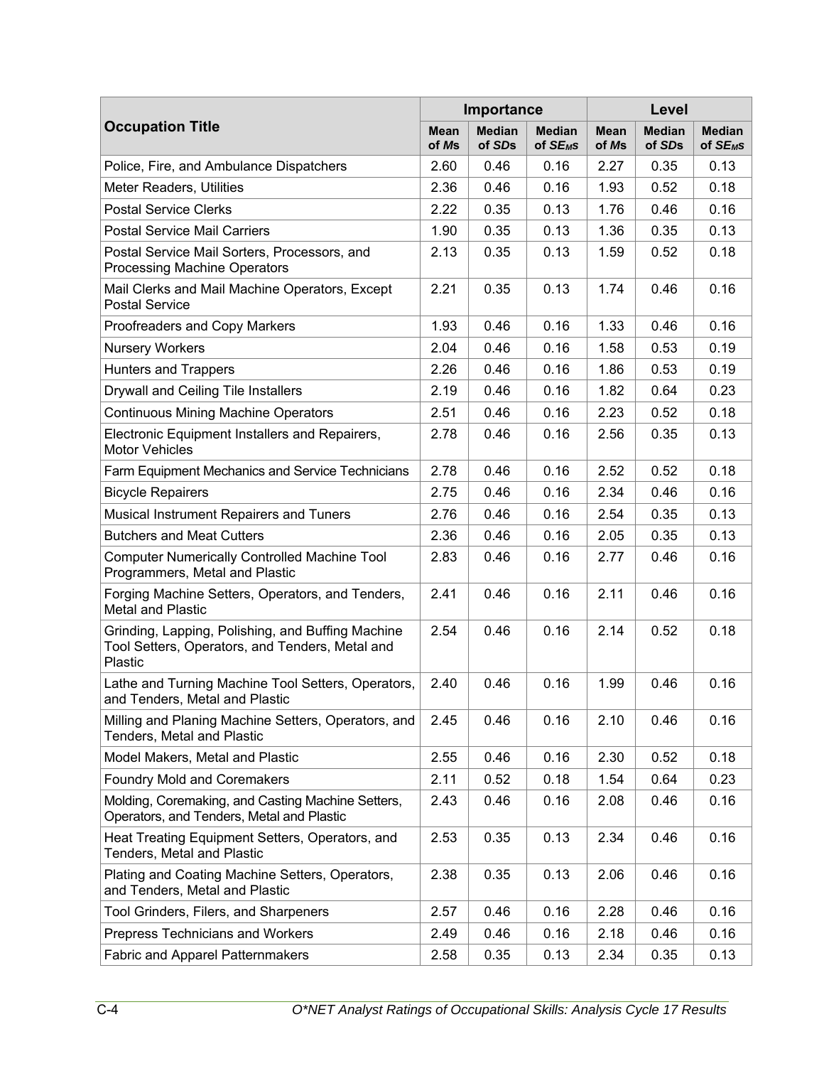| Occupation Title | Importance | | | Level | | |
|---|---|---|---|---|---|---|
| | Mean of *M*s | Median of *SD*s | Median of $SE_{M}$s | Mean of *M*s | Median of *SD*s | Median of $SE_{M}$s |
| Police, Fire, and Ambulance Dispatchers | 2.60 | 0.46 | 0.16 | 2.27 | 0.35 | 0.13 |
| Meter Readers, Utilities | 2.36 | 0.46 | 0.16 | 1.93 | 0.52 | 0.18 |
| Postal Service Clerks | 2.22 | 0.35 | 0.13 | 1.76 | 0.46 | 0.16 |
| Postal Service Mail Carriers | 1.90 | 0.35 | 0.13 | 1.36 | 0.35 | 0.13 |
| Postal Service Mail Sorters, Processors, and Processing Machine Operators | 2.13 | 0.35 | 0.13 | 1.59 | 0.52 | 0.18 |
| Mail Clerks and Mail Machine Operators, Except Postal Service | 2.21 | 0.35 | 0.13 | 1.74 | 0.46 | 0.16 |
| Proofreaders and Copy Markers | 1.93 | 0.46 | 0.16 | 1.33 | 0.46 | 0.16 |
| Nursery Workers | 2.04 | 0.46 | 0.16 | 1.58 | 0.53 | 0.19 |
| Hunters and Trappers | 2.26 | 0.46 | 0.16 | 1.86 | 0.53 | 0.19 |
| Drywall and Ceiling Tile Installers | 2.19 | 0.46 | 0.16 | 1.82 | 0.64 | 0.23 |
| Continuous Mining Machine Operators | 2.51 | 0.46 | 0.16 | 2.23 | 0.52 | 0.18 |
| Electronic Equipment Installers and Repairers, Motor Vehicles | 2.78 | 0.46 | 0.16 | 2.56 | 0.35 | 0.13 |
| Farm Equipment Mechanics and Service Technicians | 2.78 | 0.46 | 0.16 | 2.52 | 0.52 | 0.18 |
| Bicycle Repairers | 2.75 | 0.46 | 0.16 | 2.34 | 0.46 | 0.16 |
| Musical Instrument Repairers and Tuners | 2.76 | 0.46 | 0.16 | 2.54 | 0.35 | 0.13 |
| Butchers and Meat Cutters | 2.36 | 0.46 | 0.16 | 2.05 | 0.35 | 0.13 |
| Computer Numerically Controlled Machine Tool Programmers, Metal and Plastic | 2.83 | 0.46 | 0.16 | 2.77 | 0.46 | 0.16 |
| Forging Machine Setters, Operators, and Tenders, Metal and Plastic | 2.41 | 0.46 | 0.16 | 2.11 | 0.46 | 0.16 |
| Grinding, Lapping, Polishing, and Buffing Machine Tool Setters, Operators, and Tenders, Metal and Plastic | 2.54 | 0.46 | 0.16 | 2.14 | 0.52 | 0.18 |
| Lathe and Turning Machine Tool Setters, Operators, and Tenders, Metal and Plastic | 2.40 | 0.46 | 0.16 | 1.99 | 0.46 | 0.16 |
| Milling and Planing Machine Setters, Operators, and Tenders, Metal and Plastic | 2.45 | 0.46 | 0.16 | 2.10 | 0.46 | 0.16 |
| Model Makers, Metal and Plastic | 2.55 | 0.46 | 0.16 | 2.30 | 0.52 | 0.18 |
| Foundry Mold and Coremakers | 2.11 | 0.52 | 0.18 | 1.54 | 0.64 | 0.23 |
| Molding, Coremaking, and Casting Machine Setters, Operators, and Tenders, Metal and Plastic | 2.43 | 0.46 | 0.16 | 2.08 | 0.46 | 0.16 |
| Heat Treating Equipment Setters, Operators, and Tenders, Metal and Plastic | 2.53 | 0.35 | 0.13 | 2.34 | 0.46 | 0.16 |
| Plating and Coating Machine Setters, Operators, and Tenders, Metal and Plastic | 2.38 | 0.35 | 0.13 | 2.06 | 0.46 | 0.16 |
| Tool Grinders, Filers, and Sharpeners | 2.57 | 0.46 | 0.16 | 2.28 | 0.46 | 0.16 |
| Prepress Technicians and Workers | 2.49 | 0.46 | 0.16 | 2.18 | 0.46 | 0.16 |
| Fabric and Apparel Patternmakers | 2.58 | 0.35 | 0.13 | 2.34 | 0.35 | 0.13 |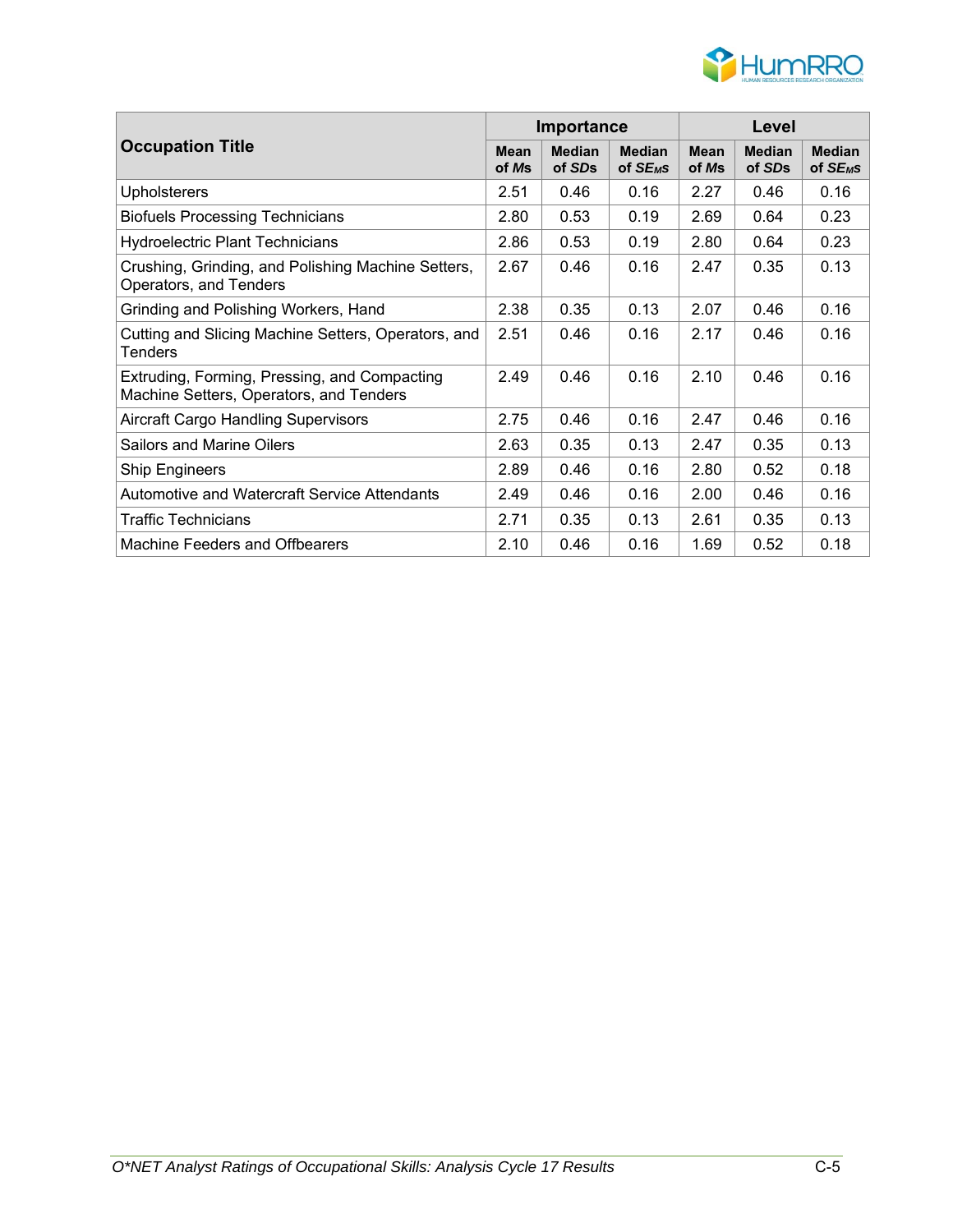| Occupation Title | Importance | | | Level | | |
|---|---|---|---|---|---|---|
| | Mean of *Ms* | Median of *SDs* | Median of $SE_{M}s$ | Mean of *Ms* | Median of *SDs* | Median of $SE_{M}s$ |
| Upholsterers | 2.51 | 0.46 | 0.16 | 2.27 | 0.46 | 0.16 |
| Biofuels Processing Technicians | 2.80 | 0.53 | 0.19 | 2.69 | 0.64 | 0.23 |
| Hydroelectric Plant Technicians | 2.86 | 0.53 | 0.19 | 2.80 | 0.64 | 0.23 |
| Crushing, Grinding, and Polishing Machine Setters, Operators, and Tenders | 2.67 | 0.46 | 0.16 | 2.47 | 0.35 | 0.13 |
| Grinding and Polishing Workers, Hand | 2.38 | 0.35 | 0.13 | 2.07 | 0.46 | 0.16 |
| Cutting and Slicing Machine Setters, Operators, and Tenders | 2.51 | 0.46 | 0.16 | 2.17 | 0.46 | 0.16 |
| Extruding, Forming, Pressing, and Compacting Machine Setters, Operators, and Tenders | 2.49 | 0.46 | 0.16 | 2.10 | 0.46 | 0.16 |
| Aircraft Cargo Handling Supervisors | 2.75 | 0.46 | 0.16 | 2.47 | 0.46 | 0.16 |
| Sailors and Marine Oilers | 2.63 | 0.35 | 0.13 | 2.47 | 0.35 | 0.13 |
| Ship Engineers | 2.89 | 0.46 | 0.16 | 2.80 | 0.52 | 0.18 |
| Automotive and Watercraft Service Attendants | 2.49 | 0.46 | 0.16 | 2.00 | 0.46 | 0.16 |
| Traffic Technicians | 2.71 | 0.35 | 0.13 | 2.61 | 0.35 | 0.13 |
| Machine Feeders and Offbearers | 2.10 | 0.46 | 0.16 | 1.69 | 0.52 | 0.18 |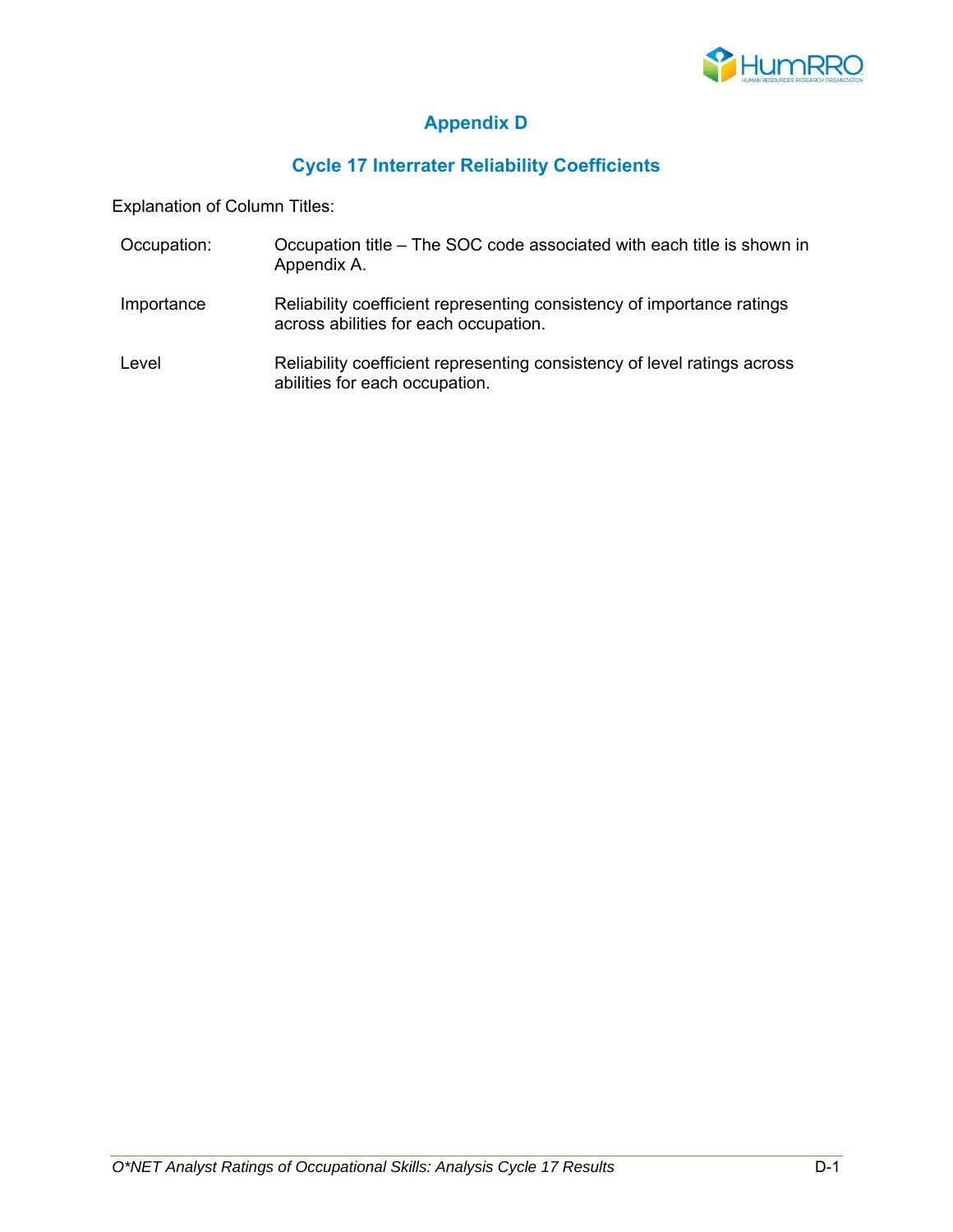# Appendix D

## Cycle 17 Interrater Reliability Coefficients

Explanation of Column Titles:

| | |
|---|---|
| Occupation: | Occupation title – The SOC code associated with each title is shown in Appendix A. |
| Importance | Reliability coefficient representing consistency of importance ratings across abilities for each occupation. |
| Level | Reliability coefficient representing consistency of level ratings across abilities for each occupation. |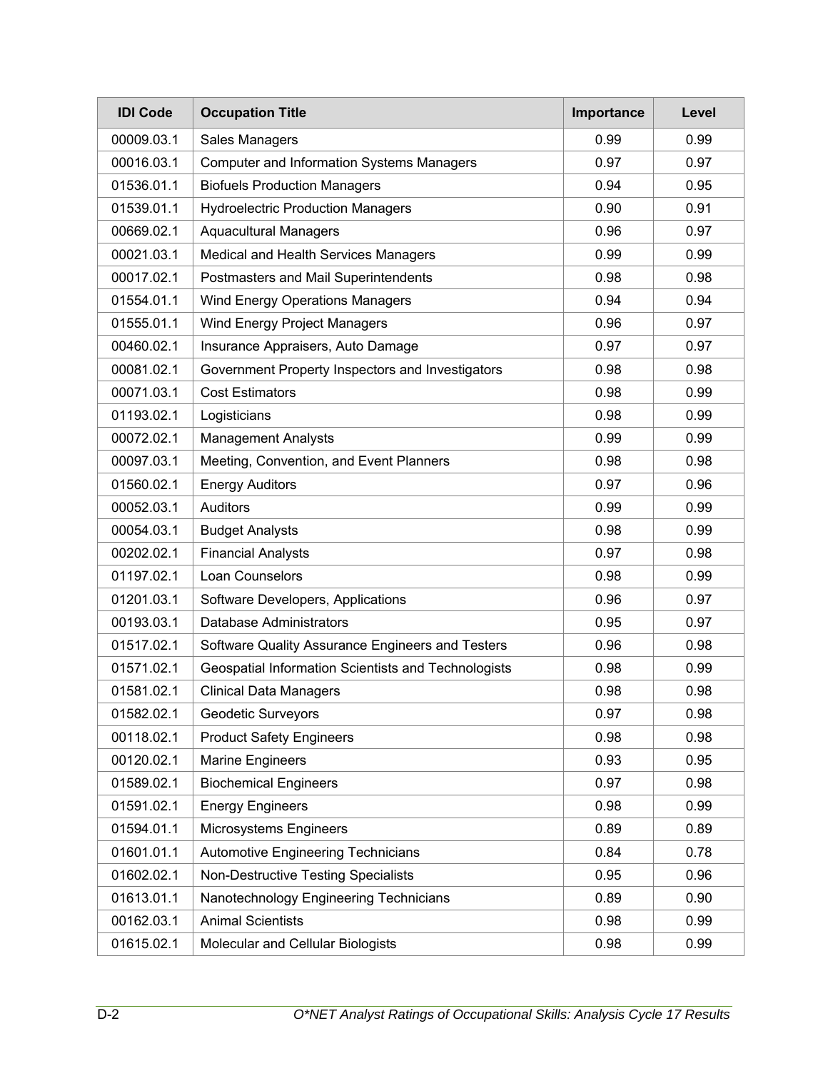| IDI Code | Occupation Title | Importance | Level |
|---|---|---|---|
| 00009.03.1 | Sales Managers | 0.99 | 0.99 |
| 00016.03.1 | Computer and Information Systems Managers | 0.97 | 0.97 |
| 01536.01.1 | Biofuels Production Managers | 0.94 | 0.95 |
| 01539.01.1 | Hydroelectric Production Managers | 0.90 | 0.91 |
| 00669.02.1 | Aquacultural Managers | 0.96 | 0.97 |
| 00021.03.1 | Medical and Health Services Managers | 0.99 | 0.99 |
| 00017.02.1 | Postmasters and Mail Superintendents | 0.98 | 0.98 |
| 01554.01.1 | Wind Energy Operations Managers | 0.94 | 0.94 |
| 01555.01.1 | Wind Energy Project Managers | 0.96 | 0.97 |
| 00460.02.1 | Insurance Appraisers, Auto Damage | 0.97 | 0.97 |
| 00081.02.1 | Government Property Inspectors and Investigators | 0.98 | 0.98 |
| 00071.03.1 | Cost Estimators | 0.98 | 0.99 |
| 01193.02.1 | Logisticians | 0.98 | 0.99 |
| 00072.02.1 | Management Analysts | 0.99 | 0.99 |
| 00097.03.1 | Meeting, Convention, and Event Planners | 0.98 | 0.98 |
| 01560.02.1 | Energy Auditors | 0.97 | 0.96 |
| 00052.03.1 | Auditors | 0.99 | 0.99 |
| 00054.03.1 | Budget Analysts | 0.98 | 0.99 |
| 00202.02.1 | Financial Analysts | 0.97 | 0.98 |
| 01197.02.1 | Loan Counselors | 0.98 | 0.99 |
| 01201.03.1 | Software Developers, Applications | 0.96 | 0.97 |
| 00193.03.1 | Database Administrators | 0.95 | 0.97 |
| 01517.02.1 | Software Quality Assurance Engineers and Testers | 0.96 | 0.98 |
| 01571.02.1 | Geospatial Information Scientists and Technologists | 0.98 | 0.99 |
| 01581.02.1 | Clinical Data Managers | 0.98 | 0.98 |
| 01582.02.1 | Geodetic Surveyors | 0.97 | 0.98 |
| 00118.02.1 | Product Safety Engineers | 0.98 | 0.98 |
| 00120.02.1 | Marine Engineers | 0.93 | 0.95 |
| 01589.02.1 | Biochemical Engineers | 0.97 | 0.98 |
| 01591.02.1 | Energy Engineers | 0.98 | 0.99 |
| 01594.01.1 | Microsystems Engineers | 0.89 | 0.89 |
| 01601.01.1 | Automotive Engineering Technicians | 0.84 | 0.78 |
| 01602.02.1 | Non-Destructive Testing Specialists | 0.95 | 0.96 |
| 01613.01.1 | Nanotechnology Engineering Technicians | 0.89 | 0.90 |
| 00162.03.1 | Animal Scientists | 0.98 | 0.99 |
| 01615.02.1 | Molecular and Cellular Biologists | 0.98 | 0.99 |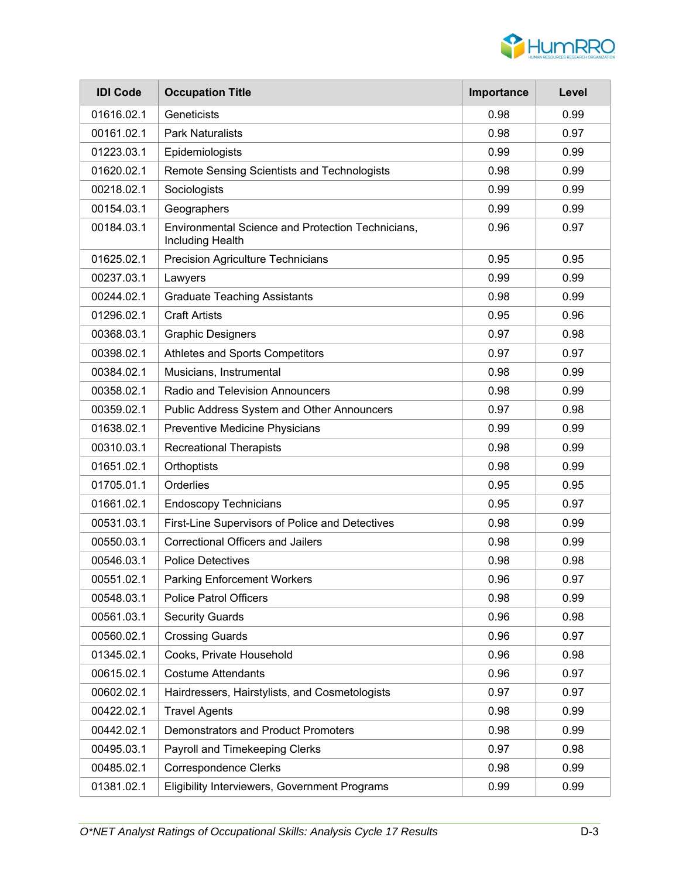| IDI Code | Occupation Title | Importance | Level |
|---|---|---|---|
| 01616.02.1 | Geneticists | 0.98 | 0.99 |
| 00161.02.1 | Park Naturalists | 0.98 | 0.97 |
| 01223.03.1 | Epidemiologists | 0.99 | 0.99 |
| 01620.02.1 | Remote Sensing Scientists and Technologists | 0.98 | 0.99 |
| 00218.02.1 | Sociologists | 0.99 | 0.99 |
| 00154.03.1 | Geographers | 0.99 | 0.99 |
| 00184.03.1 | Environmental Science and Protection Technicians, Including Health | 0.96 | 0.97 |
| 01625.02.1 | Precision Agriculture Technicians | 0.95 | 0.95 |
| 00237.03.1 | Lawyers | 0.99 | 0.99 |
| 00244.02.1 | Graduate Teaching Assistants | 0.98 | 0.99 |
| 01296.02.1 | Craft Artists | 0.95 | 0.96 |
| 00368.03.1 | Graphic Designers | 0.97 | 0.98 |
| 00398.02.1 | Athletes and Sports Competitors | 0.97 | 0.97 |
| 00384.02.1 | Musicians, Instrumental | 0.98 | 0.99 |
| 00358.02.1 | Radio and Television Announcers | 0.98 | 0.99 |
| 00359.02.1 | Public Address System and Other Announcers | 0.97 | 0.98 |
| 01638.02.1 | Preventive Medicine Physicians | 0.99 | 0.99 |
| 00310.03.1 | Recreational Therapists | 0.98 | 0.99 |
| 01651.02.1 | Orthoptists | 0.98 | 0.99 |
| 01705.01.1 | Orderlies | 0.95 | 0.95 |
| 01661.02.1 | Endoscopy Technicians | 0.95 | 0.97 |
| 00531.03.1 | First-Line Supervisors of Police and Detectives | 0.98 | 0.99 |
| 00550.03.1 | Correctional Officers and Jailers | 0.98 | 0.99 |
| 00546.03.1 | Police Detectives | 0.98 | 0.98 |
| 00551.02.1 | Parking Enforcement Workers | 0.96 | 0.97 |
| 00548.03.1 | Police Patrol Officers | 0.98 | 0.99 |
| 00561.03.1 | Security Guards | 0.96 | 0.98 |
| 00560.02.1 | Crossing Guards | 0.96 | 0.97 |
| 01345.02.1 | Cooks, Private Household | 0.96 | 0.98 |
| 00615.02.1 | Costume Attendants | 0.96 | 0.97 |
| 00602.02.1 | Hairdressers, Hairstylists, and Cosmetologists | 0.97 | 0.97 |
| 00422.02.1 | Travel Agents | 0.98 | 0.99 |
| 00442.02.1 | Demonstrators and Product Promoters | 0.98 | 0.99 |
| 00495.03.1 | Payroll and Timekeeping Clerks | 0.97 | 0.98 |
| 00485.02.1 | Correspondence Clerks | 0.98 | 0.99 |
| 01381.02.1 | Eligibility Interviewers, Government Programs | 0.99 | 0.99 |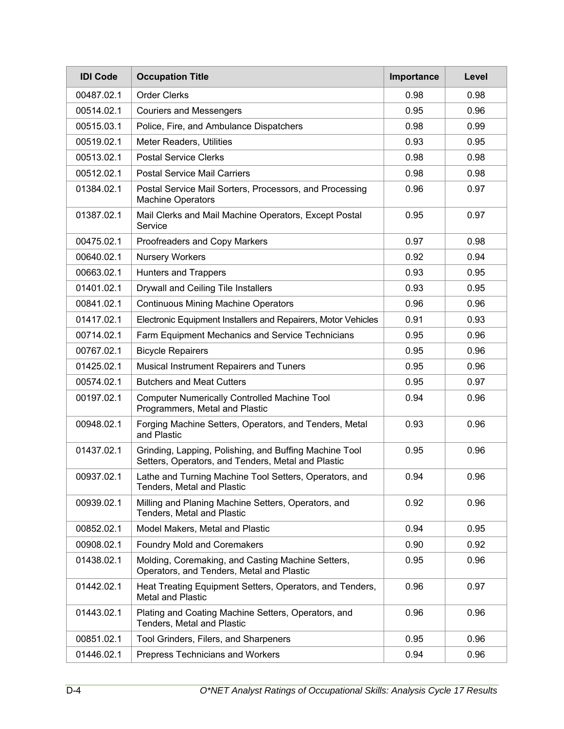| IDI Code | Occupation Title | Importance | Level |
|---|---|---|---|
| 00487.02.1 | Order Clerks | 0.98 | 0.98 |
| 00514.02.1 | Couriers and Messengers | 0.95 | 0.96 |
| 00515.03.1 | Police, Fire, and Ambulance Dispatchers | 0.98 | 0.99 |
| 00519.02.1 | Meter Readers, Utilities | 0.93 | 0.95 |
| 00513.02.1 | Postal Service Clerks | 0.98 | 0.98 |
| 00512.02.1 | Postal Service Mail Carriers | 0.98 | 0.98 |
| 01384.02.1 | Postal Service Mail Sorters, Processors, and Processing Machine Operators | 0.96 | 0.97 |
| 01387.02.1 | Mail Clerks and Mail Machine Operators, Except Postal Service | 0.95 | 0.97 |
| 00475.02.1 | Proofreaders and Copy Markers | 0.97 | 0.98 |
| 00640.02.1 | Nursery Workers | 0.92 | 0.94 |
| 00663.02.1 | Hunters and Trappers | 0.93 | 0.95 |
| 01401.02.1 | Drywall and Ceiling Tile Installers | 0.93 | 0.95 |
| 00841.02.1 | Continuous Mining Machine Operators | 0.96 | 0.96 |
| 01417.02.1 | Electronic Equipment Installers and Repairers, Motor Vehicles | 0.91 | 0.93 |
| 00714.02.1 | Farm Equipment Mechanics and Service Technicians | 0.95 | 0.96 |
| 00767.02.1 | Bicycle Repairers | 0.95 | 0.96 |
| 01425.02.1 | Musical Instrument Repairers and Tuners | 0.95 | 0.96 |
| 00574.02.1 | Butchers and Meat Cutters | 0.95 | 0.97 |
| 00197.02.1 | Computer Numerically Controlled Machine Tool Programmers, Metal and Plastic | 0.94 | 0.96 |
| 00948.02.1 | Forging Machine Setters, Operators, and Tenders, Metal and Plastic | 0.93 | 0.96 |
| 01437.02.1 | Grinding, Lapping, Polishing, and Buffing Machine Tool Setters, Operators, and Tenders, Metal and Plastic | 0.95 | 0.96 |
| 00937.02.1 | Lathe and Turning Machine Tool Setters, Operators, and Tenders, Metal and Plastic | 0.94 | 0.96 |
| 00939.02.1 | Milling and Planing Machine Setters, Operators, and Tenders, Metal and Plastic | 0.92 | 0.96 |
| 00852.02.1 | Model Makers, Metal and Plastic | 0.94 | 0.95 |
| 00908.02.1 | Foundry Mold and Coremakers | 0.90 | 0.92 |
| 01438.02.1 | Molding, Coremaking, and Casting Machine Setters, Operators, and Tenders, Metal and Plastic | 0.95 | 0.96 |
| 01442.02.1 | Heat Treating Equipment Setters, Operators, and Tenders, Metal and Plastic | 0.96 | 0.97 |
| 01443.02.1 | Plating and Coating Machine Setters, Operators, and Tenders, Metal and Plastic | 0.96 | 0.96 |
| 00851.02.1 | Tool Grinders, Filers, and Sharpeners | 0.95 | 0.96 |
| 01446.02.1 | Prepress Technicians and Workers | 0.94 | 0.96 |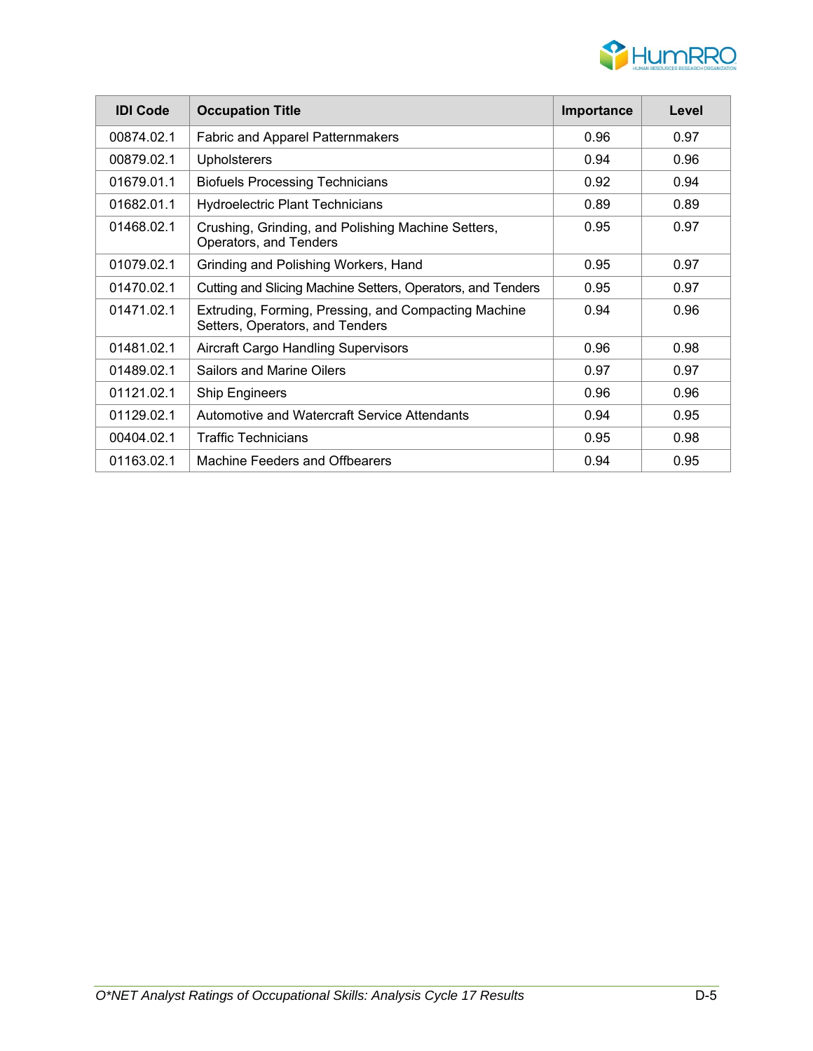| IDI Code | Occupation Title | Importance | Level |
|---|---|---|---|
| 00874.02.1 | Fabric and Apparel Patternmakers | 0.96 | 0.97 |
| 00879.02.1 | Upholsterers | 0.94 | 0.96 |
| 01679.01.1 | Biofuels Processing Technicians | 0.92 | 0.94 |
| 01682.01.1 | Hydroelectric Plant Technicians | 0.89 | 0.89 |
| 01468.02.1 | Crushing, Grinding, and Polishing Machine Setters, Operators, and Tenders | 0.95 | 0.97 |
| 01079.02.1 | Grinding and Polishing Workers, Hand | 0.95 | 0.97 |
| 01470.02.1 | Cutting and Slicing Machine Setters, Operators, and Tenders | 0.95 | 0.97 |
| 01471.02.1 | Extruding, Forming, Pressing, and Compacting Machine Setters, Operators, and Tenders | 0.94 | 0.96 |
| 01481.02.1 | Aircraft Cargo Handling Supervisors | 0.96 | 0.98 |
| 01489.02.1 | Sailors and Marine Oilers | 0.97 | 0.97 |
| 01121.02.1 | Ship Engineers | 0.96 | 0.96 |
| 01129.02.1 | Automotive and Watercraft Service Attendants | 0.94 | 0.95 |
| 00404.02.1 | Traffic Technicians | 0.95 | 0.98 |
| 01163.02.1 | Machine Feeders and Offbearers | 0.94 | 0.95 |